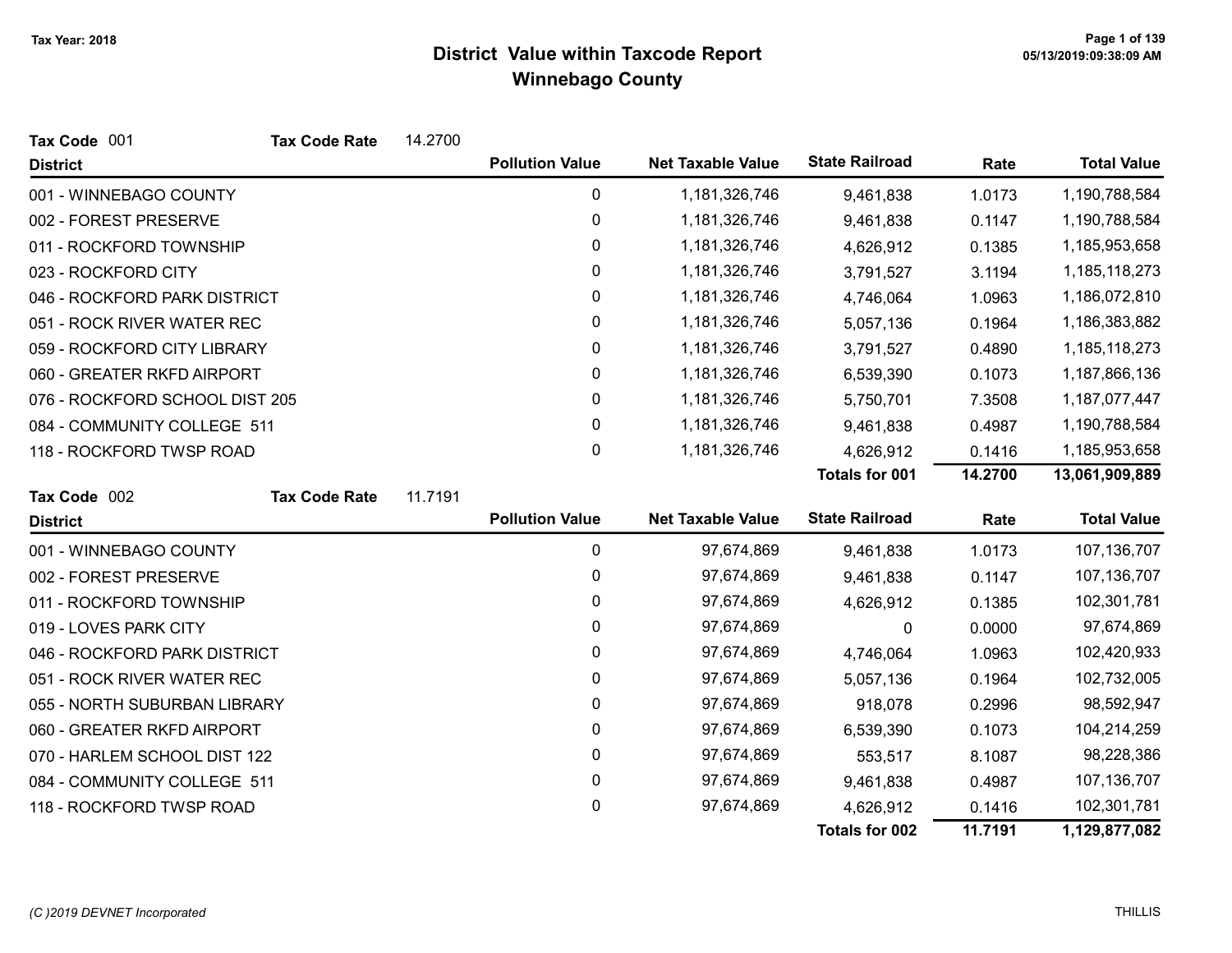# District Value within Taxcode Report

## Winnebago County

Tax Year: 2018

**Tax Code** 001 **Tax Code Rate** 14.2700

| District | Pollution Value | Net Taxable Value | State Railroad | Rate | Total Value |
|---|---|---|---|---|---|
| 001 - WINNEBAGO COUNTY | 0 | 1,181,326,746 | 9,461,838 | 1.0173 | 1,190,788,584 |
| 002 - FOREST PRESERVE | 0 | 1,181,326,746 | 9,461,838 | 0.1147 | 1,190,788,584 |
| 011 - ROCKFORD TOWNSHIP | 0 | 1,181,326,746 | 4,626,912 | 0.1385 | 1,185,953,658 |
| 023 - ROCKFORD CITY | 0 | 1,181,326,746 | 3,791,527 | 3.1194 | 1,185,118,273 |
| 046 - ROCKFORD PARK DISTRICT | 0 | 1,181,326,746 | 4,746,064 | 1.0963 | 1,186,072,810 |
| 051 - ROCK RIVER WATER REC | 0 | 1,181,326,746 | 5,057,136 | 0.1964 | 1,186,383,882 |
| 059 - ROCKFORD CITY LIBRARY | 0 | 1,181,326,746 | 3,791,527 | 0.4890 | 1,185,118,273 |
| 060 - GREATER RKFD AIRPORT | 0 | 1,181,326,746 | 6,539,390 | 0.1073 | 1,187,866,136 |
| 076 - ROCKFORD SCHOOL DIST 205 | 0 | 1,181,326,746 | 5,750,701 | 7.3508 | 1,187,077,447 |
| 084 - COMMUNITY COLLEGE 511 | 0 | 1,181,326,746 | 9,461,838 | 0.4987 | 1,190,788,584 |
| 118 - ROCKFORD TWSP ROAD | 0 | 1,181,326,746 | 4,626,912 | 0.1416 | 1,185,953,658 |
| | | | **Totals for 001** | **14.2700** | **13,061,909,889** |

**Tax Code** 002 **Tax Code Rate** 11.7191

| District | Pollution Value | Net Taxable Value | State Railroad | Rate | Total Value |
|---|---|---|---|---|---|
| 001 - WINNEBAGO COUNTY | 0 | 97,674,869 | 9,461,838 | 1.0173 | 107,136,707 |
| 002 - FOREST PRESERVE | 0 | 97,674,869 | 9,461,838 | 0.1147 | 107,136,707 |
| 011 - ROCKFORD TOWNSHIP | 0 | 97,674,869 | 4,626,912 | 0.1385 | 102,301,781 |
| 019 - LOVES PARK CITY | 0 | 97,674,869 | 0 | 0.0000 | 97,674,869 |
| 046 - ROCKFORD PARK DISTRICT | 0 | 97,674,869 | 4,746,064 | 1.0963 | 102,420,933 |
| 051 - ROCK RIVER WATER REC | 0 | 97,674,869 | 5,057,136 | 0.1964 | 102,732,005 |
| 055 - NORTH SUBURBAN LIBRARY | 0 | 97,674,869 | 918,078 | 0.2996 | 98,592,947 |
| 060 - GREATER RKFD AIRPORT | 0 | 97,674,869 | 6,539,390 | 0.1073 | 104,214,259 |
| 070 - HARLEM SCHOOL DIST 122 | 0 | 97,674,869 | 553,517 | 8.1087 | 98,228,386 |
| 084 - COMMUNITY COLLEGE 511 | 0 | 97,674,869 | 9,461,838 | 0.4987 | 107,136,707 |
| 118 - ROCKFORD TWSP ROAD | 0 | 97,674,869 | 4,626,912 | 0.1416 | 102,301,781 |
| | | | **Totals for 002** | **11.7191** | **1,129,877,082** |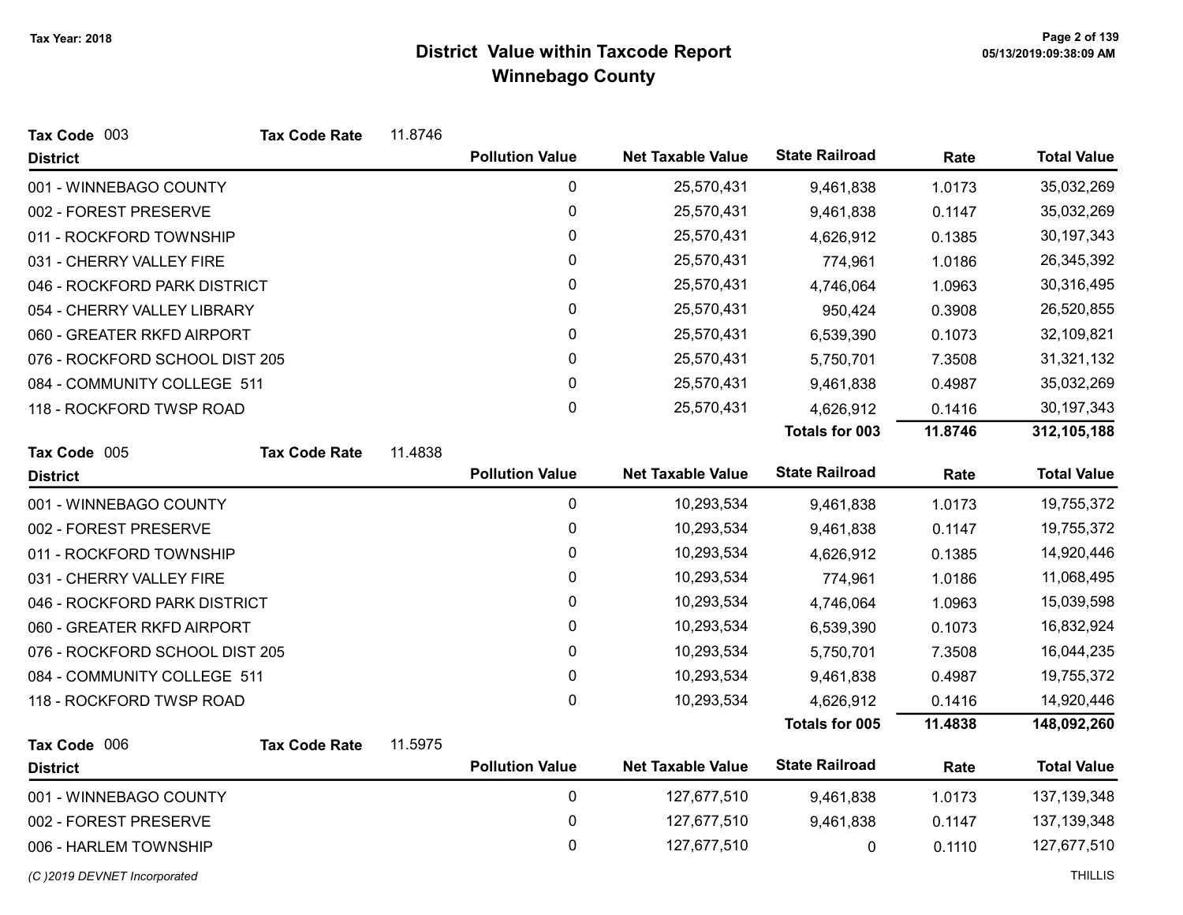# District Value within Taxcode Report
## Winnebago County

Tax Year: 2018

**Tax Code** 003 **Tax Code Rate** 11.8746

| District | Pollution Value | Net Taxable Value | State Railroad | Rate | Total Value |
|---|---|---|---|---|---|
| 001 - WINNEBAGO COUNTY | 0 | 25,570,431 | 9,461,838 | 1.0173 | 35,032,269 |
| 002 - FOREST PRESERVE | 0 | 25,570,431 | 9,461,838 | 0.1147 | 35,032,269 |
| 011 - ROCKFORD TOWNSHIP | 0 | 25,570,431 | 4,626,912 | 0.1385 | 30,197,343 |
| 031 - CHERRY VALLEY FIRE | 0 | 25,570,431 | 774,961 | 1.0186 | 26,345,392 |
| 046 - ROCKFORD PARK DISTRICT | 0 | 25,570,431 | 4,746,064 | 1.0963 | 30,316,495 |
| 054 - CHERRY VALLEY LIBRARY | 0 | 25,570,431 | 950,424 | 0.3908 | 26,520,855 |
| 060 - GREATER RKFD AIRPORT | 0 | 25,570,431 | 6,539,390 | 0.1073 | 32,109,821 |
| 076 - ROCKFORD SCHOOL DIST 205 | 0 | 25,570,431 | 5,750,701 | 7.3508 | 31,321,132 |
| 084 - COMMUNITY COLLEGE 511 | 0 | 25,570,431 | 9,461,838 | 0.4987 | 35,032,269 |
| 118 - ROCKFORD TWSP ROAD | 0 | 25,570,431 | 4,626,912 | 0.1416 | 30,197,343 |
| | | | **Totals for 003** | **11.8746** | **312,105,188** |

**Tax Code** 005 **Tax Code Rate** 11.4838

| District | Pollution Value | Net Taxable Value | State Railroad | Rate | Total Value |
|---|---|---|---|---|---|
| 001 - WINNEBAGO COUNTY | 0 | 10,293,534 | 9,461,838 | 1.0173 | 19,755,372 |
| 002 - FOREST PRESERVE | 0 | 10,293,534 | 9,461,838 | 0.1147 | 19,755,372 |
| 011 - ROCKFORD TOWNSHIP | 0 | 10,293,534 | 4,626,912 | 0.1385 | 14,920,446 |
| 031 - CHERRY VALLEY FIRE | 0 | 10,293,534 | 774,961 | 1.0186 | 11,068,495 |
| 046 - ROCKFORD PARK DISTRICT | 0 | 10,293,534 | 4,746,064 | 1.0963 | 15,039,598 |
| 060 - GREATER RKFD AIRPORT | 0 | 10,293,534 | 6,539,390 | 0.1073 | 16,832,924 |
| 076 - ROCKFORD SCHOOL DIST 205 | 0 | 10,293,534 | 5,750,701 | 7.3508 | 16,044,235 |
| 084 - COMMUNITY COLLEGE 511 | 0 | 10,293,534 | 9,461,838 | 0.4987 | 19,755,372 |
| 118 - ROCKFORD TWSP ROAD | 0 | 10,293,534 | 4,626,912 | 0.1416 | 14,920,446 |
| | | | **Totals for 005** | **11.4838** | **148,092,260** |

**Tax Code** 006 **Tax Code Rate** 11.5975

| District | Pollution Value | Net Taxable Value | State Railroad | Rate | Total Value |
|---|---|---|---|---|---|
| 001 - WINNEBAGO COUNTY | 0 | 127,677,510 | 9,461,838 | 1.0173 | 137,139,348 |
| 002 - FOREST PRESERVE | 0 | 127,677,510 | 9,461,838 | 0.1147 | 137,139,348 |
| 006 - HARLEM TOWNSHIP | 0 | 127,677,510 | 0 | 0.1110 | 127,677,510 |

(C )2019 DEVNET Incorporated THILLIS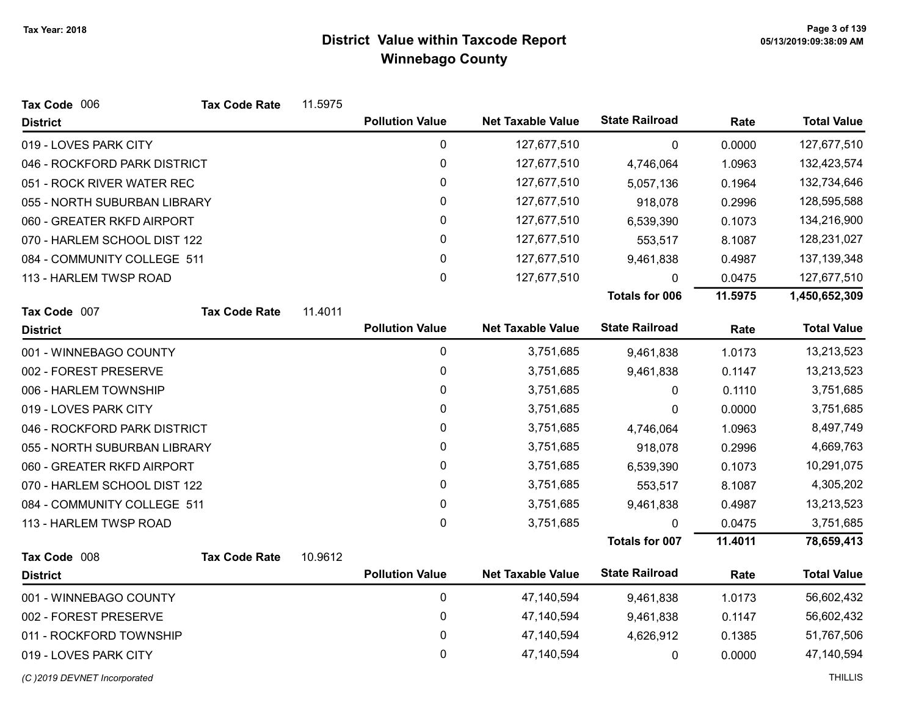# District Value within Taxcode Report
## Winnebago County

Tax Year: 2018

**Tax Code** 006 **Tax Code Rate** 11.5975

| District | Pollution Value | Net Taxable Value | State Railroad | Rate | Total Value |
|---|---|---|---|---|---|
| 019 - LOVES PARK CITY | 0 | 127,677,510 | 0 | 0.0000 | 127,677,510 |
| 046 - ROCKFORD PARK DISTRICT | 0 | 127,677,510 | 4,746,064 | 1.0963 | 132,423,574 |
| 051 - ROCK RIVER WATER REC | 0 | 127,677,510 | 5,057,136 | 0.1964 | 132,734,646 |
| 055 - NORTH SUBURBAN LIBRARY | 0 | 127,677,510 | 918,078 | 0.2996 | 128,595,588 |
| 060 - GREATER RKFD AIRPORT | 0 | 127,677,510 | 6,539,390 | 0.1073 | 134,216,900 |
| 070 - HARLEM SCHOOL DIST 122 | 0 | 127,677,510 | 553,517 | 8.1087 | 128,231,027 |
| 084 - COMMUNITY COLLEGE 511 | 0 | 127,677,510 | 9,461,838 | 0.4987 | 137,139,348 |
| 113 - HARLEM TWSP ROAD | 0 | 127,677,510 | 0 | 0.0475 | 127,677,510 |
| | | | **Totals for 006** | **11.5975** | **1,450,652,309** |

**Tax Code** 007 **Tax Code Rate** 11.4011

| District | Pollution Value | Net Taxable Value | State Railroad | Rate | Total Value |
|---|---|---|---|---|---|
| 001 - WINNEBAGO COUNTY | 0 | 3,751,685 | 9,461,838 | 1.0173 | 13,213,523 |
| 002 - FOREST PRESERVE | 0 | 3,751,685 | 9,461,838 | 0.1147 | 13,213,523 |
| 006 - HARLEM TOWNSHIP | 0 | 3,751,685 | 0 | 0.1110 | 3,751,685 |
| 019 - LOVES PARK CITY | 0 | 3,751,685 | 0 | 0.0000 | 3,751,685 |
| 046 - ROCKFORD PARK DISTRICT | 0 | 3,751,685 | 4,746,064 | 1.0963 | 8,497,749 |
| 055 - NORTH SUBURBAN LIBRARY | 0 | 3,751,685 | 918,078 | 0.2996 | 4,669,763 |
| 060 - GREATER RKFD AIRPORT | 0 | 3,751,685 | 6,539,390 | 0.1073 | 10,291,075 |
| 070 - HARLEM SCHOOL DIST 122 | 0 | 3,751,685 | 553,517 | 8.1087 | 4,305,202 |
| 084 - COMMUNITY COLLEGE 511 | 0 | 3,751,685 | 9,461,838 | 0.4987 | 13,213,523 |
| 113 - HARLEM TWSP ROAD | 0 | 3,751,685 | 0 | 0.0475 | 3,751,685 |
| | | | **Totals for 007** | **11.4011** | **78,659,413** |

**Tax Code** 008 **Tax Code Rate** 10.9612

| District | Pollution Value | Net Taxable Value | State Railroad | Rate | Total Value |
|---|---|---|---|---|---|
| 001 - WINNEBAGO COUNTY | 0 | 47,140,594 | 9,461,838 | 1.0173 | 56,602,432 |
| 002 - FOREST PRESERVE | 0 | 47,140,594 | 9,461,838 | 0.1147 | 56,602,432 |
| 011 - ROCKFORD TOWNSHIP | 0 | 47,140,594 | 4,626,912 | 0.1385 | 51,767,506 |
| 019 - LOVES PARK CITY | 0 | 47,140,594 | 0 | 0.0000 | 47,140,594 |

(C )2019 DEVNET Incorporated THILLIS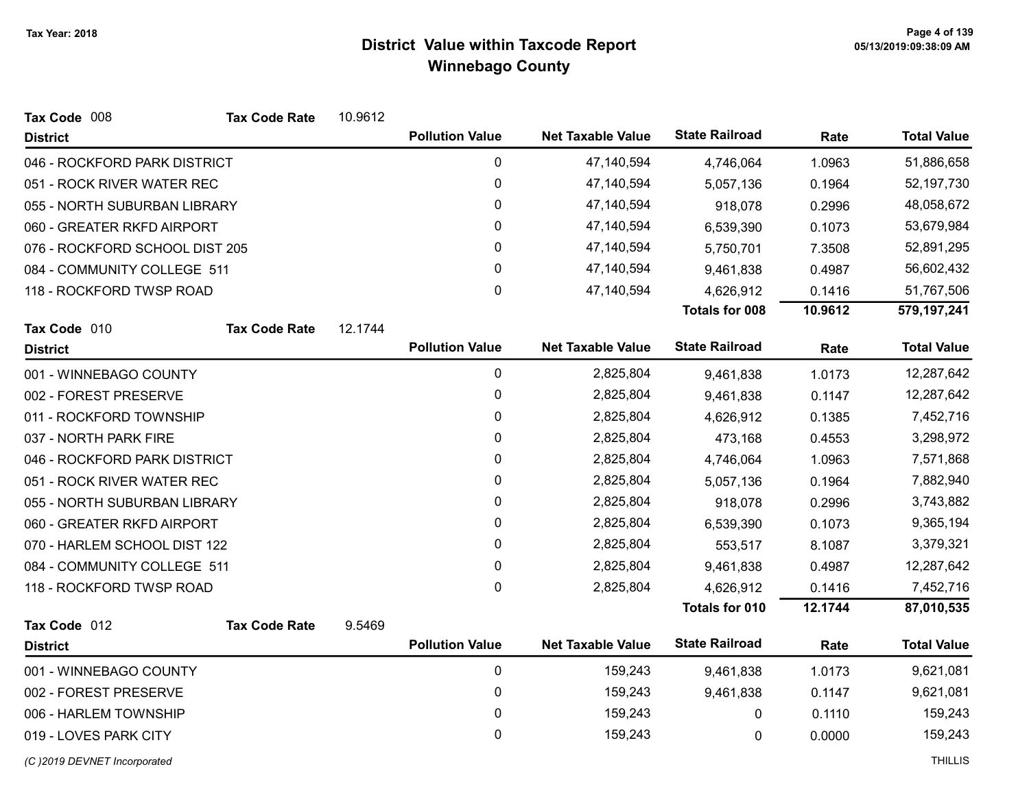# District Value within Taxcode Report
## Winnebago County

Tax Year: 2018

**Tax Code** 008 &nbsp;&nbsp; **Tax Code Rate** 10.9612

| District | Pollution Value | Net Taxable Value | State Railroad | Rate | Total Value |
|---|---|---|---|---|---|
| 046 - ROCKFORD PARK DISTRICT | 0 | 47,140,594 | 4,746,064 | 1.0963 | 51,886,658 |
| 051 - ROCK RIVER WATER REC | 0 | 47,140,594 | 5,057,136 | 0.1964 | 52,197,730 |
| 055 - NORTH SUBURBAN LIBRARY | 0 | 47,140,594 | 918,078 | 0.2996 | 48,058,672 |
| 060 - GREATER RKFD AIRPORT | 0 | 47,140,594 | 6,539,390 | 0.1073 | 53,679,984 |
| 076 - ROCKFORD SCHOOL DIST 205 | 0 | 47,140,594 | 5,750,701 | 7.3508 | 52,891,295 |
| 084 - COMMUNITY COLLEGE 511 | 0 | 47,140,594 | 9,461,838 | 0.4987 | 56,602,432 |
| 118 - ROCKFORD TWSP ROAD | 0 | 47,140,594 | 4,626,912 | 0.1416 | 51,767,506 |
| | | | **Totals for 008** | **10.9612** | **579,197,241** |

**Tax Code** 010 &nbsp;&nbsp; **Tax Code Rate** 12.1744

| District | Pollution Value | Net Taxable Value | State Railroad | Rate | Total Value |
|---|---|---|---|---|---|
| 001 - WINNEBAGO COUNTY | 0 | 2,825,804 | 9,461,838 | 1.0173 | 12,287,642 |
| 002 - FOREST PRESERVE | 0 | 2,825,804 | 9,461,838 | 0.1147 | 12,287,642 |
| 011 - ROCKFORD TOWNSHIP | 0 | 2,825,804 | 4,626,912 | 0.1385 | 7,452,716 |
| 037 - NORTH PARK FIRE | 0 | 2,825,804 | 473,168 | 0.4553 | 3,298,972 |
| 046 - ROCKFORD PARK DISTRICT | 0 | 2,825,804 | 4,746,064 | 1.0963 | 7,571,868 |
| 051 - ROCK RIVER WATER REC | 0 | 2,825,804 | 5,057,136 | 0.1964 | 7,882,940 |
| 055 - NORTH SUBURBAN LIBRARY | 0 | 2,825,804 | 918,078 | 0.2996 | 3,743,882 |
| 060 - GREATER RKFD AIRPORT | 0 | 2,825,804 | 6,539,390 | 0.1073 | 9,365,194 |
| 070 - HARLEM SCHOOL DIST 122 | 0 | 2,825,804 | 553,517 | 8.1087 | 3,379,321 |
| 084 - COMMUNITY COLLEGE 511 | 0 | 2,825,804 | 9,461,838 | 0.4987 | 12,287,642 |
| 118 - ROCKFORD TWSP ROAD | 0 | 2,825,804 | 4,626,912 | 0.1416 | 7,452,716 |
| | | | **Totals for 010** | **12.1744** | **87,010,535** |

**Tax Code** 012 &nbsp;&nbsp; **Tax Code Rate** 9.5469

| District | Pollution Value | Net Taxable Value | State Railroad | Rate | Total Value |
|---|---|---|---|---|---|
| 001 - WINNEBAGO COUNTY | 0 | 159,243 | 9,461,838 | 1.0173 | 9,621,081 |
| 002 - FOREST PRESERVE | 0 | 159,243 | 9,461,838 | 0.1147 | 9,621,081 |
| 006 - HARLEM TOWNSHIP | 0 | 159,243 | 0 | 0.1110 | 159,243 |
| 019 - LOVES PARK CITY | 0 | 159,243 | 0 | 0.0000 | 159,243 |

(C )2019 DEVNET Incorporated &nbsp;&nbsp; THILLIS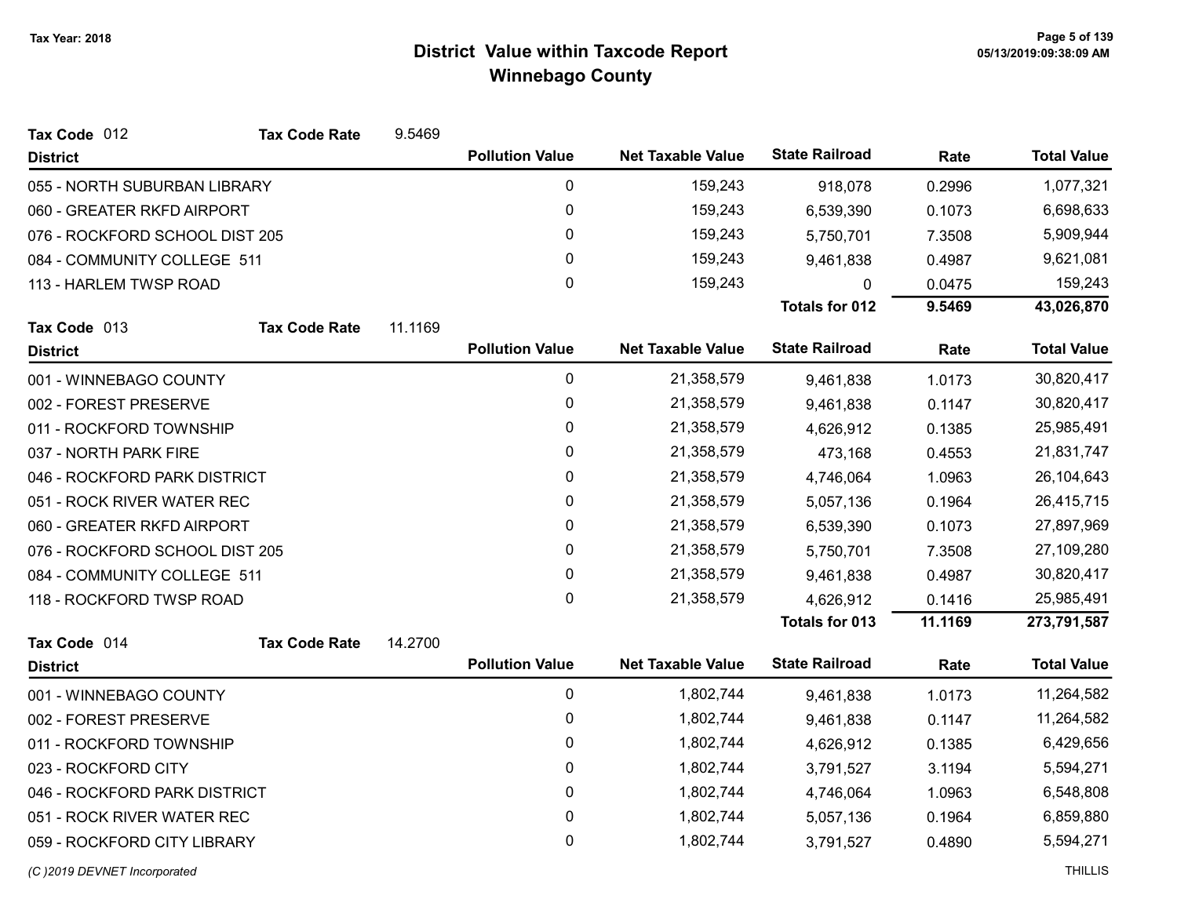# District Value within Taxcode Report
## Winnebago County

Tax Year: 2018

**Tax Code** 012 **Tax Code Rate** 9.5469

| District | Pollution Value | Net Taxable Value | State Railroad | Rate | Total Value |
|---|---|---|---|---|---|
| 055 - NORTH SUBURBAN LIBRARY | 0 | 159,243 | 918,078 | 0.2996 | 1,077,321 |
| 060 - GREATER RKFD AIRPORT | 0 | 159,243 | 6,539,390 | 0.1073 | 6,698,633 |
| 076 - ROCKFORD SCHOOL DIST 205 | 0 | 159,243 | 5,750,701 | 7.3508 | 5,909,944 |
| 084 - COMMUNITY COLLEGE 511 | 0 | 159,243 | 9,461,838 | 0.4987 | 9,621,081 |
| 113 - HARLEM TWSP ROAD | 0 | 159,243 | 0 | 0.0475 | 159,243 |
| | | | **Totals for 012** | **9.5469** | **43,026,870** |

**Tax Code** 013 **Tax Code Rate** 11.1169

| District | Pollution Value | Net Taxable Value | State Railroad | Rate | Total Value |
|---|---|---|---|---|---|
| 001 - WINNEBAGO COUNTY | 0 | 21,358,579 | 9,461,838 | 1.0173 | 30,820,417 |
| 002 - FOREST PRESERVE | 0 | 21,358,579 | 9,461,838 | 0.1147 | 30,820,417 |
| 011 - ROCKFORD TOWNSHIP | 0 | 21,358,579 | 4,626,912 | 0.1385 | 25,985,491 |
| 037 - NORTH PARK FIRE | 0 | 21,358,579 | 473,168 | 0.4553 | 21,831,747 |
| 046 - ROCKFORD PARK DISTRICT | 0 | 21,358,579 | 4,746,064 | 1.0963 | 26,104,643 |
| 051 - ROCK RIVER WATER REC | 0 | 21,358,579 | 5,057,136 | 0.1964 | 26,415,715 |
| 060 - GREATER RKFD AIRPORT | 0 | 21,358,579 | 6,539,390 | 0.1073 | 27,897,969 |
| 076 - ROCKFORD SCHOOL DIST 205 | 0 | 21,358,579 | 5,750,701 | 7.3508 | 27,109,280 |
| 084 - COMMUNITY COLLEGE 511 | 0 | 21,358,579 | 9,461,838 | 0.4987 | 30,820,417 |
| 118 - ROCKFORD TWSP ROAD | 0 | 21,358,579 | 4,626,912 | 0.1416 | 25,985,491 |
| | | | **Totals for 013** | **11.1169** | **273,791,587** |

**Tax Code** 014 **Tax Code Rate** 14.2700

| District | Pollution Value | Net Taxable Value | State Railroad | Rate | Total Value |
|---|---|---|---|---|---|
| 001 - WINNEBAGO COUNTY | 0 | 1,802,744 | 9,461,838 | 1.0173 | 11,264,582 |
| 002 - FOREST PRESERVE | 0 | 1,802,744 | 9,461,838 | 0.1147 | 11,264,582 |
| 011 - ROCKFORD TOWNSHIP | 0 | 1,802,744 | 4,626,912 | 0.1385 | 6,429,656 |
| 023 - ROCKFORD CITY | 0 | 1,802,744 | 3,791,527 | 3.1194 | 5,594,271 |
| 046 - ROCKFORD PARK DISTRICT | 0 | 1,802,744 | 4,746,064 | 1.0963 | 6,548,808 |
| 051 - ROCK RIVER WATER REC | 0 | 1,802,744 | 5,057,136 | 0.1964 | 6,859,880 |
| 059 - ROCKFORD CITY LIBRARY | 0 | 1,802,744 | 3,791,527 | 0.4890 | 5,594,271 |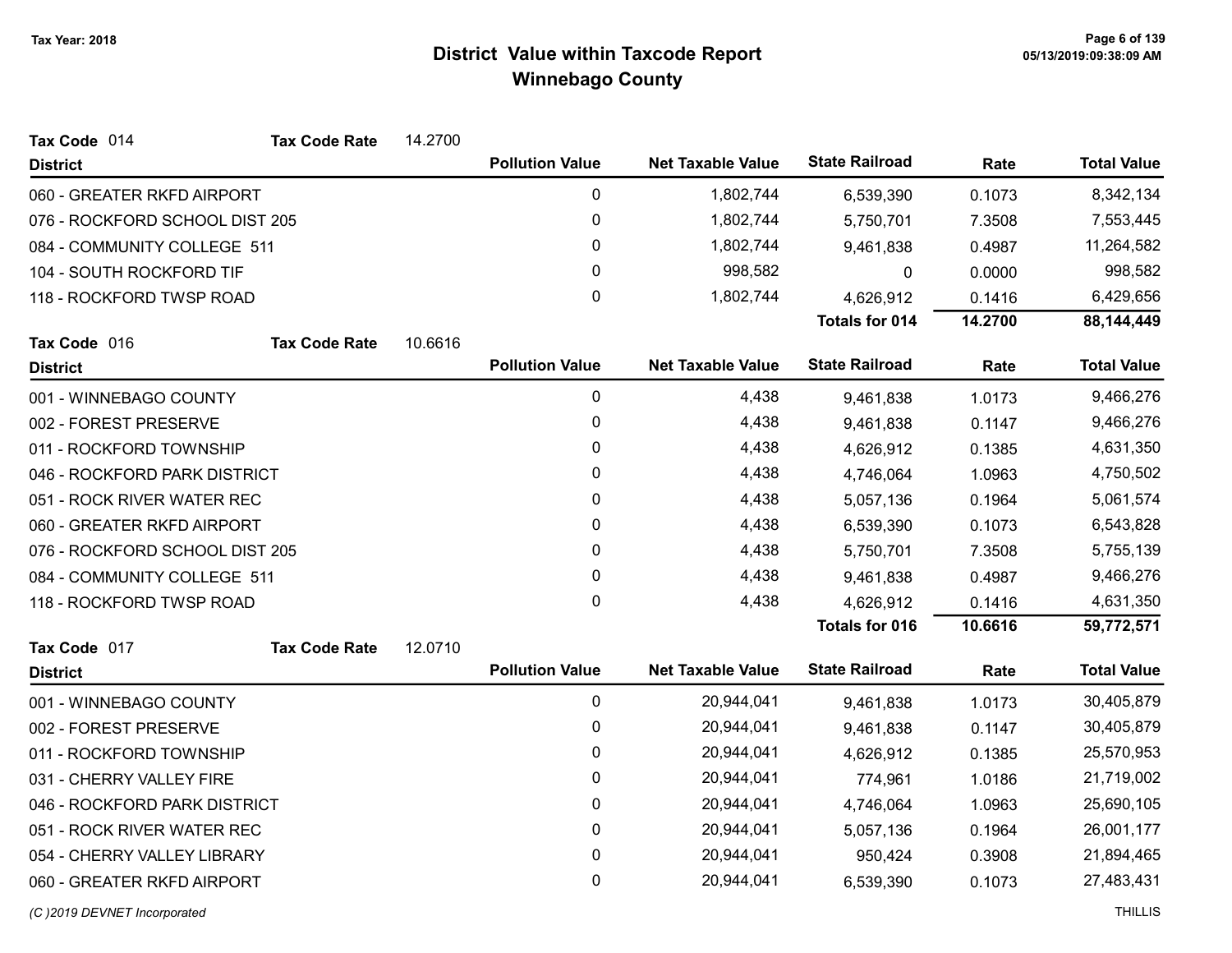# District Value within Taxcode Report
## Winnebago County

Tax Year: 2018

**Tax Code** 014 **Tax Code Rate** 14.2700

| District | Pollution Value | Net Taxable Value | State Railroad | Rate | Total Value |
|---|---|---|---|---|---|
| 060 - GREATER RKFD AIRPORT | 0 | 1,802,744 | 6,539,390 | 0.1073 | 8,342,134 |
| 076 - ROCKFORD SCHOOL DIST 205 | 0 | 1,802,744 | 5,750,701 | 7.3508 | 7,553,445 |
| 084 - COMMUNITY COLLEGE 511 | 0 | 1,802,744 | 9,461,838 | 0.4987 | 11,264,582 |
| 104 - SOUTH ROCKFORD TIF | 0 | 998,582 | 0 | 0.0000 | 998,582 |
| 118 - ROCKFORD TWSP ROAD | 0 | 1,802,744 | 4,626,912 | 0.1416 | 6,429,656 |
| | | | **Totals for 014** | **14.2700** | **88,144,449** |

**Tax Code** 016 **Tax Code Rate** 10.6616

| District | Pollution Value | Net Taxable Value | State Railroad | Rate | Total Value |
|---|---|---|---|---|---|
| 001 - WINNEBAGO COUNTY | 0 | 4,438 | 9,461,838 | 1.0173 | 9,466,276 |
| 002 - FOREST PRESERVE | 0 | 4,438 | 9,461,838 | 0.1147 | 9,466,276 |
| 011 - ROCKFORD TOWNSHIP | 0 | 4,438 | 4,626,912 | 0.1385 | 4,631,350 |
| 046 - ROCKFORD PARK DISTRICT | 0 | 4,438 | 4,746,064 | 1.0963 | 4,750,502 |
| 051 - ROCK RIVER WATER REC | 0 | 4,438 | 5,057,136 | 0.1964 | 5,061,574 |
| 060 - GREATER RKFD AIRPORT | 0 | 4,438 | 6,539,390 | 0.1073 | 6,543,828 |
| 076 - ROCKFORD SCHOOL DIST 205 | 0 | 4,438 | 5,750,701 | 7.3508 | 5,755,139 |
| 084 - COMMUNITY COLLEGE 511 | 0 | 4,438 | 9,461,838 | 0.4987 | 9,466,276 |
| 118 - ROCKFORD TWSP ROAD | 0 | 4,438 | 4,626,912 | 0.1416 | 4,631,350 |
| | | | **Totals for 016** | **10.6616** | **59,772,571** |

**Tax Code** 017 **Tax Code Rate** 12.0710

| District | Pollution Value | Net Taxable Value | State Railroad | Rate | Total Value |
|---|---|---|---|---|---|
| 001 - WINNEBAGO COUNTY | 0 | 20,944,041 | 9,461,838 | 1.0173 | 30,405,879 |
| 002 - FOREST PRESERVE | 0 | 20,944,041 | 9,461,838 | 0.1147 | 30,405,879 |
| 011 - ROCKFORD TOWNSHIP | 0 | 20,944,041 | 4,626,912 | 0.1385 | 25,570,953 |
| 031 - CHERRY VALLEY FIRE | 0 | 20,944,041 | 774,961 | 1.0186 | 21,719,002 |
| 046 - ROCKFORD PARK DISTRICT | 0 | 20,944,041 | 4,746,064 | 1.0963 | 25,690,105 |
| 051 - ROCK RIVER WATER REC | 0 | 20,944,041 | 5,057,136 | 0.1964 | 26,001,177 |
| 054 - CHERRY VALLEY LIBRARY | 0 | 20,944,041 | 950,424 | 0.3908 | 21,894,465 |
| 060 - GREATER RKFD AIRPORT | 0 | 20,944,041 | 6,539,390 | 0.1073 | 27,483,431 |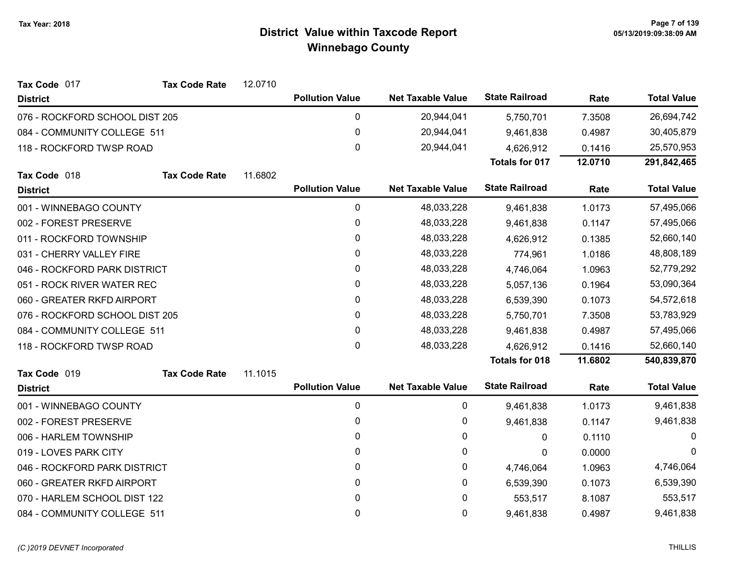# District Value within Taxcode Report
## Winnebago County

Tax Year: 2018

**Tax Code** 017 **Tax Code Rate** 12.0710

| District | Pollution Value | Net Taxable Value | State Railroad | Rate | Total Value |
|---|---|---|---|---|---|
| 076 - ROCKFORD SCHOOL DIST 205 | 0 | 20,944,041 | 5,750,701 | 7.3508 | 26,694,742 |
| 084 - COMMUNITY COLLEGE 511 | 0 | 20,944,041 | 9,461,838 | 0.4987 | 30,405,879 |
| 118 - ROCKFORD TWSP ROAD | 0 | 20,944,041 | 4,626,912 | 0.1416 | 25,570,953 |
| | | | **Totals for 017** | **12.0710** | **291,842,465** |

**Tax Code** 018 **Tax Code Rate** 11.6802

| District | Pollution Value | Net Taxable Value | State Railroad | Rate | Total Value |
|---|---|---|---|---|---|
| 001 - WINNEBAGO COUNTY | 0 | 48,033,228 | 9,461,838 | 1.0173 | 57,495,066 |
| 002 - FOREST PRESERVE | 0 | 48,033,228 | 9,461,838 | 0.1147 | 57,495,066 |
| 011 - ROCKFORD TOWNSHIP | 0 | 48,033,228 | 4,626,912 | 0.1385 | 52,660,140 |
| 031 - CHERRY VALLEY FIRE | 0 | 48,033,228 | 774,961 | 1.0186 | 48,808,189 |
| 046 - ROCKFORD PARK DISTRICT | 0 | 48,033,228 | 4,746,064 | 1.0963 | 52,779,292 |
| 051 - ROCK RIVER WATER REC | 0 | 48,033,228 | 5,057,136 | 0.1964 | 53,090,364 |
| 060 - GREATER RKFD AIRPORT | 0 | 48,033,228 | 6,539,390 | 0.1073 | 54,572,618 |
| 076 - ROCKFORD SCHOOL DIST 205 | 0 | 48,033,228 | 5,750,701 | 7.3508 | 53,783,929 |
| 084 - COMMUNITY COLLEGE 511 | 0 | 48,033,228 | 9,461,838 | 0.4987 | 57,495,066 |
| 118 - ROCKFORD TWSP ROAD | 0 | 48,033,228 | 4,626,912 | 0.1416 | 52,660,140 |
| | | | **Totals for 018** | **11.6802** | **540,839,870** |

**Tax Code** 019 **Tax Code Rate** 11.1015

| District | Pollution Value | Net Taxable Value | State Railroad | Rate | Total Value |
|---|---|---|---|---|---|
| 001 - WINNEBAGO COUNTY | 0 | 0 | 9,461,838 | 1.0173 | 9,461,838 |
| 002 - FOREST PRESERVE | 0 | 0 | 9,461,838 | 0.1147 | 9,461,838 |
| 006 - HARLEM TOWNSHIP | 0 | 0 | 0 | 0.1110 | 0 |
| 019 - LOVES PARK CITY | 0 | 0 | 0 | 0.0000 | 0 |
| 046 - ROCKFORD PARK DISTRICT | 0 | 0 | 4,746,064 | 1.0963 | 4,746,064 |
| 060 - GREATER RKFD AIRPORT | 0 | 0 | 6,539,390 | 0.1073 | 6,539,390 |
| 070 - HARLEM SCHOOL DIST 122 | 0 | 0 | 553,517 | 8.1087 | 553,517 |
| 084 - COMMUNITY COLLEGE 511 | 0 | 0 | 9,461,838 | 0.4987 | 9,461,838 |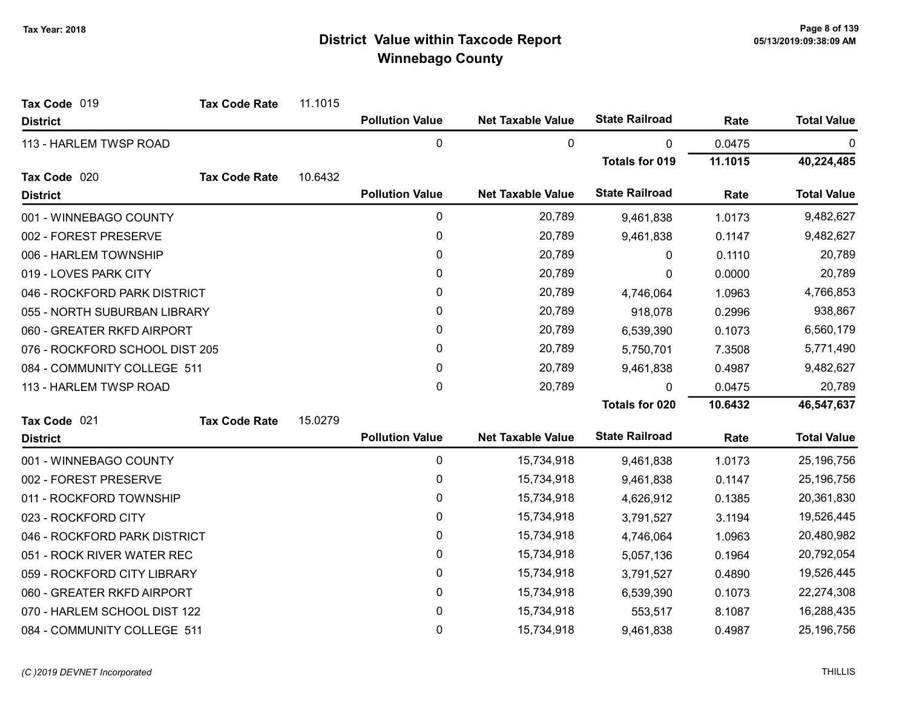# District Value within Taxcode Report
## Winnebago County

Tax Year: 2018

**Tax Code** 019 **Tax Code Rate** 11.1015

| District | Pollution Value | Net Taxable Value | State Railroad | Rate | Total Value |
|---|---|---|---|---|---|
| 113 - HARLEM TWSP ROAD | 0 | 0 | 0 | 0.0475 | 0 |
| | | | **Totals for 019** | **11.1015** | **40,224,485** |

**Tax Code** 020 **Tax Code Rate** 10.6432

| District | Pollution Value | Net Taxable Value | State Railroad | Rate | Total Value |
|---|---|---|---|---|---|
| 001 - WINNEBAGO COUNTY | 0 | 20,789 | 9,461,838 | 1.0173 | 9,482,627 |
| 002 - FOREST PRESERVE | 0 | 20,789 | 9,461,838 | 0.1147 | 9,482,627 |
| 006 - HARLEM TOWNSHIP | 0 | 20,789 | 0 | 0.1110 | 20,789 |
| 019 - LOVES PARK CITY | 0 | 20,789 | 0 | 0.0000 | 20,789 |
| 046 - ROCKFORD PARK DISTRICT | 0 | 20,789 | 4,746,064 | 1.0963 | 4,766,853 |
| 055 - NORTH SUBURBAN LIBRARY | 0 | 20,789 | 918,078 | 0.2996 | 938,867 |
| 060 - GREATER RKFD AIRPORT | 0 | 20,789 | 6,539,390 | 0.1073 | 6,560,179 |
| 076 - ROCKFORD SCHOOL DIST 205 | 0 | 20,789 | 5,750,701 | 7.3508 | 5,771,490 |
| 084 - COMMUNITY COLLEGE 511 | 0 | 20,789 | 9,461,838 | 0.4987 | 9,482,627 |
| 113 - HARLEM TWSP ROAD | 0 | 20,789 | 0 | 0.0475 | 20,789 |
| | | | **Totals for 020** | **10.6432** | **46,547,637** |

**Tax Code** 021 **Tax Code Rate** 15.0279

| District | Pollution Value | Net Taxable Value | State Railroad | Rate | Total Value |
|---|---|---|---|---|---|
| 001 - WINNEBAGO COUNTY | 0 | 15,734,918 | 9,461,838 | 1.0173 | 25,196,756 |
| 002 - FOREST PRESERVE | 0 | 15,734,918 | 9,461,838 | 0.1147 | 25,196,756 |
| 011 - ROCKFORD TOWNSHIP | 0 | 15,734,918 | 4,626,912 | 0.1385 | 20,361,830 |
| 023 - ROCKFORD CITY | 0 | 15,734,918 | 3,791,527 | 3.1194 | 19,526,445 |
| 046 - ROCKFORD PARK DISTRICT | 0 | 15,734,918 | 4,746,064 | 1.0963 | 20,480,982 |
| 051 - ROCK RIVER WATER REC | 0 | 15,734,918 | 5,057,136 | 0.1964 | 20,792,054 |
| 059 - ROCKFORD CITY LIBRARY | 0 | 15,734,918 | 3,791,527 | 0.4890 | 19,526,445 |
| 060 - GREATER RKFD AIRPORT | 0 | 15,734,918 | 6,539,390 | 0.1073 | 22,274,308 |
| 070 - HARLEM SCHOOL DIST 122 | 0 | 15,734,918 | 553,517 | 8.1087 | 16,288,435 |
| 084 - COMMUNITY COLLEGE 511 | 0 | 15,734,918 | 9,461,838 | 0.4987 | 25,196,756 |

*(C )2019 DEVNET Incorporated* THILLIS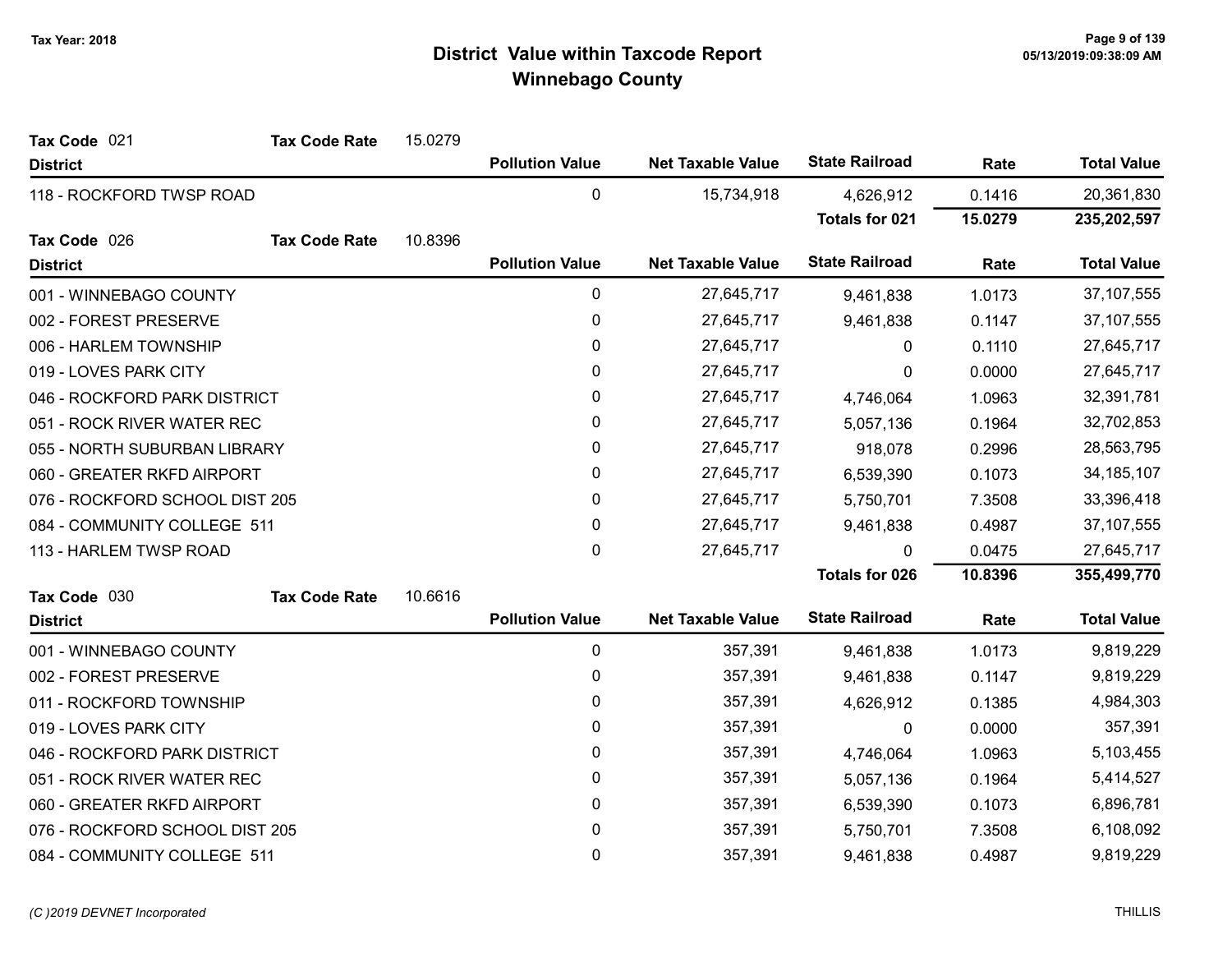# District Value within Taxcode Report
## Winnebago County

Tax Year: 2018

**Tax Code** 021 **Tax Code Rate** 15.0279

| District | Pollution Value | Net Taxable Value | State Railroad | Rate | Total Value |
|---|---|---|---|---|---|
| 118 - ROCKFORD TWSP ROAD | 0 | 15,734,918 | 4,626,912 | 0.1416 | 20,361,830 |
| | | | **Totals for 021** | **15.0279** | **235,202,597** |

**Tax Code** 026 **Tax Code Rate** 10.8396

| District | Pollution Value | Net Taxable Value | State Railroad | Rate | Total Value |
|---|---|---|---|---|---|
| 001 - WINNEBAGO COUNTY | 0 | 27,645,717 | 9,461,838 | 1.0173 | 37,107,555 |
| 002 - FOREST PRESERVE | 0 | 27,645,717 | 9,461,838 | 0.1147 | 37,107,555 |
| 006 - HARLEM TOWNSHIP | 0 | 27,645,717 | 0 | 0.1110 | 27,645,717 |
| 019 - LOVES PARK CITY | 0 | 27,645,717 | 0 | 0.0000 | 27,645,717 |
| 046 - ROCKFORD PARK DISTRICT | 0 | 27,645,717 | 4,746,064 | 1.0963 | 32,391,781 |
| 051 - ROCK RIVER WATER REC | 0 | 27,645,717 | 5,057,136 | 0.1964 | 32,702,853 |
| 055 - NORTH SUBURBAN LIBRARY | 0 | 27,645,717 | 918,078 | 0.2996 | 28,563,795 |
| 060 - GREATER RKFD AIRPORT | 0 | 27,645,717 | 6,539,390 | 0.1073 | 34,185,107 |
| 076 - ROCKFORD SCHOOL DIST 205 | 0 | 27,645,717 | 5,750,701 | 7.3508 | 33,396,418 |
| 084 - COMMUNITY COLLEGE 511 | 0 | 27,645,717 | 9,461,838 | 0.4987 | 37,107,555 |
| 113 - HARLEM TWSP ROAD | 0 | 27,645,717 | 0 | 0.0475 | 27,645,717 |
| | | | **Totals for 026** | **10.8396** | **355,499,770** |

**Tax Code** 030 **Tax Code Rate** 10.6616

| District | Pollution Value | Net Taxable Value | State Railroad | Rate | Total Value |
|---|---|---|---|---|---|
| 001 - WINNEBAGO COUNTY | 0 | 357,391 | 9,461,838 | 1.0173 | 9,819,229 |
| 002 - FOREST PRESERVE | 0 | 357,391 | 9,461,838 | 0.1147 | 9,819,229 |
| 011 - ROCKFORD TOWNSHIP | 0 | 357,391 | 4,626,912 | 0.1385 | 4,984,303 |
| 019 - LOVES PARK CITY | 0 | 357,391 | 0 | 0.0000 | 357,391 |
| 046 - ROCKFORD PARK DISTRICT | 0 | 357,391 | 4,746,064 | 1.0963 | 5,103,455 |
| 051 - ROCK RIVER WATER REC | 0 | 357,391 | 5,057,136 | 0.1964 | 5,414,527 |
| 060 - GREATER RKFD AIRPORT | 0 | 357,391 | 6,539,390 | 0.1073 | 6,896,781 |
| 076 - ROCKFORD SCHOOL DIST 205 | 0 | 357,391 | 5,750,701 | 7.3508 | 6,108,092 |
| 084 - COMMUNITY COLLEGE 511 | 0 | 357,391 | 9,461,838 | 0.4987 | 9,819,229 |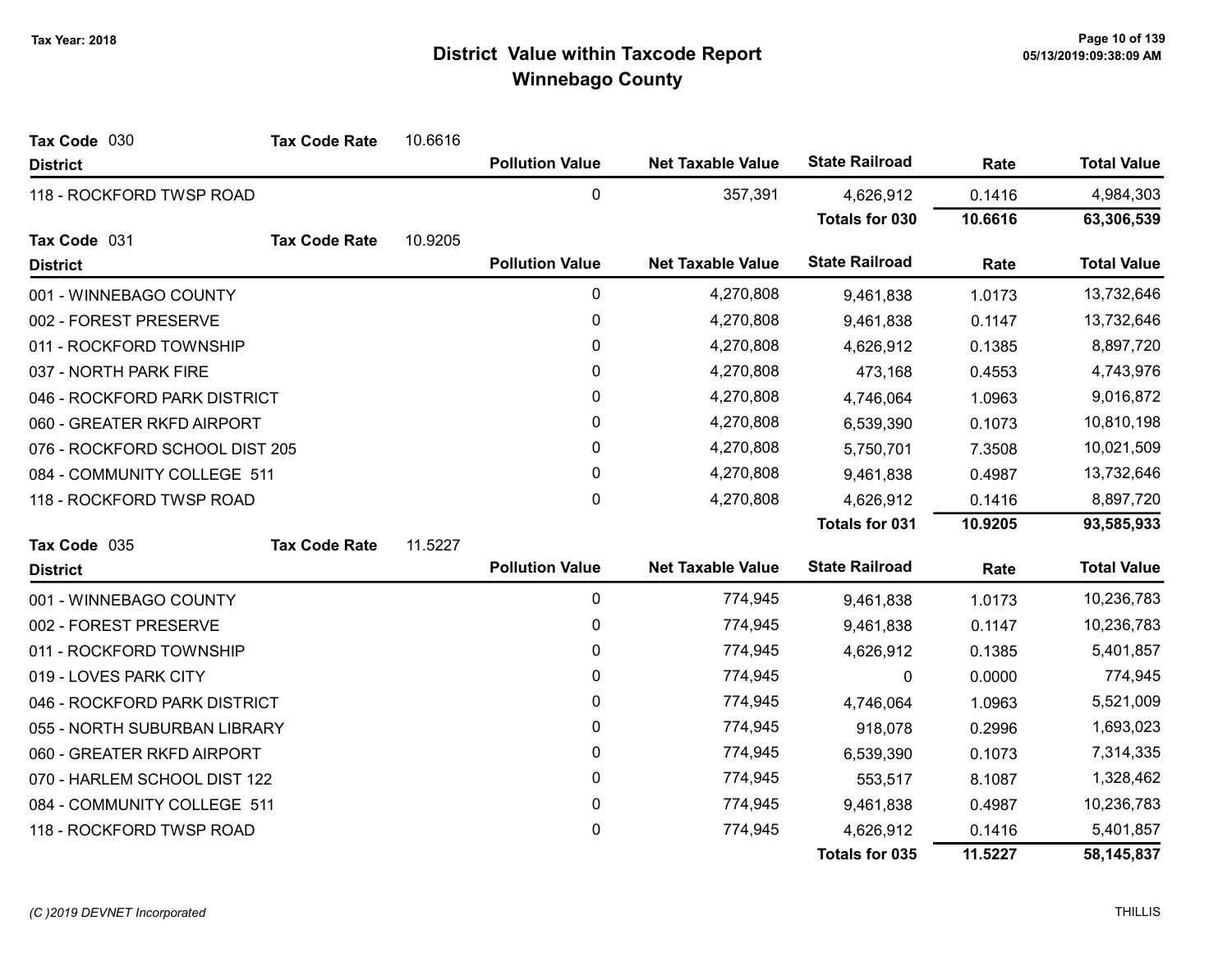# District Value within Taxcode Report
## Winnebago County

Tax Year: 2018

**Tax Code** 030 **Tax Code Rate** 10.6616

| District | Pollution Value | Net Taxable Value | State Railroad | Rate | Total Value |
|---|---|---|---|---|---|
| 118 - ROCKFORD TWSP ROAD | 0 | 357,391 | 4,626,912 | 0.1416 | 4,984,303 |
| | | | **Totals for 030** | **10.6616** | **63,306,539** |

**Tax Code** 031 **Tax Code Rate** 10.9205

| District | Pollution Value | Net Taxable Value | State Railroad | Rate | Total Value |
|---|---|---|---|---|---|
| 001 - WINNEBAGO COUNTY | 0 | 4,270,808 | 9,461,838 | 1.0173 | 13,732,646 |
| 002 - FOREST PRESERVE | 0 | 4,270,808 | 9,461,838 | 0.1147 | 13,732,646 |
| 011 - ROCKFORD TOWNSHIP | 0 | 4,270,808 | 4,626,912 | 0.1385 | 8,897,720 |
| 037 - NORTH PARK FIRE | 0 | 4,270,808 | 473,168 | 0.4553 | 4,743,976 |
| 046 - ROCKFORD PARK DISTRICT | 0 | 4,270,808 | 4,746,064 | 1.0963 | 9,016,872 |
| 060 - GREATER RKFD AIRPORT | 0 | 4,270,808 | 6,539,390 | 0.1073 | 10,810,198 |
| 076 - ROCKFORD SCHOOL DIST 205 | 0 | 4,270,808 | 5,750,701 | 7.3508 | 10,021,509 |
| 084 - COMMUNITY COLLEGE 511 | 0 | 4,270,808 | 9,461,838 | 0.4987 | 13,732,646 |
| 118 - ROCKFORD TWSP ROAD | 0 | 4,270,808 | 4,626,912 | 0.1416 | 8,897,720 |
| | | | **Totals for 031** | **10.9205** | **93,585,933** |

**Tax Code** 035 **Tax Code Rate** 11.5227

| District | Pollution Value | Net Taxable Value | State Railroad | Rate | Total Value |
|---|---|---|---|---|---|
| 001 - WINNEBAGO COUNTY | 0 | 774,945 | 9,461,838 | 1.0173 | 10,236,783 |
| 002 - FOREST PRESERVE | 0 | 774,945 | 9,461,838 | 0.1147 | 10,236,783 |
| 011 - ROCKFORD TOWNSHIP | 0 | 774,945 | 4,626,912 | 0.1385 | 5,401,857 |
| 019 - LOVES PARK CITY | 0 | 774,945 | 0 | 0.0000 | 774,945 |
| 046 - ROCKFORD PARK DISTRICT | 0 | 774,945 | 4,746,064 | 1.0963 | 5,521,009 |
| 055 - NORTH SUBURBAN LIBRARY | 0 | 774,945 | 918,078 | 0.2996 | 1,693,023 |
| 060 - GREATER RKFD AIRPORT | 0 | 774,945 | 6,539,390 | 0.1073 | 7,314,335 |
| 070 - HARLEM SCHOOL DIST 122 | 0 | 774,945 | 553,517 | 8.1087 | 1,328,462 |
| 084 - COMMUNITY COLLEGE 511 | 0 | 774,945 | 9,461,838 | 0.4987 | 10,236,783 |
| 118 - ROCKFORD TWSP ROAD | 0 | 774,945 | 4,626,912 | 0.1416 | 5,401,857 |
| | | | **Totals for 035** | **11.5227** | **58,145,837** |

*(C )2019 DEVNET Incorporated*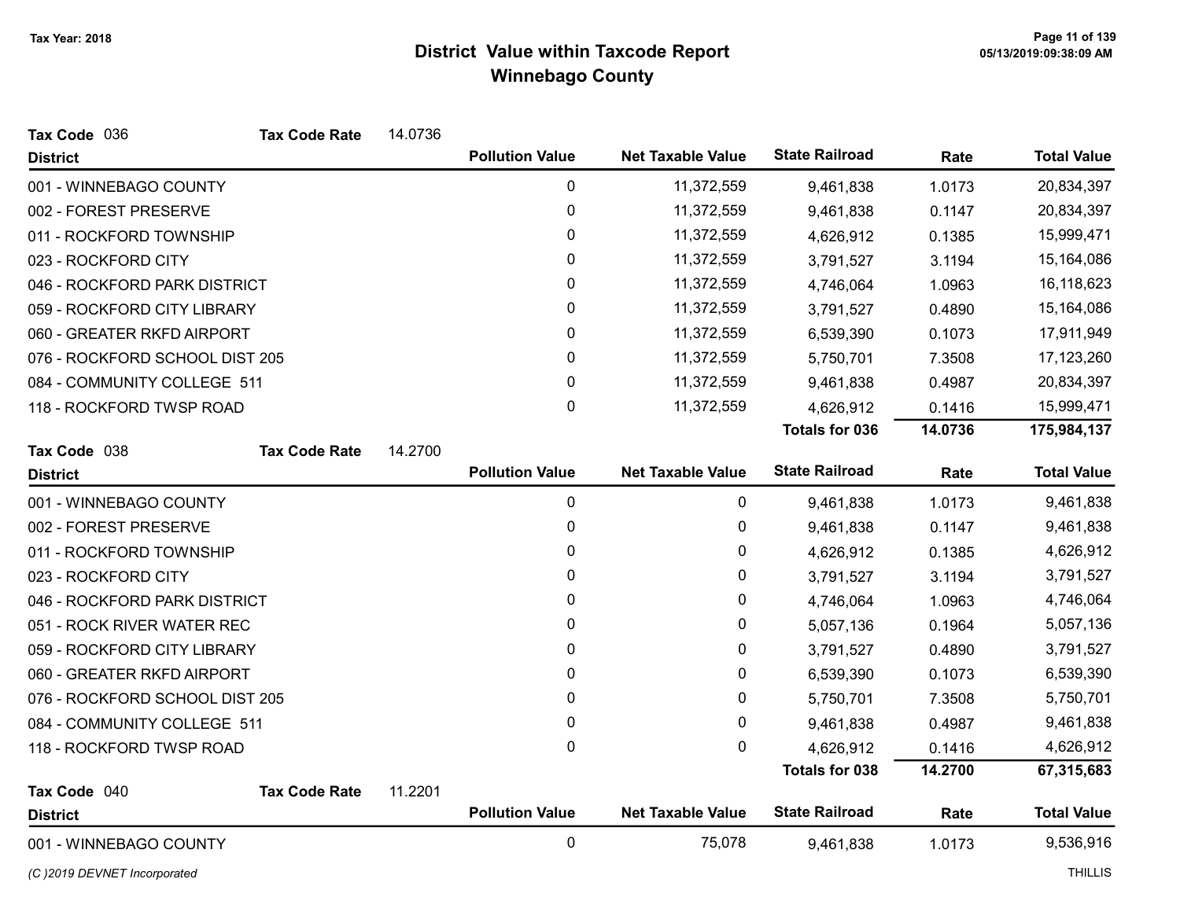# District Value within Taxcode Report
## Winnebago County

Tax Year: 2018

**Tax Code** 036 **Tax Code Rate** 14.0736

| District | Pollution Value | Net Taxable Value | State Railroad | Rate | Total Value |
|---|---|---|---|---|---|
| 001 - WINNEBAGO COUNTY | 0 | 11,372,559 | 9,461,838 | 1.0173 | 20,834,397 |
| 002 - FOREST PRESERVE | 0 | 11,372,559 | 9,461,838 | 0.1147 | 20,834,397 |
| 011 - ROCKFORD TOWNSHIP | 0 | 11,372,559 | 4,626,912 | 0.1385 | 15,999,471 |
| 023 - ROCKFORD CITY | 0 | 11,372,559 | 3,791,527 | 3.1194 | 15,164,086 |
| 046 - ROCKFORD PARK DISTRICT | 0 | 11,372,559 | 4,746,064 | 1.0963 | 16,118,623 |
| 059 - ROCKFORD CITY LIBRARY | 0 | 11,372,559 | 3,791,527 | 0.4890 | 15,164,086 |
| 060 - GREATER RKFD AIRPORT | 0 | 11,372,559 | 6,539,390 | 0.1073 | 17,911,949 |
| 076 - ROCKFORD SCHOOL DIST 205 | 0 | 11,372,559 | 5,750,701 | 7.3508 | 17,123,260 |
| 084 - COMMUNITY COLLEGE 511 | 0 | 11,372,559 | 9,461,838 | 0.4987 | 20,834,397 |
| 118 - ROCKFORD TWSP ROAD | 0 | 11,372,559 | 4,626,912 | 0.1416 | 15,999,471 |
| | | | **Totals for 036** | **14.0736** | **175,984,137** |

**Tax Code** 038 **Tax Code Rate** 14.2700

| District | Pollution Value | Net Taxable Value | State Railroad | Rate | Total Value |
|---|---|---|---|---|---|
| 001 - WINNEBAGO COUNTY | 0 | 0 | 9,461,838 | 1.0173 | 9,461,838 |
| 002 - FOREST PRESERVE | 0 | 0 | 9,461,838 | 0.1147 | 9,461,838 |
| 011 - ROCKFORD TOWNSHIP | 0 | 0 | 4,626,912 | 0.1385 | 4,626,912 |
| 023 - ROCKFORD CITY | 0 | 0 | 3,791,527 | 3.1194 | 3,791,527 |
| 046 - ROCKFORD PARK DISTRICT | 0 | 0 | 4,746,064 | 1.0963 | 4,746,064 |
| 051 - ROCK RIVER WATER REC | 0 | 0 | 5,057,136 | 0.1964 | 5,057,136 |
| 059 - ROCKFORD CITY LIBRARY | 0 | 0 | 3,791,527 | 0.4890 | 3,791,527 |
| 060 - GREATER RKFD AIRPORT | 0 | 0 | 6,539,390 | 0.1073 | 6,539,390 |
| 076 - ROCKFORD SCHOOL DIST 205 | 0 | 0 | 5,750,701 | 7.3508 | 5,750,701 |
| 084 - COMMUNITY COLLEGE 511 | 0 | 0 | 9,461,838 | 0.4987 | 9,461,838 |
| 118 - ROCKFORD TWSP ROAD | 0 | 0 | 4,626,912 | 0.1416 | 4,626,912 |
| | | | **Totals for 038** | **14.2700** | **67,315,683** |

**Tax Code** 040 **Tax Code Rate** 11.2201

| District | Pollution Value | Net Taxable Value | State Railroad | Rate | Total Value |
|---|---|---|---|---|---|
| 001 - WINNEBAGO COUNTY | 0 | 75,078 | 9,461,838 | 1.0173 | 9,536,916 |

(C )2019 DEVNET Incorporated

THILLIS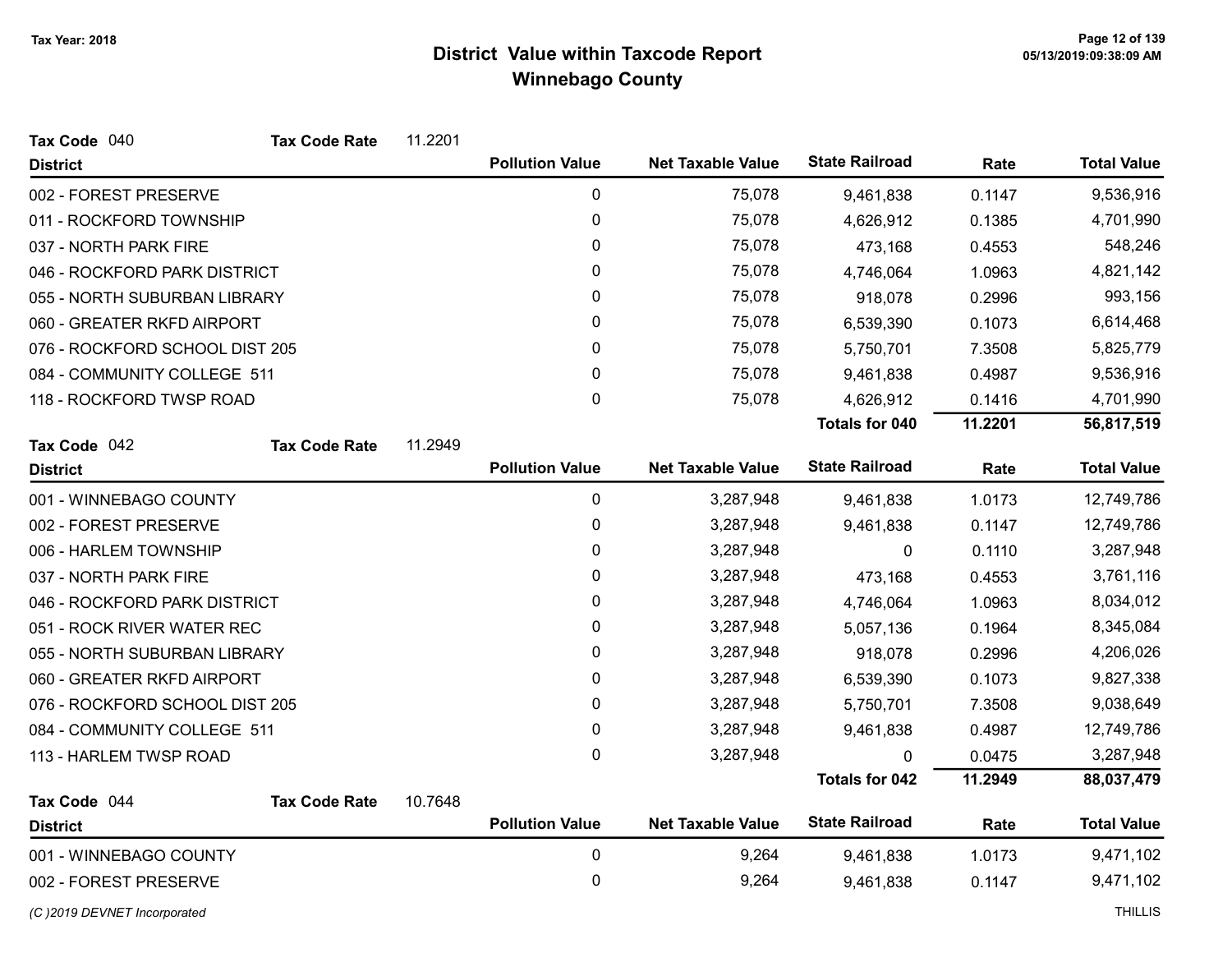# District Value within Taxcode Report

## Winnebago County

Tax Year: 2018

**Tax Code** 040 **Tax Code Rate** 11.2201

| District | Pollution Value | Net Taxable Value | State Railroad | Rate | Total Value |
|---|---|---|---|---|---|
| 002 - FOREST PRESERVE | 0 | 75,078 | 9,461,838 | 0.1147 | 9,536,916 |
| 011 - ROCKFORD TOWNSHIP | 0 | 75,078 | 4,626,912 | 0.1385 | 4,701,990 |
| 037 - NORTH PARK FIRE | 0 | 75,078 | 473,168 | 0.4553 | 548,246 |
| 046 - ROCKFORD PARK DISTRICT | 0 | 75,078 | 4,746,064 | 1.0963 | 4,821,142 |
| 055 - NORTH SUBURBAN LIBRARY | 0 | 75,078 | 918,078 | 0.2996 | 993,156 |
| 060 - GREATER RKFD AIRPORT | 0 | 75,078 | 6,539,390 | 0.1073 | 6,614,468 |
| 076 - ROCKFORD SCHOOL DIST 205 | 0 | 75,078 | 5,750,701 | 7.3508 | 5,825,779 |
| 084 - COMMUNITY COLLEGE 511 | 0 | 75,078 | 9,461,838 | 0.4987 | 9,536,916 |
| 118 - ROCKFORD TWSP ROAD | 0 | 75,078 | 4,626,912 | 0.1416 | 4,701,990 |
| | | | **Totals for 040** | **11.2201** | **56,817,519** |

**Tax Code** 042 **Tax Code Rate** 11.2949

| District | Pollution Value | Net Taxable Value | State Railroad | Rate | Total Value |
|---|---|---|---|---|---|
| 001 - WINNEBAGO COUNTY | 0 | 3,287,948 | 9,461,838 | 1.0173 | 12,749,786 |
| 002 - FOREST PRESERVE | 0 | 3,287,948 | 9,461,838 | 0.1147 | 12,749,786 |
| 006 - HARLEM TOWNSHIP | 0 | 3,287,948 | 0 | 0.1110 | 3,287,948 |
| 037 - NORTH PARK FIRE | 0 | 3,287,948 | 473,168 | 0.4553 | 3,761,116 |
| 046 - ROCKFORD PARK DISTRICT | 0 | 3,287,948 | 4,746,064 | 1.0963 | 8,034,012 |
| 051 - ROCK RIVER WATER REC | 0 | 3,287,948 | 5,057,136 | 0.1964 | 8,345,084 |
| 055 - NORTH SUBURBAN LIBRARY | 0 | 3,287,948 | 918,078 | 0.2996 | 4,206,026 |
| 060 - GREATER RKFD AIRPORT | 0 | 3,287,948 | 6,539,390 | 0.1073 | 9,827,338 |
| 076 - ROCKFORD SCHOOL DIST 205 | 0 | 3,287,948 | 5,750,701 | 7.3508 | 9,038,649 |
| 084 - COMMUNITY COLLEGE 511 | 0 | 3,287,948 | 9,461,838 | 0.4987 | 12,749,786 |
| 113 - HARLEM TWSP ROAD | 0 | 3,287,948 | 0 | 0.0475 | 3,287,948 |
| | | | **Totals for 042** | **11.2949** | **88,037,479** |

**Tax Code** 044 **Tax Code Rate** 10.7648

| District | Pollution Value | Net Taxable Value | State Railroad | Rate | Total Value |
|---|---|---|---|---|---|
| 001 - WINNEBAGO COUNTY | 0 | 9,264 | 9,461,838 | 1.0173 | 9,471,102 |
| 002 - FOREST PRESERVE | 0 | 9,264 | 9,461,838 | 0.1147 | 9,471,102 |

(C )2019 DEVNET Incorporated THILLIS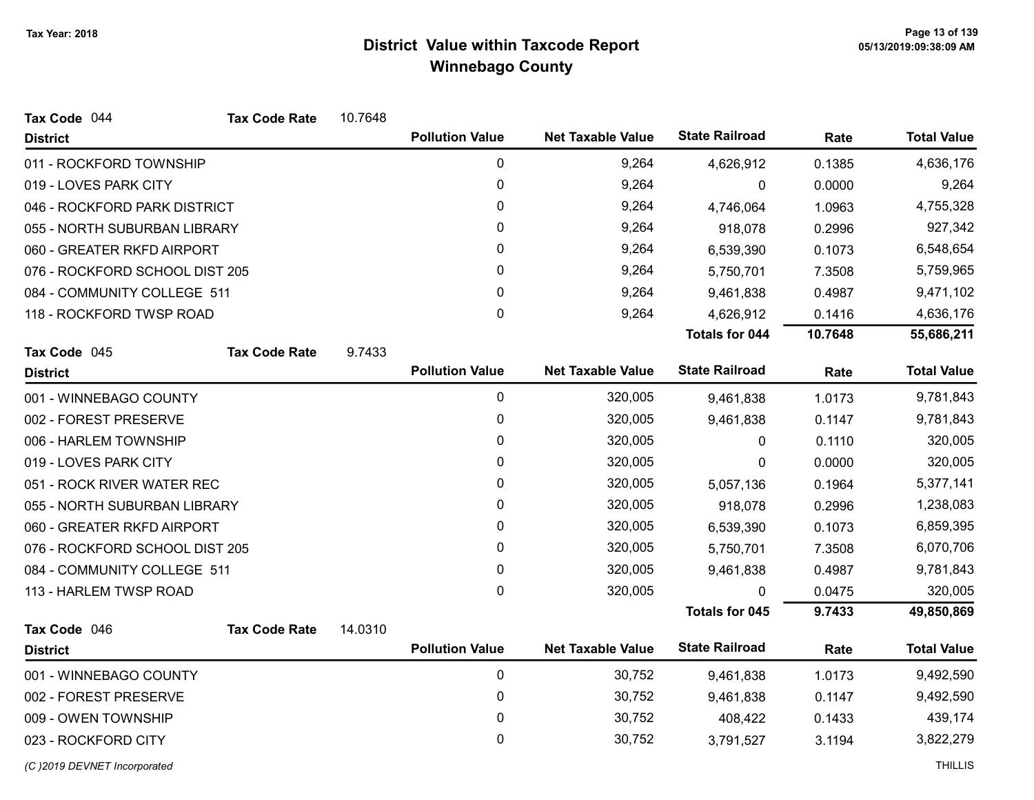# District Value within Taxcode Report

## Winnebago County

Tax Year: 2018

**Tax Code** 044 **Tax Code Rate** 10.7648

| District | Pollution Value | Net Taxable Value | State Railroad | Rate | Total Value |
|---|---|---|---|---|---|
| 011 - ROCKFORD TOWNSHIP | 0 | 9,264 | 4,626,912 | 0.1385 | 4,636,176 |
| 019 - LOVES PARK CITY | 0 | 9,264 | 0 | 0.0000 | 9,264 |
| 046 - ROCKFORD PARK DISTRICT | 0 | 9,264 | 4,746,064 | 1.0963 | 4,755,328 |
| 055 - NORTH SUBURBAN LIBRARY | 0 | 9,264 | 918,078 | 0.2996 | 927,342 |
| 060 - GREATER RKFD AIRPORT | 0 | 9,264 | 6,539,390 | 0.1073 | 6,548,654 |
| 076 - ROCKFORD SCHOOL DIST 205 | 0 | 9,264 | 5,750,701 | 7.3508 | 5,759,965 |
| 084 - COMMUNITY COLLEGE 511 | 0 | 9,264 | 9,461,838 | 0.4987 | 9,471,102 |
| 118 - ROCKFORD TWSP ROAD | 0 | 9,264 | 4,626,912 | 0.1416 | 4,636,176 |
| | | | **Totals for 044** | **10.7648** | **55,686,211** |

**Tax Code** 045 **Tax Code Rate** 9.7433

| District | Pollution Value | Net Taxable Value | State Railroad | Rate | Total Value |
|---|---|---|---|---|---|
| 001 - WINNEBAGO COUNTY | 0 | 320,005 | 9,461,838 | 1.0173 | 9,781,843 |
| 002 - FOREST PRESERVE | 0 | 320,005 | 9,461,838 | 0.1147 | 9,781,843 |
| 006 - HARLEM TOWNSHIP | 0 | 320,005 | 0 | 0.1110 | 320,005 |
| 019 - LOVES PARK CITY | 0 | 320,005 | 0 | 0.0000 | 320,005 |
| 051 - ROCK RIVER WATER REC | 0 | 320,005 | 5,057,136 | 0.1964 | 5,377,141 |
| 055 - NORTH SUBURBAN LIBRARY | 0 | 320,005 | 918,078 | 0.2996 | 1,238,083 |
| 060 - GREATER RKFD AIRPORT | 0 | 320,005 | 6,539,390 | 0.1073 | 6,859,395 |
| 076 - ROCKFORD SCHOOL DIST 205 | 0 | 320,005 | 5,750,701 | 7.3508 | 6,070,706 |
| 084 - COMMUNITY COLLEGE 511 | 0 | 320,005 | 9,461,838 | 0.4987 | 9,781,843 |
| 113 - HARLEM TWSP ROAD | 0 | 320,005 | 0 | 0.0475 | 320,005 |
| | | | **Totals for 045** | **9.7433** | **49,850,869** |

**Tax Code** 046 **Tax Code Rate** 14.0310

| District | Pollution Value | Net Taxable Value | State Railroad | Rate | Total Value |
|---|---|---|---|---|---|
| 001 - WINNEBAGO COUNTY | 0 | 30,752 | 9,461,838 | 1.0173 | 9,492,590 |
| 002 - FOREST PRESERVE | 0 | 30,752 | 9,461,838 | 0.1147 | 9,492,590 |
| 009 - OWEN TOWNSHIP | 0 | 30,752 | 408,422 | 0.1433 | 439,174 |
| 023 - ROCKFORD CITY | 0 | 30,752 | 3,791,527 | 3.1194 | 3,822,279 |

*(C )2019 DEVNET Incorporated* THILLIS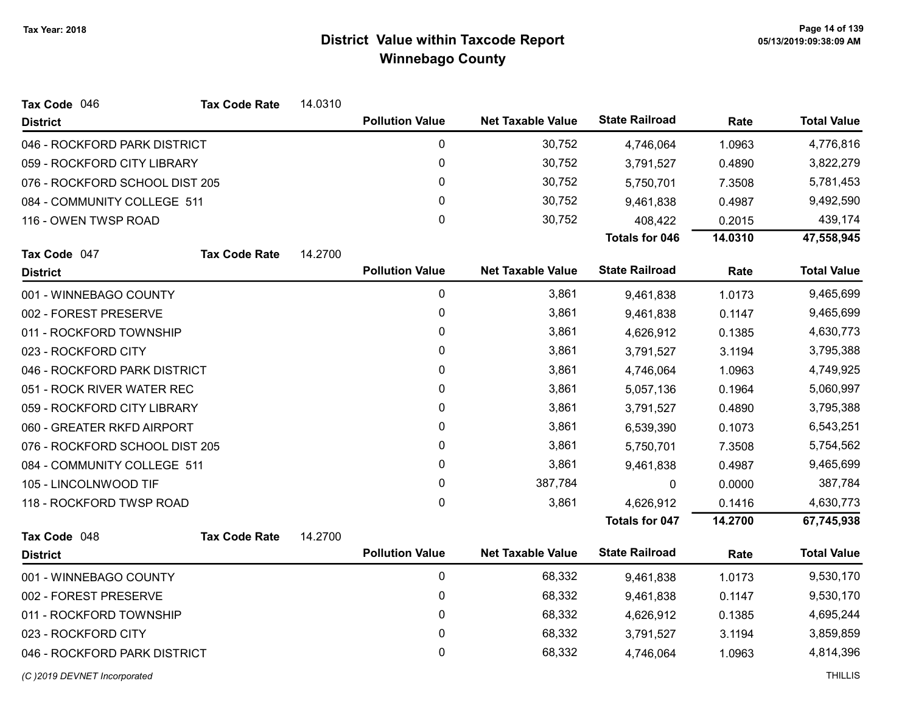# District Value within Taxcode Report
## Winnebago County

Tax Year: 2018

**Tax Code** 046 **Tax Code Rate** 14.0310

| District | Pollution Value | Net Taxable Value | State Railroad | Rate | Total Value |
|---|---|---|---|---|---|
| 046 - ROCKFORD PARK DISTRICT | 0 | 30,752 | 4,746,064 | 1.0963 | 4,776,816 |
| 059 - ROCKFORD CITY LIBRARY | 0 | 30,752 | 3,791,527 | 0.4890 | 3,822,279 |
| 076 - ROCKFORD SCHOOL DIST 205 | 0 | 30,752 | 5,750,701 | 7.3508 | 5,781,453 |
| 084 - COMMUNITY COLLEGE 511 | 0 | 30,752 | 9,461,838 | 0.4987 | 9,492,590 |
| 116 - OWEN TWSP ROAD | 0 | 30,752 | 408,422 | 0.2015 | 439,174 |
| | | | **Totals for 046** | **14.0310** | **47,558,945** |

**Tax Code** 047 **Tax Code Rate** 14.2700

| District | Pollution Value | Net Taxable Value | State Railroad | Rate | Total Value |
|---|---|---|---|---|---|
| 001 - WINNEBAGO COUNTY | 0 | 3,861 | 9,461,838 | 1.0173 | 9,465,699 |
| 002 - FOREST PRESERVE | 0 | 3,861 | 9,461,838 | 0.1147 | 9,465,699 |
| 011 - ROCKFORD TOWNSHIP | 0 | 3,861 | 4,626,912 | 0.1385 | 4,630,773 |
| 023 - ROCKFORD CITY | 0 | 3,861 | 3,791,527 | 3.1194 | 3,795,388 |
| 046 - ROCKFORD PARK DISTRICT | 0 | 3,861 | 4,746,064 | 1.0963 | 4,749,925 |
| 051 - ROCK RIVER WATER REC | 0 | 3,861 | 5,057,136 | 0.1964 | 5,060,997 |
| 059 - ROCKFORD CITY LIBRARY | 0 | 3,861 | 3,791,527 | 0.4890 | 3,795,388 |
| 060 - GREATER RKFD AIRPORT | 0 | 3,861 | 6,539,390 | 0.1073 | 6,543,251 |
| 076 - ROCKFORD SCHOOL DIST 205 | 0 | 3,861 | 5,750,701 | 7.3508 | 5,754,562 |
| 084 - COMMUNITY COLLEGE 511 | 0 | 3,861 | 9,461,838 | 0.4987 | 9,465,699 |
| 105 - LINCOLNWOOD TIF | 0 | 387,784 | 0 | 0.0000 | 387,784 |
| 118 - ROCKFORD TWSP ROAD | 0 | 3,861 | 4,626,912 | 0.1416 | 4,630,773 |
| | | | **Totals for 047** | **14.2700** | **67,745,938** |

**Tax Code** 048 **Tax Code Rate** 14.2700

| District | Pollution Value | Net Taxable Value | State Railroad | Rate | Total Value |
|---|---|---|---|---|---|
| 001 - WINNEBAGO COUNTY | 0 | 68,332 | 9,461,838 | 1.0173 | 9,530,170 |
| 002 - FOREST PRESERVE | 0 | 68,332 | 9,461,838 | 0.1147 | 9,530,170 |
| 011 - ROCKFORD TOWNSHIP | 0 | 68,332 | 4,626,912 | 0.1385 | 4,695,244 |
| 023 - ROCKFORD CITY | 0 | 68,332 | 3,791,527 | 3.1194 | 3,859,859 |
| 046 - ROCKFORD PARK DISTRICT | 0 | 68,332 | 4,746,064 | 1.0963 | 4,814,396 |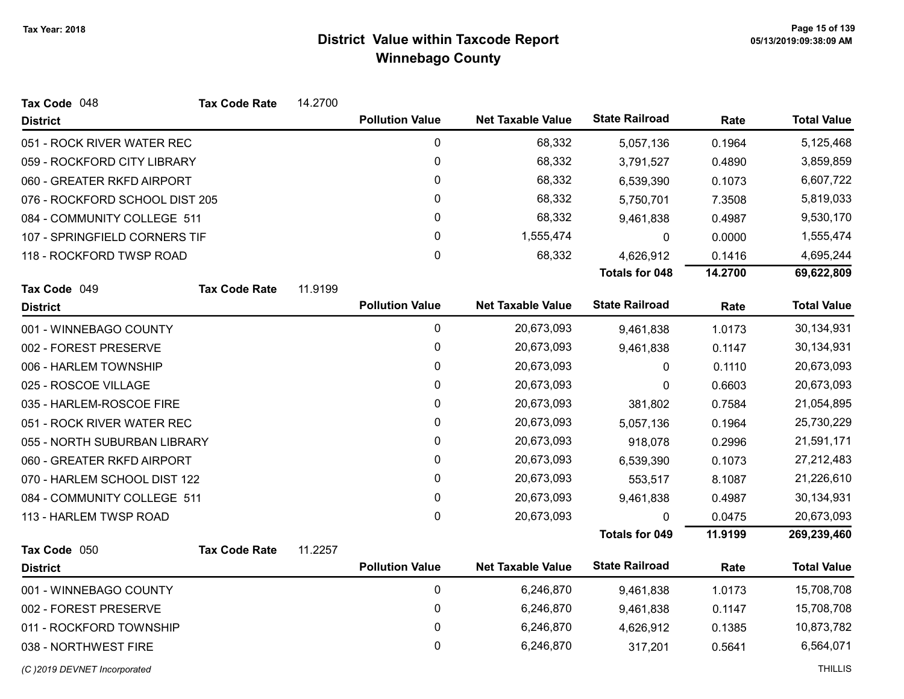# District Value within Taxcode Report
## Winnebago County

Tax Year: 2018

**Tax Code** 048 **Tax Code Rate** 14.2700

| District | Pollution Value | Net Taxable Value | State Railroad | Rate | Total Value |
|---|---|---|---|---|---|
| 051 - ROCK RIVER WATER REC | 0 | 68,332 | 5,057,136 | 0.1964 | 5,125,468 |
| 059 - ROCKFORD CITY LIBRARY | 0 | 68,332 | 3,791,527 | 0.4890 | 3,859,859 |
| 060 - GREATER RKFD AIRPORT | 0 | 68,332 | 6,539,390 | 0.1073 | 6,607,722 |
| 076 - ROCKFORD SCHOOL DIST 205 | 0 | 68,332 | 5,750,701 | 7.3508 | 5,819,033 |
| 084 - COMMUNITY COLLEGE 511 | 0 | 68,332 | 9,461,838 | 0.4987 | 9,530,170 |
| 107 - SPRINGFIELD CORNERS TIF | 0 | 1,555,474 | 0 | 0.0000 | 1,555,474 |
| 118 - ROCKFORD TWSP ROAD | 0 | 68,332 | 4,626,912 | 0.1416 | 4,695,244 |
| | | | **Totals for 048** | **14.2700** | **69,622,809** |

**Tax Code** 049 **Tax Code Rate** 11.9199

| District | Pollution Value | Net Taxable Value | State Railroad | Rate | Total Value |
|---|---|---|---|---|---|
| 001 - WINNEBAGO COUNTY | 0 | 20,673,093 | 9,461,838 | 1.0173 | 30,134,931 |
| 002 - FOREST PRESERVE | 0 | 20,673,093 | 9,461,838 | 0.1147 | 30,134,931 |
| 006 - HARLEM TOWNSHIP | 0 | 20,673,093 | 0 | 0.1110 | 20,673,093 |
| 025 - ROSCOE VILLAGE | 0 | 20,673,093 | 0 | 0.6603 | 20,673,093 |
| 035 - HARLEM-ROSCOE FIRE | 0 | 20,673,093 | 381,802 | 0.7584 | 21,054,895 |
| 051 - ROCK RIVER WATER REC | 0 | 20,673,093 | 5,057,136 | 0.1964 | 25,730,229 |
| 055 - NORTH SUBURBAN LIBRARY | 0 | 20,673,093 | 918,078 | 0.2996 | 21,591,171 |
| 060 - GREATER RKFD AIRPORT | 0 | 20,673,093 | 6,539,390 | 0.1073 | 27,212,483 |
| 070 - HARLEM SCHOOL DIST 122 | 0 | 20,673,093 | 553,517 | 8.1087 | 21,226,610 |
| 084 - COMMUNITY COLLEGE 511 | 0 | 20,673,093 | 9,461,838 | 0.4987 | 30,134,931 |
| 113 - HARLEM TWSP ROAD | 0 | 20,673,093 | 0 | 0.0475 | 20,673,093 |
| | | | **Totals for 049** | **11.9199** | **269,239,460** |

**Tax Code** 050 **Tax Code Rate** 11.2257

| District | Pollution Value | Net Taxable Value | State Railroad | Rate | Total Value |
|---|---|---|---|---|---|
| 001 - WINNEBAGO COUNTY | 0 | 6,246,870 | 9,461,838 | 1.0173 | 15,708,708 |
| 002 - FOREST PRESERVE | 0 | 6,246,870 | 9,461,838 | 0.1147 | 15,708,708 |
| 011 - ROCKFORD TOWNSHIP | 0 | 6,246,870 | 4,626,912 | 0.1385 | 10,873,782 |
| 038 - NORTHWEST FIRE | 0 | 6,246,870 | 317,201 | 0.5641 | 6,564,071 |

(C )2019 DEVNET Incorporated THILLIS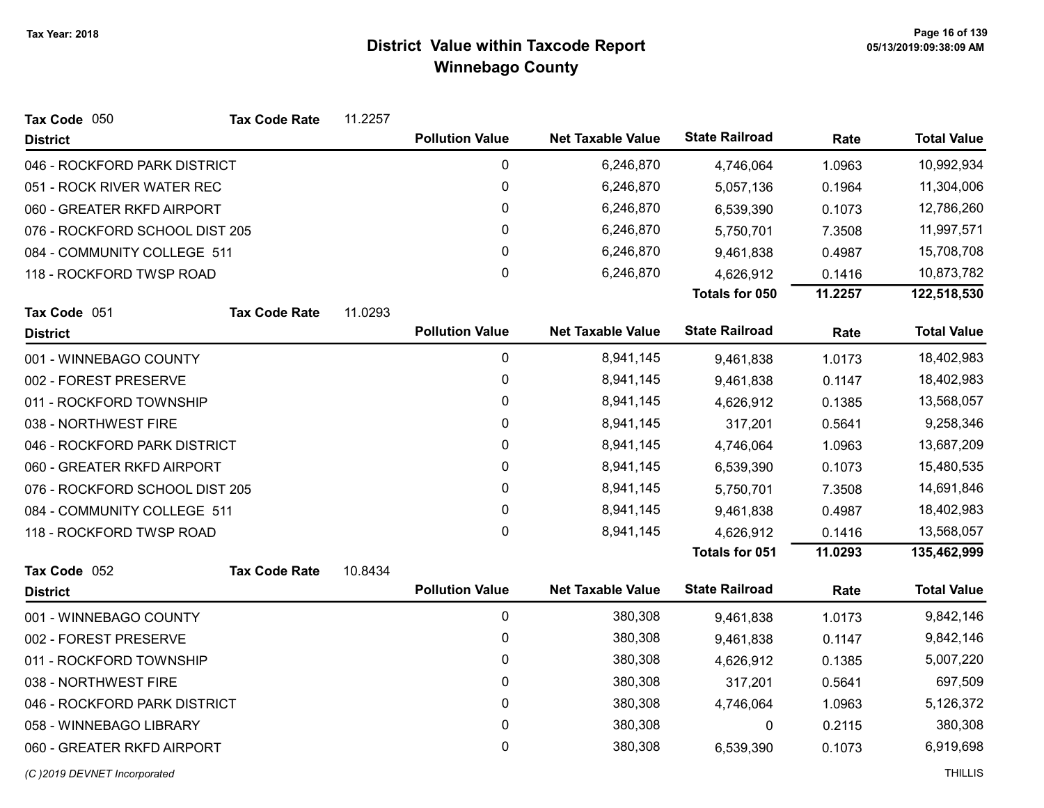# District Value within Taxcode Report
## Winnebago County

Tax Year: 2018

**Tax Code** 050 **Tax Code Rate** 11.2257

| District | Pollution Value | Net Taxable Value | State Railroad | Rate | Total Value |
|---|---|---|---|---|---|
| 046 - ROCKFORD PARK DISTRICT | 0 | 6,246,870 | 4,746,064 | 1.0963 | 10,992,934 |
| 051 - ROCK RIVER WATER REC | 0 | 6,246,870 | 5,057,136 | 0.1964 | 11,304,006 |
| 060 - GREATER RKFD AIRPORT | 0 | 6,246,870 | 6,539,390 | 0.1073 | 12,786,260 |
| 076 - ROCKFORD SCHOOL DIST 205 | 0 | 6,246,870 | 5,750,701 | 7.3508 | 11,997,571 |
| 084 - COMMUNITY COLLEGE 511 | 0 | 6,246,870 | 9,461,838 | 0.4987 | 15,708,708 |
| 118 - ROCKFORD TWSP ROAD | 0 | 6,246,870 | 4,626,912 | 0.1416 | 10,873,782 |
| | | | **Totals for 050** | **11.2257** | **122,518,530** |

**Tax Code** 051 **Tax Code Rate** 11.0293

| District | Pollution Value | Net Taxable Value | State Railroad | Rate | Total Value |
|---|---|---|---|---|---|
| 001 - WINNEBAGO COUNTY | 0 | 8,941,145 | 9,461,838 | 1.0173 | 18,402,983 |
| 002 - FOREST PRESERVE | 0 | 8,941,145 | 9,461,838 | 0.1147 | 18,402,983 |
| 011 - ROCKFORD TOWNSHIP | 0 | 8,941,145 | 4,626,912 | 0.1385 | 13,568,057 |
| 038 - NORTHWEST FIRE | 0 | 8,941,145 | 317,201 | 0.5641 | 9,258,346 |
| 046 - ROCKFORD PARK DISTRICT | 0 | 8,941,145 | 4,746,064 | 1.0963 | 13,687,209 |
| 060 - GREATER RKFD AIRPORT | 0 | 8,941,145 | 6,539,390 | 0.1073 | 15,480,535 |
| 076 - ROCKFORD SCHOOL DIST 205 | 0 | 8,941,145 | 5,750,701 | 7.3508 | 14,691,846 |
| 084 - COMMUNITY COLLEGE 511 | 0 | 8,941,145 | 9,461,838 | 0.4987 | 18,402,983 |
| 118 - ROCKFORD TWSP ROAD | 0 | 8,941,145 | 4,626,912 | 0.1416 | 13,568,057 |
| | | | **Totals for 051** | **11.0293** | **135,462,999** |

**Tax Code** 052 **Tax Code Rate** 10.8434

| District | Pollution Value | Net Taxable Value | State Railroad | Rate | Total Value |
|---|---|---|---|---|---|
| 001 - WINNEBAGO COUNTY | 0 | 380,308 | 9,461,838 | 1.0173 | 9,842,146 |
| 002 - FOREST PRESERVE | 0 | 380,308 | 9,461,838 | 0.1147 | 9,842,146 |
| 011 - ROCKFORD TOWNSHIP | 0 | 380,308 | 4,626,912 | 0.1385 | 5,007,220 |
| 038 - NORTHWEST FIRE | 0 | 380,308 | 317,201 | 0.5641 | 697,509 |
| 046 - ROCKFORD PARK DISTRICT | 0 | 380,308 | 4,746,064 | 1.0963 | 5,126,372 |
| 058 - WINNEBAGO LIBRARY | 0 | 380,308 | 0 | 0.2115 | 380,308 |
| 060 - GREATER RKFD AIRPORT | 0 | 380,308 | 6,539,390 | 0.1073 | 6,919,698 |

*(C )2019 DEVNET Incorporated* THILLIS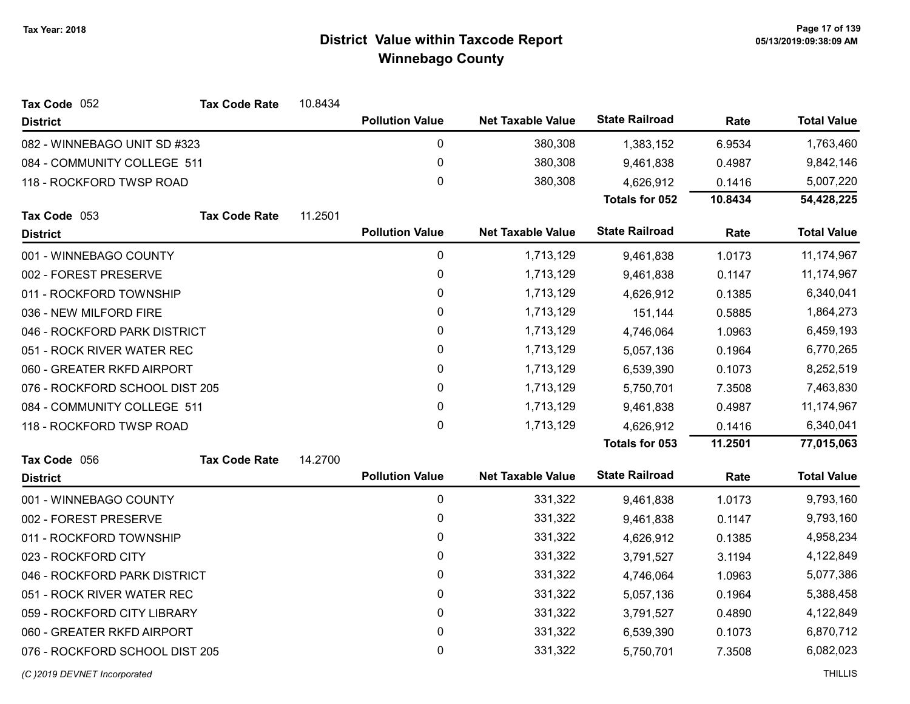# District Value within Taxcode Report

## Winnebago County

Tax Year: 2018

**Tax Code** 052 **Tax Code Rate** 10.8434

| District | Pollution Value | Net Taxable Value | State Railroad | Rate | Total Value |
|---|---|---|---|---|---|
| 082 - WINNEBAGO UNIT SD #323 | 0 | 380,308 | 1,383,152 | 6.9534 | 1,763,460 |
| 084 - COMMUNITY COLLEGE 511 | 0 | 380,308 | 9,461,838 | 0.4987 | 9,842,146 |
| 118 - ROCKFORD TWSP ROAD | 0 | 380,308 | 4,626,912 | 0.1416 | 5,007,220 |
| | | | **Totals for 052** | **10.8434** | **54,428,225** |

**Tax Code** 053 **Tax Code Rate** 11.2501

| District | Pollution Value | Net Taxable Value | State Railroad | Rate | Total Value |
|---|---|---|---|---|---|
| 001 - WINNEBAGO COUNTY | 0 | 1,713,129 | 9,461,838 | 1.0173 | 11,174,967 |
| 002 - FOREST PRESERVE | 0 | 1,713,129 | 9,461,838 | 0.1147 | 11,174,967 |
| 011 - ROCKFORD TOWNSHIP | 0 | 1,713,129 | 4,626,912 | 0.1385 | 6,340,041 |
| 036 - NEW MILFORD FIRE | 0 | 1,713,129 | 151,144 | 0.5885 | 1,864,273 |
| 046 - ROCKFORD PARK DISTRICT | 0 | 1,713,129 | 4,746,064 | 1.0963 | 6,459,193 |
| 051 - ROCK RIVER WATER REC | 0 | 1,713,129 | 5,057,136 | 0.1964 | 6,770,265 |
| 060 - GREATER RKFD AIRPORT | 0 | 1,713,129 | 6,539,390 | 0.1073 | 8,252,519 |
| 076 - ROCKFORD SCHOOL DIST 205 | 0 | 1,713,129 | 5,750,701 | 7.3508 | 7,463,830 |
| 084 - COMMUNITY COLLEGE 511 | 0 | 1,713,129 | 9,461,838 | 0.4987 | 11,174,967 |
| 118 - ROCKFORD TWSP ROAD | 0 | 1,713,129 | 4,626,912 | 0.1416 | 6,340,041 |
| | | | **Totals for 053** | **11.2501** | **77,015,063** |

**Tax Code** 056 **Tax Code Rate** 14.2700

| District | Pollution Value | Net Taxable Value | State Railroad | Rate | Total Value |
|---|---|---|---|---|---|
| 001 - WINNEBAGO COUNTY | 0 | 331,322 | 9,461,838 | 1.0173 | 9,793,160 |
| 002 - FOREST PRESERVE | 0 | 331,322 | 9,461,838 | 0.1147 | 9,793,160 |
| 011 - ROCKFORD TOWNSHIP | 0 | 331,322 | 4,626,912 | 0.1385 | 4,958,234 |
| 023 - ROCKFORD CITY | 0 | 331,322 | 3,791,527 | 3.1194 | 4,122,849 |
| 046 - ROCKFORD PARK DISTRICT | 0 | 331,322 | 4,746,064 | 1.0963 | 5,077,386 |
| 051 - ROCK RIVER WATER REC | 0 | 331,322 | 5,057,136 | 0.1964 | 5,388,458 |
| 059 - ROCKFORD CITY LIBRARY | 0 | 331,322 | 3,791,527 | 0.4890 | 4,122,849 |
| 060 - GREATER RKFD AIRPORT | 0 | 331,322 | 6,539,390 | 0.1073 | 6,870,712 |
| 076 - ROCKFORD SCHOOL DIST 205 | 0 | 331,322 | 5,750,701 | 7.3508 | 6,082,023 |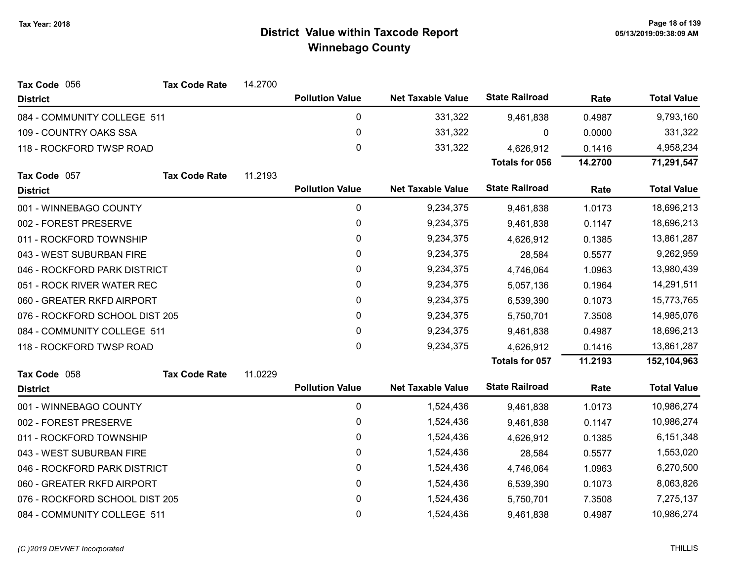# District Value within Taxcode Report
## Winnebago County

Tax Year: 2018

**Tax Code** 056 **Tax Code Rate** 14.2700

| District | Pollution Value | Net Taxable Value | State Railroad | Rate | Total Value |
|---|---|---|---|---|---|
| 084 - COMMUNITY COLLEGE 511 | 0 | 331,322 | 9,461,838 | 0.4987 | 9,793,160 |
| 109 - COUNTRY OAKS SSA | 0 | 331,322 | 0 | 0.0000 | 331,322 |
| 118 - ROCKFORD TWSP ROAD | 0 | 331,322 | 4,626,912 | 0.1416 | 4,958,234 |
| | | | **Totals for 056** | **14.2700** | **71,291,547** |

**Tax Code** 057 **Tax Code Rate** 11.2193

| District | Pollution Value | Net Taxable Value | State Railroad | Rate | Total Value |
|---|---|---|---|---|---|
| 001 - WINNEBAGO COUNTY | 0 | 9,234,375 | 9,461,838 | 1.0173 | 18,696,213 |
| 002 - FOREST PRESERVE | 0 | 9,234,375 | 9,461,838 | 0.1147 | 18,696,213 |
| 011 - ROCKFORD TOWNSHIP | 0 | 9,234,375 | 4,626,912 | 0.1385 | 13,861,287 |
| 043 - WEST SUBURBAN FIRE | 0 | 9,234,375 | 28,584 | 0.5577 | 9,262,959 |
| 046 - ROCKFORD PARK DISTRICT | 0 | 9,234,375 | 4,746,064 | 1.0963 | 13,980,439 |
| 051 - ROCK RIVER WATER REC | 0 | 9,234,375 | 5,057,136 | 0.1964 | 14,291,511 |
| 060 - GREATER RKFD AIRPORT | 0 | 9,234,375 | 6,539,390 | 0.1073 | 15,773,765 |
| 076 - ROCKFORD SCHOOL DIST 205 | 0 | 9,234,375 | 5,750,701 | 7.3508 | 14,985,076 |
| 084 - COMMUNITY COLLEGE 511 | 0 | 9,234,375 | 9,461,838 | 0.4987 | 18,696,213 |
| 118 - ROCKFORD TWSP ROAD | 0 | 9,234,375 | 4,626,912 | 0.1416 | 13,861,287 |
| | | | **Totals for 057** | **11.2193** | **152,104,963** |

**Tax Code** 058 **Tax Code Rate** 11.0229

| District | Pollution Value | Net Taxable Value | State Railroad | Rate | Total Value |
|---|---|---|---|---|---|
| 001 - WINNEBAGO COUNTY | 0 | 1,524,436 | 9,461,838 | 1.0173 | 10,986,274 |
| 002 - FOREST PRESERVE | 0 | 1,524,436 | 9,461,838 | 0.1147 | 10,986,274 |
| 011 - ROCKFORD TOWNSHIP | 0 | 1,524,436 | 4,626,912 | 0.1385 | 6,151,348 |
| 043 - WEST SUBURBAN FIRE | 0 | 1,524,436 | 28,584 | 0.5577 | 1,553,020 |
| 046 - ROCKFORD PARK DISTRICT | 0 | 1,524,436 | 4,746,064 | 1.0963 | 6,270,500 |
| 060 - GREATER RKFD AIRPORT | 0 | 1,524,436 | 6,539,390 | 0.1073 | 8,063,826 |
| 076 - ROCKFORD SCHOOL DIST 205 | 0 | 1,524,436 | 5,750,701 | 7.3508 | 7,275,137 |
| 084 - COMMUNITY COLLEGE 511 | 0 | 1,524,436 | 9,461,838 | 0.4987 | 10,986,274 |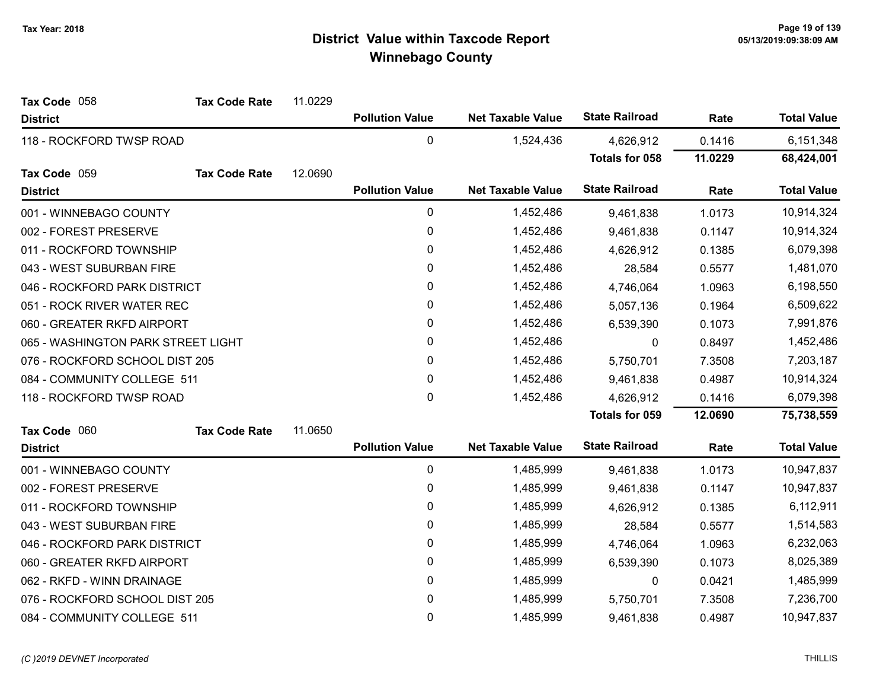# District Value within Taxcode Report
## Winnebago County

Tax Year: 2018

**Tax Code** 058 **Tax Code Rate** 11.0229

| District | Pollution Value | Net Taxable Value | State Railroad | Rate | Total Value |
|---|---|---|---|---|---|
| 118 - ROCKFORD TWSP ROAD | 0 | 1,524,436 | 4,626,912 | 0.1416 | 6,151,348 |
| | | | **Totals for 058** | **11.0229** | **68,424,001** |

**Tax Code** 059 **Tax Code Rate** 12.0690

| District | Pollution Value | Net Taxable Value | State Railroad | Rate | Total Value |
|---|---|---|---|---|---|
| 001 - WINNEBAGO COUNTY | 0 | 1,452,486 | 9,461,838 | 1.0173 | 10,914,324 |
| 002 - FOREST PRESERVE | 0 | 1,452,486 | 9,461,838 | 0.1147 | 10,914,324 |
| 011 - ROCKFORD TOWNSHIP | 0 | 1,452,486 | 4,626,912 | 0.1385 | 6,079,398 |
| 043 - WEST SUBURBAN FIRE | 0 | 1,452,486 | 28,584 | 0.5577 | 1,481,070 |
| 046 - ROCKFORD PARK DISTRICT | 0 | 1,452,486 | 4,746,064 | 1.0963 | 6,198,550 |
| 051 - ROCK RIVER WATER REC | 0 | 1,452,486 | 5,057,136 | 0.1964 | 6,509,622 |
| 060 - GREATER RKFD AIRPORT | 0 | 1,452,486 | 6,539,390 | 0.1073 | 7,991,876 |
| 065 - WASHINGTON PARK STREET LIGHT | 0 | 1,452,486 | 0 | 0.8497 | 1,452,486 |
| 076 - ROCKFORD SCHOOL DIST 205 | 0 | 1,452,486 | 5,750,701 | 7.3508 | 7,203,187 |
| 084 - COMMUNITY COLLEGE 511 | 0 | 1,452,486 | 9,461,838 | 0.4987 | 10,914,324 |
| 118 - ROCKFORD TWSP ROAD | 0 | 1,452,486 | 4,626,912 | 0.1416 | 6,079,398 |
| | | | **Totals for 059** | **12.0690** | **75,738,559** |

**Tax Code** 060 **Tax Code Rate** 11.0650

| District | Pollution Value | Net Taxable Value | State Railroad | Rate | Total Value |
|---|---|---|---|---|---|
| 001 - WINNEBAGO COUNTY | 0 | 1,485,999 | 9,461,838 | 1.0173 | 10,947,837 |
| 002 - FOREST PRESERVE | 0 | 1,485,999 | 9,461,838 | 0.1147 | 10,947,837 |
| 011 - ROCKFORD TOWNSHIP | 0 | 1,485,999 | 4,626,912 | 0.1385 | 6,112,911 |
| 043 - WEST SUBURBAN FIRE | 0 | 1,485,999 | 28,584 | 0.5577 | 1,514,583 |
| 046 - ROCKFORD PARK DISTRICT | 0 | 1,485,999 | 4,746,064 | 1.0963 | 6,232,063 |
| 060 - GREATER RKFD AIRPORT | 0 | 1,485,999 | 6,539,390 | 0.1073 | 8,025,389 |
| 062 - RKFD - WINN DRAINAGE | 0 | 1,485,999 | 0 | 0.0421 | 1,485,999 |
| 076 - ROCKFORD SCHOOL DIST 205 | 0 | 1,485,999 | 5,750,701 | 7.3508 | 7,236,700 |
| 084 - COMMUNITY COLLEGE 511 | 0 | 1,485,999 | 9,461,838 | 0.4987 | 10,947,837 |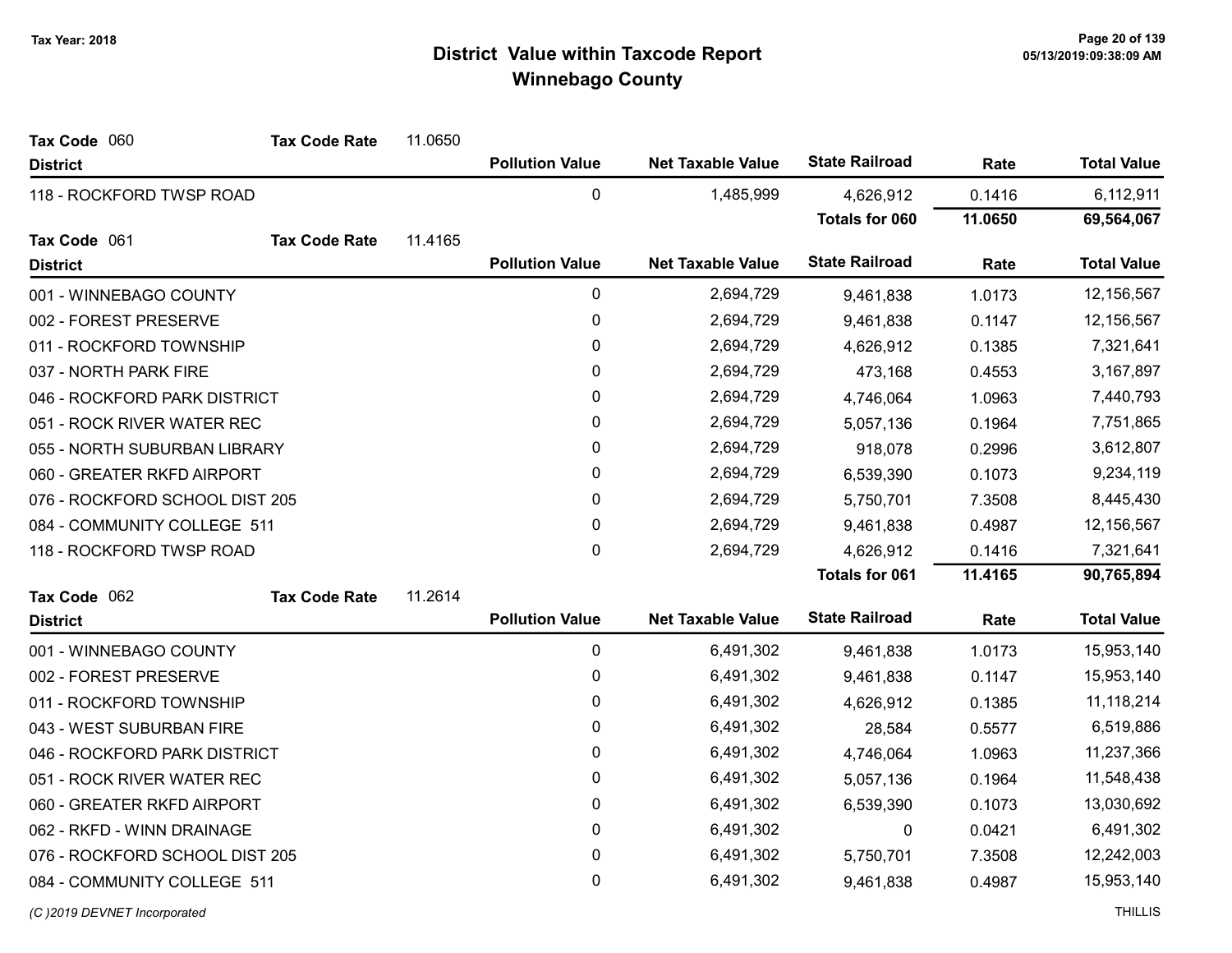# District Value within Taxcode Report

## Winnebago County

Tax Year: 2018

**Tax Code** 060 **Tax Code Rate** 11.0650

| District | Pollution Value | Net Taxable Value | State Railroad | Rate | Total Value |
|---|---|---|---|---|---|
| 118 - ROCKFORD TWSP ROAD | 0 | 1,485,999 | 4,626,912 | 0.1416 | 6,112,911 |
| | | | **Totals for 060** | **11.0650** | **69,564,067** |

**Tax Code** 061 **Tax Code Rate** 11.4165

| District | Pollution Value | Net Taxable Value | State Railroad | Rate | Total Value |
|---|---|---|---|---|---|
| 001 - WINNEBAGO COUNTY | 0 | 2,694,729 | 9,461,838 | 1.0173 | 12,156,567 |
| 002 - FOREST PRESERVE | 0 | 2,694,729 | 9,461,838 | 0.1147 | 12,156,567 |
| 011 - ROCKFORD TOWNSHIP | 0 | 2,694,729 | 4,626,912 | 0.1385 | 7,321,641 |
| 037 - NORTH PARK FIRE | 0 | 2,694,729 | 473,168 | 0.4553 | 3,167,897 |
| 046 - ROCKFORD PARK DISTRICT | 0 | 2,694,729 | 4,746,064 | 1.0963 | 7,440,793 |
| 051 - ROCK RIVER WATER REC | 0 | 2,694,729 | 5,057,136 | 0.1964 | 7,751,865 |
| 055 - NORTH SUBURBAN LIBRARY | 0 | 2,694,729 | 918,078 | 0.2996 | 3,612,807 |
| 060 - GREATER RKFD AIRPORT | 0 | 2,694,729 | 6,539,390 | 0.1073 | 9,234,119 |
| 076 - ROCKFORD SCHOOL DIST 205 | 0 | 2,694,729 | 5,750,701 | 7.3508 | 8,445,430 |
| 084 - COMMUNITY COLLEGE 511 | 0 | 2,694,729 | 9,461,838 | 0.4987 | 12,156,567 |
| 118 - ROCKFORD TWSP ROAD | 0 | 2,694,729 | 4,626,912 | 0.1416 | 7,321,641 |
| | | | **Totals for 061** | **11.4165** | **90,765,894** |

**Tax Code** 062 **Tax Code Rate** 11.2614

| District | Pollution Value | Net Taxable Value | State Railroad | Rate | Total Value |
|---|---|---|---|---|---|
| 001 - WINNEBAGO COUNTY | 0 | 6,491,302 | 9,461,838 | 1.0173 | 15,953,140 |
| 002 - FOREST PRESERVE | 0 | 6,491,302 | 9,461,838 | 0.1147 | 15,953,140 |
| 011 - ROCKFORD TOWNSHIP | 0 | 6,491,302 | 4,626,912 | 0.1385 | 11,118,214 |
| 043 - WEST SUBURBAN FIRE | 0 | 6,491,302 | 28,584 | 0.5577 | 6,519,886 |
| 046 - ROCKFORD PARK DISTRICT | 0 | 6,491,302 | 4,746,064 | 1.0963 | 11,237,366 |
| 051 - ROCK RIVER WATER REC | 0 | 6,491,302 | 5,057,136 | 0.1964 | 11,548,438 |
| 060 - GREATER RKFD AIRPORT | 0 | 6,491,302 | 6,539,390 | 0.1073 | 13,030,692 |
| 062 - RKFD - WINN DRAINAGE | 0 | 6,491,302 | 0 | 0.0421 | 6,491,302 |
| 076 - ROCKFORD SCHOOL DIST 205 | 0 | 6,491,302 | 5,750,701 | 7.3508 | 12,242,003 |
| 084 - COMMUNITY COLLEGE 511 | 0 | 6,491,302 | 9,461,838 | 0.4987 | 15,953,140 |

(C )2019 DEVNET Incorporated THILLIS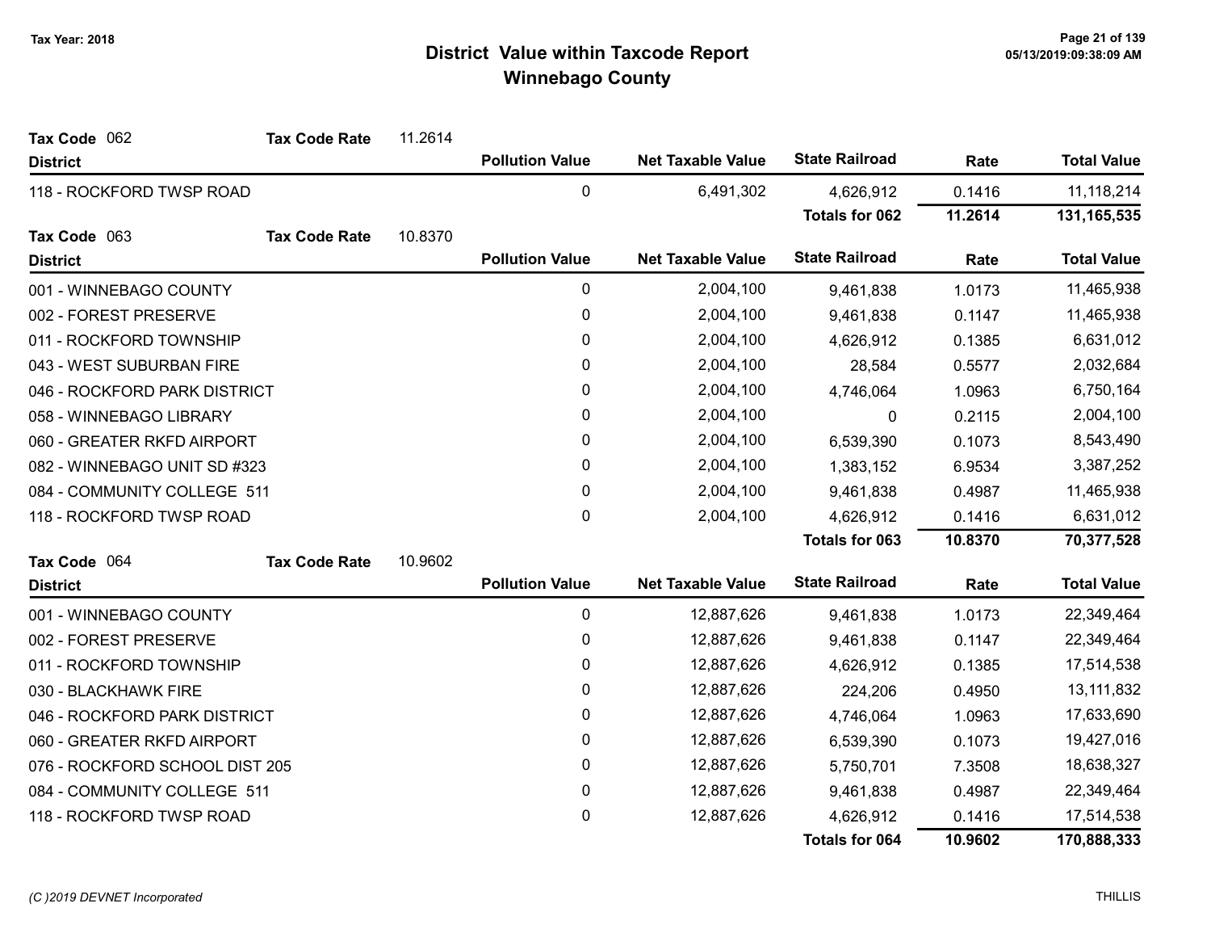# District Value within Taxcode Report
## Winnebago County

Tax Year: 2018

**Tax Code** 062 **Tax Code Rate** 11.2614

| District | Pollution Value | Net Taxable Value | State Railroad | Rate | Total Value |
|---|---|---|---|---|---|
| 118 - ROCKFORD TWSP ROAD | 0 | 6,491,302 | 4,626,912 | 0.1416 | 11,118,214 |
| | | | **Totals for 062** | **11.2614** | **131,165,535** |

**Tax Code** 063 **Tax Code Rate** 10.8370

| District | Pollution Value | Net Taxable Value | State Railroad | Rate | Total Value |
|---|---|---|---|---|---|
| 001 - WINNEBAGO COUNTY | 0 | 2,004,100 | 9,461,838 | 1.0173 | 11,465,938 |
| 002 - FOREST PRESERVE | 0 | 2,004,100 | 9,461,838 | 0.1147 | 11,465,938 |
| 011 - ROCKFORD TOWNSHIP | 0 | 2,004,100 | 4,626,912 | 0.1385 | 6,631,012 |
| 043 - WEST SUBURBAN FIRE | 0 | 2,004,100 | 28,584 | 0.5577 | 2,032,684 |
| 046 - ROCKFORD PARK DISTRICT | 0 | 2,004,100 | 4,746,064 | 1.0963 | 6,750,164 |
| 058 - WINNEBAGO LIBRARY | 0 | 2,004,100 | 0 | 0.2115 | 2,004,100 |
| 060 - GREATER RKFD AIRPORT | 0 | 2,004,100 | 6,539,390 | 0.1073 | 8,543,490 |
| 082 - WINNEBAGO UNIT SD #323 | 0 | 2,004,100 | 1,383,152 | 6.9534 | 3,387,252 |
| 084 - COMMUNITY COLLEGE 511 | 0 | 2,004,100 | 9,461,838 | 0.4987 | 11,465,938 |
| 118 - ROCKFORD TWSP ROAD | 0 | 2,004,100 | 4,626,912 | 0.1416 | 6,631,012 |
| | | | **Totals for 063** | **10.8370** | **70,377,528** |

**Tax Code** 064 **Tax Code Rate** 10.9602

| District | Pollution Value | Net Taxable Value | State Railroad | Rate | Total Value |
|---|---|---|---|---|---|
| 001 - WINNEBAGO COUNTY | 0 | 12,887,626 | 9,461,838 | 1.0173 | 22,349,464 |
| 002 - FOREST PRESERVE | 0 | 12,887,626 | 9,461,838 | 0.1147 | 22,349,464 |
| 011 - ROCKFORD TOWNSHIP | 0 | 12,887,626 | 4,626,912 | 0.1385 | 17,514,538 |
| 030 - BLACKHAWK FIRE | 0 | 12,887,626 | 224,206 | 0.4950 | 13,111,832 |
| 046 - ROCKFORD PARK DISTRICT | 0 | 12,887,626 | 4,746,064 | 1.0963 | 17,633,690 |
| 060 - GREATER RKFD AIRPORT | 0 | 12,887,626 | 6,539,390 | 0.1073 | 19,427,016 |
| 076 - ROCKFORD SCHOOL DIST 205 | 0 | 12,887,626 | 5,750,701 | 7.3508 | 18,638,327 |
| 084 - COMMUNITY COLLEGE 511 | 0 | 12,887,626 | 9,461,838 | 0.4987 | 22,349,464 |
| 118 - ROCKFORD TWSP ROAD | 0 | 12,887,626 | 4,626,912 | 0.1416 | 17,514,538 |
| | | | **Totals for 064** | **10.9602** | **170,888,333** |

(C )2019 DEVNET Incorporated

THILLIS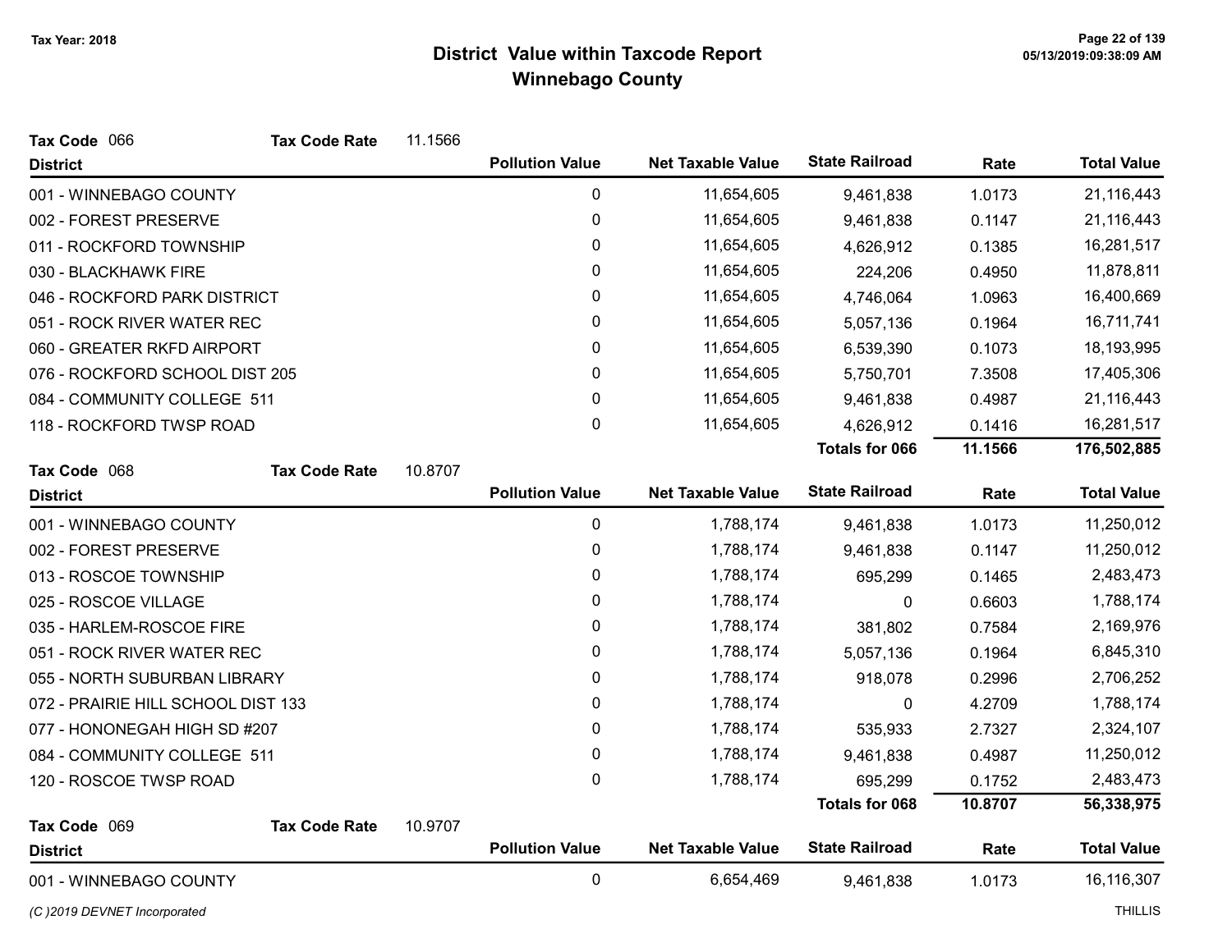# District Value within Taxcode Report
## Winnebago County

Tax Year: 2018

**Tax Code** 066 **Tax Code Rate** 11.1566

| District | Pollution Value | Net Taxable Value | State Railroad | Rate | Total Value |
|---|---|---|---|---|---|
| 001 - WINNEBAGO COUNTY | 0 | 11,654,605 | 9,461,838 | 1.0173 | 21,116,443 |
| 002 - FOREST PRESERVE | 0 | 11,654,605 | 9,461,838 | 0.1147 | 21,116,443 |
| 011 - ROCKFORD TOWNSHIP | 0 | 11,654,605 | 4,626,912 | 0.1385 | 16,281,517 |
| 030 - BLACKHAWK FIRE | 0 | 11,654,605 | 224,206 | 0.4950 | 11,878,811 |
| 046 - ROCKFORD PARK DISTRICT | 0 | 11,654,605 | 4,746,064 | 1.0963 | 16,400,669 |
| 051 - ROCK RIVER WATER REC | 0 | 11,654,605 | 5,057,136 | 0.1964 | 16,711,741 |
| 060 - GREATER RKFD AIRPORT | 0 | 11,654,605 | 6,539,390 | 0.1073 | 18,193,995 |
| 076 - ROCKFORD SCHOOL DIST 205 | 0 | 11,654,605 | 5,750,701 | 7.3508 | 17,405,306 |
| 084 - COMMUNITY COLLEGE 511 | 0 | 11,654,605 | 9,461,838 | 0.4987 | 21,116,443 |
| 118 - ROCKFORD TWSP ROAD | 0 | 11,654,605 | 4,626,912 | 0.1416 | 16,281,517 |
| | | | **Totals for 066** | **11.1566** | **176,502,885** |

**Tax Code** 068 **Tax Code Rate** 10.8707

| District | Pollution Value | Net Taxable Value | State Railroad | Rate | Total Value |
|---|---|---|---|---|---|
| 001 - WINNEBAGO COUNTY | 0 | 1,788,174 | 9,461,838 | 1.0173 | 11,250,012 |
| 002 - FOREST PRESERVE | 0 | 1,788,174 | 9,461,838 | 0.1147 | 11,250,012 |
| 013 - ROSCOE TOWNSHIP | 0 | 1,788,174 | 695,299 | 0.1465 | 2,483,473 |
| 025 - ROSCOE VILLAGE | 0 | 1,788,174 | 0 | 0.6603 | 1,788,174 |
| 035 - HARLEM-ROSCOE FIRE | 0 | 1,788,174 | 381,802 | 0.7584 | 2,169,976 |
| 051 - ROCK RIVER WATER REC | 0 | 1,788,174 | 5,057,136 | 0.1964 | 6,845,310 |
| 055 - NORTH SUBURBAN LIBRARY | 0 | 1,788,174 | 918,078 | 0.2996 | 2,706,252 |
| 072 - PRAIRIE HILL SCHOOL DIST 133 | 0 | 1,788,174 | 0 | 4.2709 | 1,788,174 |
| 077 - HONONEGAH HIGH SD #207 | 0 | 1,788,174 | 535,933 | 2.7327 | 2,324,107 |
| 084 - COMMUNITY COLLEGE 511 | 0 | 1,788,174 | 9,461,838 | 0.4987 | 11,250,012 |
| 120 - ROSCOE TWSP ROAD | 0 | 1,788,174 | 695,299 | 0.1752 | 2,483,473 |
| | | | **Totals for 068** | **10.8707** | **56,338,975** |

**Tax Code** 069 **Tax Code Rate** 10.9707

| District | Pollution Value | Net Taxable Value | State Railroad | Rate | Total Value |
|---|---|---|---|---|---|
| 001 - WINNEBAGO COUNTY | 0 | 6,654,469 | 9,461,838 | 1.0173 | 16,116,307 |

*(C )2019 DEVNET Incorporated* THILLIS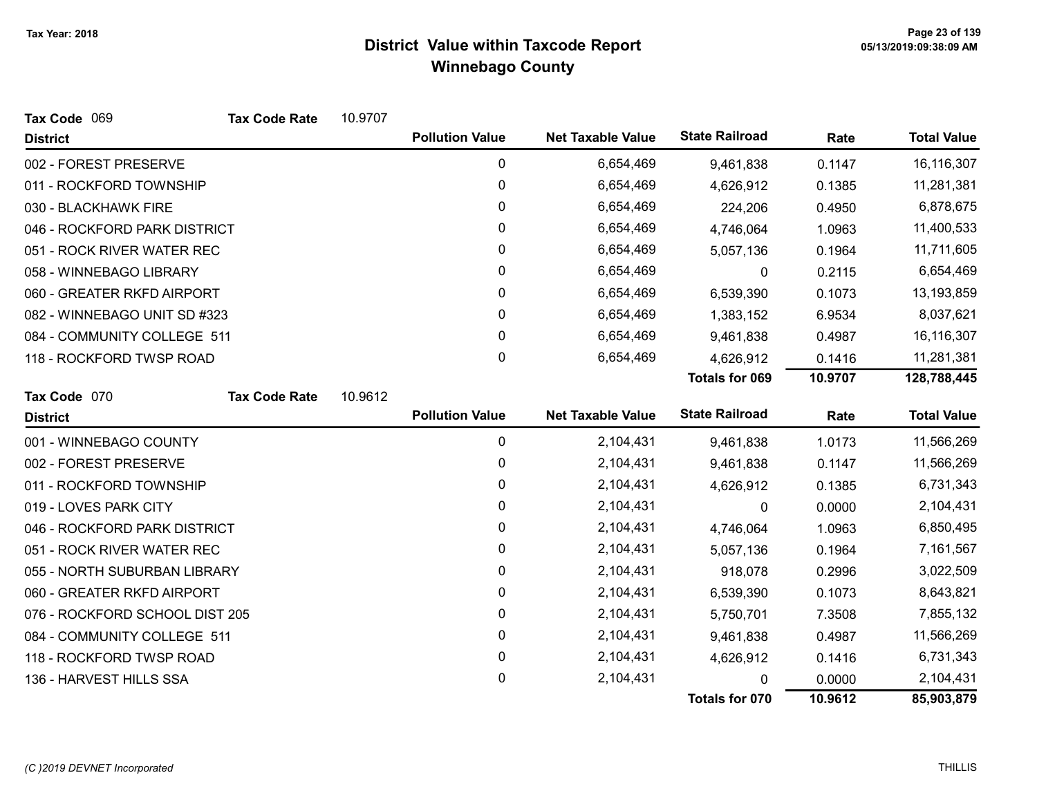# District Value within Taxcode Report
## Winnebago County

Tax Year: 2018

**Tax Code** 069 **Tax Code Rate** 10.9707

| District | Pollution Value | Net Taxable Value | State Railroad | Rate | Total Value |
|---|---|---|---|---|---|
| 002 - FOREST PRESERVE | 0 | 6,654,469 | 9,461,838 | 0.1147 | 16,116,307 |
| 011 - ROCKFORD TOWNSHIP | 0 | 6,654,469 | 4,626,912 | 0.1385 | 11,281,381 |
| 030 - BLACKHAWK FIRE | 0 | 6,654,469 | 224,206 | 0.4950 | 6,878,675 |
| 046 - ROCKFORD PARK DISTRICT | 0 | 6,654,469 | 4,746,064 | 1.0963 | 11,400,533 |
| 051 - ROCK RIVER WATER REC | 0 | 6,654,469 | 5,057,136 | 0.1964 | 11,711,605 |
| 058 - WINNEBAGO LIBRARY | 0 | 6,654,469 | 0 | 0.2115 | 6,654,469 |
| 060 - GREATER RKFD AIRPORT | 0 | 6,654,469 | 6,539,390 | 0.1073 | 13,193,859 |
| 082 - WINNEBAGO UNIT SD #323 | 0 | 6,654,469 | 1,383,152 | 6.9534 | 8,037,621 |
| 084 - COMMUNITY COLLEGE 511 | 0 | 6,654,469 | 9,461,838 | 0.4987 | 16,116,307 |
| 118 - ROCKFORD TWSP ROAD | 0 | 6,654,469 | 4,626,912 | 0.1416 | 11,281,381 |
| | | | **Totals for 069** | **10.9707** | **128,788,445** |

**Tax Code** 070 **Tax Code Rate** 10.9612

| District | Pollution Value | Net Taxable Value | State Railroad | Rate | Total Value |
|---|---|---|---|---|---|
| 001 - WINNEBAGO COUNTY | 0 | 2,104,431 | 9,461,838 | 1.0173 | 11,566,269 |
| 002 - FOREST PRESERVE | 0 | 2,104,431 | 9,461,838 | 0.1147 | 11,566,269 |
| 011 - ROCKFORD TOWNSHIP | 0 | 2,104,431 | 4,626,912 | 0.1385 | 6,731,343 |
| 019 - LOVES PARK CITY | 0 | 2,104,431 | 0 | 0.0000 | 2,104,431 |
| 046 - ROCKFORD PARK DISTRICT | 0 | 2,104,431 | 4,746,064 | 1.0963 | 6,850,495 |
| 051 - ROCK RIVER WATER REC | 0 | 2,104,431 | 5,057,136 | 0.1964 | 7,161,567 |
| 055 - NORTH SUBURBAN LIBRARY | 0 | 2,104,431 | 918,078 | 0.2996 | 3,022,509 |
| 060 - GREATER RKFD AIRPORT | 0 | 2,104,431 | 6,539,390 | 0.1073 | 8,643,821 |
| 076 - ROCKFORD SCHOOL DIST 205 | 0 | 2,104,431 | 5,750,701 | 7.3508 | 7,855,132 |
| 084 - COMMUNITY COLLEGE 511 | 0 | 2,104,431 | 9,461,838 | 0.4987 | 11,566,269 |
| 118 - ROCKFORD TWSP ROAD | 0 | 2,104,431 | 4,626,912 | 0.1416 | 6,731,343 |
| 136 - HARVEST HILLS SSA | 0 | 2,104,431 | 0 | 0.0000 | 2,104,431 |
| | | | **Totals for 070** | **10.9612** | **85,903,879** |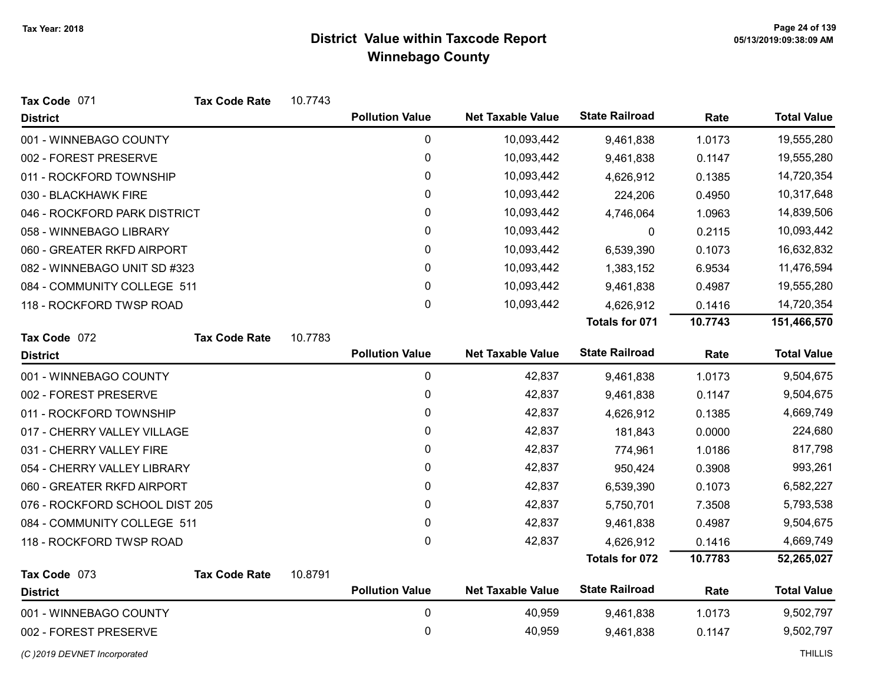Tax Year: 2018

# District Value within Taxcode Report
## Winnebago County

**Tax Code** 071 **Tax Code Rate** 10.7743

| District | Pollution Value | Net Taxable Value | State Railroad | Rate | Total Value |
|---|---|---|---|---|---|
| 001 - WINNEBAGO COUNTY | 0 | 10,093,442 | 9,461,838 | 1.0173 | 19,555,280 |
| 002 - FOREST PRESERVE | 0 | 10,093,442 | 9,461,838 | 0.1147 | 19,555,280 |
| 011 - ROCKFORD TOWNSHIP | 0 | 10,093,442 | 4,626,912 | 0.1385 | 14,720,354 |
| 030 - BLACKHAWK FIRE | 0 | 10,093,442 | 224,206 | 0.4950 | 10,317,648 |
| 046 - ROCKFORD PARK DISTRICT | 0 | 10,093,442 | 4,746,064 | 1.0963 | 14,839,506 |
| 058 - WINNEBAGO LIBRARY | 0 | 10,093,442 | 0 | 0.2115 | 10,093,442 |
| 060 - GREATER RKFD AIRPORT | 0 | 10,093,442 | 6,539,390 | 0.1073 | 16,632,832 |
| 082 - WINNEBAGO UNIT SD #323 | 0 | 10,093,442 | 1,383,152 | 6.9534 | 11,476,594 |
| 084 - COMMUNITY COLLEGE 511 | 0 | 10,093,442 | 9,461,838 | 0.4987 | 19,555,280 |
| 118 - ROCKFORD TWSP ROAD | 0 | 10,093,442 | 4,626,912 | 0.1416 | 14,720,354 |
| | | | **Totals for 071** | **10.7743** | **151,466,570** |

**Tax Code** 072 **Tax Code Rate** 10.7783

| District | Pollution Value | Net Taxable Value | State Railroad | Rate | Total Value |
|---|---|---|---|---|---|
| 001 - WINNEBAGO COUNTY | 0 | 42,837 | 9,461,838 | 1.0173 | 9,504,675 |
| 002 - FOREST PRESERVE | 0 | 42,837 | 9,461,838 | 0.1147 | 9,504,675 |
| 011 - ROCKFORD TOWNSHIP | 0 | 42,837 | 4,626,912 | 0.1385 | 4,669,749 |
| 017 - CHERRY VALLEY VILLAGE | 0 | 42,837 | 181,843 | 0.0000 | 224,680 |
| 031 - CHERRY VALLEY FIRE | 0 | 42,837 | 774,961 | 1.0186 | 817,798 |
| 054 - CHERRY VALLEY LIBRARY | 0 | 42,837 | 950,424 | 0.3908 | 993,261 |
| 060 - GREATER RKFD AIRPORT | 0 | 42,837 | 6,539,390 | 0.1073 | 6,582,227 |
| 076 - ROCKFORD SCHOOL DIST 205 | 0 | 42,837 | 5,750,701 | 7.3508 | 5,793,538 |
| 084 - COMMUNITY COLLEGE 511 | 0 | 42,837 | 9,461,838 | 0.4987 | 9,504,675 |
| 118 - ROCKFORD TWSP ROAD | 0 | 42,837 | 4,626,912 | 0.1416 | 4,669,749 |
| | | | **Totals for 072** | **10.7783** | **52,265,027** |

**Tax Code** 073 **Tax Code Rate** 10.8791

| District | Pollution Value | Net Taxable Value | State Railroad | Rate | Total Value |
|---|---|---|---|---|---|
| 001 - WINNEBAGO COUNTY | 0 | 40,959 | 9,461,838 | 1.0173 | 9,502,797 |
| 002 - FOREST PRESERVE | 0 | 40,959 | 9,461,838 | 0.1147 | 9,502,797 |

*(C )2019 DEVNET Incorporated* THILLIS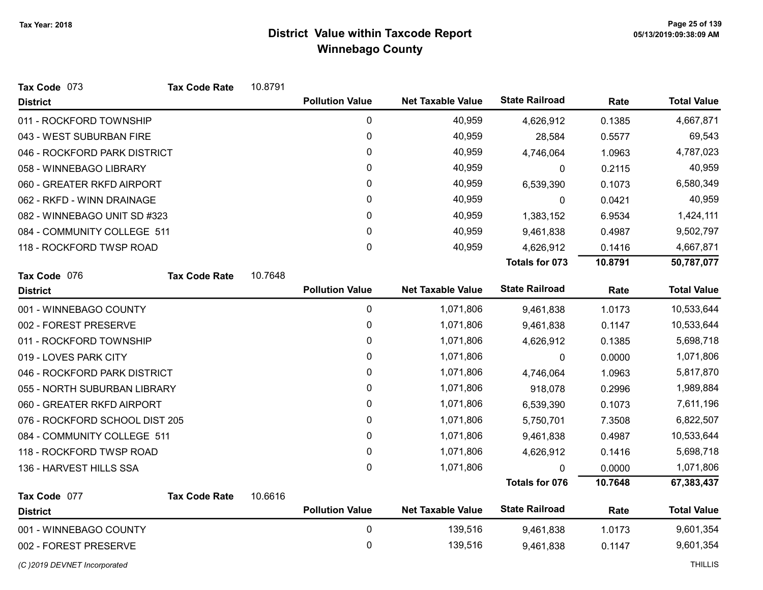# District Value within Taxcode Report

## Winnebago County

Tax Year: 2018

**Tax Code** 073 **Tax Code Rate** 10.8791

| District | Pollution Value | Net Taxable Value | State Railroad | Rate | Total Value |
|---|---|---|---|---|---|
| 011 - ROCKFORD TOWNSHIP | 0 | 40,959 | 4,626,912 | 0.1385 | 4,667,871 |
| 043 - WEST SUBURBAN FIRE | 0 | 40,959 | 28,584 | 0.5577 | 69,543 |
| 046 - ROCKFORD PARK DISTRICT | 0 | 40,959 | 4,746,064 | 1.0963 | 4,787,023 |
| 058 - WINNEBAGO LIBRARY | 0 | 40,959 | 0 | 0.2115 | 40,959 |
| 060 - GREATER RKFD AIRPORT | 0 | 40,959 | 6,539,390 | 0.1073 | 6,580,349 |
| 062 - RKFD - WINN DRAINAGE | 0 | 40,959 | 0 | 0.0421 | 40,959 |
| 082 - WINNEBAGO UNIT SD #323 | 0 | 40,959 | 1,383,152 | 6.9534 | 1,424,111 |
| 084 - COMMUNITY COLLEGE 511 | 0 | 40,959 | 9,461,838 | 0.4987 | 9,502,797 |
| 118 - ROCKFORD TWSP ROAD | 0 | 40,959 | 4,626,912 | 0.1416 | 4,667,871 |
| | | | **Totals for 073** | **10.8791** | **50,787,077** |

**Tax Code** 076 **Tax Code Rate** 10.7648

| District | Pollution Value | Net Taxable Value | State Railroad | Rate | Total Value |
|---|---|---|---|---|---|
| 001 - WINNEBAGO COUNTY | 0 | 1,071,806 | 9,461,838 | 1.0173 | 10,533,644 |
| 002 - FOREST PRESERVE | 0 | 1,071,806 | 9,461,838 | 0.1147 | 10,533,644 |
| 011 - ROCKFORD TOWNSHIP | 0 | 1,071,806 | 4,626,912 | 0.1385 | 5,698,718 |
| 019 - LOVES PARK CITY | 0 | 1,071,806 | 0 | 0.0000 | 1,071,806 |
| 046 - ROCKFORD PARK DISTRICT | 0 | 1,071,806 | 4,746,064 | 1.0963 | 5,817,870 |
| 055 - NORTH SUBURBAN LIBRARY | 0 | 1,071,806 | 918,078 | 0.2996 | 1,989,884 |
| 060 - GREATER RKFD AIRPORT | 0 | 1,071,806 | 6,539,390 | 0.1073 | 7,611,196 |
| 076 - ROCKFORD SCHOOL DIST 205 | 0 | 1,071,806 | 5,750,701 | 7.3508 | 6,822,507 |
| 084 - COMMUNITY COLLEGE 511 | 0 | 1,071,806 | 9,461,838 | 0.4987 | 10,533,644 |
| 118 - ROCKFORD TWSP ROAD | 0 | 1,071,806 | 4,626,912 | 0.1416 | 5,698,718 |
| 136 - HARVEST HILLS SSA | 0 | 1,071,806 | 0 | 0.0000 | 1,071,806 |
| | | | **Totals for 076** | **10.7648** | **67,383,437** |

**Tax Code** 077 **Tax Code Rate** 10.6616

| District | Pollution Value | Net Taxable Value | State Railroad | Rate | Total Value |
|---|---|---|---|---|---|
| 001 - WINNEBAGO COUNTY | 0 | 139,516 | 9,461,838 | 1.0173 | 9,601,354 |
| 002 - FOREST PRESERVE | 0 | 139,516 | 9,461,838 | 0.1147 | 9,601,354 |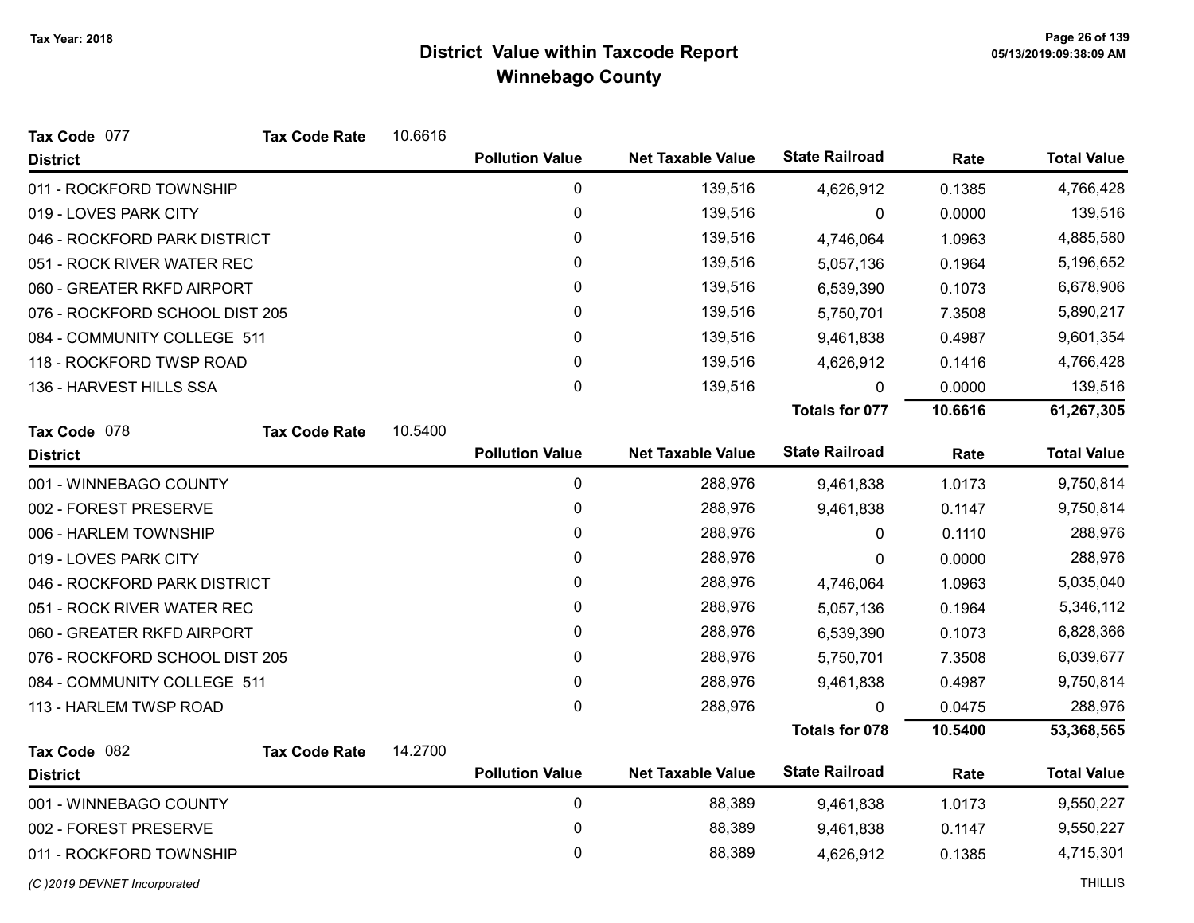# District Value within Taxcode Report
## Winnebago County

Tax Year: 2018

**Tax Code** 077 **Tax Code Rate** 10.6616

| District | Pollution Value | Net Taxable Value | State Railroad | Rate | Total Value |
|---|---|---|---|---|---|
| 011 - ROCKFORD TOWNSHIP | 0 | 139,516 | 4,626,912 | 0.1385 | 4,766,428 |
| 019 - LOVES PARK CITY | 0 | 139,516 | 0 | 0.0000 | 139,516 |
| 046 - ROCKFORD PARK DISTRICT | 0 | 139,516 | 4,746,064 | 1.0963 | 4,885,580 |
| 051 - ROCK RIVER WATER REC | 0 | 139,516 | 5,057,136 | 0.1964 | 5,196,652 |
| 060 - GREATER RKFD AIRPORT | 0 | 139,516 | 6,539,390 | 0.1073 | 6,678,906 |
| 076 - ROCKFORD SCHOOL DIST 205 | 0 | 139,516 | 5,750,701 | 7.3508 | 5,890,217 |
| 084 - COMMUNITY COLLEGE 511 | 0 | 139,516 | 9,461,838 | 0.4987 | 9,601,354 |
| 118 - ROCKFORD TWSP ROAD | 0 | 139,516 | 4,626,912 | 0.1416 | 4,766,428 |
| 136 - HARVEST HILLS SSA | 0 | 139,516 | 0 | 0.0000 | 139,516 |
| | | | **Totals for 077** | **10.6616** | **61,267,305** |

**Tax Code** 078 **Tax Code Rate** 10.5400

| District | Pollution Value | Net Taxable Value | State Railroad | Rate | Total Value |
|---|---|---|---|---|---|
| 001 - WINNEBAGO COUNTY | 0 | 288,976 | 9,461,838 | 1.0173 | 9,750,814 |
| 002 - FOREST PRESERVE | 0 | 288,976 | 9,461,838 | 0.1147 | 9,750,814 |
| 006 - HARLEM TOWNSHIP | 0 | 288,976 | 0 | 0.1110 | 288,976 |
| 019 - LOVES PARK CITY | 0 | 288,976 | 0 | 0.0000 | 288,976 |
| 046 - ROCKFORD PARK DISTRICT | 0 | 288,976 | 4,746,064 | 1.0963 | 5,035,040 |
| 051 - ROCK RIVER WATER REC | 0 | 288,976 | 5,057,136 | 0.1964 | 5,346,112 |
| 060 - GREATER RKFD AIRPORT | 0 | 288,976 | 6,539,390 | 0.1073 | 6,828,366 |
| 076 - ROCKFORD SCHOOL DIST 205 | 0 | 288,976 | 5,750,701 | 7.3508 | 6,039,677 |
| 084 - COMMUNITY COLLEGE 511 | 0 | 288,976 | 9,461,838 | 0.4987 | 9,750,814 |
| 113 - HARLEM TWSP ROAD | 0 | 288,976 | 0 | 0.0475 | 288,976 |
| | | | **Totals for 078** | **10.5400** | **53,368,565** |

**Tax Code** 082 **Tax Code Rate** 14.2700

| District | Pollution Value | Net Taxable Value | State Railroad | Rate | Total Value |
|---|---|---|---|---|---|
| 001 - WINNEBAGO COUNTY | 0 | 88,389 | 9,461,838 | 1.0173 | 9,550,227 |
| 002 - FOREST PRESERVE | 0 | 88,389 | 9,461,838 | 0.1147 | 9,550,227 |
| 011 - ROCKFORD TOWNSHIP | 0 | 88,389 | 4,626,912 | 0.1385 | 4,715,301 |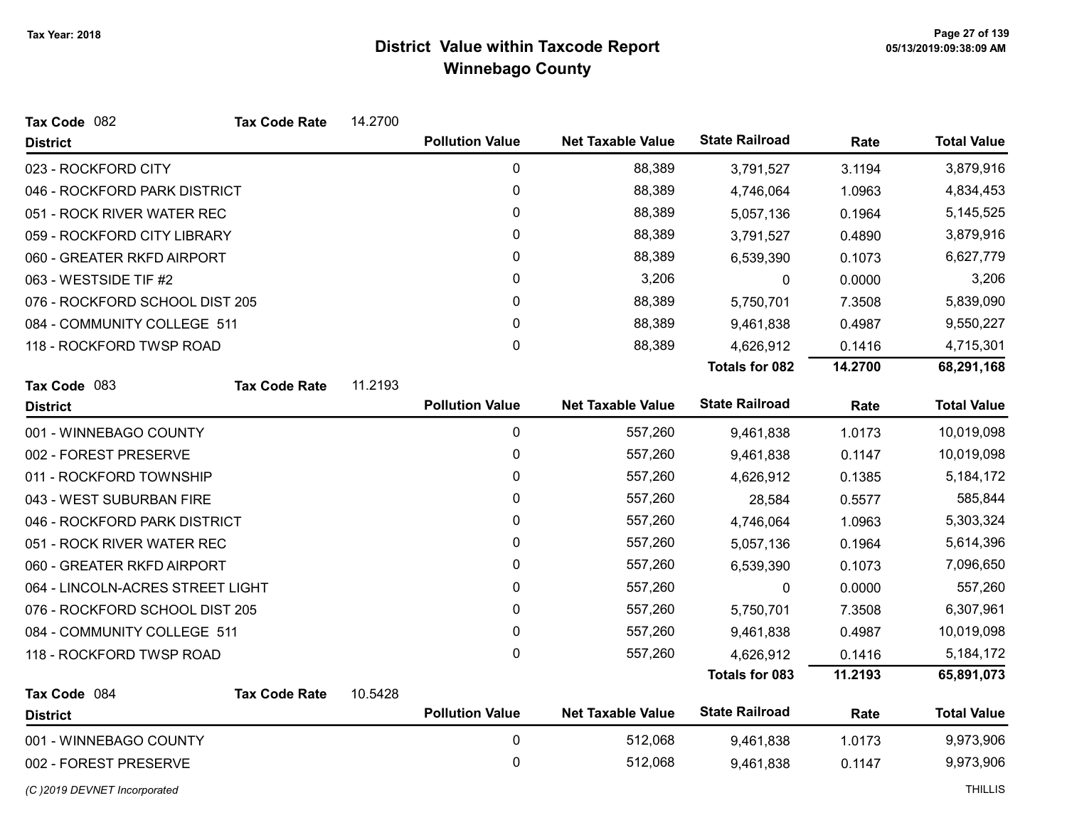# District Value within Taxcode Report
## Winnebago County

Tax Year: 2018

**Tax Code** 082 **Tax Code Rate** 14.2700

| District | Pollution Value | Net Taxable Value | State Railroad | Rate | Total Value |
|---|---|---|---|---|---|
| 023 - ROCKFORD CITY | 0 | 88,389 | 3,791,527 | 3.1194 | 3,879,916 |
| 046 - ROCKFORD PARK DISTRICT | 0 | 88,389 | 4,746,064 | 1.0963 | 4,834,453 |
| 051 - ROCK RIVER WATER REC | 0 | 88,389 | 5,057,136 | 0.1964 | 5,145,525 |
| 059 - ROCKFORD CITY LIBRARY | 0 | 88,389 | 3,791,527 | 0.4890 | 3,879,916 |
| 060 - GREATER RKFD AIRPORT | 0 | 88,389 | 6,539,390 | 0.1073 | 6,627,779 |
| 063 - WESTSIDE TIF #2 | 0 | 3,206 | 0 | 0.0000 | 3,206 |
| 076 - ROCKFORD SCHOOL DIST 205 | 0 | 88,389 | 5,750,701 | 7.3508 | 5,839,090 |
| 084 - COMMUNITY COLLEGE 511 | 0 | 88,389 | 9,461,838 | 0.4987 | 9,550,227 |
| 118 - ROCKFORD TWSP ROAD | 0 | 88,389 | 4,626,912 | 0.1416 | 4,715,301 |
| | | | **Totals for 082** | **14.2700** | **68,291,168** |

**Tax Code** 083 **Tax Code Rate** 11.2193

| District | Pollution Value | Net Taxable Value | State Railroad | Rate | Total Value |
|---|---|---|---|---|---|
| 001 - WINNEBAGO COUNTY | 0 | 557,260 | 9,461,838 | 1.0173 | 10,019,098 |
| 002 - FOREST PRESERVE | 0 | 557,260 | 9,461,838 | 0.1147 | 10,019,098 |
| 011 - ROCKFORD TOWNSHIP | 0 | 557,260 | 4,626,912 | 0.1385 | 5,184,172 |
| 043 - WEST SUBURBAN FIRE | 0 | 557,260 | 28,584 | 0.5577 | 585,844 |
| 046 - ROCKFORD PARK DISTRICT | 0 | 557,260 | 4,746,064 | 1.0963 | 5,303,324 |
| 051 - ROCK RIVER WATER REC | 0 | 557,260 | 5,057,136 | 0.1964 | 5,614,396 |
| 060 - GREATER RKFD AIRPORT | 0 | 557,260 | 6,539,390 | 0.1073 | 7,096,650 |
| 064 - LINCOLN-ACRES STREET LIGHT | 0 | 557,260 | 0 | 0.0000 | 557,260 |
| 076 - ROCKFORD SCHOOL DIST 205 | 0 | 557,260 | 5,750,701 | 7.3508 | 6,307,961 |
| 084 - COMMUNITY COLLEGE 511 | 0 | 557,260 | 9,461,838 | 0.4987 | 10,019,098 |
| 118 - ROCKFORD TWSP ROAD | 0 | 557,260 | 4,626,912 | 0.1416 | 5,184,172 |
| | | | **Totals for 083** | **11.2193** | **65,891,073** |

**Tax Code** 084 **Tax Code Rate** 10.5428

| District | Pollution Value | Net Taxable Value | State Railroad | Rate | Total Value |
|---|---|---|---|---|---|
| 001 - WINNEBAGO COUNTY | 0 | 512,068 | 9,461,838 | 1.0173 | 9,973,906 |
| 002 - FOREST PRESERVE | 0 | 512,068 | 9,461,838 | 0.1147 | 9,973,906 |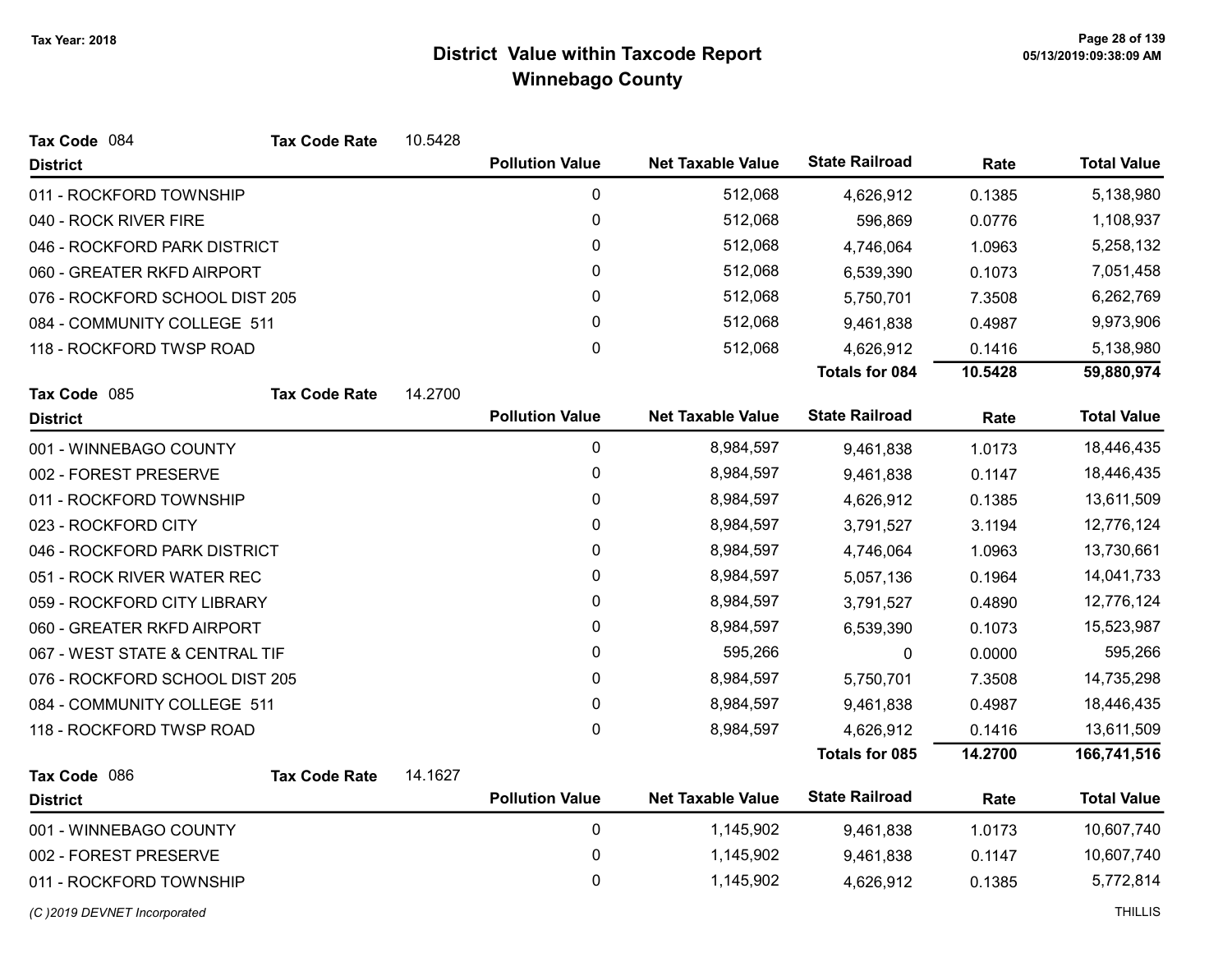# District Value within Taxcode Report
## Winnebago County

Tax Year: 2018

**Tax Code** 084 **Tax Code Rate** 10.5428

| District | Pollution Value | Net Taxable Value | State Railroad | Rate | Total Value |
|---|---|---|---|---|---|
| 011 - ROCKFORD TOWNSHIP | 0 | 512,068 | 4,626,912 | 0.1385 | 5,138,980 |
| 040 - ROCK RIVER FIRE | 0 | 512,068 | 596,869 | 0.0776 | 1,108,937 |
| 046 - ROCKFORD PARK DISTRICT | 0 | 512,068 | 4,746,064 | 1.0963 | 5,258,132 |
| 060 - GREATER RKFD AIRPORT | 0 | 512,068 | 6,539,390 | 0.1073 | 7,051,458 |
| 076 - ROCKFORD SCHOOL DIST 205 | 0 | 512,068 | 5,750,701 | 7.3508 | 6,262,769 |
| 084 - COMMUNITY COLLEGE 511 | 0 | 512,068 | 9,461,838 | 0.4987 | 9,973,906 |
| 118 - ROCKFORD TWSP ROAD | 0 | 512,068 | 4,626,912 | 0.1416 | 5,138,980 |
| | | | **Totals for 084** | **10.5428** | **59,880,974** |

**Tax Code** 085 **Tax Code Rate** 14.2700

| District | Pollution Value | Net Taxable Value | State Railroad | Rate | Total Value |
|---|---|---|---|---|---|
| 001 - WINNEBAGO COUNTY | 0 | 8,984,597 | 9,461,838 | 1.0173 | 18,446,435 |
| 002 - FOREST PRESERVE | 0 | 8,984,597 | 9,461,838 | 0.1147 | 18,446,435 |
| 011 - ROCKFORD TOWNSHIP | 0 | 8,984,597 | 4,626,912 | 0.1385 | 13,611,509 |
| 023 - ROCKFORD CITY | 0 | 8,984,597 | 3,791,527 | 3.1194 | 12,776,124 |
| 046 - ROCKFORD PARK DISTRICT | 0 | 8,984,597 | 4,746,064 | 1.0963 | 13,730,661 |
| 051 - ROCK RIVER WATER REC | 0 | 8,984,597 | 5,057,136 | 0.1964 | 14,041,733 |
| 059 - ROCKFORD CITY LIBRARY | 0 | 8,984,597 | 3,791,527 | 0.4890 | 12,776,124 |
| 060 - GREATER RKFD AIRPORT | 0 | 8,984,597 | 6,539,390 | 0.1073 | 15,523,987 |
| 067 - WEST STATE & CENTRAL TIF | 0 | 595,266 | 0 | 0.0000 | 595,266 |
| 076 - ROCKFORD SCHOOL DIST 205 | 0 | 8,984,597 | 5,750,701 | 7.3508 | 14,735,298 |
| 084 - COMMUNITY COLLEGE 511 | 0 | 8,984,597 | 9,461,838 | 0.4987 | 18,446,435 |
| 118 - ROCKFORD TWSP ROAD | 0 | 8,984,597 | 4,626,912 | 0.1416 | 13,611,509 |
| | | | **Totals for 085** | **14.2700** | **166,741,516** |

**Tax Code** 086 **Tax Code Rate** 14.1627

| District | Pollution Value | Net Taxable Value | State Railroad | Rate | Total Value |
|---|---|---|---|---|---|
| 001 - WINNEBAGO COUNTY | 0 | 1,145,902 | 9,461,838 | 1.0173 | 10,607,740 |
| 002 - FOREST PRESERVE | 0 | 1,145,902 | 9,461,838 | 0.1147 | 10,607,740 |
| 011 - ROCKFORD TOWNSHIP | 0 | 1,145,902 | 4,626,912 | 0.1385 | 5,772,814 |

(C )2019 DEVNET Incorporated — THILLIS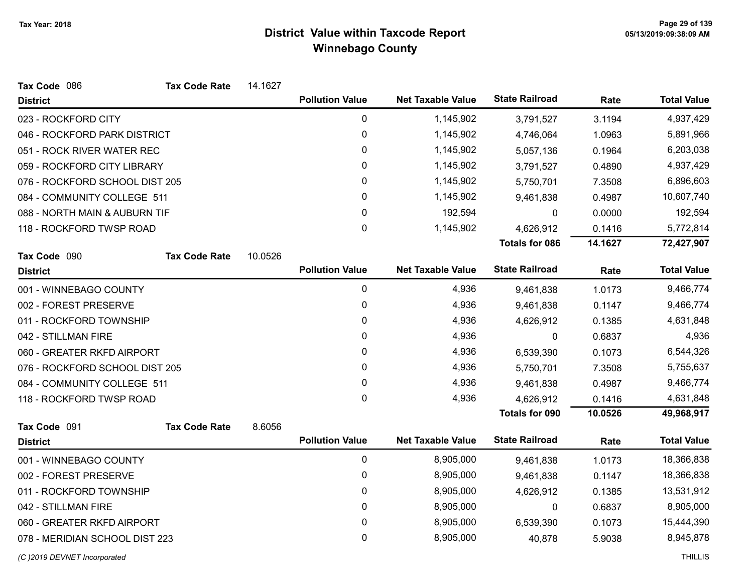# District Value within Taxcode Report

## Winnebago County

Tax Year: 2018

**Tax Code** 086 **Tax Code Rate** 14.1627

| District | Pollution Value | Net Taxable Value | State Railroad | Rate | Total Value |
|---|---|---|---|---|---|
| 023 - ROCKFORD CITY | 0 | 1,145,902 | 3,791,527 | 3.1194 | 4,937,429 |
| 046 - ROCKFORD PARK DISTRICT | 0 | 1,145,902 | 4,746,064 | 1.0963 | 5,891,966 |
| 051 - ROCK RIVER WATER REC | 0 | 1,145,902 | 5,057,136 | 0.1964 | 6,203,038 |
| 059 - ROCKFORD CITY LIBRARY | 0 | 1,145,902 | 3,791,527 | 0.4890 | 4,937,429 |
| 076 - ROCKFORD SCHOOL DIST 205 | 0 | 1,145,902 | 5,750,701 | 7.3508 | 6,896,603 |
| 084 - COMMUNITY COLLEGE 511 | 0 | 1,145,902 | 9,461,838 | 0.4987 | 10,607,740 |
| 088 - NORTH MAIN & AUBURN TIF | 0 | 192,594 | 0 | 0.0000 | 192,594 |
| 118 - ROCKFORD TWSP ROAD | 0 | 1,145,902 | 4,626,912 | 0.1416 | 5,772,814 |
| | | | **Totals for 086** | **14.1627** | **72,427,907** |

**Tax Code** 090 **Tax Code Rate** 10.0526

| District | Pollution Value | Net Taxable Value | State Railroad | Rate | Total Value |
|---|---|---|---|---|---|
| 001 - WINNEBAGO COUNTY | 0 | 4,936 | 9,461,838 | 1.0173 | 9,466,774 |
| 002 - FOREST PRESERVE | 0 | 4,936 | 9,461,838 | 0.1147 | 9,466,774 |
| 011 - ROCKFORD TOWNSHIP | 0 | 4,936 | 4,626,912 | 0.1385 | 4,631,848 |
| 042 - STILLMAN FIRE | 0 | 4,936 | 0 | 0.6837 | 4,936 |
| 060 - GREATER RKFD AIRPORT | 0 | 4,936 | 6,539,390 | 0.1073 | 6,544,326 |
| 076 - ROCKFORD SCHOOL DIST 205 | 0 | 4,936 | 5,750,701 | 7.3508 | 5,755,637 |
| 084 - COMMUNITY COLLEGE 511 | 0 | 4,936 | 9,461,838 | 0.4987 | 9,466,774 |
| 118 - ROCKFORD TWSP ROAD | 0 | 4,936 | 4,626,912 | 0.1416 | 4,631,848 |
| | | | **Totals for 090** | **10.0526** | **49,968,917** |

**Tax Code** 091 **Tax Code Rate** 8.6056

| District | Pollution Value | Net Taxable Value | State Railroad | Rate | Total Value |
|---|---|---|---|---|---|
| 001 - WINNEBAGO COUNTY | 0 | 8,905,000 | 9,461,838 | 1.0173 | 18,366,838 |
| 002 - FOREST PRESERVE | 0 | 8,905,000 | 9,461,838 | 0.1147 | 18,366,838 |
| 011 - ROCKFORD TOWNSHIP | 0 | 8,905,000 | 4,626,912 | 0.1385 | 13,531,912 |
| 042 - STILLMAN FIRE | 0 | 8,905,000 | 0 | 0.6837 | 8,905,000 |
| 060 - GREATER RKFD AIRPORT | 0 | 8,905,000 | 6,539,390 | 0.1073 | 15,444,390 |
| 078 - MERIDIAN SCHOOL DIST 223 | 0 | 8,905,000 | 40,878 | 5.9038 | 8,945,878 |

*(C )2019 DEVNET Incorporated* THILLIS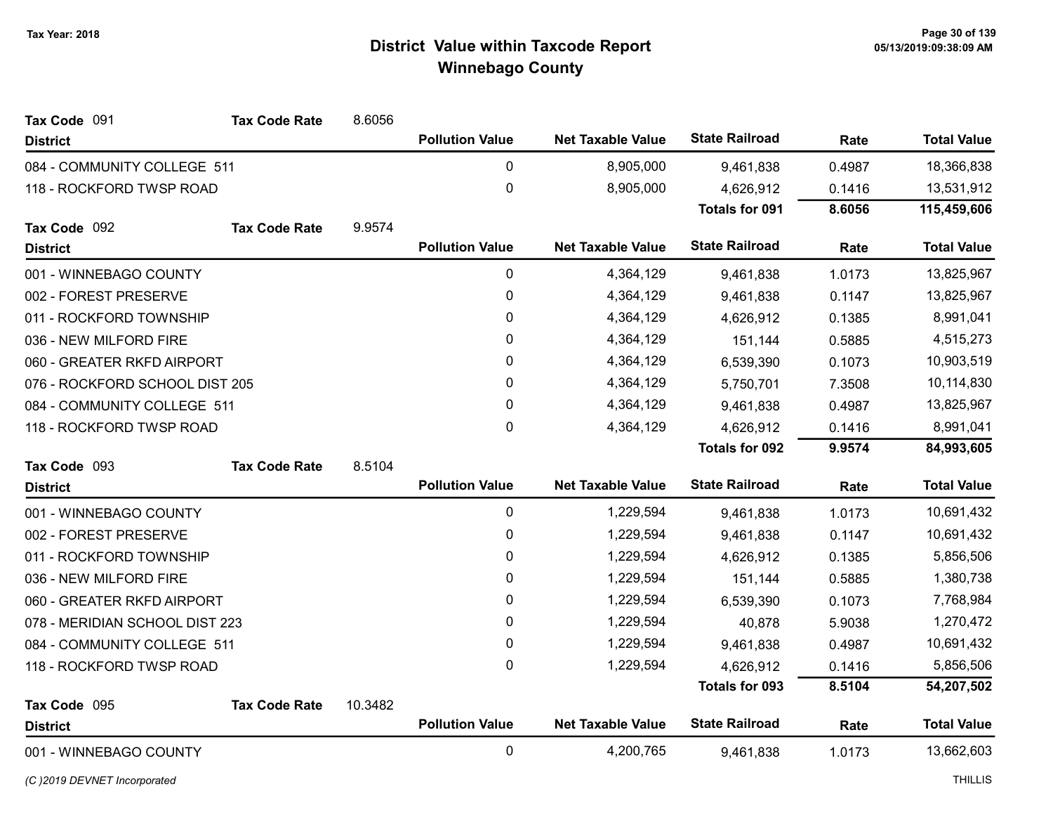# District Value within Taxcode Report
## Winnebago County

Tax Year: 2018

**Tax Code** 091 **Tax Code Rate** 8.6056

| District | Pollution Value | Net Taxable Value | State Railroad | Rate | Total Value |
|---|---|---|---|---|---|
| 084 - COMMUNITY COLLEGE 511 | 0 | 8,905,000 | 9,461,838 | 0.4987 | 18,366,838 |
| 118 - ROCKFORD TWSP ROAD | 0 | 8,905,000 | 4,626,912 | 0.1416 | 13,531,912 |
| | | | **Totals for 091** | **8.6056** | **115,459,606** |

**Tax Code** 092 **Tax Code Rate** 9.9574

| District | Pollution Value | Net Taxable Value | State Railroad | Rate | Total Value |
|---|---|---|---|---|---|
| 001 - WINNEBAGO COUNTY | 0 | 4,364,129 | 9,461,838 | 1.0173 | 13,825,967 |
| 002 - FOREST PRESERVE | 0 | 4,364,129 | 9,461,838 | 0.1147 | 13,825,967 |
| 011 - ROCKFORD TOWNSHIP | 0 | 4,364,129 | 4,626,912 | 0.1385 | 8,991,041 |
| 036 - NEW MILFORD FIRE | 0 | 4,364,129 | 151,144 | 0.5885 | 4,515,273 |
| 060 - GREATER RKFD AIRPORT | 0 | 4,364,129 | 6,539,390 | 0.1073 | 10,903,519 |
| 076 - ROCKFORD SCHOOL DIST 205 | 0 | 4,364,129 | 5,750,701 | 7.3508 | 10,114,830 |
| 084 - COMMUNITY COLLEGE 511 | 0 | 4,364,129 | 9,461,838 | 0.4987 | 13,825,967 |
| 118 - ROCKFORD TWSP ROAD | 0 | 4,364,129 | 4,626,912 | 0.1416 | 8,991,041 |
| | | | **Totals for 092** | **9.9574** | **84,993,605** |

**Tax Code** 093 **Tax Code Rate** 8.5104

| District | Pollution Value | Net Taxable Value | State Railroad | Rate | Total Value |
|---|---|---|---|---|---|
| 001 - WINNEBAGO COUNTY | 0 | 1,229,594 | 9,461,838 | 1.0173 | 10,691,432 |
| 002 - FOREST PRESERVE | 0 | 1,229,594 | 9,461,838 | 0.1147 | 10,691,432 |
| 011 - ROCKFORD TOWNSHIP | 0 | 1,229,594 | 4,626,912 | 0.1385 | 5,856,506 |
| 036 - NEW MILFORD FIRE | 0 | 1,229,594 | 151,144 | 0.5885 | 1,380,738 |
| 060 - GREATER RKFD AIRPORT | 0 | 1,229,594 | 6,539,390 | 0.1073 | 7,768,984 |
| 078 - MERIDIAN SCHOOL DIST 223 | 0 | 1,229,594 | 40,878 | 5.9038 | 1,270,472 |
| 084 - COMMUNITY COLLEGE 511 | 0 | 1,229,594 | 9,461,838 | 0.4987 | 10,691,432 |
| 118 - ROCKFORD TWSP ROAD | 0 | 1,229,594 | 4,626,912 | 0.1416 | 5,856,506 |
| | | | **Totals for 093** | **8.5104** | **54,207,502** |

**Tax Code** 095 **Tax Code Rate** 10.3482

| District | Pollution Value | Net Taxable Value | State Railroad | Rate | Total Value |
|---|---|---|---|---|---|
| 001 - WINNEBAGO COUNTY | 0 | 4,200,765 | 9,461,838 | 1.0173 | 13,662,603 |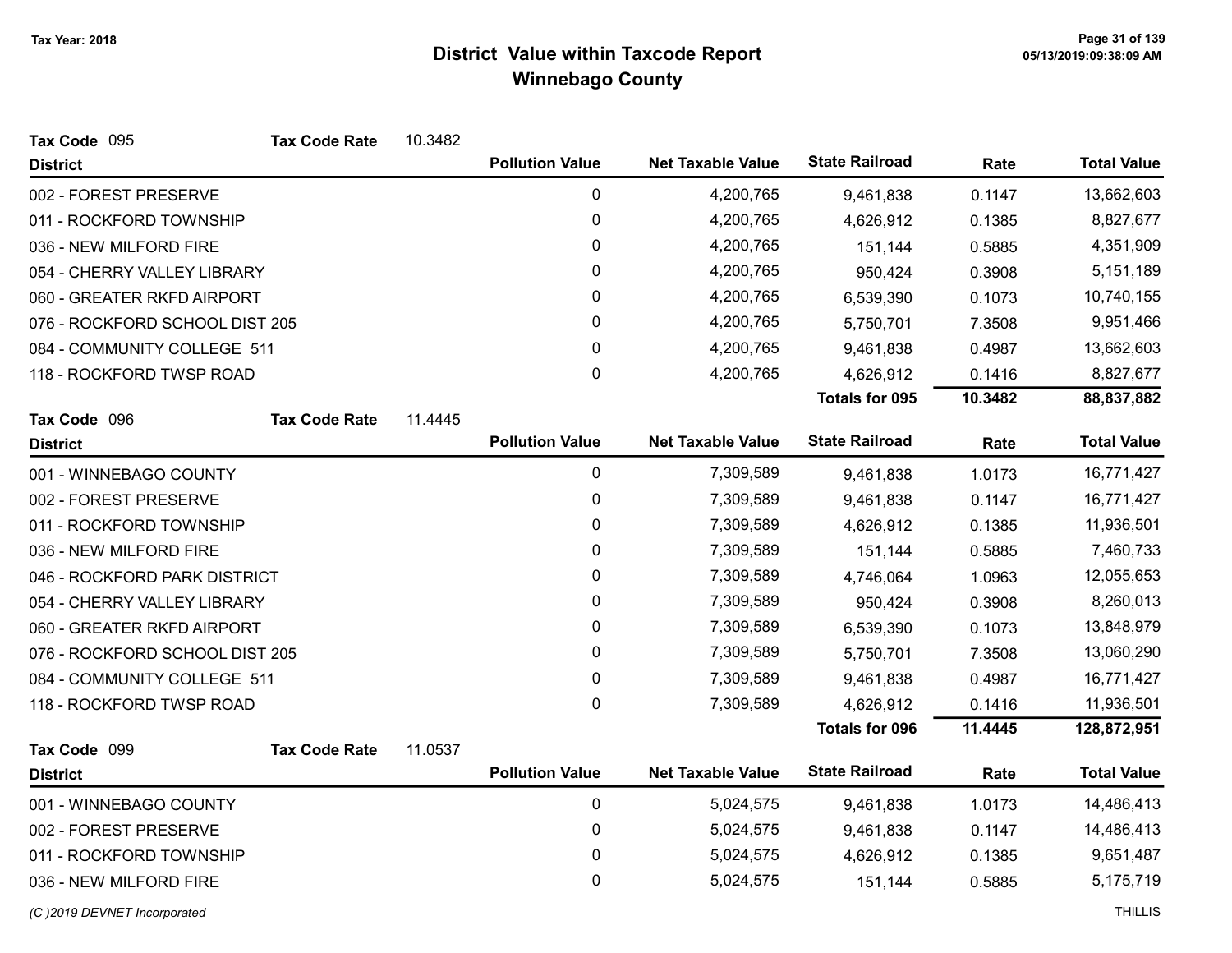# District Value within Taxcode Report

## Winnebago County

Tax Year: 2018

**Tax Code** 095 **Tax Code Rate** 10.3482

| District | Pollution Value | Net Taxable Value | State Railroad | Rate | Total Value |
|---|---|---|---|---|---|
| 002 - FOREST PRESERVE | 0 | 4,200,765 | 9,461,838 | 0.1147 | 13,662,603 |
| 011 - ROCKFORD TOWNSHIP | 0 | 4,200,765 | 4,626,912 | 0.1385 | 8,827,677 |
| 036 - NEW MILFORD FIRE | 0 | 4,200,765 | 151,144 | 0.5885 | 4,351,909 |
| 054 - CHERRY VALLEY LIBRARY | 0 | 4,200,765 | 950,424 | 0.3908 | 5,151,189 |
| 060 - GREATER RKFD AIRPORT | 0 | 4,200,765 | 6,539,390 | 0.1073 | 10,740,155 |
| 076 - ROCKFORD SCHOOL DIST 205 | 0 | 4,200,765 | 5,750,701 | 7.3508 | 9,951,466 |
| 084 - COMMUNITY COLLEGE 511 | 0 | 4,200,765 | 9,461,838 | 0.4987 | 13,662,603 |
| 118 - ROCKFORD TWSP ROAD | 0 | 4,200,765 | 4,626,912 | 0.1416 | 8,827,677 |
| | | | **Totals for 095** | **10.3482** | **88,837,882** |

**Tax Code** 096 **Tax Code Rate** 11.4445

| District | Pollution Value | Net Taxable Value | State Railroad | Rate | Total Value |
|---|---|---|---|---|---|
| 001 - WINNEBAGO COUNTY | 0 | 7,309,589 | 9,461,838 | 1.0173 | 16,771,427 |
| 002 - FOREST PRESERVE | 0 | 7,309,589 | 9,461,838 | 0.1147 | 16,771,427 |
| 011 - ROCKFORD TOWNSHIP | 0 | 7,309,589 | 4,626,912 | 0.1385 | 11,936,501 |
| 036 - NEW MILFORD FIRE | 0 | 7,309,589 | 151,144 | 0.5885 | 7,460,733 |
| 046 - ROCKFORD PARK DISTRICT | 0 | 7,309,589 | 4,746,064 | 1.0963 | 12,055,653 |
| 054 - CHERRY VALLEY LIBRARY | 0 | 7,309,589 | 950,424 | 0.3908 | 8,260,013 |
| 060 - GREATER RKFD AIRPORT | 0 | 7,309,589 | 6,539,390 | 0.1073 | 13,848,979 |
| 076 - ROCKFORD SCHOOL DIST 205 | 0 | 7,309,589 | 5,750,701 | 7.3508 | 13,060,290 |
| 084 - COMMUNITY COLLEGE 511 | 0 | 7,309,589 | 9,461,838 | 0.4987 | 16,771,427 |
| 118 - ROCKFORD TWSP ROAD | 0 | 7,309,589 | 4,626,912 | 0.1416 | 11,936,501 |
| | | | **Totals for 096** | **11.4445** | **128,872,951** |

**Tax Code** 099 **Tax Code Rate** 11.0537

| District | Pollution Value | Net Taxable Value | State Railroad | Rate | Total Value |
|---|---|---|---|---|---|
| 001 - WINNEBAGO COUNTY | 0 | 5,024,575 | 9,461,838 | 1.0173 | 14,486,413 |
| 002 - FOREST PRESERVE | 0 | 5,024,575 | 9,461,838 | 0.1147 | 14,486,413 |
| 011 - ROCKFORD TOWNSHIP | 0 | 5,024,575 | 4,626,912 | 0.1385 | 9,651,487 |
| 036 - NEW MILFORD FIRE | 0 | 5,024,575 | 151,144 | 0.5885 | 5,175,719 |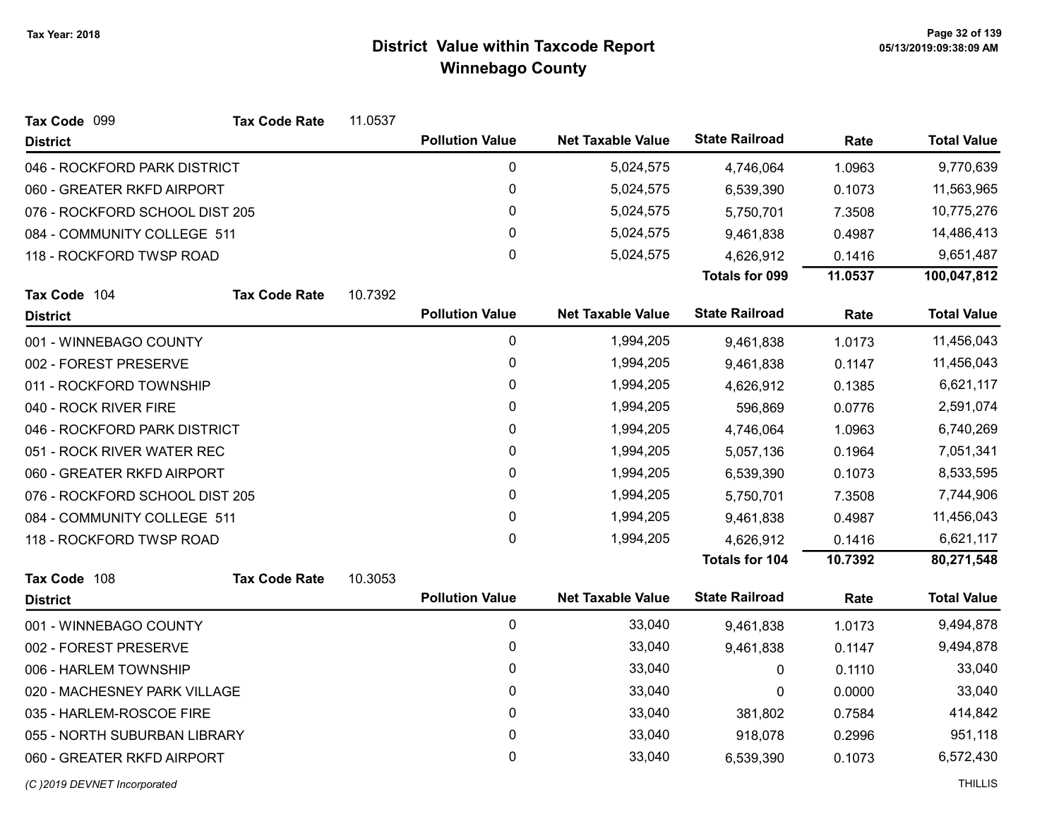# District Value within Taxcode Report

## Winnebago County

Tax Year: 2018

**Tax Code** 099 **Tax Code Rate** 11.0537

| District | Pollution Value | Net Taxable Value | State Railroad | Rate | Total Value |
|---|---|---|---|---|---|
| 046 - ROCKFORD PARK DISTRICT | 0 | 5,024,575 | 4,746,064 | 1.0963 | 9,770,639 |
| 060 - GREATER RKFD AIRPORT | 0 | 5,024,575 | 6,539,390 | 0.1073 | 11,563,965 |
| 076 - ROCKFORD SCHOOL DIST 205 | 0 | 5,024,575 | 5,750,701 | 7.3508 | 10,775,276 |
| 084 - COMMUNITY COLLEGE 511 | 0 | 5,024,575 | 9,461,838 | 0.4987 | 14,486,413 |
| 118 - ROCKFORD TWSP ROAD | 0 | 5,024,575 | 4,626,912 | 0.1416 | 9,651,487 |
| | | | **Totals for 099** | **11.0537** | **100,047,812** |

**Tax Code** 104 **Tax Code Rate** 10.7392

| District | Pollution Value | Net Taxable Value | State Railroad | Rate | Total Value |
|---|---|---|---|---|---|
| 001 - WINNEBAGO COUNTY | 0 | 1,994,205 | 9,461,838 | 1.0173 | 11,456,043 |
| 002 - FOREST PRESERVE | 0 | 1,994,205 | 9,461,838 | 0.1147 | 11,456,043 |
| 011 - ROCKFORD TOWNSHIP | 0 | 1,994,205 | 4,626,912 | 0.1385 | 6,621,117 |
| 040 - ROCK RIVER FIRE | 0 | 1,994,205 | 596,869 | 0.0776 | 2,591,074 |
| 046 - ROCKFORD PARK DISTRICT | 0 | 1,994,205 | 4,746,064 | 1.0963 | 6,740,269 |
| 051 - ROCK RIVER WATER REC | 0 | 1,994,205 | 5,057,136 | 0.1964 | 7,051,341 |
| 060 - GREATER RKFD AIRPORT | 0 | 1,994,205 | 6,539,390 | 0.1073 | 8,533,595 |
| 076 - ROCKFORD SCHOOL DIST 205 | 0 | 1,994,205 | 5,750,701 | 7.3508 | 7,744,906 |
| 084 - COMMUNITY COLLEGE 511 | 0 | 1,994,205 | 9,461,838 | 0.4987 | 11,456,043 |
| 118 - ROCKFORD TWSP ROAD | 0 | 1,994,205 | 4,626,912 | 0.1416 | 6,621,117 |
| | | | **Totals for 104** | **10.7392** | **80,271,548** |

**Tax Code** 108 **Tax Code Rate** 10.3053

| District | Pollution Value | Net Taxable Value | State Railroad | Rate | Total Value |
|---|---|---|---|---|---|
| 001 - WINNEBAGO COUNTY | 0 | 33,040 | 9,461,838 | 1.0173 | 9,494,878 |
| 002 - FOREST PRESERVE | 0 | 33,040 | 9,461,838 | 0.1147 | 9,494,878 |
| 006 - HARLEM TOWNSHIP | 0 | 33,040 | 0 | 0.1110 | 33,040 |
| 020 - MACHESNEY PARK VILLAGE | 0 | 33,040 | 0 | 0.0000 | 33,040 |
| 035 - HARLEM-ROSCOE FIRE | 0 | 33,040 | 381,802 | 0.7584 | 414,842 |
| 055 - NORTH SUBURBAN LIBRARY | 0 | 33,040 | 918,078 | 0.2996 | 951,118 |
| 060 - GREATER RKFD AIRPORT | 0 | 33,040 | 6,539,390 | 0.1073 | 6,572,430 |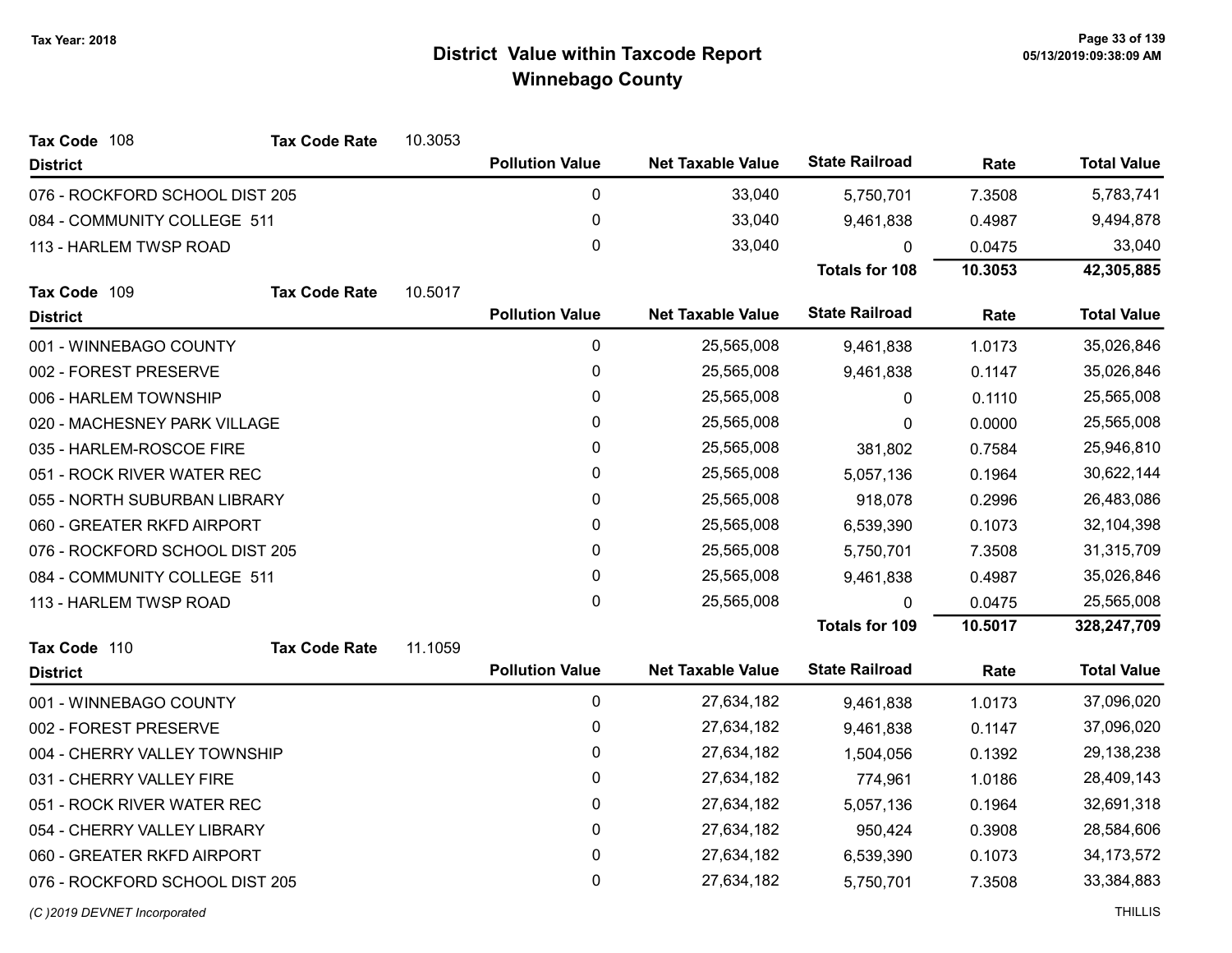# District Value within Taxcode Report
## Winnebago County

Tax Year: 2018

**Tax Code** 108 **Tax Code Rate** 10.3053

| District | Pollution Value | Net Taxable Value | State Railroad | Rate | Total Value |
|---|---|---|---|---|---|
| 076 - ROCKFORD SCHOOL DIST 205 | 0 | 33,040 | 5,750,701 | 7.3508 | 5,783,741 |
| 084 - COMMUNITY COLLEGE 511 | 0 | 33,040 | 9,461,838 | 0.4987 | 9,494,878 |
| 113 - HARLEM TWSP ROAD | 0 | 33,040 | 0 | 0.0475 | 33,040 |
| | | | **Totals for 108** | **10.3053** | **42,305,885** |

**Tax Code** 109 **Tax Code Rate** 10.5017

| District | Pollution Value | Net Taxable Value | State Railroad | Rate | Total Value |
|---|---|---|---|---|---|
| 001 - WINNEBAGO COUNTY | 0 | 25,565,008 | 9,461,838 | 1.0173 | 35,026,846 |
| 002 - FOREST PRESERVE | 0 | 25,565,008 | 9,461,838 | 0.1147 | 35,026,846 |
| 006 - HARLEM TOWNSHIP | 0 | 25,565,008 | 0 | 0.1110 | 25,565,008 |
| 020 - MACHESNEY PARK VILLAGE | 0 | 25,565,008 | 0 | 0.0000 | 25,565,008 |
| 035 - HARLEM-ROSCOE FIRE | 0 | 25,565,008 | 381,802 | 0.7584 | 25,946,810 |
| 051 - ROCK RIVER WATER REC | 0 | 25,565,008 | 5,057,136 | 0.1964 | 30,622,144 |
| 055 - NORTH SUBURBAN LIBRARY | 0 | 25,565,008 | 918,078 | 0.2996 | 26,483,086 |
| 060 - GREATER RKFD AIRPORT | 0 | 25,565,008 | 6,539,390 | 0.1073 | 32,104,398 |
| 076 - ROCKFORD SCHOOL DIST 205 | 0 | 25,565,008 | 5,750,701 | 7.3508 | 31,315,709 |
| 084 - COMMUNITY COLLEGE 511 | 0 | 25,565,008 | 9,461,838 | 0.4987 | 35,026,846 |
| 113 - HARLEM TWSP ROAD | 0 | 25,565,008 | 0 | 0.0475 | 25,565,008 |
| | | | **Totals for 109** | **10.5017** | **328,247,709** |

**Tax Code** 110 **Tax Code Rate** 11.1059

| District | Pollution Value | Net Taxable Value | State Railroad | Rate | Total Value |
|---|---|---|---|---|---|
| 001 - WINNEBAGO COUNTY | 0 | 27,634,182 | 9,461,838 | 1.0173 | 37,096,020 |
| 002 - FOREST PRESERVE | 0 | 27,634,182 | 9,461,838 | 0.1147 | 37,096,020 |
| 004 - CHERRY VALLEY TOWNSHIP | 0 | 27,634,182 | 1,504,056 | 0.1392 | 29,138,238 |
| 031 - CHERRY VALLEY FIRE | 0 | 27,634,182 | 774,961 | 1.0186 | 28,409,143 |
| 051 - ROCK RIVER WATER REC | 0 | 27,634,182 | 5,057,136 | 0.1964 | 32,691,318 |
| 054 - CHERRY VALLEY LIBRARY | 0 | 27,634,182 | 950,424 | 0.3908 | 28,584,606 |
| 060 - GREATER RKFD AIRPORT | 0 | 27,634,182 | 6,539,390 | 0.1073 | 34,173,572 |
| 076 - ROCKFORD SCHOOL DIST 205 | 0 | 27,634,182 | 5,750,701 | 7.3508 | 33,384,883 |

(C )2019 DEVNET Incorporated THILLIS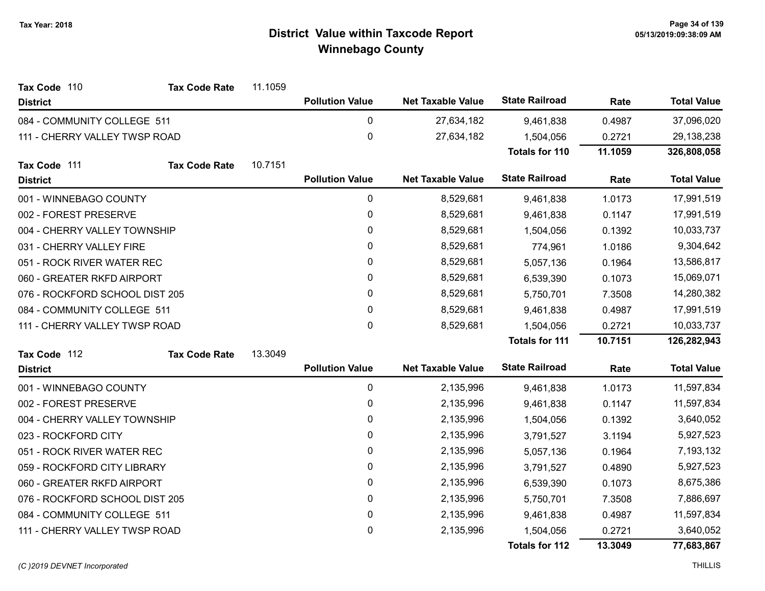# District Value within Taxcode Report
## Winnebago County

Tax Year: 2018

**Tax Code** 110 **Tax Code Rate** 11.1059

| District | Pollution Value | Net Taxable Value | State Railroad | Rate | Total Value |
|---|---|---|---|---|---|
| 084 - COMMUNITY COLLEGE 511 | 0 | 27,634,182 | 9,461,838 | 0.4987 | 37,096,020 |
| 111 - CHERRY VALLEY TWSP ROAD | 0 | 27,634,182 | 1,504,056 | 0.2721 | 29,138,238 |
| | | | **Totals for 110** | **11.1059** | **326,808,058** |

**Tax Code** 111 **Tax Code Rate** 10.7151

| District | Pollution Value | Net Taxable Value | State Railroad | Rate | Total Value |
|---|---|---|---|---|---|
| 001 - WINNEBAGO COUNTY | 0 | 8,529,681 | 9,461,838 | 1.0173 | 17,991,519 |
| 002 - FOREST PRESERVE | 0 | 8,529,681 | 9,461,838 | 0.1147 | 17,991,519 |
| 004 - CHERRY VALLEY TOWNSHIP | 0 | 8,529,681 | 1,504,056 | 0.1392 | 10,033,737 |
| 031 - CHERRY VALLEY FIRE | 0 | 8,529,681 | 774,961 | 1.0186 | 9,304,642 |
| 051 - ROCK RIVER WATER REC | 0 | 8,529,681 | 5,057,136 | 0.1964 | 13,586,817 |
| 060 - GREATER RKFD AIRPORT | 0 | 8,529,681 | 6,539,390 | 0.1073 | 15,069,071 |
| 076 - ROCKFORD SCHOOL DIST 205 | 0 | 8,529,681 | 5,750,701 | 7.3508 | 14,280,382 |
| 084 - COMMUNITY COLLEGE 511 | 0 | 8,529,681 | 9,461,838 | 0.4987 | 17,991,519 |
| 111 - CHERRY VALLEY TWSP ROAD | 0 | 8,529,681 | 1,504,056 | 0.2721 | 10,033,737 |
| | | | **Totals for 111** | **10.7151** | **126,282,943** |

**Tax Code** 112 **Tax Code Rate** 13.3049

| District | Pollution Value | Net Taxable Value | State Railroad | Rate | Total Value |
|---|---|---|---|---|---|
| 001 - WINNEBAGO COUNTY | 0 | 2,135,996 | 9,461,838 | 1.0173 | 11,597,834 |
| 002 - FOREST PRESERVE | 0 | 2,135,996 | 9,461,838 | 0.1147 | 11,597,834 |
| 004 - CHERRY VALLEY TOWNSHIP | 0 | 2,135,996 | 1,504,056 | 0.1392 | 3,640,052 |
| 023 - ROCKFORD CITY | 0 | 2,135,996 | 3,791,527 | 3.1194 | 5,927,523 |
| 051 - ROCK RIVER WATER REC | 0 | 2,135,996 | 5,057,136 | 0.1964 | 7,193,132 |
| 059 - ROCKFORD CITY LIBRARY | 0 | 2,135,996 | 3,791,527 | 0.4890 | 5,927,523 |
| 060 - GREATER RKFD AIRPORT | 0 | 2,135,996 | 6,539,390 | 0.1073 | 8,675,386 |
| 076 - ROCKFORD SCHOOL DIST 205 | 0 | 2,135,996 | 5,750,701 | 7.3508 | 7,886,697 |
| 084 - COMMUNITY COLLEGE 511 | 0 | 2,135,996 | 9,461,838 | 0.4987 | 11,597,834 |
| 111 - CHERRY VALLEY TWSP ROAD | 0 | 2,135,996 | 1,504,056 | 0.2721 | 3,640,052 |
| | | | **Totals for 112** | **13.3049** | **77,683,867** |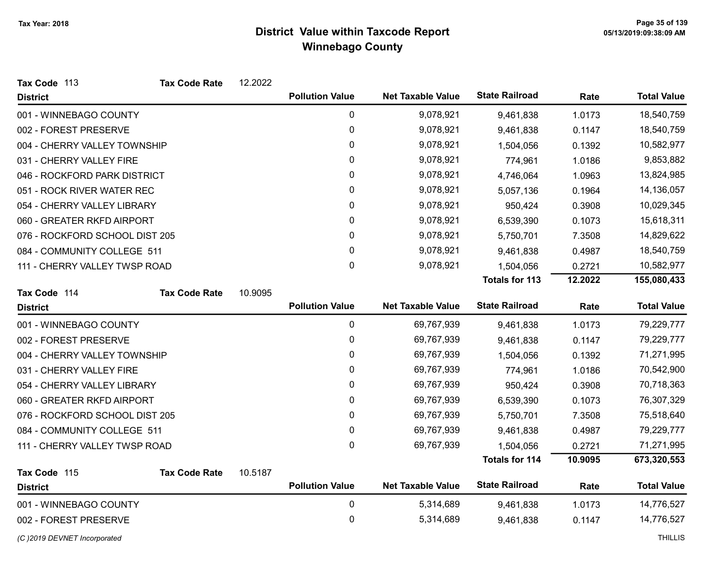# District Value within Taxcode Report
## Winnebago County

Tax Year: 2018

**Tax Code** 113 **Tax Code Rate** 12.2022

| District | Pollution Value | Net Taxable Value | State Railroad | Rate | Total Value |
|---|---|---|---|---|---|
| 001 - WINNEBAGO COUNTY | 0 | 9,078,921 | 9,461,838 | 1.0173 | 18,540,759 |
| 002 - FOREST PRESERVE | 0 | 9,078,921 | 9,461,838 | 0.1147 | 18,540,759 |
| 004 - CHERRY VALLEY TOWNSHIP | 0 | 9,078,921 | 1,504,056 | 0.1392 | 10,582,977 |
| 031 - CHERRY VALLEY FIRE | 0 | 9,078,921 | 774,961 | 1.0186 | 9,853,882 |
| 046 - ROCKFORD PARK DISTRICT | 0 | 9,078,921 | 4,746,064 | 1.0963 | 13,824,985 |
| 051 - ROCK RIVER WATER REC | 0 | 9,078,921 | 5,057,136 | 0.1964 | 14,136,057 |
| 054 - CHERRY VALLEY LIBRARY | 0 | 9,078,921 | 950,424 | 0.3908 | 10,029,345 |
| 060 - GREATER RKFD AIRPORT | 0 | 9,078,921 | 6,539,390 | 0.1073 | 15,618,311 |
| 076 - ROCKFORD SCHOOL DIST 205 | 0 | 9,078,921 | 5,750,701 | 7.3508 | 14,829,622 |
| 084 - COMMUNITY COLLEGE 511 | 0 | 9,078,921 | 9,461,838 | 0.4987 | 18,540,759 |
| 111 - CHERRY VALLEY TWSP ROAD | 0 | 9,078,921 | 1,504,056 | 0.2721 | 10,582,977 |
| | | | **Totals for 113** | **12.2022** | **155,080,433** |

**Tax Code** 114 **Tax Code Rate** 10.9095

| District | Pollution Value | Net Taxable Value | State Railroad | Rate | Total Value |
|---|---|---|---|---|---|
| 001 - WINNEBAGO COUNTY | 0 | 69,767,939 | 9,461,838 | 1.0173 | 79,229,777 |
| 002 - FOREST PRESERVE | 0 | 69,767,939 | 9,461,838 | 0.1147 | 79,229,777 |
| 004 - CHERRY VALLEY TOWNSHIP | 0 | 69,767,939 | 1,504,056 | 0.1392 | 71,271,995 |
| 031 - CHERRY VALLEY FIRE | 0 | 69,767,939 | 774,961 | 1.0186 | 70,542,900 |
| 054 - CHERRY VALLEY LIBRARY | 0 | 69,767,939 | 950,424 | 0.3908 | 70,718,363 |
| 060 - GREATER RKFD AIRPORT | 0 | 69,767,939 | 6,539,390 | 0.1073 | 76,307,329 |
| 076 - ROCKFORD SCHOOL DIST 205 | 0 | 69,767,939 | 5,750,701 | 7.3508 | 75,518,640 |
| 084 - COMMUNITY COLLEGE 511 | 0 | 69,767,939 | 9,461,838 | 0.4987 | 79,229,777 |
| 111 - CHERRY VALLEY TWSP ROAD | 0 | 69,767,939 | 1,504,056 | 0.2721 | 71,271,995 |
| | | | **Totals for 114** | **10.9095** | **673,320,553** |

**Tax Code** 115 **Tax Code Rate** 10.5187

| District | Pollution Value | Net Taxable Value | State Railroad | Rate | Total Value |
|---|---|---|---|---|---|
| 001 - WINNEBAGO COUNTY | 0 | 5,314,689 | 9,461,838 | 1.0173 | 14,776,527 |
| 002 - FOREST PRESERVE | 0 | 5,314,689 | 9,461,838 | 0.1147 | 14,776,527 |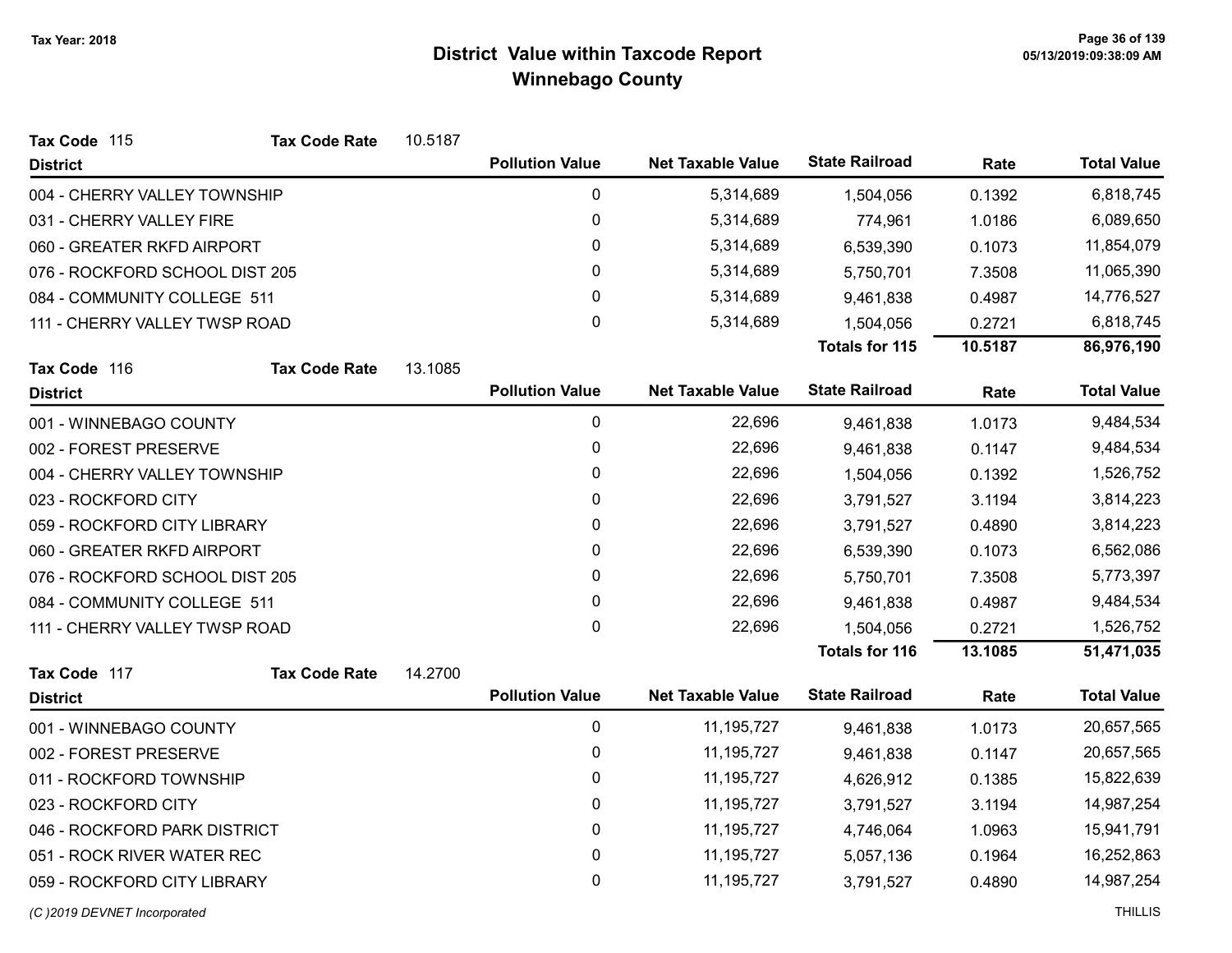# District Value within Taxcode Report
## Winnebago County

Tax Year: 2018

**Tax Code** 115 **Tax Code Rate** 10.5187

| District | Pollution Value | Net Taxable Value | State Railroad | Rate | Total Value |
|---|---|---|---|---|---|
| 004 - CHERRY VALLEY TOWNSHIP | 0 | 5,314,689 | 1,504,056 | 0.1392 | 6,818,745 |
| 031 - CHERRY VALLEY FIRE | 0 | 5,314,689 | 774,961 | 1.0186 | 6,089,650 |
| 060 - GREATER RKFD AIRPORT | 0 | 5,314,689 | 6,539,390 | 0.1073 | 11,854,079 |
| 076 - ROCKFORD SCHOOL DIST 205 | 0 | 5,314,689 | 5,750,701 | 7.3508 | 11,065,390 |
| 084 - COMMUNITY COLLEGE 511 | 0 | 5,314,689 | 9,461,838 | 0.4987 | 14,776,527 |
| 111 - CHERRY VALLEY TWSP ROAD | 0 | 5,314,689 | 1,504,056 | 0.2721 | 6,818,745 |
| | | | **Totals for 115** | **10.5187** | **86,976,190** |

**Tax Code** 116 **Tax Code Rate** 13.1085

| District | Pollution Value | Net Taxable Value | State Railroad | Rate | Total Value |
|---|---|---|---|---|---|
| 001 - WINNEBAGO COUNTY | 0 | 22,696 | 9,461,838 | 1.0173 | 9,484,534 |
| 002 - FOREST PRESERVE | 0 | 22,696 | 9,461,838 | 0.1147 | 9,484,534 |
| 004 - CHERRY VALLEY TOWNSHIP | 0 | 22,696 | 1,504,056 | 0.1392 | 1,526,752 |
| 023 - ROCKFORD CITY | 0 | 22,696 | 3,791,527 | 3.1194 | 3,814,223 |
| 059 - ROCKFORD CITY LIBRARY | 0 | 22,696 | 3,791,527 | 0.4890 | 3,814,223 |
| 060 - GREATER RKFD AIRPORT | 0 | 22,696 | 6,539,390 | 0.1073 | 6,562,086 |
| 076 - ROCKFORD SCHOOL DIST 205 | 0 | 22,696 | 5,750,701 | 7.3508 | 5,773,397 |
| 084 - COMMUNITY COLLEGE 511 | 0 | 22,696 | 9,461,838 | 0.4987 | 9,484,534 |
| 111 - CHERRY VALLEY TWSP ROAD | 0 | 22,696 | 1,504,056 | 0.2721 | 1,526,752 |
| | | | **Totals for 116** | **13.1085** | **51,471,035** |

**Tax Code** 117 **Tax Code Rate** 14.2700

| District | Pollution Value | Net Taxable Value | State Railroad | Rate | Total Value |
|---|---|---|---|---|---|
| 001 - WINNEBAGO COUNTY | 0 | 11,195,727 | 9,461,838 | 1.0173 | 20,657,565 |
| 002 - FOREST PRESERVE | 0 | 11,195,727 | 9,461,838 | 0.1147 | 20,657,565 |
| 011 - ROCKFORD TOWNSHIP | 0 | 11,195,727 | 4,626,912 | 0.1385 | 15,822,639 |
| 023 - ROCKFORD CITY | 0 | 11,195,727 | 3,791,527 | 3.1194 | 14,987,254 |
| 046 - ROCKFORD PARK DISTRICT | 0 | 11,195,727 | 4,746,064 | 1.0963 | 15,941,791 |
| 051 - ROCK RIVER WATER REC | 0 | 11,195,727 | 5,057,136 | 0.1964 | 16,252,863 |
| 059 - ROCKFORD CITY LIBRARY | 0 | 11,195,727 | 3,791,527 | 0.4890 | 14,987,254 |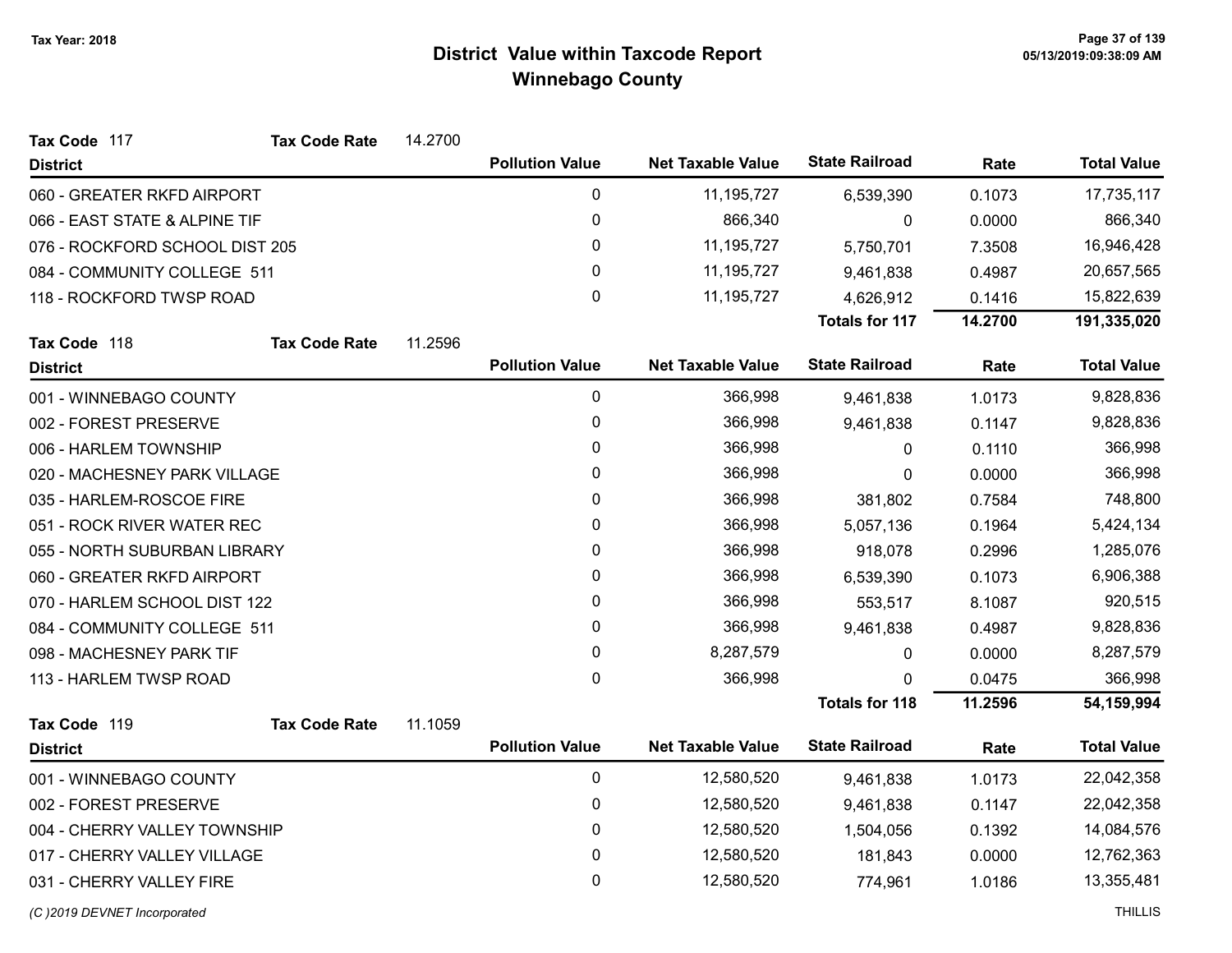# District Value within Taxcode Report
## Winnebago County

Tax Year: 2018

**Tax Code** 117 **Tax Code Rate** 14.2700

| District | Pollution Value | Net Taxable Value | State Railroad | Rate | Total Value |
|---|---|---|---|---|---|
| 060 - GREATER RKFD AIRPORT | 0 | 11,195,727 | 6,539,390 | 0.1073 | 17,735,117 |
| 066 - EAST STATE & ALPINE TIF | 0 | 866,340 | 0 | 0.0000 | 866,340 |
| 076 - ROCKFORD SCHOOL DIST 205 | 0 | 11,195,727 | 5,750,701 | 7.3508 | 16,946,428 |
| 084 - COMMUNITY COLLEGE 511 | 0 | 11,195,727 | 9,461,838 | 0.4987 | 20,657,565 |
| 118 - ROCKFORD TWSP ROAD | 0 | 11,195,727 | 4,626,912 | 0.1416 | 15,822,639 |
| | | | **Totals for 117** | **14.2700** | **191,335,020** |

**Tax Code** 118 **Tax Code Rate** 11.2596

| District | Pollution Value | Net Taxable Value | State Railroad | Rate | Total Value |
|---|---|---|---|---|---|
| 001 - WINNEBAGO COUNTY | 0 | 366,998 | 9,461,838 | 1.0173 | 9,828,836 |
| 002 - FOREST PRESERVE | 0 | 366,998 | 9,461,838 | 0.1147 | 9,828,836 |
| 006 - HARLEM TOWNSHIP | 0 | 366,998 | 0 | 0.1110 | 366,998 |
| 020 - MACHESNEY PARK VILLAGE | 0 | 366,998 | 0 | 0.0000 | 366,998 |
| 035 - HARLEM-ROSCOE FIRE | 0 | 366,998 | 381,802 | 0.7584 | 748,800 |
| 051 - ROCK RIVER WATER REC | 0 | 366,998 | 5,057,136 | 0.1964 | 5,424,134 |
| 055 - NORTH SUBURBAN LIBRARY | 0 | 366,998 | 918,078 | 0.2996 | 1,285,076 |
| 060 - GREATER RKFD AIRPORT | 0 | 366,998 | 6,539,390 | 0.1073 | 6,906,388 |
| 070 - HARLEM SCHOOL DIST 122 | 0 | 366,998 | 553,517 | 8.1087 | 920,515 |
| 084 - COMMUNITY COLLEGE 511 | 0 | 366,998 | 9,461,838 | 0.4987 | 9,828,836 |
| 098 - MACHESNEY PARK TIF | 0 | 8,287,579 | 0 | 0.0000 | 8,287,579 |
| 113 - HARLEM TWSP ROAD | 0 | 366,998 | 0 | 0.0475 | 366,998 |
| | | | **Totals for 118** | **11.2596** | **54,159,994** |

**Tax Code** 119 **Tax Code Rate** 11.1059

| District | Pollution Value | Net Taxable Value | State Railroad | Rate | Total Value |
|---|---|---|---|---|---|
| 001 - WINNEBAGO COUNTY | 0 | 12,580,520 | 9,461,838 | 1.0173 | 22,042,358 |
| 002 - FOREST PRESERVE | 0 | 12,580,520 | 9,461,838 | 0.1147 | 22,042,358 |
| 004 - CHERRY VALLEY TOWNSHIP | 0 | 12,580,520 | 1,504,056 | 0.1392 | 14,084,576 |
| 017 - CHERRY VALLEY VILLAGE | 0 | 12,580,520 | 181,843 | 0.0000 | 12,762,363 |
| 031 - CHERRY VALLEY FIRE | 0 | 12,580,520 | 774,961 | 1.0186 | 13,355,481 |

(C )2019 DEVNET Incorporated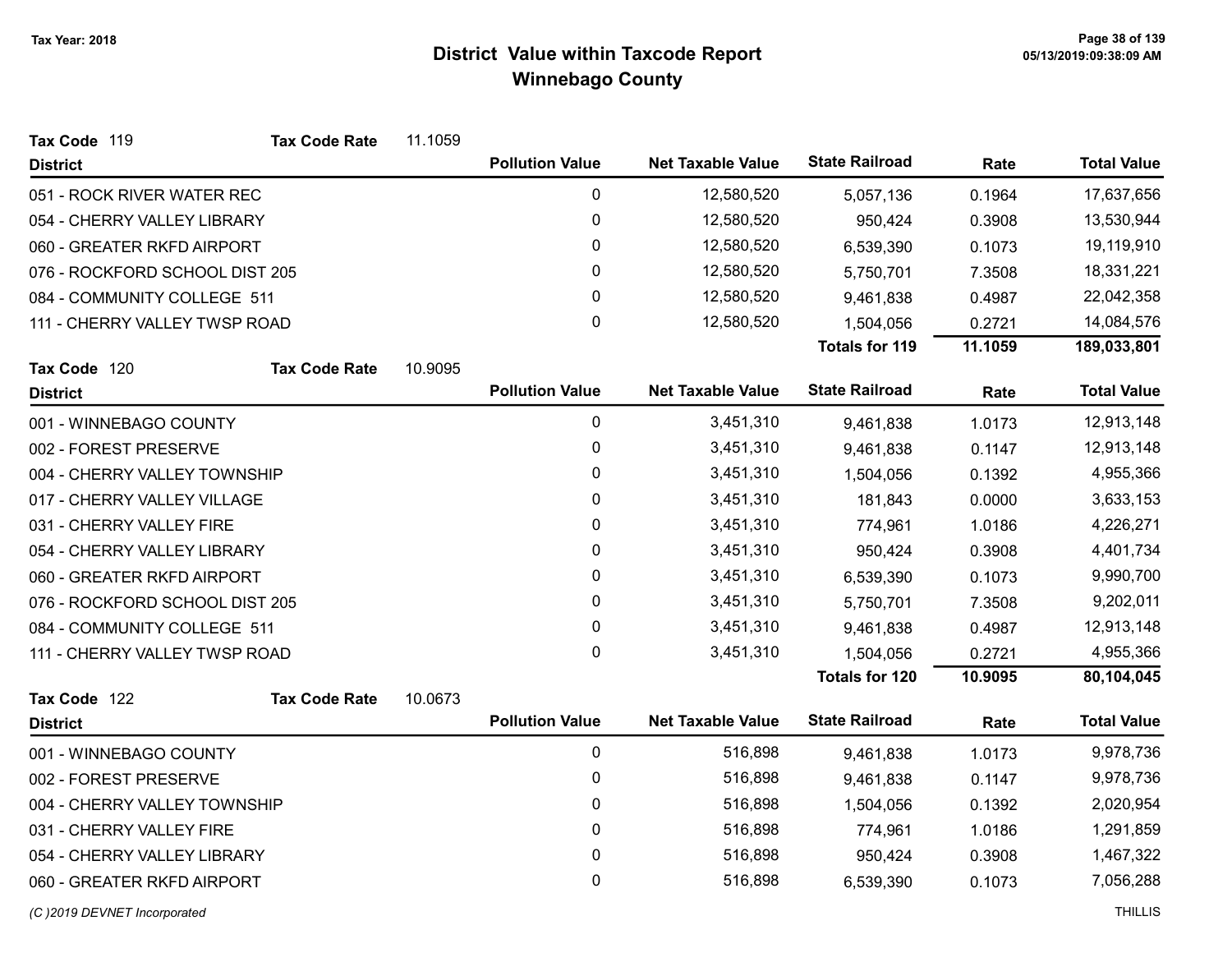# District Value within Taxcode Report

## Winnebago County

Tax Year: 2018

**Tax Code** 119 **Tax Code Rate** 11.1059

| District | Pollution Value | Net Taxable Value | State Railroad | Rate | Total Value |
|---|---|---|---|---|---|
| 051 - ROCK RIVER WATER REC | 0 | 12,580,520 | 5,057,136 | 0.1964 | 17,637,656 |
| 054 - CHERRY VALLEY LIBRARY | 0 | 12,580,520 | 950,424 | 0.3908 | 13,530,944 |
| 060 - GREATER RKFD AIRPORT | 0 | 12,580,520 | 6,539,390 | 0.1073 | 19,119,910 |
| 076 - ROCKFORD SCHOOL DIST 205 | 0 | 12,580,520 | 5,750,701 | 7.3508 | 18,331,221 |
| 084 - COMMUNITY COLLEGE 511 | 0 | 12,580,520 | 9,461,838 | 0.4987 | 22,042,358 |
| 111 - CHERRY VALLEY TWSP ROAD | 0 | 12,580,520 | 1,504,056 | 0.2721 | 14,084,576 |
| | | | **Totals for 119** | **11.1059** | **189,033,801** |

**Tax Code** 120 **Tax Code Rate** 10.9095

| District | Pollution Value | Net Taxable Value | State Railroad | Rate | Total Value |
|---|---|---|---|---|---|
| 001 - WINNEBAGO COUNTY | 0 | 3,451,310 | 9,461,838 | 1.0173 | 12,913,148 |
| 002 - FOREST PRESERVE | 0 | 3,451,310 | 9,461,838 | 0.1147 | 12,913,148 |
| 004 - CHERRY VALLEY TOWNSHIP | 0 | 3,451,310 | 1,504,056 | 0.1392 | 4,955,366 |
| 017 - CHERRY VALLEY VILLAGE | 0 | 3,451,310 | 181,843 | 0.0000 | 3,633,153 |
| 031 - CHERRY VALLEY FIRE | 0 | 3,451,310 | 774,961 | 1.0186 | 4,226,271 |
| 054 - CHERRY VALLEY LIBRARY | 0 | 3,451,310 | 950,424 | 0.3908 | 4,401,734 |
| 060 - GREATER RKFD AIRPORT | 0 | 3,451,310 | 6,539,390 | 0.1073 | 9,990,700 |
| 076 - ROCKFORD SCHOOL DIST 205 | 0 | 3,451,310 | 5,750,701 | 7.3508 | 9,202,011 |
| 084 - COMMUNITY COLLEGE 511 | 0 | 3,451,310 | 9,461,838 | 0.4987 | 12,913,148 |
| 111 - CHERRY VALLEY TWSP ROAD | 0 | 3,451,310 | 1,504,056 | 0.2721 | 4,955,366 |
| | | | **Totals for 120** | **10.9095** | **80,104,045** |

**Tax Code** 122 **Tax Code Rate** 10.0673

| District | Pollution Value | Net Taxable Value | State Railroad | Rate | Total Value |
|---|---|---|---|---|---|
| 001 - WINNEBAGO COUNTY | 0 | 516,898 | 9,461,838 | 1.0173 | 9,978,736 |
| 002 - FOREST PRESERVE | 0 | 516,898 | 9,461,838 | 0.1147 | 9,978,736 |
| 004 - CHERRY VALLEY TOWNSHIP | 0 | 516,898 | 1,504,056 | 0.1392 | 2,020,954 |
| 031 - CHERRY VALLEY FIRE | 0 | 516,898 | 774,961 | 1.0186 | 1,291,859 |
| 054 - CHERRY VALLEY LIBRARY | 0 | 516,898 | 950,424 | 0.3908 | 1,467,322 |
| 060 - GREATER RKFD AIRPORT | 0 | 516,898 | 6,539,390 | 0.1073 | 7,056,288 |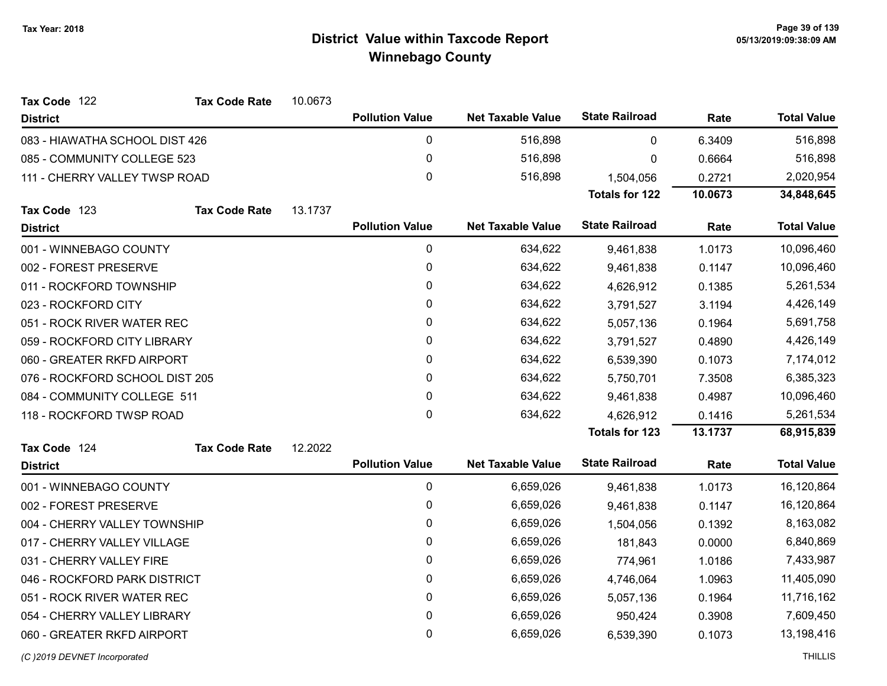# District Value within Taxcode Report

## Winnebago County

Tax Year: 2018

**Tax Code** 122 **Tax Code Rate** 10.0673

| District | Pollution Value | Net Taxable Value | State Railroad | Rate | Total Value |
|---|---|---|---|---|---|
| 083 - HIAWATHA SCHOOL DIST 426 | 0 | 516,898 | 0 | 6.3409 | 516,898 |
| 085 - COMMUNITY COLLEGE 523 | 0 | 516,898 | 0 | 0.6664 | 516,898 |
| 111 - CHERRY VALLEY TWSP ROAD | 0 | 516,898 | 1,504,056 | 0.2721 | 2,020,954 |
| | | | **Totals for 122** | **10.0673** | **34,848,645** |

**Tax Code** 123 **Tax Code Rate** 13.1737

| District | Pollution Value | Net Taxable Value | State Railroad | Rate | Total Value |
|---|---|---|---|---|---|
| 001 - WINNEBAGO COUNTY | 0 | 634,622 | 9,461,838 | 1.0173 | 10,096,460 |
| 002 - FOREST PRESERVE | 0 | 634,622 | 9,461,838 | 0.1147 | 10,096,460 |
| 011 - ROCKFORD TOWNSHIP | 0 | 634,622 | 4,626,912 | 0.1385 | 5,261,534 |
| 023 - ROCKFORD CITY | 0 | 634,622 | 3,791,527 | 3.1194 | 4,426,149 |
| 051 - ROCK RIVER WATER REC | 0 | 634,622 | 5,057,136 | 0.1964 | 5,691,758 |
| 059 - ROCKFORD CITY LIBRARY | 0 | 634,622 | 3,791,527 | 0.4890 | 4,426,149 |
| 060 - GREATER RKFD AIRPORT | 0 | 634,622 | 6,539,390 | 0.1073 | 7,174,012 |
| 076 - ROCKFORD SCHOOL DIST 205 | 0 | 634,622 | 5,750,701 | 7.3508 | 6,385,323 |
| 084 - COMMUNITY COLLEGE 511 | 0 | 634,622 | 9,461,838 | 0.4987 | 10,096,460 |
| 118 - ROCKFORD TWSP ROAD | 0 | 634,622 | 4,626,912 | 0.1416 | 5,261,534 |
| | | | **Totals for 123** | **13.1737** | **68,915,839** |

**Tax Code** 124 **Tax Code Rate** 12.2022

| District | Pollution Value | Net Taxable Value | State Railroad | Rate | Total Value |
|---|---|---|---|---|---|
| 001 - WINNEBAGO COUNTY | 0 | 6,659,026 | 9,461,838 | 1.0173 | 16,120,864 |
| 002 - FOREST PRESERVE | 0 | 6,659,026 | 9,461,838 | 0.1147 | 16,120,864 |
| 004 - CHERRY VALLEY TOWNSHIP | 0 | 6,659,026 | 1,504,056 | 0.1392 | 8,163,082 |
| 017 - CHERRY VALLEY VILLAGE | 0 | 6,659,026 | 181,843 | 0.0000 | 6,840,869 |
| 031 - CHERRY VALLEY FIRE | 0 | 6,659,026 | 774,961 | 1.0186 | 7,433,987 |
| 046 - ROCKFORD PARK DISTRICT | 0 | 6,659,026 | 4,746,064 | 1.0963 | 11,405,090 |
| 051 - ROCK RIVER WATER REC | 0 | 6,659,026 | 5,057,136 | 0.1964 | 11,716,162 |
| 054 - CHERRY VALLEY LIBRARY | 0 | 6,659,026 | 950,424 | 0.3908 | 7,609,450 |
| 060 - GREATER RKFD AIRPORT | 0 | 6,659,026 | 6,539,390 | 0.1073 | 13,198,416 |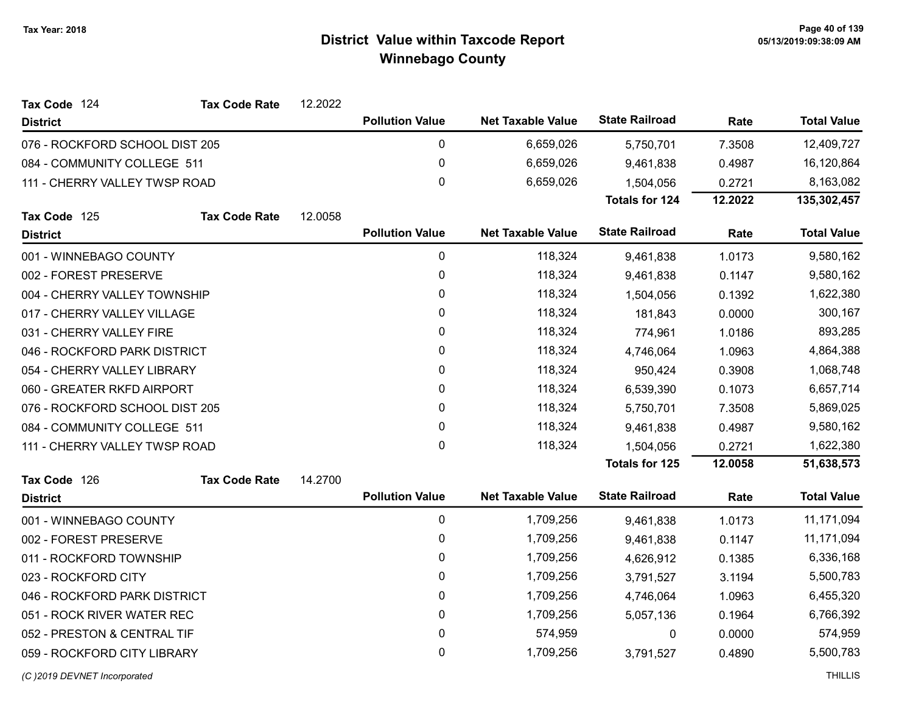# District Value within Taxcode Report
## Winnebago County

Tax Year: 2018

**Tax Code** 124 **Tax Code Rate** 12.2022

| District | Pollution Value | Net Taxable Value | State Railroad | Rate | Total Value |
|---|---|---|---|---|---|
| 076 - ROCKFORD SCHOOL DIST 205 | 0 | 6,659,026 | 5,750,701 | 7.3508 | 12,409,727 |
| 084 - COMMUNITY COLLEGE 511 | 0 | 6,659,026 | 9,461,838 | 0.4987 | 16,120,864 |
| 111 - CHERRY VALLEY TWSP ROAD | 0 | 6,659,026 | 1,504,056 | 0.2721 | 8,163,082 |
| | | | **Totals for 124** | **12.2022** | **135,302,457** |

**Tax Code** 125 **Tax Code Rate** 12.0058

| District | Pollution Value | Net Taxable Value | State Railroad | Rate | Total Value |
|---|---|---|---|---|---|
| 001 - WINNEBAGO COUNTY | 0 | 118,324 | 9,461,838 | 1.0173 | 9,580,162 |
| 002 - FOREST PRESERVE | 0 | 118,324 | 9,461,838 | 0.1147 | 9,580,162 |
| 004 - CHERRY VALLEY TOWNSHIP | 0 | 118,324 | 1,504,056 | 0.1392 | 1,622,380 |
| 017 - CHERRY VALLEY VILLAGE | 0 | 118,324 | 181,843 | 0.0000 | 300,167 |
| 031 - CHERRY VALLEY FIRE | 0 | 118,324 | 774,961 | 1.0186 | 893,285 |
| 046 - ROCKFORD PARK DISTRICT | 0 | 118,324 | 4,746,064 | 1.0963 | 4,864,388 |
| 054 - CHERRY VALLEY LIBRARY | 0 | 118,324 | 950,424 | 0.3908 | 1,068,748 |
| 060 - GREATER RKFD AIRPORT | 0 | 118,324 | 6,539,390 | 0.1073 | 6,657,714 |
| 076 - ROCKFORD SCHOOL DIST 205 | 0 | 118,324 | 5,750,701 | 7.3508 | 5,869,025 |
| 084 - COMMUNITY COLLEGE 511 | 0 | 118,324 | 9,461,838 | 0.4987 | 9,580,162 |
| 111 - CHERRY VALLEY TWSP ROAD | 0 | 118,324 | 1,504,056 | 0.2721 | 1,622,380 |
| | | | **Totals for 125** | **12.0058** | **51,638,573** |

**Tax Code** 126 **Tax Code Rate** 14.2700

| District | Pollution Value | Net Taxable Value | State Railroad | Rate | Total Value |
|---|---|---|---|---|---|
| 001 - WINNEBAGO COUNTY | 0 | 1,709,256 | 9,461,838 | 1.0173 | 11,171,094 |
| 002 - FOREST PRESERVE | 0 | 1,709,256 | 9,461,838 | 0.1147 | 11,171,094 |
| 011 - ROCKFORD TOWNSHIP | 0 | 1,709,256 | 4,626,912 | 0.1385 | 6,336,168 |
| 023 - ROCKFORD CITY | 0 | 1,709,256 | 3,791,527 | 3.1194 | 5,500,783 |
| 046 - ROCKFORD PARK DISTRICT | 0 | 1,709,256 | 4,746,064 | 1.0963 | 6,455,320 |
| 051 - ROCK RIVER WATER REC | 0 | 1,709,256 | 5,057,136 | 0.1964 | 6,766,392 |
| 052 - PRESTON & CENTRAL TIF | 0 | 574,959 | 0 | 0.0000 | 574,959 |
| 059 - ROCKFORD CITY LIBRARY | 0 | 1,709,256 | 3,791,527 | 0.4890 | 5,500,783 |

(C )2019 DEVNET Incorporated THILLIS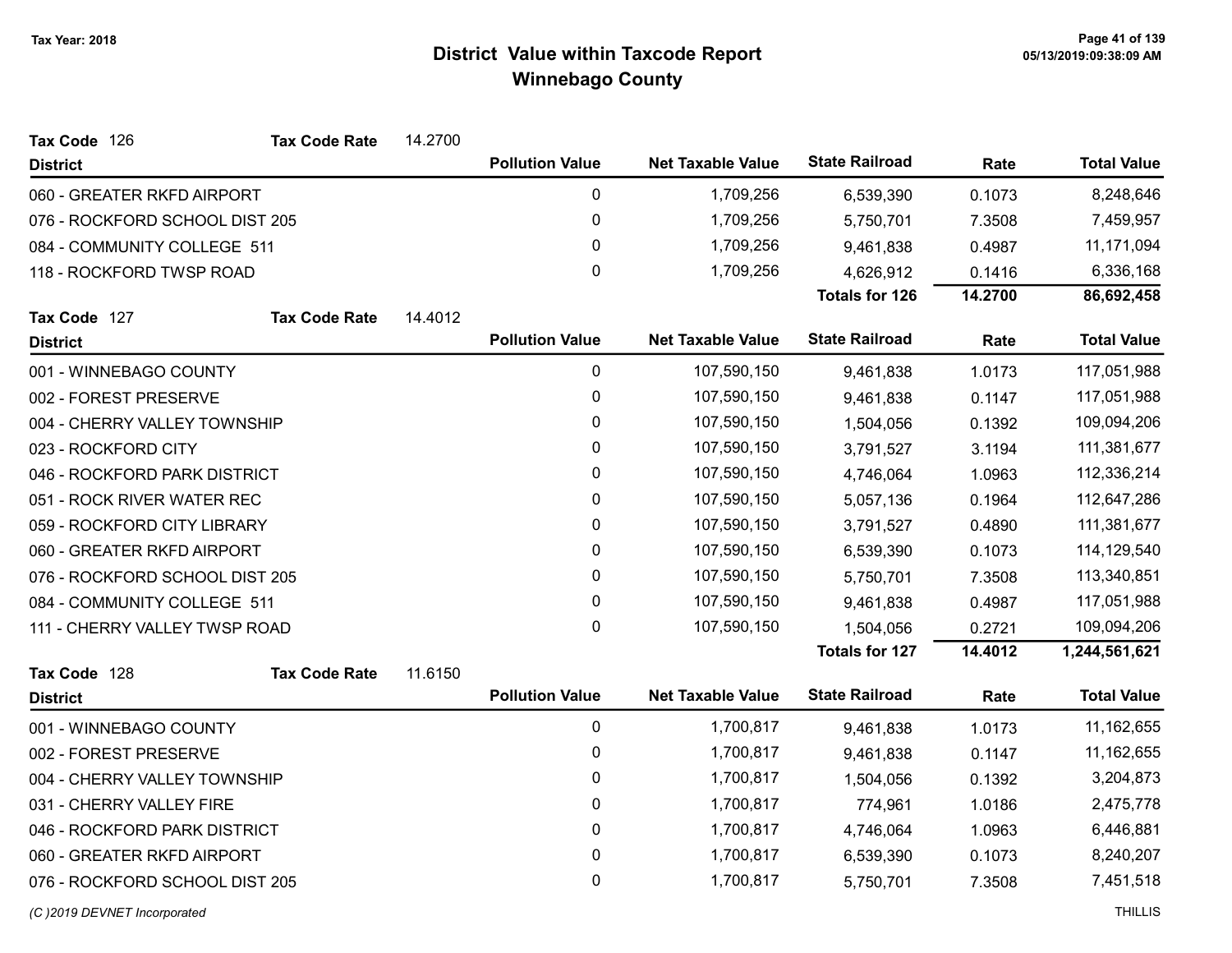# District Value within Taxcode Report
## Winnebago County

Tax Year: 2018

**Tax Code** 126 **Tax Code Rate** 14.2700

| District | Pollution Value | Net Taxable Value | State Railroad | Rate | Total Value |
|---|---|---|---|---|---|
| 060 - GREATER RKFD AIRPORT | 0 | 1,709,256 | 6,539,390 | 0.1073 | 8,248,646 |
| 076 - ROCKFORD SCHOOL DIST 205 | 0 | 1,709,256 | 5,750,701 | 7.3508 | 7,459,957 |
| 084 - COMMUNITY COLLEGE 511 | 0 | 1,709,256 | 9,461,838 | 0.4987 | 11,171,094 |
| 118 - ROCKFORD TWSP ROAD | 0 | 1,709,256 | 4,626,912 | 0.1416 | 6,336,168 |
| | | | **Totals for 126** | **14.2700** | **86,692,458** |

**Tax Code** 127 **Tax Code Rate** 14.4012

| District | Pollution Value | Net Taxable Value | State Railroad | Rate | Total Value |
|---|---|---|---|---|---|
| 001 - WINNEBAGO COUNTY | 0 | 107,590,150 | 9,461,838 | 1.0173 | 117,051,988 |
| 002 - FOREST PRESERVE | 0 | 107,590,150 | 9,461,838 | 0.1147 | 117,051,988 |
| 004 - CHERRY VALLEY TOWNSHIP | 0 | 107,590,150 | 1,504,056 | 0.1392 | 109,094,206 |
| 023 - ROCKFORD CITY | 0 | 107,590,150 | 3,791,527 | 3.1194 | 111,381,677 |
| 046 - ROCKFORD PARK DISTRICT | 0 | 107,590,150 | 4,746,064 | 1.0963 | 112,336,214 |
| 051 - ROCK RIVER WATER REC | 0 | 107,590,150 | 5,057,136 | 0.1964 | 112,647,286 |
| 059 - ROCKFORD CITY LIBRARY | 0 | 107,590,150 | 3,791,527 | 0.4890 | 111,381,677 |
| 060 - GREATER RKFD AIRPORT | 0 | 107,590,150 | 6,539,390 | 0.1073 | 114,129,540 |
| 076 - ROCKFORD SCHOOL DIST 205 | 0 | 107,590,150 | 5,750,701 | 7.3508 | 113,340,851 |
| 084 - COMMUNITY COLLEGE 511 | 0 | 107,590,150 | 9,461,838 | 0.4987 | 117,051,988 |
| 111 - CHERRY VALLEY TWSP ROAD | 0 | 107,590,150 | 1,504,056 | 0.2721 | 109,094,206 |
| | | | **Totals for 127** | **14.4012** | **1,244,561,621** |

**Tax Code** 128 **Tax Code Rate** 11.6150

| District | Pollution Value | Net Taxable Value | State Railroad | Rate | Total Value |
|---|---|---|---|---|---|
| 001 - WINNEBAGO COUNTY | 0 | 1,700,817 | 9,461,838 | 1.0173 | 11,162,655 |
| 002 - FOREST PRESERVE | 0 | 1,700,817 | 9,461,838 | 0.1147 | 11,162,655 |
| 004 - CHERRY VALLEY TOWNSHIP | 0 | 1,700,817 | 1,504,056 | 0.1392 | 3,204,873 |
| 031 - CHERRY VALLEY FIRE | 0 | 1,700,817 | 774,961 | 1.0186 | 2,475,778 |
| 046 - ROCKFORD PARK DISTRICT | 0 | 1,700,817 | 4,746,064 | 1.0963 | 6,446,881 |
| 060 - GREATER RKFD AIRPORT | 0 | 1,700,817 | 6,539,390 | 0.1073 | 8,240,207 |
| 076 - ROCKFORD SCHOOL DIST 205 | 0 | 1,700,817 | 5,750,701 | 7.3508 | 7,451,518 |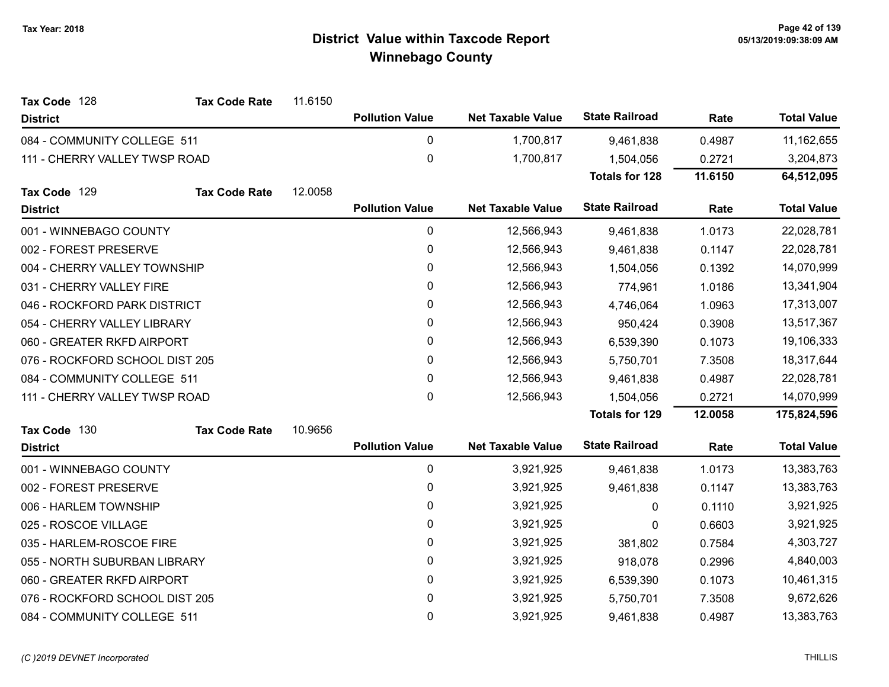Tax Year: 2018

# District Value within Taxcode Report
## Winnebago County

**Tax Code** 128 **Tax Code Rate** 11.6150

| District | Pollution Value | Net Taxable Value | State Railroad | Rate | Total Value |
|---|---|---|---|---|---|
| 084 - COMMUNITY COLLEGE 511 | 0 | 1,700,817 | 9,461,838 | 0.4987 | 11,162,655 |
| 111 - CHERRY VALLEY TWSP ROAD | 0 | 1,700,817 | 1,504,056 | 0.2721 | 3,204,873 |
| | | | **Totals for 128** | **11.6150** | **64,512,095** |

**Tax Code** 129 **Tax Code Rate** 12.0058

| District | Pollution Value | Net Taxable Value | State Railroad | Rate | Total Value |
|---|---|---|---|---|---|
| 001 - WINNEBAGO COUNTY | 0 | 12,566,943 | 9,461,838 | 1.0173 | 22,028,781 |
| 002 - FOREST PRESERVE | 0 | 12,566,943 | 9,461,838 | 0.1147 | 22,028,781 |
| 004 - CHERRY VALLEY TOWNSHIP | 0 | 12,566,943 | 1,504,056 | 0.1392 | 14,070,999 |
| 031 - CHERRY VALLEY FIRE | 0 | 12,566,943 | 774,961 | 1.0186 | 13,341,904 |
| 046 - ROCKFORD PARK DISTRICT | 0 | 12,566,943 | 4,746,064 | 1.0963 | 17,313,007 |
| 054 - CHERRY VALLEY LIBRARY | 0 | 12,566,943 | 950,424 | 0.3908 | 13,517,367 |
| 060 - GREATER RKFD AIRPORT | 0 | 12,566,943 | 6,539,390 | 0.1073 | 19,106,333 |
| 076 - ROCKFORD SCHOOL DIST 205 | 0 | 12,566,943 | 5,750,701 | 7.3508 | 18,317,644 |
| 084 - COMMUNITY COLLEGE 511 | 0 | 12,566,943 | 9,461,838 | 0.4987 | 22,028,781 |
| 111 - CHERRY VALLEY TWSP ROAD | 0 | 12,566,943 | 1,504,056 | 0.2721 | 14,070,999 |
| | | | **Totals for 129** | **12.0058** | **175,824,596** |

**Tax Code** 130 **Tax Code Rate** 10.9656

| District | Pollution Value | Net Taxable Value | State Railroad | Rate | Total Value |
|---|---|---|---|---|---|
| 001 - WINNEBAGO COUNTY | 0 | 3,921,925 | 9,461,838 | 1.0173 | 13,383,763 |
| 002 - FOREST PRESERVE | 0 | 3,921,925 | 9,461,838 | 0.1147 | 13,383,763 |
| 006 - HARLEM TOWNSHIP | 0 | 3,921,925 | 0 | 0.1110 | 3,921,925 |
| 025 - ROSCOE VILLAGE | 0 | 3,921,925 | 0 | 0.6603 | 3,921,925 |
| 035 - HARLEM-ROSCOE FIRE | 0 | 3,921,925 | 381,802 | 0.7584 | 4,303,727 |
| 055 - NORTH SUBURBAN LIBRARY | 0 | 3,921,925 | 918,078 | 0.2996 | 4,840,003 |
| 060 - GREATER RKFD AIRPORT | 0 | 3,921,925 | 6,539,390 | 0.1073 | 10,461,315 |
| 076 - ROCKFORD SCHOOL DIST 205 | 0 | 3,921,925 | 5,750,701 | 7.3508 | 9,672,626 |
| 084 - COMMUNITY COLLEGE 511 | 0 | 3,921,925 | 9,461,838 | 0.4987 | 13,383,763 |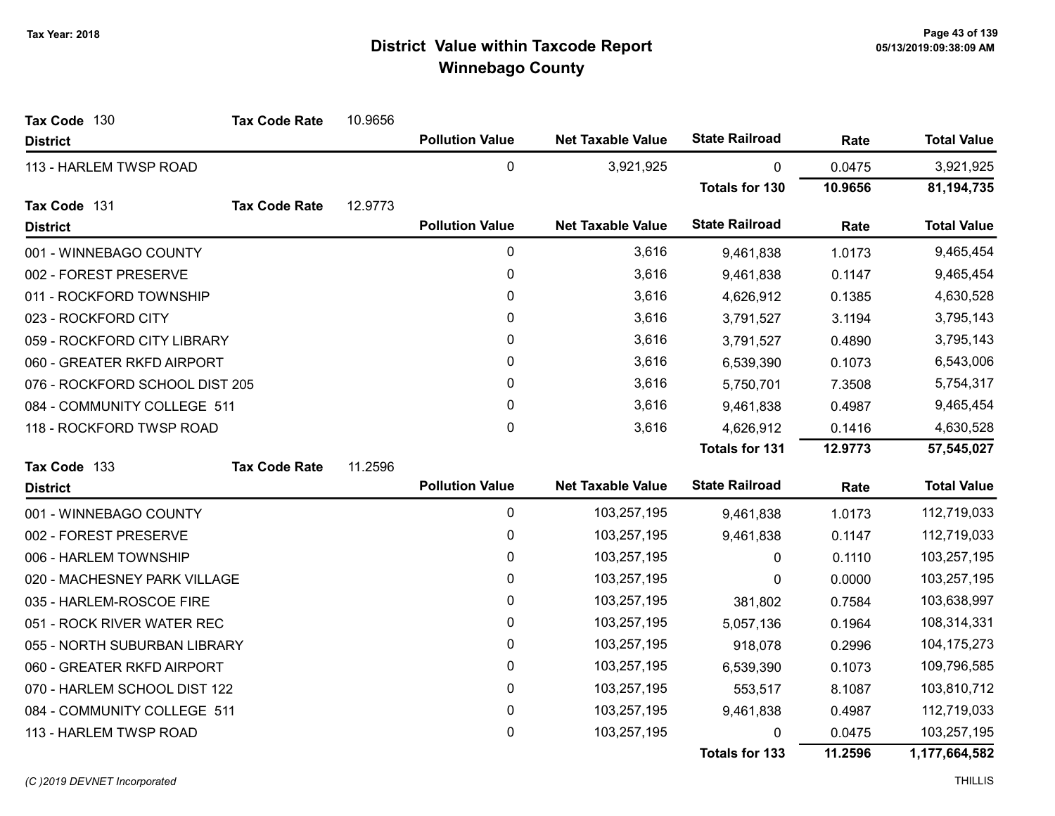# District Value within Taxcode Report
## Winnebago County

Tax Year: 2018

**Tax Code** 130 **Tax Code Rate** 10.9656

| District | Pollution Value | Net Taxable Value | State Railroad | Rate | Total Value |
|---|---|---|---|---|---|
| 113 - HARLEM TWSP ROAD | 0 | 3,921,925 | 0 | 0.0475 | 3,921,925 |
| | | | **Totals for 130** | **10.9656** | **81,194,735** |

**Tax Code** 131 **Tax Code Rate** 12.9773

| District | Pollution Value | Net Taxable Value | State Railroad | Rate | Total Value |
|---|---|---|---|---|---|
| 001 - WINNEBAGO COUNTY | 0 | 3,616 | 9,461,838 | 1.0173 | 9,465,454 |
| 002 - FOREST PRESERVE | 0 | 3,616 | 9,461,838 | 0.1147 | 9,465,454 |
| 011 - ROCKFORD TOWNSHIP | 0 | 3,616 | 4,626,912 | 0.1385 | 4,630,528 |
| 023 - ROCKFORD CITY | 0 | 3,616 | 3,791,527 | 3.1194 | 3,795,143 |
| 059 - ROCKFORD CITY LIBRARY | 0 | 3,616 | 3,791,527 | 0.4890 | 3,795,143 |
| 060 - GREATER RKFD AIRPORT | 0 | 3,616 | 6,539,390 | 0.1073 | 6,543,006 |
| 076 - ROCKFORD SCHOOL DIST 205 | 0 | 3,616 | 5,750,701 | 7.3508 | 5,754,317 |
| 084 - COMMUNITY COLLEGE 511 | 0 | 3,616 | 9,461,838 | 0.4987 | 9,465,454 |
| 118 - ROCKFORD TWSP ROAD | 0 | 3,616 | 4,626,912 | 0.1416 | 4,630,528 |
| | | | **Totals for 131** | **12.9773** | **57,545,027** |

**Tax Code** 133 **Tax Code Rate** 11.2596

| District | Pollution Value | Net Taxable Value | State Railroad | Rate | Total Value |
|---|---|---|---|---|---|
| 001 - WINNEBAGO COUNTY | 0 | 103,257,195 | 9,461,838 | 1.0173 | 112,719,033 |
| 002 - FOREST PRESERVE | 0 | 103,257,195 | 9,461,838 | 0.1147 | 112,719,033 |
| 006 - HARLEM TOWNSHIP | 0 | 103,257,195 | 0 | 0.1110 | 103,257,195 |
| 020 - MACHESNEY PARK VILLAGE | 0 | 103,257,195 | 0 | 0.0000 | 103,257,195 |
| 035 - HARLEM-ROSCOE FIRE | 0 | 103,257,195 | 381,802 | 0.7584 | 103,638,997 |
| 051 - ROCK RIVER WATER REC | 0 | 103,257,195 | 5,057,136 | 0.1964 | 108,314,331 |
| 055 - NORTH SUBURBAN LIBRARY | 0 | 103,257,195 | 918,078 | 0.2996 | 104,175,273 |
| 060 - GREATER RKFD AIRPORT | 0 | 103,257,195 | 6,539,390 | 0.1073 | 109,796,585 |
| 070 - HARLEM SCHOOL DIST 122 | 0 | 103,257,195 | 553,517 | 8.1087 | 103,810,712 |
| 084 - COMMUNITY COLLEGE 511 | 0 | 103,257,195 | 9,461,838 | 0.4987 | 112,719,033 |
| 113 - HARLEM TWSP ROAD | 0 | 103,257,195 | 0 | 0.0475 | 103,257,195 |
| | | | **Totals for 133** | **11.2596** | **1,177,664,582** |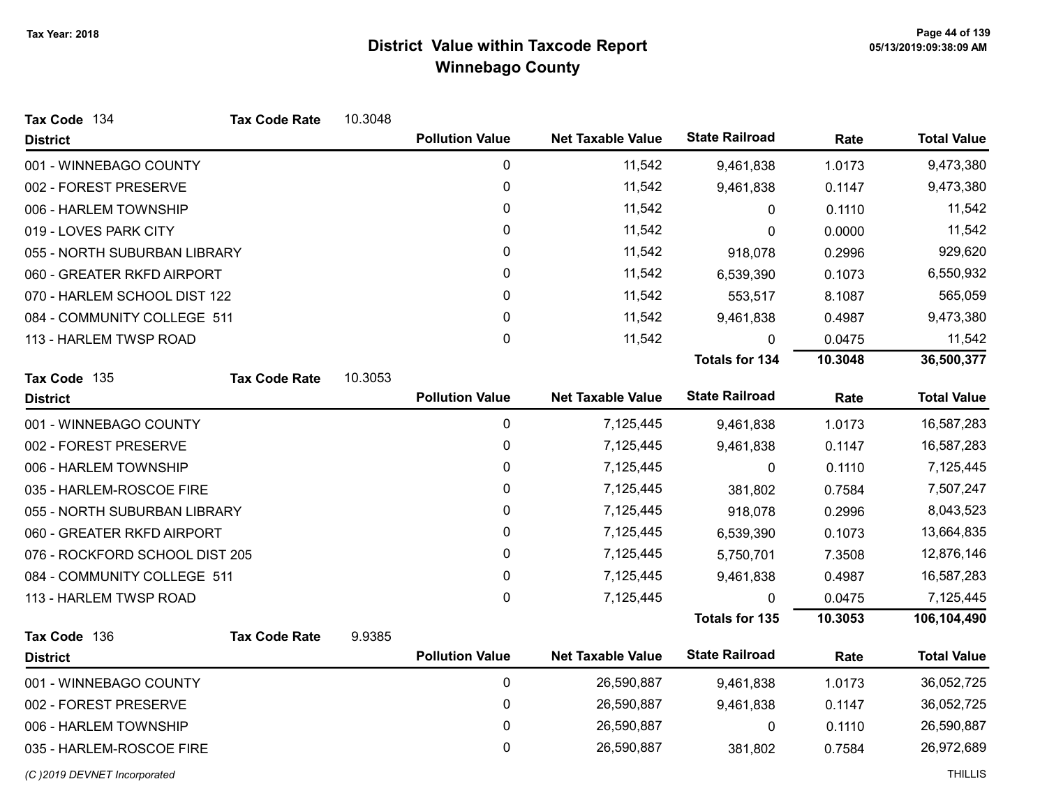# District Value within Taxcode Report
## Winnebago County

Tax Year: 2018

**Tax Code** 134 **Tax Code Rate** 10.3048

| District | Pollution Value | Net Taxable Value | State Railroad | Rate | Total Value |
|---|---|---|---|---|---|
| 001 - WINNEBAGO COUNTY | 0 | 11,542 | 9,461,838 | 1.0173 | 9,473,380 |
| 002 - FOREST PRESERVE | 0 | 11,542 | 9,461,838 | 0.1147 | 9,473,380 |
| 006 - HARLEM TOWNSHIP | 0 | 11,542 | 0 | 0.1110 | 11,542 |
| 019 - LOVES PARK CITY | 0 | 11,542 | 0 | 0.0000 | 11,542 |
| 055 - NORTH SUBURBAN LIBRARY | 0 | 11,542 | 918,078 | 0.2996 | 929,620 |
| 060 - GREATER RKFD AIRPORT | 0 | 11,542 | 6,539,390 | 0.1073 | 6,550,932 |
| 070 - HARLEM SCHOOL DIST 122 | 0 | 11,542 | 553,517 | 8.1087 | 565,059 |
| 084 - COMMUNITY COLLEGE 511 | 0 | 11,542 | 9,461,838 | 0.4987 | 9,473,380 |
| 113 - HARLEM TWSP ROAD | 0 | 11,542 | 0 | 0.0475 | 11,542 |
| | | | **Totals for 134** | **10.3048** | **36,500,377** |

**Tax Code** 135 **Tax Code Rate** 10.3053

| District | Pollution Value | Net Taxable Value | State Railroad | Rate | Total Value |
|---|---|---|---|---|---|
| 001 - WINNEBAGO COUNTY | 0 | 7,125,445 | 9,461,838 | 1.0173 | 16,587,283 |
| 002 - FOREST PRESERVE | 0 | 7,125,445 | 9,461,838 | 0.1147 | 16,587,283 |
| 006 - HARLEM TOWNSHIP | 0 | 7,125,445 | 0 | 0.1110 | 7,125,445 |
| 035 - HARLEM-ROSCOE FIRE | 0 | 7,125,445 | 381,802 | 0.7584 | 7,507,247 |
| 055 - NORTH SUBURBAN LIBRARY | 0 | 7,125,445 | 918,078 | 0.2996 | 8,043,523 |
| 060 - GREATER RKFD AIRPORT | 0 | 7,125,445 | 6,539,390 | 0.1073 | 13,664,835 |
| 076 - ROCKFORD SCHOOL DIST 205 | 0 | 7,125,445 | 5,750,701 | 7.3508 | 12,876,146 |
| 084 - COMMUNITY COLLEGE 511 | 0 | 7,125,445 | 9,461,838 | 0.4987 | 16,587,283 |
| 113 - HARLEM TWSP ROAD | 0 | 7,125,445 | 0 | 0.0475 | 7,125,445 |
| | | | **Totals for 135** | **10.3053** | **106,104,490** |

**Tax Code** 136 **Tax Code Rate** 9.9385

| District | Pollution Value | Net Taxable Value | State Railroad | Rate | Total Value |
|---|---|---|---|---|---|
| 001 - WINNEBAGO COUNTY | 0 | 26,590,887 | 9,461,838 | 1.0173 | 36,052,725 |
| 002 - FOREST PRESERVE | 0 | 26,590,887 | 9,461,838 | 0.1147 | 36,052,725 |
| 006 - HARLEM TOWNSHIP | 0 | 26,590,887 | 0 | 0.1110 | 26,590,887 |
| 035 - HARLEM-ROSCOE FIRE | 0 | 26,590,887 | 381,802 | 0.7584 | 26,972,689 |

*(C )2019 DEVNET Incorporated* THILLIS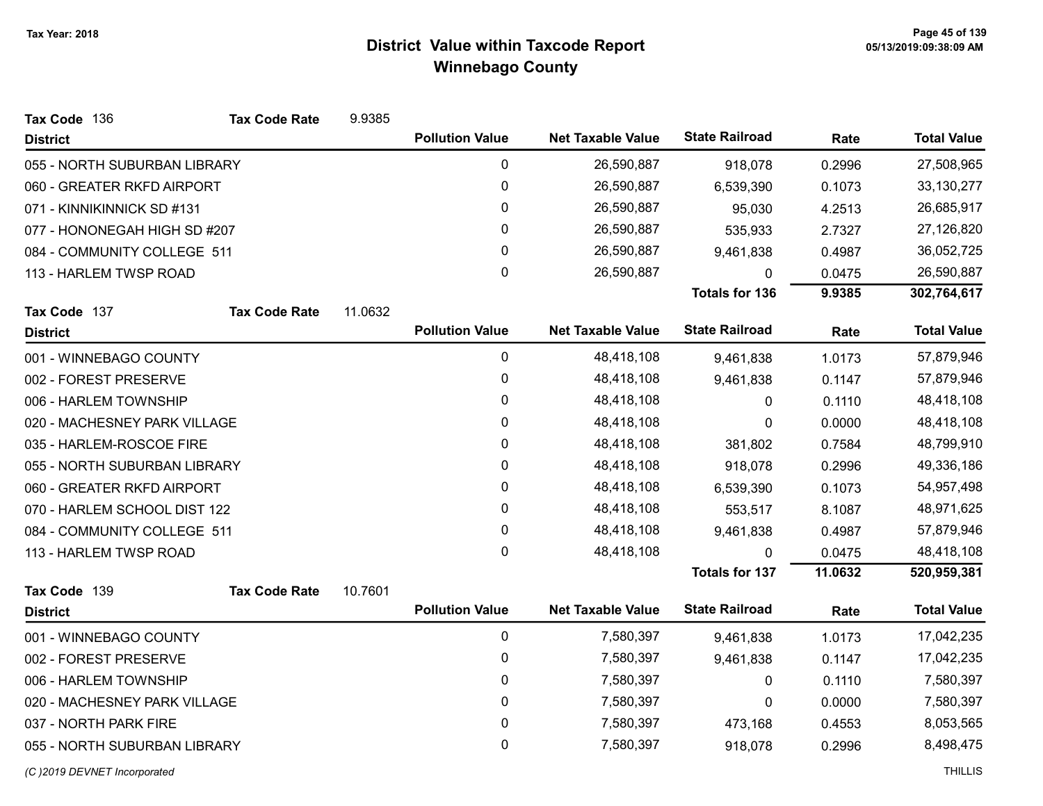# District Value within Taxcode Report
## Winnebago County

Tax Year: 2018

**Tax Code** 136 **Tax Code Rate** 9.9385

| District | Pollution Value | Net Taxable Value | State Railroad | Rate | Total Value |
|---|---|---|---|---|---|
| 055 - NORTH SUBURBAN LIBRARY | 0 | 26,590,887 | 918,078 | 0.2996 | 27,508,965 |
| 060 - GREATER RKFD AIRPORT | 0 | 26,590,887 | 6,539,390 | 0.1073 | 33,130,277 |
| 071 - KINNIKINNICK SD #131 | 0 | 26,590,887 | 95,030 | 4.2513 | 26,685,917 |
| 077 - HONONEGAH HIGH SD #207 | 0 | 26,590,887 | 535,933 | 2.7327 | 27,126,820 |
| 084 - COMMUNITY COLLEGE 511 | 0 | 26,590,887 | 9,461,838 | 0.4987 | 36,052,725 |
| 113 - HARLEM TWSP ROAD | 0 | 26,590,887 | 0 | 0.0475 | 26,590,887 |
| | | | **Totals for 136** | **9.9385** | **302,764,617** |

**Tax Code** 137 **Tax Code Rate** 11.0632

| District | Pollution Value | Net Taxable Value | State Railroad | Rate | Total Value |
|---|---|---|---|---|---|
| 001 - WINNEBAGO COUNTY | 0 | 48,418,108 | 9,461,838 | 1.0173 | 57,879,946 |
| 002 - FOREST PRESERVE | 0 | 48,418,108 | 9,461,838 | 0.1147 | 57,879,946 |
| 006 - HARLEM TOWNSHIP | 0 | 48,418,108 | 0 | 0.1110 | 48,418,108 |
| 020 - MACHESNEY PARK VILLAGE | 0 | 48,418,108 | 0 | 0.0000 | 48,418,108 |
| 035 - HARLEM-ROSCOE FIRE | 0 | 48,418,108 | 381,802 | 0.7584 | 48,799,910 |
| 055 - NORTH SUBURBAN LIBRARY | 0 | 48,418,108 | 918,078 | 0.2996 | 49,336,186 |
| 060 - GREATER RKFD AIRPORT | 0 | 48,418,108 | 6,539,390 | 0.1073 | 54,957,498 |
| 070 - HARLEM SCHOOL DIST 122 | 0 | 48,418,108 | 553,517 | 8.1087 | 48,971,625 |
| 084 - COMMUNITY COLLEGE 511 | 0 | 48,418,108 | 9,461,838 | 0.4987 | 57,879,946 |
| 113 - HARLEM TWSP ROAD | 0 | 48,418,108 | 0 | 0.0475 | 48,418,108 |
| | | | **Totals for 137** | **11.0632** | **520,959,381** |

**Tax Code** 139 **Tax Code Rate** 10.7601

| District | Pollution Value | Net Taxable Value | State Railroad | Rate | Total Value |
|---|---|---|---|---|---|
| 001 - WINNEBAGO COUNTY | 0 | 7,580,397 | 9,461,838 | 1.0173 | 17,042,235 |
| 002 - FOREST PRESERVE | 0 | 7,580,397 | 9,461,838 | 0.1147 | 17,042,235 |
| 006 - HARLEM TOWNSHIP | 0 | 7,580,397 | 0 | 0.1110 | 7,580,397 |
| 020 - MACHESNEY PARK VILLAGE | 0 | 7,580,397 | 0 | 0.0000 | 7,580,397 |
| 037 - NORTH PARK FIRE | 0 | 7,580,397 | 473,168 | 0.4553 | 8,053,565 |
| 055 - NORTH SUBURBAN LIBRARY | 0 | 7,580,397 | 918,078 | 0.2996 | 8,498,475 |

*(C )2019 DEVNET Incorporated* THILLIS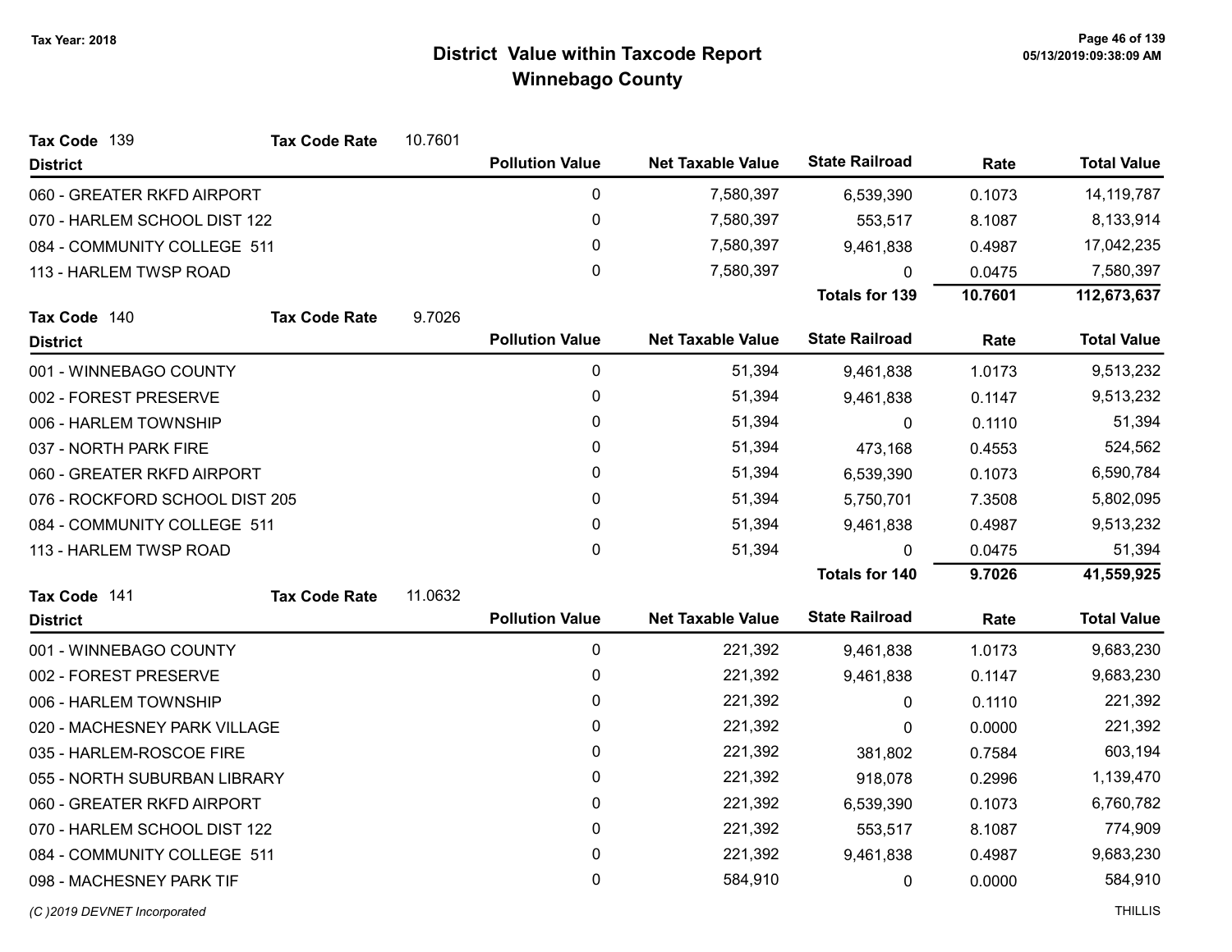# District Value within Taxcode Report
## Winnebago County

Tax Year: 2018

**Tax Code** 139 **Tax Code Rate** 10.7601

| District | Pollution Value | Net Taxable Value | State Railroad | Rate | Total Value |
|---|---|---|---|---|---|
| 060 - GREATER RKFD AIRPORT | 0 | 7,580,397 | 6,539,390 | 0.1073 | 14,119,787 |
| 070 - HARLEM SCHOOL DIST 122 | 0 | 7,580,397 | 553,517 | 8.1087 | 8,133,914 |
| 084 - COMMUNITY COLLEGE 511 | 0 | 7,580,397 | 9,461,838 | 0.4987 | 17,042,235 |
| 113 - HARLEM TWSP ROAD | 0 | 7,580,397 | 0 | 0.0475 | 7,580,397 |
| | | | **Totals for 139** | **10.7601** | **112,673,637** |

**Tax Code** 140 **Tax Code Rate** 9.7026

| District | Pollution Value | Net Taxable Value | State Railroad | Rate | Total Value |
|---|---|---|---|---|---|
| 001 - WINNEBAGO COUNTY | 0 | 51,394 | 9,461,838 | 1.0173 | 9,513,232 |
| 002 - FOREST PRESERVE | 0 | 51,394 | 9,461,838 | 0.1147 | 9,513,232 |
| 006 - HARLEM TOWNSHIP | 0 | 51,394 | 0 | 0.1110 | 51,394 |
| 037 - NORTH PARK FIRE | 0 | 51,394 | 473,168 | 0.4553 | 524,562 |
| 060 - GREATER RKFD AIRPORT | 0 | 51,394 | 6,539,390 | 0.1073 | 6,590,784 |
| 076 - ROCKFORD SCHOOL DIST 205 | 0 | 51,394 | 5,750,701 | 7.3508 | 5,802,095 |
| 084 - COMMUNITY COLLEGE 511 | 0 | 51,394 | 9,461,838 | 0.4987 | 9,513,232 |
| 113 - HARLEM TWSP ROAD | 0 | 51,394 | 0 | 0.0475 | 51,394 |
| | | | **Totals for 140** | **9.7026** | **41,559,925** |

**Tax Code** 141 **Tax Code Rate** 11.0632

| District | Pollution Value | Net Taxable Value | State Railroad | Rate | Total Value |
|---|---|---|---|---|---|
| 001 - WINNEBAGO COUNTY | 0 | 221,392 | 9,461,838 | 1.0173 | 9,683,230 |
| 002 - FOREST PRESERVE | 0 | 221,392 | 9,461,838 | 0.1147 | 9,683,230 |
| 006 - HARLEM TOWNSHIP | 0 | 221,392 | 0 | 0.1110 | 221,392 |
| 020 - MACHESNEY PARK VILLAGE | 0 | 221,392 | 0 | 0.0000 | 221,392 |
| 035 - HARLEM-ROSCOE FIRE | 0 | 221,392 | 381,802 | 0.7584 | 603,194 |
| 055 - NORTH SUBURBAN LIBRARY | 0 | 221,392 | 918,078 | 0.2996 | 1,139,470 |
| 060 - GREATER RKFD AIRPORT | 0 | 221,392 | 6,539,390 | 0.1073 | 6,760,782 |
| 070 - HARLEM SCHOOL DIST 122 | 0 | 221,392 | 553,517 | 8.1087 | 774,909 |
| 084 - COMMUNITY COLLEGE 511 | 0 | 221,392 | 9,461,838 | 0.4987 | 9,683,230 |
| 098 - MACHESNEY PARK TIF | 0 | 584,910 | 0 | 0.0000 | 584,910 |

(C )2019 DEVNET Incorporated — THILLIS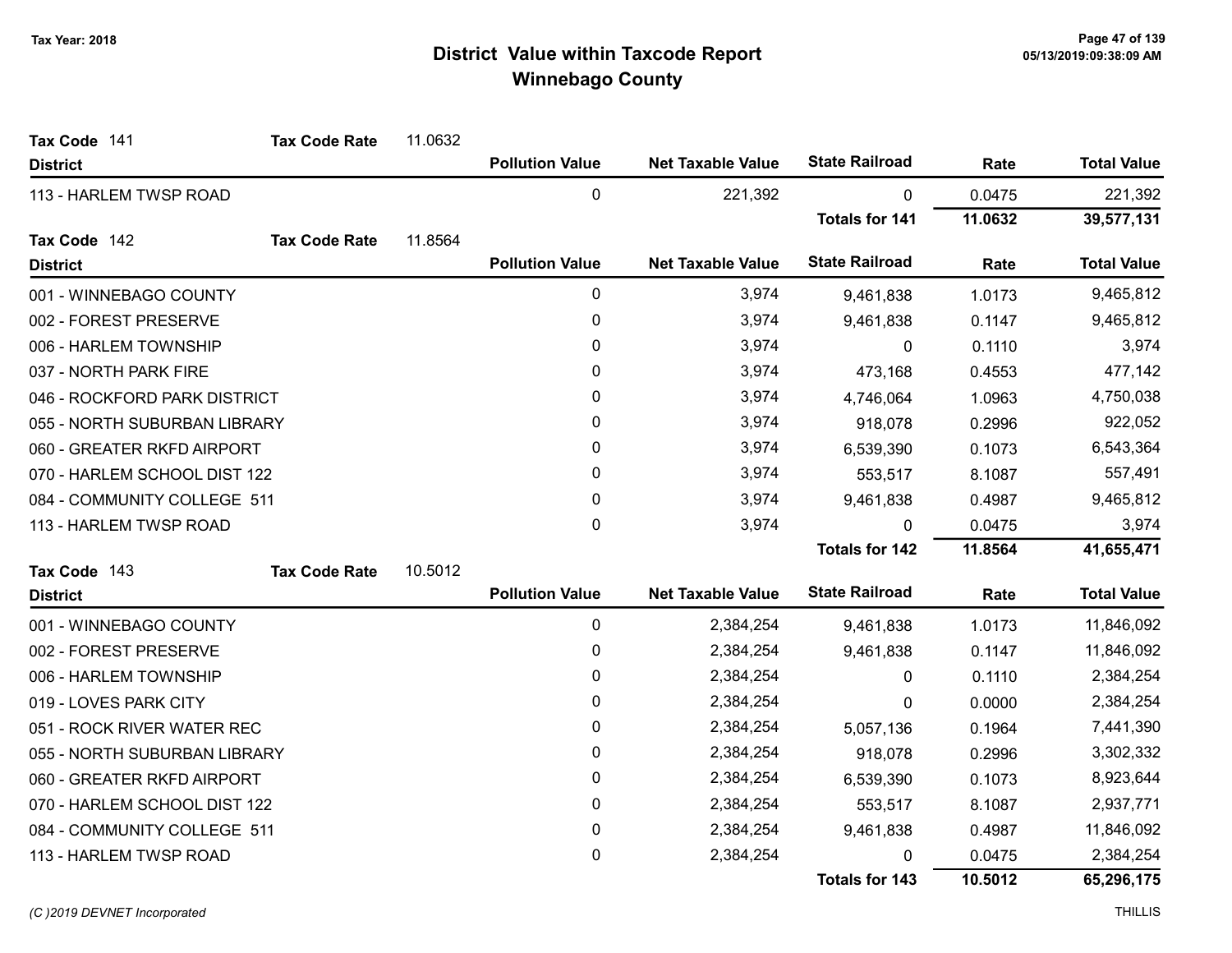# District Value within Taxcode Report
## Winnebago County

Tax Year: 2018

**Tax Code** 141 **Tax Code Rate** 11.0632

| District | Pollution Value | Net Taxable Value | State Railroad | Rate | Total Value |
|---|---|---|---|---|---|
| 113 - HARLEM TWSP ROAD | 0 | 221,392 | 0 | 0.0475 | 221,392 |
| | | | **Totals for 141** | **11.0632** | **39,577,131** |

**Tax Code** 142 **Tax Code Rate** 11.8564

| District | Pollution Value | Net Taxable Value | State Railroad | Rate | Total Value |
|---|---|---|---|---|---|
| 001 - WINNEBAGO COUNTY | 0 | 3,974 | 9,461,838 | 1.0173 | 9,465,812 |
| 002 - FOREST PRESERVE | 0 | 3,974 | 9,461,838 | 0.1147 | 9,465,812 |
| 006 - HARLEM TOWNSHIP | 0 | 3,974 | 0 | 0.1110 | 3,974 |
| 037 - NORTH PARK FIRE | 0 | 3,974 | 473,168 | 0.4553 | 477,142 |
| 046 - ROCKFORD PARK DISTRICT | 0 | 3,974 | 4,746,064 | 1.0963 | 4,750,038 |
| 055 - NORTH SUBURBAN LIBRARY | 0 | 3,974 | 918,078 | 0.2996 | 922,052 |
| 060 - GREATER RKFD AIRPORT | 0 | 3,974 | 6,539,390 | 0.1073 | 6,543,364 |
| 070 - HARLEM SCHOOL DIST 122 | 0 | 3,974 | 553,517 | 8.1087 | 557,491 |
| 084 - COMMUNITY COLLEGE 511 | 0 | 3,974 | 9,461,838 | 0.4987 | 9,465,812 |
| 113 - HARLEM TWSP ROAD | 0 | 3,974 | 0 | 0.0475 | 3,974 |
| | | | **Totals for 142** | **11.8564** | **41,655,471** |

**Tax Code** 143 **Tax Code Rate** 10.5012

| District | Pollution Value | Net Taxable Value | State Railroad | Rate | Total Value |
|---|---|---|---|---|---|
| 001 - WINNEBAGO COUNTY | 0 | 2,384,254 | 9,461,838 | 1.0173 | 11,846,092 |
| 002 - FOREST PRESERVE | 0 | 2,384,254 | 9,461,838 | 0.1147 | 11,846,092 |
| 006 - HARLEM TOWNSHIP | 0 | 2,384,254 | 0 | 0.1110 | 2,384,254 |
| 019 - LOVES PARK CITY | 0 | 2,384,254 | 0 | 0.0000 | 2,384,254 |
| 051 - ROCK RIVER WATER REC | 0 | 2,384,254 | 5,057,136 | 0.1964 | 7,441,390 |
| 055 - NORTH SUBURBAN LIBRARY | 0 | 2,384,254 | 918,078 | 0.2996 | 3,302,332 |
| 060 - GREATER RKFD AIRPORT | 0 | 2,384,254 | 6,539,390 | 0.1073 | 8,923,644 |
| 070 - HARLEM SCHOOL DIST 122 | 0 | 2,384,254 | 553,517 | 8.1087 | 2,937,771 |
| 084 - COMMUNITY COLLEGE 511 | 0 | 2,384,254 | 9,461,838 | 0.4987 | 11,846,092 |
| 113 - HARLEM TWSP ROAD | 0 | 2,384,254 | 0 | 0.0475 | 2,384,254 |
| | | | **Totals for 143** | **10.5012** | **65,296,175** |

*(C )2019 DEVNET Incorporated*

THILLIS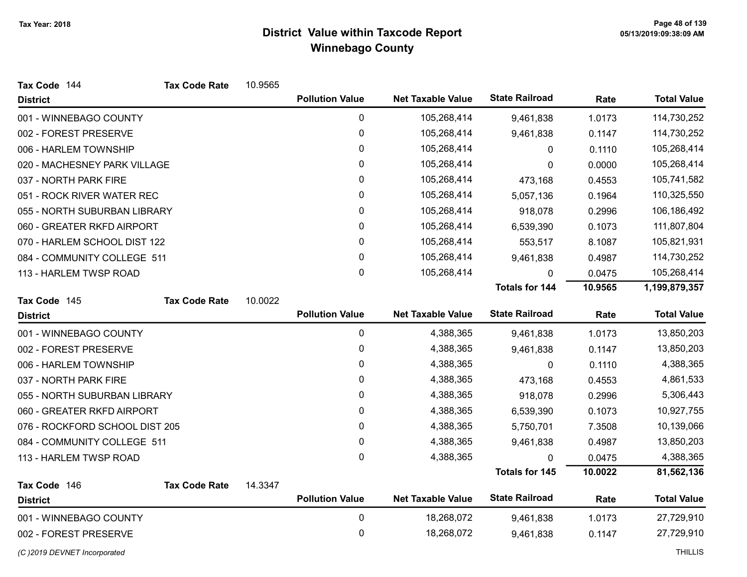# District Value within Taxcode Report
## Winnebago County

Tax Year: 2018

**Tax Code** 144 **Tax Code Rate** 10.9565

| District | Pollution Value | Net Taxable Value | State Railroad | Rate | Total Value |
|---|---|---|---|---|---|
| 001 - WINNEBAGO COUNTY | 0 | 105,268,414 | 9,461,838 | 1.0173 | 114,730,252 |
| 002 - FOREST PRESERVE | 0 | 105,268,414 | 9,461,838 | 0.1147 | 114,730,252 |
| 006 - HARLEM TOWNSHIP | 0 | 105,268,414 | 0 | 0.1110 | 105,268,414 |
| 020 - MACHESNEY PARK VILLAGE | 0 | 105,268,414 | 0 | 0.0000 | 105,268,414 |
| 037 - NORTH PARK FIRE | 0 | 105,268,414 | 473,168 | 0.4553 | 105,741,582 |
| 051 - ROCK RIVER WATER REC | 0 | 105,268,414 | 5,057,136 | 0.1964 | 110,325,550 |
| 055 - NORTH SUBURBAN LIBRARY | 0 | 105,268,414 | 918,078 | 0.2996 | 106,186,492 |
| 060 - GREATER RKFD AIRPORT | 0 | 105,268,414 | 6,539,390 | 0.1073 | 111,807,804 |
| 070 - HARLEM SCHOOL DIST 122 | 0 | 105,268,414 | 553,517 | 8.1087 | 105,821,931 |
| 084 - COMMUNITY COLLEGE 511 | 0 | 105,268,414 | 9,461,838 | 0.4987 | 114,730,252 |
| 113 - HARLEM TWSP ROAD | 0 | 105,268,414 | 0 | 0.0475 | 105,268,414 |
| | | | **Totals for 144** | **10.9565** | **1,199,879,357** |

**Tax Code** 145 **Tax Code Rate** 10.0022

| District | Pollution Value | Net Taxable Value | State Railroad | Rate | Total Value |
|---|---|---|---|---|---|
| 001 - WINNEBAGO COUNTY | 0 | 4,388,365 | 9,461,838 | 1.0173 | 13,850,203 |
| 002 - FOREST PRESERVE | 0 | 4,388,365 | 9,461,838 | 0.1147 | 13,850,203 |
| 006 - HARLEM TOWNSHIP | 0 | 4,388,365 | 0 | 0.1110 | 4,388,365 |
| 037 - NORTH PARK FIRE | 0 | 4,388,365 | 473,168 | 0.4553 | 4,861,533 |
| 055 - NORTH SUBURBAN LIBRARY | 0 | 4,388,365 | 918,078 | 0.2996 | 5,306,443 |
| 060 - GREATER RKFD AIRPORT | 0 | 4,388,365 | 6,539,390 | 0.1073 | 10,927,755 |
| 076 - ROCKFORD SCHOOL DIST 205 | 0 | 4,388,365 | 5,750,701 | 7.3508 | 10,139,066 |
| 084 - COMMUNITY COLLEGE 511 | 0 | 4,388,365 | 9,461,838 | 0.4987 | 13,850,203 |
| 113 - HARLEM TWSP ROAD | 0 | 4,388,365 | 0 | 0.0475 | 4,388,365 |
| | | | **Totals for 145** | **10.0022** | **81,562,136** |

**Tax Code** 146 **Tax Code Rate** 14.3347

| District | Pollution Value | Net Taxable Value | State Railroad | Rate | Total Value |
|---|---|---|---|---|---|
| 001 - WINNEBAGO COUNTY | 0 | 18,268,072 | 9,461,838 | 1.0173 | 27,729,910 |
| 002 - FOREST PRESERVE | 0 | 18,268,072 | 9,461,838 | 0.1147 | 27,729,910 |

(C )2019 DEVNET Incorporated THILLIS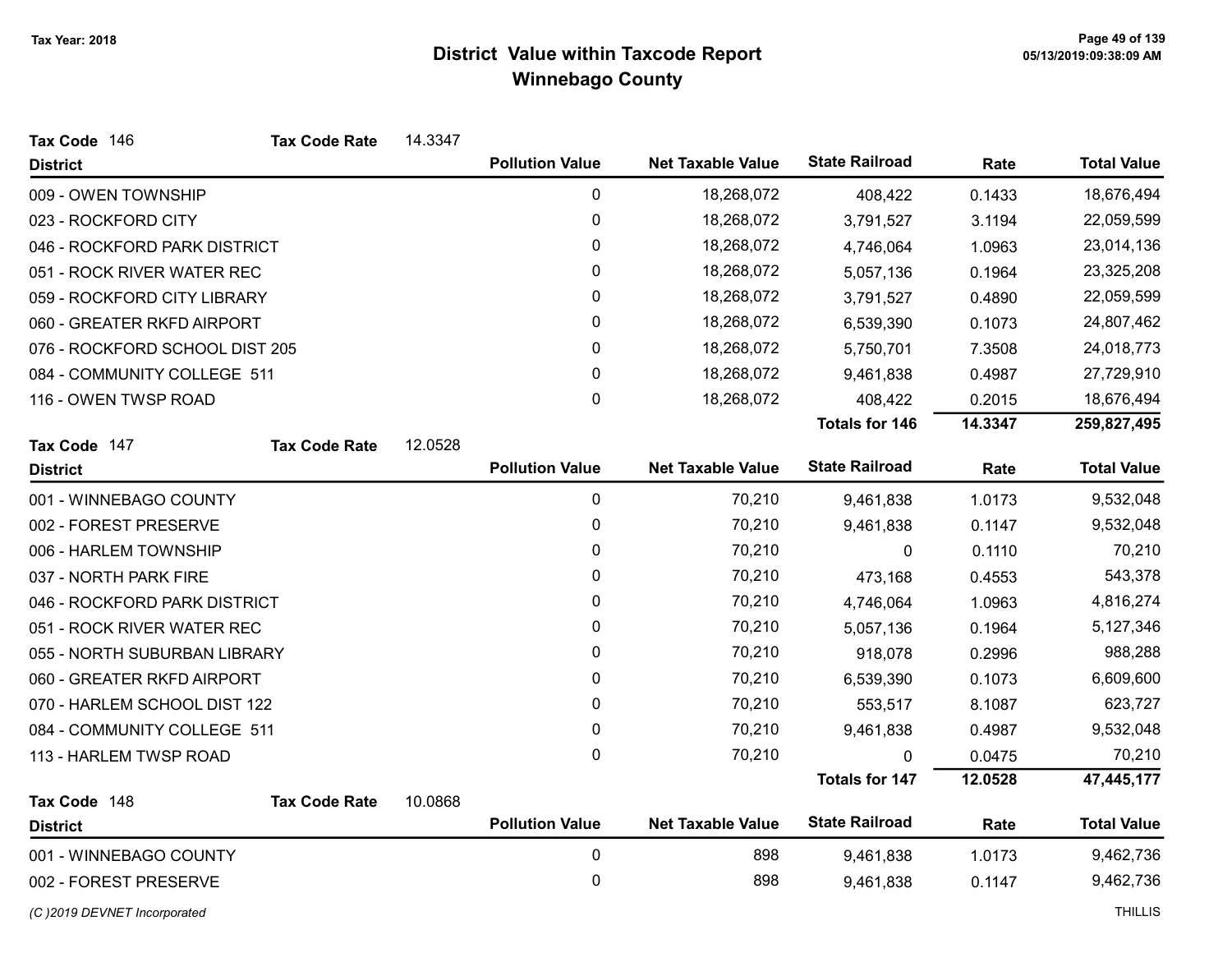Tax Year: 2018

# District Value within Taxcode Report
## Winnebago County

**Tax Code** 146 **Tax Code Rate** 14.3347

| District | Pollution Value | Net Taxable Value | State Railroad | Rate | Total Value |
|---|---|---|---|---|---|
| 009 - OWEN TOWNSHIP | 0 | 18,268,072 | 408,422 | 0.1433 | 18,676,494 |
| 023 - ROCKFORD CITY | 0 | 18,268,072 | 3,791,527 | 3.1194 | 22,059,599 |
| 046 - ROCKFORD PARK DISTRICT | 0 | 18,268,072 | 4,746,064 | 1.0963 | 23,014,136 |
| 051 - ROCK RIVER WATER REC | 0 | 18,268,072 | 5,057,136 | 0.1964 | 23,325,208 |
| 059 - ROCKFORD CITY LIBRARY | 0 | 18,268,072 | 3,791,527 | 0.4890 | 22,059,599 |
| 060 - GREATER RKFD AIRPORT | 0 | 18,268,072 | 6,539,390 | 0.1073 | 24,807,462 |
| 076 - ROCKFORD SCHOOL DIST 205 | 0 | 18,268,072 | 5,750,701 | 7.3508 | 24,018,773 |
| 084 - COMMUNITY COLLEGE 511 | 0 | 18,268,072 | 9,461,838 | 0.4987 | 27,729,910 |
| 116 - OWEN TWSP ROAD | 0 | 18,268,072 | 408,422 | 0.2015 | 18,676,494 |
| | | | **Totals for 146** | **14.3347** | **259,827,495** |

**Tax Code** 147 **Tax Code Rate** 12.0528

| District | Pollution Value | Net Taxable Value | State Railroad | Rate | Total Value |
|---|---|---|---|---|---|
| 001 - WINNEBAGO COUNTY | 0 | 70,210 | 9,461,838 | 1.0173 | 9,532,048 |
| 002 - FOREST PRESERVE | 0 | 70,210 | 9,461,838 | 0.1147 | 9,532,048 |
| 006 - HARLEM TOWNSHIP | 0 | 70,210 | 0 | 0.1110 | 70,210 |
| 037 - NORTH PARK FIRE | 0 | 70,210 | 473,168 | 0.4553 | 543,378 |
| 046 - ROCKFORD PARK DISTRICT | 0 | 70,210 | 4,746,064 | 1.0963 | 4,816,274 |
| 051 - ROCK RIVER WATER REC | 0 | 70,210 | 5,057,136 | 0.1964 | 5,127,346 |
| 055 - NORTH SUBURBAN LIBRARY | 0 | 70,210 | 918,078 | 0.2996 | 988,288 |
| 060 - GREATER RKFD AIRPORT | 0 | 70,210 | 6,539,390 | 0.1073 | 6,609,600 |
| 070 - HARLEM SCHOOL DIST 122 | 0 | 70,210 | 553,517 | 8.1087 | 623,727 |
| 084 - COMMUNITY COLLEGE 511 | 0 | 70,210 | 9,461,838 | 0.4987 | 9,532,048 |
| 113 - HARLEM TWSP ROAD | 0 | 70,210 | 0 | 0.0475 | 70,210 |
| | | | **Totals for 147** | **12.0528** | **47,445,177** |

**Tax Code** 148 **Tax Code Rate** 10.0868

| District | Pollution Value | Net Taxable Value | State Railroad | Rate | Total Value |
|---|---|---|---|---|---|
| 001 - WINNEBAGO COUNTY | 0 | 898 | 9,461,838 | 1.0173 | 9,462,736 |
| 002 - FOREST PRESERVE | 0 | 898 | 9,461,838 | 0.1147 | 9,462,736 |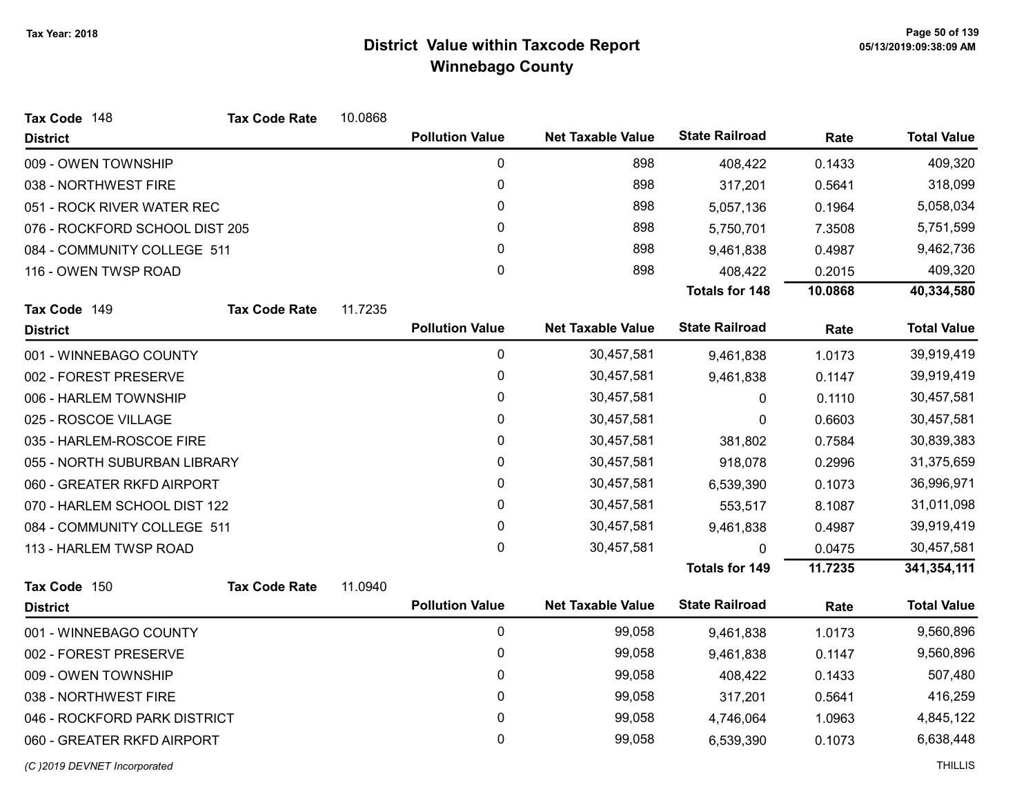# District Value within Taxcode Report

## Winnebago County

Tax Year: 2018

**Tax Code** 148 **Tax Code Rate** 10.0868

| District | Pollution Value | Net Taxable Value | State Railroad | Rate | Total Value |
|---|---|---|---|---|---|
| 009 - OWEN TOWNSHIP | 0 | 898 | 408,422 | 0.1433 | 409,320 |
| 038 - NORTHWEST FIRE | 0 | 898 | 317,201 | 0.5641 | 318,099 |
| 051 - ROCK RIVER WATER REC | 0 | 898 | 5,057,136 | 0.1964 | 5,058,034 |
| 076 - ROCKFORD SCHOOL DIST 205 | 0 | 898 | 5,750,701 | 7.3508 | 5,751,599 |
| 084 - COMMUNITY COLLEGE 511 | 0 | 898 | 9,461,838 | 0.4987 | 9,462,736 |
| 116 - OWEN TWSP ROAD | 0 | 898 | 408,422 | 0.2015 | 409,320 |
| | | | **Totals for 148** | **10.0868** | **40,334,580** |

**Tax Code** 149 **Tax Code Rate** 11.7235

| District | Pollution Value | Net Taxable Value | State Railroad | Rate | Total Value |
|---|---|---|---|---|---|
| 001 - WINNEBAGO COUNTY | 0 | 30,457,581 | 9,461,838 | 1.0173 | 39,919,419 |
| 002 - FOREST PRESERVE | 0 | 30,457,581 | 9,461,838 | 0.1147 | 39,919,419 |
| 006 - HARLEM TOWNSHIP | 0 | 30,457,581 | 0 | 0.1110 | 30,457,581 |
| 025 - ROSCOE VILLAGE | 0 | 30,457,581 | 0 | 0.6603 | 30,457,581 |
| 035 - HARLEM-ROSCOE FIRE | 0 | 30,457,581 | 381,802 | 0.7584 | 30,839,383 |
| 055 - NORTH SUBURBAN LIBRARY | 0 | 30,457,581 | 918,078 | 0.2996 | 31,375,659 |
| 060 - GREATER RKFD AIRPORT | 0 | 30,457,581 | 6,539,390 | 0.1073 | 36,996,971 |
| 070 - HARLEM SCHOOL DIST 122 | 0 | 30,457,581 | 553,517 | 8.1087 | 31,011,098 |
| 084 - COMMUNITY COLLEGE 511 | 0 | 30,457,581 | 9,461,838 | 0.4987 | 39,919,419 |
| 113 - HARLEM TWSP ROAD | 0 | 30,457,581 | 0 | 0.0475 | 30,457,581 |
| | | | **Totals for 149** | **11.7235** | **341,354,111** |

**Tax Code** 150 **Tax Code Rate** 11.0940

| District | Pollution Value | Net Taxable Value | State Railroad | Rate | Total Value |
|---|---|---|---|---|---|
| 001 - WINNEBAGO COUNTY | 0 | 99,058 | 9,461,838 | 1.0173 | 9,560,896 |
| 002 - FOREST PRESERVE | 0 | 99,058 | 9,461,838 | 0.1147 | 9,560,896 |
| 009 - OWEN TOWNSHIP | 0 | 99,058 | 408,422 | 0.1433 | 507,480 |
| 038 - NORTHWEST FIRE | 0 | 99,058 | 317,201 | 0.5641 | 416,259 |
| 046 - ROCKFORD PARK DISTRICT | 0 | 99,058 | 4,746,064 | 1.0963 | 4,845,122 |
| 060 - GREATER RKFD AIRPORT | 0 | 99,058 | 6,539,390 | 0.1073 | 6,638,448 |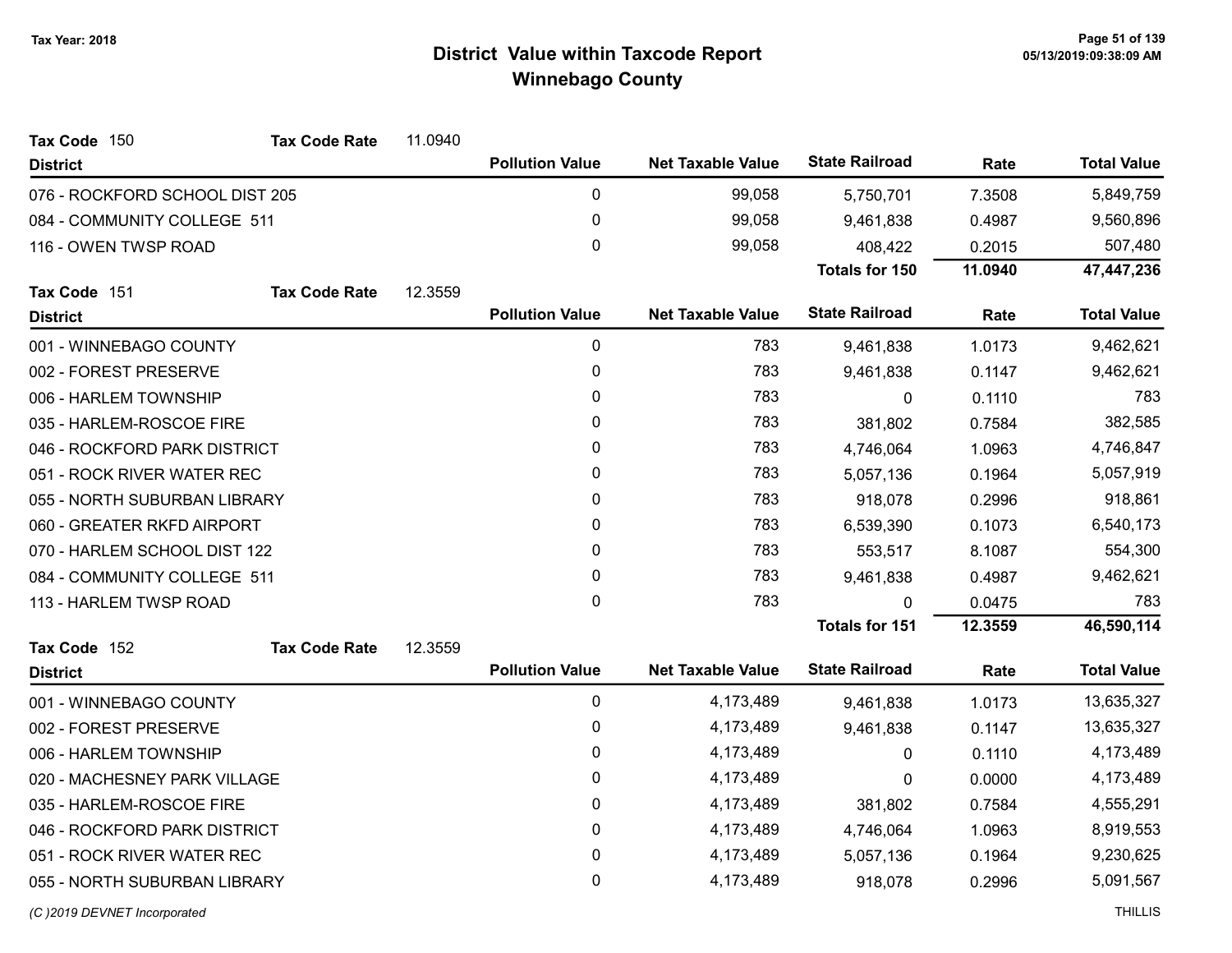# District Value within Taxcode Report
## Winnebago County

Tax Year: 2018

**Tax Code** 150 **Tax Code Rate** 11.0940

| District | Pollution Value | Net Taxable Value | State Railroad | Rate | Total Value |
|---|---|---|---|---|---|
| 076 - ROCKFORD SCHOOL DIST 205 | 0 | 99,058 | 5,750,701 | 7.3508 | 5,849,759 |
| 084 - COMMUNITY COLLEGE 511 | 0 | 99,058 | 9,461,838 | 0.4987 | 9,560,896 |
| 116 - OWEN TWSP ROAD | 0 | 99,058 | 408,422 | 0.2015 | 507,480 |
| | | | **Totals for 150** | **11.0940** | **47,447,236** |

**Tax Code** 151 **Tax Code Rate** 12.3559

| District | Pollution Value | Net Taxable Value | State Railroad | Rate | Total Value |
|---|---|---|---|---|---|
| 001 - WINNEBAGO COUNTY | 0 | 783 | 9,461,838 | 1.0173 | 9,462,621 |
| 002 - FOREST PRESERVE | 0 | 783 | 9,461,838 | 0.1147 | 9,462,621 |
| 006 - HARLEM TOWNSHIP | 0 | 783 | 0 | 0.1110 | 783 |
| 035 - HARLEM-ROSCOE FIRE | 0 | 783 | 381,802 | 0.7584 | 382,585 |
| 046 - ROCKFORD PARK DISTRICT | 0 | 783 | 4,746,064 | 1.0963 | 4,746,847 |
| 051 - ROCK RIVER WATER REC | 0 | 783 | 5,057,136 | 0.1964 | 5,057,919 |
| 055 - NORTH SUBURBAN LIBRARY | 0 | 783 | 918,078 | 0.2996 | 918,861 |
| 060 - GREATER RKFD AIRPORT | 0 | 783 | 6,539,390 | 0.1073 | 6,540,173 |
| 070 - HARLEM SCHOOL DIST 122 | 0 | 783 | 553,517 | 8.1087 | 554,300 |
| 084 - COMMUNITY COLLEGE 511 | 0 | 783 | 9,461,838 | 0.4987 | 9,462,621 |
| 113 - HARLEM TWSP ROAD | 0 | 783 | 0 | 0.0475 | 783 |
| | | | **Totals for 151** | **12.3559** | **46,590,114** |

**Tax Code** 152 **Tax Code Rate** 12.3559

| District | Pollution Value | Net Taxable Value | State Railroad | Rate | Total Value |
|---|---|---|---|---|---|
| 001 - WINNEBAGO COUNTY | 0 | 4,173,489 | 9,461,838 | 1.0173 | 13,635,327 |
| 002 - FOREST PRESERVE | 0 | 4,173,489 | 9,461,838 | 0.1147 | 13,635,327 |
| 006 - HARLEM TOWNSHIP | 0 | 4,173,489 | 0 | 0.1110 | 4,173,489 |
| 020 - MACHESNEY PARK VILLAGE | 0 | 4,173,489 | 0 | 0.0000 | 4,173,489 |
| 035 - HARLEM-ROSCOE FIRE | 0 | 4,173,489 | 381,802 | 0.7584 | 4,555,291 |
| 046 - ROCKFORD PARK DISTRICT | 0 | 4,173,489 | 4,746,064 | 1.0963 | 8,919,553 |
| 051 - ROCK RIVER WATER REC | 0 | 4,173,489 | 5,057,136 | 0.1964 | 9,230,625 |
| 055 - NORTH SUBURBAN LIBRARY | 0 | 4,173,489 | 918,078 | 0.2996 | 5,091,567 |

*(C )2019 DEVNET Incorporated* THILLIS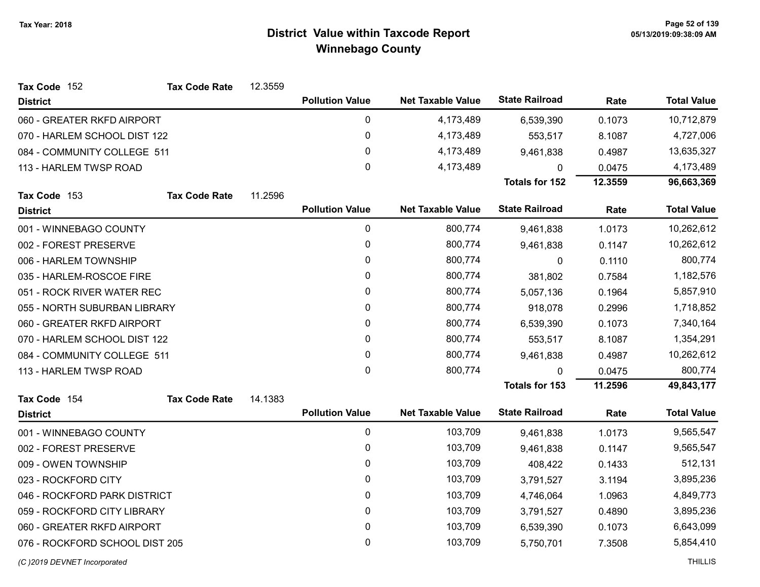Tax Year: 2018

# District Value within Taxcode Report
## Winnebago County

**Tax Code** 152 **Tax Code Rate** 12.3559

| District | Pollution Value | Net Taxable Value | State Railroad | Rate | Total Value |
|---|---|---|---|---|---|
| 060 - GREATER RKFD AIRPORT | 0 | 4,173,489 | 6,539,390 | 0.1073 | 10,712,879 |
| 070 - HARLEM SCHOOL DIST 122 | 0 | 4,173,489 | 553,517 | 8.1087 | 4,727,006 |
| 084 - COMMUNITY COLLEGE 511 | 0 | 4,173,489 | 9,461,838 | 0.4987 | 13,635,327 |
| 113 - HARLEM TWSP ROAD | 0 | 4,173,489 | 0 | 0.0475 | 4,173,489 |
| | | | **Totals for 152** | **12.3559** | **96,663,369** |

**Tax Code** 153 **Tax Code Rate** 11.2596

| District | Pollution Value | Net Taxable Value | State Railroad | Rate | Total Value |
|---|---|---|---|---|---|
| 001 - WINNEBAGO COUNTY | 0 | 800,774 | 9,461,838 | 1.0173 | 10,262,612 |
| 002 - FOREST PRESERVE | 0 | 800,774 | 9,461,838 | 0.1147 | 10,262,612 |
| 006 - HARLEM TOWNSHIP | 0 | 800,774 | 0 | 0.1110 | 800,774 |
| 035 - HARLEM-ROSCOE FIRE | 0 | 800,774 | 381,802 | 0.7584 | 1,182,576 |
| 051 - ROCK RIVER WATER REC | 0 | 800,774 | 5,057,136 | 0.1964 | 5,857,910 |
| 055 - NORTH SUBURBAN LIBRARY | 0 | 800,774 | 918,078 | 0.2996 | 1,718,852 |
| 060 - GREATER RKFD AIRPORT | 0 | 800,774 | 6,539,390 | 0.1073 | 7,340,164 |
| 070 - HARLEM SCHOOL DIST 122 | 0 | 800,774 | 553,517 | 8.1087 | 1,354,291 |
| 084 - COMMUNITY COLLEGE 511 | 0 | 800,774 | 9,461,838 | 0.4987 | 10,262,612 |
| 113 - HARLEM TWSP ROAD | 0 | 800,774 | 0 | 0.0475 | 800,774 |
| | | | **Totals for 153** | **11.2596** | **49,843,177** |

**Tax Code** 154 **Tax Code Rate** 14.1383

| District | Pollution Value | Net Taxable Value | State Railroad | Rate | Total Value |
|---|---|---|---|---|---|
| 001 - WINNEBAGO COUNTY | 0 | 103,709 | 9,461,838 | 1.0173 | 9,565,547 |
| 002 - FOREST PRESERVE | 0 | 103,709 | 9,461,838 | 0.1147 | 9,565,547 |
| 009 - OWEN TOWNSHIP | 0 | 103,709 | 408,422 | 0.1433 | 512,131 |
| 023 - ROCKFORD CITY | 0 | 103,709 | 3,791,527 | 3.1194 | 3,895,236 |
| 046 - ROCKFORD PARK DISTRICT | 0 | 103,709 | 4,746,064 | 1.0963 | 4,849,773 |
| 059 - ROCKFORD CITY LIBRARY | 0 | 103,709 | 3,791,527 | 0.4890 | 3,895,236 |
| 060 - GREATER RKFD AIRPORT | 0 | 103,709 | 6,539,390 | 0.1073 | 6,643,099 |
| 076 - ROCKFORD SCHOOL DIST 205 | 0 | 103,709 | 5,750,701 | 7.3508 | 5,854,410 |

(C )2019 DEVNET Incorporated THILLIS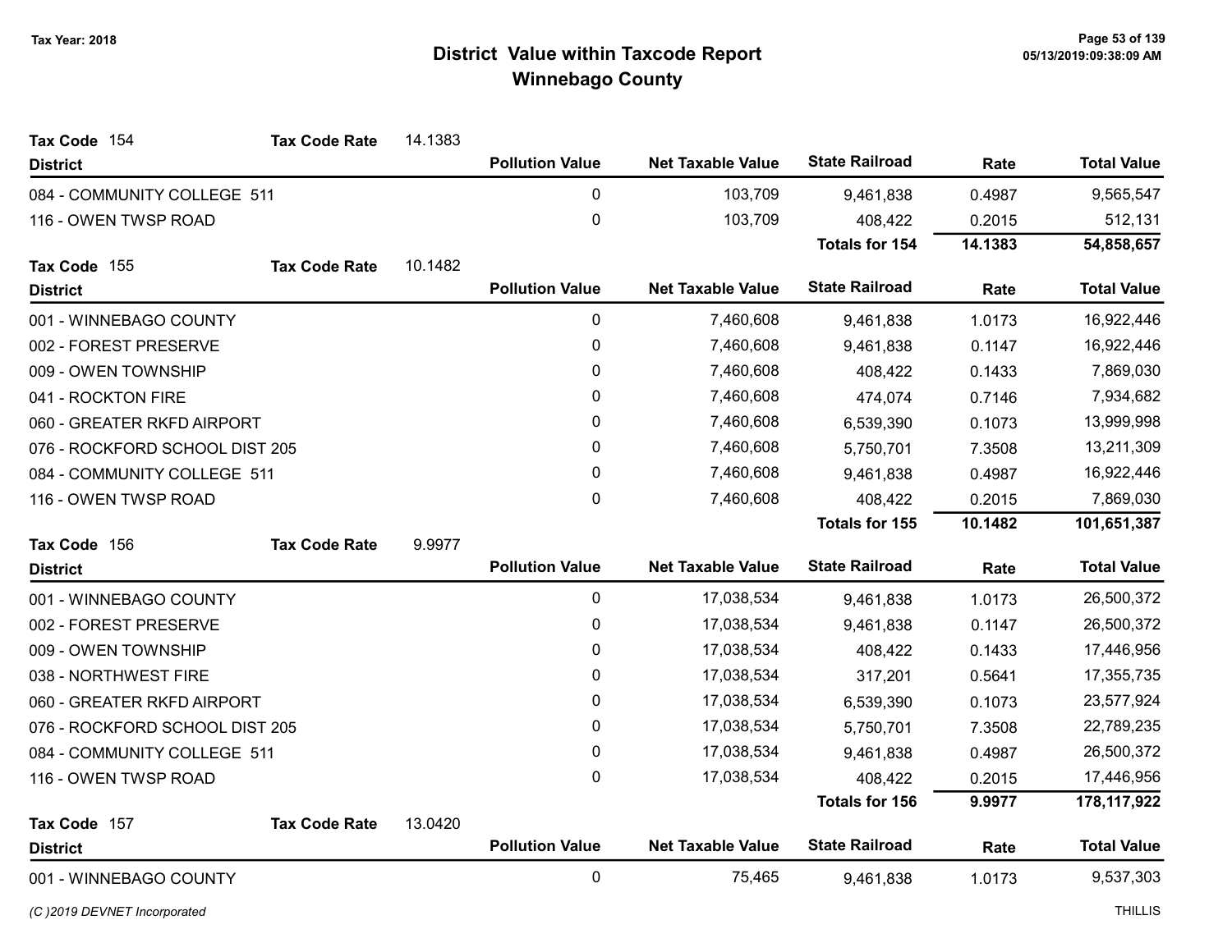# District Value within Taxcode Report

## Winnebago County

Tax Year: 2018

**Tax Code** 154 **Tax Code Rate** 14.1383

| District | Pollution Value | Net Taxable Value | State Railroad | Rate | Total Value |
|---|---|---|---|---|---|
| 084 - COMMUNITY COLLEGE 511 | 0 | 103,709 | 9,461,838 | 0.4987 | 9,565,547 |
| 116 - OWEN TWSP ROAD | 0 | 103,709 | 408,422 | 0.2015 | 512,131 |
| | | | **Totals for 154** | **14.1383** | **54,858,657** |

**Tax Code** 155 **Tax Code Rate** 10.1482

| District | Pollution Value | Net Taxable Value | State Railroad | Rate | Total Value |
|---|---|---|---|---|---|
| 001 - WINNEBAGO COUNTY | 0 | 7,460,608 | 9,461,838 | 1.0173 | 16,922,446 |
| 002 - FOREST PRESERVE | 0 | 7,460,608 | 9,461,838 | 0.1147 | 16,922,446 |
| 009 - OWEN TOWNSHIP | 0 | 7,460,608 | 408,422 | 0.1433 | 7,869,030 |
| 041 - ROCKTON FIRE | 0 | 7,460,608 | 474,074 | 0.7146 | 7,934,682 |
| 060 - GREATER RKFD AIRPORT | 0 | 7,460,608 | 6,539,390 | 0.1073 | 13,999,998 |
| 076 - ROCKFORD SCHOOL DIST 205 | 0 | 7,460,608 | 5,750,701 | 7.3508 | 13,211,309 |
| 084 - COMMUNITY COLLEGE 511 | 0 | 7,460,608 | 9,461,838 | 0.4987 | 16,922,446 |
| 116 - OWEN TWSP ROAD | 0 | 7,460,608 | 408,422 | 0.2015 | 7,869,030 |
| | | | **Totals for 155** | **10.1482** | **101,651,387** |

**Tax Code** 156 **Tax Code Rate** 9.9977

| District | Pollution Value | Net Taxable Value | State Railroad | Rate | Total Value |
|---|---|---|---|---|---|
| 001 - WINNEBAGO COUNTY | 0 | 17,038,534 | 9,461,838 | 1.0173 | 26,500,372 |
| 002 - FOREST PRESERVE | 0 | 17,038,534 | 9,461,838 | 0.1147 | 26,500,372 |
| 009 - OWEN TOWNSHIP | 0 | 17,038,534 | 408,422 | 0.1433 | 17,446,956 |
| 038 - NORTHWEST FIRE | 0 | 17,038,534 | 317,201 | 0.5641 | 17,355,735 |
| 060 - GREATER RKFD AIRPORT | 0 | 17,038,534 | 6,539,390 | 0.1073 | 23,577,924 |
| 076 - ROCKFORD SCHOOL DIST 205 | 0 | 17,038,534 | 5,750,701 | 7.3508 | 22,789,235 |
| 084 - COMMUNITY COLLEGE 511 | 0 | 17,038,534 | 9,461,838 | 0.4987 | 26,500,372 |
| 116 - OWEN TWSP ROAD | 0 | 17,038,534 | 408,422 | 0.2015 | 17,446,956 |
| | | | **Totals for 156** | **9.9977** | **178,117,922** |

**Tax Code** 157 **Tax Code Rate** 13.0420

| District | Pollution Value | Net Taxable Value | State Railroad | Rate | Total Value |
|---|---|---|---|---|---|
| 001 - WINNEBAGO COUNTY | 0 | 75,465 | 9,461,838 | 1.0173 | 9,537,303 |

*(C )2019 DEVNET Incorporated*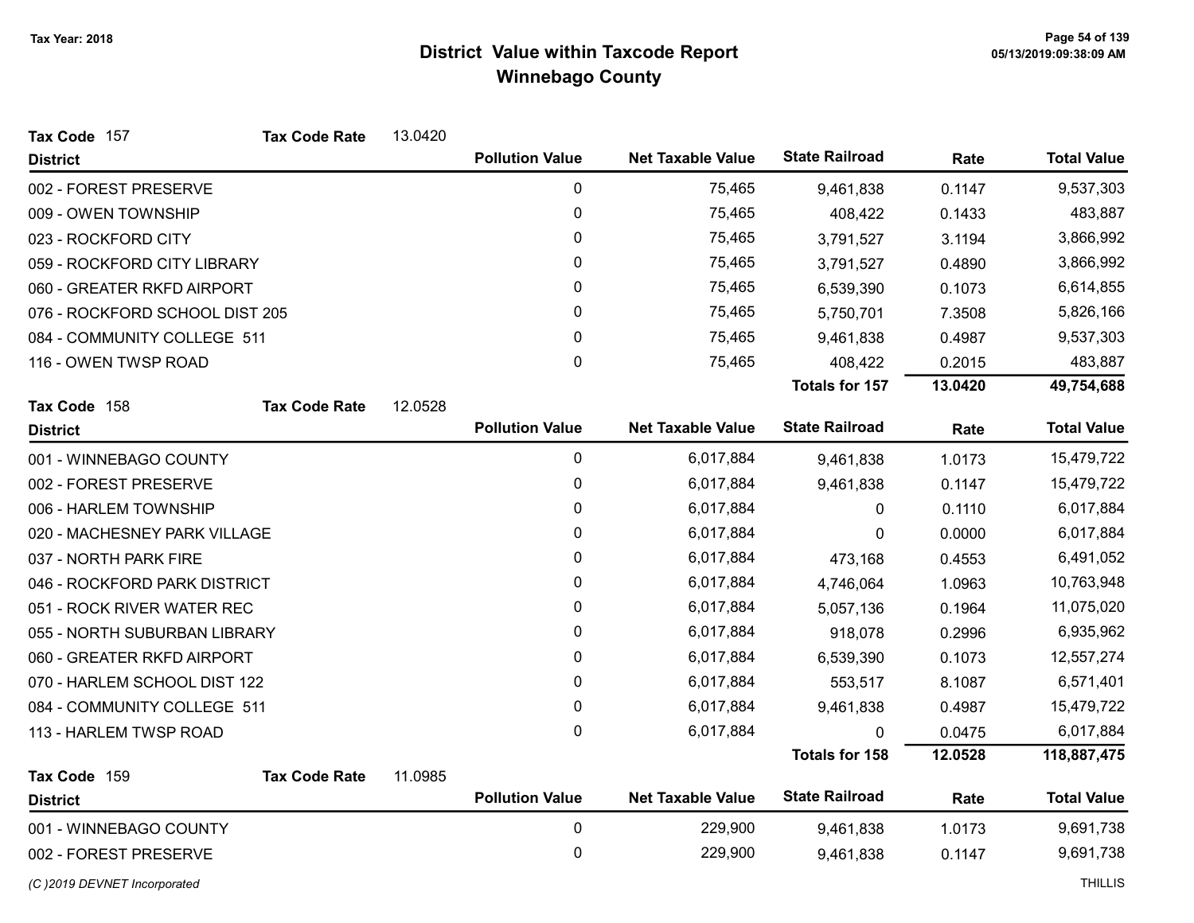# District Value within Taxcode Report
## Winnebago County

Tax Year: 2018

**Tax Code** 157 **Tax Code Rate** 13.0420

| District | Pollution Value | Net Taxable Value | State Railroad | Rate | Total Value |
|---|---|---|---|---|---|
| 002 - FOREST PRESERVE | 0 | 75,465 | 9,461,838 | 0.1147 | 9,537,303 |
| 009 - OWEN TOWNSHIP | 0 | 75,465 | 408,422 | 0.1433 | 483,887 |
| 023 - ROCKFORD CITY | 0 | 75,465 | 3,791,527 | 3.1194 | 3,866,992 |
| 059 - ROCKFORD CITY LIBRARY | 0 | 75,465 | 3,791,527 | 0.4890 | 3,866,992 |
| 060 - GREATER RKFD AIRPORT | 0 | 75,465 | 6,539,390 | 0.1073 | 6,614,855 |
| 076 - ROCKFORD SCHOOL DIST 205 | 0 | 75,465 | 5,750,701 | 7.3508 | 5,826,166 |
| 084 - COMMUNITY COLLEGE 511 | 0 | 75,465 | 9,461,838 | 0.4987 | 9,537,303 |
| 116 - OWEN TWSP ROAD | 0 | 75,465 | 408,422 | 0.2015 | 483,887 |
| | | | **Totals for 157** | **13.0420** | **49,754,688** |

**Tax Code** 158 **Tax Code Rate** 12.0528

| District | Pollution Value | Net Taxable Value | State Railroad | Rate | Total Value |
|---|---|---|---|---|---|
| 001 - WINNEBAGO COUNTY | 0 | 6,017,884 | 9,461,838 | 1.0173 | 15,479,722 |
| 002 - FOREST PRESERVE | 0 | 6,017,884 | 9,461,838 | 0.1147 | 15,479,722 |
| 006 - HARLEM TOWNSHIP | 0 | 6,017,884 | 0 | 0.1110 | 6,017,884 |
| 020 - MACHESNEY PARK VILLAGE | 0 | 6,017,884 | 0 | 0.0000 | 6,017,884 |
| 037 - NORTH PARK FIRE | 0 | 6,017,884 | 473,168 | 0.4553 | 6,491,052 |
| 046 - ROCKFORD PARK DISTRICT | 0 | 6,017,884 | 4,746,064 | 1.0963 | 10,763,948 |
| 051 - ROCK RIVER WATER REC | 0 | 6,017,884 | 5,057,136 | 0.1964 | 11,075,020 |
| 055 - NORTH SUBURBAN LIBRARY | 0 | 6,017,884 | 918,078 | 0.2996 | 6,935,962 |
| 060 - GREATER RKFD AIRPORT | 0 | 6,017,884 | 6,539,390 | 0.1073 | 12,557,274 |
| 070 - HARLEM SCHOOL DIST 122 | 0 | 6,017,884 | 553,517 | 8.1087 | 6,571,401 |
| 084 - COMMUNITY COLLEGE 511 | 0 | 6,017,884 | 9,461,838 | 0.4987 | 15,479,722 |
| 113 - HARLEM TWSP ROAD | 0 | 6,017,884 | 0 | 0.0475 | 6,017,884 |
| | | | **Totals for 158** | **12.0528** | **118,887,475** |

**Tax Code** 159 **Tax Code Rate** 11.0985

| District | Pollution Value | Net Taxable Value | State Railroad | Rate | Total Value |
|---|---|---|---|---|---|
| 001 - WINNEBAGO COUNTY | 0 | 229,900 | 9,461,838 | 1.0173 | 9,691,738 |
| 002 - FOREST PRESERVE | 0 | 229,900 | 9,461,838 | 0.1147 | 9,691,738 |

*(C )2019 DEVNET Incorporated* THILLIS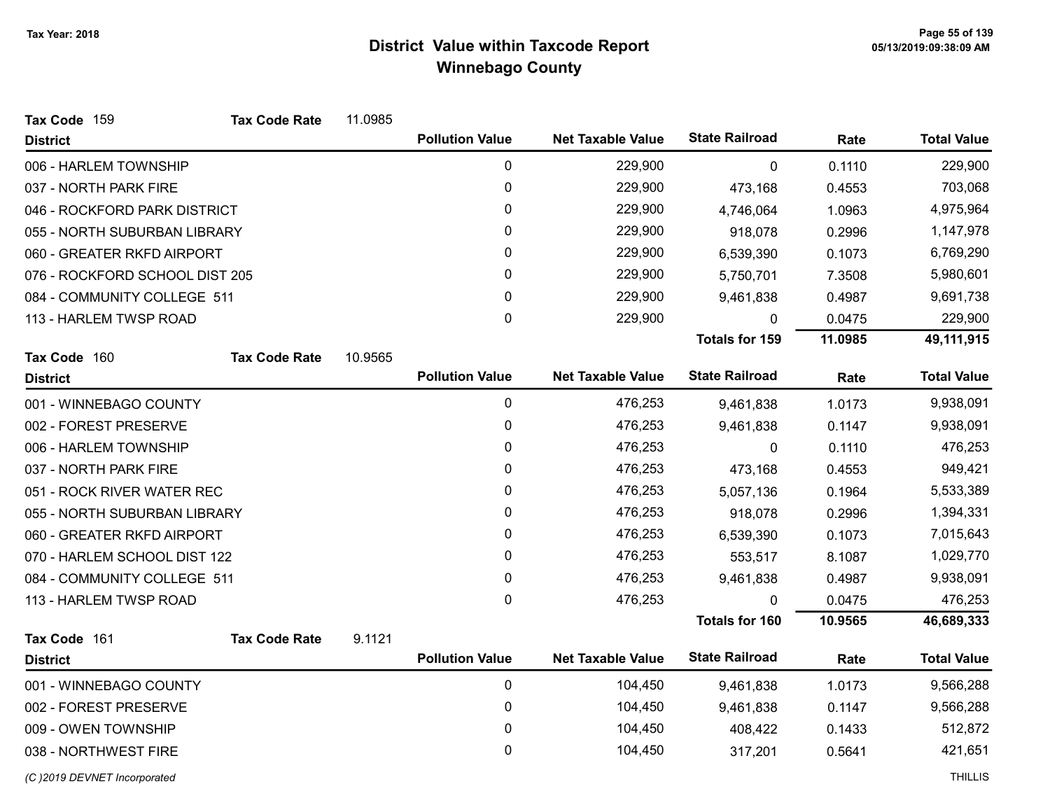Tax Year: 2018

# District Value within Taxcode Report
## Winnebago County

**Tax Code** 159 **Tax Code Rate** 11.0985

| District | Pollution Value | Net Taxable Value | State Railroad | Rate | Total Value |
|---|---|---|---|---|---|
| 006 - HARLEM TOWNSHIP | 0 | 229,900 | 0 | 0.1110 | 229,900 |
| 037 - NORTH PARK FIRE | 0 | 229,900 | 473,168 | 0.4553 | 703,068 |
| 046 - ROCKFORD PARK DISTRICT | 0 | 229,900 | 4,746,064 | 1.0963 | 4,975,964 |
| 055 - NORTH SUBURBAN LIBRARY | 0 | 229,900 | 918,078 | 0.2996 | 1,147,978 |
| 060 - GREATER RKFD AIRPORT | 0 | 229,900 | 6,539,390 | 0.1073 | 6,769,290 |
| 076 - ROCKFORD SCHOOL DIST 205 | 0 | 229,900 | 5,750,701 | 7.3508 | 5,980,601 |
| 084 - COMMUNITY COLLEGE 511 | 0 | 229,900 | 9,461,838 | 0.4987 | 9,691,738 |
| 113 - HARLEM TWSP ROAD | 0 | 229,900 | 0 | 0.0475 | 229,900 |
| | | | **Totals for 159** | **11.0985** | **49,111,915** |

**Tax Code** 160 **Tax Code Rate** 10.9565

| District | Pollution Value | Net Taxable Value | State Railroad | Rate | Total Value |
|---|---|---|---|---|---|
| 001 - WINNEBAGO COUNTY | 0 | 476,253 | 9,461,838 | 1.0173 | 9,938,091 |
| 002 - FOREST PRESERVE | 0 | 476,253 | 9,461,838 | 0.1147 | 9,938,091 |
| 006 - HARLEM TOWNSHIP | 0 | 476,253 | 0 | 0.1110 | 476,253 |
| 037 - NORTH PARK FIRE | 0 | 476,253 | 473,168 | 0.4553 | 949,421 |
| 051 - ROCK RIVER WATER REC | 0 | 476,253 | 5,057,136 | 0.1964 | 5,533,389 |
| 055 - NORTH SUBURBAN LIBRARY | 0 | 476,253 | 918,078 | 0.2996 | 1,394,331 |
| 060 - GREATER RKFD AIRPORT | 0 | 476,253 | 6,539,390 | 0.1073 | 7,015,643 |
| 070 - HARLEM SCHOOL DIST 122 | 0 | 476,253 | 553,517 | 8.1087 | 1,029,770 |
| 084 - COMMUNITY COLLEGE 511 | 0 | 476,253 | 9,461,838 | 0.4987 | 9,938,091 |
| 113 - HARLEM TWSP ROAD | 0 | 476,253 | 0 | 0.0475 | 476,253 |
| | | | **Totals for 160** | **10.9565** | **46,689,333** |

**Tax Code** 161 **Tax Code Rate** 9.1121

| District | Pollution Value | Net Taxable Value | State Railroad | Rate | Total Value |
|---|---|---|---|---|---|
| 001 - WINNEBAGO COUNTY | 0 | 104,450 | 9,461,838 | 1.0173 | 9,566,288 |
| 002 - FOREST PRESERVE | 0 | 104,450 | 9,461,838 | 0.1147 | 9,566,288 |
| 009 - OWEN TOWNSHIP | 0 | 104,450 | 408,422 | 0.1433 | 512,872 |
| 038 - NORTHWEST FIRE | 0 | 104,450 | 317,201 | 0.5641 | 421,651 |

*(C )2019 DEVNET Incorporated* THILLIS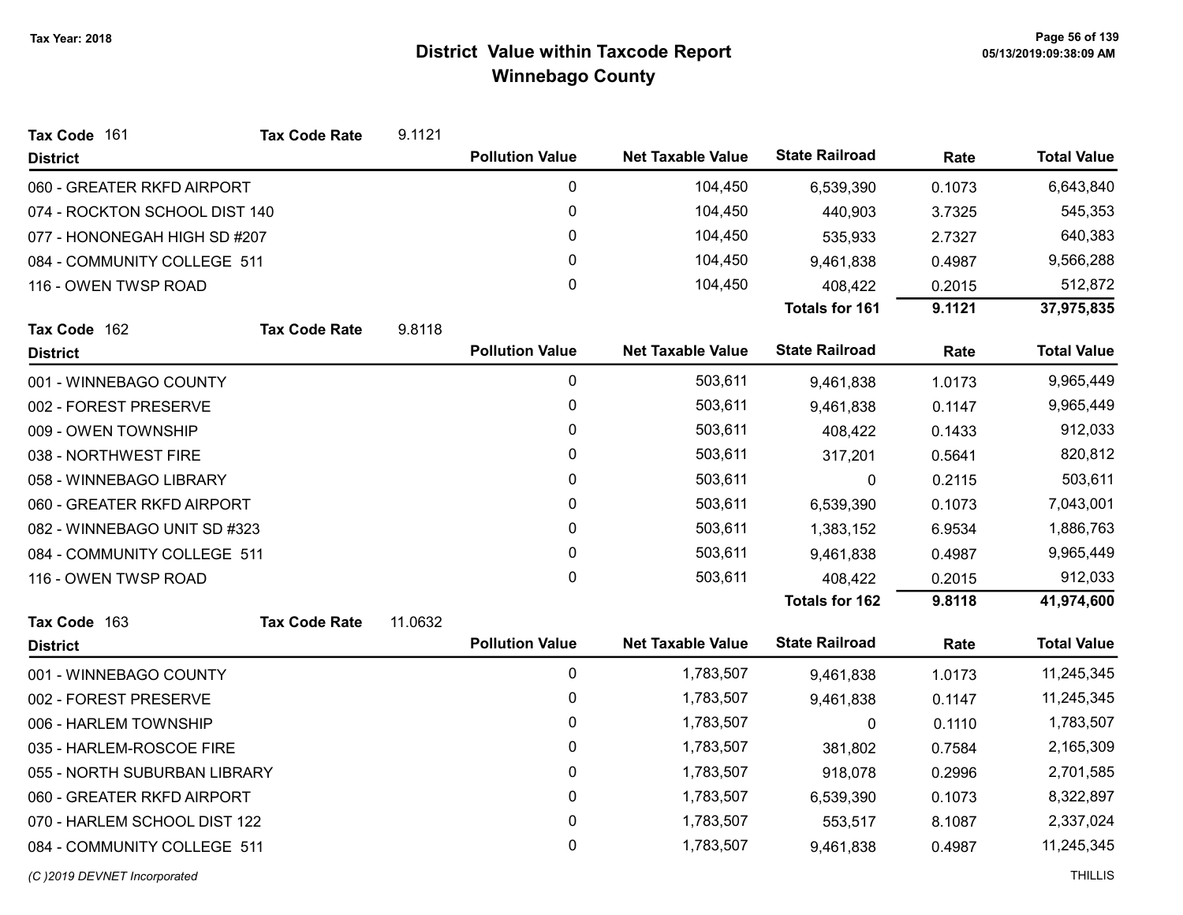# District Value within Taxcode Report
## Winnebago County

Tax Year: 2018

**Tax Code** 161 **Tax Code Rate** 9.1121

| District | Pollution Value | Net Taxable Value | State Railroad | Rate | Total Value |
|---|---|---|---|---|---|
| 060 - GREATER RKFD AIRPORT | 0 | 104,450 | 6,539,390 | 0.1073 | 6,643,840 |
| 074 - ROCKTON SCHOOL DIST 140 | 0 | 104,450 | 440,903 | 3.7325 | 545,353 |
| 077 - HONONEGAH HIGH SD #207 | 0 | 104,450 | 535,933 | 2.7327 | 640,383 |
| 084 - COMMUNITY COLLEGE 511 | 0 | 104,450 | 9,461,838 | 0.4987 | 9,566,288 |
| 116 - OWEN TWSP ROAD | 0 | 104,450 | 408,422 | 0.2015 | 512,872 |
| | | | **Totals for 161** | **9.1121** | **37,975,835** |

**Tax Code** 162 **Tax Code Rate** 9.8118

| District | Pollution Value | Net Taxable Value | State Railroad | Rate | Total Value |
|---|---|---|---|---|---|
| 001 - WINNEBAGO COUNTY | 0 | 503,611 | 9,461,838 | 1.0173 | 9,965,449 |
| 002 - FOREST PRESERVE | 0 | 503,611 | 9,461,838 | 0.1147 | 9,965,449 |
| 009 - OWEN TOWNSHIP | 0 | 503,611 | 408,422 | 0.1433 | 912,033 |
| 038 - NORTHWEST FIRE | 0 | 503,611 | 317,201 | 0.5641 | 820,812 |
| 058 - WINNEBAGO LIBRARY | 0 | 503,611 | 0 | 0.2115 | 503,611 |
| 060 - GREATER RKFD AIRPORT | 0 | 503,611 | 6,539,390 | 0.1073 | 7,043,001 |
| 082 - WINNEBAGO UNIT SD #323 | 0 | 503,611 | 1,383,152 | 6.9534 | 1,886,763 |
| 084 - COMMUNITY COLLEGE 511 | 0 | 503,611 | 9,461,838 | 0.4987 | 9,965,449 |
| 116 - OWEN TWSP ROAD | 0 | 503,611 | 408,422 | 0.2015 | 912,033 |
| | | | **Totals for 162** | **9.8118** | **41,974,600** |

**Tax Code** 163 **Tax Code Rate** 11.0632

| District | Pollution Value | Net Taxable Value | State Railroad | Rate | Total Value |
|---|---|---|---|---|---|
| 001 - WINNEBAGO COUNTY | 0 | 1,783,507 | 9,461,838 | 1.0173 | 11,245,345 |
| 002 - FOREST PRESERVE | 0 | 1,783,507 | 9,461,838 | 0.1147 | 11,245,345 |
| 006 - HARLEM TOWNSHIP | 0 | 1,783,507 | 0 | 0.1110 | 1,783,507 |
| 035 - HARLEM-ROSCOE FIRE | 0 | 1,783,507 | 381,802 | 0.7584 | 2,165,309 |
| 055 - NORTH SUBURBAN LIBRARY | 0 | 1,783,507 | 918,078 | 0.2996 | 2,701,585 |
| 060 - GREATER RKFD AIRPORT | 0 | 1,783,507 | 6,539,390 | 0.1073 | 8,322,897 |
| 070 - HARLEM SCHOOL DIST 122 | 0 | 1,783,507 | 553,517 | 8.1087 | 2,337,024 |
| 084 - COMMUNITY COLLEGE 511 | 0 | 1,783,507 | 9,461,838 | 0.4987 | 11,245,345 |

*(C )2019 DEVNET Incorporated* THILLIS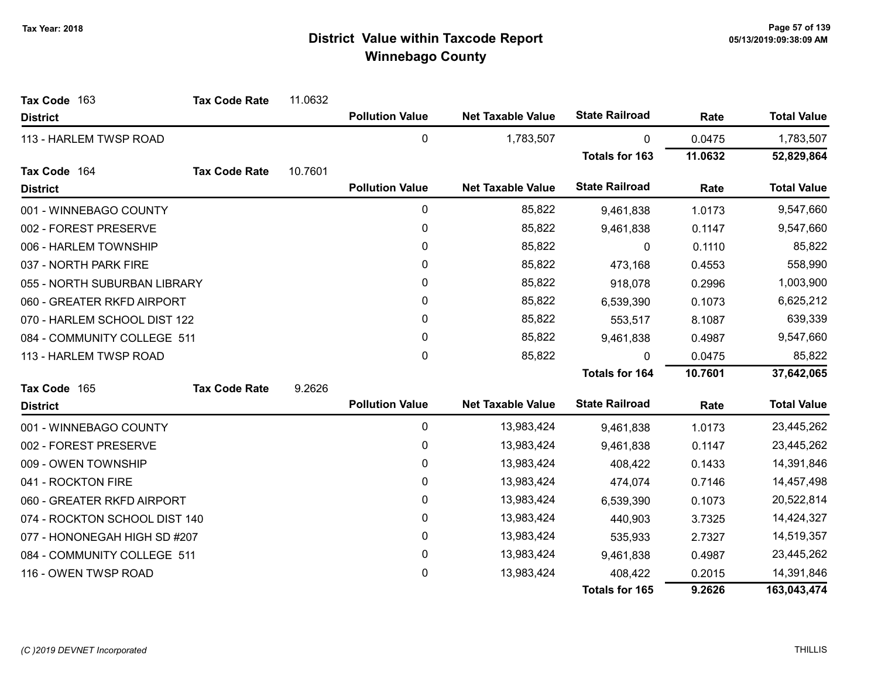# District Value within Taxcode Report
## Winnebago County

Tax Year: 2018

**Tax Code** 163 **Tax Code Rate** 11.0632

| District | Pollution Value | Net Taxable Value | State Railroad | Rate | Total Value |
|---|---|---|---|---|---|
| 113 - HARLEM TWSP ROAD | 0 | 1,783,507 | 0 | 0.0475 | 1,783,507 |
| | | | **Totals for 163** | **11.0632** | **52,829,864** |

**Tax Code** 164 **Tax Code Rate** 10.7601

| District | Pollution Value | Net Taxable Value | State Railroad | Rate | Total Value |
|---|---|---|---|---|---|
| 001 - WINNEBAGO COUNTY | 0 | 85,822 | 9,461,838 | 1.0173 | 9,547,660 |
| 002 - FOREST PRESERVE | 0 | 85,822 | 9,461,838 | 0.1147 | 9,547,660 |
| 006 - HARLEM TOWNSHIP | 0 | 85,822 | 0 | 0.1110 | 85,822 |
| 037 - NORTH PARK FIRE | 0 | 85,822 | 473,168 | 0.4553 | 558,990 |
| 055 - NORTH SUBURBAN LIBRARY | 0 | 85,822 | 918,078 | 0.2996 | 1,003,900 |
| 060 - GREATER RKFD AIRPORT | 0 | 85,822 | 6,539,390 | 0.1073 | 6,625,212 |
| 070 - HARLEM SCHOOL DIST 122 | 0 | 85,822 | 553,517 | 8.1087 | 639,339 |
| 084 - COMMUNITY COLLEGE 511 | 0 | 85,822 | 9,461,838 | 0.4987 | 9,547,660 |
| 113 - HARLEM TWSP ROAD | 0 | 85,822 | 0 | 0.0475 | 85,822 |
| | | | **Totals for 164** | **10.7601** | **37,642,065** |

**Tax Code** 165 **Tax Code Rate** 9.2626

| District | Pollution Value | Net Taxable Value | State Railroad | Rate | Total Value |
|---|---|---|---|---|---|
| 001 - WINNEBAGO COUNTY | 0 | 13,983,424 | 9,461,838 | 1.0173 | 23,445,262 |
| 002 - FOREST PRESERVE | 0 | 13,983,424 | 9,461,838 | 0.1147 | 23,445,262 |
| 009 - OWEN TOWNSHIP | 0 | 13,983,424 | 408,422 | 0.1433 | 14,391,846 |
| 041 - ROCKTON FIRE | 0 | 13,983,424 | 474,074 | 0.7146 | 14,457,498 |
| 060 - GREATER RKFD AIRPORT | 0 | 13,983,424 | 6,539,390 | 0.1073 | 20,522,814 |
| 074 - ROCKTON SCHOOL DIST 140 | 0 | 13,983,424 | 440,903 | 3.7325 | 14,424,327 |
| 077 - HONONEGAH HIGH SD #207 | 0 | 13,983,424 | 535,933 | 2.7327 | 14,519,357 |
| 084 - COMMUNITY COLLEGE 511 | 0 | 13,983,424 | 9,461,838 | 0.4987 | 23,445,262 |
| 116 - OWEN TWSP ROAD | 0 | 13,983,424 | 408,422 | 0.2015 | 14,391,846 |
| | | | **Totals for 165** | **9.2626** | **163,043,474** |

*(C )2019 DEVNET Incorporated* THILLIS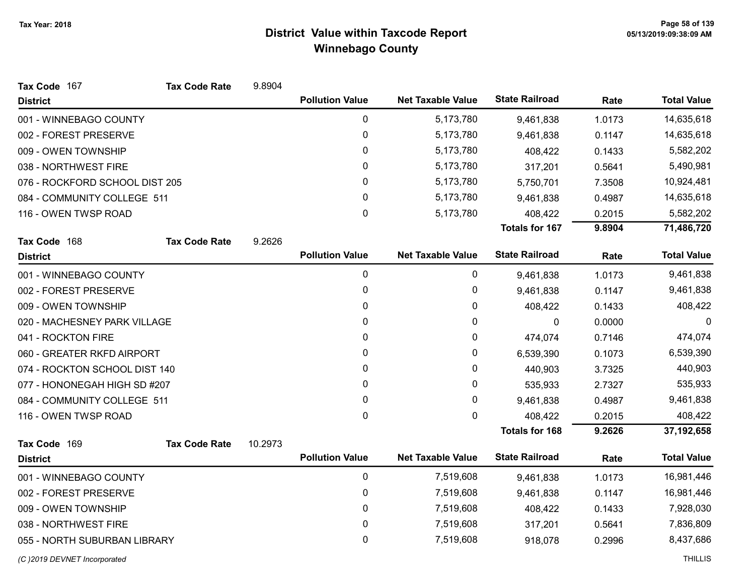# District Value within Taxcode Report
## Winnebago County

Tax Year: 2018

**Tax Code** 167 **Tax Code Rate** 9.8904

| District | Pollution Value | Net Taxable Value | State Railroad | Rate | Total Value |
|---|---|---|---|---|---|
| 001 - WINNEBAGO COUNTY | 0 | 5,173,780 | 9,461,838 | 1.0173 | 14,635,618 |
| 002 - FOREST PRESERVE | 0 | 5,173,780 | 9,461,838 | 0.1147 | 14,635,618 |
| 009 - OWEN TOWNSHIP | 0 | 5,173,780 | 408,422 | 0.1433 | 5,582,202 |
| 038 - NORTHWEST FIRE | 0 | 5,173,780 | 317,201 | 0.5641 | 5,490,981 |
| 076 - ROCKFORD SCHOOL DIST 205 | 0 | 5,173,780 | 5,750,701 | 7.3508 | 10,924,481 |
| 084 - COMMUNITY COLLEGE 511 | 0 | 5,173,780 | 9,461,838 | 0.4987 | 14,635,618 |
| 116 - OWEN TWSP ROAD | 0 | 5,173,780 | 408,422 | 0.2015 | 5,582,202 |
| | | | **Totals for 167** | **9.8904** | **71,486,720** |

**Tax Code** 168 **Tax Code Rate** 9.2626

| District | Pollution Value | Net Taxable Value | State Railroad | Rate | Total Value |
|---|---|---|---|---|---|
| 001 - WINNEBAGO COUNTY | 0 | 0 | 9,461,838 | 1.0173 | 9,461,838 |
| 002 - FOREST PRESERVE | 0 | 0 | 9,461,838 | 0.1147 | 9,461,838 |
| 009 - OWEN TOWNSHIP | 0 | 0 | 408,422 | 0.1433 | 408,422 |
| 020 - MACHESNEY PARK VILLAGE | 0 | 0 | 0 | 0.0000 | 0 |
| 041 - ROCKTON FIRE | 0 | 0 | 474,074 | 0.7146 | 474,074 |
| 060 - GREATER RKFD AIRPORT | 0 | 0 | 6,539,390 | 0.1073 | 6,539,390 |
| 074 - ROCKTON SCHOOL DIST 140 | 0 | 0 | 440,903 | 3.7325 | 440,903 |
| 077 - HONONEGAH HIGH SD #207 | 0 | 0 | 535,933 | 2.7327 | 535,933 |
| 084 - COMMUNITY COLLEGE 511 | 0 | 0 | 9,461,838 | 0.4987 | 9,461,838 |
| 116 - OWEN TWSP ROAD | 0 | 0 | 408,422 | 0.2015 | 408,422 |
| | | | **Totals for 168** | **9.2626** | **37,192,658** |

**Tax Code** 169 **Tax Code Rate** 10.2973

| District | Pollution Value | Net Taxable Value | State Railroad | Rate | Total Value |
|---|---|---|---|---|---|
| 001 - WINNEBAGO COUNTY | 0 | 7,519,608 | 9,461,838 | 1.0173 | 16,981,446 |
| 002 - FOREST PRESERVE | 0 | 7,519,608 | 9,461,838 | 0.1147 | 16,981,446 |
| 009 - OWEN TOWNSHIP | 0 | 7,519,608 | 408,422 | 0.1433 | 7,928,030 |
| 038 - NORTHWEST FIRE | 0 | 7,519,608 | 317,201 | 0.5641 | 7,836,809 |
| 055 - NORTH SUBURBAN LIBRARY | 0 | 7,519,608 | 918,078 | 0.2996 | 8,437,686 |

*(C )2019 DEVNET Incorporated*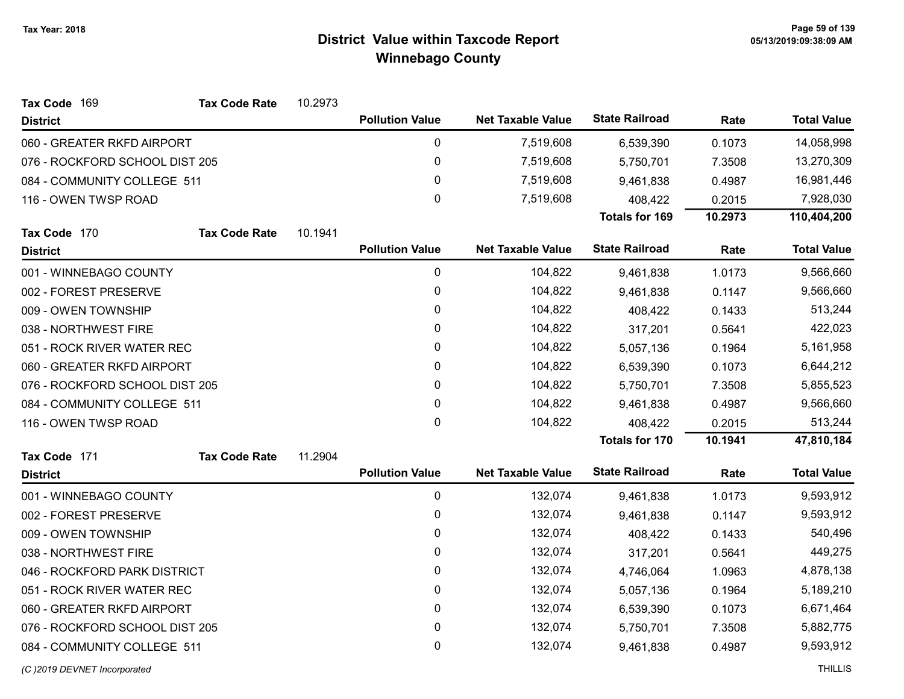Tax Year: 2018

# District Value within Taxcode Report
## Winnebago County

**Tax Code** 169 **Tax Code Rate** 10.2973

| District | Pollution Value | Net Taxable Value | State Railroad | Rate | Total Value |
|---|---|---|---|---|---|
| 060 - GREATER RKFD AIRPORT | 0 | 7,519,608 | 6,539,390 | 0.1073 | 14,058,998 |
| 076 - ROCKFORD SCHOOL DIST 205 | 0 | 7,519,608 | 5,750,701 | 7.3508 | 13,270,309 |
| 084 - COMMUNITY COLLEGE 511 | 0 | 7,519,608 | 9,461,838 | 0.4987 | 16,981,446 |
| 116 - OWEN TWSP ROAD | 0 | 7,519,608 | 408,422 | 0.2015 | 7,928,030 |
| | | | **Totals for 169** | **10.2973** | **110,404,200** |

**Tax Code** 170 **Tax Code Rate** 10.1941

| District | Pollution Value | Net Taxable Value | State Railroad | Rate | Total Value |
|---|---|---|---|---|---|
| 001 - WINNEBAGO COUNTY | 0 | 104,822 | 9,461,838 | 1.0173 | 9,566,660 |
| 002 - FOREST PRESERVE | 0 | 104,822 | 9,461,838 | 0.1147 | 9,566,660 |
| 009 - OWEN TOWNSHIP | 0 | 104,822 | 408,422 | 0.1433 | 513,244 |
| 038 - NORTHWEST FIRE | 0 | 104,822 | 317,201 | 0.5641 | 422,023 |
| 051 - ROCK RIVER WATER REC | 0 | 104,822 | 5,057,136 | 0.1964 | 5,161,958 |
| 060 - GREATER RKFD AIRPORT | 0 | 104,822 | 6,539,390 | 0.1073 | 6,644,212 |
| 076 - ROCKFORD SCHOOL DIST 205 | 0 | 104,822 | 5,750,701 | 7.3508 | 5,855,523 |
| 084 - COMMUNITY COLLEGE 511 | 0 | 104,822 | 9,461,838 | 0.4987 | 9,566,660 |
| 116 - OWEN TWSP ROAD | 0 | 104,822 | 408,422 | 0.2015 | 513,244 |
| | | | **Totals for 170** | **10.1941** | **47,810,184** |

**Tax Code** 171 **Tax Code Rate** 11.2904

| District | Pollution Value | Net Taxable Value | State Railroad | Rate | Total Value |
|---|---|---|---|---|---|
| 001 - WINNEBAGO COUNTY | 0 | 132,074 | 9,461,838 | 1.0173 | 9,593,912 |
| 002 - FOREST PRESERVE | 0 | 132,074 | 9,461,838 | 0.1147 | 9,593,912 |
| 009 - OWEN TOWNSHIP | 0 | 132,074 | 408,422 | 0.1433 | 540,496 |
| 038 - NORTHWEST FIRE | 0 | 132,074 | 317,201 | 0.5641 | 449,275 |
| 046 - ROCKFORD PARK DISTRICT | 0 | 132,074 | 4,746,064 | 1.0963 | 4,878,138 |
| 051 - ROCK RIVER WATER REC | 0 | 132,074 | 5,057,136 | 0.1964 | 5,189,210 |
| 060 - GREATER RKFD AIRPORT | 0 | 132,074 | 6,539,390 | 0.1073 | 6,671,464 |
| 076 - ROCKFORD SCHOOL DIST 205 | 0 | 132,074 | 5,750,701 | 7.3508 | 5,882,775 |
| 084 - COMMUNITY COLLEGE 511 | 0 | 132,074 | 9,461,838 | 0.4987 | 9,593,912 |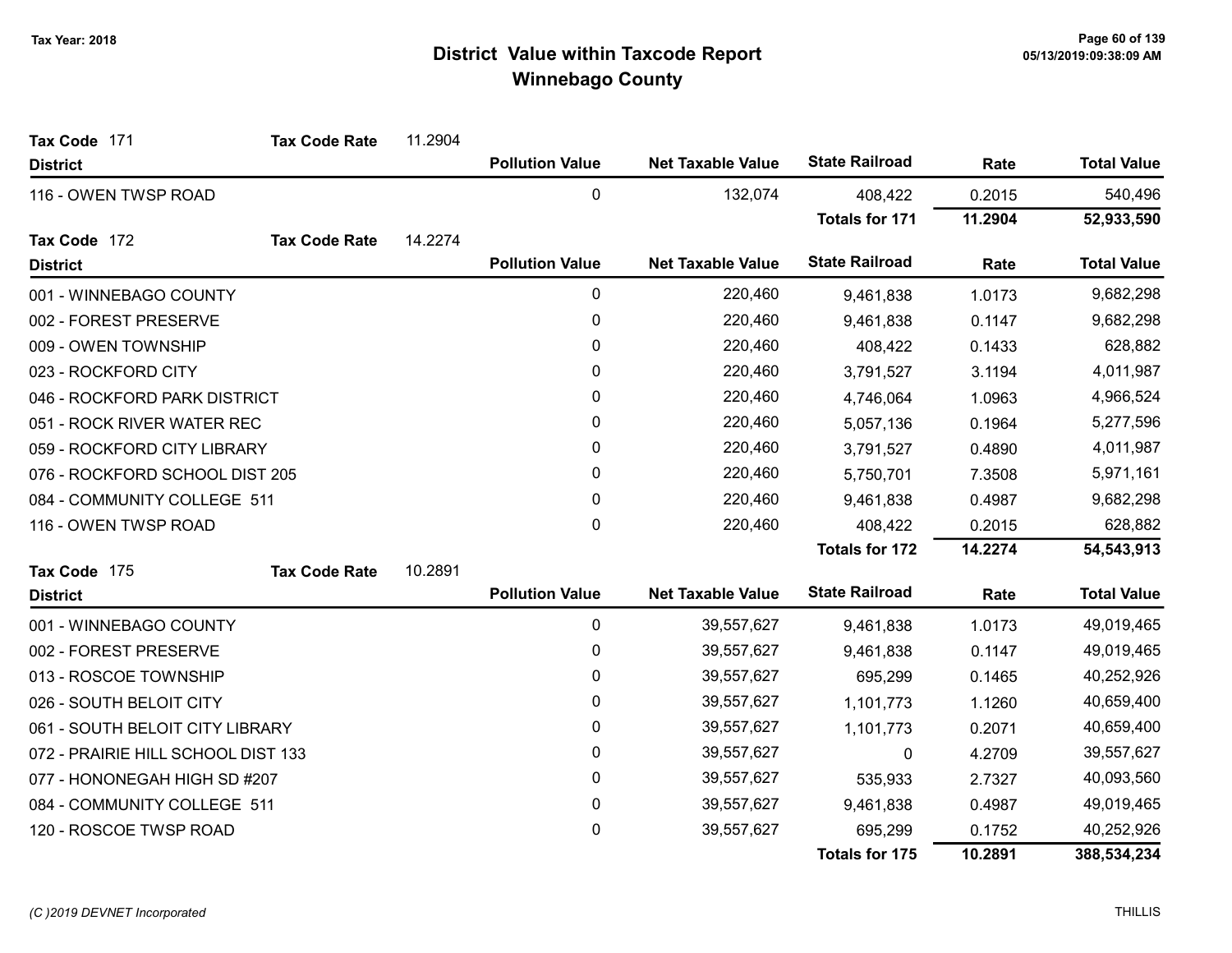# District Value within Taxcode Report
## Winnebago County

Tax Year: 2018

**Tax Code** 171 **Tax Code Rate** 11.2904

| District | Pollution Value | Net Taxable Value | State Railroad | Rate | Total Value |
|---|---|---|---|---|---|
| 116 - OWEN TWSP ROAD | 0 | 132,074 | 408,422 | 0.2015 | 540,496 |
| | | | **Totals for 171** | **11.2904** | **52,933,590** |

**Tax Code** 172 **Tax Code Rate** 14.2274

| District | Pollution Value | Net Taxable Value | State Railroad | Rate | Total Value |
|---|---|---|---|---|---|
| 001 - WINNEBAGO COUNTY | 0 | 220,460 | 9,461,838 | 1.0173 | 9,682,298 |
| 002 - FOREST PRESERVE | 0 | 220,460 | 9,461,838 | 0.1147 | 9,682,298 |
| 009 - OWEN TOWNSHIP | 0 | 220,460 | 408,422 | 0.1433 | 628,882 |
| 023 - ROCKFORD CITY | 0 | 220,460 | 3,791,527 | 3.1194 | 4,011,987 |
| 046 - ROCKFORD PARK DISTRICT | 0 | 220,460 | 4,746,064 | 1.0963 | 4,966,524 |
| 051 - ROCK RIVER WATER REC | 0 | 220,460 | 5,057,136 | 0.1964 | 5,277,596 |
| 059 - ROCKFORD CITY LIBRARY | 0 | 220,460 | 3,791,527 | 0.4890 | 4,011,987 |
| 076 - ROCKFORD SCHOOL DIST 205 | 0 | 220,460 | 5,750,701 | 7.3508 | 5,971,161 |
| 084 - COMMUNITY COLLEGE 511 | 0 | 220,460 | 9,461,838 | 0.4987 | 9,682,298 |
| 116 - OWEN TWSP ROAD | 0 | 220,460 | 408,422 | 0.2015 | 628,882 |
| | | | **Totals for 172** | **14.2274** | **54,543,913** |

**Tax Code** 175 **Tax Code Rate** 10.2891

| District | Pollution Value | Net Taxable Value | State Railroad | Rate | Total Value |
|---|---|---|---|---|---|
| 001 - WINNEBAGO COUNTY | 0 | 39,557,627 | 9,461,838 | 1.0173 | 49,019,465 |
| 002 - FOREST PRESERVE | 0 | 39,557,627 | 9,461,838 | 0.1147 | 49,019,465 |
| 013 - ROSCOE TOWNSHIP | 0 | 39,557,627 | 695,299 | 0.1465 | 40,252,926 |
| 026 - SOUTH BELOIT CITY | 0 | 39,557,627 | 1,101,773 | 1.1260 | 40,659,400 |
| 061 - SOUTH BELOIT CITY LIBRARY | 0 | 39,557,627 | 1,101,773 | 0.2071 | 40,659,400 |
| 072 - PRAIRIE HILL SCHOOL DIST 133 | 0 | 39,557,627 | 0 | 4.2709 | 39,557,627 |
| 077 - HONONEGAH HIGH SD #207 | 0 | 39,557,627 | 535,933 | 2.7327 | 40,093,560 |
| 084 - COMMUNITY COLLEGE 511 | 0 | 39,557,627 | 9,461,838 | 0.4987 | 49,019,465 |
| 120 - ROSCOE TWSP ROAD | 0 | 39,557,627 | 695,299 | 0.1752 | 40,252,926 |
| | | | **Totals for 175** | **10.2891** | **388,534,234** |

(C )2019 DEVNET Incorporated THILLIS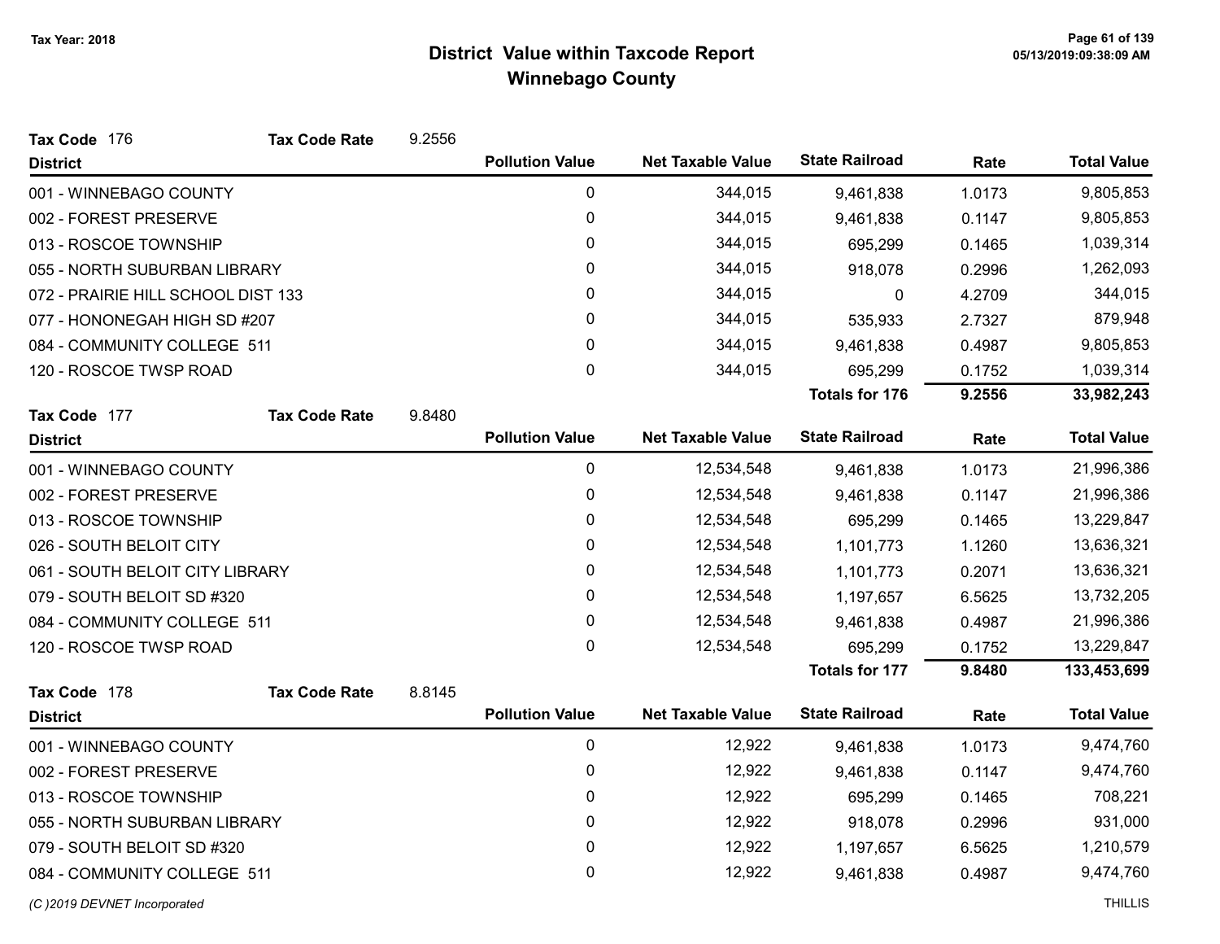Tax Year: 2018

# District Value within Taxcode Report
## Winnebago County

05/13/2019:09:38:09 AM

**Tax Code** 176 **Tax Code Rate** 9.2556

| District | Pollution Value | Net Taxable Value | State Railroad | Rate | Total Value |
|---|---|---|---|---|---|
| 001 - WINNEBAGO COUNTY | 0 | 344,015 | 9,461,838 | 1.0173 | 9,805,853 |
| 002 - FOREST PRESERVE | 0 | 344,015 | 9,461,838 | 0.1147 | 9,805,853 |
| 013 - ROSCOE TOWNSHIP | 0 | 344,015 | 695,299 | 0.1465 | 1,039,314 |
| 055 - NORTH SUBURBAN LIBRARY | 0 | 344,015 | 918,078 | 0.2996 | 1,262,093 |
| 072 - PRAIRIE HILL SCHOOL DIST 133 | 0 | 344,015 | 0 | 4.2709 | 344,015 |
| 077 - HONONEGAH HIGH SD #207 | 0 | 344,015 | 535,933 | 2.7327 | 879,948 |
| 084 - COMMUNITY COLLEGE 511 | 0 | 344,015 | 9,461,838 | 0.4987 | 9,805,853 |
| 120 - ROSCOE TWSP ROAD | 0 | 344,015 | 695,299 | 0.1752 | 1,039,314 |
| | | | **Totals for 176** | **9.2556** | **33,982,243** |

**Tax Code** 177 **Tax Code Rate** 9.8480

| District | Pollution Value | Net Taxable Value | State Railroad | Rate | Total Value |
|---|---|---|---|---|---|
| 001 - WINNEBAGO COUNTY | 0 | 12,534,548 | 9,461,838 | 1.0173 | 21,996,386 |
| 002 - FOREST PRESERVE | 0 | 12,534,548 | 9,461,838 | 0.1147 | 21,996,386 |
| 013 - ROSCOE TOWNSHIP | 0 | 12,534,548 | 695,299 | 0.1465 | 13,229,847 |
| 026 - SOUTH BELOIT CITY | 0 | 12,534,548 | 1,101,773 | 1.1260 | 13,636,321 |
| 061 - SOUTH BELOIT CITY LIBRARY | 0 | 12,534,548 | 1,101,773 | 0.2071 | 13,636,321 |
| 079 - SOUTH BELOIT SD #320 | 0 | 12,534,548 | 1,197,657 | 6.5625 | 13,732,205 |
| 084 - COMMUNITY COLLEGE 511 | 0 | 12,534,548 | 9,461,838 | 0.4987 | 21,996,386 |
| 120 - ROSCOE TWSP ROAD | 0 | 12,534,548 | 695,299 | 0.1752 | 13,229,847 |
| | | | **Totals for 177** | **9.8480** | **133,453,699** |

**Tax Code** 178 **Tax Code Rate** 8.8145

| District | Pollution Value | Net Taxable Value | State Railroad | Rate | Total Value |
|---|---|---|---|---|---|
| 001 - WINNEBAGO COUNTY | 0 | 12,922 | 9,461,838 | 1.0173 | 9,474,760 |
| 002 - FOREST PRESERVE | 0 | 12,922 | 9,461,838 | 0.1147 | 9,474,760 |
| 013 - ROSCOE TOWNSHIP | 0 | 12,922 | 695,299 | 0.1465 | 708,221 |
| 055 - NORTH SUBURBAN LIBRARY | 0 | 12,922 | 918,078 | 0.2996 | 931,000 |
| 079 - SOUTH BELOIT SD #320 | 0 | 12,922 | 1,197,657 | 6.5625 | 1,210,579 |
| 084 - COMMUNITY COLLEGE 511 | 0 | 12,922 | 9,461,838 | 0.4987 | 9,474,760 |

*(C )2019 DEVNET Incorporated* THILLIS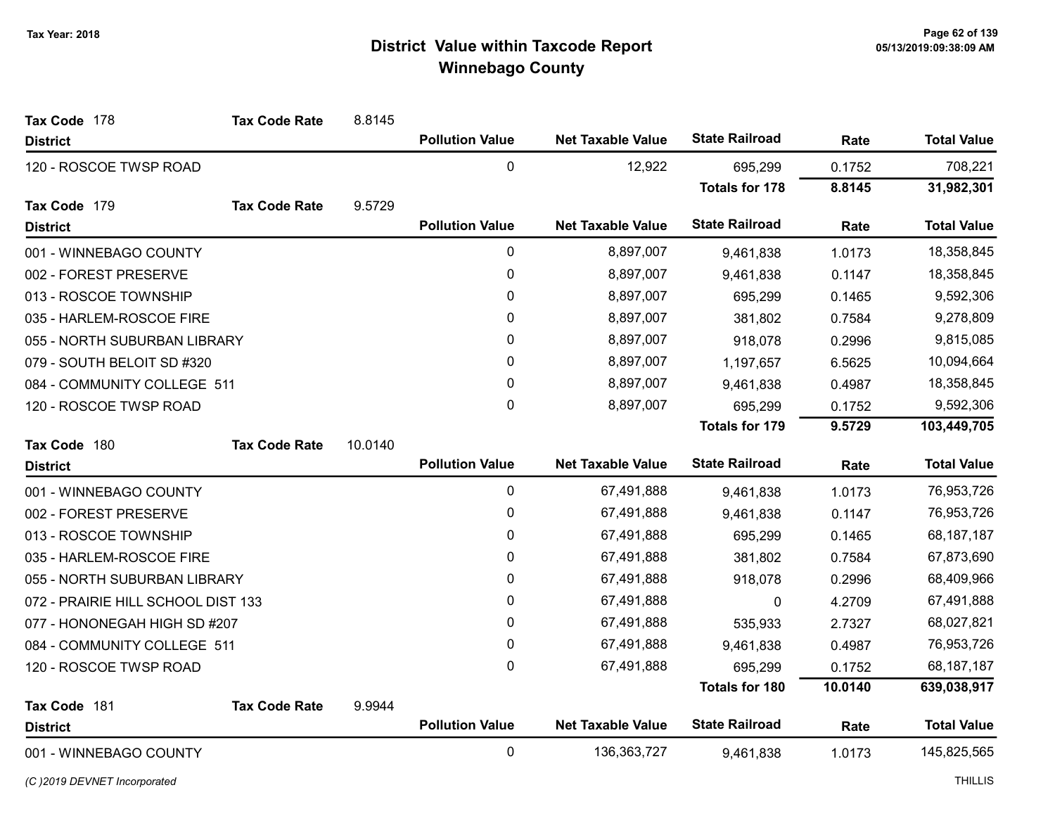# District Value within Taxcode Report
## Winnebago County

Tax Year: 2018

**Tax Code** 178 **Tax Code Rate** 8.8145

| District | Pollution Value | Net Taxable Value | State Railroad | Rate | Total Value |
|---|---|---|---|---|---|
| 120 - ROSCOE TWSP ROAD | 0 | 12,922 | 695,299 | 0.1752 | 708,221 |
| | | | **Totals for 178** | **8.8145** | **31,982,301** |

**Tax Code** 179 **Tax Code Rate** 9.5729

| District | Pollution Value | Net Taxable Value | State Railroad | Rate | Total Value |
|---|---|---|---|---|---|
| 001 - WINNEBAGO COUNTY | 0 | 8,897,007 | 9,461,838 | 1.0173 | 18,358,845 |
| 002 - FOREST PRESERVE | 0 | 8,897,007 | 9,461,838 | 0.1147 | 18,358,845 |
| 013 - ROSCOE TOWNSHIP | 0 | 8,897,007 | 695,299 | 0.1465 | 9,592,306 |
| 035 - HARLEM-ROSCOE FIRE | 0 | 8,897,007 | 381,802 | 0.7584 | 9,278,809 |
| 055 - NORTH SUBURBAN LIBRARY | 0 | 8,897,007 | 918,078 | 0.2996 | 9,815,085 |
| 079 - SOUTH BELOIT SD #320 | 0 | 8,897,007 | 1,197,657 | 6.5625 | 10,094,664 |
| 084 - COMMUNITY COLLEGE 511 | 0 | 8,897,007 | 9,461,838 | 0.4987 | 18,358,845 |
| 120 - ROSCOE TWSP ROAD | 0 | 8,897,007 | 695,299 | 0.1752 | 9,592,306 |
| | | | **Totals for 179** | **9.5729** | **103,449,705** |

**Tax Code** 180 **Tax Code Rate** 10.0140

| District | Pollution Value | Net Taxable Value | State Railroad | Rate | Total Value |
|---|---|---|---|---|---|
| 001 - WINNEBAGO COUNTY | 0 | 67,491,888 | 9,461,838 | 1.0173 | 76,953,726 |
| 002 - FOREST PRESERVE | 0 | 67,491,888 | 9,461,838 | 0.1147 | 76,953,726 |
| 013 - ROSCOE TOWNSHIP | 0 | 67,491,888 | 695,299 | 0.1465 | 68,187,187 |
| 035 - HARLEM-ROSCOE FIRE | 0 | 67,491,888 | 381,802 | 0.7584 | 67,873,690 |
| 055 - NORTH SUBURBAN LIBRARY | 0 | 67,491,888 | 918,078 | 0.2996 | 68,409,966 |
| 072 - PRAIRIE HILL SCHOOL DIST 133 | 0 | 67,491,888 | 0 | 4.2709 | 67,491,888 |
| 077 - HONONEGAH HIGH SD #207 | 0 | 67,491,888 | 535,933 | 2.7327 | 68,027,821 |
| 084 - COMMUNITY COLLEGE 511 | 0 | 67,491,888 | 9,461,838 | 0.4987 | 76,953,726 |
| 120 - ROSCOE TWSP ROAD | 0 | 67,491,888 | 695,299 | 0.1752 | 68,187,187 |
| | | | **Totals for 180** | **10.0140** | **639,038,917** |

**Tax Code** 181 **Tax Code Rate** 9.9944

| District | Pollution Value | Net Taxable Value | State Railroad | Rate | Total Value |
|---|---|---|---|---|---|
| 001 - WINNEBAGO COUNTY | 0 | 136,363,727 | 9,461,838 | 1.0173 | 145,825,565 |

*(C )2019 DEVNET Incorporated* THILLIS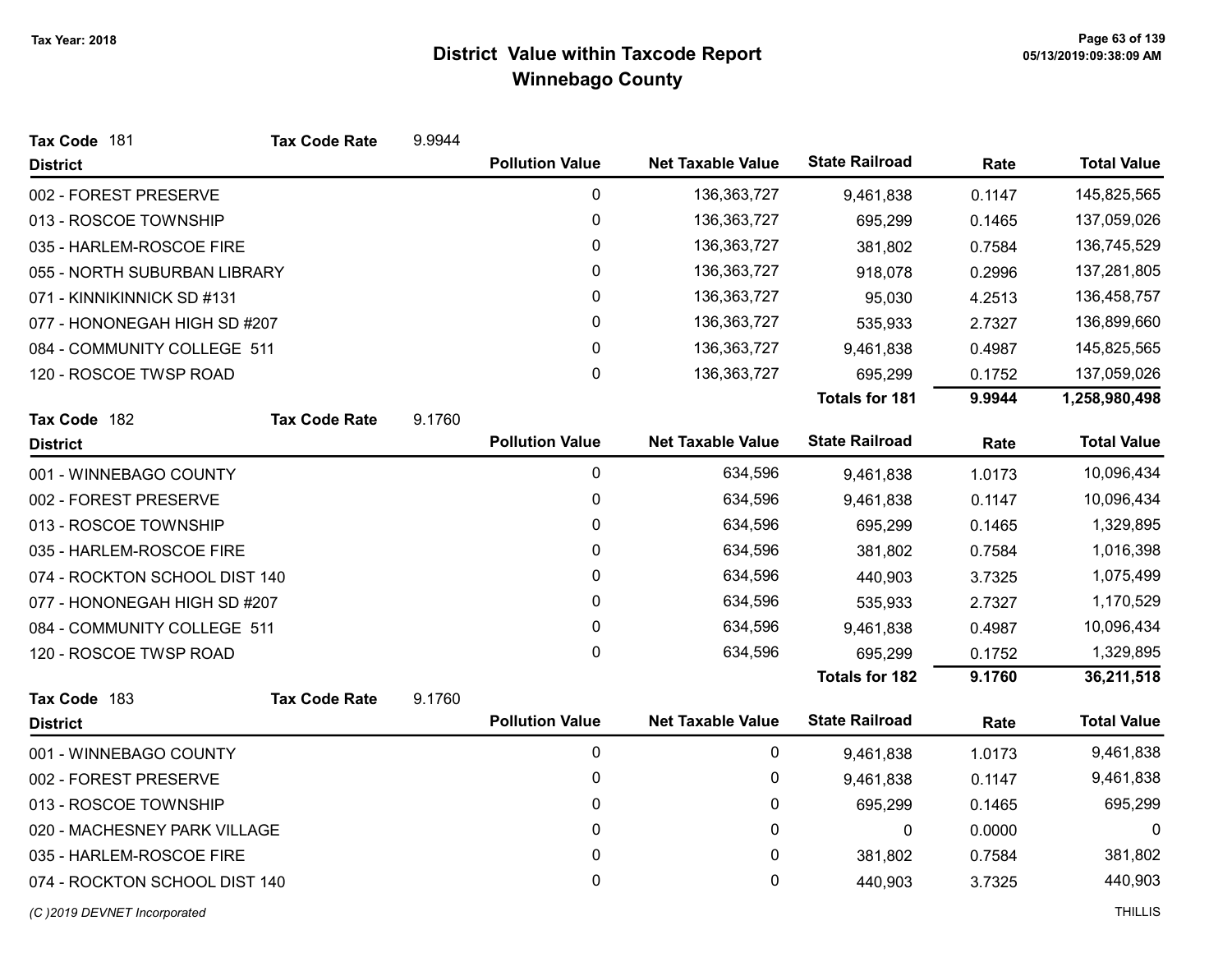# District Value within Taxcode Report
## Winnebago County

Tax Year: 2018

**Tax Code** 181 **Tax Code Rate** 9.9944

| District | Pollution Value | Net Taxable Value | State Railroad | Rate | Total Value |
|---|---|---|---|---|---|
| 002 - FOREST PRESERVE | 0 | 136,363,727 | 9,461,838 | 0.1147 | 145,825,565 |
| 013 - ROSCOE TOWNSHIP | 0 | 136,363,727 | 695,299 | 0.1465 | 137,059,026 |
| 035 - HARLEM-ROSCOE FIRE | 0 | 136,363,727 | 381,802 | 0.7584 | 136,745,529 |
| 055 - NORTH SUBURBAN LIBRARY | 0 | 136,363,727 | 918,078 | 0.2996 | 137,281,805 |
| 071 - KINNIKINNICK SD #131 | 0 | 136,363,727 | 95,030 | 4.2513 | 136,458,757 |
| 077 - HONONEGAH HIGH SD #207 | 0 | 136,363,727 | 535,933 | 2.7327 | 136,899,660 |
| 084 - COMMUNITY COLLEGE 511 | 0 | 136,363,727 | 9,461,838 | 0.4987 | 145,825,565 |
| 120 - ROSCOE TWSP ROAD | 0 | 136,363,727 | 695,299 | 0.1752 | 137,059,026 |
| | | | **Totals for 181** | **9.9944** | **1,258,980,498** |

**Tax Code** 182 **Tax Code Rate** 9.1760

| District | Pollution Value | Net Taxable Value | State Railroad | Rate | Total Value |
|---|---|---|---|---|---|
| 001 - WINNEBAGO COUNTY | 0 | 634,596 | 9,461,838 | 1.0173 | 10,096,434 |
| 002 - FOREST PRESERVE | 0 | 634,596 | 9,461,838 | 0.1147 | 10,096,434 |
| 013 - ROSCOE TOWNSHIP | 0 | 634,596 | 695,299 | 0.1465 | 1,329,895 |
| 035 - HARLEM-ROSCOE FIRE | 0 | 634,596 | 381,802 | 0.7584 | 1,016,398 |
| 074 - ROCKTON SCHOOL DIST 140 | 0 | 634,596 | 440,903 | 3.7325 | 1,075,499 |
| 077 - HONONEGAH HIGH SD #207 | 0 | 634,596 | 535,933 | 2.7327 | 1,170,529 |
| 084 - COMMUNITY COLLEGE 511 | 0 | 634,596 | 9,461,838 | 0.4987 | 10,096,434 |
| 120 - ROSCOE TWSP ROAD | 0 | 634,596 | 695,299 | 0.1752 | 1,329,895 |
| | | | **Totals for 182** | **9.1760** | **36,211,518** |

**Tax Code** 183 **Tax Code Rate** 9.1760

| District | Pollution Value | Net Taxable Value | State Railroad | Rate | Total Value |
|---|---|---|---|---|---|
| 001 - WINNEBAGO COUNTY | 0 | 0 | 9,461,838 | 1.0173 | 9,461,838 |
| 002 - FOREST PRESERVE | 0 | 0 | 9,461,838 | 0.1147 | 9,461,838 |
| 013 - ROSCOE TOWNSHIP | 0 | 0 | 695,299 | 0.1465 | 695,299 |
| 020 - MACHESNEY PARK VILLAGE | 0 | 0 | 0 | 0.0000 | 0 |
| 035 - HARLEM-ROSCOE FIRE | 0 | 0 | 381,802 | 0.7584 | 381,802 |
| 074 - ROCKTON SCHOOL DIST 140 | 0 | 0 | 440,903 | 3.7325 | 440,903 |

(C )2019 DEVNET Incorporated — THILLIS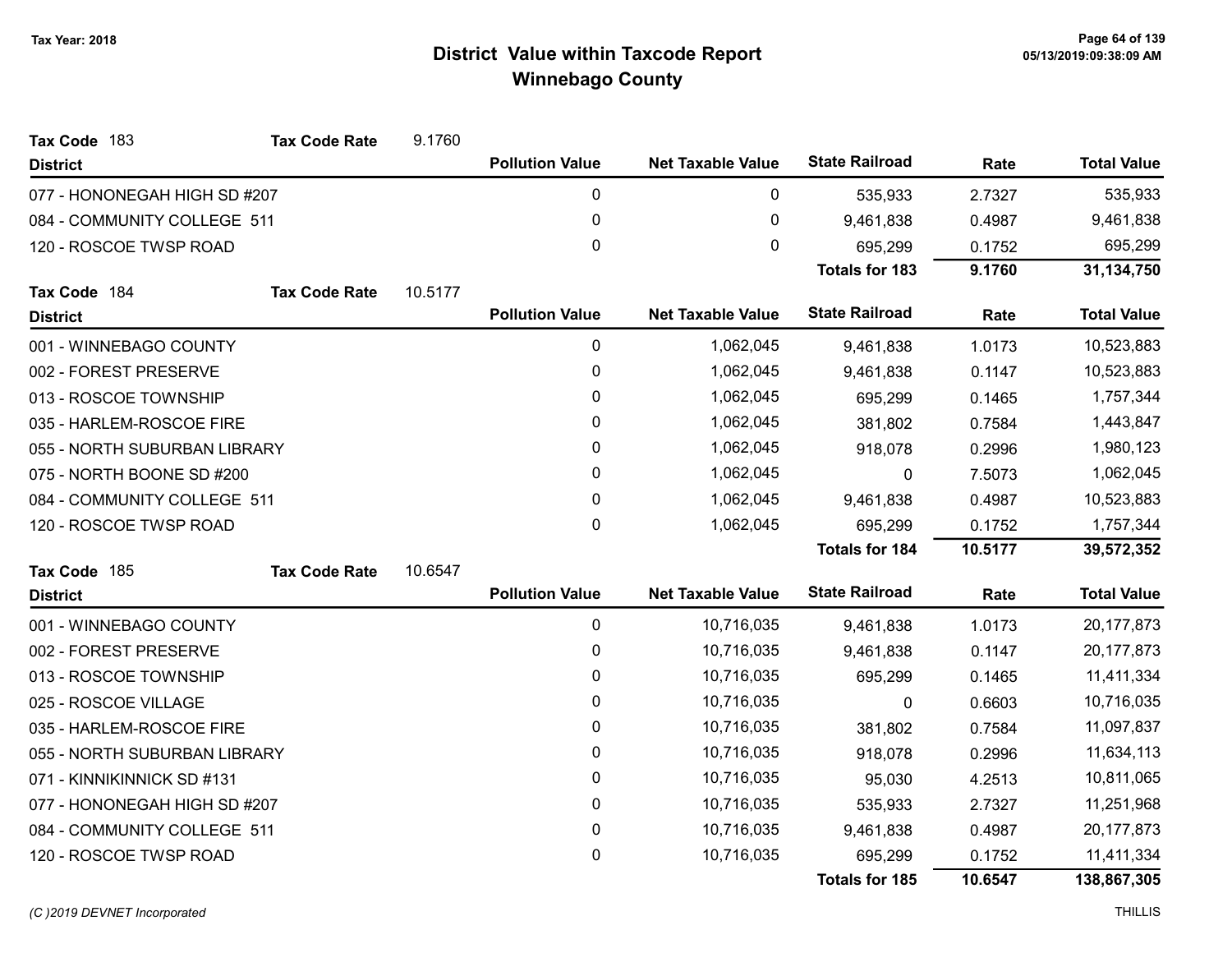# District Value within Taxcode Report
## Winnebago County

Tax Year: 2018

**Tax Code** 183 **Tax Code Rate** 9.1760

| District | Pollution Value | Net Taxable Value | State Railroad | Rate | Total Value |
|---|---|---|---|---|---|
| 077 - HONONEGAH HIGH SD #207 | 0 | 0 | 535,933 | 2.7327 | 535,933 |
| 084 - COMMUNITY COLLEGE 511 | 0 | 0 | 9,461,838 | 0.4987 | 9,461,838 |
| 120 - ROSCOE TWSP ROAD | 0 | 0 | 695,299 | 0.1752 | 695,299 |
| | | | **Totals for 183** | **9.1760** | **31,134,750** |

**Tax Code** 184 **Tax Code Rate** 10.5177

| District | Pollution Value | Net Taxable Value | State Railroad | Rate | Total Value |
|---|---|---|---|---|---|
| 001 - WINNEBAGO COUNTY | 0 | 1,062,045 | 9,461,838 | 1.0173 | 10,523,883 |
| 002 - FOREST PRESERVE | 0 | 1,062,045 | 9,461,838 | 0.1147 | 10,523,883 |
| 013 - ROSCOE TOWNSHIP | 0 | 1,062,045 | 695,299 | 0.1465 | 1,757,344 |
| 035 - HARLEM-ROSCOE FIRE | 0 | 1,062,045 | 381,802 | 0.7584 | 1,443,847 |
| 055 - NORTH SUBURBAN LIBRARY | 0 | 1,062,045 | 918,078 | 0.2996 | 1,980,123 |
| 075 - NORTH BOONE SD #200 | 0 | 1,062,045 | 0 | 7.5073 | 1,062,045 |
| 084 - COMMUNITY COLLEGE 511 | 0 | 1,062,045 | 9,461,838 | 0.4987 | 10,523,883 |
| 120 - ROSCOE TWSP ROAD | 0 | 1,062,045 | 695,299 | 0.1752 | 1,757,344 |
| | | | **Totals for 184** | **10.5177** | **39,572,352** |

**Tax Code** 185 **Tax Code Rate** 10.6547

| District | Pollution Value | Net Taxable Value | State Railroad | Rate | Total Value |
|---|---|---|---|---|---|
| 001 - WINNEBAGO COUNTY | 0 | 10,716,035 | 9,461,838 | 1.0173 | 20,177,873 |
| 002 - FOREST PRESERVE | 0 | 10,716,035 | 9,461,838 | 0.1147 | 20,177,873 |
| 013 - ROSCOE TOWNSHIP | 0 | 10,716,035 | 695,299 | 0.1465 | 11,411,334 |
| 025 - ROSCOE VILLAGE | 0 | 10,716,035 | 0 | 0.6603 | 10,716,035 |
| 035 - HARLEM-ROSCOE FIRE | 0 | 10,716,035 | 381,802 | 0.7584 | 11,097,837 |
| 055 - NORTH SUBURBAN LIBRARY | 0 | 10,716,035 | 918,078 | 0.2996 | 11,634,113 |
| 071 - KINNIKINNICK SD #131 | 0 | 10,716,035 | 95,030 | 4.2513 | 10,811,065 |
| 077 - HONONEGAH HIGH SD #207 | 0 | 10,716,035 | 535,933 | 2.7327 | 11,251,968 |
| 084 - COMMUNITY COLLEGE 511 | 0 | 10,716,035 | 9,461,838 | 0.4987 | 20,177,873 |
| 120 - ROSCOE TWSP ROAD | 0 | 10,716,035 | 695,299 | 0.1752 | 11,411,334 |
| | | | **Totals for 185** | **10.6547** | **138,867,305** |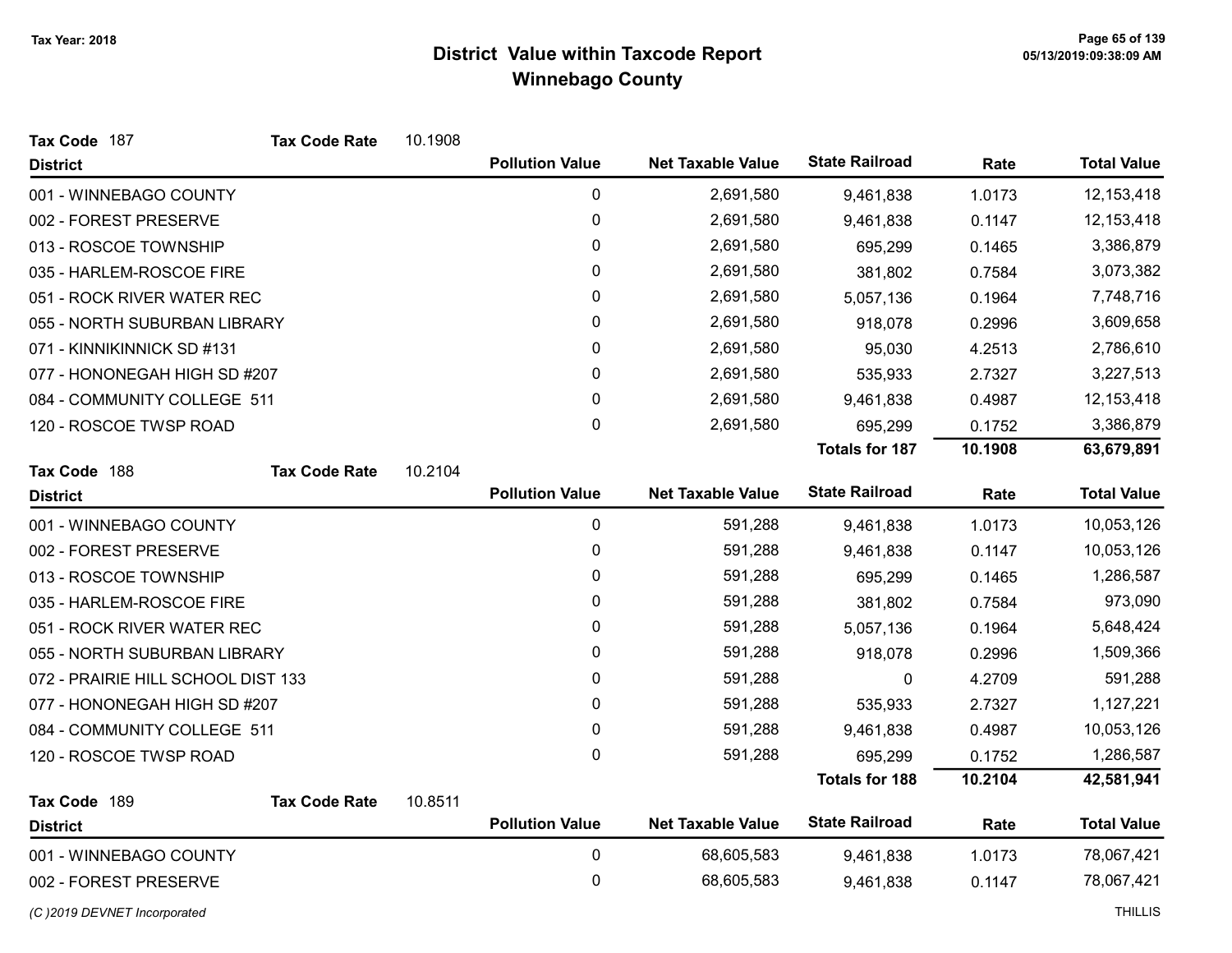**Tax Year: 2018**

# District Value within Taxcode Report
## Winnebago County

**Tax Code** 187 **Tax Code Rate** 10.1908

| District | Pollution Value | Net Taxable Value | State Railroad | Rate | Total Value |
|---|---|---|---|---|---|
| 001 - WINNEBAGO COUNTY | 0 | 2,691,580 | 9,461,838 | 1.0173 | 12,153,418 |
| 002 - FOREST PRESERVE | 0 | 2,691,580 | 9,461,838 | 0.1147 | 12,153,418 |
| 013 - ROSCOE TOWNSHIP | 0 | 2,691,580 | 695,299 | 0.1465 | 3,386,879 |
| 035 - HARLEM-ROSCOE FIRE | 0 | 2,691,580 | 381,802 | 0.7584 | 3,073,382 |
| 051 - ROCK RIVER WATER REC | 0 | 2,691,580 | 5,057,136 | 0.1964 | 7,748,716 |
| 055 - NORTH SUBURBAN LIBRARY | 0 | 2,691,580 | 918,078 | 0.2996 | 3,609,658 |
| 071 - KINNIKINNICK SD #131 | 0 | 2,691,580 | 95,030 | 4.2513 | 2,786,610 |
| 077 - HONONEGAH HIGH SD #207 | 0 | 2,691,580 | 535,933 | 2.7327 | 3,227,513 |
| 084 - COMMUNITY COLLEGE 511 | 0 | 2,691,580 | 9,461,838 | 0.4987 | 12,153,418 |
| 120 - ROSCOE TWSP ROAD | 0 | 2,691,580 | 695,299 | 0.1752 | 3,386,879 |
| | | | **Totals for 187** | **10.1908** | **63,679,891** |

**Tax Code** 188 **Tax Code Rate** 10.2104

| District | Pollution Value | Net Taxable Value | State Railroad | Rate | Total Value |
|---|---|---|---|---|---|
| 001 - WINNEBAGO COUNTY | 0 | 591,288 | 9,461,838 | 1.0173 | 10,053,126 |
| 002 - FOREST PRESERVE | 0 | 591,288 | 9,461,838 | 0.1147 | 10,053,126 |
| 013 - ROSCOE TOWNSHIP | 0 | 591,288 | 695,299 | 0.1465 | 1,286,587 |
| 035 - HARLEM-ROSCOE FIRE | 0 | 591,288 | 381,802 | 0.7584 | 973,090 |
| 051 - ROCK RIVER WATER REC | 0 | 591,288 | 5,057,136 | 0.1964 | 5,648,424 |
| 055 - NORTH SUBURBAN LIBRARY | 0 | 591,288 | 918,078 | 0.2996 | 1,509,366 |
| 072 - PRAIRIE HILL SCHOOL DIST 133 | 0 | 591,288 | 0 | 4.2709 | 591,288 |
| 077 - HONONEGAH HIGH SD #207 | 0 | 591,288 | 535,933 | 2.7327 | 1,127,221 |
| 084 - COMMUNITY COLLEGE 511 | 0 | 591,288 | 9,461,838 | 0.4987 | 10,053,126 |
| 120 - ROSCOE TWSP ROAD | 0 | 591,288 | 695,299 | 0.1752 | 1,286,587 |
| | | | **Totals for 188** | **10.2104** | **42,581,941** |

**Tax Code** 189 **Tax Code Rate** 10.8511

| District | Pollution Value | Net Taxable Value | State Railroad | Rate | Total Value |
|---|---|---|---|---|---|
| 001 - WINNEBAGO COUNTY | 0 | 68,605,583 | 9,461,838 | 1.0173 | 78,067,421 |
| 002 - FOREST PRESERVE | 0 | 68,605,583 | 9,461,838 | 0.1147 | 78,067,421 |

*(C )2019 DEVNET Incorporated* THILLIS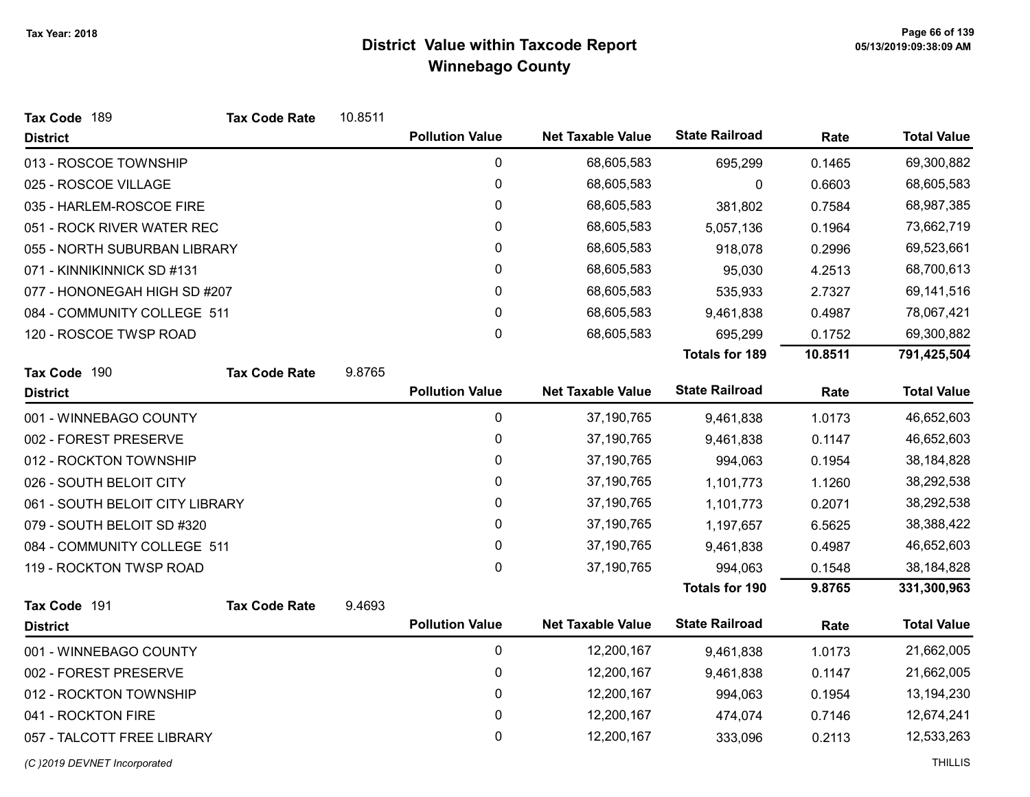Tax Year: 2018

# District Value within Taxcode Report
## Winnebago County

**Tax Code** 189 **Tax Code Rate** 10.8511

| District | Pollution Value | Net Taxable Value | State Railroad | Rate | Total Value |
|---|---|---|---|---|---|
| 013 - ROSCOE TOWNSHIP | 0 | 68,605,583 | 695,299 | 0.1465 | 69,300,882 |
| 025 - ROSCOE VILLAGE | 0 | 68,605,583 | 0 | 0.6603 | 68,605,583 |
| 035 - HARLEM-ROSCOE FIRE | 0 | 68,605,583 | 381,802 | 0.7584 | 68,987,385 |
| 051 - ROCK RIVER WATER REC | 0 | 68,605,583 | 5,057,136 | 0.1964 | 73,662,719 |
| 055 - NORTH SUBURBAN LIBRARY | 0 | 68,605,583 | 918,078 | 0.2996 | 69,523,661 |
| 071 - KINNIKINNICK SD #131 | 0 | 68,605,583 | 95,030 | 4.2513 | 68,700,613 |
| 077 - HONONEGAH HIGH SD #207 | 0 | 68,605,583 | 535,933 | 2.7327 | 69,141,516 |
| 084 - COMMUNITY COLLEGE 511 | 0 | 68,605,583 | 9,461,838 | 0.4987 | 78,067,421 |
| 120 - ROSCOE TWSP ROAD | 0 | 68,605,583 | 695,299 | 0.1752 | 69,300,882 |
| | | | **Totals for 189** | **10.8511** | **791,425,504** |

**Tax Code** 190 **Tax Code Rate** 9.8765

| District | Pollution Value | Net Taxable Value | State Railroad | Rate | Total Value |
|---|---|---|---|---|---|
| 001 - WINNEBAGO COUNTY | 0 | 37,190,765 | 9,461,838 | 1.0173 | 46,652,603 |
| 002 - FOREST PRESERVE | 0 | 37,190,765 | 9,461,838 | 0.1147 | 46,652,603 |
| 012 - ROCKTON TOWNSHIP | 0 | 37,190,765 | 994,063 | 0.1954 | 38,184,828 |
| 026 - SOUTH BELOIT CITY | 0 | 37,190,765 | 1,101,773 | 1.1260 | 38,292,538 |
| 061 - SOUTH BELOIT CITY LIBRARY | 0 | 37,190,765 | 1,101,773 | 0.2071 | 38,292,538 |
| 079 - SOUTH BELOIT SD #320 | 0 | 37,190,765 | 1,197,657 | 6.5625 | 38,388,422 |
| 084 - COMMUNITY COLLEGE 511 | 0 | 37,190,765 | 9,461,838 | 0.4987 | 46,652,603 |
| 119 - ROCKTON TWSP ROAD | 0 | 37,190,765 | 994,063 | 0.1548 | 38,184,828 |
| | | | **Totals for 190** | **9.8765** | **331,300,963** |

**Tax Code** 191 **Tax Code Rate** 9.4693

| District | Pollution Value | Net Taxable Value | State Railroad | Rate | Total Value |
|---|---|---|---|---|---|
| 001 - WINNEBAGO COUNTY | 0 | 12,200,167 | 9,461,838 | 1.0173 | 21,662,005 |
| 002 - FOREST PRESERVE | 0 | 12,200,167 | 9,461,838 | 0.1147 | 21,662,005 |
| 012 - ROCKTON TOWNSHIP | 0 | 12,200,167 | 994,063 | 0.1954 | 13,194,230 |
| 041 - ROCKTON FIRE | 0 | 12,200,167 | 474,074 | 0.7146 | 12,674,241 |
| 057 - TALCOTT FREE LIBRARY | 0 | 12,200,167 | 333,096 | 0.2113 | 12,533,263 |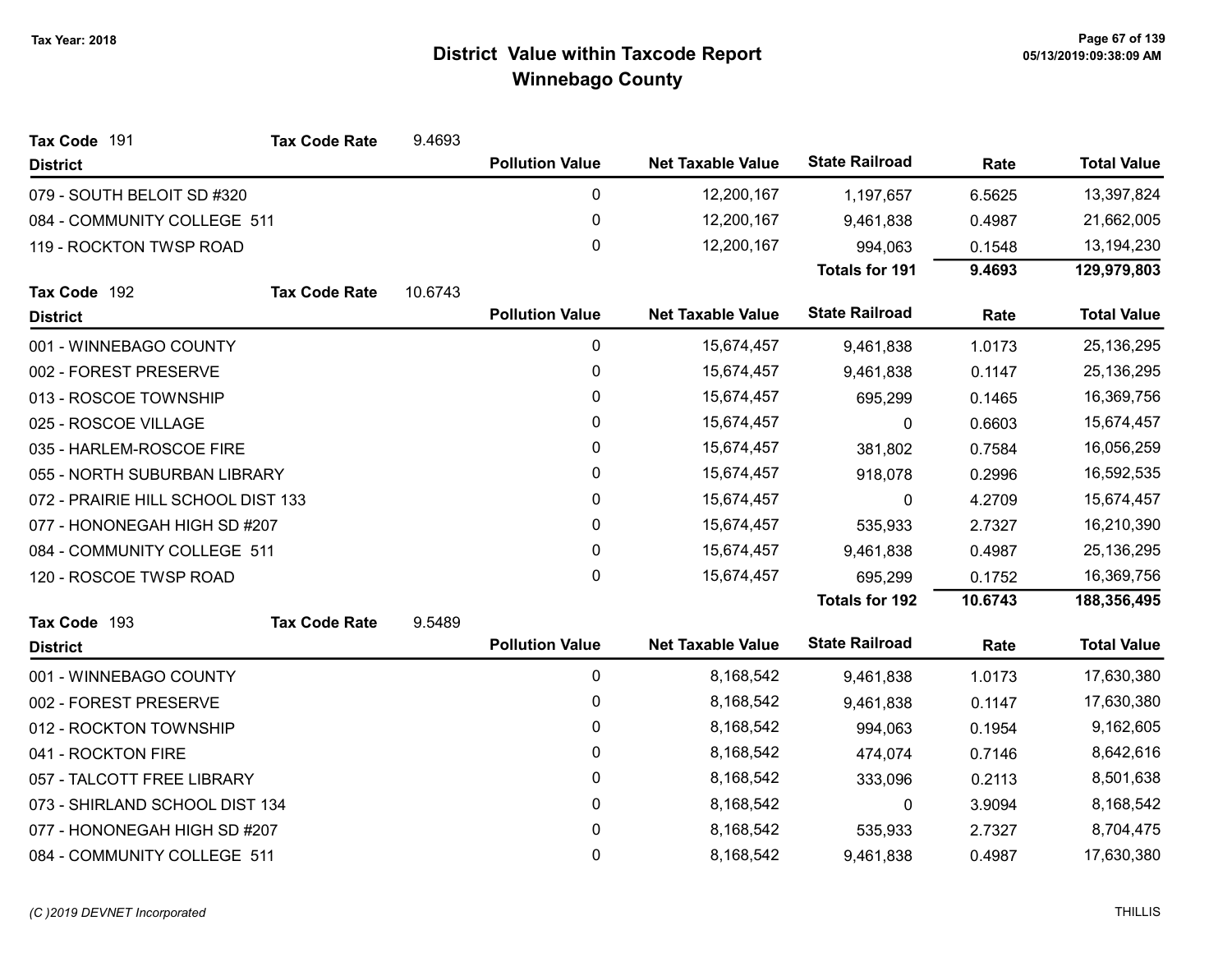# District Value within Taxcode Report
## Winnebago County

Tax Year: 2018

**Tax Code** 191 &nbsp;&nbsp; **Tax Code Rate** 9.4693

| District | Pollution Value | Net Taxable Value | State Railroad | Rate | Total Value |
|---|---|---|---|---|---|
| 079 - SOUTH BELOIT SD #320 | 0 | 12,200,167 | 1,197,657 | 6.5625 | 13,397,824 |
| 084 - COMMUNITY COLLEGE 511 | 0 | 12,200,167 | 9,461,838 | 0.4987 | 21,662,005 |
| 119 - ROCKTON TWSP ROAD | 0 | 12,200,167 | 994,063 | 0.1548 | 13,194,230 |
| | | | **Totals for 191** | **9.4693** | **129,979,803** |

**Tax Code** 192 &nbsp;&nbsp; **Tax Code Rate** 10.6743

| District | Pollution Value | Net Taxable Value | State Railroad | Rate | Total Value |
|---|---|---|---|---|---|
| 001 - WINNEBAGO COUNTY | 0 | 15,674,457 | 9,461,838 | 1.0173 | 25,136,295 |
| 002 - FOREST PRESERVE | 0 | 15,674,457 | 9,461,838 | 0.1147 | 25,136,295 |
| 013 - ROSCOE TOWNSHIP | 0 | 15,674,457 | 695,299 | 0.1465 | 16,369,756 |
| 025 - ROSCOE VILLAGE | 0 | 15,674,457 | 0 | 0.6603 | 15,674,457 |
| 035 - HARLEM-ROSCOE FIRE | 0 | 15,674,457 | 381,802 | 0.7584 | 16,056,259 |
| 055 - NORTH SUBURBAN LIBRARY | 0 | 15,674,457 | 918,078 | 0.2996 | 16,592,535 |
| 072 - PRAIRIE HILL SCHOOL DIST 133 | 0 | 15,674,457 | 0 | 4.2709 | 15,674,457 |
| 077 - HONONEGAH HIGH SD #207 | 0 | 15,674,457 | 535,933 | 2.7327 | 16,210,390 |
| 084 - COMMUNITY COLLEGE 511 | 0 | 15,674,457 | 9,461,838 | 0.4987 | 25,136,295 |
| 120 - ROSCOE TWSP ROAD | 0 | 15,674,457 | 695,299 | 0.1752 | 16,369,756 |
| | | | **Totals for 192** | **10.6743** | **188,356,495** |

**Tax Code** 193 &nbsp;&nbsp; **Tax Code Rate** 9.5489

| District | Pollution Value | Net Taxable Value | State Railroad | Rate | Total Value |
|---|---|---|---|---|---|
| 001 - WINNEBAGO COUNTY | 0 | 8,168,542 | 9,461,838 | 1.0173 | 17,630,380 |
| 002 - FOREST PRESERVE | 0 | 8,168,542 | 9,461,838 | 0.1147 | 17,630,380 |
| 012 - ROCKTON TOWNSHIP | 0 | 8,168,542 | 994,063 | 0.1954 | 9,162,605 |
| 041 - ROCKTON FIRE | 0 | 8,168,542 | 474,074 | 0.7146 | 8,642,616 |
| 057 - TALCOTT FREE LIBRARY | 0 | 8,168,542 | 333,096 | 0.2113 | 8,501,638 |
| 073 - SHIRLAND SCHOOL DIST 134 | 0 | 8,168,542 | 0 | 3.9094 | 8,168,542 |
| 077 - HONONEGAH HIGH SD #207 | 0 | 8,168,542 | 535,933 | 2.7327 | 8,704,475 |
| 084 - COMMUNITY COLLEGE 511 | 0 | 8,168,542 | 9,461,838 | 0.4987 | 17,630,380 |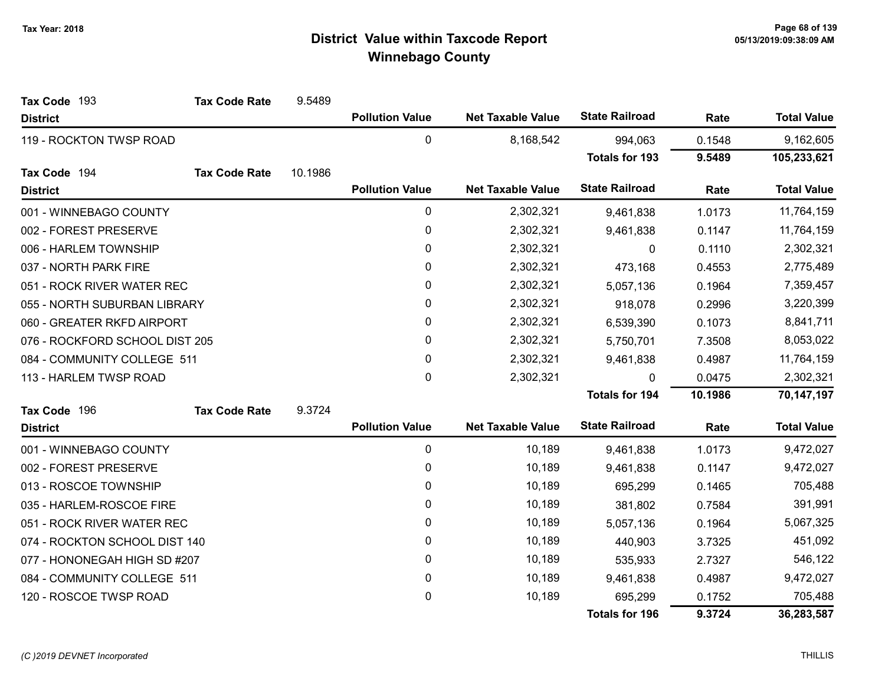Tax Year: 2018

# District Value within Taxcode Report
## Winnebago County

**Tax Code** 193 **Tax Code Rate** 9.5489

| District | Pollution Value | Net Taxable Value | State Railroad | Rate | Total Value |
|---|---|---|---|---|---|
| 119 - ROCKTON TWSP ROAD | 0 | 8,168,542 | 994,063 | 0.1548 | 9,162,605 |
| | | | **Totals for 193** | **9.5489** | **105,233,621** |

**Tax Code** 194 **Tax Code Rate** 10.1986

| District | Pollution Value | Net Taxable Value | State Railroad | Rate | Total Value |
|---|---|---|---|---|---|
| 001 - WINNEBAGO COUNTY | 0 | 2,302,321 | 9,461,838 | 1.0173 | 11,764,159 |
| 002 - FOREST PRESERVE | 0 | 2,302,321 | 9,461,838 | 0.1147 | 11,764,159 |
| 006 - HARLEM TOWNSHIP | 0 | 2,302,321 | 0 | 0.1110 | 2,302,321 |
| 037 - NORTH PARK FIRE | 0 | 2,302,321 | 473,168 | 0.4553 | 2,775,489 |
| 051 - ROCK RIVER WATER REC | 0 | 2,302,321 | 5,057,136 | 0.1964 | 7,359,457 |
| 055 - NORTH SUBURBAN LIBRARY | 0 | 2,302,321 | 918,078 | 0.2996 | 3,220,399 |
| 060 - GREATER RKFD AIRPORT | 0 | 2,302,321 | 6,539,390 | 0.1073 | 8,841,711 |
| 076 - ROCKFORD SCHOOL DIST 205 | 0 | 2,302,321 | 5,750,701 | 7.3508 | 8,053,022 |
| 084 - COMMUNITY COLLEGE 511 | 0 | 2,302,321 | 9,461,838 | 0.4987 | 11,764,159 |
| 113 - HARLEM TWSP ROAD | 0 | 2,302,321 | 0 | 0.0475 | 2,302,321 |
| | | | **Totals for 194** | **10.1986** | **70,147,197** |

**Tax Code** 196 **Tax Code Rate** 9.3724

| District | Pollution Value | Net Taxable Value | State Railroad | Rate | Total Value |
|---|---|---|---|---|---|
| 001 - WINNEBAGO COUNTY | 0 | 10,189 | 9,461,838 | 1.0173 | 9,472,027 |
| 002 - FOREST PRESERVE | 0 | 10,189 | 9,461,838 | 0.1147 | 9,472,027 |
| 013 - ROSCOE TOWNSHIP | 0 | 10,189 | 695,299 | 0.1465 | 705,488 |
| 035 - HARLEM-ROSCOE FIRE | 0 | 10,189 | 381,802 | 0.7584 | 391,991 |
| 051 - ROCK RIVER WATER REC | 0 | 10,189 | 5,057,136 | 0.1964 | 5,067,325 |
| 074 - ROCKTON SCHOOL DIST 140 | 0 | 10,189 | 440,903 | 3.7325 | 451,092 |
| 077 - HONONEGAH HIGH SD #207 | 0 | 10,189 | 535,933 | 2.7327 | 546,122 |
| 084 - COMMUNITY COLLEGE 511 | 0 | 10,189 | 9,461,838 | 0.4987 | 9,472,027 |
| 120 - ROSCOE TWSP ROAD | 0 | 10,189 | 695,299 | 0.1752 | 705,488 |
| | | | **Totals for 196** | **9.3724** | **36,283,587** |

*(C )2019 DEVNET Incorporated* THILLIS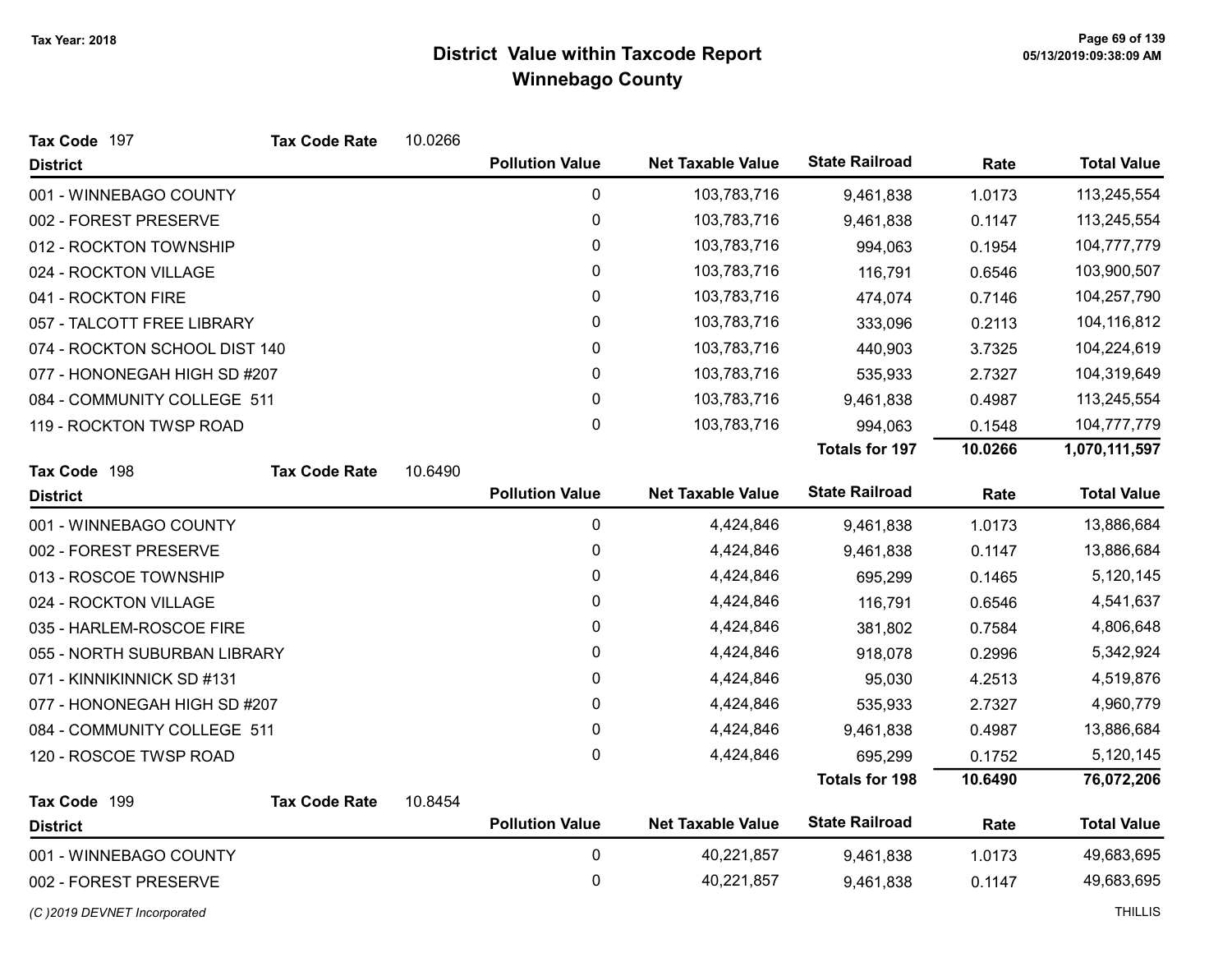# District Value within Taxcode Report
## Winnebago County

Tax Year: 2018

**Tax Code** 197 **Tax Code Rate** 10.0266

| District | Pollution Value | Net Taxable Value | State Railroad | Rate | Total Value |
|---|---|---|---|---|---|
| 001 - WINNEBAGO COUNTY | 0 | 103,783,716 | 9,461,838 | 1.0173 | 113,245,554 |
| 002 - FOREST PRESERVE | 0 | 103,783,716 | 9,461,838 | 0.1147 | 113,245,554 |
| 012 - ROCKTON TOWNSHIP | 0 | 103,783,716 | 994,063 | 0.1954 | 104,777,779 |
| 024 - ROCKTON VILLAGE | 0 | 103,783,716 | 116,791 | 0.6546 | 103,900,507 |
| 041 - ROCKTON FIRE | 0 | 103,783,716 | 474,074 | 0.7146 | 104,257,790 |
| 057 - TALCOTT FREE LIBRARY | 0 | 103,783,716 | 333,096 | 0.2113 | 104,116,812 |
| 074 - ROCKTON SCHOOL DIST 140 | 0 | 103,783,716 | 440,903 | 3.7325 | 104,224,619 |
| 077 - HONONEGAH HIGH SD #207 | 0 | 103,783,716 | 535,933 | 2.7327 | 104,319,649 |
| 084 - COMMUNITY COLLEGE 511 | 0 | 103,783,716 | 9,461,838 | 0.4987 | 113,245,554 |
| 119 - ROCKTON TWSP ROAD | 0 | 103,783,716 | 994,063 | 0.1548 | 104,777,779 |
| | | | **Totals for 197** | **10.0266** | **1,070,111,597** |

**Tax Code** 198 **Tax Code Rate** 10.6490

| District | Pollution Value | Net Taxable Value | State Railroad | Rate | Total Value |
|---|---|---|---|---|---|
| 001 - WINNEBAGO COUNTY | 0 | 4,424,846 | 9,461,838 | 1.0173 | 13,886,684 |
| 002 - FOREST PRESERVE | 0 | 4,424,846 | 9,461,838 | 0.1147 | 13,886,684 |
| 013 - ROSCOE TOWNSHIP | 0 | 4,424,846 | 695,299 | 0.1465 | 5,120,145 |
| 024 - ROCKTON VILLAGE | 0 | 4,424,846 | 116,791 | 0.6546 | 4,541,637 |
| 035 - HARLEM-ROSCOE FIRE | 0 | 4,424,846 | 381,802 | 0.7584 | 4,806,648 |
| 055 - NORTH SUBURBAN LIBRARY | 0 | 4,424,846 | 918,078 | 0.2996 | 5,342,924 |
| 071 - KINNIKINNICK SD #131 | 0 | 4,424,846 | 95,030 | 4.2513 | 4,519,876 |
| 077 - HONONEGAH HIGH SD #207 | 0 | 4,424,846 | 535,933 | 2.7327 | 4,960,779 |
| 084 - COMMUNITY COLLEGE 511 | 0 | 4,424,846 | 9,461,838 | 0.4987 | 13,886,684 |
| 120 - ROSCOE TWSP ROAD | 0 | 4,424,846 | 695,299 | 0.1752 | 5,120,145 |
| | | | **Totals for 198** | **10.6490** | **76,072,206** |

**Tax Code** 199 **Tax Code Rate** 10.8454

| District | Pollution Value | Net Taxable Value | State Railroad | Rate | Total Value |
|---|---|---|---|---|---|
| 001 - WINNEBAGO COUNTY | 0 | 40,221,857 | 9,461,838 | 1.0173 | 49,683,695 |
| 002 - FOREST PRESERVE | 0 | 40,221,857 | 9,461,838 | 0.1147 | 49,683,695 |

*(C )2019 DEVNET Incorporated* THILLIS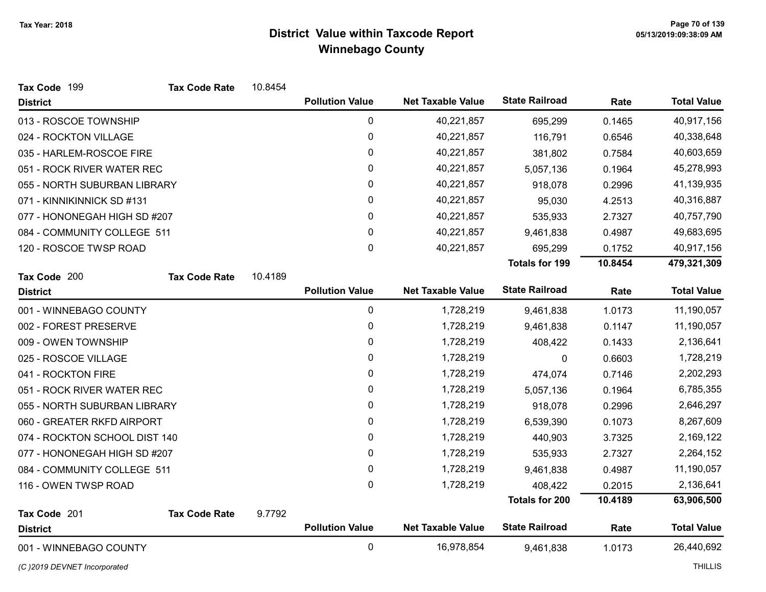# District Value within Taxcode Report
## Winnebago County

Tax Year: 2018

**Tax Code** 199 **Tax Code Rate** 10.8454

| District | Pollution Value | Net Taxable Value | State Railroad | Rate | Total Value |
|---|---|---|---|---|---|
| 013 - ROSCOE TOWNSHIP | 0 | 40,221,857 | 695,299 | 0.1465 | 40,917,156 |
| 024 - ROCKTON VILLAGE | 0 | 40,221,857 | 116,791 | 0.6546 | 40,338,648 |
| 035 - HARLEM-ROSCOE FIRE | 0 | 40,221,857 | 381,802 | 0.7584 | 40,603,659 |
| 051 - ROCK RIVER WATER REC | 0 | 40,221,857 | 5,057,136 | 0.1964 | 45,278,993 |
| 055 - NORTH SUBURBAN LIBRARY | 0 | 40,221,857 | 918,078 | 0.2996 | 41,139,935 |
| 071 - KINNIKINNICK SD #131 | 0 | 40,221,857 | 95,030 | 4.2513 | 40,316,887 |
| 077 - HONONEGAH HIGH SD #207 | 0 | 40,221,857 | 535,933 | 2.7327 | 40,757,790 |
| 084 - COMMUNITY COLLEGE 511 | 0 | 40,221,857 | 9,461,838 | 0.4987 | 49,683,695 |
| 120 - ROSCOE TWSP ROAD | 0 | 40,221,857 | 695,299 | 0.1752 | 40,917,156 |
| | | | **Totals for 199** | **10.8454** | **479,321,309** |

**Tax Code** 200 **Tax Code Rate** 10.4189

| District | Pollution Value | Net Taxable Value | State Railroad | Rate | Total Value |
|---|---|---|---|---|---|
| 001 - WINNEBAGO COUNTY | 0 | 1,728,219 | 9,461,838 | 1.0173 | 11,190,057 |
| 002 - FOREST PRESERVE | 0 | 1,728,219 | 9,461,838 | 0.1147 | 11,190,057 |
| 009 - OWEN TOWNSHIP | 0 | 1,728,219 | 408,422 | 0.1433 | 2,136,641 |
| 025 - ROSCOE VILLAGE | 0 | 1,728,219 | 0 | 0.6603 | 1,728,219 |
| 041 - ROCKTON FIRE | 0 | 1,728,219 | 474,074 | 0.7146 | 2,202,293 |
| 051 - ROCK RIVER WATER REC | 0 | 1,728,219 | 5,057,136 | 0.1964 | 6,785,355 |
| 055 - NORTH SUBURBAN LIBRARY | 0 | 1,728,219 | 918,078 | 0.2996 | 2,646,297 |
| 060 - GREATER RKFD AIRPORT | 0 | 1,728,219 | 6,539,390 | 0.1073 | 8,267,609 |
| 074 - ROCKTON SCHOOL DIST 140 | 0 | 1,728,219 | 440,903 | 3.7325 | 2,169,122 |
| 077 - HONONEGAH HIGH SD #207 | 0 | 1,728,219 | 535,933 | 2.7327 | 2,264,152 |
| 084 - COMMUNITY COLLEGE 511 | 0 | 1,728,219 | 9,461,838 | 0.4987 | 11,190,057 |
| 116 - OWEN TWSP ROAD | 0 | 1,728,219 | 408,422 | 0.2015 | 2,136,641 |
| | | | **Totals for 200** | **10.4189** | **63,906,500** |

**Tax Code** 201 **Tax Code Rate** 9.7792

| District | Pollution Value | Net Taxable Value | State Railroad | Rate | Total Value |
|---|---|---|---|---|---|
| 001 - WINNEBAGO COUNTY | 0 | 16,978,854 | 9,461,838 | 1.0173 | 26,440,692 |

*(C )2019 DEVNET Incorporated*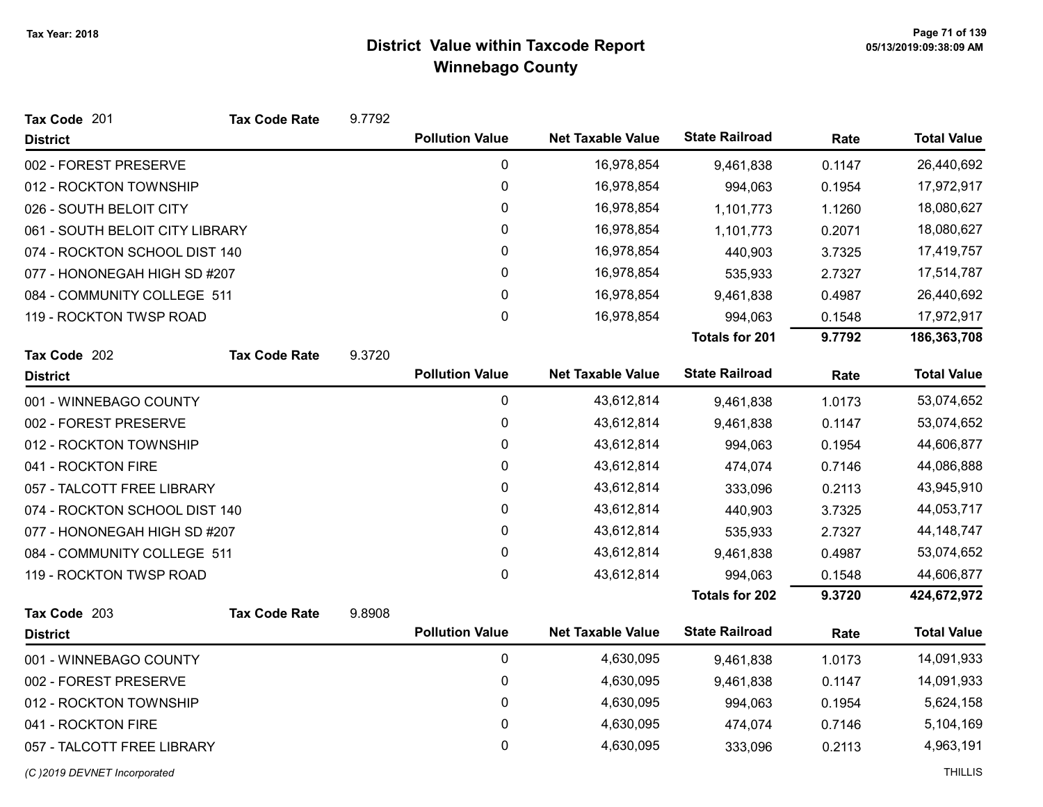# District Value within Taxcode Report
## Winnebago County

Tax Year: 2018

**Tax Code** 201 **Tax Code Rate** 9.7792

| District | Pollution Value | Net Taxable Value | State Railroad | Rate | Total Value |
|---|---|---|---|---|---|
| 002 - FOREST PRESERVE | 0 | 16,978,854 | 9,461,838 | 0.1147 | 26,440,692 |
| 012 - ROCKTON TOWNSHIP | 0 | 16,978,854 | 994,063 | 0.1954 | 17,972,917 |
| 026 - SOUTH BELOIT CITY | 0 | 16,978,854 | 1,101,773 | 1.1260 | 18,080,627 |
| 061 - SOUTH BELOIT CITY LIBRARY | 0 | 16,978,854 | 1,101,773 | 0.2071 | 18,080,627 |
| 074 - ROCKTON SCHOOL DIST 140 | 0 | 16,978,854 | 440,903 | 3.7325 | 17,419,757 |
| 077 - HONONEGAH HIGH SD #207 | 0 | 16,978,854 | 535,933 | 2.7327 | 17,514,787 |
| 084 - COMMUNITY COLLEGE 511 | 0 | 16,978,854 | 9,461,838 | 0.4987 | 26,440,692 |
| 119 - ROCKTON TWSP ROAD | 0 | 16,978,854 | 994,063 | 0.1548 | 17,972,917 |
| | | | **Totals for 201** | **9.7792** | **186,363,708** |

**Tax Code** 202 **Tax Code Rate** 9.3720

| District | Pollution Value | Net Taxable Value | State Railroad | Rate | Total Value |
|---|---|---|---|---|---|
| 001 - WINNEBAGO COUNTY | 0 | 43,612,814 | 9,461,838 | 1.0173 | 53,074,652 |
| 002 - FOREST PRESERVE | 0 | 43,612,814 | 9,461,838 | 0.1147 | 53,074,652 |
| 012 - ROCKTON TOWNSHIP | 0 | 43,612,814 | 994,063 | 0.1954 | 44,606,877 |
| 041 - ROCKTON FIRE | 0 | 43,612,814 | 474,074 | 0.7146 | 44,086,888 |
| 057 - TALCOTT FREE LIBRARY | 0 | 43,612,814 | 333,096 | 0.2113 | 43,945,910 |
| 074 - ROCKTON SCHOOL DIST 140 | 0 | 43,612,814 | 440,903 | 3.7325 | 44,053,717 |
| 077 - HONONEGAH HIGH SD #207 | 0 | 43,612,814 | 535,933 | 2.7327 | 44,148,747 |
| 084 - COMMUNITY COLLEGE 511 | 0 | 43,612,814 | 9,461,838 | 0.4987 | 53,074,652 |
| 119 - ROCKTON TWSP ROAD | 0 | 43,612,814 | 994,063 | 0.1548 | 44,606,877 |
| | | | **Totals for 202** | **9.3720** | **424,672,972** |

**Tax Code** 203 **Tax Code Rate** 9.8908

| District | Pollution Value | Net Taxable Value | State Railroad | Rate | Total Value |
|---|---|---|---|---|---|
| 001 - WINNEBAGO COUNTY | 0 | 4,630,095 | 9,461,838 | 1.0173 | 14,091,933 |
| 002 - FOREST PRESERVE | 0 | 4,630,095 | 9,461,838 | 0.1147 | 14,091,933 |
| 012 - ROCKTON TOWNSHIP | 0 | 4,630,095 | 994,063 | 0.1954 | 5,624,158 |
| 041 - ROCKTON FIRE | 0 | 4,630,095 | 474,074 | 0.7146 | 5,104,169 |
| 057 - TALCOTT FREE LIBRARY | 0 | 4,630,095 | 333,096 | 0.2113 | 4,963,191 |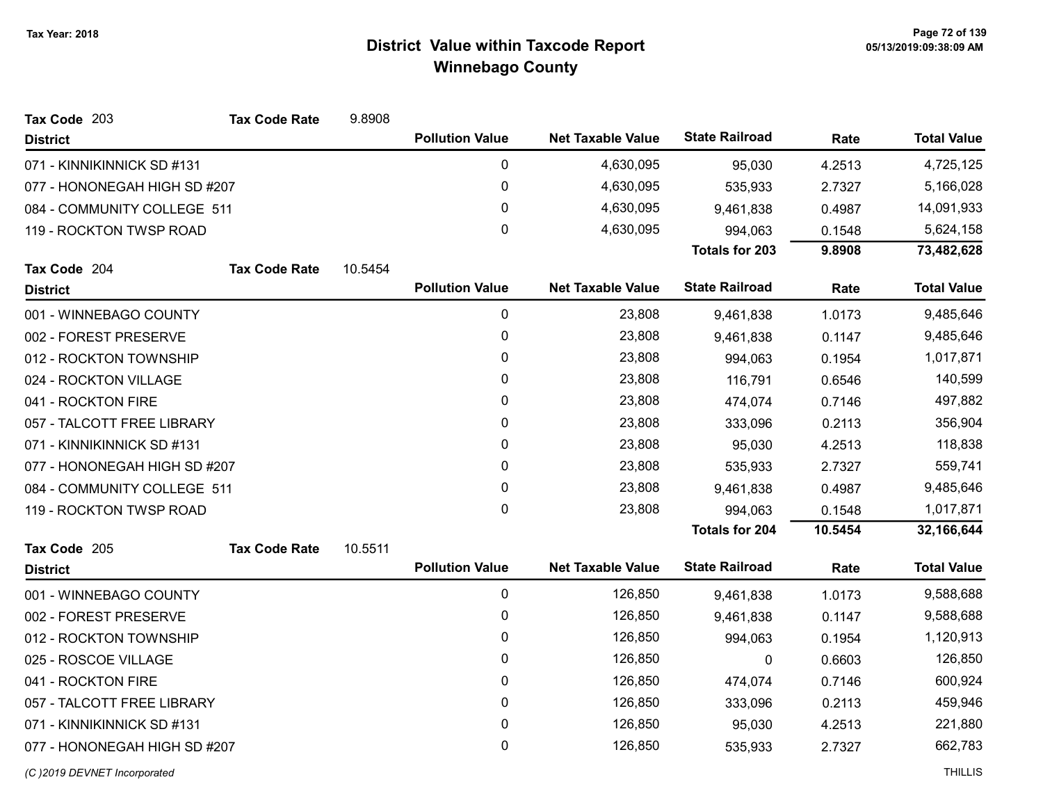# District Value within Taxcode Report
## Winnebago County

Tax Year: 2018

**Tax Code** 203 **Tax Code Rate** 9.8908

| District | Pollution Value | Net Taxable Value | State Railroad | Rate | Total Value |
|---|---|---|---|---|---|
| 071 - KINNIKINNICK SD #131 | 0 | 4,630,095 | 95,030 | 4.2513 | 4,725,125 |
| 077 - HONONEGAH HIGH SD #207 | 0 | 4,630,095 | 535,933 | 2.7327 | 5,166,028 |
| 084 - COMMUNITY COLLEGE 511 | 0 | 4,630,095 | 9,461,838 | 0.4987 | 14,091,933 |
| 119 - ROCKTON TWSP ROAD | 0 | 4,630,095 | 994,063 | 0.1548 | 5,624,158 |
| | | | **Totals for 203** | **9.8908** | **73,482,628** |

**Tax Code** 204 **Tax Code Rate** 10.5454

| District | Pollution Value | Net Taxable Value | State Railroad | Rate | Total Value |
|---|---|---|---|---|---|
| 001 - WINNEBAGO COUNTY | 0 | 23,808 | 9,461,838 | 1.0173 | 9,485,646 |
| 002 - FOREST PRESERVE | 0 | 23,808 | 9,461,838 | 0.1147 | 9,485,646 |
| 012 - ROCKTON TOWNSHIP | 0 | 23,808 | 994,063 | 0.1954 | 1,017,871 |
| 024 - ROCKTON VILLAGE | 0 | 23,808 | 116,791 | 0.6546 | 140,599 |
| 041 - ROCKTON FIRE | 0 | 23,808 | 474,074 | 0.7146 | 497,882 |
| 057 - TALCOTT FREE LIBRARY | 0 | 23,808 | 333,096 | 0.2113 | 356,904 |
| 071 - KINNIKINNICK SD #131 | 0 | 23,808 | 95,030 | 4.2513 | 118,838 |
| 077 - HONONEGAH HIGH SD #207 | 0 | 23,808 | 535,933 | 2.7327 | 559,741 |
| 084 - COMMUNITY COLLEGE 511 | 0 | 23,808 | 9,461,838 | 0.4987 | 9,485,646 |
| 119 - ROCKTON TWSP ROAD | 0 | 23,808 | 994,063 | 0.1548 | 1,017,871 |
| | | | **Totals for 204** | **10.5454** | **32,166,644** |

**Tax Code** 205 **Tax Code Rate** 10.5511

| District | Pollution Value | Net Taxable Value | State Railroad | Rate | Total Value |
|---|---|---|---|---|---|
| 001 - WINNEBAGO COUNTY | 0 | 126,850 | 9,461,838 | 1.0173 | 9,588,688 |
| 002 - FOREST PRESERVE | 0 | 126,850 | 9,461,838 | 0.1147 | 9,588,688 |
| 012 - ROCKTON TOWNSHIP | 0 | 126,850 | 994,063 | 0.1954 | 1,120,913 |
| 025 - ROSCOE VILLAGE | 0 | 126,850 | 0 | 0.6603 | 126,850 |
| 041 - ROCKTON FIRE | 0 | 126,850 | 474,074 | 0.7146 | 600,924 |
| 057 - TALCOTT FREE LIBRARY | 0 | 126,850 | 333,096 | 0.2113 | 459,946 |
| 071 - KINNIKINNICK SD #131 | 0 | 126,850 | 95,030 | 4.2513 | 221,880 |
| 077 - HONONEGAH HIGH SD #207 | 0 | 126,850 | 535,933 | 2.7327 | 662,783 |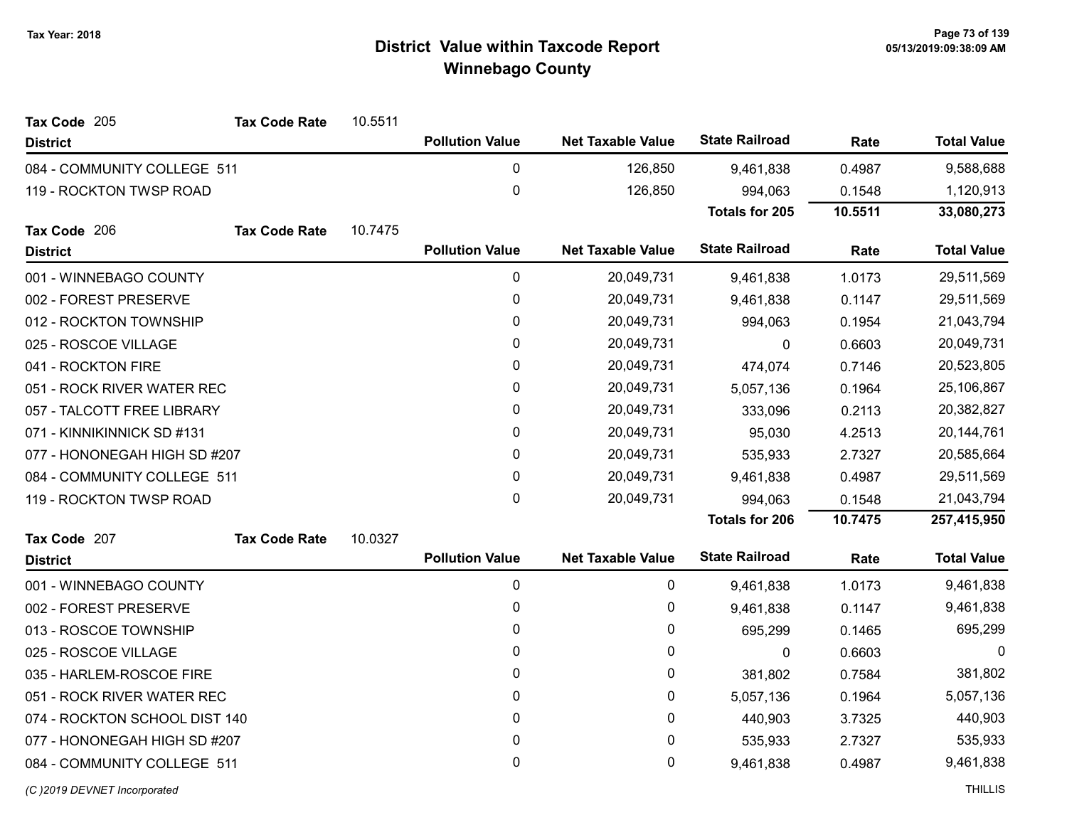# District Value within Taxcode Report

## Winnebago County

Tax Year: 2018

**Tax Code** 205 **Tax Code Rate** 10.5511

| District | Pollution Value | Net Taxable Value | State Railroad | Rate | Total Value |
|---|---|---|---|---|---|
| 084 - COMMUNITY COLLEGE 511 | 0 | 126,850 | 9,461,838 | 0.4987 | 9,588,688 |
| 119 - ROCKTON TWSP ROAD | 0 | 126,850 | 994,063 | 0.1548 | 1,120,913 |
| | | | **Totals for 205** | **10.5511** | **33,080,273** |

**Tax Code** 206 **Tax Code Rate** 10.7475

| District | Pollution Value | Net Taxable Value | State Railroad | Rate | Total Value |
|---|---|---|---|---|---|
| 001 - WINNEBAGO COUNTY | 0 | 20,049,731 | 9,461,838 | 1.0173 | 29,511,569 |
| 002 - FOREST PRESERVE | 0 | 20,049,731 | 9,461,838 | 0.1147 | 29,511,569 |
| 012 - ROCKTON TOWNSHIP | 0 | 20,049,731 | 994,063 | 0.1954 | 21,043,794 |
| 025 - ROSCOE VILLAGE | 0 | 20,049,731 | 0 | 0.6603 | 20,049,731 |
| 041 - ROCKTON FIRE | 0 | 20,049,731 | 474,074 | 0.7146 | 20,523,805 |
| 051 - ROCK RIVER WATER REC | 0 | 20,049,731 | 5,057,136 | 0.1964 | 25,106,867 |
| 057 - TALCOTT FREE LIBRARY | 0 | 20,049,731 | 333,096 | 0.2113 | 20,382,827 |
| 071 - KINNIKINNICK SD #131 | 0 | 20,049,731 | 95,030 | 4.2513 | 20,144,761 |
| 077 - HONONEGAH HIGH SD #207 | 0 | 20,049,731 | 535,933 | 2.7327 | 20,585,664 |
| 084 - COMMUNITY COLLEGE 511 | 0 | 20,049,731 | 9,461,838 | 0.4987 | 29,511,569 |
| 119 - ROCKTON TWSP ROAD | 0 | 20,049,731 | 994,063 | 0.1548 | 21,043,794 |
| | | | **Totals for 206** | **10.7475** | **257,415,950** |

**Tax Code** 207 **Tax Code Rate** 10.0327

| District | Pollution Value | Net Taxable Value | State Railroad | Rate | Total Value |
|---|---|---|---|---|---|
| 001 - WINNEBAGO COUNTY | 0 | 0 | 9,461,838 | 1.0173 | 9,461,838 |
| 002 - FOREST PRESERVE | 0 | 0 | 9,461,838 | 0.1147 | 9,461,838 |
| 013 - ROSCOE TOWNSHIP | 0 | 0 | 695,299 | 0.1465 | 695,299 |
| 025 - ROSCOE VILLAGE | 0 | 0 | 0 | 0.6603 | 0 |
| 035 - HARLEM-ROSCOE FIRE | 0 | 0 | 381,802 | 0.7584 | 381,802 |
| 051 - ROCK RIVER WATER REC | 0 | 0 | 5,057,136 | 0.1964 | 5,057,136 |
| 074 - ROCKTON SCHOOL DIST 140 | 0 | 0 | 440,903 | 3.7325 | 440,903 |
| 077 - HONONEGAH HIGH SD #207 | 0 | 0 | 535,933 | 2.7327 | 535,933 |
| 084 - COMMUNITY COLLEGE 511 | 0 | 0 | 9,461,838 | 0.4987 | 9,461,838 |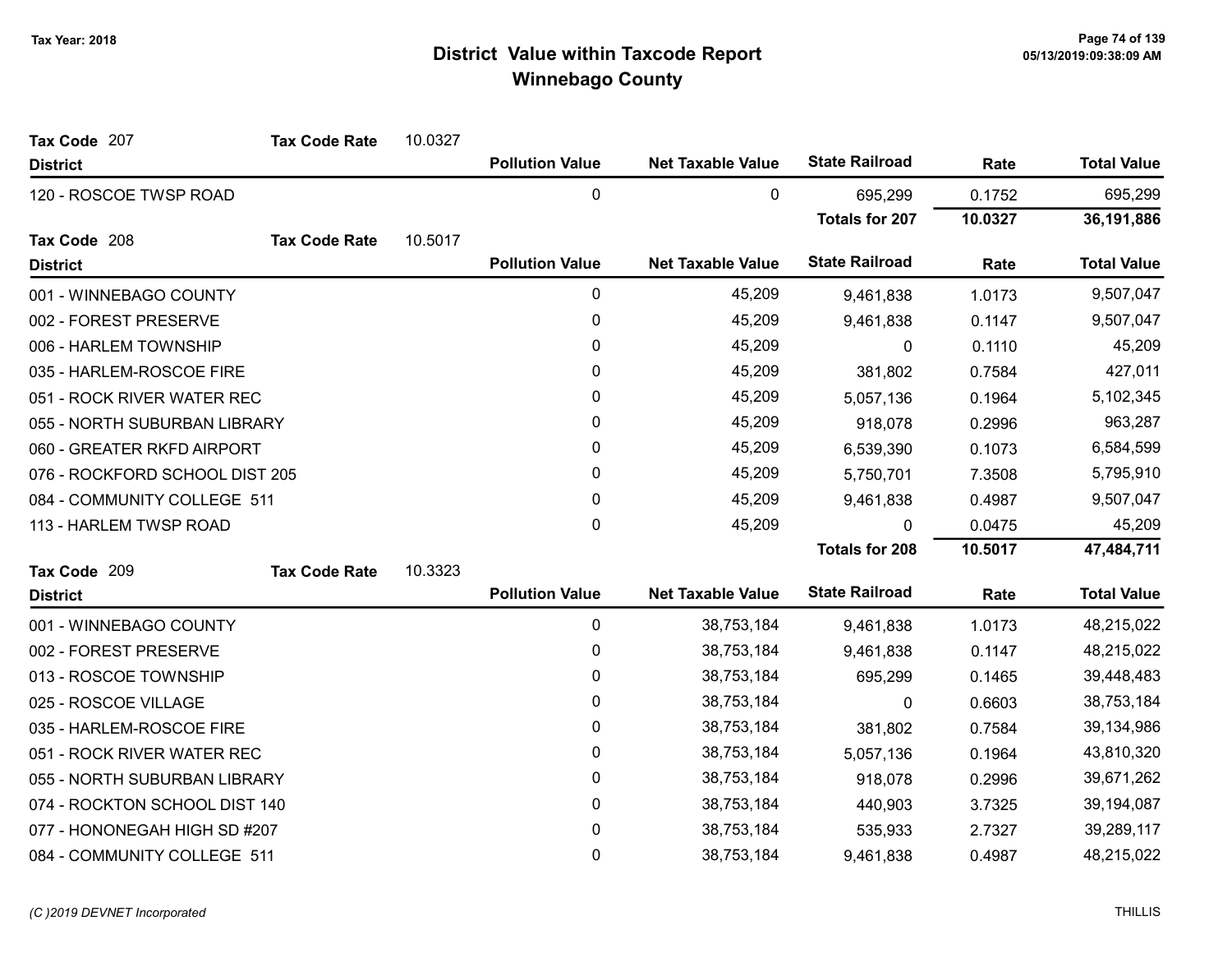# District Value within Taxcode Report
## Winnebago County

Tax Year: 2018

**Tax Code** 207 **Tax Code Rate** 10.0327

| District | Pollution Value | Net Taxable Value | State Railroad | Rate | Total Value |
|---|---|---|---|---|---|
| 120 - ROSCOE TWSP ROAD | 0 | 0 | 695,299 | 0.1752 | 695,299 |
| | | | **Totals for 207** | **10.0327** | **36,191,886** |

**Tax Code** 208 **Tax Code Rate** 10.5017

| District | Pollution Value | Net Taxable Value | State Railroad | Rate | Total Value |
|---|---|---|---|---|---|
| 001 - WINNEBAGO COUNTY | 0 | 45,209 | 9,461,838 | 1.0173 | 9,507,047 |
| 002 - FOREST PRESERVE | 0 | 45,209 | 9,461,838 | 0.1147 | 9,507,047 |
| 006 - HARLEM TOWNSHIP | 0 | 45,209 | 0 | 0.1110 | 45,209 |
| 035 - HARLEM-ROSCOE FIRE | 0 | 45,209 | 381,802 | 0.7584 | 427,011 |
| 051 - ROCK RIVER WATER REC | 0 | 45,209 | 5,057,136 | 0.1964 | 5,102,345 |
| 055 - NORTH SUBURBAN LIBRARY | 0 | 45,209 | 918,078 | 0.2996 | 963,287 |
| 060 - GREATER RKFD AIRPORT | 0 | 45,209 | 6,539,390 | 0.1073 | 6,584,599 |
| 076 - ROCKFORD SCHOOL DIST 205 | 0 | 45,209 | 5,750,701 | 7.3508 | 5,795,910 |
| 084 - COMMUNITY COLLEGE 511 | 0 | 45,209 | 9,461,838 | 0.4987 | 9,507,047 |
| 113 - HARLEM TWSP ROAD | 0 | 45,209 | 0 | 0.0475 | 45,209 |
| | | | **Totals for 208** | **10.5017** | **47,484,711** |

**Tax Code** 209 **Tax Code Rate** 10.3323

| District | Pollution Value | Net Taxable Value | State Railroad | Rate | Total Value |
|---|---|---|---|---|---|
| 001 - WINNEBAGO COUNTY | 0 | 38,753,184 | 9,461,838 | 1.0173 | 48,215,022 |
| 002 - FOREST PRESERVE | 0 | 38,753,184 | 9,461,838 | 0.1147 | 48,215,022 |
| 013 - ROSCOE TOWNSHIP | 0 | 38,753,184 | 695,299 | 0.1465 | 39,448,483 |
| 025 - ROSCOE VILLAGE | 0 | 38,753,184 | 0 | 0.6603 | 38,753,184 |
| 035 - HARLEM-ROSCOE FIRE | 0 | 38,753,184 | 381,802 | 0.7584 | 39,134,986 |
| 051 - ROCK RIVER WATER REC | 0 | 38,753,184 | 5,057,136 | 0.1964 | 43,810,320 |
| 055 - NORTH SUBURBAN LIBRARY | 0 | 38,753,184 | 918,078 | 0.2996 | 39,671,262 |
| 074 - ROCKTON SCHOOL DIST 140 | 0 | 38,753,184 | 440,903 | 3.7325 | 39,194,087 |
| 077 - HONONEGAH HIGH SD #207 | 0 | 38,753,184 | 535,933 | 2.7327 | 39,289,117 |
| 084 - COMMUNITY COLLEGE 511 | 0 | 38,753,184 | 9,461,838 | 0.4987 | 48,215,022 |

(C )2019 DEVNET Incorporated THILLIS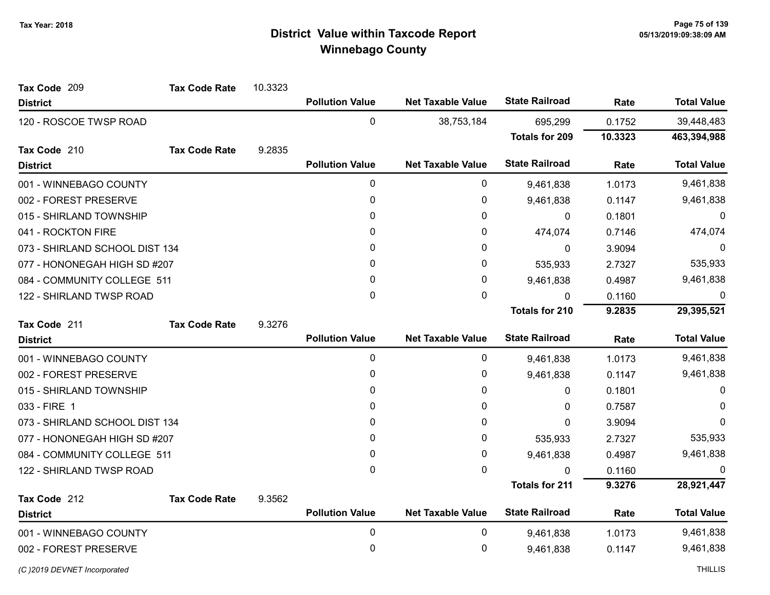# District Value within Taxcode Report
## Winnebago County

Tax Year: 2018

**Tax Code** 209 &nbsp;&nbsp; **Tax Code Rate** 10.3323

| District | Pollution Value | Net Taxable Value | State Railroad | Rate | Total Value |
|---|---|---|---|---|---|
| 120 - ROSCOE TWSP ROAD | 0 | 38,753,184 | 695,299 | 0.1752 | 39,448,483 |
| | | | **Totals for 209** | **10.3323** | **463,394,988** |

**Tax Code** 210 &nbsp;&nbsp; **Tax Code Rate** 9.2835

| District | Pollution Value | Net Taxable Value | State Railroad | Rate | Total Value |
|---|---|---|---|---|---|
| 001 - WINNEBAGO COUNTY | 0 | 0 | 9,461,838 | 1.0173 | 9,461,838 |
| 002 - FOREST PRESERVE | 0 | 0 | 9,461,838 | 0.1147 | 9,461,838 |
| 015 - SHIRLAND TOWNSHIP | 0 | 0 | 0 | 0.1801 | 0 |
| 041 - ROCKTON FIRE | 0 | 0 | 474,074 | 0.7146 | 474,074 |
| 073 - SHIRLAND SCHOOL DIST 134 | 0 | 0 | 0 | 3.9094 | 0 |
| 077 - HONONEGAH HIGH SD #207 | 0 | 0 | 535,933 | 2.7327 | 535,933 |
| 084 - COMMUNITY COLLEGE 511 | 0 | 0 | 9,461,838 | 0.4987 | 9,461,838 |
| 122 - SHIRLAND TWSP ROAD | 0 | 0 | 0 | 0.1160 | 0 |
| | | | **Totals for 210** | **9.2835** | **29,395,521** |

**Tax Code** 211 &nbsp;&nbsp; **Tax Code Rate** 9.3276

| District | Pollution Value | Net Taxable Value | State Railroad | Rate | Total Value |
|---|---|---|---|---|---|
| 001 - WINNEBAGO COUNTY | 0 | 0 | 9,461,838 | 1.0173 | 9,461,838 |
| 002 - FOREST PRESERVE | 0 | 0 | 9,461,838 | 0.1147 | 9,461,838 |
| 015 - SHIRLAND TOWNSHIP | 0 | 0 | 0 | 0.1801 | 0 |
| 033 - FIRE 1 | 0 | 0 | 0 | 0.7587 | 0 |
| 073 - SHIRLAND SCHOOL DIST 134 | 0 | 0 | 0 | 3.9094 | 0 |
| 077 - HONONEGAH HIGH SD #207 | 0 | 0 | 535,933 | 2.7327 | 535,933 |
| 084 - COMMUNITY COLLEGE 511 | 0 | 0 | 9,461,838 | 0.4987 | 9,461,838 |
| 122 - SHIRLAND TWSP ROAD | 0 | 0 | 0 | 0.1160 | 0 |
| | | | **Totals for 211** | **9.3276** | **28,921,447** |

**Tax Code** 212 &nbsp;&nbsp; **Tax Code Rate** 9.3562

| District | Pollution Value | Net Taxable Value | State Railroad | Rate | Total Value |
|---|---|---|---|---|---|
| 001 - WINNEBAGO COUNTY | 0 | 0 | 9,461,838 | 1.0173 | 9,461,838 |
| 002 - FOREST PRESERVE | 0 | 0 | 9,461,838 | 0.1147 | 9,461,838 |

*(C )2019 DEVNET Incorporated* &nbsp;&nbsp; THILLIS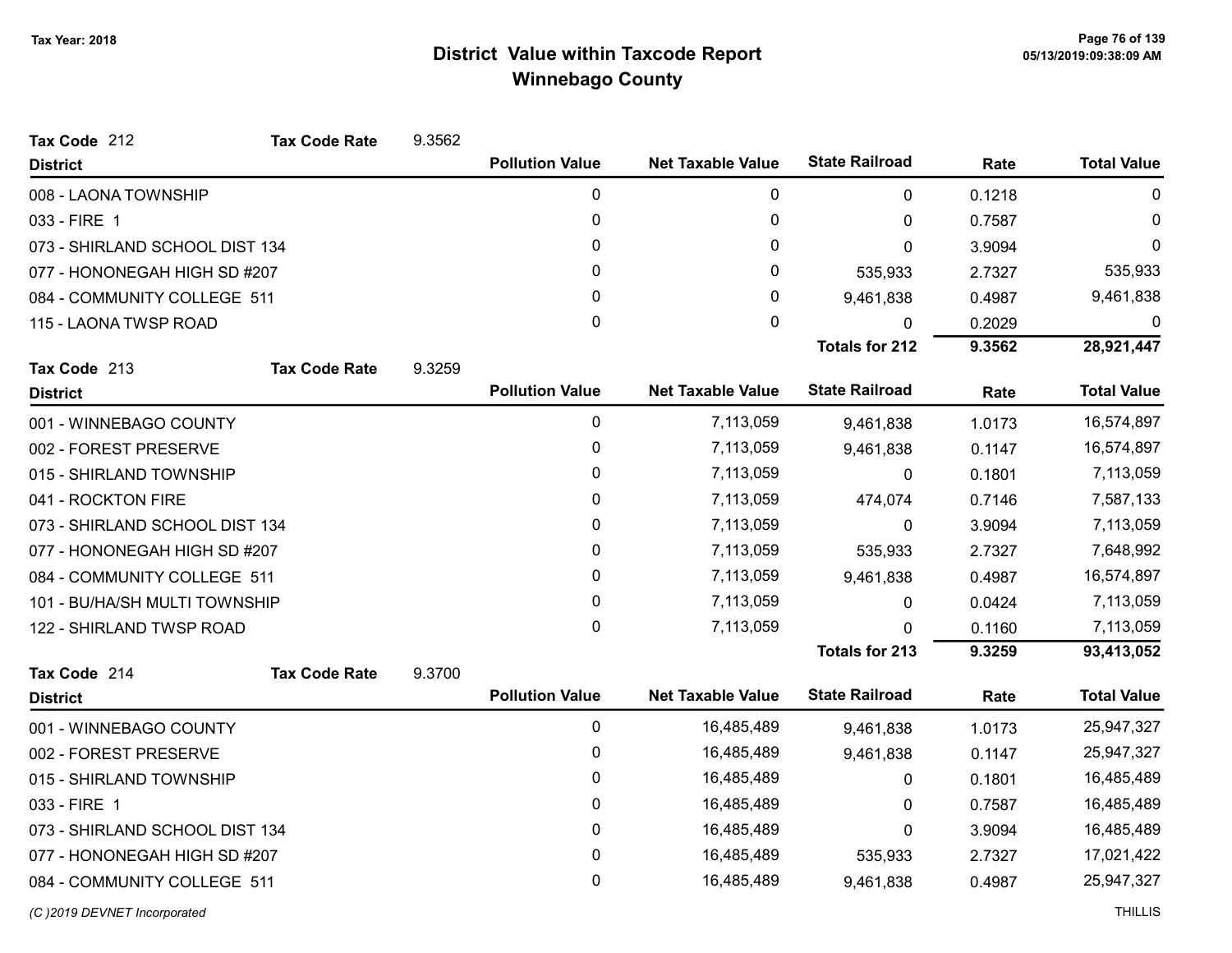# District Value within Taxcode Report
## Winnebago County

Tax Year: 2018

**Tax Code** 212 **Tax Code Rate** 9.3562

| District | Pollution Value | Net Taxable Value | State Railroad | Rate | Total Value |
|---|---|---|---|---|---|
| 008 - LAONA TOWNSHIP | 0 | 0 | 0 | 0.1218 | 0 |
| 033 - FIRE 1 | 0 | 0 | 0 | 0.7587 | 0 |
| 073 - SHIRLAND SCHOOL DIST 134 | 0 | 0 | 0 | 3.9094 | 0 |
| 077 - HONONEGAH HIGH SD #207 | 0 | 0 | 535,933 | 2.7327 | 535,933 |
| 084 - COMMUNITY COLLEGE 511 | 0 | 0 | 9,461,838 | 0.4987 | 9,461,838 |
| 115 - LAONA TWSP ROAD | 0 | 0 | 0 | 0.2029 | 0 |
| | | | **Totals for 212** | **9.3562** | **28,921,447** |

**Tax Code** 213 **Tax Code Rate** 9.3259

| District | Pollution Value | Net Taxable Value | State Railroad | Rate | Total Value |
|---|---|---|---|---|---|
| 001 - WINNEBAGO COUNTY | 0 | 7,113,059 | 9,461,838 | 1.0173 | 16,574,897 |
| 002 - FOREST PRESERVE | 0 | 7,113,059 | 9,461,838 | 0.1147 | 16,574,897 |
| 015 - SHIRLAND TOWNSHIP | 0 | 7,113,059 | 0 | 0.1801 | 7,113,059 |
| 041 - ROCKTON FIRE | 0 | 7,113,059 | 474,074 | 0.7146 | 7,587,133 |
| 073 - SHIRLAND SCHOOL DIST 134 | 0 | 7,113,059 | 0 | 3.9094 | 7,113,059 |
| 077 - HONONEGAH HIGH SD #207 | 0 | 7,113,059 | 535,933 | 2.7327 | 7,648,992 |
| 084 - COMMUNITY COLLEGE 511 | 0 | 7,113,059 | 9,461,838 | 0.4987 | 16,574,897 |
| 101 - BU/HA/SH MULTI TOWNSHIP | 0 | 7,113,059 | 0 | 0.0424 | 7,113,059 |
| 122 - SHIRLAND TWSP ROAD | 0 | 7,113,059 | 0 | 0.1160 | 7,113,059 |
| | | | **Totals for 213** | **9.3259** | **93,413,052** |

**Tax Code** 214 **Tax Code Rate** 9.3700

| District | Pollution Value | Net Taxable Value | State Railroad | Rate | Total Value |
|---|---|---|---|---|---|
| 001 - WINNEBAGO COUNTY | 0 | 16,485,489 | 9,461,838 | 1.0173 | 25,947,327 |
| 002 - FOREST PRESERVE | 0 | 16,485,489 | 9,461,838 | 0.1147 | 25,947,327 |
| 015 - SHIRLAND TOWNSHIP | 0 | 16,485,489 | 0 | 0.1801 | 16,485,489 |
| 033 - FIRE 1 | 0 | 16,485,489 | 0 | 0.7587 | 16,485,489 |
| 073 - SHIRLAND SCHOOL DIST 134 | 0 | 16,485,489 | 0 | 3.9094 | 16,485,489 |
| 077 - HONONEGAH HIGH SD #207 | 0 | 16,485,489 | 535,933 | 2.7327 | 17,021,422 |
| 084 - COMMUNITY COLLEGE 511 | 0 | 16,485,489 | 9,461,838 | 0.4987 | 25,947,327 |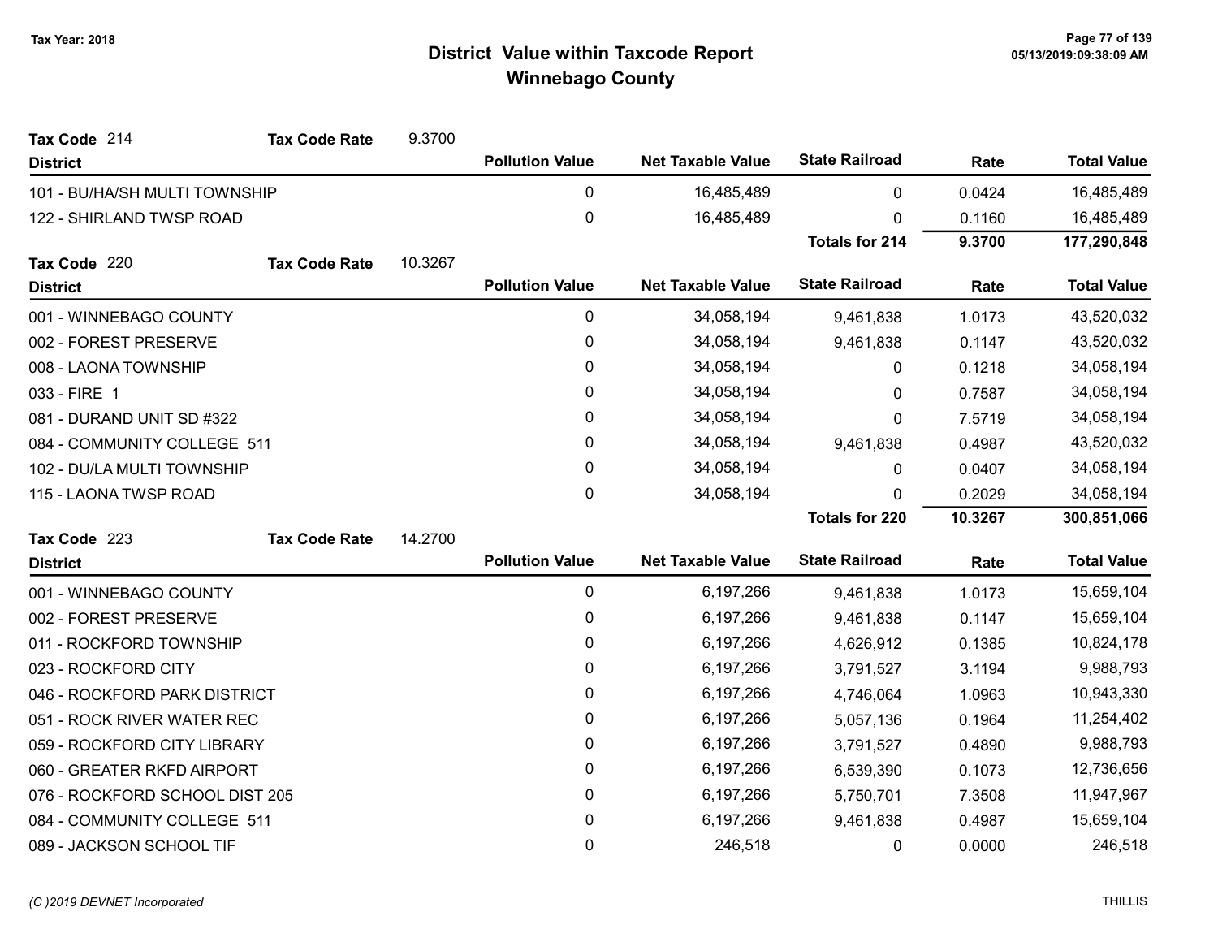# District Value within Taxcode Report

## Winnebago County

Tax Year: 2018

**Tax Code** 214 **Tax Code Rate** 9.3700

| District | Pollution Value | Net Taxable Value | State Railroad | Rate | Total Value |
|---|---|---|---|---|---|
| 101 - BU/HA/SH MULTI TOWNSHIP | 0 | 16,485,489 | 0 | 0.0424 | 16,485,489 |
| 122 - SHIRLAND TWSP ROAD | 0 | 16,485,489 | 0 | 0.1160 | 16,485,489 |
| | | | **Totals for 214** | **9.3700** | **177,290,848** |

**Tax Code** 220 **Tax Code Rate** 10.3267

| District | Pollution Value | Net Taxable Value | State Railroad | Rate | Total Value |
|---|---|---|---|---|---|
| 001 - WINNEBAGO COUNTY | 0 | 34,058,194 | 9,461,838 | 1.0173 | 43,520,032 |
| 002 - FOREST PRESERVE | 0 | 34,058,194 | 9,461,838 | 0.1147 | 43,520,032 |
| 008 - LAONA TOWNSHIP | 0 | 34,058,194 | 0 | 0.1218 | 34,058,194 |
| 033 - FIRE 1 | 0 | 34,058,194 | 0 | 0.7587 | 34,058,194 |
| 081 - DURAND UNIT SD #322 | 0 | 34,058,194 | 0 | 7.5719 | 34,058,194 |
| 084 - COMMUNITY COLLEGE 511 | 0 | 34,058,194 | 9,461,838 | 0.4987 | 43,520,032 |
| 102 - DU/LA MULTI TOWNSHIP | 0 | 34,058,194 | 0 | 0.0407 | 34,058,194 |
| 115 - LAONA TWSP ROAD | 0 | 34,058,194 | 0 | 0.2029 | 34,058,194 |
| | | | **Totals for 220** | **10.3267** | **300,851,066** |

**Tax Code** 223 **Tax Code Rate** 14.2700

| District | Pollution Value | Net Taxable Value | State Railroad | Rate | Total Value |
|---|---|---|---|---|---|
| 001 - WINNEBAGO COUNTY | 0 | 6,197,266 | 9,461,838 | 1.0173 | 15,659,104 |
| 002 - FOREST PRESERVE | 0 | 6,197,266 | 9,461,838 | 0.1147 | 15,659,104 |
| 011 - ROCKFORD TOWNSHIP | 0 | 6,197,266 | 4,626,912 | 0.1385 | 10,824,178 |
| 023 - ROCKFORD CITY | 0 | 6,197,266 | 3,791,527 | 3.1194 | 9,988,793 |
| 046 - ROCKFORD PARK DISTRICT | 0 | 6,197,266 | 4,746,064 | 1.0963 | 10,943,330 |
| 051 - ROCK RIVER WATER REC | 0 | 6,197,266 | 5,057,136 | 0.1964 | 11,254,402 |
| 059 - ROCKFORD CITY LIBRARY | 0 | 6,197,266 | 3,791,527 | 0.4890 | 9,988,793 |
| 060 - GREATER RKFD AIRPORT | 0 | 6,197,266 | 6,539,390 | 0.1073 | 12,736,656 |
| 076 - ROCKFORD SCHOOL DIST 205 | 0 | 6,197,266 | 5,750,701 | 7.3508 | 11,947,967 |
| 084 - COMMUNITY COLLEGE 511 | 0 | 6,197,266 | 9,461,838 | 0.4987 | 15,659,104 |
| 089 - JACKSON SCHOOL TIF | 0 | 246,518 | 0 | 0.0000 | 246,518 |

(C )2019 DEVNET Incorporated THILLIS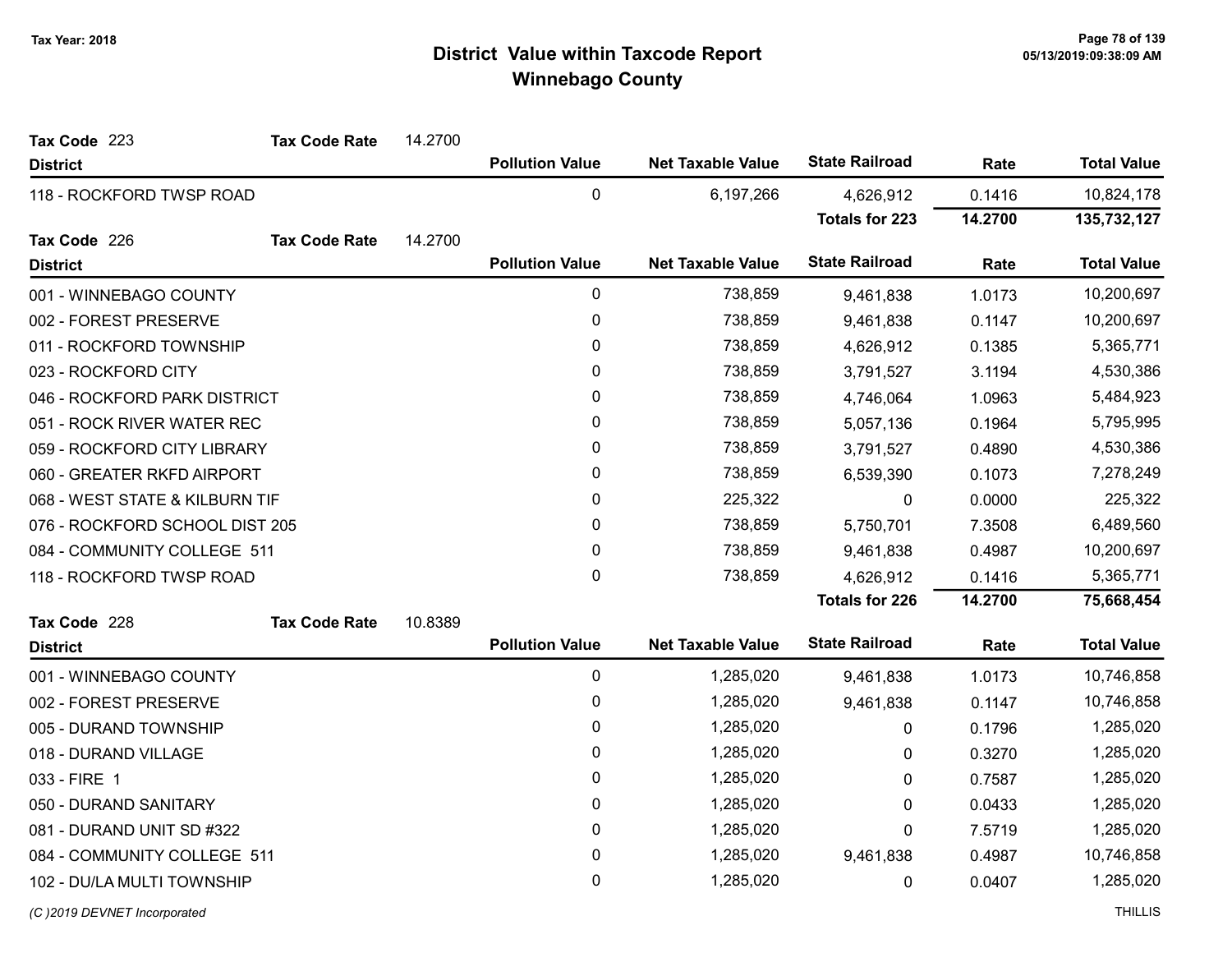# District Value within Taxcode Report
## Winnebago County

Tax Year: 2018

**Tax Code** 223 **Tax Code Rate** 14.2700

| District | Pollution Value | Net Taxable Value | State Railroad | Rate | Total Value |
|---|---|---|---|---|---|
| 118 - ROCKFORD TWSP ROAD | 0 | 6,197,266 | 4,626,912 | 0.1416 | 10,824,178 |
| | | | **Totals for 223** | **14.2700** | **135,732,127** |

**Tax Code** 226 **Tax Code Rate** 14.2700

| District | Pollution Value | Net Taxable Value | State Railroad | Rate | Total Value |
|---|---|---|---|---|---|
| 001 - WINNEBAGO COUNTY | 0 | 738,859 | 9,461,838 | 1.0173 | 10,200,697 |
| 002 - FOREST PRESERVE | 0 | 738,859 | 9,461,838 | 0.1147 | 10,200,697 |
| 011 - ROCKFORD TOWNSHIP | 0 | 738,859 | 4,626,912 | 0.1385 | 5,365,771 |
| 023 - ROCKFORD CITY | 0 | 738,859 | 3,791,527 | 3.1194 | 4,530,386 |
| 046 - ROCKFORD PARK DISTRICT | 0 | 738,859 | 4,746,064 | 1.0963 | 5,484,923 |
| 051 - ROCK RIVER WATER REC | 0 | 738,859 | 5,057,136 | 0.1964 | 5,795,995 |
| 059 - ROCKFORD CITY LIBRARY | 0 | 738,859 | 3,791,527 | 0.4890 | 4,530,386 |
| 060 - GREATER RKFD AIRPORT | 0 | 738,859 | 6,539,390 | 0.1073 | 7,278,249 |
| 068 - WEST STATE & KILBURN TIF | 0 | 225,322 | 0 | 0.0000 | 225,322 |
| 076 - ROCKFORD SCHOOL DIST 205 | 0 | 738,859 | 5,750,701 | 7.3508 | 6,489,560 |
| 084 - COMMUNITY COLLEGE 511 | 0 | 738,859 | 9,461,838 | 0.4987 | 10,200,697 |
| 118 - ROCKFORD TWSP ROAD | 0 | 738,859 | 4,626,912 | 0.1416 | 5,365,771 |
| | | | **Totals for 226** | **14.2700** | **75,668,454** |

**Tax Code** 228 **Tax Code Rate** 10.8389

| District | Pollution Value | Net Taxable Value | State Railroad | Rate | Total Value |
|---|---|---|---|---|---|
| 001 - WINNEBAGO COUNTY | 0 | 1,285,020 | 9,461,838 | 1.0173 | 10,746,858 |
| 002 - FOREST PRESERVE | 0 | 1,285,020 | 9,461,838 | 0.1147 | 10,746,858 |
| 005 - DURAND TOWNSHIP | 0 | 1,285,020 | 0 | 0.1796 | 1,285,020 |
| 018 - DURAND VILLAGE | 0 | 1,285,020 | 0 | 0.3270 | 1,285,020 |
| 033 - FIRE 1 | 0 | 1,285,020 | 0 | 0.7587 | 1,285,020 |
| 050 - DURAND SANITARY | 0 | 1,285,020 | 0 | 0.0433 | 1,285,020 |
| 081 - DURAND UNIT SD #322 | 0 | 1,285,020 | 0 | 7.5719 | 1,285,020 |
| 084 - COMMUNITY COLLEGE 511 | 0 | 1,285,020 | 9,461,838 | 0.4987 | 10,746,858 |
| 102 - DU/LA MULTI TOWNSHIP | 0 | 1,285,020 | 0 | 0.0407 | 1,285,020 |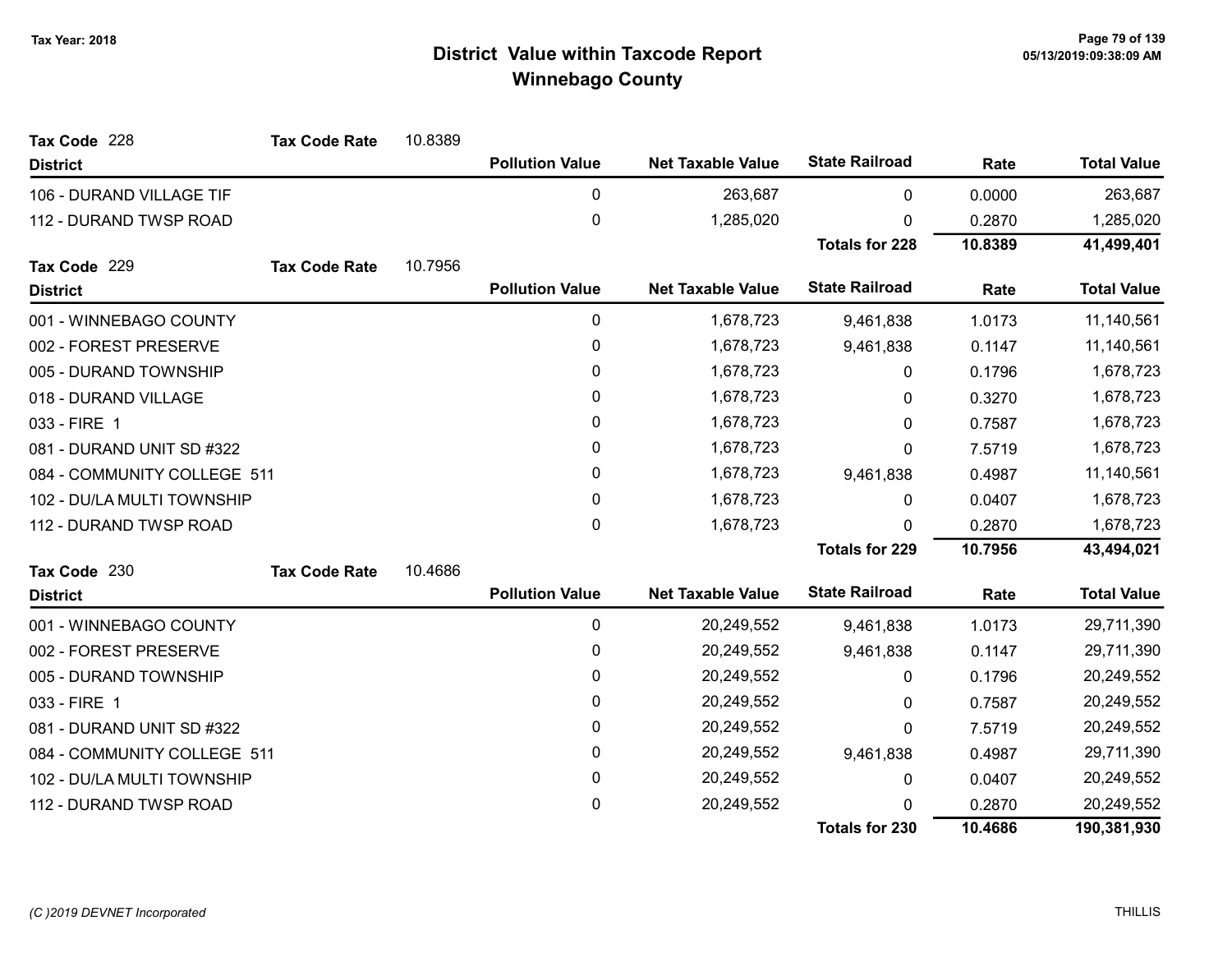# District Value within Taxcode Report
## Winnebago County

Tax Year: 2018

**Tax Code** 228 **Tax Code Rate** 10.8389

| District | Pollution Value | Net Taxable Value | State Railroad | Rate | Total Value |
|---|---|---|---|---|---|
| 106 - DURAND VILLAGE TIF | 0 | 263,687 | 0 | 0.0000 | 263,687 |
| 112 - DURAND TWSP ROAD | 0 | 1,285,020 | 0 | 0.2870 | 1,285,020 |
| | | | **Totals for 228** | **10.8389** | **41,499,401** |

**Tax Code** 229 **Tax Code Rate** 10.7956

| District | Pollution Value | Net Taxable Value | State Railroad | Rate | Total Value |
|---|---|---|---|---|---|
| 001 - WINNEBAGO COUNTY | 0 | 1,678,723 | 9,461,838 | 1.0173 | 11,140,561 |
| 002 - FOREST PRESERVE | 0 | 1,678,723 | 9,461,838 | 0.1147 | 11,140,561 |
| 005 - DURAND TOWNSHIP | 0 | 1,678,723 | 0 | 0.1796 | 1,678,723 |
| 018 - DURAND VILLAGE | 0 | 1,678,723 | 0 | 0.3270 | 1,678,723 |
| 033 - FIRE 1 | 0 | 1,678,723 | 0 | 0.7587 | 1,678,723 |
| 081 - DURAND UNIT SD #322 | 0 | 1,678,723 | 0 | 7.5719 | 1,678,723 |
| 084 - COMMUNITY COLLEGE 511 | 0 | 1,678,723 | 9,461,838 | 0.4987 | 11,140,561 |
| 102 - DU/LA MULTI TOWNSHIP | 0 | 1,678,723 | 0 | 0.0407 | 1,678,723 |
| 112 - DURAND TWSP ROAD | 0 | 1,678,723 | 0 | 0.2870 | 1,678,723 |
| | | | **Totals for 229** | **10.7956** | **43,494,021** |

**Tax Code** 230 **Tax Code Rate** 10.4686

| District | Pollution Value | Net Taxable Value | State Railroad | Rate | Total Value |
|---|---|---|---|---|---|
| 001 - WINNEBAGO COUNTY | 0 | 20,249,552 | 9,461,838 | 1.0173 | 29,711,390 |
| 002 - FOREST PRESERVE | 0 | 20,249,552 | 9,461,838 | 0.1147 | 29,711,390 |
| 005 - DURAND TOWNSHIP | 0 | 20,249,552 | 0 | 0.1796 | 20,249,552 |
| 033 - FIRE 1 | 0 | 20,249,552 | 0 | 0.7587 | 20,249,552 |
| 081 - DURAND UNIT SD #322 | 0 | 20,249,552 | 0 | 7.5719 | 20,249,552 |
| 084 - COMMUNITY COLLEGE 511 | 0 | 20,249,552 | 9,461,838 | 0.4987 | 29,711,390 |
| 102 - DU/LA MULTI TOWNSHIP | 0 | 20,249,552 | 0 | 0.0407 | 20,249,552 |
| 112 - DURAND TWSP ROAD | 0 | 20,249,552 | 0 | 0.2870 | 20,249,552 |
| | | | **Totals for 230** | **10.4686** | **190,381,930** |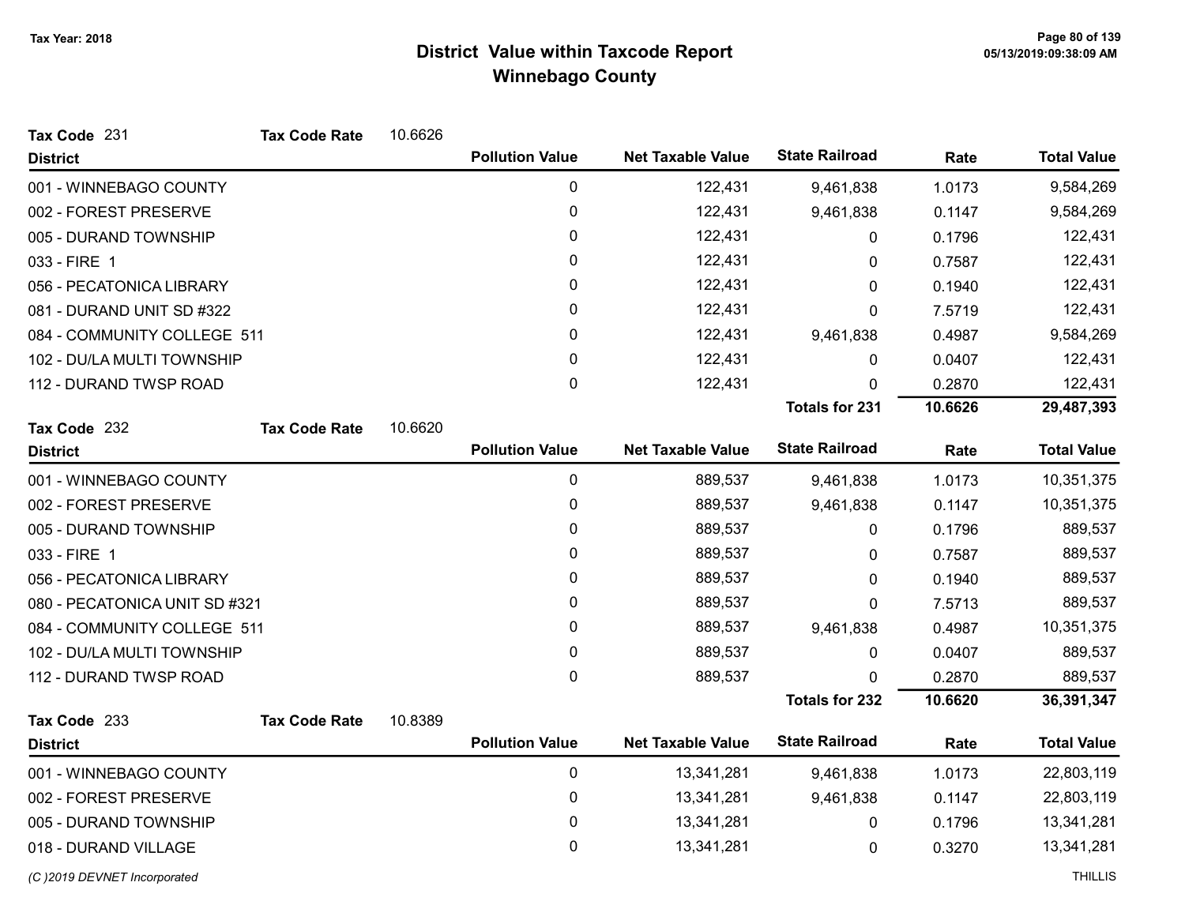# District Value within Taxcode Report
## Winnebago County

Tax Year: 2018

**Tax Code** 231 **Tax Code Rate** 10.6626

| District | Pollution Value | Net Taxable Value | State Railroad | Rate | Total Value |
|---|---|---|---|---|---|
| 001 - WINNEBAGO COUNTY | 0 | 122,431 | 9,461,838 | 1.0173 | 9,584,269 |
| 002 - FOREST PRESERVE | 0 | 122,431 | 9,461,838 | 0.1147 | 9,584,269 |
| 005 - DURAND TOWNSHIP | 0 | 122,431 | 0 | 0.1796 | 122,431 |
| 033 - FIRE 1 | 0 | 122,431 | 0 | 0.7587 | 122,431 |
| 056 - PECATONICA LIBRARY | 0 | 122,431 | 0 | 0.1940 | 122,431 |
| 081 - DURAND UNIT SD #322 | 0 | 122,431 | 0 | 7.5719 | 122,431 |
| 084 - COMMUNITY COLLEGE 511 | 0 | 122,431 | 9,461,838 | 0.4987 | 9,584,269 |
| 102 - DU/LA MULTI TOWNSHIP | 0 | 122,431 | 0 | 0.0407 | 122,431 |
| 112 - DURAND TWSP ROAD | 0 | 122,431 | 0 | 0.2870 | 122,431 |
| | | | **Totals for 231** | **10.6626** | **29,487,393** |

**Tax Code** 232 **Tax Code Rate** 10.6620

| District | Pollution Value | Net Taxable Value | State Railroad | Rate | Total Value |
|---|---|---|---|---|---|
| 001 - WINNEBAGO COUNTY | 0 | 889,537 | 9,461,838 | 1.0173 | 10,351,375 |
| 002 - FOREST PRESERVE | 0 | 889,537 | 9,461,838 | 0.1147 | 10,351,375 |
| 005 - DURAND TOWNSHIP | 0 | 889,537 | 0 | 0.1796 | 889,537 |
| 033 - FIRE 1 | 0 | 889,537 | 0 | 0.7587 | 889,537 |
| 056 - PECATONICA LIBRARY | 0 | 889,537 | 0 | 0.1940 | 889,537 |
| 080 - PECATONICA UNIT SD #321 | 0 | 889,537 | 0 | 7.5713 | 889,537 |
| 084 - COMMUNITY COLLEGE 511 | 0 | 889,537 | 9,461,838 | 0.4987 | 10,351,375 |
| 102 - DU/LA MULTI TOWNSHIP | 0 | 889,537 | 0 | 0.0407 | 889,537 |
| 112 - DURAND TWSP ROAD | 0 | 889,537 | 0 | 0.2870 | 889,537 |
| | | | **Totals for 232** | **10.6620** | **36,391,347** |

**Tax Code** 233 **Tax Code Rate** 10.8389

| District | Pollution Value | Net Taxable Value | State Railroad | Rate | Total Value |
|---|---|---|---|---|---|
| 001 - WINNEBAGO COUNTY | 0 | 13,341,281 | 9,461,838 | 1.0173 | 22,803,119 |
| 002 - FOREST PRESERVE | 0 | 13,341,281 | 9,461,838 | 0.1147 | 22,803,119 |
| 005 - DURAND TOWNSHIP | 0 | 13,341,281 | 0 | 0.1796 | 13,341,281 |
| 018 - DURAND VILLAGE | 0 | 13,341,281 | 0 | 0.3270 | 13,341,281 |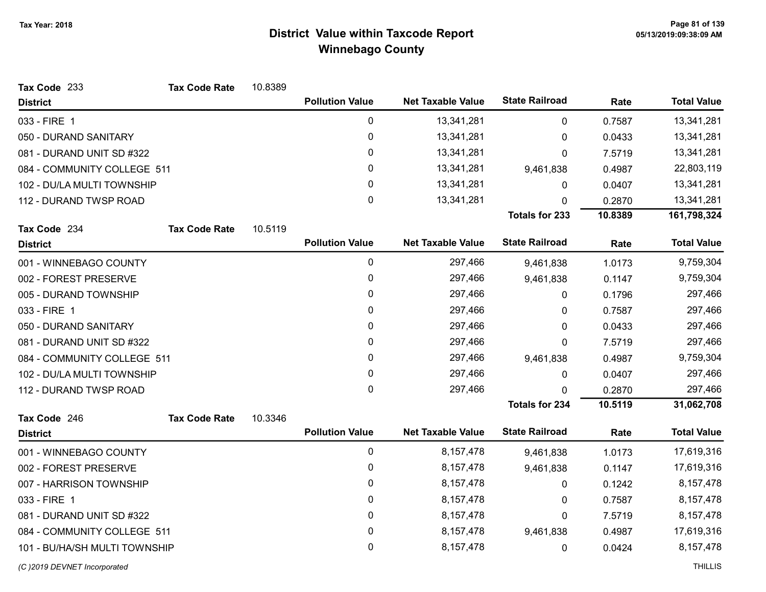# District Value within Taxcode Report
## Winnebago County

Tax Year: 2018

**Tax Code** 233 **Tax Code Rate** 10.8389

| District | Pollution Value | Net Taxable Value | State Railroad | Rate | Total Value |
|---|---|---|---|---|---|
| 033 - FIRE 1 | 0 | 13,341,281 | 0 | 0.7587 | 13,341,281 |
| 050 - DURAND SANITARY | 0 | 13,341,281 | 0 | 0.0433 | 13,341,281 |
| 081 - DURAND UNIT SD #322 | 0 | 13,341,281 | 0 | 7.5719 | 13,341,281 |
| 084 - COMMUNITY COLLEGE 511 | 0 | 13,341,281 | 9,461,838 | 0.4987 | 22,803,119 |
| 102 - DU/LA MULTI TOWNSHIP | 0 | 13,341,281 | 0 | 0.0407 | 13,341,281 |
| 112 - DURAND TWSP ROAD | 0 | 13,341,281 | 0 | 0.2870 | 13,341,281 |
| | | | **Totals for 233** | **10.8389** | **161,798,324** |

**Tax Code** 234 **Tax Code Rate** 10.5119

| District | Pollution Value | Net Taxable Value | State Railroad | Rate | Total Value |
|---|---|---|---|---|---|
| 001 - WINNEBAGO COUNTY | 0 | 297,466 | 9,461,838 | 1.0173 | 9,759,304 |
| 002 - FOREST PRESERVE | 0 | 297,466 | 9,461,838 | 0.1147 | 9,759,304 |
| 005 - DURAND TOWNSHIP | 0 | 297,466 | 0 | 0.1796 | 297,466 |
| 033 - FIRE 1 | 0 | 297,466 | 0 | 0.7587 | 297,466 |
| 050 - DURAND SANITARY | 0 | 297,466 | 0 | 0.0433 | 297,466 |
| 081 - DURAND UNIT SD #322 | 0 | 297,466 | 0 | 7.5719 | 297,466 |
| 084 - COMMUNITY COLLEGE 511 | 0 | 297,466 | 9,461,838 | 0.4987 | 9,759,304 |
| 102 - DU/LA MULTI TOWNSHIP | 0 | 297,466 | 0 | 0.0407 | 297,466 |
| 112 - DURAND TWSP ROAD | 0 | 297,466 | 0 | 0.2870 | 297,466 |
| | | | **Totals for 234** | **10.5119** | **31,062,708** |

**Tax Code** 246 **Tax Code Rate** 10.3346

| District | Pollution Value | Net Taxable Value | State Railroad | Rate | Total Value |
|---|---|---|---|---|---|
| 001 - WINNEBAGO COUNTY | 0 | 8,157,478 | 9,461,838 | 1.0173 | 17,619,316 |
| 002 - FOREST PRESERVE | 0 | 8,157,478 | 9,461,838 | 0.1147 | 17,619,316 |
| 007 - HARRISON TOWNSHIP | 0 | 8,157,478 | 0 | 0.1242 | 8,157,478 |
| 033 - FIRE 1 | 0 | 8,157,478 | 0 | 0.7587 | 8,157,478 |
| 081 - DURAND UNIT SD #322 | 0 | 8,157,478 | 0 | 7.5719 | 8,157,478 |
| 084 - COMMUNITY COLLEGE 511 | 0 | 8,157,478 | 9,461,838 | 0.4987 | 17,619,316 |
| 101 - BU/HA/SH MULTI TOWNSHIP | 0 | 8,157,478 | 0 | 0.0424 | 8,157,478 |

*(C )2019 DEVNET Incorporated* THILLIS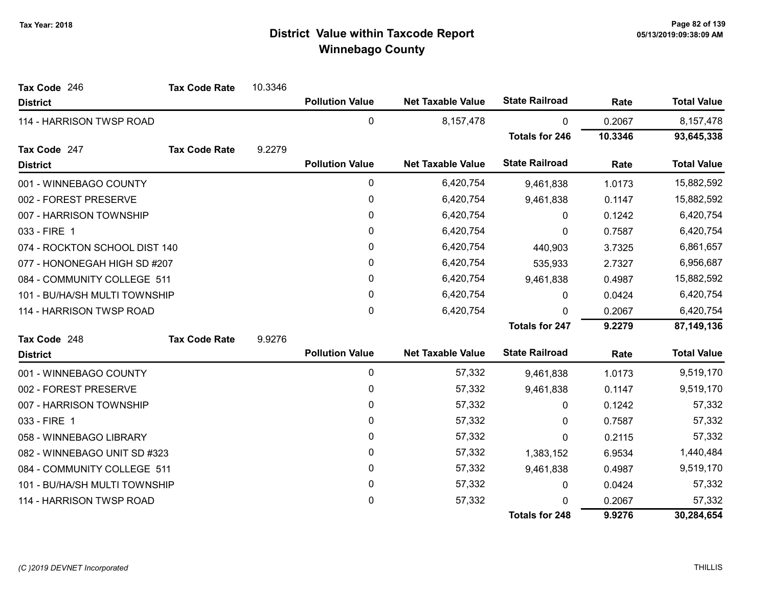# District Value within Taxcode Report
## Winnebago County

Tax Year: 2018

**Tax Code** 246 **Tax Code Rate** 10.3346

| District | Pollution Value | Net Taxable Value | State Railroad | Rate | Total Value |
|---|---|---|---|---|---|
| 114 - HARRISON TWSP ROAD | 0 | 8,157,478 | 0 | 0.2067 | 8,157,478 |
| | | | **Totals for 246** | **10.3346** | **93,645,338** |

**Tax Code** 247 **Tax Code Rate** 9.2279

| District | Pollution Value | Net Taxable Value | State Railroad | Rate | Total Value |
|---|---|---|---|---|---|
| 001 - WINNEBAGO COUNTY | 0 | 6,420,754 | 9,461,838 | 1.0173 | 15,882,592 |
| 002 - FOREST PRESERVE | 0 | 6,420,754 | 9,461,838 | 0.1147 | 15,882,592 |
| 007 - HARRISON TOWNSHIP | 0 | 6,420,754 | 0 | 0.1242 | 6,420,754 |
| 033 - FIRE 1 | 0 | 6,420,754 | 0 | 0.7587 | 6,420,754 |
| 074 - ROCKTON SCHOOL DIST 140 | 0 | 6,420,754 | 440,903 | 3.7325 | 6,861,657 |
| 077 - HONONEGAH HIGH SD #207 | 0 | 6,420,754 | 535,933 | 2.7327 | 6,956,687 |
| 084 - COMMUNITY COLLEGE 511 | 0 | 6,420,754 | 9,461,838 | 0.4987 | 15,882,592 |
| 101 - BU/HA/SH MULTI TOWNSHIP | 0 | 6,420,754 | 0 | 0.0424 | 6,420,754 |
| 114 - HARRISON TWSP ROAD | 0 | 6,420,754 | 0 | 0.2067 | 6,420,754 |
| | | | **Totals for 247** | **9.2279** | **87,149,136** |

**Tax Code** 248 **Tax Code Rate** 9.9276

| District | Pollution Value | Net Taxable Value | State Railroad | Rate | Total Value |
|---|---|---|---|---|---|
| 001 - WINNEBAGO COUNTY | 0 | 57,332 | 9,461,838 | 1.0173 | 9,519,170 |
| 002 - FOREST PRESERVE | 0 | 57,332 | 9,461,838 | 0.1147 | 9,519,170 |
| 007 - HARRISON TOWNSHIP | 0 | 57,332 | 0 | 0.1242 | 57,332 |
| 033 - FIRE 1 | 0 | 57,332 | 0 | 0.7587 | 57,332 |
| 058 - WINNEBAGO LIBRARY | 0 | 57,332 | 0 | 0.2115 | 57,332 |
| 082 - WINNEBAGO UNIT SD #323 | 0 | 57,332 | 1,383,152 | 6.9534 | 1,440,484 |
| 084 - COMMUNITY COLLEGE 511 | 0 | 57,332 | 9,461,838 | 0.4987 | 9,519,170 |
| 101 - BU/HA/SH MULTI TOWNSHIP | 0 | 57,332 | 0 | 0.0424 | 57,332 |
| 114 - HARRISON TWSP ROAD | 0 | 57,332 | 0 | 0.2067 | 57,332 |
| | | | **Totals for 248** | **9.9276** | **30,284,654** |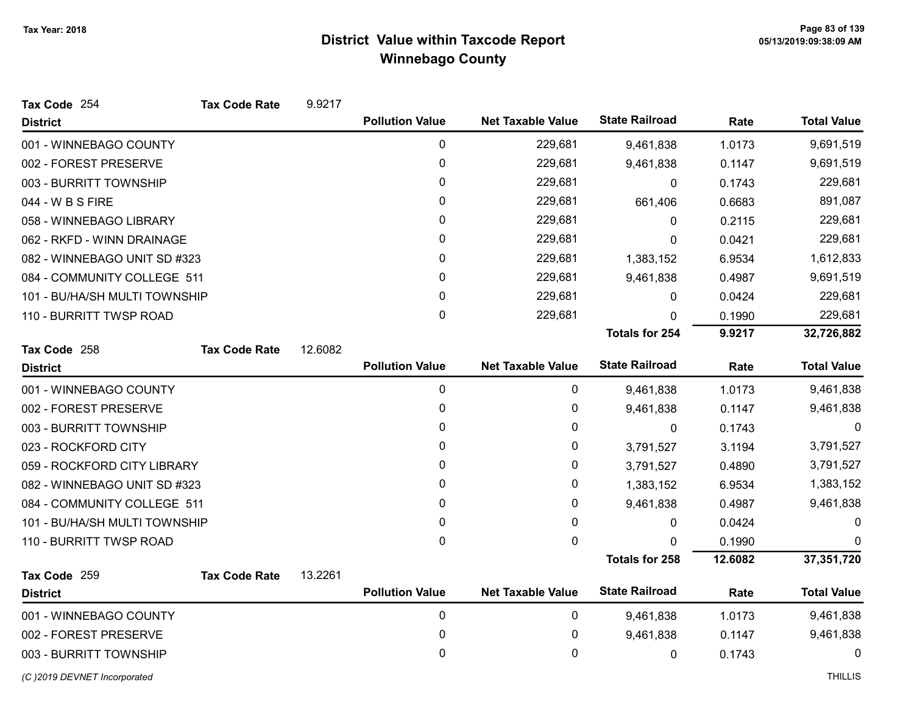# District Value within Taxcode Report
## Winnebago County

Tax Year: 2018

**Tax Code** 254 **Tax Code Rate** 9.9217

| District | Pollution Value | Net Taxable Value | State Railroad | Rate | Total Value |
|---|---|---|---|---|---|
| 001 - WINNEBAGO COUNTY | 0 | 229,681 | 9,461,838 | 1.0173 | 9,691,519 |
| 002 - FOREST PRESERVE | 0 | 229,681 | 9,461,838 | 0.1147 | 9,691,519 |
| 003 - BURRITT TOWNSHIP | 0 | 229,681 | 0 | 0.1743 | 229,681 |
| 044 - W B S FIRE | 0 | 229,681 | 661,406 | 0.6683 | 891,087 |
| 058 - WINNEBAGO LIBRARY | 0 | 229,681 | 0 | 0.2115 | 229,681 |
| 062 - RKFD - WINN DRAINAGE | 0 | 229,681 | 0 | 0.0421 | 229,681 |
| 082 - WINNEBAGO UNIT SD #323 | 0 | 229,681 | 1,383,152 | 6.9534 | 1,612,833 |
| 084 - COMMUNITY COLLEGE 511 | 0 | 229,681 | 9,461,838 | 0.4987 | 9,691,519 |
| 101 - BU/HA/SH MULTI TOWNSHIP | 0 | 229,681 | 0 | 0.0424 | 229,681 |
| 110 - BURRITT TWSP ROAD | 0 | 229,681 | 0 | 0.1990 | 229,681 |
| | | | **Totals for 254** | **9.9217** | **32,726,882** |

**Tax Code** 258 **Tax Code Rate** 12.6082

| District | Pollution Value | Net Taxable Value | State Railroad | Rate | Total Value |
|---|---|---|---|---|---|
| 001 - WINNEBAGO COUNTY | 0 | 0 | 9,461,838 | 1.0173 | 9,461,838 |
| 002 - FOREST PRESERVE | 0 | 0 | 9,461,838 | 0.1147 | 9,461,838 |
| 003 - BURRITT TOWNSHIP | 0 | 0 | 0 | 0.1743 | 0 |
| 023 - ROCKFORD CITY | 0 | 0 | 3,791,527 | 3.1194 | 3,791,527 |
| 059 - ROCKFORD CITY LIBRARY | 0 | 0 | 3,791,527 | 0.4890 | 3,791,527 |
| 082 - WINNEBAGO UNIT SD #323 | 0 | 0 | 1,383,152 | 6.9534 | 1,383,152 |
| 084 - COMMUNITY COLLEGE 511 | 0 | 0 | 9,461,838 | 0.4987 | 9,461,838 |
| 101 - BU/HA/SH MULTI TOWNSHIP | 0 | 0 | 0 | 0.0424 | 0 |
| 110 - BURRITT TWSP ROAD | 0 | 0 | 0 | 0.1990 | 0 |
| | | | **Totals for 258** | **12.6082** | **37,351,720** |

**Tax Code** 259 **Tax Code Rate** 13.2261

| District | Pollution Value | Net Taxable Value | State Railroad | Rate | Total Value |
|---|---|---|---|---|---|
| 001 - WINNEBAGO COUNTY | 0 | 0 | 9,461,838 | 1.0173 | 9,461,838 |
| 002 - FOREST PRESERVE | 0 | 0 | 9,461,838 | 0.1147 | 9,461,838 |
| 003 - BURRITT TOWNSHIP | 0 | 0 | 0 | 0.1743 | 0 |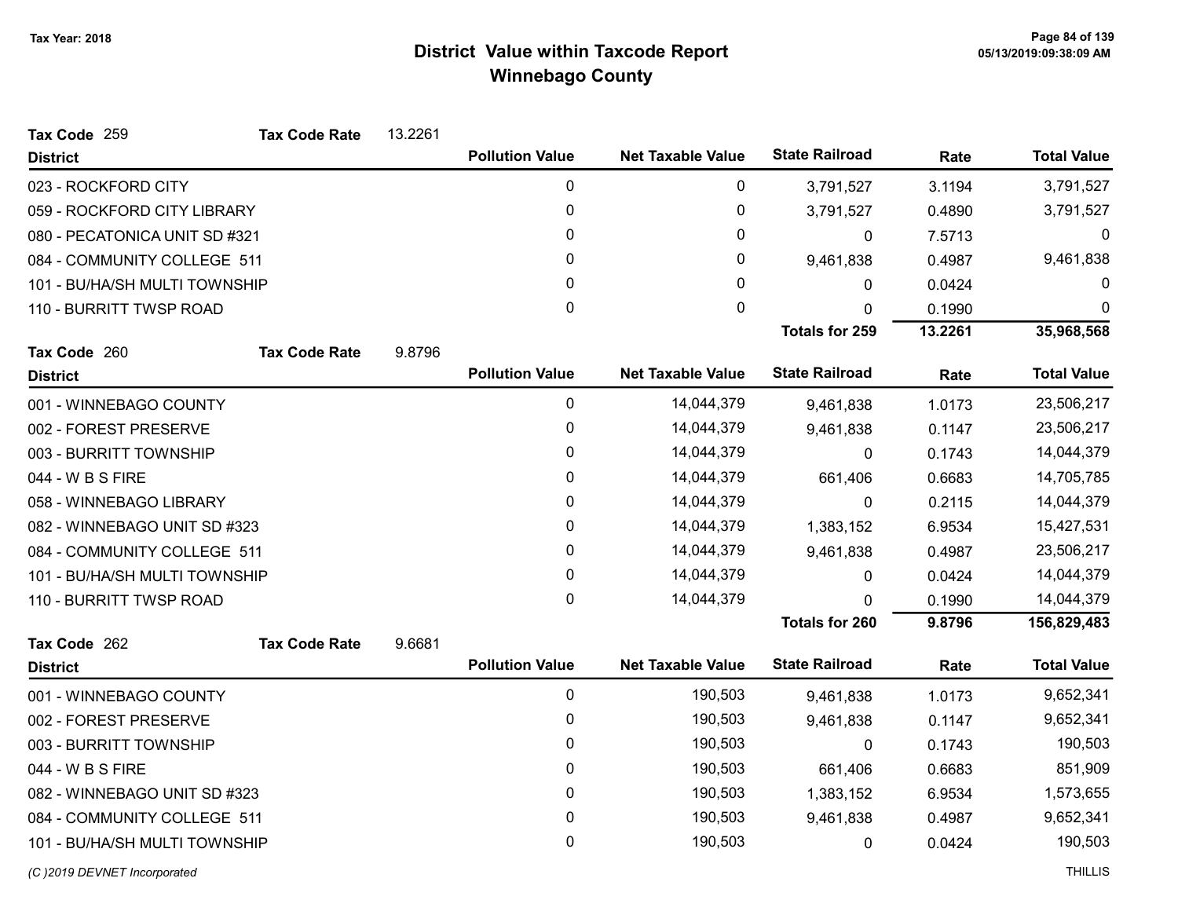# District Value within Taxcode Report
## Winnebago County

Tax Year: 2018

**Tax Code** 259 **Tax Code Rate** 13.2261

| District | Pollution Value | Net Taxable Value | State Railroad | Rate | Total Value |
|---|---|---|---|---|---|
| 023 - ROCKFORD CITY | 0 | 0 | 3,791,527 | 3.1194 | 3,791,527 |
| 059 - ROCKFORD CITY LIBRARY | 0 | 0 | 3,791,527 | 0.4890 | 3,791,527 |
| 080 - PECATONICA UNIT SD #321 | 0 | 0 | 0 | 7.5713 | 0 |
| 084 - COMMUNITY COLLEGE 511 | 0 | 0 | 9,461,838 | 0.4987 | 9,461,838 |
| 101 - BU/HA/SH MULTI TOWNSHIP | 0 | 0 | 0 | 0.0424 | 0 |
| 110 - BURRITT TWSP ROAD | 0 | 0 | 0 | 0.1990 | 0 |
| | | | **Totals for 259** | **13.2261** | **35,968,568** |

**Tax Code** 260 **Tax Code Rate** 9.8796

| District | Pollution Value | Net Taxable Value | State Railroad | Rate | Total Value |
|---|---|---|---|---|---|
| 001 - WINNEBAGO COUNTY | 0 | 14,044,379 | 9,461,838 | 1.0173 | 23,506,217 |
| 002 - FOREST PRESERVE | 0 | 14,044,379 | 9,461,838 | 0.1147 | 23,506,217 |
| 003 - BURRITT TOWNSHIP | 0 | 14,044,379 | 0 | 0.1743 | 14,044,379 |
| 044 - W B S FIRE | 0 | 14,044,379 | 661,406 | 0.6683 | 14,705,785 |
| 058 - WINNEBAGO LIBRARY | 0 | 14,044,379 | 0 | 0.2115 | 14,044,379 |
| 082 - WINNEBAGO UNIT SD #323 | 0 | 14,044,379 | 1,383,152 | 6.9534 | 15,427,531 |
| 084 - COMMUNITY COLLEGE 511 | 0 | 14,044,379 | 9,461,838 | 0.4987 | 23,506,217 |
| 101 - BU/HA/SH MULTI TOWNSHIP | 0 | 14,044,379 | 0 | 0.0424 | 14,044,379 |
| 110 - BURRITT TWSP ROAD | 0 | 14,044,379 | 0 | 0.1990 | 14,044,379 |
| | | | **Totals for 260** | **9.8796** | **156,829,483** |

**Tax Code** 262 **Tax Code Rate** 9.6681

| District | Pollution Value | Net Taxable Value | State Railroad | Rate | Total Value |
|---|---|---|---|---|---|
| 001 - WINNEBAGO COUNTY | 0 | 190,503 | 9,461,838 | 1.0173 | 9,652,341 |
| 002 - FOREST PRESERVE | 0 | 190,503 | 9,461,838 | 0.1147 | 9,652,341 |
| 003 - BURRITT TOWNSHIP | 0 | 190,503 | 0 | 0.1743 | 190,503 |
| 044 - W B S FIRE | 0 | 190,503 | 661,406 | 0.6683 | 851,909 |
| 082 - WINNEBAGO UNIT SD #323 | 0 | 190,503 | 1,383,152 | 6.9534 | 1,573,655 |
| 084 - COMMUNITY COLLEGE 511 | 0 | 190,503 | 9,461,838 | 0.4987 | 9,652,341 |
| 101 - BU/HA/SH MULTI TOWNSHIP | 0 | 190,503 | 0 | 0.0424 | 190,503 |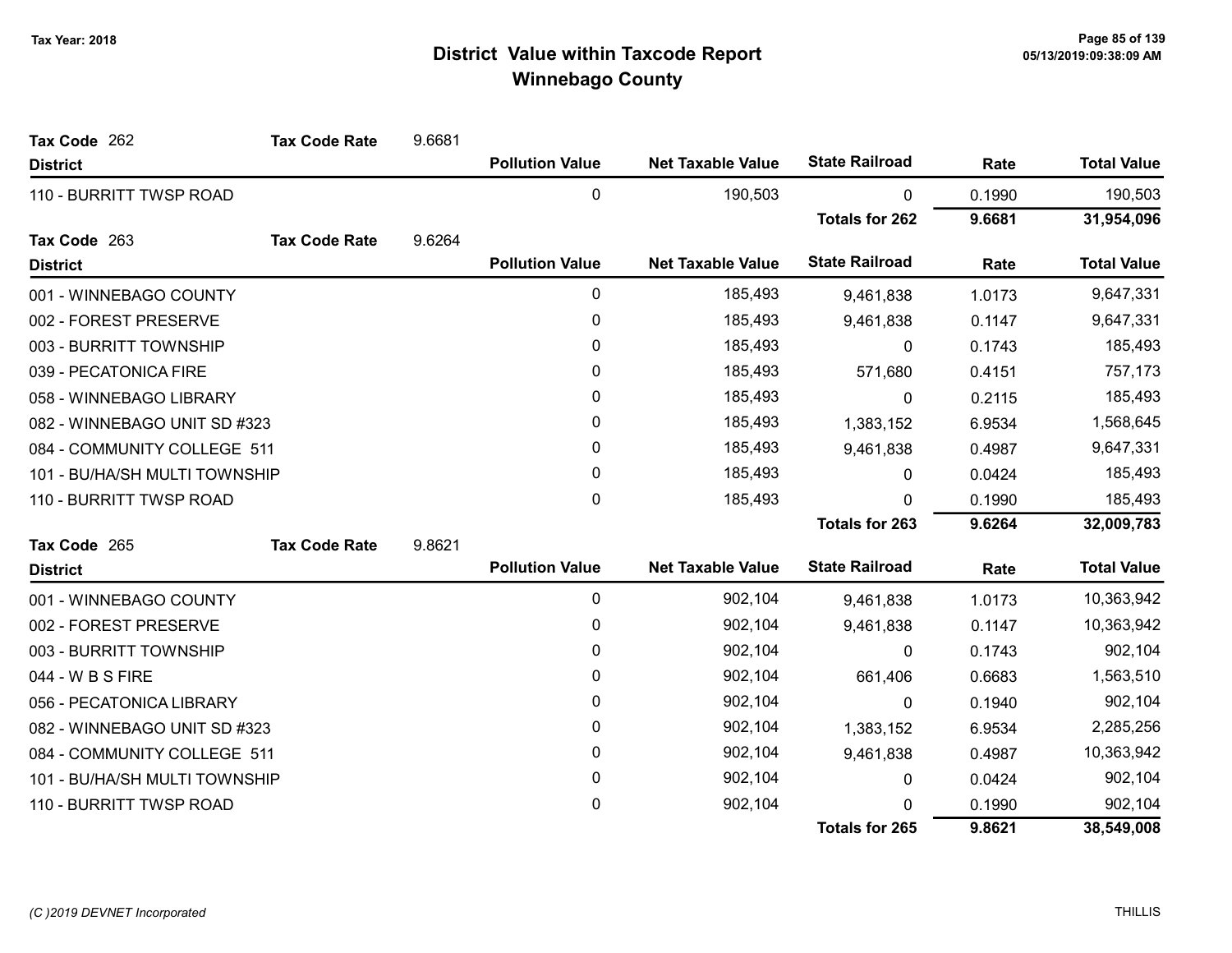# District Value within Taxcode Report
## Winnebago County

Tax Year: 2018

**Tax Code** 262 **Tax Code Rate** 9.6681

| District | Pollution Value | Net Taxable Value | State Railroad | Rate | Total Value |
|---|---|---|---|---|---|
| 110 - BURRITT TWSP ROAD | 0 | 190,503 | 0 | 0.1990 | 190,503 |
| | | | **Totals for 262** | **9.6681** | **31,954,096** |

**Tax Code** 263 **Tax Code Rate** 9.6264

| District | Pollution Value | Net Taxable Value | State Railroad | Rate | Total Value |
|---|---|---|---|---|---|
| 001 - WINNEBAGO COUNTY | 0 | 185,493 | 9,461,838 | 1.0173 | 9,647,331 |
| 002 - FOREST PRESERVE | 0 | 185,493 | 9,461,838 | 0.1147 | 9,647,331 |
| 003 - BURRITT TOWNSHIP | 0 | 185,493 | 0 | 0.1743 | 185,493 |
| 039 - PECATONICA FIRE | 0 | 185,493 | 571,680 | 0.4151 | 757,173 |
| 058 - WINNEBAGO LIBRARY | 0 | 185,493 | 0 | 0.2115 | 185,493 |
| 082 - WINNEBAGO UNIT SD #323 | 0 | 185,493 | 1,383,152 | 6.9534 | 1,568,645 |
| 084 - COMMUNITY COLLEGE 511 | 0 | 185,493 | 9,461,838 | 0.4987 | 9,647,331 |
| 101 - BU/HA/SH MULTI TOWNSHIP | 0 | 185,493 | 0 | 0.0424 | 185,493 |
| 110 - BURRITT TWSP ROAD | 0 | 185,493 | 0 | 0.1990 | 185,493 |
| | | | **Totals for 263** | **9.6264** | **32,009,783** |

**Tax Code** 265 **Tax Code Rate** 9.8621

| District | Pollution Value | Net Taxable Value | State Railroad | Rate | Total Value |
|---|---|---|---|---|---|
| 001 - WINNEBAGO COUNTY | 0 | 902,104 | 9,461,838 | 1.0173 | 10,363,942 |
| 002 - FOREST PRESERVE | 0 | 902,104 | 9,461,838 | 0.1147 | 10,363,942 |
| 003 - BURRITT TOWNSHIP | 0 | 902,104 | 0 | 0.1743 | 902,104 |
| 044 - W B S FIRE | 0 | 902,104 | 661,406 | 0.6683 | 1,563,510 |
| 056 - PECATONICA LIBRARY | 0 | 902,104 | 0 | 0.1940 | 902,104 |
| 082 - WINNEBAGO UNIT SD #323 | 0 | 902,104 | 1,383,152 | 6.9534 | 2,285,256 |
| 084 - COMMUNITY COLLEGE 511 | 0 | 902,104 | 9,461,838 | 0.4987 | 10,363,942 |
| 101 - BU/HA/SH MULTI TOWNSHIP | 0 | 902,104 | 0 | 0.0424 | 902,104 |
| 110 - BURRITT TWSP ROAD | 0 | 902,104 | 0 | 0.1990 | 902,104 |
| | | | **Totals for 265** | **9.8621** | **38,549,008** |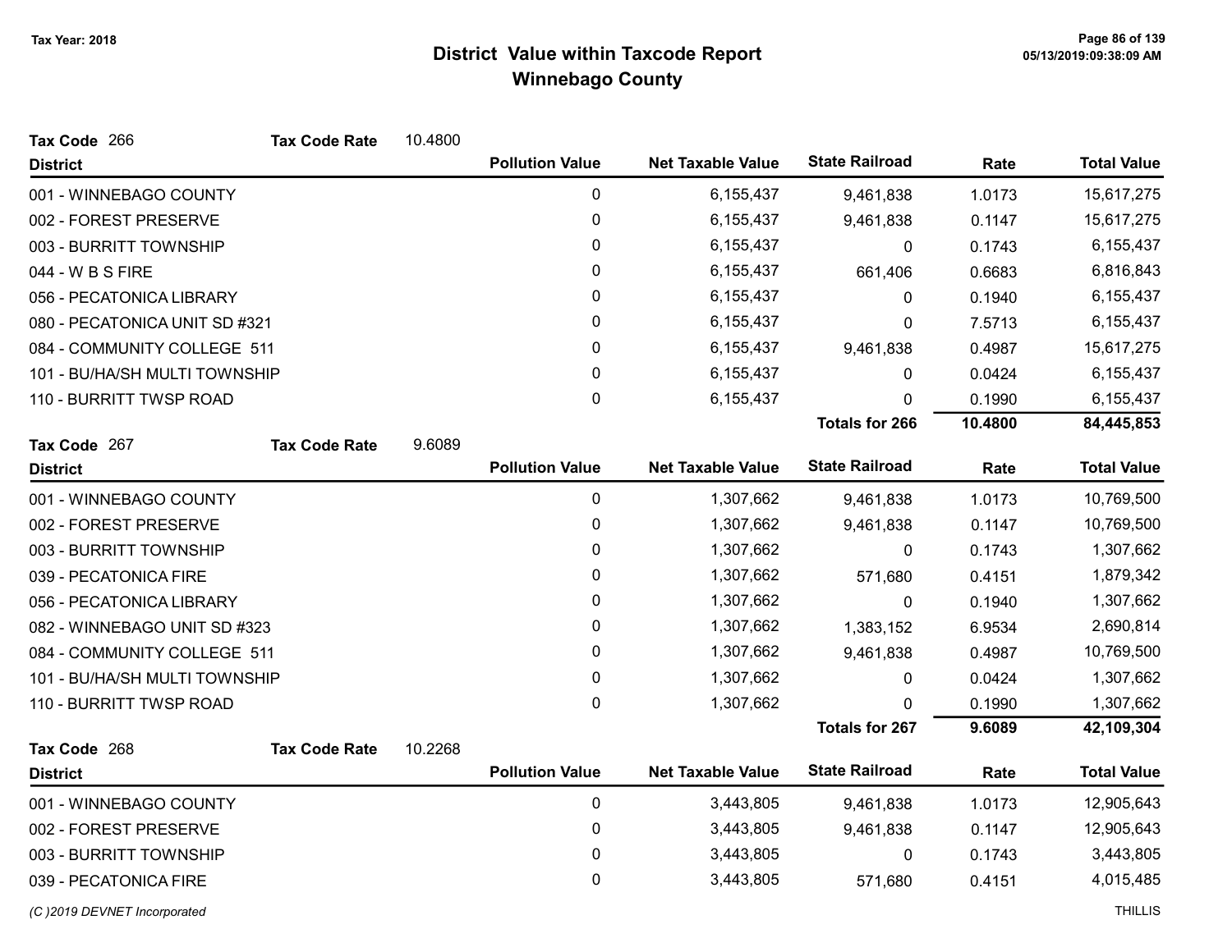# District Value within Taxcode Report

## Winnebago County

Tax Year: 2018

**Tax Code** 266 **Tax Code Rate** 10.4800

| District | Pollution Value | Net Taxable Value | State Railroad | Rate | Total Value |
|---|---|---|---|---|---|
| 001 - WINNEBAGO COUNTY | 0 | 6,155,437 | 9,461,838 | 1.0173 | 15,617,275 |
| 002 - FOREST PRESERVE | 0 | 6,155,437 | 9,461,838 | 0.1147 | 15,617,275 |
| 003 - BURRITT TOWNSHIP | 0 | 6,155,437 | 0 | 0.1743 | 6,155,437 |
| 044 - W B S FIRE | 0 | 6,155,437 | 661,406 | 0.6683 | 6,816,843 |
| 056 - PECATONICA LIBRARY | 0 | 6,155,437 | 0 | 0.1940 | 6,155,437 |
| 080 - PECATONICA UNIT SD #321 | 0 | 6,155,437 | 0 | 7.5713 | 6,155,437 |
| 084 - COMMUNITY COLLEGE 511 | 0 | 6,155,437 | 9,461,838 | 0.4987 | 15,617,275 |
| 101 - BU/HA/SH MULTI TOWNSHIP | 0 | 6,155,437 | 0 | 0.0424 | 6,155,437 |
| 110 - BURRITT TWSP ROAD | 0 | 6,155,437 | 0 | 0.1990 | 6,155,437 |
| | | | **Totals for 266** | **10.4800** | **84,445,853** |

**Tax Code** 267 **Tax Code Rate** 9.6089

| District | Pollution Value | Net Taxable Value | State Railroad | Rate | Total Value |
|---|---|---|---|---|---|
| 001 - WINNEBAGO COUNTY | 0 | 1,307,662 | 9,461,838 | 1.0173 | 10,769,500 |
| 002 - FOREST PRESERVE | 0 | 1,307,662 | 9,461,838 | 0.1147 | 10,769,500 |
| 003 - BURRITT TOWNSHIP | 0 | 1,307,662 | 0 | 0.1743 | 1,307,662 |
| 039 - PECATONICA FIRE | 0 | 1,307,662 | 571,680 | 0.4151 | 1,879,342 |
| 056 - PECATONICA LIBRARY | 0 | 1,307,662 | 0 | 0.1940 | 1,307,662 |
| 082 - WINNEBAGO UNIT SD #323 | 0 | 1,307,662 | 1,383,152 | 6.9534 | 2,690,814 |
| 084 - COMMUNITY COLLEGE 511 | 0 | 1,307,662 | 9,461,838 | 0.4987 | 10,769,500 |
| 101 - BU/HA/SH MULTI TOWNSHIP | 0 | 1,307,662 | 0 | 0.0424 | 1,307,662 |
| 110 - BURRITT TWSP ROAD | 0 | 1,307,662 | 0 | 0.1990 | 1,307,662 |
| | | | **Totals for 267** | **9.6089** | **42,109,304** |

**Tax Code** 268 **Tax Code Rate** 10.2268

| District | Pollution Value | Net Taxable Value | State Railroad | Rate | Total Value |
|---|---|---|---|---|---|
| 001 - WINNEBAGO COUNTY | 0 | 3,443,805 | 9,461,838 | 1.0173 | 12,905,643 |
| 002 - FOREST PRESERVE | 0 | 3,443,805 | 9,461,838 | 0.1147 | 12,905,643 |
| 003 - BURRITT TOWNSHIP | 0 | 3,443,805 | 0 | 0.1743 | 3,443,805 |
| 039 - PECATONICA FIRE | 0 | 3,443,805 | 571,680 | 0.4151 | 4,015,485 |

*(C )2019 DEVNET Incorporated* THILLIS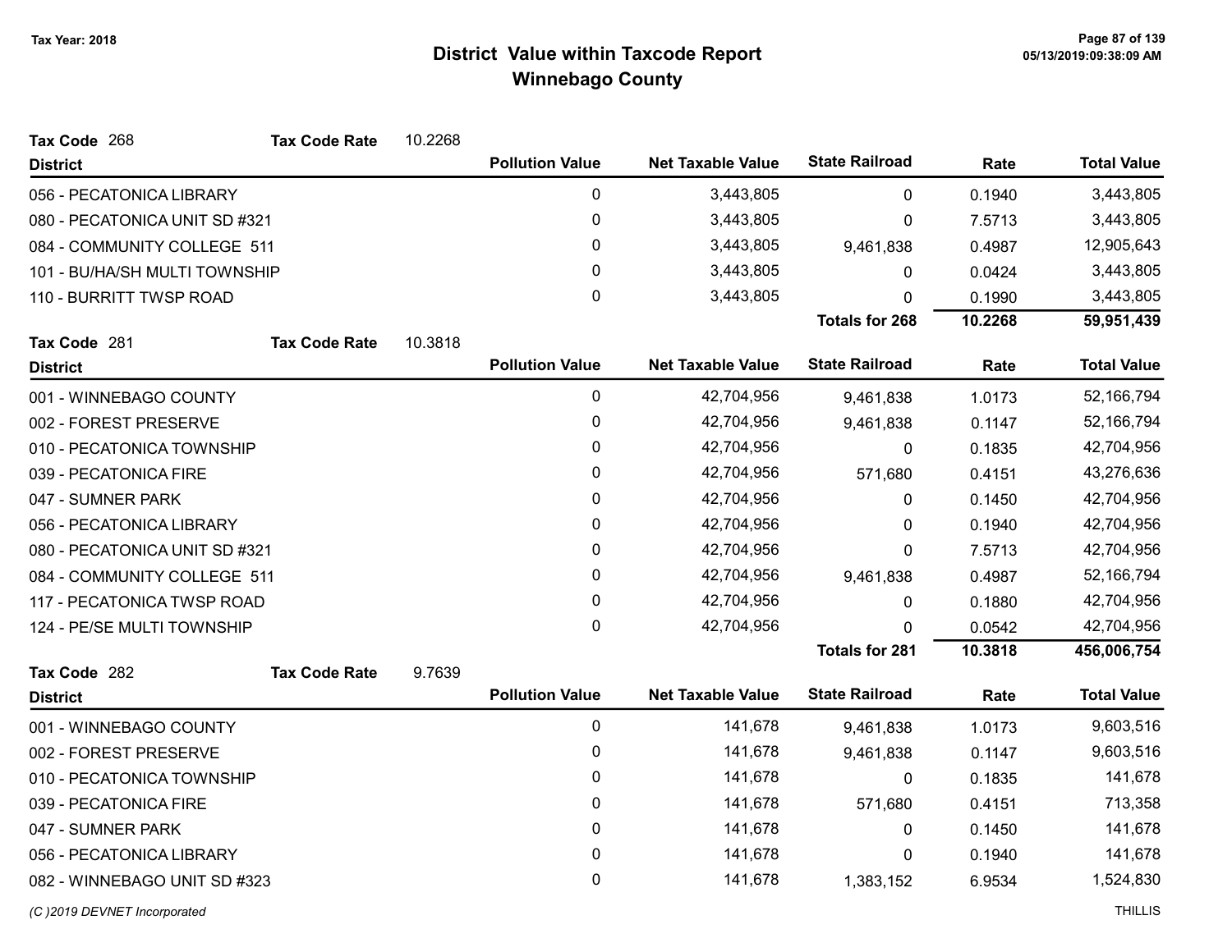# District Value within Taxcode Report

## Winnebago County

Tax Year: 2018

**Tax Code** 268 **Tax Code Rate** 10.2268

| District | Pollution Value | Net Taxable Value | State Railroad | Rate | Total Value |
|---|---|---|---|---|---|
| 056 - PECATONICA LIBRARY | 0 | 3,443,805 | 0 | 0.1940 | 3,443,805 |
| 080 - PECATONICA UNIT SD #321 | 0 | 3,443,805 | 0 | 7.5713 | 3,443,805 |
| 084 - COMMUNITY COLLEGE 511 | 0 | 3,443,805 | 9,461,838 | 0.4987 | 12,905,643 |
| 101 - BU/HA/SH MULTI TOWNSHIP | 0 | 3,443,805 | 0 | 0.0424 | 3,443,805 |
| 110 - BURRITT TWSP ROAD | 0 | 3,443,805 | 0 | 0.1990 | 3,443,805 |
| | | | **Totals for 268** | **10.2268** | **59,951,439** |

**Tax Code** 281 **Tax Code Rate** 10.3818

| District | Pollution Value | Net Taxable Value | State Railroad | Rate | Total Value |
|---|---|---|---|---|---|
| 001 - WINNEBAGO COUNTY | 0 | 42,704,956 | 9,461,838 | 1.0173 | 52,166,794 |
| 002 - FOREST PRESERVE | 0 | 42,704,956 | 9,461,838 | 0.1147 | 52,166,794 |
| 010 - PECATONICA TOWNSHIP | 0 | 42,704,956 | 0 | 0.1835 | 42,704,956 |
| 039 - PECATONICA FIRE | 0 | 42,704,956 | 571,680 | 0.4151 | 43,276,636 |
| 047 - SUMNER PARK | 0 | 42,704,956 | 0 | 0.1450 | 42,704,956 |
| 056 - PECATONICA LIBRARY | 0 | 42,704,956 | 0 | 0.1940 | 42,704,956 |
| 080 - PECATONICA UNIT SD #321 | 0 | 42,704,956 | 0 | 7.5713 | 42,704,956 |
| 084 - COMMUNITY COLLEGE 511 | 0 | 42,704,956 | 9,461,838 | 0.4987 | 52,166,794 |
| 117 - PECATONICA TWSP ROAD | 0 | 42,704,956 | 0 | 0.1880 | 42,704,956 |
| 124 - PE/SE MULTI TOWNSHIP | 0 | 42,704,956 | 0 | 0.0542 | 42,704,956 |
| | | | **Totals for 281** | **10.3818** | **456,006,754** |

**Tax Code** 282 **Tax Code Rate** 9.7639

| District | Pollution Value | Net Taxable Value | State Railroad | Rate | Total Value |
|---|---|---|---|---|---|
| 001 - WINNEBAGO COUNTY | 0 | 141,678 | 9,461,838 | 1.0173 | 9,603,516 |
| 002 - FOREST PRESERVE | 0 | 141,678 | 9,461,838 | 0.1147 | 9,603,516 |
| 010 - PECATONICA TOWNSHIP | 0 | 141,678 | 0 | 0.1835 | 141,678 |
| 039 - PECATONICA FIRE | 0 | 141,678 | 571,680 | 0.4151 | 713,358 |
| 047 - SUMNER PARK | 0 | 141,678 | 0 | 0.1450 | 141,678 |
| 056 - PECATONICA LIBRARY | 0 | 141,678 | 0 | 0.1940 | 141,678 |
| 082 - WINNEBAGO UNIT SD #323 | 0 | 141,678 | 1,383,152 | 6.9534 | 1,524,830 |

(C )2019 DEVNET Incorporated THILLIS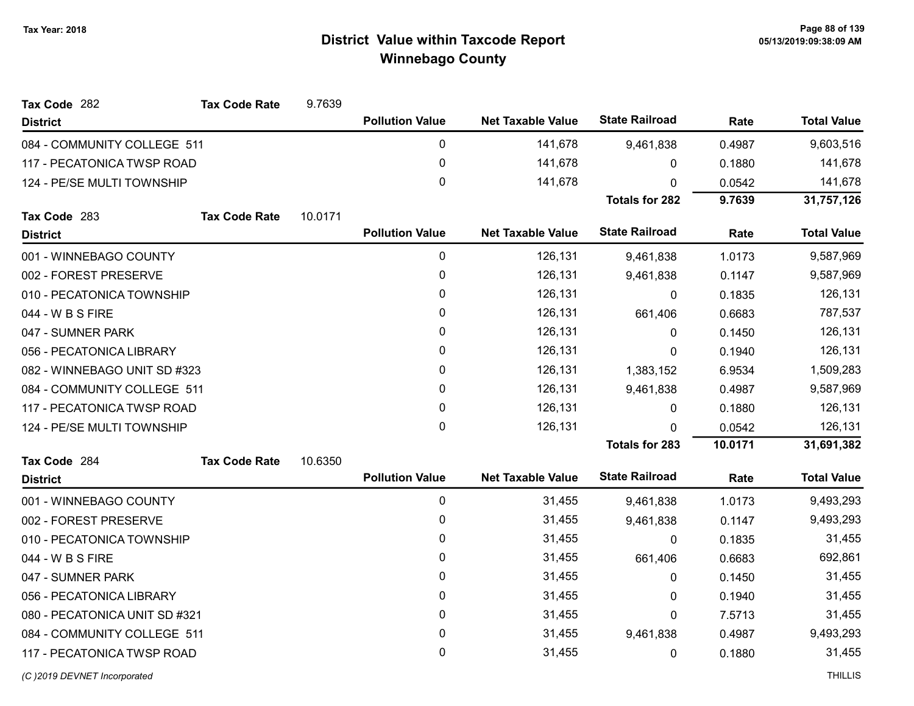# District Value within Taxcode Report
## Winnebago County

Tax Year: 2018

**Tax Code** 282 **Tax Code Rate** 9.7639

| District | Pollution Value | Net Taxable Value | State Railroad | Rate | Total Value |
|---|---|---|---|---|---|
| 084 - COMMUNITY COLLEGE 511 | 0 | 141,678 | 9,461,838 | 0.4987 | 9,603,516 |
| 117 - PECATONICA TWSP ROAD | 0 | 141,678 | 0 | 0.1880 | 141,678 |
| 124 - PE/SE MULTI TOWNSHIP | 0 | 141,678 | 0 | 0.0542 | 141,678 |
| | | | **Totals for 282** | **9.7639** | **31,757,126** |

**Tax Code** 283 **Tax Code Rate** 10.0171

| District | Pollution Value | Net Taxable Value | State Railroad | Rate | Total Value |
|---|---|---|---|---|---|
| 001 - WINNEBAGO COUNTY | 0 | 126,131 | 9,461,838 | 1.0173 | 9,587,969 |
| 002 - FOREST PRESERVE | 0 | 126,131 | 9,461,838 | 0.1147 | 9,587,969 |
| 010 - PECATONICA TOWNSHIP | 0 | 126,131 | 0 | 0.1835 | 126,131 |
| 044 - W B S FIRE | 0 | 126,131 | 661,406 | 0.6683 | 787,537 |
| 047 - SUMNER PARK | 0 | 126,131 | 0 | 0.1450 | 126,131 |
| 056 - PECATONICA LIBRARY | 0 | 126,131 | 0 | 0.1940 | 126,131 |
| 082 - WINNEBAGO UNIT SD #323 | 0 | 126,131 | 1,383,152 | 6.9534 | 1,509,283 |
| 084 - COMMUNITY COLLEGE 511 | 0 | 126,131 | 9,461,838 | 0.4987 | 9,587,969 |
| 117 - PECATONICA TWSP ROAD | 0 | 126,131 | 0 | 0.1880 | 126,131 |
| 124 - PE/SE MULTI TOWNSHIP | 0 | 126,131 | 0 | 0.0542 | 126,131 |
| | | | **Totals for 283** | **10.0171** | **31,691,382** |

**Tax Code** 284 **Tax Code Rate** 10.6350

| District | Pollution Value | Net Taxable Value | State Railroad | Rate | Total Value |
|---|---|---|---|---|---|
| 001 - WINNEBAGO COUNTY | 0 | 31,455 | 9,461,838 | 1.0173 | 9,493,293 |
| 002 - FOREST PRESERVE | 0 | 31,455 | 9,461,838 | 0.1147 | 9,493,293 |
| 010 - PECATONICA TOWNSHIP | 0 | 31,455 | 0 | 0.1835 | 31,455 |
| 044 - W B S FIRE | 0 | 31,455 | 661,406 | 0.6683 | 692,861 |
| 047 - SUMNER PARK | 0 | 31,455 | 0 | 0.1450 | 31,455 |
| 056 - PECATONICA LIBRARY | 0 | 31,455 | 0 | 0.1940 | 31,455 |
| 080 - PECATONICA UNIT SD #321 | 0 | 31,455 | 0 | 7.5713 | 31,455 |
| 084 - COMMUNITY COLLEGE 511 | 0 | 31,455 | 9,461,838 | 0.4987 | 9,493,293 |
| 117 - PECATONICA TWSP ROAD | 0 | 31,455 | 0 | 0.1880 | 31,455 |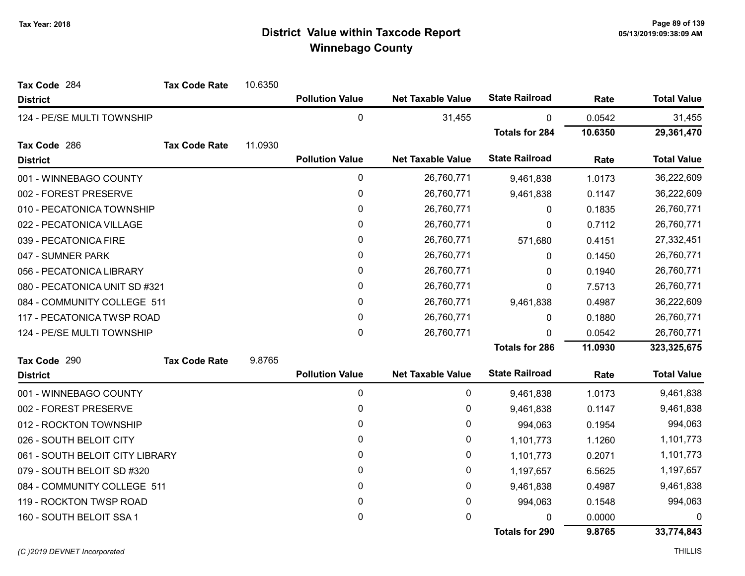# District Value within Taxcode Report
## Winnebago County

Tax Year: 2018

**Tax Code** 284 **Tax Code Rate** 10.6350

| District | Pollution Value | Net Taxable Value | State Railroad | Rate | Total Value |
|---|---|---|---|---|---|
| 124 - PE/SE MULTI TOWNSHIP | 0 | 31,455 | 0 | 0.0542 | 31,455 |
| | | | **Totals for 284** | **10.6350** | **29,361,470** |

**Tax Code** 286 **Tax Code Rate** 11.0930

| District | Pollution Value | Net Taxable Value | State Railroad | Rate | Total Value |
|---|---|---|---|---|---|
| 001 - WINNEBAGO COUNTY | 0 | 26,760,771 | 9,461,838 | 1.0173 | 36,222,609 |
| 002 - FOREST PRESERVE | 0 | 26,760,771 | 9,461,838 | 0.1147 | 36,222,609 |
| 010 - PECATONICA TOWNSHIP | 0 | 26,760,771 | 0 | 0.1835 | 26,760,771 |
| 022 - PECATONICA VILLAGE | 0 | 26,760,771 | 0 | 0.7112 | 26,760,771 |
| 039 - PECATONICA FIRE | 0 | 26,760,771 | 571,680 | 0.4151 | 27,332,451 |
| 047 - SUMNER PARK | 0 | 26,760,771 | 0 | 0.1450 | 26,760,771 |
| 056 - PECATONICA LIBRARY | 0 | 26,760,771 | 0 | 0.1940 | 26,760,771 |
| 080 - PECATONICA UNIT SD #321 | 0 | 26,760,771 | 0 | 7.5713 | 26,760,771 |
| 084 - COMMUNITY COLLEGE 511 | 0 | 26,760,771 | 9,461,838 | 0.4987 | 36,222,609 |
| 117 - PECATONICA TWSP ROAD | 0 | 26,760,771 | 0 | 0.1880 | 26,760,771 |
| 124 - PE/SE MULTI TOWNSHIP | 0 | 26,760,771 | 0 | 0.0542 | 26,760,771 |
| | | | **Totals for 286** | **11.0930** | **323,325,675** |

**Tax Code** 290 **Tax Code Rate** 9.8765

| District | Pollution Value | Net Taxable Value | State Railroad | Rate | Total Value |
|---|---|---|---|---|---|
| 001 - WINNEBAGO COUNTY | 0 | 0 | 9,461,838 | 1.0173 | 9,461,838 |
| 002 - FOREST PRESERVE | 0 | 0 | 9,461,838 | 0.1147 | 9,461,838 |
| 012 - ROCKTON TOWNSHIP | 0 | 0 | 994,063 | 0.1954 | 994,063 |
| 026 - SOUTH BELOIT CITY | 0 | 0 | 1,101,773 | 1.1260 | 1,101,773 |
| 061 - SOUTH BELOIT CITY LIBRARY | 0 | 0 | 1,101,773 | 0.2071 | 1,101,773 |
| 079 - SOUTH BELOIT SD #320 | 0 | 0 | 1,197,657 | 6.5625 | 1,197,657 |
| 084 - COMMUNITY COLLEGE 511 | 0 | 0 | 9,461,838 | 0.4987 | 9,461,838 |
| 119 - ROCKTON TWSP ROAD | 0 | 0 | 994,063 | 0.1548 | 994,063 |
| 160 - SOUTH BELOIT SSA 1 | 0 | 0 | 0 | 0.0000 | 0 |
| | | | **Totals for 290** | **9.8765** | **33,774,843** |

*(C )2019 DEVNET Incorporated* THILLIS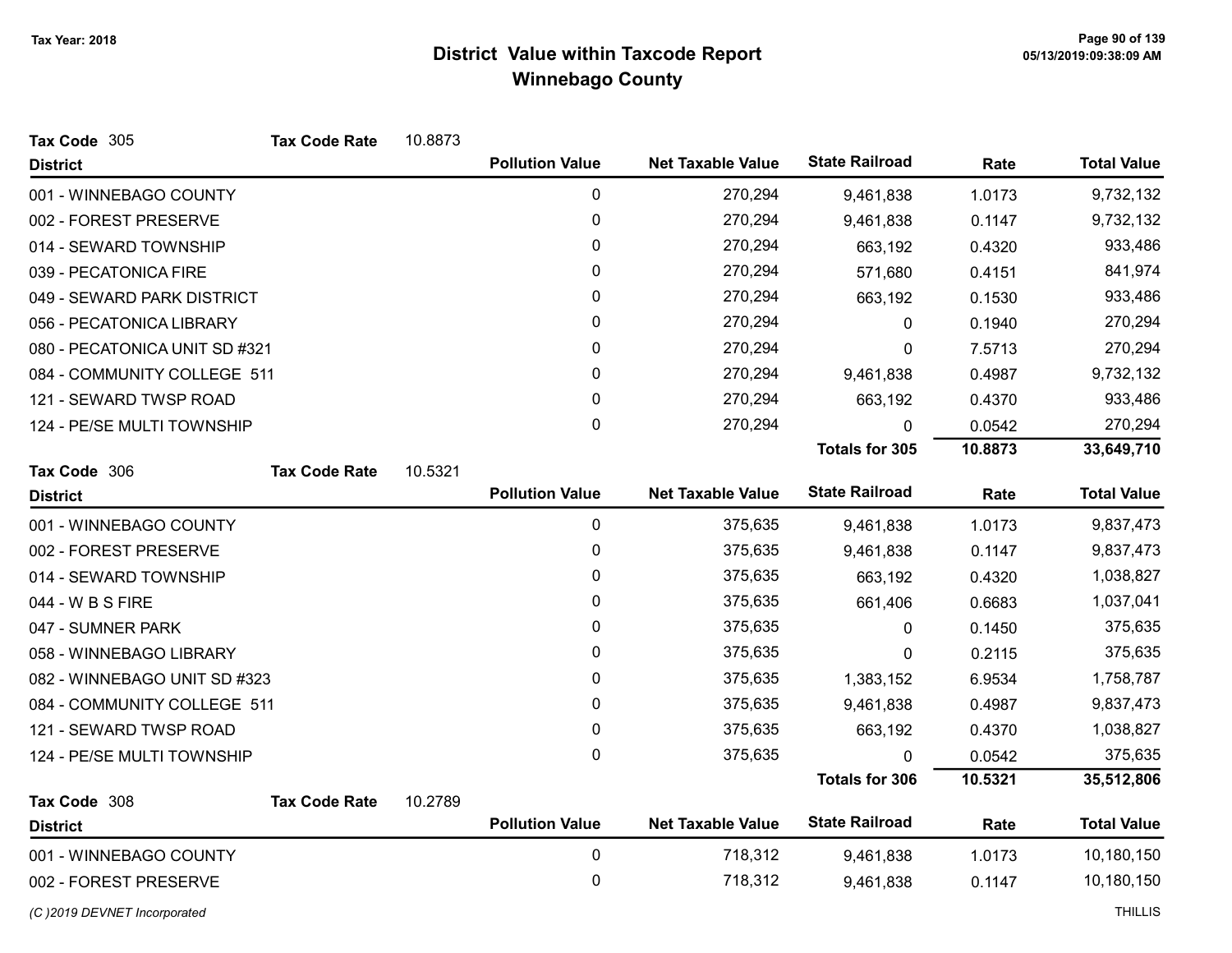Tax Year: 2018

# District Value within Taxcode Report
## Winnebago County

**Tax Code** 305 **Tax Code Rate** 10.8873

| District | Pollution Value | Net Taxable Value | State Railroad | Rate | Total Value |
|---|---|---|---|---|---|
| 001 - WINNEBAGO COUNTY | 0 | 270,294 | 9,461,838 | 1.0173 | 9,732,132 |
| 002 - FOREST PRESERVE | 0 | 270,294 | 9,461,838 | 0.1147 | 9,732,132 |
| 014 - SEWARD TOWNSHIP | 0 | 270,294 | 663,192 | 0.4320 | 933,486 |
| 039 - PECATONICA FIRE | 0 | 270,294 | 571,680 | 0.4151 | 841,974 |
| 049 - SEWARD PARK DISTRICT | 0 | 270,294 | 663,192 | 0.1530 | 933,486 |
| 056 - PECATONICA LIBRARY | 0 | 270,294 | 0 | 0.1940 | 270,294 |
| 080 - PECATONICA UNIT SD #321 | 0 | 270,294 | 0 | 7.5713 | 270,294 |
| 084 - COMMUNITY COLLEGE 511 | 0 | 270,294 | 9,461,838 | 0.4987 | 9,732,132 |
| 121 - SEWARD TWSP ROAD | 0 | 270,294 | 663,192 | 0.4370 | 933,486 |
| 124 - PE/SE MULTI TOWNSHIP | 0 | 270,294 | 0 | 0.0542 | 270,294 |
| | | | **Totals for 305** | **10.8873** | **33,649,710** |

**Tax Code** 306 **Tax Code Rate** 10.5321

| District | Pollution Value | Net Taxable Value | State Railroad | Rate | Total Value |
|---|---|---|---|---|---|
| 001 - WINNEBAGO COUNTY | 0 | 375,635 | 9,461,838 | 1.0173 | 9,837,473 |
| 002 - FOREST PRESERVE | 0 | 375,635 | 9,461,838 | 0.1147 | 9,837,473 |
| 014 - SEWARD TOWNSHIP | 0 | 375,635 | 663,192 | 0.4320 | 1,038,827 |
| 044 - W B S FIRE | 0 | 375,635 | 661,406 | 0.6683 | 1,037,041 |
| 047 - SUMNER PARK | 0 | 375,635 | 0 | 0.1450 | 375,635 |
| 058 - WINNEBAGO LIBRARY | 0 | 375,635 | 0 | 0.2115 | 375,635 |
| 082 - WINNEBAGO UNIT SD #323 | 0 | 375,635 | 1,383,152 | 6.9534 | 1,758,787 |
| 084 - COMMUNITY COLLEGE 511 | 0 | 375,635 | 9,461,838 | 0.4987 | 9,837,473 |
| 121 - SEWARD TWSP ROAD | 0 | 375,635 | 663,192 | 0.4370 | 1,038,827 |
| 124 - PE/SE MULTI TOWNSHIP | 0 | 375,635 | 0 | 0.0542 | 375,635 |
| | | | **Totals for 306** | **10.5321** | **35,512,806** |

**Tax Code** 308 **Tax Code Rate** 10.2789

| District | Pollution Value | Net Taxable Value | State Railroad | Rate | Total Value |
|---|---|---|---|---|---|
| 001 - WINNEBAGO COUNTY | 0 | 718,312 | 9,461,838 | 1.0173 | 10,180,150 |
| 002 - FOREST PRESERVE | 0 | 718,312 | 9,461,838 | 0.1147 | 10,180,150 |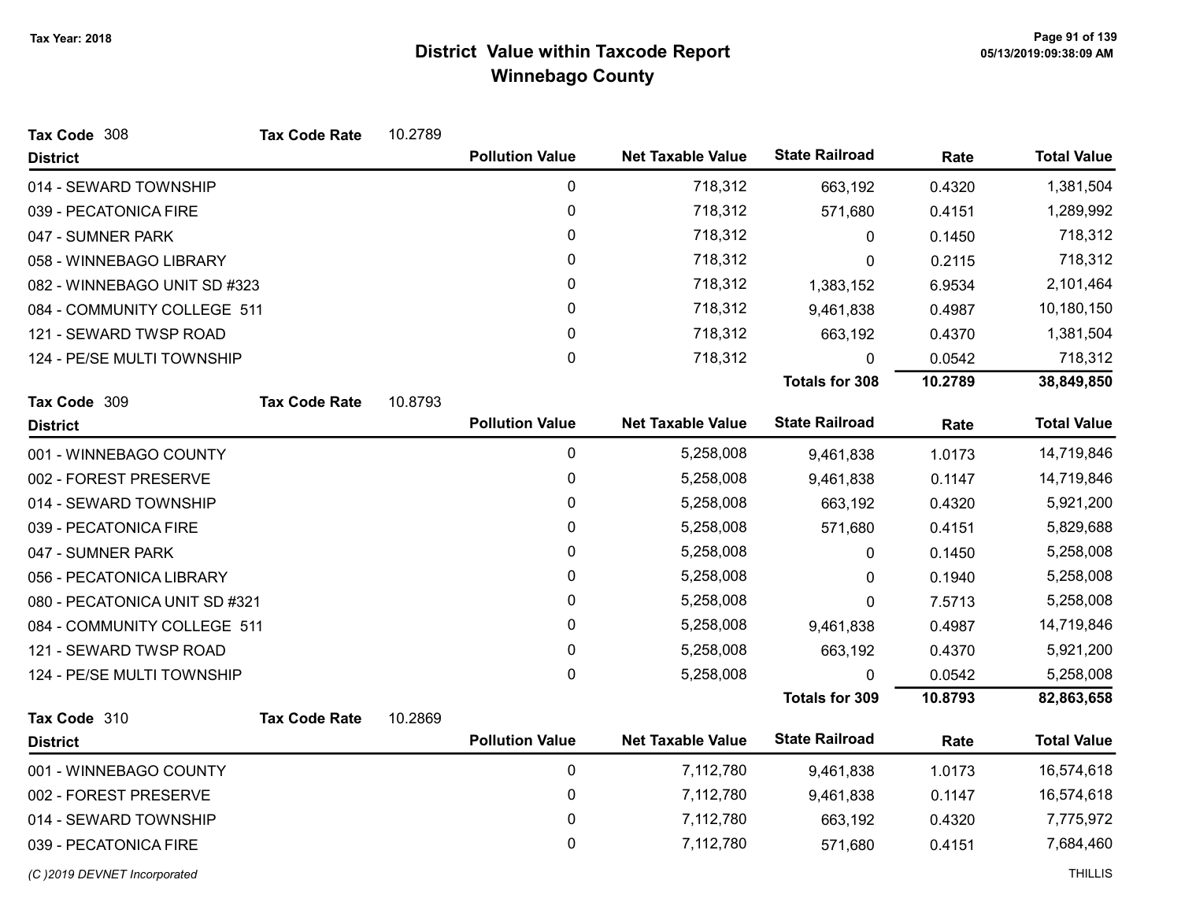**Tax Year: 2018**

# District Value within Taxcode Report
## Winnebago County

**Tax Code** 308 **Tax Code Rate** 10.2789

| District | Pollution Value | Net Taxable Value | State Railroad | Rate | Total Value |
|---|---|---|---|---|---|
| 014 - SEWARD TOWNSHIP | 0 | 718,312 | 663,192 | 0.4320 | 1,381,504 |
| 039 - PECATONICA FIRE | 0 | 718,312 | 571,680 | 0.4151 | 1,289,992 |
| 047 - SUMNER PARK | 0 | 718,312 | 0 | 0.1450 | 718,312 |
| 058 - WINNEBAGO LIBRARY | 0 | 718,312 | 0 | 0.2115 | 718,312 |
| 082 - WINNEBAGO UNIT SD #323 | 0 | 718,312 | 1,383,152 | 6.9534 | 2,101,464 |
| 084 - COMMUNITY COLLEGE 511 | 0 | 718,312 | 9,461,838 | 0.4987 | 10,180,150 |
| 121 - SEWARD TWSP ROAD | 0 | 718,312 | 663,192 | 0.4370 | 1,381,504 |
| 124 - PE/SE MULTI TOWNSHIP | 0 | 718,312 | 0 | 0.0542 | 718,312 |
| | | | **Totals for 308** | **10.2789** | **38,849,850** |

**Tax Code** 309 **Tax Code Rate** 10.8793

| District | Pollution Value | Net Taxable Value | State Railroad | Rate | Total Value |
|---|---|---|---|---|---|
| 001 - WINNEBAGO COUNTY | 0 | 5,258,008 | 9,461,838 | 1.0173 | 14,719,846 |
| 002 - FOREST PRESERVE | 0 | 5,258,008 | 9,461,838 | 0.1147 | 14,719,846 |
| 014 - SEWARD TOWNSHIP | 0 | 5,258,008 | 663,192 | 0.4320 | 5,921,200 |
| 039 - PECATONICA FIRE | 0 | 5,258,008 | 571,680 | 0.4151 | 5,829,688 |
| 047 - SUMNER PARK | 0 | 5,258,008 | 0 | 0.1450 | 5,258,008 |
| 056 - PECATONICA LIBRARY | 0 | 5,258,008 | 0 | 0.1940 | 5,258,008 |
| 080 - PECATONICA UNIT SD #321 | 0 | 5,258,008 | 0 | 7.5713 | 5,258,008 |
| 084 - COMMUNITY COLLEGE 511 | 0 | 5,258,008 | 9,461,838 | 0.4987 | 14,719,846 |
| 121 - SEWARD TWSP ROAD | 0 | 5,258,008 | 663,192 | 0.4370 | 5,921,200 |
| 124 - PE/SE MULTI TOWNSHIP | 0 | 5,258,008 | 0 | 0.0542 | 5,258,008 |
| | | | **Totals for 309** | **10.8793** | **82,863,658** |

**Tax Code** 310 **Tax Code Rate** 10.2869

| District | Pollution Value | Net Taxable Value | State Railroad | Rate | Total Value |
|---|---|---|---|---|---|
| 001 - WINNEBAGO COUNTY | 0 | 7,112,780 | 9,461,838 | 1.0173 | 16,574,618 |
| 002 - FOREST PRESERVE | 0 | 7,112,780 | 9,461,838 | 0.1147 | 16,574,618 |
| 014 - SEWARD TOWNSHIP | 0 | 7,112,780 | 663,192 | 0.4320 | 7,775,972 |
| 039 - PECATONICA FIRE | 0 | 7,112,780 | 571,680 | 0.4151 | 7,684,460 |

*(C )2019 DEVNET Incorporated* THILLIS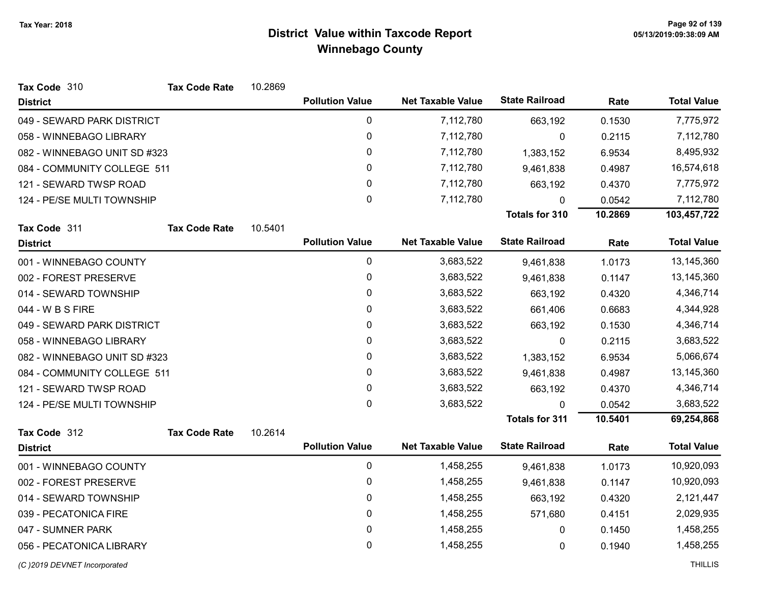**Tax Year: 2018**

# District Value within Taxcode Report
## Winnebago County

**Tax Code** 310 **Tax Code Rate** 10.2869

| District | Pollution Value | Net Taxable Value | State Railroad | Rate | Total Value |
|---|---|---|---|---|---|
| 049 - SEWARD PARK DISTRICT | 0 | 7,112,780 | 663,192 | 0.1530 | 7,775,972 |
| 058 - WINNEBAGO LIBRARY | 0 | 7,112,780 | 0 | 0.2115 | 7,112,780 |
| 082 - WINNEBAGO UNIT SD #323 | 0 | 7,112,780 | 1,383,152 | 6.9534 | 8,495,932 |
| 084 - COMMUNITY COLLEGE 511 | 0 | 7,112,780 | 9,461,838 | 0.4987 | 16,574,618 |
| 121 - SEWARD TWSP ROAD | 0 | 7,112,780 | 663,192 | 0.4370 | 7,775,972 |
| 124 - PE/SE MULTI TOWNSHIP | 0 | 7,112,780 | 0 | 0.0542 | 7,112,780 |
| | | | **Totals for 310** | **10.2869** | **103,457,722** |

**Tax Code** 311 **Tax Code Rate** 10.5401

| District | Pollution Value | Net Taxable Value | State Railroad | Rate | Total Value |
|---|---|---|---|---|---|
| 001 - WINNEBAGO COUNTY | 0 | 3,683,522 | 9,461,838 | 1.0173 | 13,145,360 |
| 002 - FOREST PRESERVE | 0 | 3,683,522 | 9,461,838 | 0.1147 | 13,145,360 |
| 014 - SEWARD TOWNSHIP | 0 | 3,683,522 | 663,192 | 0.4320 | 4,346,714 |
| 044 - W B S FIRE | 0 | 3,683,522 | 661,406 | 0.6683 | 4,344,928 |
| 049 - SEWARD PARK DISTRICT | 0 | 3,683,522 | 663,192 | 0.1530 | 4,346,714 |
| 058 - WINNEBAGO LIBRARY | 0 | 3,683,522 | 0 | 0.2115 | 3,683,522 |
| 082 - WINNEBAGO UNIT SD #323 | 0 | 3,683,522 | 1,383,152 | 6.9534 | 5,066,674 |
| 084 - COMMUNITY COLLEGE 511 | 0 | 3,683,522 | 9,461,838 | 0.4987 | 13,145,360 |
| 121 - SEWARD TWSP ROAD | 0 | 3,683,522 | 663,192 | 0.4370 | 4,346,714 |
| 124 - PE/SE MULTI TOWNSHIP | 0 | 3,683,522 | 0 | 0.0542 | 3,683,522 |
| | | | **Totals for 311** | **10.5401** | **69,254,868** |

**Tax Code** 312 **Tax Code Rate** 10.2614

| District | Pollution Value | Net Taxable Value | State Railroad | Rate | Total Value |
|---|---|---|---|---|---|
| 001 - WINNEBAGO COUNTY | 0 | 1,458,255 | 9,461,838 | 1.0173 | 10,920,093 |
| 002 - FOREST PRESERVE | 0 | 1,458,255 | 9,461,838 | 0.1147 | 10,920,093 |
| 014 - SEWARD TOWNSHIP | 0 | 1,458,255 | 663,192 | 0.4320 | 2,121,447 |
| 039 - PECATONICA FIRE | 0 | 1,458,255 | 571,680 | 0.4151 | 2,029,935 |
| 047 - SUMNER PARK | 0 | 1,458,255 | 0 | 0.1450 | 1,458,255 |
| 056 - PECATONICA LIBRARY | 0 | 1,458,255 | 0 | 0.1940 | 1,458,255 |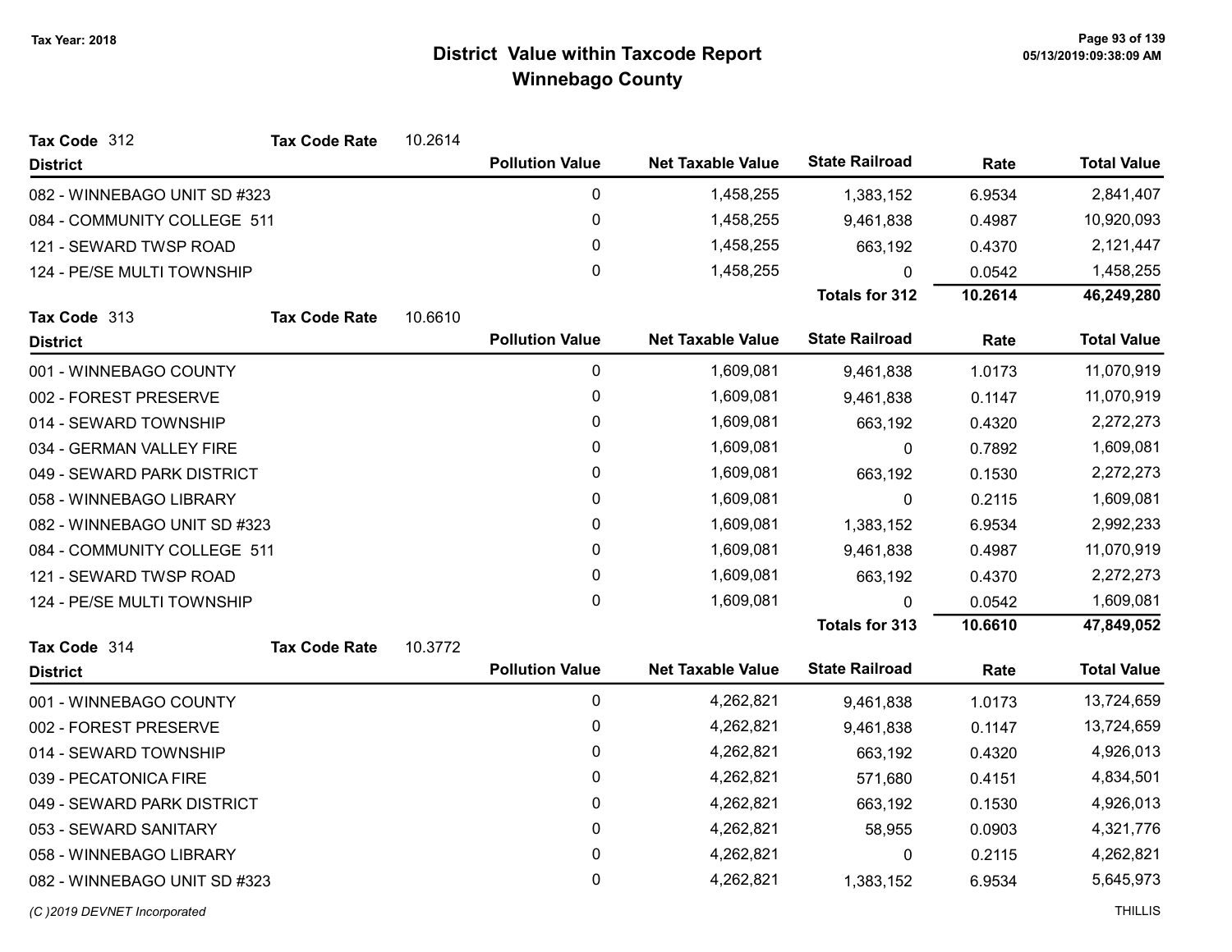**Tax Year: 2018**

# District Value within Taxcode Report
## Winnebago County

**Tax Code** 312 **Tax Code Rate** 10.2614

| District | Pollution Value | Net Taxable Value | State Railroad | Rate | Total Value |
|---|---|---|---|---|---|
| 082 - WINNEBAGO UNIT SD #323 | 0 | 1,458,255 | 1,383,152 | 6.9534 | 2,841,407 |
| 084 - COMMUNITY COLLEGE 511 | 0 | 1,458,255 | 9,461,838 | 0.4987 | 10,920,093 |
| 121 - SEWARD TWSP ROAD | 0 | 1,458,255 | 663,192 | 0.4370 | 2,121,447 |
| 124 - PE/SE MULTI TOWNSHIP | 0 | 1,458,255 | 0 | 0.0542 | 1,458,255 |
| | | | **Totals for 312** | **10.2614** | **46,249,280** |

**Tax Code** 313 **Tax Code Rate** 10.6610

| District | Pollution Value | Net Taxable Value | State Railroad | Rate | Total Value |
|---|---|---|---|---|---|
| 001 - WINNEBAGO COUNTY | 0 | 1,609,081 | 9,461,838 | 1.0173 | 11,070,919 |
| 002 - FOREST PRESERVE | 0 | 1,609,081 | 9,461,838 | 0.1147 | 11,070,919 |
| 014 - SEWARD TOWNSHIP | 0 | 1,609,081 | 663,192 | 0.4320 | 2,272,273 |
| 034 - GERMAN VALLEY FIRE | 0 | 1,609,081 | 0 | 0.7892 | 1,609,081 |
| 049 - SEWARD PARK DISTRICT | 0 | 1,609,081 | 663,192 | 0.1530 | 2,272,273 |
| 058 - WINNEBAGO LIBRARY | 0 | 1,609,081 | 0 | 0.2115 | 1,609,081 |
| 082 - WINNEBAGO UNIT SD #323 | 0 | 1,609,081 | 1,383,152 | 6.9534 | 2,992,233 |
| 084 - COMMUNITY COLLEGE 511 | 0 | 1,609,081 | 9,461,838 | 0.4987 | 11,070,919 |
| 121 - SEWARD TWSP ROAD | 0 | 1,609,081 | 663,192 | 0.4370 | 2,272,273 |
| 124 - PE/SE MULTI TOWNSHIP | 0 | 1,609,081 | 0 | 0.0542 | 1,609,081 |
| | | | **Totals for 313** | **10.6610** | **47,849,052** |

**Tax Code** 314 **Tax Code Rate** 10.3772

| District | Pollution Value | Net Taxable Value | State Railroad | Rate | Total Value |
|---|---|---|---|---|---|
| 001 - WINNEBAGO COUNTY | 0 | 4,262,821 | 9,461,838 | 1.0173 | 13,724,659 |
| 002 - FOREST PRESERVE | 0 | 4,262,821 | 9,461,838 | 0.1147 | 13,724,659 |
| 014 - SEWARD TOWNSHIP | 0 | 4,262,821 | 663,192 | 0.4320 | 4,926,013 |
| 039 - PECATONICA FIRE | 0 | 4,262,821 | 571,680 | 0.4151 | 4,834,501 |
| 049 - SEWARD PARK DISTRICT | 0 | 4,262,821 | 663,192 | 0.1530 | 4,926,013 |
| 053 - SEWARD SANITARY | 0 | 4,262,821 | 58,955 | 0.0903 | 4,321,776 |
| 058 - WINNEBAGO LIBRARY | 0 | 4,262,821 | 0 | 0.2115 | 4,262,821 |
| 082 - WINNEBAGO UNIT SD #323 | 0 | 4,262,821 | 1,383,152 | 6.9534 | 5,645,973 |

*(C )2019 DEVNET Incorporated* THILLIS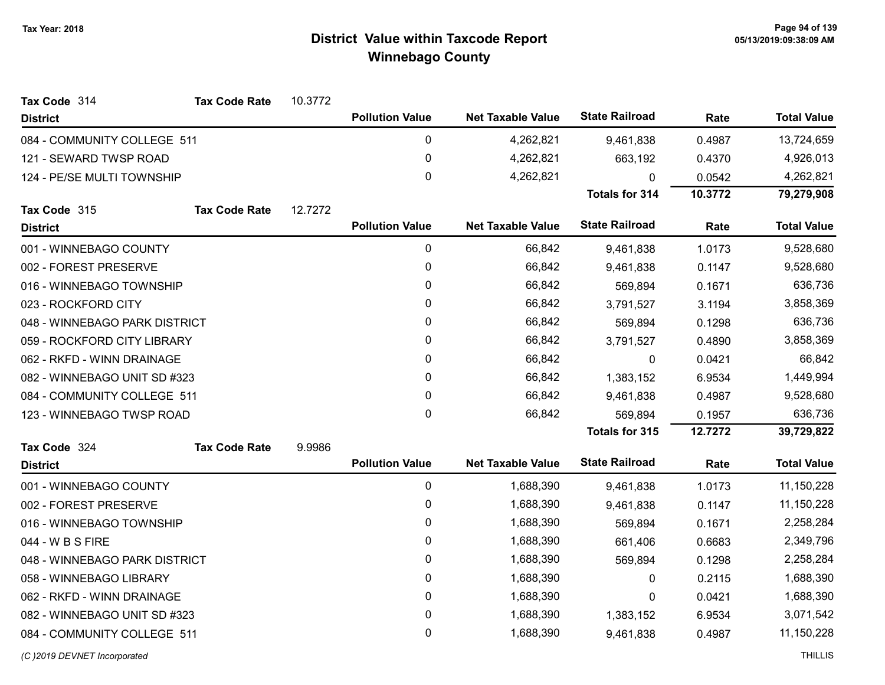# District Value within Taxcode Report

## Winnebago County

Tax Year: 2018

**Tax Code** 314 **Tax Code Rate** 10.3772

| District | Pollution Value | Net Taxable Value | State Railroad | Rate | Total Value |
|---|---|---|---|---|---|
| 084 - COMMUNITY COLLEGE 511 | 0 | 4,262,821 | 9,461,838 | 0.4987 | 13,724,659 |
| 121 - SEWARD TWSP ROAD | 0 | 4,262,821 | 663,192 | 0.4370 | 4,926,013 |
| 124 - PE/SE MULTI TOWNSHIP | 0 | 4,262,821 | 0 | 0.0542 | 4,262,821 |
| | | | **Totals for 314** | **10.3772** | **79,279,908** |

**Tax Code** 315 **Tax Code Rate** 12.7272

| District | Pollution Value | Net Taxable Value | State Railroad | Rate | Total Value |
|---|---|---|---|---|---|
| 001 - WINNEBAGO COUNTY | 0 | 66,842 | 9,461,838 | 1.0173 | 9,528,680 |
| 002 - FOREST PRESERVE | 0 | 66,842 | 9,461,838 | 0.1147 | 9,528,680 |
| 016 - WINNEBAGO TOWNSHIP | 0 | 66,842 | 569,894 | 0.1671 | 636,736 |
| 023 - ROCKFORD CITY | 0 | 66,842 | 3,791,527 | 3.1194 | 3,858,369 |
| 048 - WINNEBAGO PARK DISTRICT | 0 | 66,842 | 569,894 | 0.1298 | 636,736 |
| 059 - ROCKFORD CITY LIBRARY | 0 | 66,842 | 3,791,527 | 0.4890 | 3,858,369 |
| 062 - RKFD - WINN DRAINAGE | 0 | 66,842 | 0 | 0.0421 | 66,842 |
| 082 - WINNEBAGO UNIT SD #323 | 0 | 66,842 | 1,383,152 | 6.9534 | 1,449,994 |
| 084 - COMMUNITY COLLEGE 511 | 0 | 66,842 | 9,461,838 | 0.4987 | 9,528,680 |
| 123 - WINNEBAGO TWSP ROAD | 0 | 66,842 | 569,894 | 0.1957 | 636,736 |
| | | | **Totals for 315** | **12.7272** | **39,729,822** |

**Tax Code** 324 **Tax Code Rate** 9.9986

| District | Pollution Value | Net Taxable Value | State Railroad | Rate | Total Value |
|---|---|---|---|---|---|
| 001 - WINNEBAGO COUNTY | 0 | 1,688,390 | 9,461,838 | 1.0173 | 11,150,228 |
| 002 - FOREST PRESERVE | 0 | 1,688,390 | 9,461,838 | 0.1147 | 11,150,228 |
| 016 - WINNEBAGO TOWNSHIP | 0 | 1,688,390 | 569,894 | 0.1671 | 2,258,284 |
| 044 - W B S FIRE | 0 | 1,688,390 | 661,406 | 0.6683 | 2,349,796 |
| 048 - WINNEBAGO PARK DISTRICT | 0 | 1,688,390 | 569,894 | 0.1298 | 2,258,284 |
| 058 - WINNEBAGO LIBRARY | 0 | 1,688,390 | 0 | 0.2115 | 1,688,390 |
| 062 - RKFD - WINN DRAINAGE | 0 | 1,688,390 | 0 | 0.0421 | 1,688,390 |
| 082 - WINNEBAGO UNIT SD #323 | 0 | 1,688,390 | 1,383,152 | 6.9534 | 3,071,542 |
| 084 - COMMUNITY COLLEGE 511 | 0 | 1,688,390 | 9,461,838 | 0.4987 | 11,150,228 |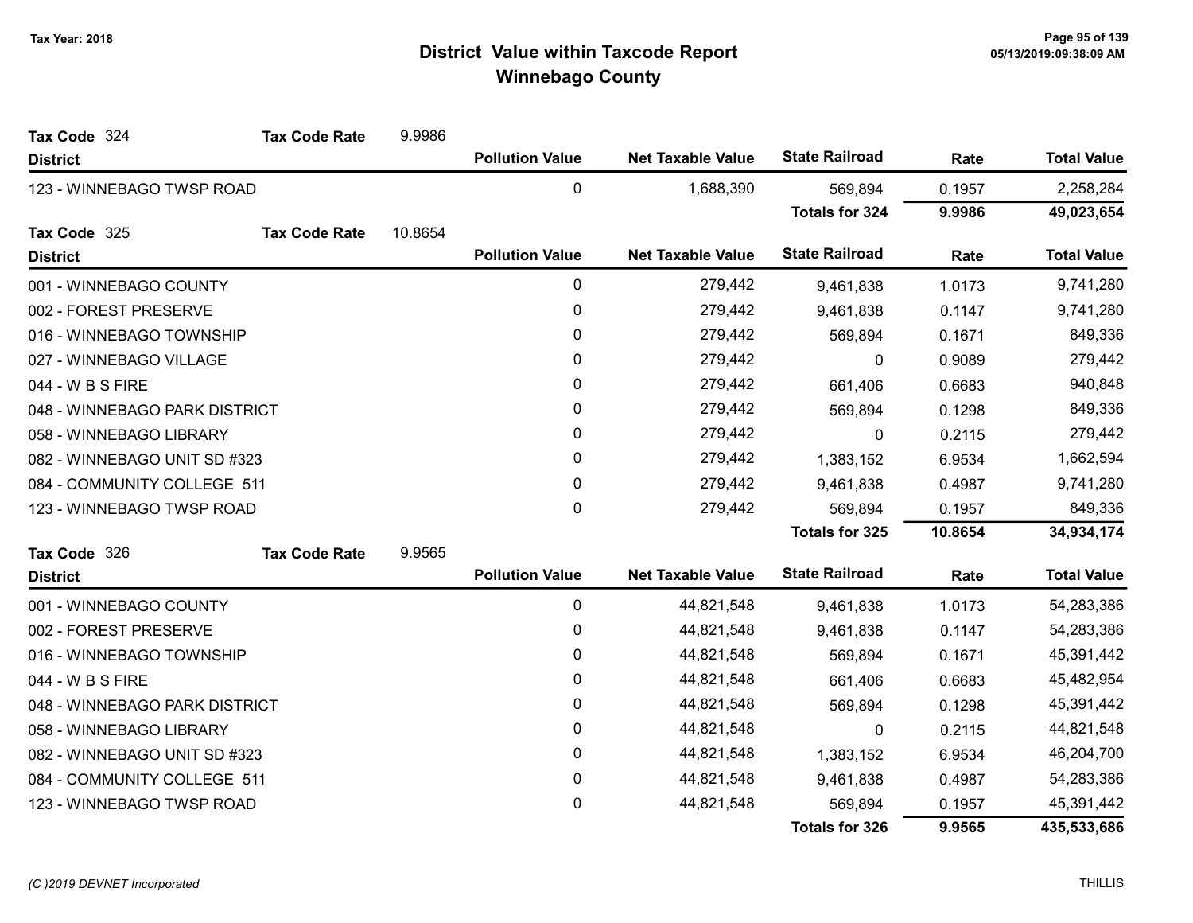# District Value within Taxcode Report
## Winnebago County

Tax Year: 2018

**Tax Code** 324 **Tax Code Rate** 9.9986

| District | Pollution Value | Net Taxable Value | State Railroad | Rate | Total Value |
|---|---|---|---|---|---|
| 123 - WINNEBAGO TWSP ROAD | 0 | 1,688,390 | 569,894 | 0.1957 | 2,258,284 |
| | | | **Totals for 324** | **9.9986** | **49,023,654** |

**Tax Code** 325 **Tax Code Rate** 10.8654

| District | Pollution Value | Net Taxable Value | State Railroad | Rate | Total Value |
|---|---|---|---|---|---|
| 001 - WINNEBAGO COUNTY | 0 | 279,442 | 9,461,838 | 1.0173 | 9,741,280 |
| 002 - FOREST PRESERVE | 0 | 279,442 | 9,461,838 | 0.1147 | 9,741,280 |
| 016 - WINNEBAGO TOWNSHIP | 0 | 279,442 | 569,894 | 0.1671 | 849,336 |
| 027 - WINNEBAGO VILLAGE | 0 | 279,442 | 0 | 0.9089 | 279,442 |
| 044 - W B S FIRE | 0 | 279,442 | 661,406 | 0.6683 | 940,848 |
| 048 - WINNEBAGO PARK DISTRICT | 0 | 279,442 | 569,894 | 0.1298 | 849,336 |
| 058 - WINNEBAGO LIBRARY | 0 | 279,442 | 0 | 0.2115 | 279,442 |
| 082 - WINNEBAGO UNIT SD #323 | 0 | 279,442 | 1,383,152 | 6.9534 | 1,662,594 |
| 084 - COMMUNITY COLLEGE 511 | 0 | 279,442 | 9,461,838 | 0.4987 | 9,741,280 |
| 123 - WINNEBAGO TWSP ROAD | 0 | 279,442 | 569,894 | 0.1957 | 849,336 |
| | | | **Totals for 325** | **10.8654** | **34,934,174** |

**Tax Code** 326 **Tax Code Rate** 9.9565

| District | Pollution Value | Net Taxable Value | State Railroad | Rate | Total Value |
|---|---|---|---|---|---|
| 001 - WINNEBAGO COUNTY | 0 | 44,821,548 | 9,461,838 | 1.0173 | 54,283,386 |
| 002 - FOREST PRESERVE | 0 | 44,821,548 | 9,461,838 | 0.1147 | 54,283,386 |
| 016 - WINNEBAGO TOWNSHIP | 0 | 44,821,548 | 569,894 | 0.1671 | 45,391,442 |
| 044 - W B S FIRE | 0 | 44,821,548 | 661,406 | 0.6683 | 45,482,954 |
| 048 - WINNEBAGO PARK DISTRICT | 0 | 44,821,548 | 569,894 | 0.1298 | 45,391,442 |
| 058 - WINNEBAGO LIBRARY | 0 | 44,821,548 | 0 | 0.2115 | 44,821,548 |
| 082 - WINNEBAGO UNIT SD #323 | 0 | 44,821,548 | 1,383,152 | 6.9534 | 46,204,700 |
| 084 - COMMUNITY COLLEGE 511 | 0 | 44,821,548 | 9,461,838 | 0.4987 | 54,283,386 |
| 123 - WINNEBAGO TWSP ROAD | 0 | 44,821,548 | 569,894 | 0.1957 | 45,391,442 |
| | | | **Totals for 326** | **9.9565** | **435,533,686** |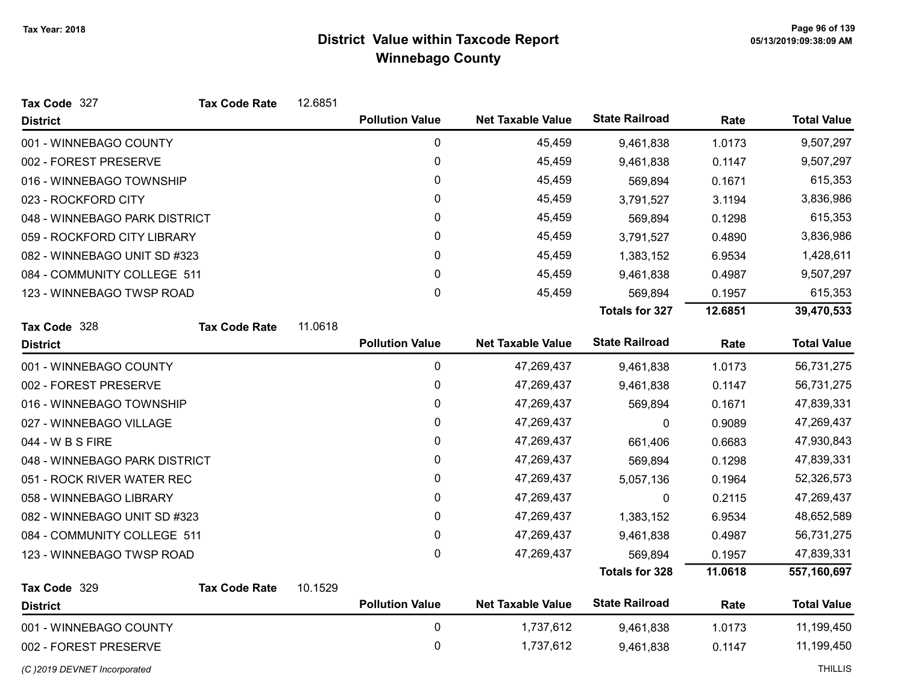Tax Year: 2018

# District Value within Taxcode Report
## Winnebago County

**Tax Code** 327 **Tax Code Rate** 12.6851

| District | Pollution Value | Net Taxable Value | State Railroad | Rate | Total Value |
|---|---|---|---|---|---|
| 001 - WINNEBAGO COUNTY | 0 | 45,459 | 9,461,838 | 1.0173 | 9,507,297 |
| 002 - FOREST PRESERVE | 0 | 45,459 | 9,461,838 | 0.1147 | 9,507,297 |
| 016 - WINNEBAGO TOWNSHIP | 0 | 45,459 | 569,894 | 0.1671 | 615,353 |
| 023 - ROCKFORD CITY | 0 | 45,459 | 3,791,527 | 3.1194 | 3,836,986 |
| 048 - WINNEBAGO PARK DISTRICT | 0 | 45,459 | 569,894 | 0.1298 | 615,353 |
| 059 - ROCKFORD CITY LIBRARY | 0 | 45,459 | 3,791,527 | 0.4890 | 3,836,986 |
| 082 - WINNEBAGO UNIT SD #323 | 0 | 45,459 | 1,383,152 | 6.9534 | 1,428,611 |
| 084 - COMMUNITY COLLEGE 511 | 0 | 45,459 | 9,461,838 | 0.4987 | 9,507,297 |
| 123 - WINNEBAGO TWSP ROAD | 0 | 45,459 | 569,894 | 0.1957 | 615,353 |
| | | | **Totals for 327** | **12.6851** | **39,470,533** |

**Tax Code** 328 **Tax Code Rate** 11.0618

| District | Pollution Value | Net Taxable Value | State Railroad | Rate | Total Value |
|---|---|---|---|---|---|
| 001 - WINNEBAGO COUNTY | 0 | 47,269,437 | 9,461,838 | 1.0173 | 56,731,275 |
| 002 - FOREST PRESERVE | 0 | 47,269,437 | 9,461,838 | 0.1147 | 56,731,275 |
| 016 - WINNEBAGO TOWNSHIP | 0 | 47,269,437 | 569,894 | 0.1671 | 47,839,331 |
| 027 - WINNEBAGO VILLAGE | 0 | 47,269,437 | 0 | 0.9089 | 47,269,437 |
| 044 - W B S FIRE | 0 | 47,269,437 | 661,406 | 0.6683 | 47,930,843 |
| 048 - WINNEBAGO PARK DISTRICT | 0 | 47,269,437 | 569,894 | 0.1298 | 47,839,331 |
| 051 - ROCK RIVER WATER REC | 0 | 47,269,437 | 5,057,136 | 0.1964 | 52,326,573 |
| 058 - WINNEBAGO LIBRARY | 0 | 47,269,437 | 0 | 0.2115 | 47,269,437 |
| 082 - WINNEBAGO UNIT SD #323 | 0 | 47,269,437 | 1,383,152 | 6.9534 | 48,652,589 |
| 084 - COMMUNITY COLLEGE 511 | 0 | 47,269,437 | 9,461,838 | 0.4987 | 56,731,275 |
| 123 - WINNEBAGO TWSP ROAD | 0 | 47,269,437 | 569,894 | 0.1957 | 47,839,331 |
| | | | **Totals for 328** | **11.0618** | **557,160,697** |

**Tax Code** 329 **Tax Code Rate** 10.1529

| District | Pollution Value | Net Taxable Value | State Railroad | Rate | Total Value |
|---|---|---|---|---|---|
| 001 - WINNEBAGO COUNTY | 0 | 1,737,612 | 9,461,838 | 1.0173 | 11,199,450 |
| 002 - FOREST PRESERVE | 0 | 1,737,612 | 9,461,838 | 0.1147 | 11,199,450 |

*(C )2019 DEVNET Incorporated* THILLIS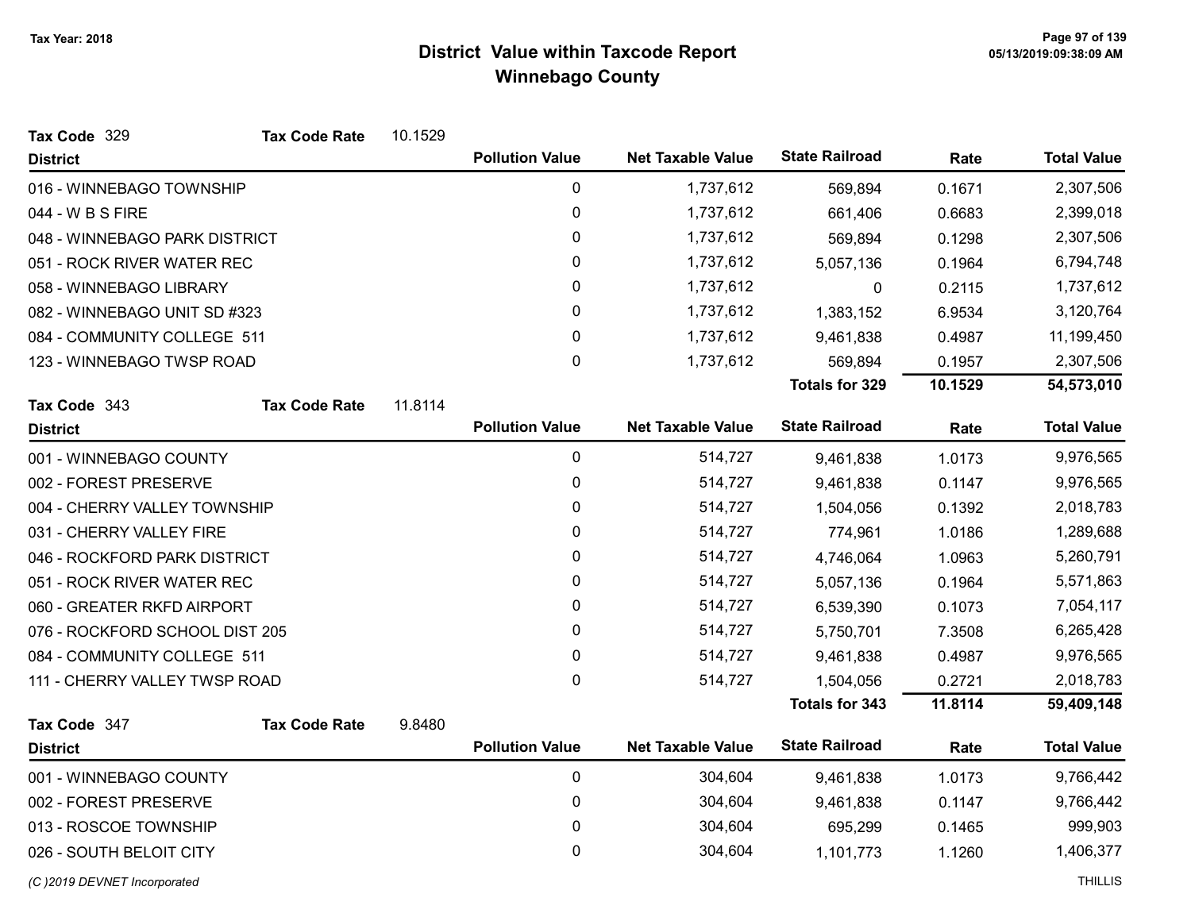# District Value within Taxcode Report
## Winnebago County

Tax Year: 2018

**Tax Code** 329 **Tax Code Rate** 10.1529

| District | Pollution Value | Net Taxable Value | State Railroad | Rate | Total Value |
|---|---|---|---|---|---|
| 016 - WINNEBAGO TOWNSHIP | 0 | 1,737,612 | 569,894 | 0.1671 | 2,307,506 |
| 044 - W B S FIRE | 0 | 1,737,612 | 661,406 | 0.6683 | 2,399,018 |
| 048 - WINNEBAGO PARK DISTRICT | 0 | 1,737,612 | 569,894 | 0.1298 | 2,307,506 |
| 051 - ROCK RIVER WATER REC | 0 | 1,737,612 | 5,057,136 | 0.1964 | 6,794,748 |
| 058 - WINNEBAGO LIBRARY | 0 | 1,737,612 | 0 | 0.2115 | 1,737,612 |
| 082 - WINNEBAGO UNIT SD #323 | 0 | 1,737,612 | 1,383,152 | 6.9534 | 3,120,764 |
| 084 - COMMUNITY COLLEGE 511 | 0 | 1,737,612 | 9,461,838 | 0.4987 | 11,199,450 |
| 123 - WINNEBAGO TWSP ROAD | 0 | 1,737,612 | 569,894 | 0.1957 | 2,307,506 |
| | | | **Totals for 329** | **10.1529** | **54,573,010** |

**Tax Code** 343 **Tax Code Rate** 11.8114

| District | Pollution Value | Net Taxable Value | State Railroad | Rate | Total Value |
|---|---|---|---|---|---|
| 001 - WINNEBAGO COUNTY | 0 | 514,727 | 9,461,838 | 1.0173 | 9,976,565 |
| 002 - FOREST PRESERVE | 0 | 514,727 | 9,461,838 | 0.1147 | 9,976,565 |
| 004 - CHERRY VALLEY TOWNSHIP | 0 | 514,727 | 1,504,056 | 0.1392 | 2,018,783 |
| 031 - CHERRY VALLEY FIRE | 0 | 514,727 | 774,961 | 1.0186 | 1,289,688 |
| 046 - ROCKFORD PARK DISTRICT | 0 | 514,727 | 4,746,064 | 1.0963 | 5,260,791 |
| 051 - ROCK RIVER WATER REC | 0 | 514,727 | 5,057,136 | 0.1964 | 5,571,863 |
| 060 - GREATER RKFD AIRPORT | 0 | 514,727 | 6,539,390 | 0.1073 | 7,054,117 |
| 076 - ROCKFORD SCHOOL DIST 205 | 0 | 514,727 | 5,750,701 | 7.3508 | 6,265,428 |
| 084 - COMMUNITY COLLEGE 511 | 0 | 514,727 | 9,461,838 | 0.4987 | 9,976,565 |
| 111 - CHERRY VALLEY TWSP ROAD | 0 | 514,727 | 1,504,056 | 0.2721 | 2,018,783 |
| | | | **Totals for 343** | **11.8114** | **59,409,148** |

**Tax Code** 347 **Tax Code Rate** 9.8480

| District | Pollution Value | Net Taxable Value | State Railroad | Rate | Total Value |
|---|---|---|---|---|---|
| 001 - WINNEBAGO COUNTY | 0 | 304,604 | 9,461,838 | 1.0173 | 9,766,442 |
| 002 - FOREST PRESERVE | 0 | 304,604 | 9,461,838 | 0.1147 | 9,766,442 |
| 013 - ROSCOE TOWNSHIP | 0 | 304,604 | 695,299 | 0.1465 | 999,903 |
| 026 - SOUTH BELOIT CITY | 0 | 304,604 | 1,101,773 | 1.1260 | 1,406,377 |

(C )2019 DEVNET Incorporated THILLIS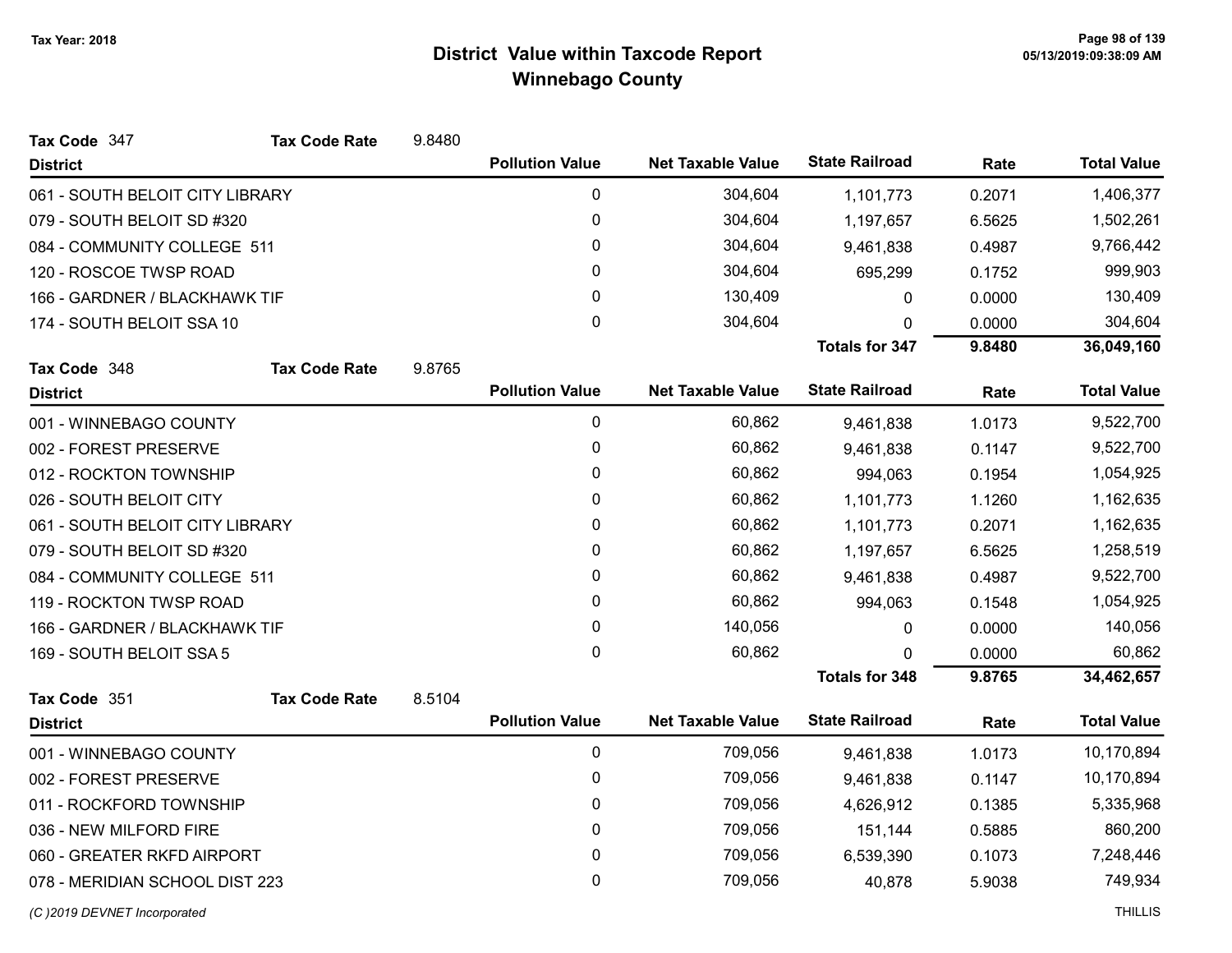# District Value within Taxcode Report
## Winnebago County

Tax Year: 2018

**Tax Code** 347 **Tax Code Rate** 9.8480

| District | Pollution Value | Net Taxable Value | State Railroad | Rate | Total Value |
|---|---|---|---|---|---|
| 061 - SOUTH BELOIT CITY LIBRARY | 0 | 304,604 | 1,101,773 | 0.2071 | 1,406,377 |
| 079 - SOUTH BELOIT SD #320 | 0 | 304,604 | 1,197,657 | 6.5625 | 1,502,261 |
| 084 - COMMUNITY COLLEGE 511 | 0 | 304,604 | 9,461,838 | 0.4987 | 9,766,442 |
| 120 - ROSCOE TWSP ROAD | 0 | 304,604 | 695,299 | 0.1752 | 999,903 |
| 166 - GARDNER / BLACKHAWK TIF | 0 | 130,409 | 0 | 0.0000 | 130,409 |
| 174 - SOUTH BELOIT SSA 10 | 0 | 304,604 | 0 | 0.0000 | 304,604 |
| | | | **Totals for 347** | **9.8480** | **36,049,160** |

**Tax Code** 348 **Tax Code Rate** 9.8765

| District | Pollution Value | Net Taxable Value | State Railroad | Rate | Total Value |
|---|---|---|---|---|---|
| 001 - WINNEBAGO COUNTY | 0 | 60,862 | 9,461,838 | 1.0173 | 9,522,700 |
| 002 - FOREST PRESERVE | 0 | 60,862 | 9,461,838 | 0.1147 | 9,522,700 |
| 012 - ROCKTON TOWNSHIP | 0 | 60,862 | 994,063 | 0.1954 | 1,054,925 |
| 026 - SOUTH BELOIT CITY | 0 | 60,862 | 1,101,773 | 1.1260 | 1,162,635 |
| 061 - SOUTH BELOIT CITY LIBRARY | 0 | 60,862 | 1,101,773 | 0.2071 | 1,162,635 |
| 079 - SOUTH BELOIT SD #320 | 0 | 60,862 | 1,197,657 | 6.5625 | 1,258,519 |
| 084 - COMMUNITY COLLEGE 511 | 0 | 60,862 | 9,461,838 | 0.4987 | 9,522,700 |
| 119 - ROCKTON TWSP ROAD | 0 | 60,862 | 994,063 | 0.1548 | 1,054,925 |
| 166 - GARDNER / BLACKHAWK TIF | 0 | 140,056 | 0 | 0.0000 | 140,056 |
| 169 - SOUTH BELOIT SSA 5 | 0 | 60,862 | 0 | 0.0000 | 60,862 |
| | | | **Totals for 348** | **9.8765** | **34,462,657** |

**Tax Code** 351 **Tax Code Rate** 8.5104

| District | Pollution Value | Net Taxable Value | State Railroad | Rate | Total Value |
|---|---|---|---|---|---|
| 001 - WINNEBAGO COUNTY | 0 | 709,056 | 9,461,838 | 1.0173 | 10,170,894 |
| 002 - FOREST PRESERVE | 0 | 709,056 | 9,461,838 | 0.1147 | 10,170,894 |
| 011 - ROCKFORD TOWNSHIP | 0 | 709,056 | 4,626,912 | 0.1385 | 5,335,968 |
| 036 - NEW MILFORD FIRE | 0 | 709,056 | 151,144 | 0.5885 | 860,200 |
| 060 - GREATER RKFD AIRPORT | 0 | 709,056 | 6,539,390 | 0.1073 | 7,248,446 |
| 078 - MERIDIAN SCHOOL DIST 223 | 0 | 709,056 | 40,878 | 5.9038 | 749,934 |

*(C )2019 DEVNET Incorporated* THILLIS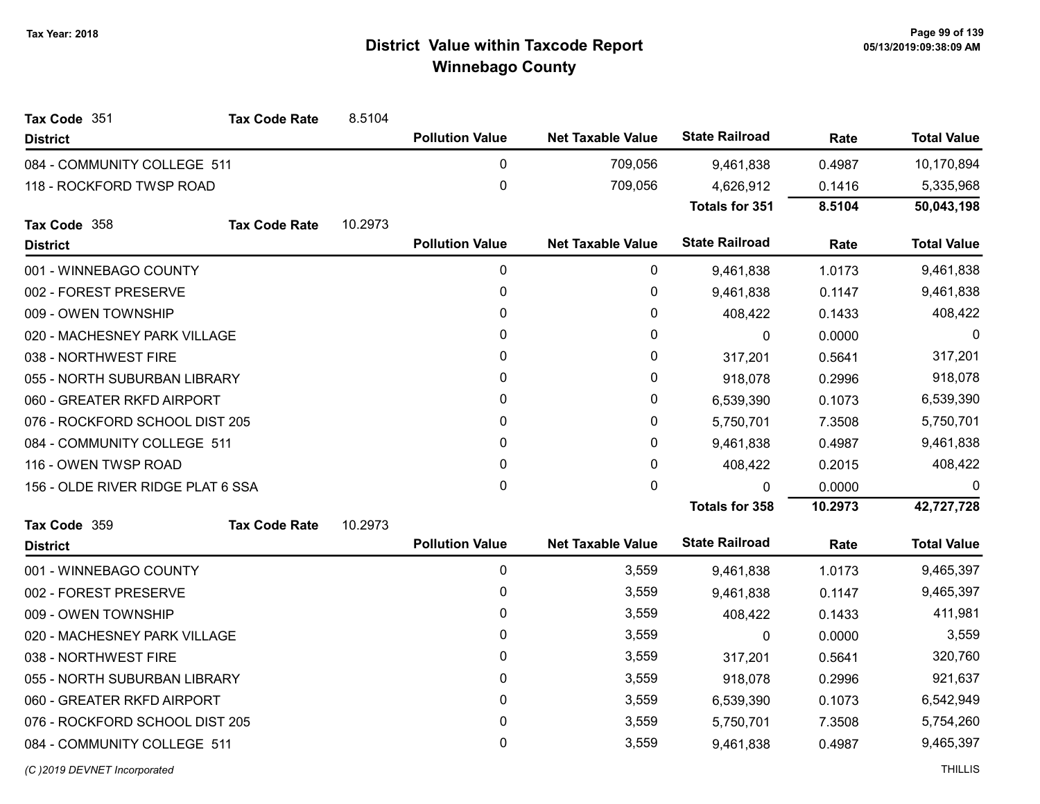# District Value within Taxcode Report
## Winnebago County

Tax Year: 2018

**Tax Code** 351 **Tax Code Rate** 8.5104

| District | Pollution Value | Net Taxable Value | State Railroad | Rate | Total Value |
|---|---|---|---|---|---|
| 084 - COMMUNITY COLLEGE 511 | 0 | 709,056 | 9,461,838 | 0.4987 | 10,170,894 |
| 118 - ROCKFORD TWSP ROAD | 0 | 709,056 | 4,626,912 | 0.1416 | 5,335,968 |
| | | | **Totals for 351** | **8.5104** | **50,043,198** |

**Tax Code** 358 **Tax Code Rate** 10.2973

| District | Pollution Value | Net Taxable Value | State Railroad | Rate | Total Value |
|---|---|---|---|---|---|
| 001 - WINNEBAGO COUNTY | 0 | 0 | 9,461,838 | 1.0173 | 9,461,838 |
| 002 - FOREST PRESERVE | 0 | 0 | 9,461,838 | 0.1147 | 9,461,838 |
| 009 - OWEN TOWNSHIP | 0 | 0 | 408,422 | 0.1433 | 408,422 |
| 020 - MACHESNEY PARK VILLAGE | 0 | 0 | 0 | 0.0000 | 0 |
| 038 - NORTHWEST FIRE | 0 | 0 | 317,201 | 0.5641 | 317,201 |
| 055 - NORTH SUBURBAN LIBRARY | 0 | 0 | 918,078 | 0.2996 | 918,078 |
| 060 - GREATER RKFD AIRPORT | 0 | 0 | 6,539,390 | 0.1073 | 6,539,390 |
| 076 - ROCKFORD SCHOOL DIST 205 | 0 | 0 | 5,750,701 | 7.3508 | 5,750,701 |
| 084 - COMMUNITY COLLEGE 511 | 0 | 0 | 9,461,838 | 0.4987 | 9,461,838 |
| 116 - OWEN TWSP ROAD | 0 | 0 | 408,422 | 0.2015 | 408,422 |
| 156 - OLDE RIVER RIDGE PLAT 6 SSA | 0 | 0 | 0 | 0.0000 | 0 |
| | | | **Totals for 358** | **10.2973** | **42,727,728** |

**Tax Code** 359 **Tax Code Rate** 10.2973

| District | Pollution Value | Net Taxable Value | State Railroad | Rate | Total Value |
|---|---|---|---|---|---|
| 001 - WINNEBAGO COUNTY | 0 | 3,559 | 9,461,838 | 1.0173 | 9,465,397 |
| 002 - FOREST PRESERVE | 0 | 3,559 | 9,461,838 | 0.1147 | 9,465,397 |
| 009 - OWEN TOWNSHIP | 0 | 3,559 | 408,422 | 0.1433 | 411,981 |
| 020 - MACHESNEY PARK VILLAGE | 0 | 3,559 | 0 | 0.0000 | 3,559 |
| 038 - NORTHWEST FIRE | 0 | 3,559 | 317,201 | 0.5641 | 320,760 |
| 055 - NORTH SUBURBAN LIBRARY | 0 | 3,559 | 918,078 | 0.2996 | 921,637 |
| 060 - GREATER RKFD AIRPORT | 0 | 3,559 | 6,539,390 | 0.1073 | 6,542,949 |
| 076 - ROCKFORD SCHOOL DIST 205 | 0 | 3,559 | 5,750,701 | 7.3508 | 5,754,260 |
| 084 - COMMUNITY COLLEGE 511 | 0 | 3,559 | 9,461,838 | 0.4987 | 9,465,397 |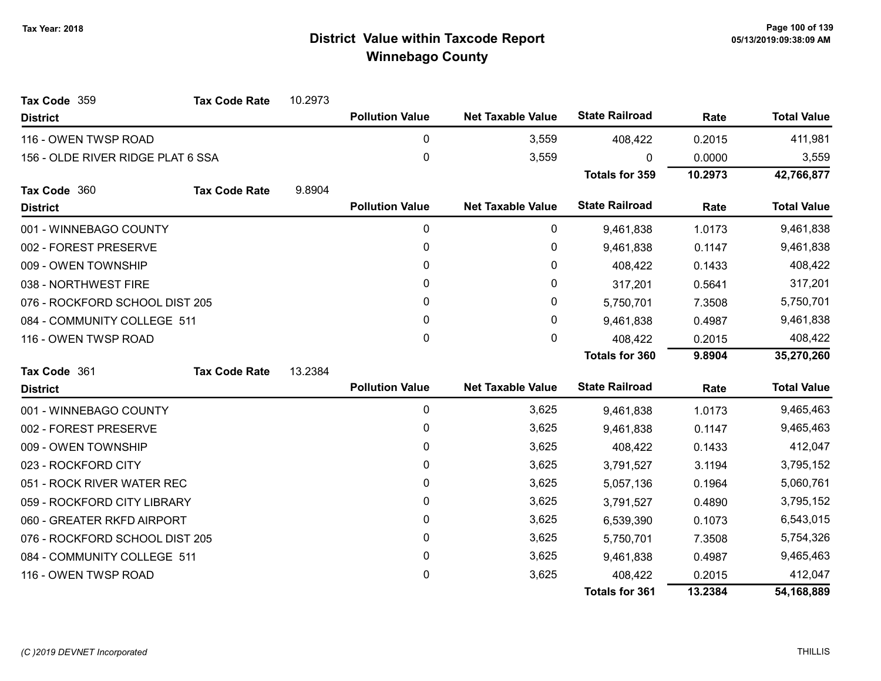# District Value within Taxcode Report
## Winnebago County

Tax Year: 2018

**Tax Code** 359 **Tax Code Rate** 10.2973

| District | Pollution Value | Net Taxable Value | State Railroad | Rate | Total Value |
|---|---|---|---|---|---|
| 116 - OWEN TWSP ROAD | 0 | 3,559 | 408,422 | 0.2015 | 411,981 |
| 156 - OLDE RIVER RIDGE PLAT 6 SSA | 0 | 3,559 | 0 | 0.0000 | 3,559 |
| | | | **Totals for 359** | **10.2973** | **42,766,877** |

**Tax Code** 360 **Tax Code Rate** 9.8904

| District | Pollution Value | Net Taxable Value | State Railroad | Rate | Total Value |
|---|---|---|---|---|---|
| 001 - WINNEBAGO COUNTY | 0 | 0 | 9,461,838 | 1.0173 | 9,461,838 |
| 002 - FOREST PRESERVE | 0 | 0 | 9,461,838 | 0.1147 | 9,461,838 |
| 009 - OWEN TOWNSHIP | 0 | 0 | 408,422 | 0.1433 | 408,422 |
| 038 - NORTHWEST FIRE | 0 | 0 | 317,201 | 0.5641 | 317,201 |
| 076 - ROCKFORD SCHOOL DIST 205 | 0 | 0 | 5,750,701 | 7.3508 | 5,750,701 |
| 084 - COMMUNITY COLLEGE 511 | 0 | 0 | 9,461,838 | 0.4987 | 9,461,838 |
| 116 - OWEN TWSP ROAD | 0 | 0 | 408,422 | 0.2015 | 408,422 |
| | | | **Totals for 360** | **9.8904** | **35,270,260** |

**Tax Code** 361 **Tax Code Rate** 13.2384

| District | Pollution Value | Net Taxable Value | State Railroad | Rate | Total Value |
|---|---|---|---|---|---|
| 001 - WINNEBAGO COUNTY | 0 | 3,625 | 9,461,838 | 1.0173 | 9,465,463 |
| 002 - FOREST PRESERVE | 0 | 3,625 | 9,461,838 | 0.1147 | 9,465,463 |
| 009 - OWEN TOWNSHIP | 0 | 3,625 | 408,422 | 0.1433 | 412,047 |
| 023 - ROCKFORD CITY | 0 | 3,625 | 3,791,527 | 3.1194 | 3,795,152 |
| 051 - ROCK RIVER WATER REC | 0 | 3,625 | 5,057,136 | 0.1964 | 5,060,761 |
| 059 - ROCKFORD CITY LIBRARY | 0 | 3,625 | 3,791,527 | 0.4890 | 3,795,152 |
| 060 - GREATER RKFD AIRPORT | 0 | 3,625 | 6,539,390 | 0.1073 | 6,543,015 |
| 076 - ROCKFORD SCHOOL DIST 205 | 0 | 3,625 | 5,750,701 | 7.3508 | 5,754,326 |
| 084 - COMMUNITY COLLEGE 511 | 0 | 3,625 | 9,461,838 | 0.4987 | 9,465,463 |
| 116 - OWEN TWSP ROAD | 0 | 3,625 | 408,422 | 0.2015 | 412,047 |
| | | | **Totals for 361** | **13.2384** | **54,168,889** |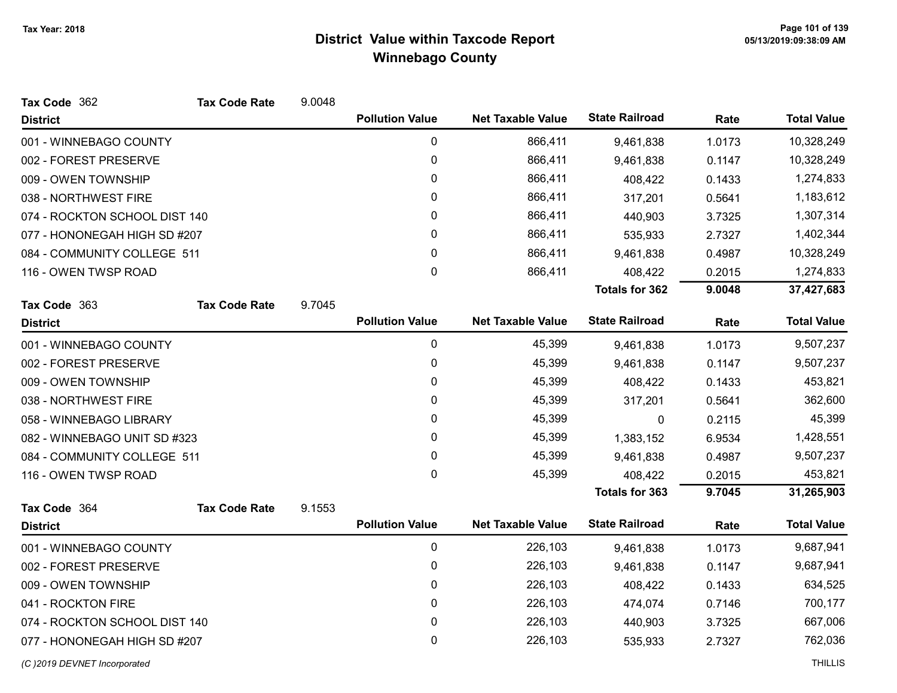Tax Year: 2018

# District Value within Taxcode Report
## Winnebago County

**Tax Code** 362 **Tax Code Rate** 9.0048

| District | Pollution Value | Net Taxable Value | State Railroad | Rate | Total Value |
|---|---|---|---|---|---|
| 001 - WINNEBAGO COUNTY | 0 | 866,411 | 9,461,838 | 1.0173 | 10,328,249 |
| 002 - FOREST PRESERVE | 0 | 866,411 | 9,461,838 | 0.1147 | 10,328,249 |
| 009 - OWEN TOWNSHIP | 0 | 866,411 | 408,422 | 0.1433 | 1,274,833 |
| 038 - NORTHWEST FIRE | 0 | 866,411 | 317,201 | 0.5641 | 1,183,612 |
| 074 - ROCKTON SCHOOL DIST 140 | 0 | 866,411 | 440,903 | 3.7325 | 1,307,314 |
| 077 - HONONEGAH HIGH SD #207 | 0 | 866,411 | 535,933 | 2.7327 | 1,402,344 |
| 084 - COMMUNITY COLLEGE 511 | 0 | 866,411 | 9,461,838 | 0.4987 | 10,328,249 |
| 116 - OWEN TWSP ROAD | 0 | 866,411 | 408,422 | 0.2015 | 1,274,833 |
| | | | **Totals for 362** | **9.0048** | **37,427,683** |

**Tax Code** 363 **Tax Code Rate** 9.7045

| District | Pollution Value | Net Taxable Value | State Railroad | Rate | Total Value |
|---|---|---|---|---|---|
| 001 - WINNEBAGO COUNTY | 0 | 45,399 | 9,461,838 | 1.0173 | 9,507,237 |
| 002 - FOREST PRESERVE | 0 | 45,399 | 9,461,838 | 0.1147 | 9,507,237 |
| 009 - OWEN TOWNSHIP | 0 | 45,399 | 408,422 | 0.1433 | 453,821 |
| 038 - NORTHWEST FIRE | 0 | 45,399 | 317,201 | 0.5641 | 362,600 |
| 058 - WINNEBAGO LIBRARY | 0 | 45,399 | 0 | 0.2115 | 45,399 |
| 082 - WINNEBAGO UNIT SD #323 | 0 | 45,399 | 1,383,152 | 6.9534 | 1,428,551 |
| 084 - COMMUNITY COLLEGE 511 | 0 | 45,399 | 9,461,838 | 0.4987 | 9,507,237 |
| 116 - OWEN TWSP ROAD | 0 | 45,399 | 408,422 | 0.2015 | 453,821 |
| | | | **Totals for 363** | **9.7045** | **31,265,903** |

**Tax Code** 364 **Tax Code Rate** 9.1553

| District | Pollution Value | Net Taxable Value | State Railroad | Rate | Total Value |
|---|---|---|---|---|---|
| 001 - WINNEBAGO COUNTY | 0 | 226,103 | 9,461,838 | 1.0173 | 9,687,941 |
| 002 - FOREST PRESERVE | 0 | 226,103 | 9,461,838 | 0.1147 | 9,687,941 |
| 009 - OWEN TOWNSHIP | 0 | 226,103 | 408,422 | 0.1433 | 634,525 |
| 041 - ROCKTON FIRE | 0 | 226,103 | 474,074 | 0.7146 | 700,177 |
| 074 - ROCKTON SCHOOL DIST 140 | 0 | 226,103 | 440,903 | 3.7325 | 667,006 |
| 077 - HONONEGAH HIGH SD #207 | 0 | 226,103 | 535,933 | 2.7327 | 762,036 |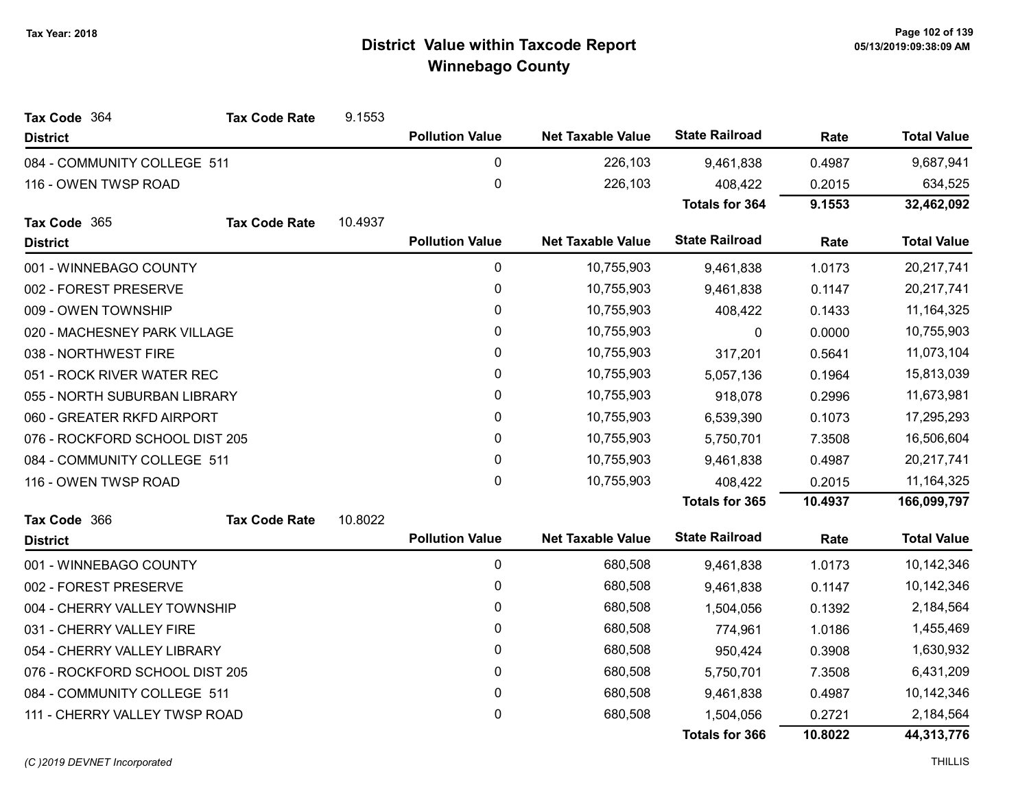# District Value within Taxcode Report
## Winnebago County

Tax Year: 2018

**Tax Code** 364 **Tax Code Rate** 9.1553

| District | Pollution Value | Net Taxable Value | State Railroad | Rate | Total Value |
|---|---|---|---|---|---|
| 084 - COMMUNITY COLLEGE 511 | 0 | 226,103 | 9,461,838 | 0.4987 | 9,687,941 |
| 116 - OWEN TWSP ROAD | 0 | 226,103 | 408,422 | 0.2015 | 634,525 |
| | | | **Totals for 364** | **9.1553** | **32,462,092** |

**Tax Code** 365 **Tax Code Rate** 10.4937

| District | Pollution Value | Net Taxable Value | State Railroad | Rate | Total Value |
|---|---|---|---|---|---|
| 001 - WINNEBAGO COUNTY | 0 | 10,755,903 | 9,461,838 | 1.0173 | 20,217,741 |
| 002 - FOREST PRESERVE | 0 | 10,755,903 | 9,461,838 | 0.1147 | 20,217,741 |
| 009 - OWEN TOWNSHIP | 0 | 10,755,903 | 408,422 | 0.1433 | 11,164,325 |
| 020 - MACHESNEY PARK VILLAGE | 0 | 10,755,903 | 0 | 0.0000 | 10,755,903 |
| 038 - NORTHWEST FIRE | 0 | 10,755,903 | 317,201 | 0.5641 | 11,073,104 |
| 051 - ROCK RIVER WATER REC | 0 | 10,755,903 | 5,057,136 | 0.1964 | 15,813,039 |
| 055 - NORTH SUBURBAN LIBRARY | 0 | 10,755,903 | 918,078 | 0.2996 | 11,673,981 |
| 060 - GREATER RKFD AIRPORT | 0 | 10,755,903 | 6,539,390 | 0.1073 | 17,295,293 |
| 076 - ROCKFORD SCHOOL DIST 205 | 0 | 10,755,903 | 5,750,701 | 7.3508 | 16,506,604 |
| 084 - COMMUNITY COLLEGE 511 | 0 | 10,755,903 | 9,461,838 | 0.4987 | 20,217,741 |
| 116 - OWEN TWSP ROAD | 0 | 10,755,903 | 408,422 | 0.2015 | 11,164,325 |
| | | | **Totals for 365** | **10.4937** | **166,099,797** |

**Tax Code** 366 **Tax Code Rate** 10.8022

| District | Pollution Value | Net Taxable Value | State Railroad | Rate | Total Value |
|---|---|---|---|---|---|
| 001 - WINNEBAGO COUNTY | 0 | 680,508 | 9,461,838 | 1.0173 | 10,142,346 |
| 002 - FOREST PRESERVE | 0 | 680,508 | 9,461,838 | 0.1147 | 10,142,346 |
| 004 - CHERRY VALLEY TOWNSHIP | 0 | 680,508 | 1,504,056 | 0.1392 | 2,184,564 |
| 031 - CHERRY VALLEY FIRE | 0 | 680,508 | 774,961 | 1.0186 | 1,455,469 |
| 054 - CHERRY VALLEY LIBRARY | 0 | 680,508 | 950,424 | 0.3908 | 1,630,932 |
| 076 - ROCKFORD SCHOOL DIST 205 | 0 | 680,508 | 5,750,701 | 7.3508 | 6,431,209 |
| 084 - COMMUNITY COLLEGE 511 | 0 | 680,508 | 9,461,838 | 0.4987 | 10,142,346 |
| 111 - CHERRY VALLEY TWSP ROAD | 0 | 680,508 | 1,504,056 | 0.2721 | 2,184,564 |
| | | | **Totals for 366** | **10.8022** | **44,313,776** |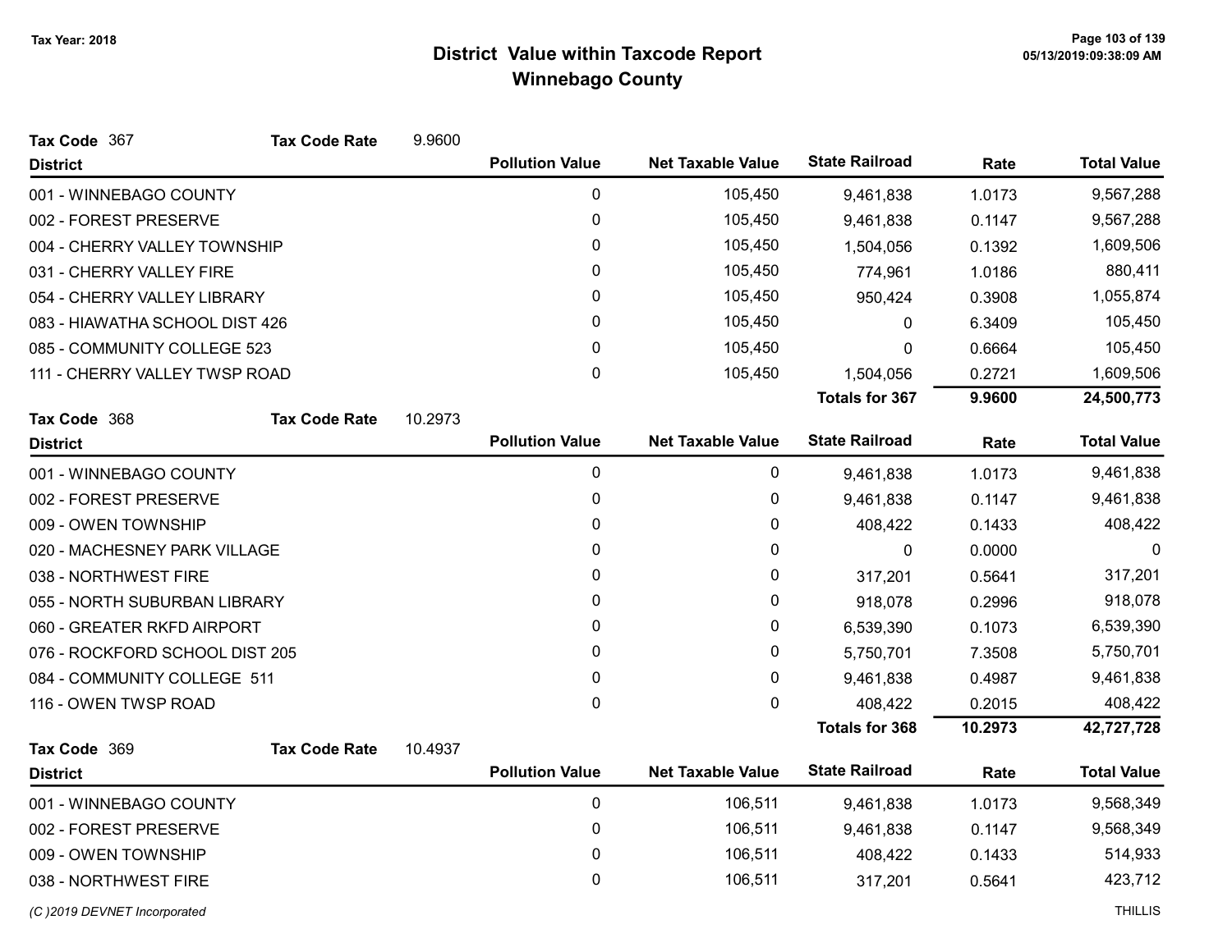# District Value within Taxcode Report

## Winnebago County

Tax Year: 2018

**Tax Code** 367 **Tax Code Rate** 9.9600

| District | Pollution Value | Net Taxable Value | State Railroad | Rate | Total Value |
|---|---|---|---|---|---|
| 001 - WINNEBAGO COUNTY | 0 | 105,450 | 9,461,838 | 1.0173 | 9,567,288 |
| 002 - FOREST PRESERVE | 0 | 105,450 | 9,461,838 | 0.1147 | 9,567,288 |
| 004 - CHERRY VALLEY TOWNSHIP | 0 | 105,450 | 1,504,056 | 0.1392 | 1,609,506 |
| 031 - CHERRY VALLEY FIRE | 0 | 105,450 | 774,961 | 1.0186 | 880,411 |
| 054 - CHERRY VALLEY LIBRARY | 0 | 105,450 | 950,424 | 0.3908 | 1,055,874 |
| 083 - HIAWATHA SCHOOL DIST 426 | 0 | 105,450 | 0 | 6.3409 | 105,450 |
| 085 - COMMUNITY COLLEGE 523 | 0 | 105,450 | 0 | 0.6664 | 105,450 |
| 111 - CHERRY VALLEY TWSP ROAD | 0 | 105,450 | 1,504,056 | 0.2721 | 1,609,506 |
| | | | **Totals for 367** | **9.9600** | **24,500,773** |

**Tax Code** 368 **Tax Code Rate** 10.2973

| District | Pollution Value | Net Taxable Value | State Railroad | Rate | Total Value |
|---|---|---|---|---|---|
| 001 - WINNEBAGO COUNTY | 0 | 0 | 9,461,838 | 1.0173 | 9,461,838 |
| 002 - FOREST PRESERVE | 0 | 0 | 9,461,838 | 0.1147 | 9,461,838 |
| 009 - OWEN TOWNSHIP | 0 | 0 | 408,422 | 0.1433 | 408,422 |
| 020 - MACHESNEY PARK VILLAGE | 0 | 0 | 0 | 0.0000 | 0 |
| 038 - NORTHWEST FIRE | 0 | 0 | 317,201 | 0.5641 | 317,201 |
| 055 - NORTH SUBURBAN LIBRARY | 0 | 0 | 918,078 | 0.2996 | 918,078 |
| 060 - GREATER RKFD AIRPORT | 0 | 0 | 6,539,390 | 0.1073 | 6,539,390 |
| 076 - ROCKFORD SCHOOL DIST 205 | 0 | 0 | 5,750,701 | 7.3508 | 5,750,701 |
| 084 - COMMUNITY COLLEGE 511 | 0 | 0 | 9,461,838 | 0.4987 | 9,461,838 |
| 116 - OWEN TWSP ROAD | 0 | 0 | 408,422 | 0.2015 | 408,422 |
| | | | **Totals for 368** | **10.2973** | **42,727,728** |

**Tax Code** 369 **Tax Code Rate** 10.4937

| District | Pollution Value | Net Taxable Value | State Railroad | Rate | Total Value |
|---|---|---|---|---|---|
| 001 - WINNEBAGO COUNTY | 0 | 106,511 | 9,461,838 | 1.0173 | 9,568,349 |
| 002 - FOREST PRESERVE | 0 | 106,511 | 9,461,838 | 0.1147 | 9,568,349 |
| 009 - OWEN TOWNSHIP | 0 | 106,511 | 408,422 | 0.1433 | 514,933 |
| 038 - NORTHWEST FIRE | 0 | 106,511 | 317,201 | 0.5641 | 423,712 |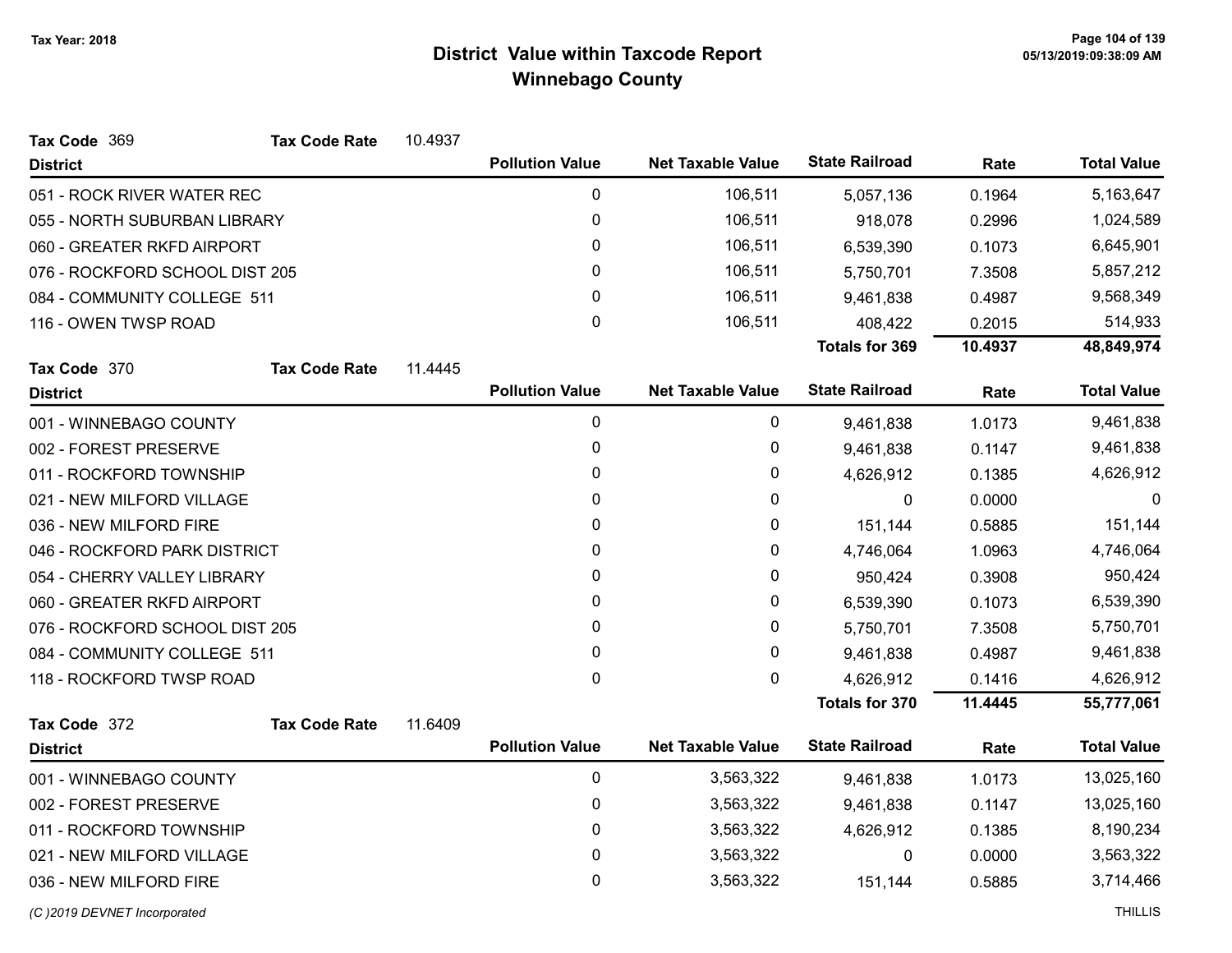# District Value within Taxcode Report

## Winnebago County

Tax Year: 2018

**Tax Code** 369 **Tax Code Rate** 10.4937

| District | Pollution Value | Net Taxable Value | State Railroad | Rate | Total Value |
|---|---|---|---|---|---|
| 051 - ROCK RIVER WATER REC | 0 | 106,511 | 5,057,136 | 0.1964 | 5,163,647 |
| 055 - NORTH SUBURBAN LIBRARY | 0 | 106,511 | 918,078 | 0.2996 | 1,024,589 |
| 060 - GREATER RKFD AIRPORT | 0 | 106,511 | 6,539,390 | 0.1073 | 6,645,901 |
| 076 - ROCKFORD SCHOOL DIST 205 | 0 | 106,511 | 5,750,701 | 7.3508 | 5,857,212 |
| 084 - COMMUNITY COLLEGE 511 | 0 | 106,511 | 9,461,838 | 0.4987 | 9,568,349 |
| 116 - OWEN TWSP ROAD | 0 | 106,511 | 408,422 | 0.2015 | 514,933 |
| | | | **Totals for 369** | **10.4937** | **48,849,974** |

**Tax Code** 370 **Tax Code Rate** 11.4445

| District | Pollution Value | Net Taxable Value | State Railroad | Rate | Total Value |
|---|---|---|---|---|---|
| 001 - WINNEBAGO COUNTY | 0 | 0 | 9,461,838 | 1.0173 | 9,461,838 |
| 002 - FOREST PRESERVE | 0 | 0 | 9,461,838 | 0.1147 | 9,461,838 |
| 011 - ROCKFORD TOWNSHIP | 0 | 0 | 4,626,912 | 0.1385 | 4,626,912 |
| 021 - NEW MILFORD VILLAGE | 0 | 0 | 0 | 0.0000 | 0 |
| 036 - NEW MILFORD FIRE | 0 | 0 | 151,144 | 0.5885 | 151,144 |
| 046 - ROCKFORD PARK DISTRICT | 0 | 0 | 4,746,064 | 1.0963 | 4,746,064 |
| 054 - CHERRY VALLEY LIBRARY | 0 | 0 | 950,424 | 0.3908 | 950,424 |
| 060 - GREATER RKFD AIRPORT | 0 | 0 | 6,539,390 | 0.1073 | 6,539,390 |
| 076 - ROCKFORD SCHOOL DIST 205 | 0 | 0 | 5,750,701 | 7.3508 | 5,750,701 |
| 084 - COMMUNITY COLLEGE 511 | 0 | 0 | 9,461,838 | 0.4987 | 9,461,838 |
| 118 - ROCKFORD TWSP ROAD | 0 | 0 | 4,626,912 | 0.1416 | 4,626,912 |
| | | | **Totals for 370** | **11.4445** | **55,777,061** |

**Tax Code** 372 **Tax Code Rate** 11.6409

| District | Pollution Value | Net Taxable Value | State Railroad | Rate | Total Value |
|---|---|---|---|---|---|
| 001 - WINNEBAGO COUNTY | 0 | 3,563,322 | 9,461,838 | 1.0173 | 13,025,160 |
| 002 - FOREST PRESERVE | 0 | 3,563,322 | 9,461,838 | 0.1147 | 13,025,160 |
| 011 - ROCKFORD TOWNSHIP | 0 | 3,563,322 | 4,626,912 | 0.1385 | 8,190,234 |
| 021 - NEW MILFORD VILLAGE | 0 | 3,563,322 | 0 | 0.0000 | 3,563,322 |
| 036 - NEW MILFORD FIRE | 0 | 3,563,322 | 151,144 | 0.5885 | 3,714,466 |

*(C )2019 DEVNET Incorporated* THILLIS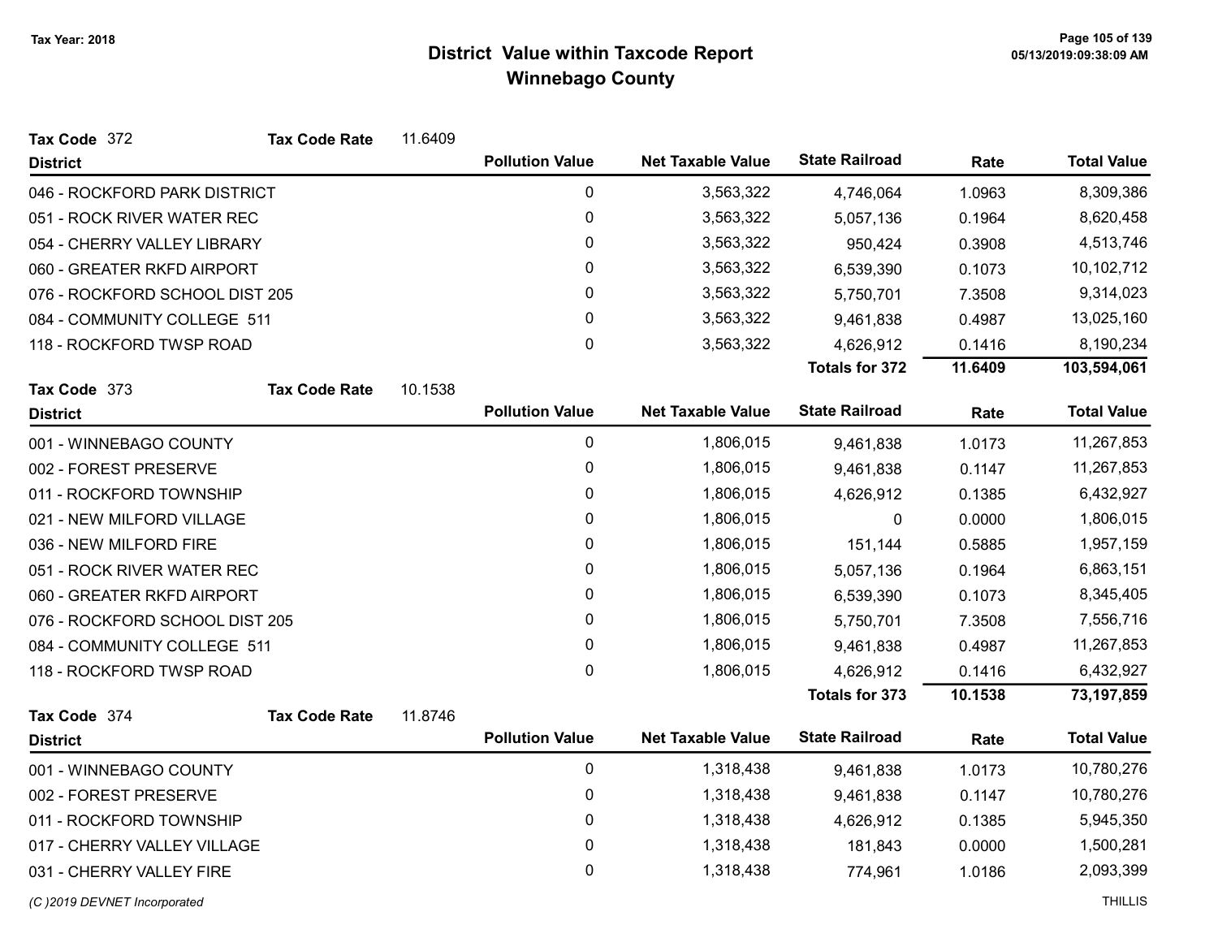# District Value within Taxcode Report
## Winnebago County

Tax Year: 2018

**Tax Code** 372 **Tax Code Rate** 11.6409

| District | Pollution Value | Net Taxable Value | State Railroad | Rate | Total Value |
|---|---|---|---|---|---|
| 046 - ROCKFORD PARK DISTRICT | 0 | 3,563,322 | 4,746,064 | 1.0963 | 8,309,386 |
| 051 - ROCK RIVER WATER REC | 0 | 3,563,322 | 5,057,136 | 0.1964 | 8,620,458 |
| 054 - CHERRY VALLEY LIBRARY | 0 | 3,563,322 | 950,424 | 0.3908 | 4,513,746 |
| 060 - GREATER RKFD AIRPORT | 0 | 3,563,322 | 6,539,390 | 0.1073 | 10,102,712 |
| 076 - ROCKFORD SCHOOL DIST 205 | 0 | 3,563,322 | 5,750,701 | 7.3508 | 9,314,023 |
| 084 - COMMUNITY COLLEGE 511 | 0 | 3,563,322 | 9,461,838 | 0.4987 | 13,025,160 |
| 118 - ROCKFORD TWSP ROAD | 0 | 3,563,322 | 4,626,912 | 0.1416 | 8,190,234 |
| | | | **Totals for 372** | **11.6409** | **103,594,061** |

**Tax Code** 373 **Tax Code Rate** 10.1538

| District | Pollution Value | Net Taxable Value | State Railroad | Rate | Total Value |
|---|---|---|---|---|---|
| 001 - WINNEBAGO COUNTY | 0 | 1,806,015 | 9,461,838 | 1.0173 | 11,267,853 |
| 002 - FOREST PRESERVE | 0 | 1,806,015 | 9,461,838 | 0.1147 | 11,267,853 |
| 011 - ROCKFORD TOWNSHIP | 0 | 1,806,015 | 4,626,912 | 0.1385 | 6,432,927 |
| 021 - NEW MILFORD VILLAGE | 0 | 1,806,015 | 0 | 0.0000 | 1,806,015 |
| 036 - NEW MILFORD FIRE | 0 | 1,806,015 | 151,144 | 0.5885 | 1,957,159 |
| 051 - ROCK RIVER WATER REC | 0 | 1,806,015 | 5,057,136 | 0.1964 | 6,863,151 |
| 060 - GREATER RKFD AIRPORT | 0 | 1,806,015 | 6,539,390 | 0.1073 | 8,345,405 |
| 076 - ROCKFORD SCHOOL DIST 205 | 0 | 1,806,015 | 5,750,701 | 7.3508 | 7,556,716 |
| 084 - COMMUNITY COLLEGE 511 | 0 | 1,806,015 | 9,461,838 | 0.4987 | 11,267,853 |
| 118 - ROCKFORD TWSP ROAD | 0 | 1,806,015 | 4,626,912 | 0.1416 | 6,432,927 |
| | | | **Totals for 373** | **10.1538** | **73,197,859** |

**Tax Code** 374 **Tax Code Rate** 11.8746

| District | Pollution Value | Net Taxable Value | State Railroad | Rate | Total Value |
|---|---|---|---|---|---|
| 001 - WINNEBAGO COUNTY | 0 | 1,318,438 | 9,461,838 | 1.0173 | 10,780,276 |
| 002 - FOREST PRESERVE | 0 | 1,318,438 | 9,461,838 | 0.1147 | 10,780,276 |
| 011 - ROCKFORD TOWNSHIP | 0 | 1,318,438 | 4,626,912 | 0.1385 | 5,945,350 |
| 017 - CHERRY VALLEY VILLAGE | 0 | 1,318,438 | 181,843 | 0.0000 | 1,500,281 |
| 031 - CHERRY VALLEY FIRE | 0 | 1,318,438 | 774,961 | 1.0186 | 2,093,399 |

*(C )2019 DEVNET Incorporated* THILLIS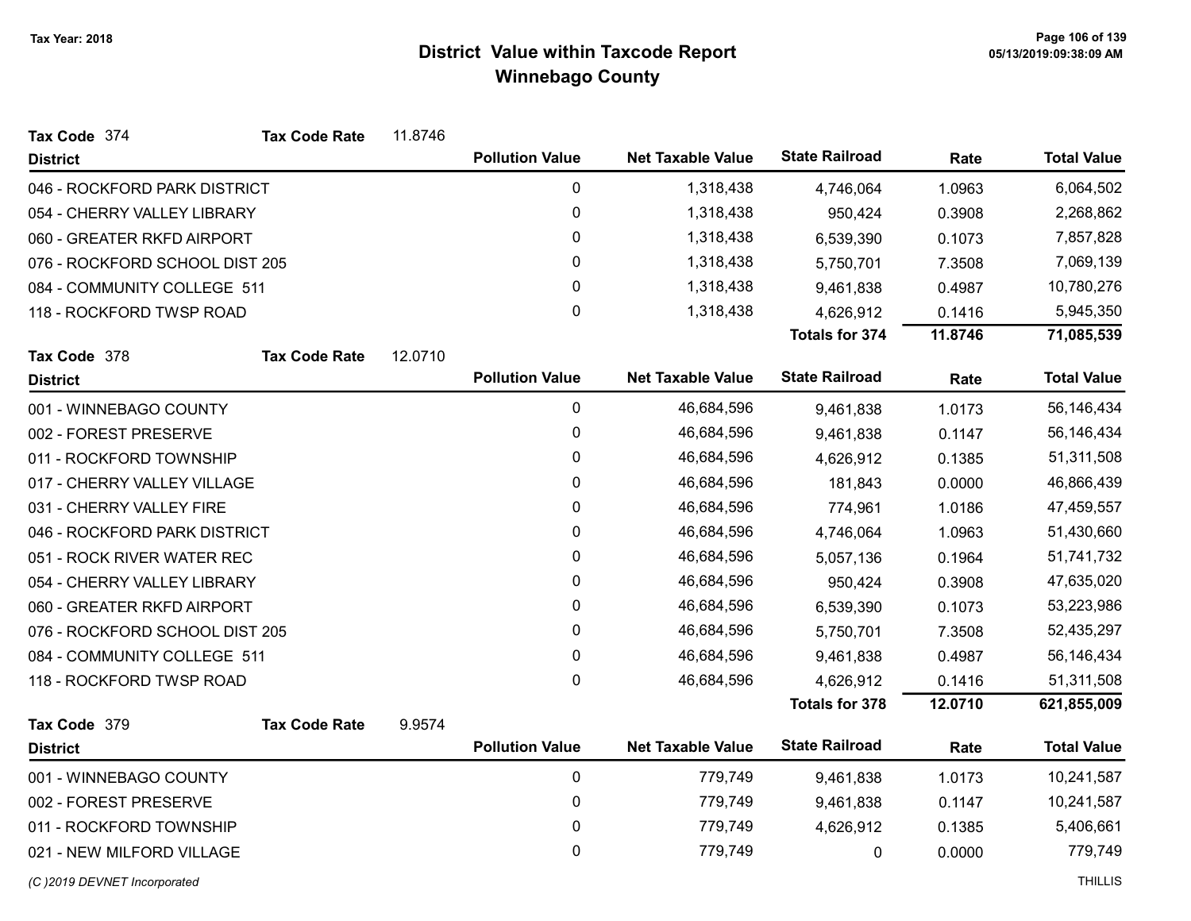# District Value within Taxcode Report
## Winnebago County

Tax Year: 2018

**Tax Code** 374 **Tax Code Rate** 11.8746

| District | Pollution Value | Net Taxable Value | State Railroad | Rate | Total Value |
|---|---|---|---|---|---|
| 046 - ROCKFORD PARK DISTRICT | 0 | 1,318,438 | 4,746,064 | 1.0963 | 6,064,502 |
| 054 - CHERRY VALLEY LIBRARY | 0 | 1,318,438 | 950,424 | 0.3908 | 2,268,862 |
| 060 - GREATER RKFD AIRPORT | 0 | 1,318,438 | 6,539,390 | 0.1073 | 7,857,828 |
| 076 - ROCKFORD SCHOOL DIST 205 | 0 | 1,318,438 | 5,750,701 | 7.3508 | 7,069,139 |
| 084 - COMMUNITY COLLEGE 511 | 0 | 1,318,438 | 9,461,838 | 0.4987 | 10,780,276 |
| 118 - ROCKFORD TWSP ROAD | 0 | 1,318,438 | 4,626,912 | 0.1416 | 5,945,350 |
| | | | **Totals for 374** | **11.8746** | **71,085,539** |

**Tax Code** 378 **Tax Code Rate** 12.0710

| District | Pollution Value | Net Taxable Value | State Railroad | Rate | Total Value |
|---|---|---|---|---|---|
| 001 - WINNEBAGO COUNTY | 0 | 46,684,596 | 9,461,838 | 1.0173 | 56,146,434 |
| 002 - FOREST PRESERVE | 0 | 46,684,596 | 9,461,838 | 0.1147 | 56,146,434 |
| 011 - ROCKFORD TOWNSHIP | 0 | 46,684,596 | 4,626,912 | 0.1385 | 51,311,508 |
| 017 - CHERRY VALLEY VILLAGE | 0 | 46,684,596 | 181,843 | 0.0000 | 46,866,439 |
| 031 - CHERRY VALLEY FIRE | 0 | 46,684,596 | 774,961 | 1.0186 | 47,459,557 |
| 046 - ROCKFORD PARK DISTRICT | 0 | 46,684,596 | 4,746,064 | 1.0963 | 51,430,660 |
| 051 - ROCK RIVER WATER REC | 0 | 46,684,596 | 5,057,136 | 0.1964 | 51,741,732 |
| 054 - CHERRY VALLEY LIBRARY | 0 | 46,684,596 | 950,424 | 0.3908 | 47,635,020 |
| 060 - GREATER RKFD AIRPORT | 0 | 46,684,596 | 6,539,390 | 0.1073 | 53,223,986 |
| 076 - ROCKFORD SCHOOL DIST 205 | 0 | 46,684,596 | 5,750,701 | 7.3508 | 52,435,297 |
| 084 - COMMUNITY COLLEGE 511 | 0 | 46,684,596 | 9,461,838 | 0.4987 | 56,146,434 |
| 118 - ROCKFORD TWSP ROAD | 0 | 46,684,596 | 4,626,912 | 0.1416 | 51,311,508 |
| | | | **Totals for 378** | **12.0710** | **621,855,009** |

**Tax Code** 379 **Tax Code Rate** 9.9574

| District | Pollution Value | Net Taxable Value | State Railroad | Rate | Total Value |
|---|---|---|---|---|---|
| 001 - WINNEBAGO COUNTY | 0 | 779,749 | 9,461,838 | 1.0173 | 10,241,587 |
| 002 - FOREST PRESERVE | 0 | 779,749 | 9,461,838 | 0.1147 | 10,241,587 |
| 011 - ROCKFORD TOWNSHIP | 0 | 779,749 | 4,626,912 | 0.1385 | 5,406,661 |
| 021 - NEW MILFORD VILLAGE | 0 | 779,749 | 0 | 0.0000 | 779,749 |

*(C )2019 DEVNET Incorporated*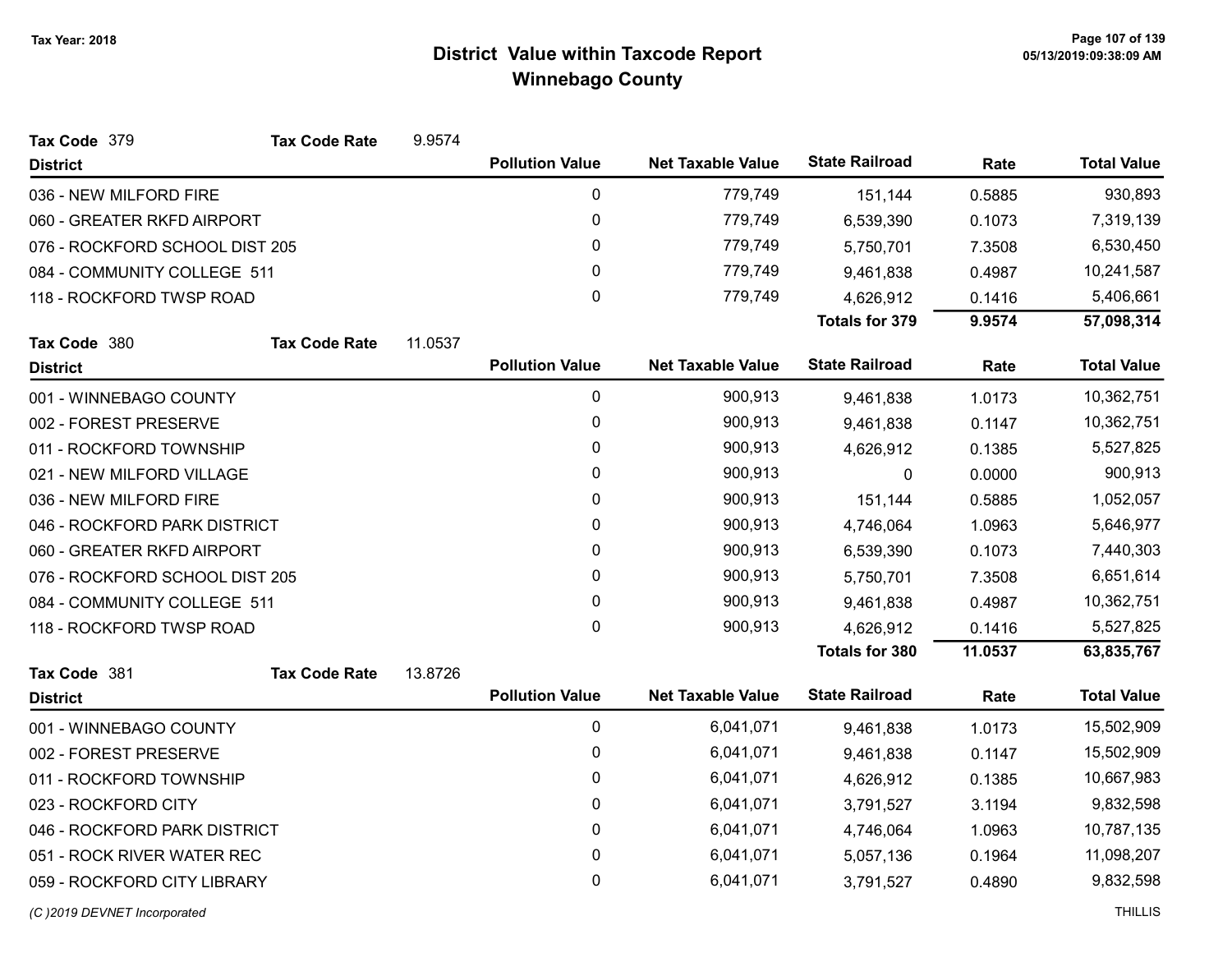# District Value within Taxcode Report

## Winnebago County

Tax Year: 2018

**Tax Code** 379 **Tax Code Rate** 9.9574

| District | Pollution Value | Net Taxable Value | State Railroad | Rate | Total Value |
|---|---|---|---|---|---|
| 036 - NEW MILFORD FIRE | 0 | 779,749 | 151,144 | 0.5885 | 930,893 |
| 060 - GREATER RKFD AIRPORT | 0 | 779,749 | 6,539,390 | 0.1073 | 7,319,139 |
| 076 - ROCKFORD SCHOOL DIST 205 | 0 | 779,749 | 5,750,701 | 7.3508 | 6,530,450 |
| 084 - COMMUNITY COLLEGE 511 | 0 | 779,749 | 9,461,838 | 0.4987 | 10,241,587 |
| 118 - ROCKFORD TWSP ROAD | 0 | 779,749 | 4,626,912 | 0.1416 | 5,406,661 |
| | | | **Totals for 379** | **9.9574** | **57,098,314** |

**Tax Code** 380 **Tax Code Rate** 11.0537

| District | Pollution Value | Net Taxable Value | State Railroad | Rate | Total Value |
|---|---|---|---|---|---|
| 001 - WINNEBAGO COUNTY | 0 | 900,913 | 9,461,838 | 1.0173 | 10,362,751 |
| 002 - FOREST PRESERVE | 0 | 900,913 | 9,461,838 | 0.1147 | 10,362,751 |
| 011 - ROCKFORD TOWNSHIP | 0 | 900,913 | 4,626,912 | 0.1385 | 5,527,825 |
| 021 - NEW MILFORD VILLAGE | 0 | 900,913 | 0 | 0.0000 | 900,913 |
| 036 - NEW MILFORD FIRE | 0 | 900,913 | 151,144 | 0.5885 | 1,052,057 |
| 046 - ROCKFORD PARK DISTRICT | 0 | 900,913 | 4,746,064 | 1.0963 | 5,646,977 |
| 060 - GREATER RKFD AIRPORT | 0 | 900,913 | 6,539,390 | 0.1073 | 7,440,303 |
| 076 - ROCKFORD SCHOOL DIST 205 | 0 | 900,913 | 5,750,701 | 7.3508 | 6,651,614 |
| 084 - COMMUNITY COLLEGE 511 | 0 | 900,913 | 9,461,838 | 0.4987 | 10,362,751 |
| 118 - ROCKFORD TWSP ROAD | 0 | 900,913 | 4,626,912 | 0.1416 | 5,527,825 |
| | | | **Totals for 380** | **11.0537** | **63,835,767** |

**Tax Code** 381 **Tax Code Rate** 13.8726

| District | Pollution Value | Net Taxable Value | State Railroad | Rate | Total Value |
|---|---|---|---|---|---|
| 001 - WINNEBAGO COUNTY | 0 | 6,041,071 | 9,461,838 | 1.0173 | 15,502,909 |
| 002 - FOREST PRESERVE | 0 | 6,041,071 | 9,461,838 | 0.1147 | 15,502,909 |
| 011 - ROCKFORD TOWNSHIP | 0 | 6,041,071 | 4,626,912 | 0.1385 | 10,667,983 |
| 023 - ROCKFORD CITY | 0 | 6,041,071 | 3,791,527 | 3.1194 | 9,832,598 |
| 046 - ROCKFORD PARK DISTRICT | 0 | 6,041,071 | 4,746,064 | 1.0963 | 10,787,135 |
| 051 - ROCK RIVER WATER REC | 0 | 6,041,071 | 5,057,136 | 0.1964 | 11,098,207 |
| 059 - ROCKFORD CITY LIBRARY | 0 | 6,041,071 | 3,791,527 | 0.4890 | 9,832,598 |

(C )2019 DEVNET Incorporated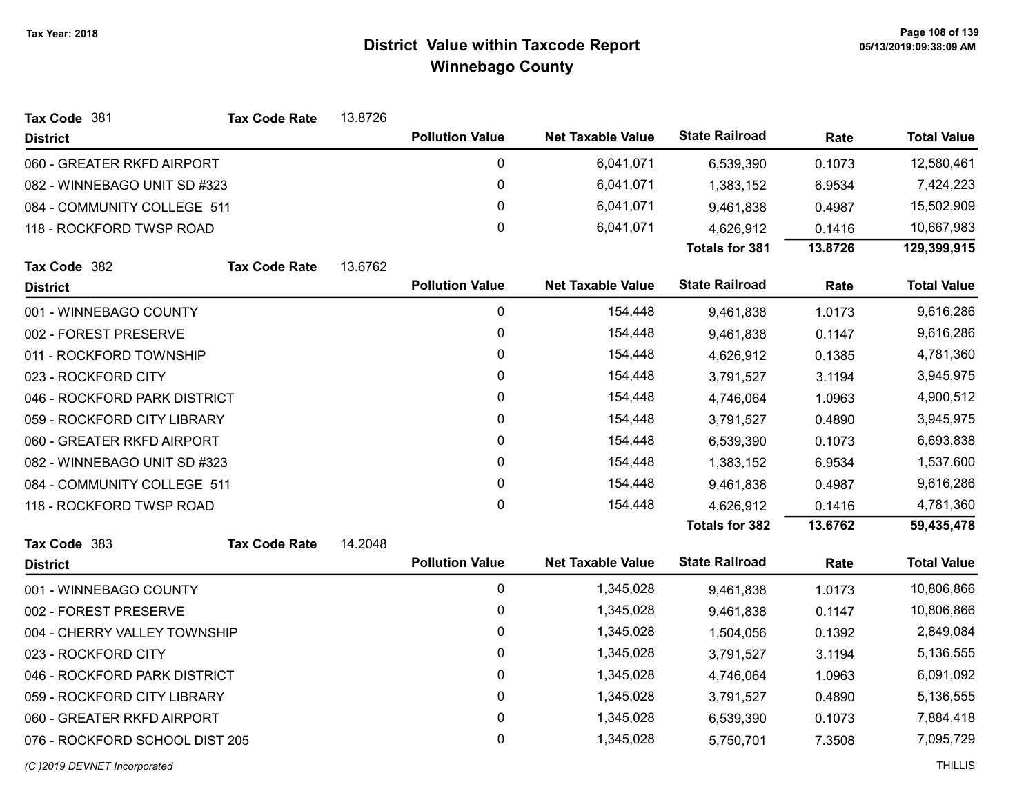# District Value within Taxcode Report
## Winnebago County

Tax Year: 2018

**Tax Code** 381 **Tax Code Rate** 13.8726

| District | Pollution Value | Net Taxable Value | State Railroad | Rate | Total Value |
|---|---|---|---|---|---|
| 060 - GREATER RKFD AIRPORT | 0 | 6,041,071 | 6,539,390 | 0.1073 | 12,580,461 |
| 082 - WINNEBAGO UNIT SD #323 | 0 | 6,041,071 | 1,383,152 | 6.9534 | 7,424,223 |
| 084 - COMMUNITY COLLEGE 511 | 0 | 6,041,071 | 9,461,838 | 0.4987 | 15,502,909 |
| 118 - ROCKFORD TWSP ROAD | 0 | 6,041,071 | 4,626,912 | 0.1416 | 10,667,983 |
| | | | **Totals for 381** | **13.8726** | **129,399,915** |

**Tax Code** 382 **Tax Code Rate** 13.6762

| District | Pollution Value | Net Taxable Value | State Railroad | Rate | Total Value |
|---|---|---|---|---|---|
| 001 - WINNEBAGO COUNTY | 0 | 154,448 | 9,461,838 | 1.0173 | 9,616,286 |
| 002 - FOREST PRESERVE | 0 | 154,448 | 9,461,838 | 0.1147 | 9,616,286 |
| 011 - ROCKFORD TOWNSHIP | 0 | 154,448 | 4,626,912 | 0.1385 | 4,781,360 |
| 023 - ROCKFORD CITY | 0 | 154,448 | 3,791,527 | 3.1194 | 3,945,975 |
| 046 - ROCKFORD PARK DISTRICT | 0 | 154,448 | 4,746,064 | 1.0963 | 4,900,512 |
| 059 - ROCKFORD CITY LIBRARY | 0 | 154,448 | 3,791,527 | 0.4890 | 3,945,975 |
| 060 - GREATER RKFD AIRPORT | 0 | 154,448 | 6,539,390 | 0.1073 | 6,693,838 |
| 082 - WINNEBAGO UNIT SD #323 | 0 | 154,448 | 1,383,152 | 6.9534 | 1,537,600 |
| 084 - COMMUNITY COLLEGE 511 | 0 | 154,448 | 9,461,838 | 0.4987 | 9,616,286 |
| 118 - ROCKFORD TWSP ROAD | 0 | 154,448 | 4,626,912 | 0.1416 | 4,781,360 |
| | | | **Totals for 382** | **13.6762** | **59,435,478** |

**Tax Code** 383 **Tax Code Rate** 14.2048

| District | Pollution Value | Net Taxable Value | State Railroad | Rate | Total Value |
|---|---|---|---|---|---|
| 001 - WINNEBAGO COUNTY | 0 | 1,345,028 | 9,461,838 | 1.0173 | 10,806,866 |
| 002 - FOREST PRESERVE | 0 | 1,345,028 | 9,461,838 | 0.1147 | 10,806,866 |
| 004 - CHERRY VALLEY TOWNSHIP | 0 | 1,345,028 | 1,504,056 | 0.1392 | 2,849,084 |
| 023 - ROCKFORD CITY | 0 | 1,345,028 | 3,791,527 | 3.1194 | 5,136,555 |
| 046 - ROCKFORD PARK DISTRICT | 0 | 1,345,028 | 4,746,064 | 1.0963 | 6,091,092 |
| 059 - ROCKFORD CITY LIBRARY | 0 | 1,345,028 | 3,791,527 | 0.4890 | 5,136,555 |
| 060 - GREATER RKFD AIRPORT | 0 | 1,345,028 | 6,539,390 | 0.1073 | 7,884,418 |
| 076 - ROCKFORD SCHOOL DIST 205 | 0 | 1,345,028 | 5,750,701 | 7.3508 | 7,095,729 |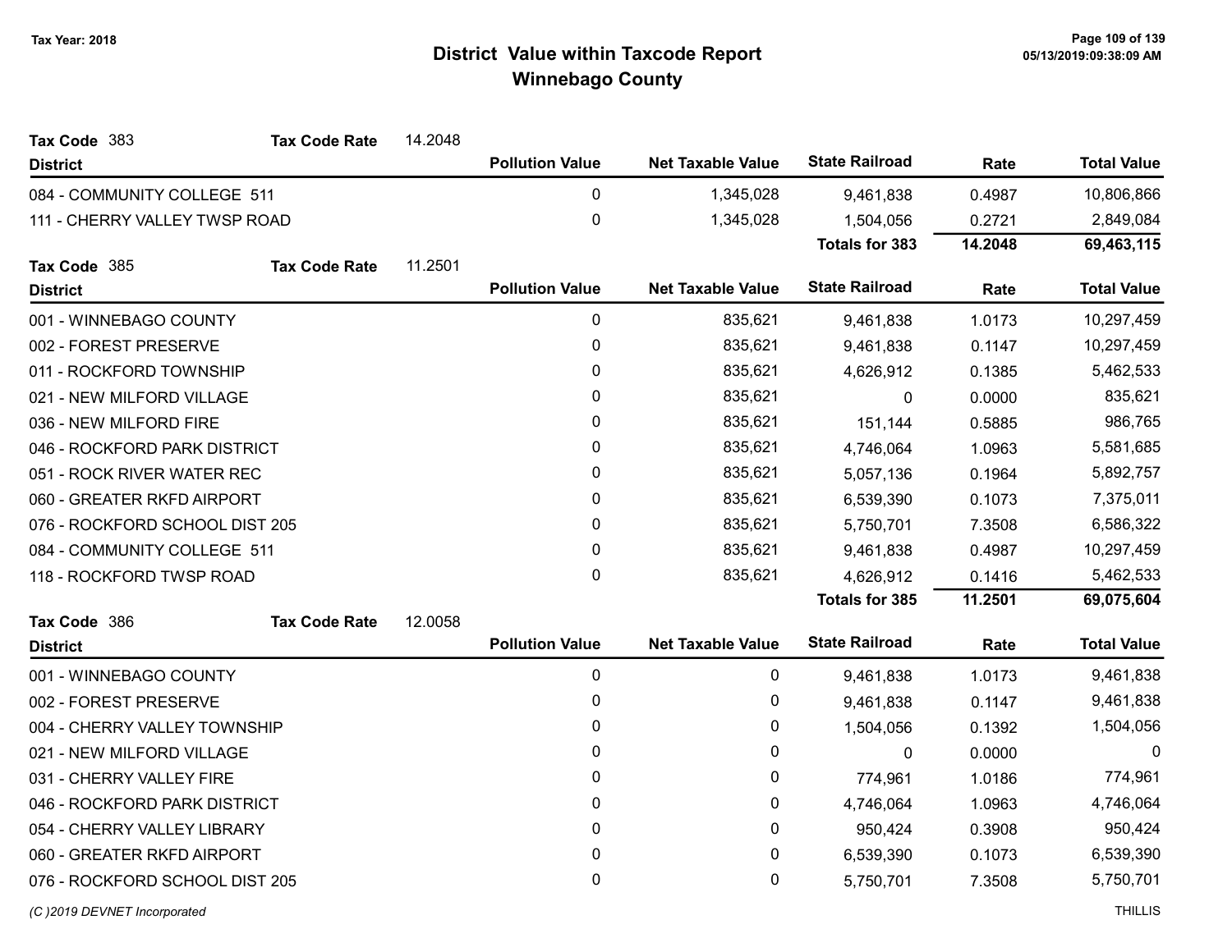**Tax Year: 2018**

# District Value within Taxcode Report
## Winnebago County

**Tax Code** 383 **Tax Code Rate** 14.2048

| District | Pollution Value | Net Taxable Value | State Railroad | Rate | Total Value |
|---|---|---|---|---|---|
| 084 - COMMUNITY COLLEGE 511 | 0 | 1,345,028 | 9,461,838 | 0.4987 | 10,806,866 |
| 111 - CHERRY VALLEY TWSP ROAD | 0 | 1,345,028 | 1,504,056 | 0.2721 | 2,849,084 |
| | | | **Totals for 383** | **14.2048** | **69,463,115** |

**Tax Code** 385 **Tax Code Rate** 11.2501

| District | Pollution Value | Net Taxable Value | State Railroad | Rate | Total Value |
|---|---|---|---|---|---|
| 001 - WINNEBAGO COUNTY | 0 | 835,621 | 9,461,838 | 1.0173 | 10,297,459 |
| 002 - FOREST PRESERVE | 0 | 835,621 | 9,461,838 | 0.1147 | 10,297,459 |
| 011 - ROCKFORD TOWNSHIP | 0 | 835,621 | 4,626,912 | 0.1385 | 5,462,533 |
| 021 - NEW MILFORD VILLAGE | 0 | 835,621 | 0 | 0.0000 | 835,621 |
| 036 - NEW MILFORD FIRE | 0 | 835,621 | 151,144 | 0.5885 | 986,765 |
| 046 - ROCKFORD PARK DISTRICT | 0 | 835,621 | 4,746,064 | 1.0963 | 5,581,685 |
| 051 - ROCK RIVER WATER REC | 0 | 835,621 | 5,057,136 | 0.1964 | 5,892,757 |
| 060 - GREATER RKFD AIRPORT | 0 | 835,621 | 6,539,390 | 0.1073 | 7,375,011 |
| 076 - ROCKFORD SCHOOL DIST 205 | 0 | 835,621 | 5,750,701 | 7.3508 | 6,586,322 |
| 084 - COMMUNITY COLLEGE 511 | 0 | 835,621 | 9,461,838 | 0.4987 | 10,297,459 |
| 118 - ROCKFORD TWSP ROAD | 0 | 835,621 | 4,626,912 | 0.1416 | 5,462,533 |
| | | | **Totals for 385** | **11.2501** | **69,075,604** |

**Tax Code** 386 **Tax Code Rate** 12.0058

| District | Pollution Value | Net Taxable Value | State Railroad | Rate | Total Value |
|---|---|---|---|---|---|
| 001 - WINNEBAGO COUNTY | 0 | 0 | 9,461,838 | 1.0173 | 9,461,838 |
| 002 - FOREST PRESERVE | 0 | 0 | 9,461,838 | 0.1147 | 9,461,838 |
| 004 - CHERRY VALLEY TOWNSHIP | 0 | 0 | 1,504,056 | 0.1392 | 1,504,056 |
| 021 - NEW MILFORD VILLAGE | 0 | 0 | 0 | 0.0000 | 0 |
| 031 - CHERRY VALLEY FIRE | 0 | 0 | 774,961 | 1.0186 | 774,961 |
| 046 - ROCKFORD PARK DISTRICT | 0 | 0 | 4,746,064 | 1.0963 | 4,746,064 |
| 054 - CHERRY VALLEY LIBRARY | 0 | 0 | 950,424 | 0.3908 | 950,424 |
| 060 - GREATER RKFD AIRPORT | 0 | 0 | 6,539,390 | 0.1073 | 6,539,390 |
| 076 - ROCKFORD SCHOOL DIST 205 | 0 | 0 | 5,750,701 | 7.3508 | 5,750,701 |

*(C )2019 DEVNET Incorporated* THILLIS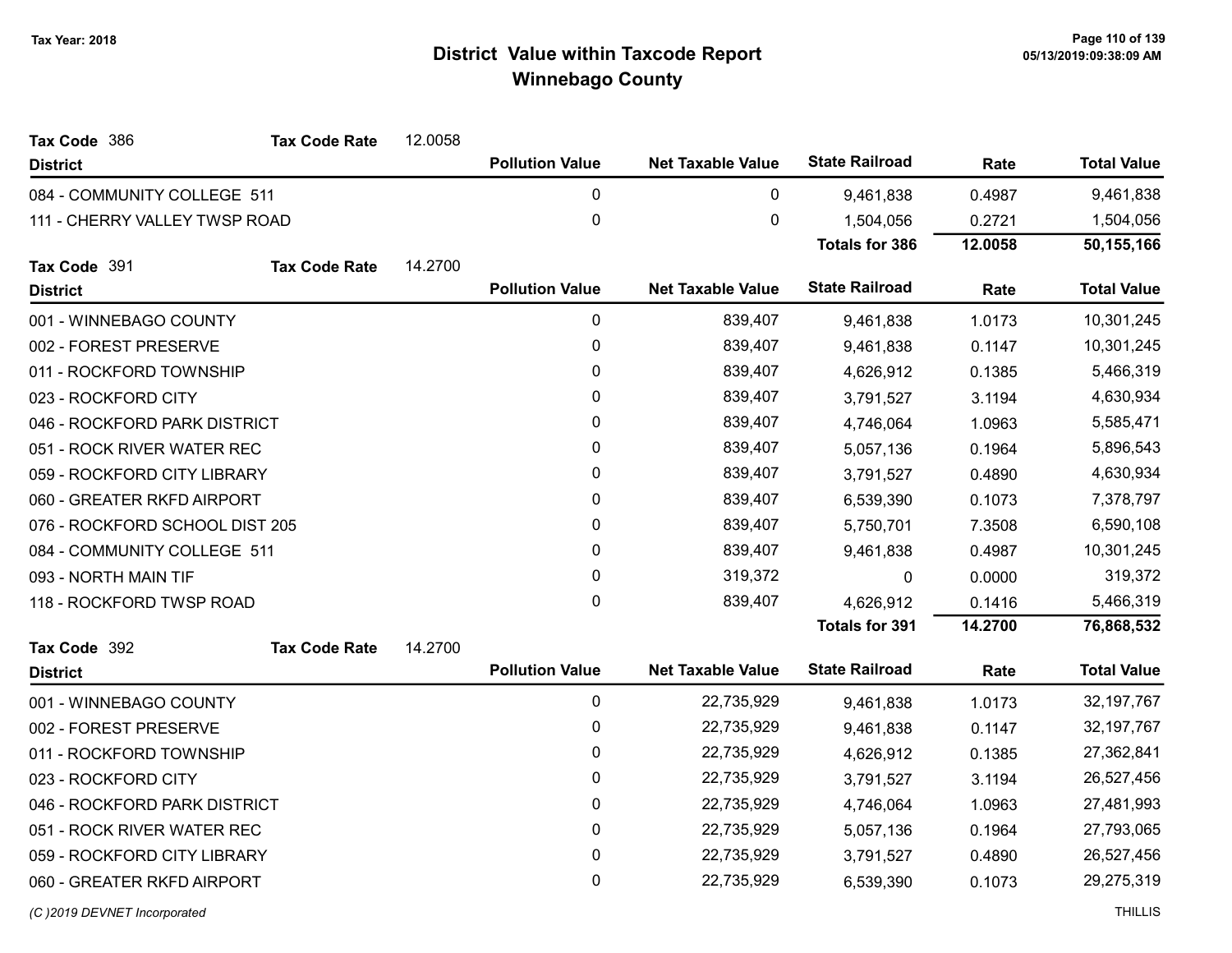# District Value within Taxcode Report

## Winnebago County

Tax Year: 2018

**Tax Code** 386 **Tax Code Rate** 12.0058

| District | Pollution Value | Net Taxable Value | State Railroad | Rate | Total Value |
|---|---|---|---|---|---|
| 084 - COMMUNITY COLLEGE 511 | 0 | 0 | 9,461,838 | 0.4987 | 9,461,838 |
| 111 - CHERRY VALLEY TWSP ROAD | 0 | 0 | 1,504,056 | 0.2721 | 1,504,056 |
| | | | **Totals for 386** | **12.0058** | **50,155,166** |

**Tax Code** 391 **Tax Code Rate** 14.2700

| District | Pollution Value | Net Taxable Value | State Railroad | Rate | Total Value |
|---|---|---|---|---|---|
| 001 - WINNEBAGO COUNTY | 0 | 839,407 | 9,461,838 | 1.0173 | 10,301,245 |
| 002 - FOREST PRESERVE | 0 | 839,407 | 9,461,838 | 0.1147 | 10,301,245 |
| 011 - ROCKFORD TOWNSHIP | 0 | 839,407 | 4,626,912 | 0.1385 | 5,466,319 |
| 023 - ROCKFORD CITY | 0 | 839,407 | 3,791,527 | 3.1194 | 4,630,934 |
| 046 - ROCKFORD PARK DISTRICT | 0 | 839,407 | 4,746,064 | 1.0963 | 5,585,471 |
| 051 - ROCK RIVER WATER REC | 0 | 839,407 | 5,057,136 | 0.1964 | 5,896,543 |
| 059 - ROCKFORD CITY LIBRARY | 0 | 839,407 | 3,791,527 | 0.4890 | 4,630,934 |
| 060 - GREATER RKFD AIRPORT | 0 | 839,407 | 6,539,390 | 0.1073 | 7,378,797 |
| 076 - ROCKFORD SCHOOL DIST 205 | 0 | 839,407 | 5,750,701 | 7.3508 | 6,590,108 |
| 084 - COMMUNITY COLLEGE 511 | 0 | 839,407 | 9,461,838 | 0.4987 | 10,301,245 |
| 093 - NORTH MAIN TIF | 0 | 319,372 | 0 | 0.0000 | 319,372 |
| 118 - ROCKFORD TWSP ROAD | 0 | 839,407 | 4,626,912 | 0.1416 | 5,466,319 |
| | | | **Totals for 391** | **14.2700** | **76,868,532** |

**Tax Code** 392 **Tax Code Rate** 14.2700

| District | Pollution Value | Net Taxable Value | State Railroad | Rate | Total Value |
|---|---|---|---|---|---|
| 001 - WINNEBAGO COUNTY | 0 | 22,735,929 | 9,461,838 | 1.0173 | 32,197,767 |
| 002 - FOREST PRESERVE | 0 | 22,735,929 | 9,461,838 | 0.1147 | 32,197,767 |
| 011 - ROCKFORD TOWNSHIP | 0 | 22,735,929 | 4,626,912 | 0.1385 | 27,362,841 |
| 023 - ROCKFORD CITY | 0 | 22,735,929 | 3,791,527 | 3.1194 | 26,527,456 |
| 046 - ROCKFORD PARK DISTRICT | 0 | 22,735,929 | 4,746,064 | 1.0963 | 27,481,993 |
| 051 - ROCK RIVER WATER REC | 0 | 22,735,929 | 5,057,136 | 0.1964 | 27,793,065 |
| 059 - ROCKFORD CITY LIBRARY | 0 | 22,735,929 | 3,791,527 | 0.4890 | 26,527,456 |
| 060 - GREATER RKFD AIRPORT | 0 | 22,735,929 | 6,539,390 | 0.1073 | 29,275,319 |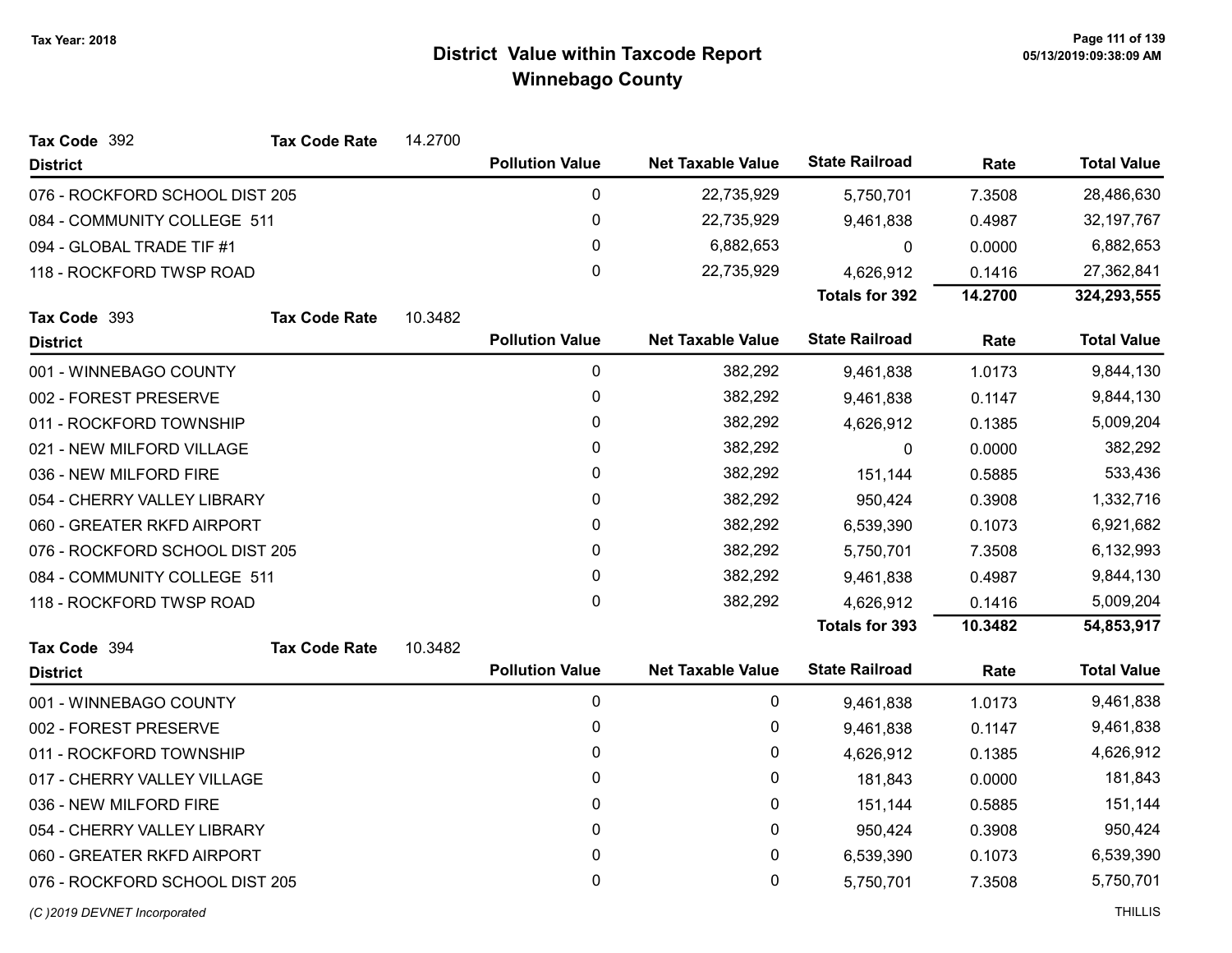# District Value within Taxcode Report
## Winnebago County

Tax Year: 2018

**Tax Code** 392 **Tax Code Rate** 14.2700

| District | Pollution Value | Net Taxable Value | State Railroad | Rate | Total Value |
|---|---|---|---|---|---|
| 076 - ROCKFORD SCHOOL DIST 205 | 0 | 22,735,929 | 5,750,701 | 7.3508 | 28,486,630 |
| 084 - COMMUNITY COLLEGE 511 | 0 | 22,735,929 | 9,461,838 | 0.4987 | 32,197,767 |
| 094 - GLOBAL TRADE TIF #1 | 0 | 6,882,653 | 0 | 0.0000 | 6,882,653 |
| 118 - ROCKFORD TWSP ROAD | 0 | 22,735,929 | 4,626,912 | 0.1416 | 27,362,841 |
| | | | **Totals for 392** | **14.2700** | **324,293,555** |

**Tax Code** 393 **Tax Code Rate** 10.3482

| District | Pollution Value | Net Taxable Value | State Railroad | Rate | Total Value |
|---|---|---|---|---|---|
| 001 - WINNEBAGO COUNTY | 0 | 382,292 | 9,461,838 | 1.0173 | 9,844,130 |
| 002 - FOREST PRESERVE | 0 | 382,292 | 9,461,838 | 0.1147 | 9,844,130 |
| 011 - ROCKFORD TOWNSHIP | 0 | 382,292 | 4,626,912 | 0.1385 | 5,009,204 |
| 021 - NEW MILFORD VILLAGE | 0 | 382,292 | 0 | 0.0000 | 382,292 |
| 036 - NEW MILFORD FIRE | 0 | 382,292 | 151,144 | 0.5885 | 533,436 |
| 054 - CHERRY VALLEY LIBRARY | 0 | 382,292 | 950,424 | 0.3908 | 1,332,716 |
| 060 - GREATER RKFD AIRPORT | 0 | 382,292 | 6,539,390 | 0.1073 | 6,921,682 |
| 076 - ROCKFORD SCHOOL DIST 205 | 0 | 382,292 | 5,750,701 | 7.3508 | 6,132,993 |
| 084 - COMMUNITY COLLEGE 511 | 0 | 382,292 | 9,461,838 | 0.4987 | 9,844,130 |
| 118 - ROCKFORD TWSP ROAD | 0 | 382,292 | 4,626,912 | 0.1416 | 5,009,204 |
| | | | **Totals for 393** | **10.3482** | **54,853,917** |

**Tax Code** 394 **Tax Code Rate** 10.3482

| District | Pollution Value | Net Taxable Value | State Railroad | Rate | Total Value |
|---|---|---|---|---|---|
| 001 - WINNEBAGO COUNTY | 0 | 0 | 9,461,838 | 1.0173 | 9,461,838 |
| 002 - FOREST PRESERVE | 0 | 0 | 9,461,838 | 0.1147 | 9,461,838 |
| 011 - ROCKFORD TOWNSHIP | 0 | 0 | 4,626,912 | 0.1385 | 4,626,912 |
| 017 - CHERRY VALLEY VILLAGE | 0 | 0 | 181,843 | 0.0000 | 181,843 |
| 036 - NEW MILFORD FIRE | 0 | 0 | 151,144 | 0.5885 | 151,144 |
| 054 - CHERRY VALLEY LIBRARY | 0 | 0 | 950,424 | 0.3908 | 950,424 |
| 060 - GREATER RKFD AIRPORT | 0 | 0 | 6,539,390 | 0.1073 | 6,539,390 |
| 076 - ROCKFORD SCHOOL DIST 205 | 0 | 0 | 5,750,701 | 7.3508 | 5,750,701 |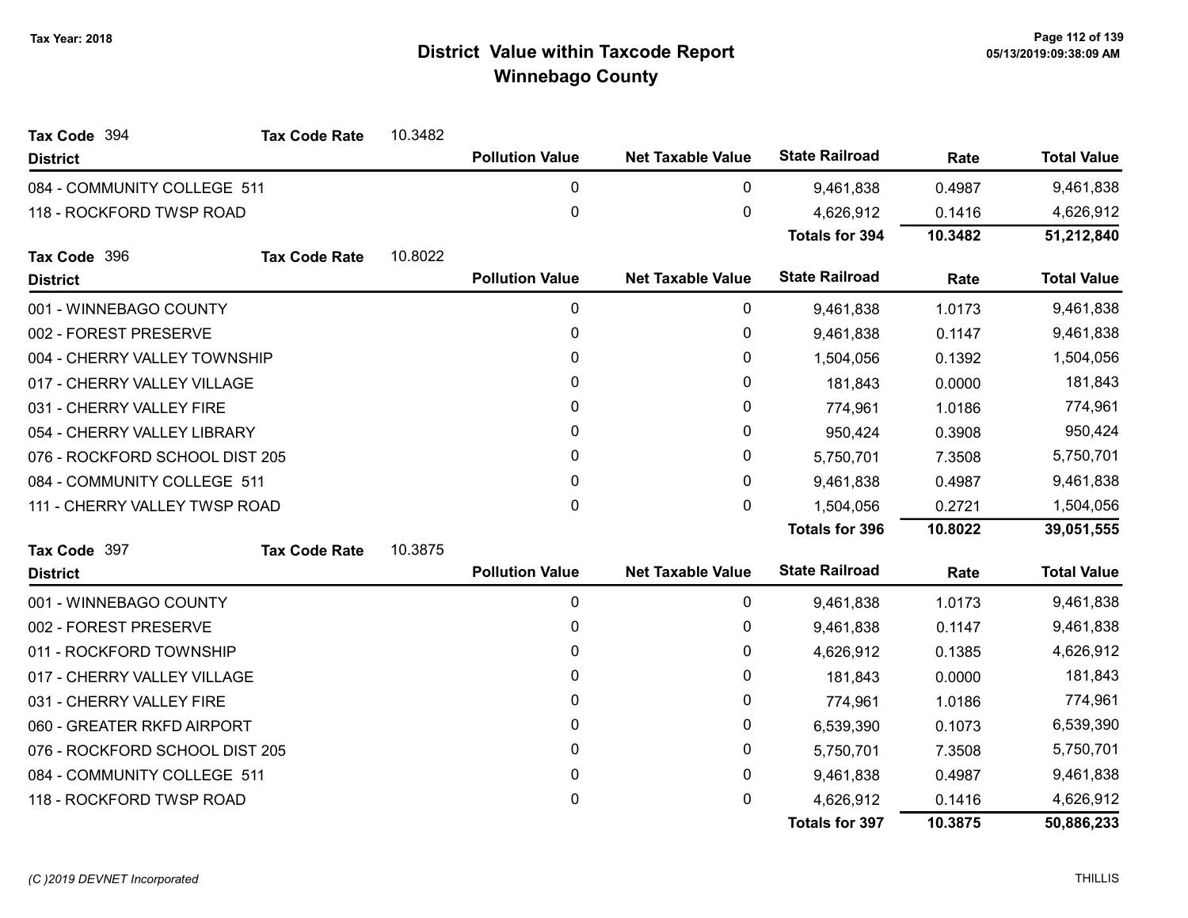# District Value within Taxcode Report
## Winnebago County

Tax Year: 2018

**Tax Code** 394 **Tax Code Rate** 10.3482

| District | Pollution Value | Net Taxable Value | State Railroad | Rate | Total Value |
|---|---|---|---|---|---|
| 084 - COMMUNITY COLLEGE 511 | 0 | 0 | 9,461,838 | 0.4987 | 9,461,838 |
| 118 - ROCKFORD TWSP ROAD | 0 | 0 | 4,626,912 | 0.1416 | 4,626,912 |
| | | | **Totals for 394** | **10.3482** | **51,212,840** |

**Tax Code** 396 **Tax Code Rate** 10.8022

| District | Pollution Value | Net Taxable Value | State Railroad | Rate | Total Value |
|---|---|---|---|---|---|
| 001 - WINNEBAGO COUNTY | 0 | 0 | 9,461,838 | 1.0173 | 9,461,838 |
| 002 - FOREST PRESERVE | 0 | 0 | 9,461,838 | 0.1147 | 9,461,838 |
| 004 - CHERRY VALLEY TOWNSHIP | 0 | 0 | 1,504,056 | 0.1392 | 1,504,056 |
| 017 - CHERRY VALLEY VILLAGE | 0 | 0 | 181,843 | 0.0000 | 181,843 |
| 031 - CHERRY VALLEY FIRE | 0 | 0 | 774,961 | 1.0186 | 774,961 |
| 054 - CHERRY VALLEY LIBRARY | 0 | 0 | 950,424 | 0.3908 | 950,424 |
| 076 - ROCKFORD SCHOOL DIST 205 | 0 | 0 | 5,750,701 | 7.3508 | 5,750,701 |
| 084 - COMMUNITY COLLEGE 511 | 0 | 0 | 9,461,838 | 0.4987 | 9,461,838 |
| 111 - CHERRY VALLEY TWSP ROAD | 0 | 0 | 1,504,056 | 0.2721 | 1,504,056 |
| | | | **Totals for 396** | **10.8022** | **39,051,555** |

**Tax Code** 397 **Tax Code Rate** 10.3875

| District | Pollution Value | Net Taxable Value | State Railroad | Rate | Total Value |
|---|---|---|---|---|---|
| 001 - WINNEBAGO COUNTY | 0 | 0 | 9,461,838 | 1.0173 | 9,461,838 |
| 002 - FOREST PRESERVE | 0 | 0 | 9,461,838 | 0.1147 | 9,461,838 |
| 011 - ROCKFORD TOWNSHIP | 0 | 0 | 4,626,912 | 0.1385 | 4,626,912 |
| 017 - CHERRY VALLEY VILLAGE | 0 | 0 | 181,843 | 0.0000 | 181,843 |
| 031 - CHERRY VALLEY FIRE | 0 | 0 | 774,961 | 1.0186 | 774,961 |
| 060 - GREATER RKFD AIRPORT | 0 | 0 | 6,539,390 | 0.1073 | 6,539,390 |
| 076 - ROCKFORD SCHOOL DIST 205 | 0 | 0 | 5,750,701 | 7.3508 | 5,750,701 |
| 084 - COMMUNITY COLLEGE 511 | 0 | 0 | 9,461,838 | 0.4987 | 9,461,838 |
| 118 - ROCKFORD TWSP ROAD | 0 | 0 | 4,626,912 | 0.1416 | 4,626,912 |
| | | | **Totals for 397** | **10.3875** | **50,886,233** |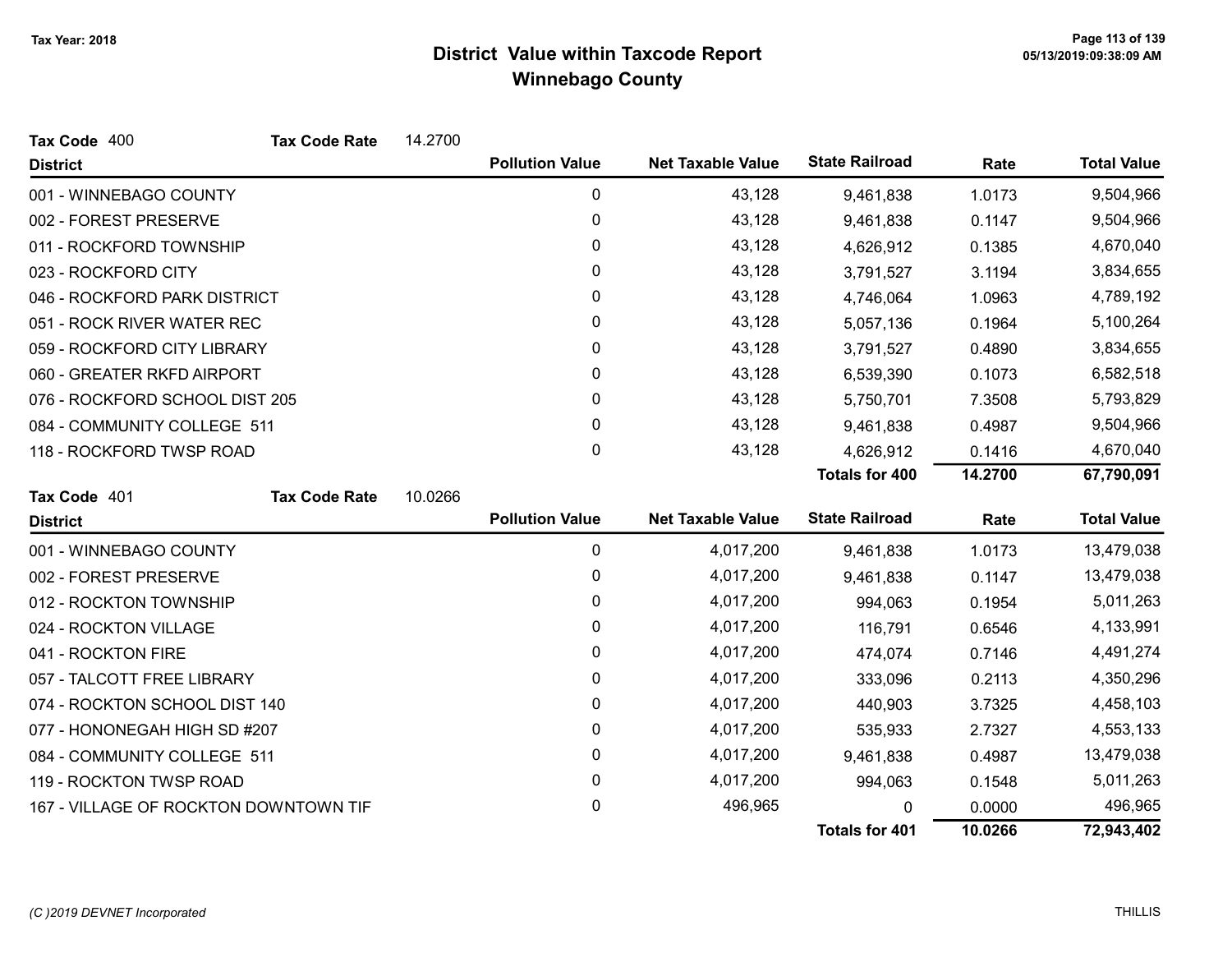# District Value within Taxcode Report
## Winnebago County

Tax Year: 2018

**Tax Code** 400 **Tax Code Rate** 14.2700

| District | Pollution Value | Net Taxable Value | State Railroad | Rate | Total Value |
|---|---|---|---|---|---|
| 001 - WINNEBAGO COUNTY | 0 | 43,128 | 9,461,838 | 1.0173 | 9,504,966 |
| 002 - FOREST PRESERVE | 0 | 43,128 | 9,461,838 | 0.1147 | 9,504,966 |
| 011 - ROCKFORD TOWNSHIP | 0 | 43,128 | 4,626,912 | 0.1385 | 4,670,040 |
| 023 - ROCKFORD CITY | 0 | 43,128 | 3,791,527 | 3.1194 | 3,834,655 |
| 046 - ROCKFORD PARK DISTRICT | 0 | 43,128 | 4,746,064 | 1.0963 | 4,789,192 |
| 051 - ROCK RIVER WATER REC | 0 | 43,128 | 5,057,136 | 0.1964 | 5,100,264 |
| 059 - ROCKFORD CITY LIBRARY | 0 | 43,128 | 3,791,527 | 0.4890 | 3,834,655 |
| 060 - GREATER RKFD AIRPORT | 0 | 43,128 | 6,539,390 | 0.1073 | 6,582,518 |
| 076 - ROCKFORD SCHOOL DIST 205 | 0 | 43,128 | 5,750,701 | 7.3508 | 5,793,829 |
| 084 - COMMUNITY COLLEGE 511 | 0 | 43,128 | 9,461,838 | 0.4987 | 9,504,966 |
| 118 - ROCKFORD TWSP ROAD | 0 | 43,128 | 4,626,912 | 0.1416 | 4,670,040 |
| | | | **Totals for 400** | **14.2700** | **67,790,091** |

**Tax Code** 401 **Tax Code Rate** 10.0266

| District | Pollution Value | Net Taxable Value | State Railroad | Rate | Total Value |
|---|---|---|---|---|---|
| 001 - WINNEBAGO COUNTY | 0 | 4,017,200 | 9,461,838 | 1.0173 | 13,479,038 |
| 002 - FOREST PRESERVE | 0 | 4,017,200 | 9,461,838 | 0.1147 | 13,479,038 |
| 012 - ROCKTON TOWNSHIP | 0 | 4,017,200 | 994,063 | 0.1954 | 5,011,263 |
| 024 - ROCKTON VILLAGE | 0 | 4,017,200 | 116,791 | 0.6546 | 4,133,991 |
| 041 - ROCKTON FIRE | 0 | 4,017,200 | 474,074 | 0.7146 | 4,491,274 |
| 057 - TALCOTT FREE LIBRARY | 0 | 4,017,200 | 333,096 | 0.2113 | 4,350,296 |
| 074 - ROCKTON SCHOOL DIST 140 | 0 | 4,017,200 | 440,903 | 3.7325 | 4,458,103 |
| 077 - HONONEGAH HIGH SD #207 | 0 | 4,017,200 | 535,933 | 2.7327 | 4,553,133 |
| 084 - COMMUNITY COLLEGE 511 | 0 | 4,017,200 | 9,461,838 | 0.4987 | 13,479,038 |
| 119 - ROCKTON TWSP ROAD | 0 | 4,017,200 | 994,063 | 0.1548 | 5,011,263 |
| 167 - VILLAGE OF ROCKTON DOWNTOWN TIF | 0 | 496,965 | 0 | 0.0000 | 496,965 |
| | | | **Totals for 401** | **10.0266** | **72,943,402** |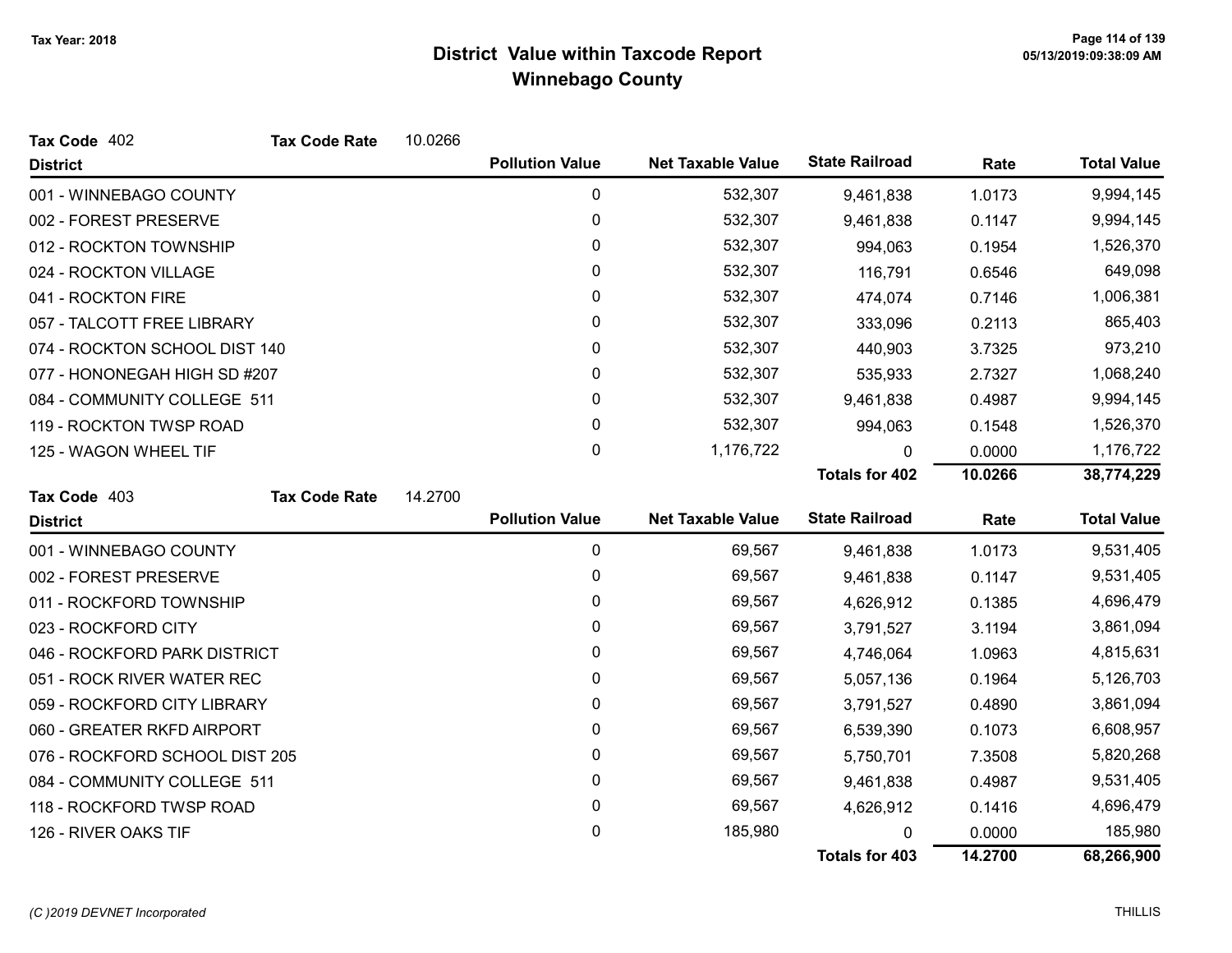# District Value within Taxcode Report
## Winnebago County

Tax Year: 2018

**Tax Code** 402 **Tax Code Rate** 10.0266

| District | Pollution Value | Net Taxable Value | State Railroad | Rate | Total Value |
|---|---|---|---|---|---|
| 001 - WINNEBAGO COUNTY | 0 | 532,307 | 9,461,838 | 1.0173 | 9,994,145 |
| 002 - FOREST PRESERVE | 0 | 532,307 | 9,461,838 | 0.1147 | 9,994,145 |
| 012 - ROCKTON TOWNSHIP | 0 | 532,307 | 994,063 | 0.1954 | 1,526,370 |
| 024 - ROCKTON VILLAGE | 0 | 532,307 | 116,791 | 0.6546 | 649,098 |
| 041 - ROCKTON FIRE | 0 | 532,307 | 474,074 | 0.7146 | 1,006,381 |
| 057 - TALCOTT FREE LIBRARY | 0 | 532,307 | 333,096 | 0.2113 | 865,403 |
| 074 - ROCKTON SCHOOL DIST 140 | 0 | 532,307 | 440,903 | 3.7325 | 973,210 |
| 077 - HONONEGAH HIGH SD #207 | 0 | 532,307 | 535,933 | 2.7327 | 1,068,240 |
| 084 - COMMUNITY COLLEGE 511 | 0 | 532,307 | 9,461,838 | 0.4987 | 9,994,145 |
| 119 - ROCKTON TWSP ROAD | 0 | 532,307 | 994,063 | 0.1548 | 1,526,370 |
| 125 - WAGON WHEEL TIF | 0 | 1,176,722 | 0 | 0.0000 | 1,176,722 |
| | | | **Totals for 402** | **10.0266** | **38,774,229** |

**Tax Code** 403 **Tax Code Rate** 14.2700

| District | Pollution Value | Net Taxable Value | State Railroad | Rate | Total Value |
|---|---|---|---|---|---|
| 001 - WINNEBAGO COUNTY | 0 | 69,567 | 9,461,838 | 1.0173 | 9,531,405 |
| 002 - FOREST PRESERVE | 0 | 69,567 | 9,461,838 | 0.1147 | 9,531,405 |
| 011 - ROCKFORD TOWNSHIP | 0 | 69,567 | 4,626,912 | 0.1385 | 4,696,479 |
| 023 - ROCKFORD CITY | 0 | 69,567 | 3,791,527 | 3.1194 | 3,861,094 |
| 046 - ROCKFORD PARK DISTRICT | 0 | 69,567 | 4,746,064 | 1.0963 | 4,815,631 |
| 051 - ROCK RIVER WATER REC | 0 | 69,567 | 5,057,136 | 0.1964 | 5,126,703 |
| 059 - ROCKFORD CITY LIBRARY | 0 | 69,567 | 3,791,527 | 0.4890 | 3,861,094 |
| 060 - GREATER RKFD AIRPORT | 0 | 69,567 | 6,539,390 | 0.1073 | 6,608,957 |
| 076 - ROCKFORD SCHOOL DIST 205 | 0 | 69,567 | 5,750,701 | 7.3508 | 5,820,268 |
| 084 - COMMUNITY COLLEGE 511 | 0 | 69,567 | 9,461,838 | 0.4987 | 9,531,405 |
| 118 - ROCKFORD TWSP ROAD | 0 | 69,567 | 4,626,912 | 0.1416 | 4,696,479 |
| 126 - RIVER OAKS TIF | 0 | 185,980 | 0 | 0.0000 | 185,980 |
| | | | **Totals for 403** | **14.2700** | **68,266,900** |

(C )2019 DEVNET Incorporated

THILLIS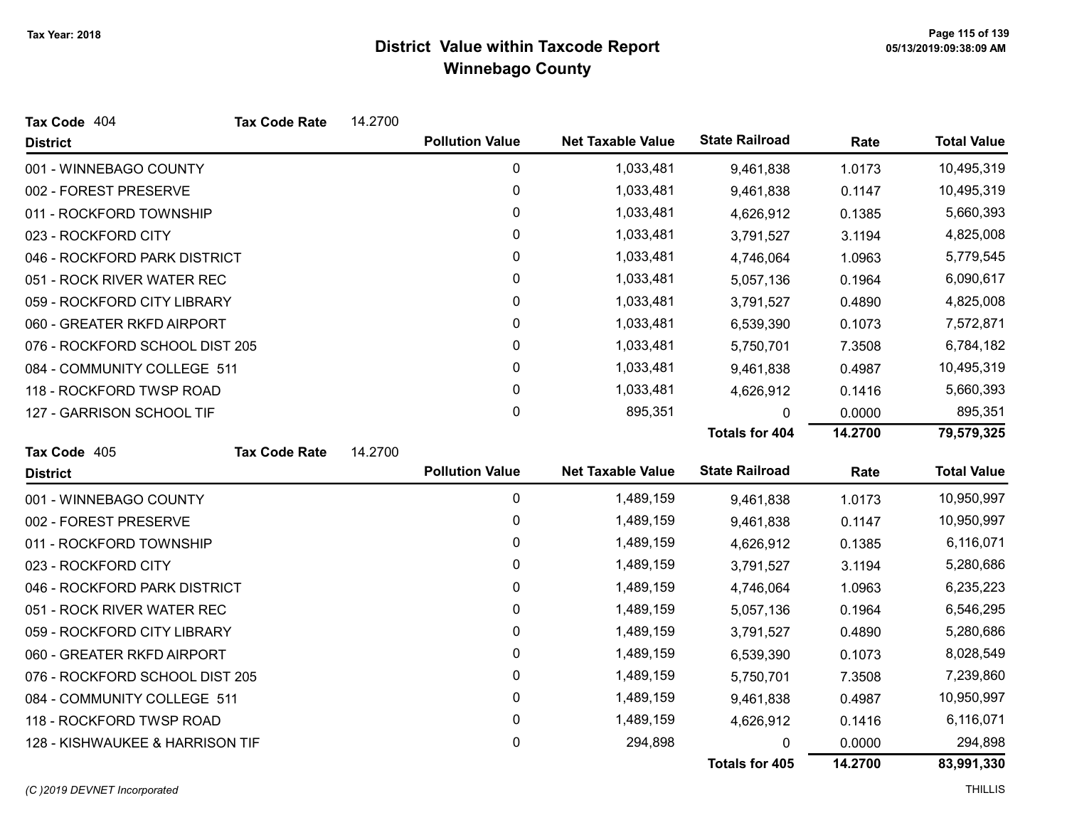# District Value within Taxcode Report
## Winnebago County

Tax Year: 2018

**Tax Code** 404 **Tax Code Rate** 14.2700

| District | Pollution Value | Net Taxable Value | State Railroad | Rate | Total Value |
|---|---|---|---|---|---|
| 001 - WINNEBAGO COUNTY | 0 | 1,033,481 | 9,461,838 | 1.0173 | 10,495,319 |
| 002 - FOREST PRESERVE | 0 | 1,033,481 | 9,461,838 | 0.1147 | 10,495,319 |
| 011 - ROCKFORD TOWNSHIP | 0 | 1,033,481 | 4,626,912 | 0.1385 | 5,660,393 |
| 023 - ROCKFORD CITY | 0 | 1,033,481 | 3,791,527 | 3.1194 | 4,825,008 |
| 046 - ROCKFORD PARK DISTRICT | 0 | 1,033,481 | 4,746,064 | 1.0963 | 5,779,545 |
| 051 - ROCK RIVER WATER REC | 0 | 1,033,481 | 5,057,136 | 0.1964 | 6,090,617 |
| 059 - ROCKFORD CITY LIBRARY | 0 | 1,033,481 | 3,791,527 | 0.4890 | 4,825,008 |
| 060 - GREATER RKFD AIRPORT | 0 | 1,033,481 | 6,539,390 | 0.1073 | 7,572,871 |
| 076 - ROCKFORD SCHOOL DIST 205 | 0 | 1,033,481 | 5,750,701 | 7.3508 | 6,784,182 |
| 084 - COMMUNITY COLLEGE 511 | 0 | 1,033,481 | 9,461,838 | 0.4987 | 10,495,319 |
| 118 - ROCKFORD TWSP ROAD | 0 | 1,033,481 | 4,626,912 | 0.1416 | 5,660,393 |
| 127 - GARRISON SCHOOL TIF | 0 | 895,351 | 0 | 0.0000 | 895,351 |
| | | | **Totals for 404** | **14.2700** | **79,579,325** |

**Tax Code** 405 **Tax Code Rate** 14.2700

| District | Pollution Value | Net Taxable Value | State Railroad | Rate | Total Value |
|---|---|---|---|---|---|
| 001 - WINNEBAGO COUNTY | 0 | 1,489,159 | 9,461,838 | 1.0173 | 10,950,997 |
| 002 - FOREST PRESERVE | 0 | 1,489,159 | 9,461,838 | 0.1147 | 10,950,997 |
| 011 - ROCKFORD TOWNSHIP | 0 | 1,489,159 | 4,626,912 | 0.1385 | 6,116,071 |
| 023 - ROCKFORD CITY | 0 | 1,489,159 | 3,791,527 | 3.1194 | 5,280,686 |
| 046 - ROCKFORD PARK DISTRICT | 0 | 1,489,159 | 4,746,064 | 1.0963 | 6,235,223 |
| 051 - ROCK RIVER WATER REC | 0 | 1,489,159 | 5,057,136 | 0.1964 | 6,546,295 |
| 059 - ROCKFORD CITY LIBRARY | 0 | 1,489,159 | 3,791,527 | 0.4890 | 5,280,686 |
| 060 - GREATER RKFD AIRPORT | 0 | 1,489,159 | 6,539,390 | 0.1073 | 8,028,549 |
| 076 - ROCKFORD SCHOOL DIST 205 | 0 | 1,489,159 | 5,750,701 | 7.3508 | 7,239,860 |
| 084 - COMMUNITY COLLEGE 511 | 0 | 1,489,159 | 9,461,838 | 0.4987 | 10,950,997 |
| 118 - ROCKFORD TWSP ROAD | 0 | 1,489,159 | 4,626,912 | 0.1416 | 6,116,071 |
| 128 - KISHWAUKEE & HARRISON TIF | 0 | 294,898 | 0 | 0.0000 | 294,898 |
| | | | **Totals for 405** | **14.2700** | **83,991,330** |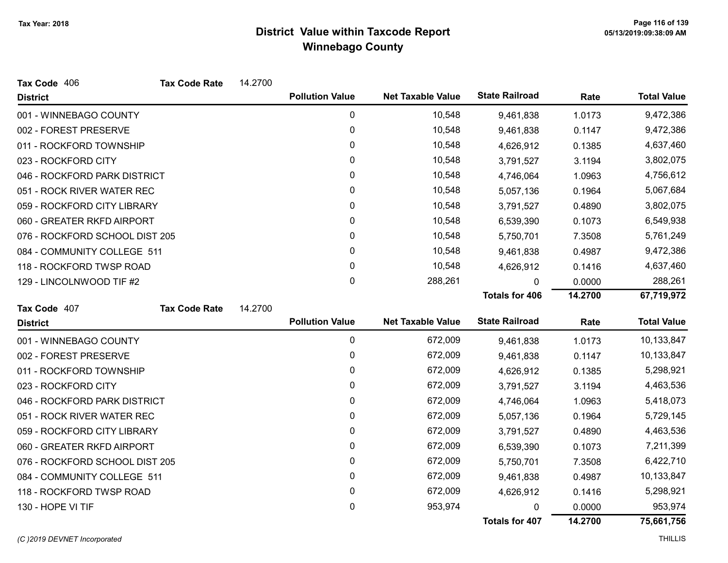# District Value within Taxcode Report
## Winnebago County

Tax Year: 2018

**Tax Code** 406 **Tax Code Rate** 14.2700

| District | Pollution Value | Net Taxable Value | State Railroad | Rate | Total Value |
|---|---|---|---|---|---|
| 001 - WINNEBAGO COUNTY | 0 | 10,548 | 9,461,838 | 1.0173 | 9,472,386 |
| 002 - FOREST PRESERVE | 0 | 10,548 | 9,461,838 | 0.1147 | 9,472,386 |
| 011 - ROCKFORD TOWNSHIP | 0 | 10,548 | 4,626,912 | 0.1385 | 4,637,460 |
| 023 - ROCKFORD CITY | 0 | 10,548 | 3,791,527 | 3.1194 | 3,802,075 |
| 046 - ROCKFORD PARK DISTRICT | 0 | 10,548 | 4,746,064 | 1.0963 | 4,756,612 |
| 051 - ROCK RIVER WATER REC | 0 | 10,548 | 5,057,136 | 0.1964 | 5,067,684 |
| 059 - ROCKFORD CITY LIBRARY | 0 | 10,548 | 3,791,527 | 0.4890 | 3,802,075 |
| 060 - GREATER RKFD AIRPORT | 0 | 10,548 | 6,539,390 | 0.1073 | 6,549,938 |
| 076 - ROCKFORD SCHOOL DIST 205 | 0 | 10,548 | 5,750,701 | 7.3508 | 5,761,249 |
| 084 - COMMUNITY COLLEGE 511 | 0 | 10,548 | 9,461,838 | 0.4987 | 9,472,386 |
| 118 - ROCKFORD TWSP ROAD | 0 | 10,548 | 4,626,912 | 0.1416 | 4,637,460 |
| 129 - LINCOLNWOOD TIF #2 | 0 | 288,261 | 0 | 0.0000 | 288,261 |
| | | | **Totals for 406** | **14.2700** | **67,719,972** |

**Tax Code** 407 **Tax Code Rate** 14.2700

| District | Pollution Value | Net Taxable Value | State Railroad | Rate | Total Value |
|---|---|---|---|---|---|
| 001 - WINNEBAGO COUNTY | 0 | 672,009 | 9,461,838 | 1.0173 | 10,133,847 |
| 002 - FOREST PRESERVE | 0 | 672,009 | 9,461,838 | 0.1147 | 10,133,847 |
| 011 - ROCKFORD TOWNSHIP | 0 | 672,009 | 4,626,912 | 0.1385 | 5,298,921 |
| 023 - ROCKFORD CITY | 0 | 672,009 | 3,791,527 | 3.1194 | 4,463,536 |
| 046 - ROCKFORD PARK DISTRICT | 0 | 672,009 | 4,746,064 | 1.0963 | 5,418,073 |
| 051 - ROCK RIVER WATER REC | 0 | 672,009 | 5,057,136 | 0.1964 | 5,729,145 |
| 059 - ROCKFORD CITY LIBRARY | 0 | 672,009 | 3,791,527 | 0.4890 | 4,463,536 |
| 060 - GREATER RKFD AIRPORT | 0 | 672,009 | 6,539,390 | 0.1073 | 7,211,399 |
| 076 - ROCKFORD SCHOOL DIST 205 | 0 | 672,009 | 5,750,701 | 7.3508 | 6,422,710 |
| 084 - COMMUNITY COLLEGE 511 | 0 | 672,009 | 9,461,838 | 0.4987 | 10,133,847 |
| 118 - ROCKFORD TWSP ROAD | 0 | 672,009 | 4,626,912 | 0.1416 | 5,298,921 |
| 130 - HOPE VI TIF | 0 | 953,974 | 0 | 0.0000 | 953,974 |
| | | | **Totals for 407** | **14.2700** | **75,661,756** |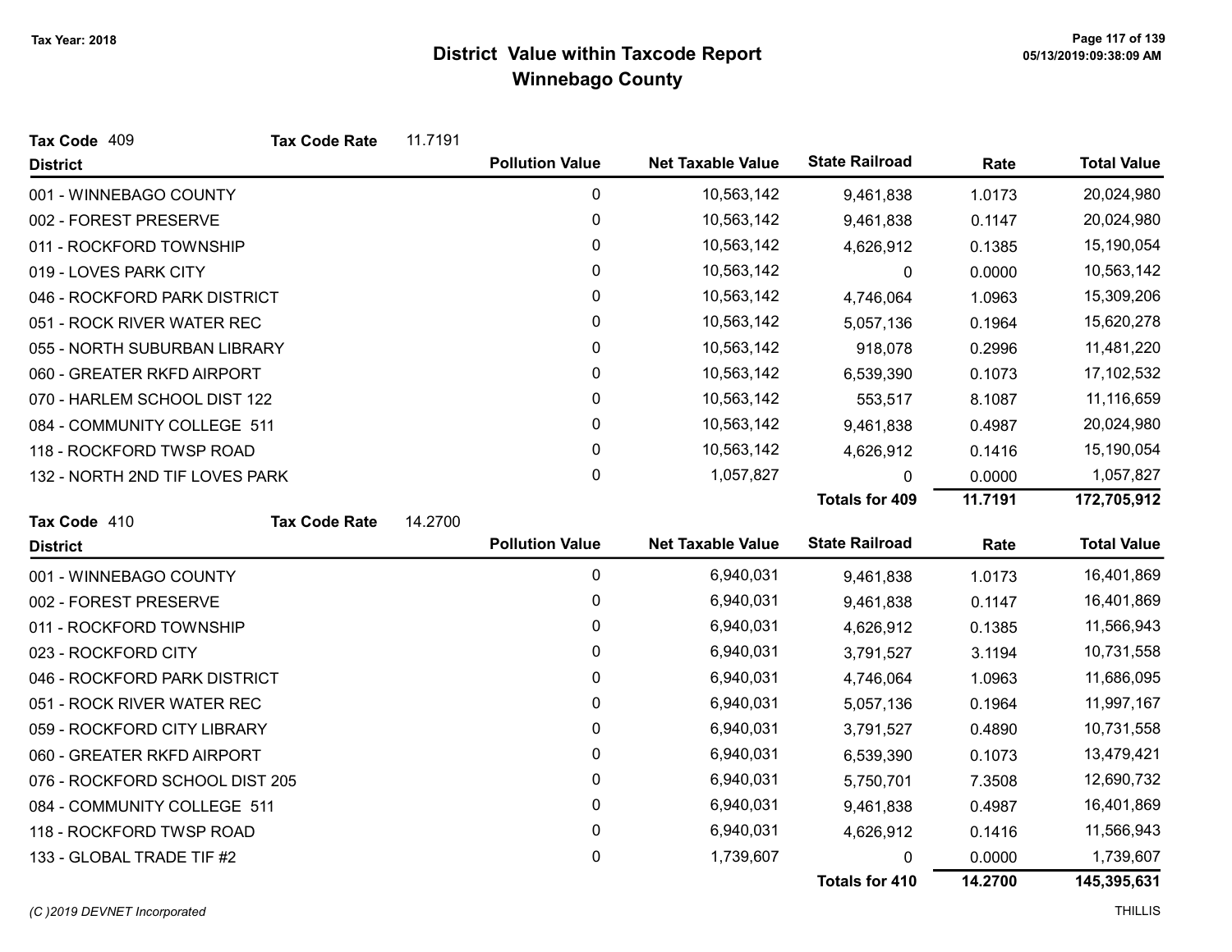# District Value within Taxcode Report

## Winnebago County

Tax Year: 2018

**Tax Code** 409 **Tax Code Rate** 11.7191

| District | Pollution Value | Net Taxable Value | State Railroad | Rate | Total Value |
|---|---|---|---|---|---|
| 001 - WINNEBAGO COUNTY | 0 | 10,563,142 | 9,461,838 | 1.0173 | 20,024,980 |
| 002 - FOREST PRESERVE | 0 | 10,563,142 | 9,461,838 | 0.1147 | 20,024,980 |
| 011 - ROCKFORD TOWNSHIP | 0 | 10,563,142 | 4,626,912 | 0.1385 | 15,190,054 |
| 019 - LOVES PARK CITY | 0 | 10,563,142 | 0 | 0.0000 | 10,563,142 |
| 046 - ROCKFORD PARK DISTRICT | 0 | 10,563,142 | 4,746,064 | 1.0963 | 15,309,206 |
| 051 - ROCK RIVER WATER REC | 0 | 10,563,142 | 5,057,136 | 0.1964 | 15,620,278 |
| 055 - NORTH SUBURBAN LIBRARY | 0 | 10,563,142 | 918,078 | 0.2996 | 11,481,220 |
| 060 - GREATER RKFD AIRPORT | 0 | 10,563,142 | 6,539,390 | 0.1073 | 17,102,532 |
| 070 - HARLEM SCHOOL DIST 122 | 0 | 10,563,142 | 553,517 | 8.1087 | 11,116,659 |
| 084 - COMMUNITY COLLEGE 511 | 0 | 10,563,142 | 9,461,838 | 0.4987 | 20,024,980 |
| 118 - ROCKFORD TWSP ROAD | 0 | 10,563,142 | 4,626,912 | 0.1416 | 15,190,054 |
| 132 - NORTH 2ND TIF LOVES PARK | 0 | 1,057,827 | 0 | 0.0000 | 1,057,827 |
| | | | **Totals for 409** | **11.7191** | **172,705,912** |

**Tax Code** 410 **Tax Code Rate** 14.2700

| District | Pollution Value | Net Taxable Value | State Railroad | Rate | Total Value |
|---|---|---|---|---|---|
| 001 - WINNEBAGO COUNTY | 0 | 6,940,031 | 9,461,838 | 1.0173 | 16,401,869 |
| 002 - FOREST PRESERVE | 0 | 6,940,031 | 9,461,838 | 0.1147 | 16,401,869 |
| 011 - ROCKFORD TOWNSHIP | 0 | 6,940,031 | 4,626,912 | 0.1385 | 11,566,943 |
| 023 - ROCKFORD CITY | 0 | 6,940,031 | 3,791,527 | 3.1194 | 10,731,558 |
| 046 - ROCKFORD PARK DISTRICT | 0 | 6,940,031 | 4,746,064 | 1.0963 | 11,686,095 |
| 051 - ROCK RIVER WATER REC | 0 | 6,940,031 | 5,057,136 | 0.1964 | 11,997,167 |
| 059 - ROCKFORD CITY LIBRARY | 0 | 6,940,031 | 3,791,527 | 0.4890 | 10,731,558 |
| 060 - GREATER RKFD AIRPORT | 0 | 6,940,031 | 6,539,390 | 0.1073 | 13,479,421 |
| 076 - ROCKFORD SCHOOL DIST 205 | 0 | 6,940,031 | 5,750,701 | 7.3508 | 12,690,732 |
| 084 - COMMUNITY COLLEGE 511 | 0 | 6,940,031 | 9,461,838 | 0.4987 | 16,401,869 |
| 118 - ROCKFORD TWSP ROAD | 0 | 6,940,031 | 4,626,912 | 0.1416 | 11,566,943 |
| 133 - GLOBAL TRADE TIF #2 | 0 | 1,739,607 | 0 | 0.0000 | 1,739,607 |
| | | | **Totals for 410** | **14.2700** | **145,395,631** |

(C )2019 DEVNET Incorporated THILLIS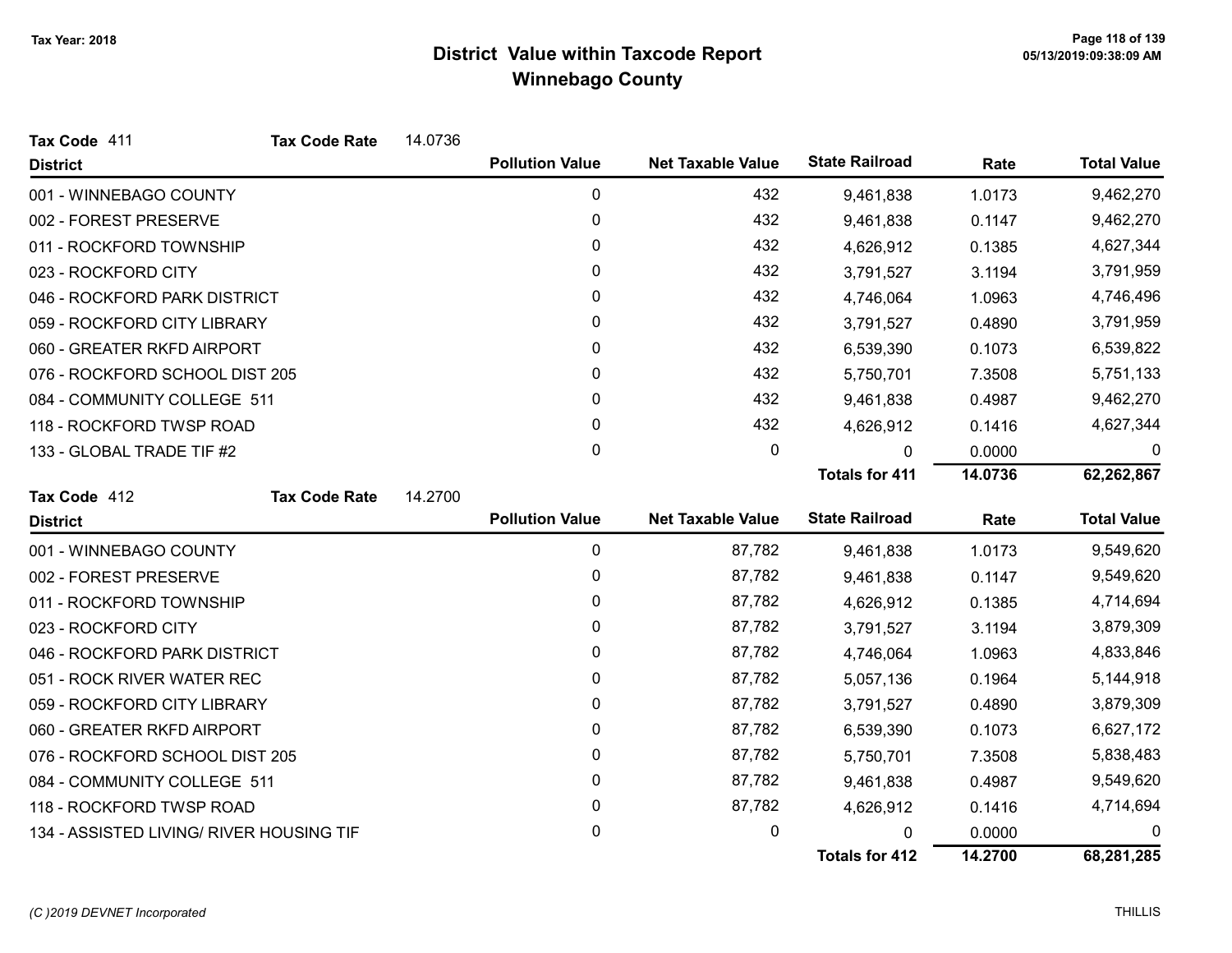# District Value within Taxcode Report

## Winnebago County

Tax Year: 2018

**Tax Code** 411 **Tax Code Rate** 14.0736

| District | Pollution Value | Net Taxable Value | State Railroad | Rate | Total Value |
|---|---|---|---|---|---|
| 001 - WINNEBAGO COUNTY | 0 | 432 | 9,461,838 | 1.0173 | 9,462,270 |
| 002 - FOREST PRESERVE | 0 | 432 | 9,461,838 | 0.1147 | 9,462,270 |
| 011 - ROCKFORD TOWNSHIP | 0 | 432 | 4,626,912 | 0.1385 | 4,627,344 |
| 023 - ROCKFORD CITY | 0 | 432 | 3,791,527 | 3.1194 | 3,791,959 |
| 046 - ROCKFORD PARK DISTRICT | 0 | 432 | 4,746,064 | 1.0963 | 4,746,496 |
| 059 - ROCKFORD CITY LIBRARY | 0 | 432 | 3,791,527 | 0.4890 | 3,791,959 |
| 060 - GREATER RKFD AIRPORT | 0 | 432 | 6,539,390 | 0.1073 | 6,539,822 |
| 076 - ROCKFORD SCHOOL DIST 205 | 0 | 432 | 5,750,701 | 7.3508 | 5,751,133 |
| 084 - COMMUNITY COLLEGE 511 | 0 | 432 | 9,461,838 | 0.4987 | 9,462,270 |
| 118 - ROCKFORD TWSP ROAD | 0 | 432 | 4,626,912 | 0.1416 | 4,627,344 |
| 133 - GLOBAL TRADE TIF #2 | 0 | 0 | 0 | 0.0000 | 0 |
| | | | **Totals for 411** | **14.0736** | **62,262,867** |

**Tax Code** 412 **Tax Code Rate** 14.2700

| District | Pollution Value | Net Taxable Value | State Railroad | Rate | Total Value |
|---|---|---|---|---|---|
| 001 - WINNEBAGO COUNTY | 0 | 87,782 | 9,461,838 | 1.0173 | 9,549,620 |
| 002 - FOREST PRESERVE | 0 | 87,782 | 9,461,838 | 0.1147 | 9,549,620 |
| 011 - ROCKFORD TOWNSHIP | 0 | 87,782 | 4,626,912 | 0.1385 | 4,714,694 |
| 023 - ROCKFORD CITY | 0 | 87,782 | 3,791,527 | 3.1194 | 3,879,309 |
| 046 - ROCKFORD PARK DISTRICT | 0 | 87,782 | 4,746,064 | 1.0963 | 4,833,846 |
| 051 - ROCK RIVER WATER REC | 0 | 87,782 | 5,057,136 | 0.1964 | 5,144,918 |
| 059 - ROCKFORD CITY LIBRARY | 0 | 87,782 | 3,791,527 | 0.4890 | 3,879,309 |
| 060 - GREATER RKFD AIRPORT | 0 | 87,782 | 6,539,390 | 0.1073 | 6,627,172 |
| 076 - ROCKFORD SCHOOL DIST 205 | 0 | 87,782 | 5,750,701 | 7.3508 | 5,838,483 |
| 084 - COMMUNITY COLLEGE 511 | 0 | 87,782 | 9,461,838 | 0.4987 | 9,549,620 |
| 118 - ROCKFORD TWSP ROAD | 0 | 87,782 | 4,626,912 | 0.1416 | 4,714,694 |
| 134 - ASSISTED LIVING/ RIVER HOUSING TIF | 0 | 0 | 0 | 0.0000 | 0 |
| | | | **Totals for 412** | **14.2700** | **68,281,285** |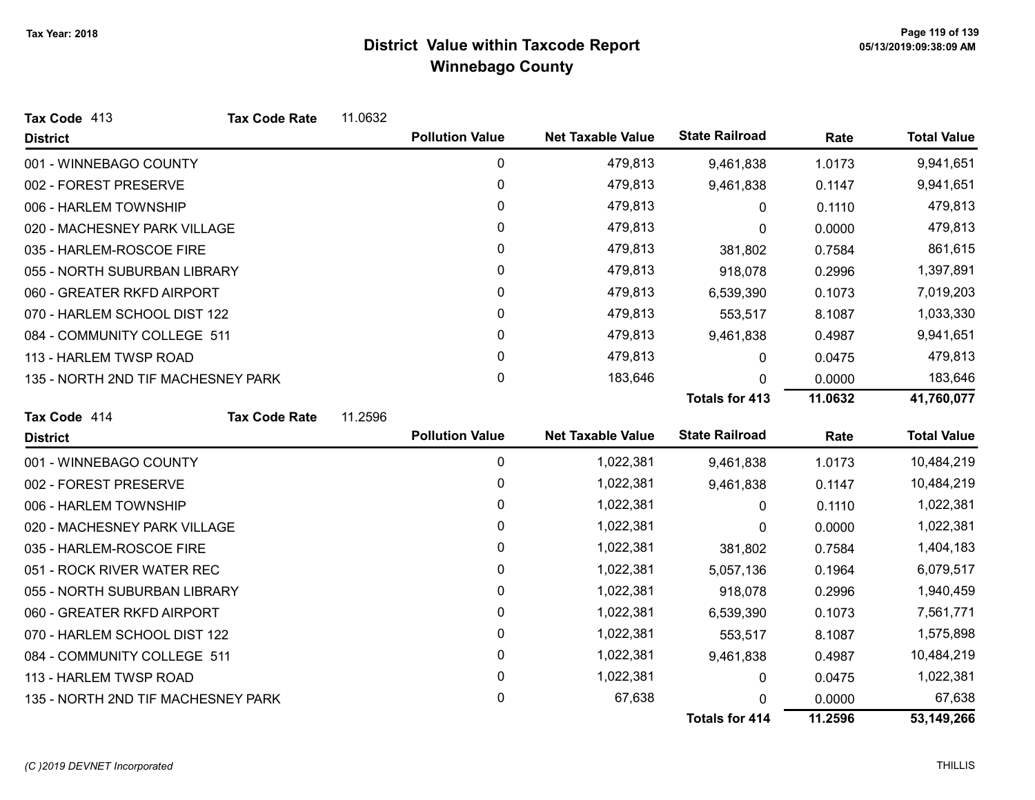# District Value within Taxcode Report
## Winnebago County

Tax Year: 2018

**Tax Code** 413 **Tax Code Rate** 11.0632

| District | Pollution Value | Net Taxable Value | State Railroad | Rate | Total Value |
|---|---|---|---|---|---|
| 001 - WINNEBAGO COUNTY | 0 | 479,813 | 9,461,838 | 1.0173 | 9,941,651 |
| 002 - FOREST PRESERVE | 0 | 479,813 | 9,461,838 | 0.1147 | 9,941,651 |
| 006 - HARLEM TOWNSHIP | 0 | 479,813 | 0 | 0.1110 | 479,813 |
| 020 - MACHESNEY PARK VILLAGE | 0 | 479,813 | 0 | 0.0000 | 479,813 |
| 035 - HARLEM-ROSCOE FIRE | 0 | 479,813 | 381,802 | 0.7584 | 861,615 |
| 055 - NORTH SUBURBAN LIBRARY | 0 | 479,813 | 918,078 | 0.2996 | 1,397,891 |
| 060 - GREATER RKFD AIRPORT | 0 | 479,813 | 6,539,390 | 0.1073 | 7,019,203 |
| 070 - HARLEM SCHOOL DIST 122 | 0 | 479,813 | 553,517 | 8.1087 | 1,033,330 |
| 084 - COMMUNITY COLLEGE 511 | 0 | 479,813 | 9,461,838 | 0.4987 | 9,941,651 |
| 113 - HARLEM TWSP ROAD | 0 | 479,813 | 0 | 0.0475 | 479,813 |
| 135 - NORTH 2ND TIF MACHESNEY PARK | 0 | 183,646 | 0 | 0.0000 | 183,646 |
| | | | **Totals for 413** | **11.0632** | **41,760,077** |

**Tax Code** 414 **Tax Code Rate** 11.2596

| District | Pollution Value | Net Taxable Value | State Railroad | Rate | Total Value |
|---|---|---|---|---|---|
| 001 - WINNEBAGO COUNTY | 0 | 1,022,381 | 9,461,838 | 1.0173 | 10,484,219 |
| 002 - FOREST PRESERVE | 0 | 1,022,381 | 9,461,838 | 0.1147 | 10,484,219 |
| 006 - HARLEM TOWNSHIP | 0 | 1,022,381 | 0 | 0.1110 | 1,022,381 |
| 020 - MACHESNEY PARK VILLAGE | 0 | 1,022,381 | 0 | 0.0000 | 1,022,381 |
| 035 - HARLEM-ROSCOE FIRE | 0 | 1,022,381 | 381,802 | 0.7584 | 1,404,183 |
| 051 - ROCK RIVER WATER REC | 0 | 1,022,381 | 5,057,136 | 0.1964 | 6,079,517 |
| 055 - NORTH SUBURBAN LIBRARY | 0 | 1,022,381 | 918,078 | 0.2996 | 1,940,459 |
| 060 - GREATER RKFD AIRPORT | 0 | 1,022,381 | 6,539,390 | 0.1073 | 7,561,771 |
| 070 - HARLEM SCHOOL DIST 122 | 0 | 1,022,381 | 553,517 | 8.1087 | 1,575,898 |
| 084 - COMMUNITY COLLEGE 511 | 0 | 1,022,381 | 9,461,838 | 0.4987 | 10,484,219 |
| 113 - HARLEM TWSP ROAD | 0 | 1,022,381 | 0 | 0.0475 | 1,022,381 |
| 135 - NORTH 2ND TIF MACHESNEY PARK | 0 | 67,638 | 0 | 0.0000 | 67,638 |
| | | | **Totals for 414** | **11.2596** | **53,149,266** |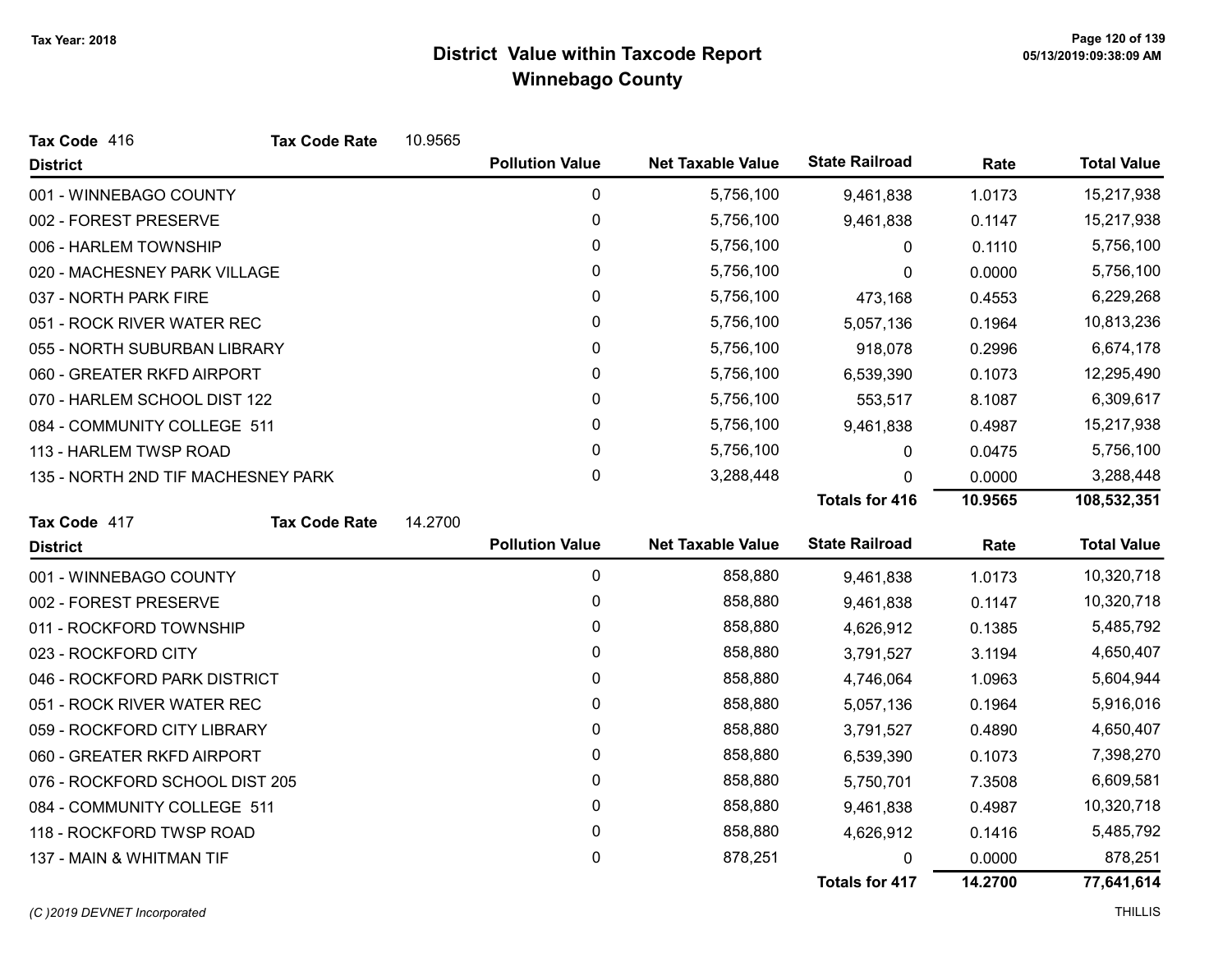# District Value within Taxcode Report
## Winnebago County

Tax Year: 2018

**Tax Code** 416 **Tax Code Rate** 10.9565

| District | Pollution Value | Net Taxable Value | State Railroad | Rate | Total Value |
|---|---|---|---|---|---|
| 001 - WINNEBAGO COUNTY | 0 | 5,756,100 | 9,461,838 | 1.0173 | 15,217,938 |
| 002 - FOREST PRESERVE | 0 | 5,756,100 | 9,461,838 | 0.1147 | 15,217,938 |
| 006 - HARLEM TOWNSHIP | 0 | 5,756,100 | 0 | 0.1110 | 5,756,100 |
| 020 - MACHESNEY PARK VILLAGE | 0 | 5,756,100 | 0 | 0.0000 | 5,756,100 |
| 037 - NORTH PARK FIRE | 0 | 5,756,100 | 473,168 | 0.4553 | 6,229,268 |
| 051 - ROCK RIVER WATER REC | 0 | 5,756,100 | 5,057,136 | 0.1964 | 10,813,236 |
| 055 - NORTH SUBURBAN LIBRARY | 0 | 5,756,100 | 918,078 | 0.2996 | 6,674,178 |
| 060 - GREATER RKFD AIRPORT | 0 | 5,756,100 | 6,539,390 | 0.1073 | 12,295,490 |
| 070 - HARLEM SCHOOL DIST 122 | 0 | 5,756,100 | 553,517 | 8.1087 | 6,309,617 |
| 084 - COMMUNITY COLLEGE 511 | 0 | 5,756,100 | 9,461,838 | 0.4987 | 15,217,938 |
| 113 - HARLEM TWSP ROAD | 0 | 5,756,100 | 0 | 0.0475 | 5,756,100 |
| 135 - NORTH 2ND TIF MACHESNEY PARK | 0 | 3,288,448 | 0 | 0.0000 | 3,288,448 |
| | | | **Totals for 416** | **10.9565** | **108,532,351** |

**Tax Code** 417 **Tax Code Rate** 14.2700

| District | Pollution Value | Net Taxable Value | State Railroad | Rate | Total Value |
|---|---|---|---|---|---|
| 001 - WINNEBAGO COUNTY | 0 | 858,880 | 9,461,838 | 1.0173 | 10,320,718 |
| 002 - FOREST PRESERVE | 0 | 858,880 | 9,461,838 | 0.1147 | 10,320,718 |
| 011 - ROCKFORD TOWNSHIP | 0 | 858,880 | 4,626,912 | 0.1385 | 5,485,792 |
| 023 - ROCKFORD CITY | 0 | 858,880 | 3,791,527 | 3.1194 | 4,650,407 |
| 046 - ROCKFORD PARK DISTRICT | 0 | 858,880 | 4,746,064 | 1.0963 | 5,604,944 |
| 051 - ROCK RIVER WATER REC | 0 | 858,880 | 5,057,136 | 0.1964 | 5,916,016 |
| 059 - ROCKFORD CITY LIBRARY | 0 | 858,880 | 3,791,527 | 0.4890 | 4,650,407 |
| 060 - GREATER RKFD AIRPORT | 0 | 858,880 | 6,539,390 | 0.1073 | 7,398,270 |
| 076 - ROCKFORD SCHOOL DIST 205 | 0 | 858,880 | 5,750,701 | 7.3508 | 6,609,581 |
| 084 - COMMUNITY COLLEGE 511 | 0 | 858,880 | 9,461,838 | 0.4987 | 10,320,718 |
| 118 - ROCKFORD TWSP ROAD | 0 | 858,880 | 4,626,912 | 0.1416 | 5,485,792 |
| 137 - MAIN & WHITMAN TIF | 0 | 878,251 | 0 | 0.0000 | 878,251 |
| | | | **Totals for 417** | **14.2700** | **77,641,614** |

(C )2019 DEVNET Incorporated THILLIS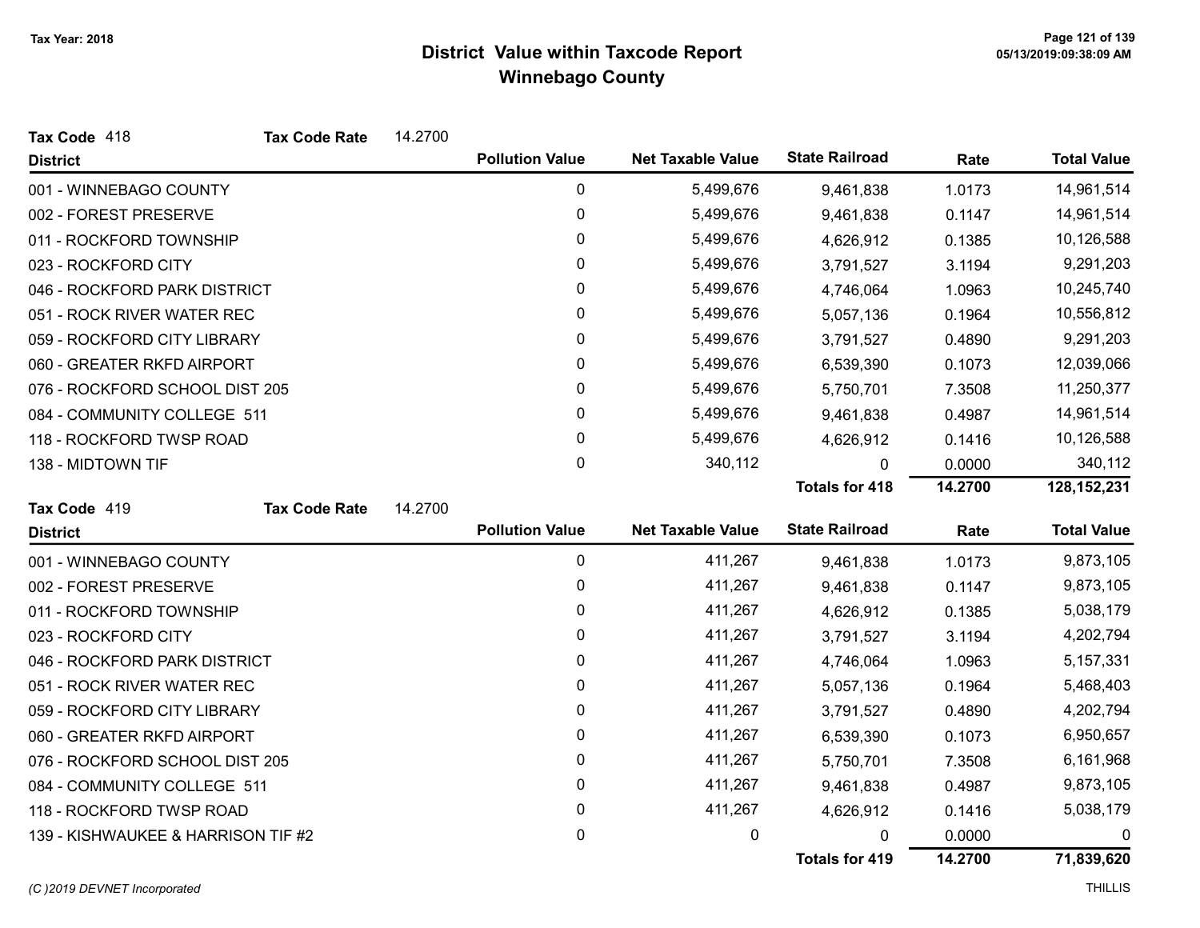Tax Year: 2018

# District Value within Taxcode Report
## Winnebago County

**Tax Code** 418 **Tax Code Rate** 14.2700

| District | Pollution Value | Net Taxable Value | State Railroad | Rate | Total Value |
|---|---|---|---|---|---|
| 001 - WINNEBAGO COUNTY | 0 | 5,499,676 | 9,461,838 | 1.0173 | 14,961,514 |
| 002 - FOREST PRESERVE | 0 | 5,499,676 | 9,461,838 | 0.1147 | 14,961,514 |
| 011 - ROCKFORD TOWNSHIP | 0 | 5,499,676 | 4,626,912 | 0.1385 | 10,126,588 |
| 023 - ROCKFORD CITY | 0 | 5,499,676 | 3,791,527 | 3.1194 | 9,291,203 |
| 046 - ROCKFORD PARK DISTRICT | 0 | 5,499,676 | 4,746,064 | 1.0963 | 10,245,740 |
| 051 - ROCK RIVER WATER REC | 0 | 5,499,676 | 5,057,136 | 0.1964 | 10,556,812 |
| 059 - ROCKFORD CITY LIBRARY | 0 | 5,499,676 | 3,791,527 | 0.4890 | 9,291,203 |
| 060 - GREATER RKFD AIRPORT | 0 | 5,499,676 | 6,539,390 | 0.1073 | 12,039,066 |
| 076 - ROCKFORD SCHOOL DIST 205 | 0 | 5,499,676 | 5,750,701 | 7.3508 | 11,250,377 |
| 084 - COMMUNITY COLLEGE 511 | 0 | 5,499,676 | 9,461,838 | 0.4987 | 14,961,514 |
| 118 - ROCKFORD TWSP ROAD | 0 | 5,499,676 | 4,626,912 | 0.1416 | 10,126,588 |
| 138 - MIDTOWN TIF | 0 | 340,112 | 0 | 0.0000 | 340,112 |
| | | | **Totals for 418** | **14.2700** | **128,152,231** |

**Tax Code** 419 **Tax Code Rate** 14.2700

| District | Pollution Value | Net Taxable Value | State Railroad | Rate | Total Value |
|---|---|---|---|---|---|
| 001 - WINNEBAGO COUNTY | 0 | 411,267 | 9,461,838 | 1.0173 | 9,873,105 |
| 002 - FOREST PRESERVE | 0 | 411,267 | 9,461,838 | 0.1147 | 9,873,105 |
| 011 - ROCKFORD TOWNSHIP | 0 | 411,267 | 4,626,912 | 0.1385 | 5,038,179 |
| 023 - ROCKFORD CITY | 0 | 411,267 | 3,791,527 | 3.1194 | 4,202,794 |
| 046 - ROCKFORD PARK DISTRICT | 0 | 411,267 | 4,746,064 | 1.0963 | 5,157,331 |
| 051 - ROCK RIVER WATER REC | 0 | 411,267 | 5,057,136 | 0.1964 | 5,468,403 |
| 059 - ROCKFORD CITY LIBRARY | 0 | 411,267 | 3,791,527 | 0.4890 | 4,202,794 |
| 060 - GREATER RKFD AIRPORT | 0 | 411,267 | 6,539,390 | 0.1073 | 6,950,657 |
| 076 - ROCKFORD SCHOOL DIST 205 | 0 | 411,267 | 5,750,701 | 7.3508 | 6,161,968 |
| 084 - COMMUNITY COLLEGE 511 | 0 | 411,267 | 9,461,838 | 0.4987 | 9,873,105 |
| 118 - ROCKFORD TWSP ROAD | 0 | 411,267 | 4,626,912 | 0.1416 | 5,038,179 |
| 139 - KISHWAUKEE & HARRISON TIF #2 | 0 | 0 | 0 | 0.0000 | 0 |
| | | | **Totals for 419** | **14.2700** | **71,839,620** |

(C )2019 DEVNET Incorporated THILLIS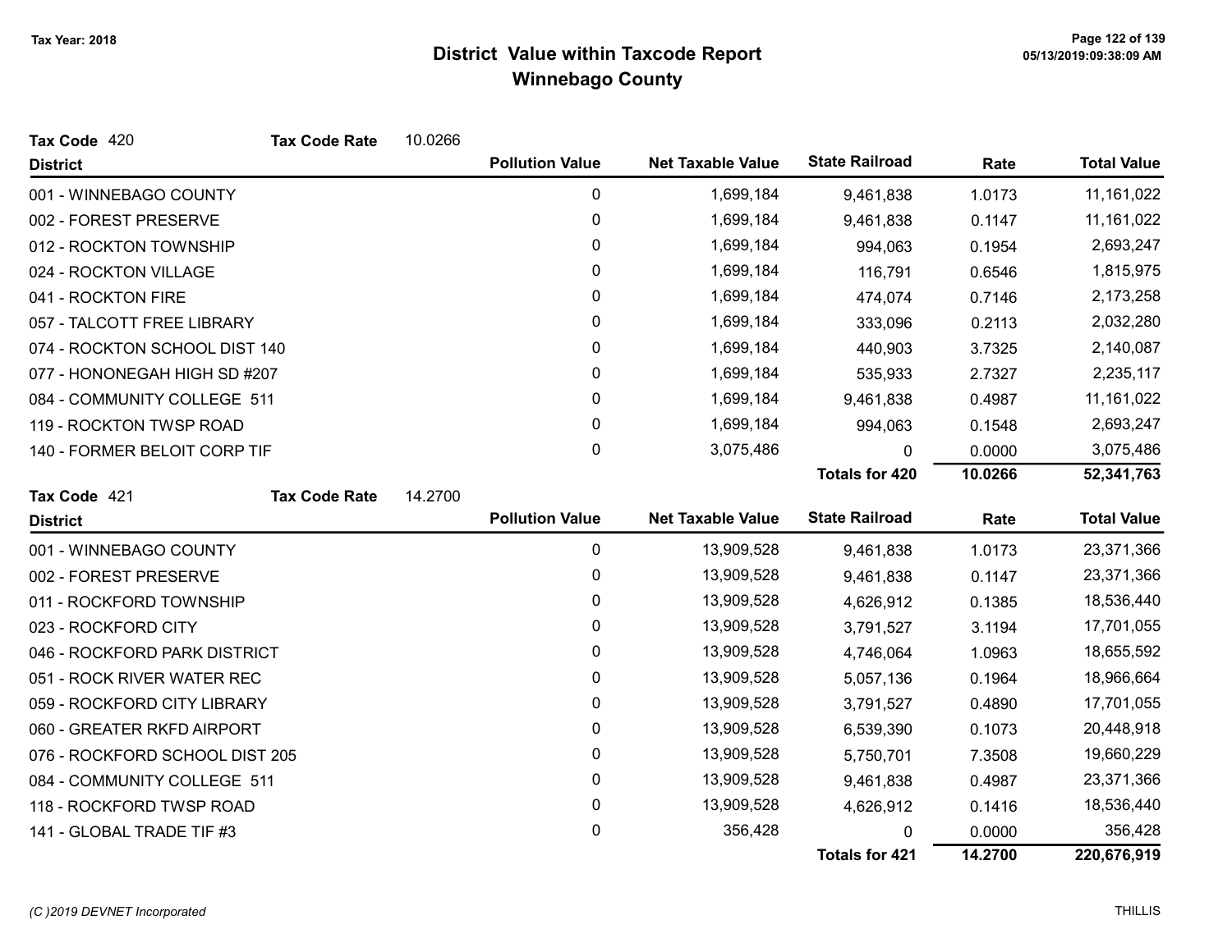# District Value within Taxcode Report
## Winnebago County

Tax Year: 2018

**Tax Code** 420 **Tax Code Rate** 10.0266

| District | Pollution Value | Net Taxable Value | State Railroad | Rate | Total Value |
|---|---|---|---|---|---|
| 001 - WINNEBAGO COUNTY | 0 | 1,699,184 | 9,461,838 | 1.0173 | 11,161,022 |
| 002 - FOREST PRESERVE | 0 | 1,699,184 | 9,461,838 | 0.1147 | 11,161,022 |
| 012 - ROCKTON TOWNSHIP | 0 | 1,699,184 | 994,063 | 0.1954 | 2,693,247 |
| 024 - ROCKTON VILLAGE | 0 | 1,699,184 | 116,791 | 0.6546 | 1,815,975 |
| 041 - ROCKTON FIRE | 0 | 1,699,184 | 474,074 | 0.7146 | 2,173,258 |
| 057 - TALCOTT FREE LIBRARY | 0 | 1,699,184 | 333,096 | 0.2113 | 2,032,280 |
| 074 - ROCKTON SCHOOL DIST 140 | 0 | 1,699,184 | 440,903 | 3.7325 | 2,140,087 |
| 077 - HONONEGAH HIGH SD #207 | 0 | 1,699,184 | 535,933 | 2.7327 | 2,235,117 |
| 084 - COMMUNITY COLLEGE 511 | 0 | 1,699,184 | 9,461,838 | 0.4987 | 11,161,022 |
| 119 - ROCKTON TWSP ROAD | 0 | 1,699,184 | 994,063 | 0.1548 | 2,693,247 |
| 140 - FORMER BELOIT CORP TIF | 0 | 3,075,486 | 0 | 0.0000 | 3,075,486 |
| | | | **Totals for 420** | **10.0266** | **52,341,763** |

**Tax Code** 421 **Tax Code Rate** 14.2700

| District | Pollution Value | Net Taxable Value | State Railroad | Rate | Total Value |
|---|---|---|---|---|---|
| 001 - WINNEBAGO COUNTY | 0 | 13,909,528 | 9,461,838 | 1.0173 | 23,371,366 |
| 002 - FOREST PRESERVE | 0 | 13,909,528 | 9,461,838 | 0.1147 | 23,371,366 |
| 011 - ROCKFORD TOWNSHIP | 0 | 13,909,528 | 4,626,912 | 0.1385 | 18,536,440 |
| 023 - ROCKFORD CITY | 0 | 13,909,528 | 3,791,527 | 3.1194 | 17,701,055 |
| 046 - ROCKFORD PARK DISTRICT | 0 | 13,909,528 | 4,746,064 | 1.0963 | 18,655,592 |
| 051 - ROCK RIVER WATER REC | 0 | 13,909,528 | 5,057,136 | 0.1964 | 18,966,664 |
| 059 - ROCKFORD CITY LIBRARY | 0 | 13,909,528 | 3,791,527 | 0.4890 | 17,701,055 |
| 060 - GREATER RKFD AIRPORT | 0 | 13,909,528 | 6,539,390 | 0.1073 | 20,448,918 |
| 076 - ROCKFORD SCHOOL DIST 205 | 0 | 13,909,528 | 5,750,701 | 7.3508 | 19,660,229 |
| 084 - COMMUNITY COLLEGE 511 | 0 | 13,909,528 | 9,461,838 | 0.4987 | 23,371,366 |
| 118 - ROCKFORD TWSP ROAD | 0 | 13,909,528 | 4,626,912 | 0.1416 | 18,536,440 |
| 141 - GLOBAL TRADE TIF #3 | 0 | 356,428 | 0 | 0.0000 | 356,428 |
| | | | **Totals for 421** | **14.2700** | **220,676,919** |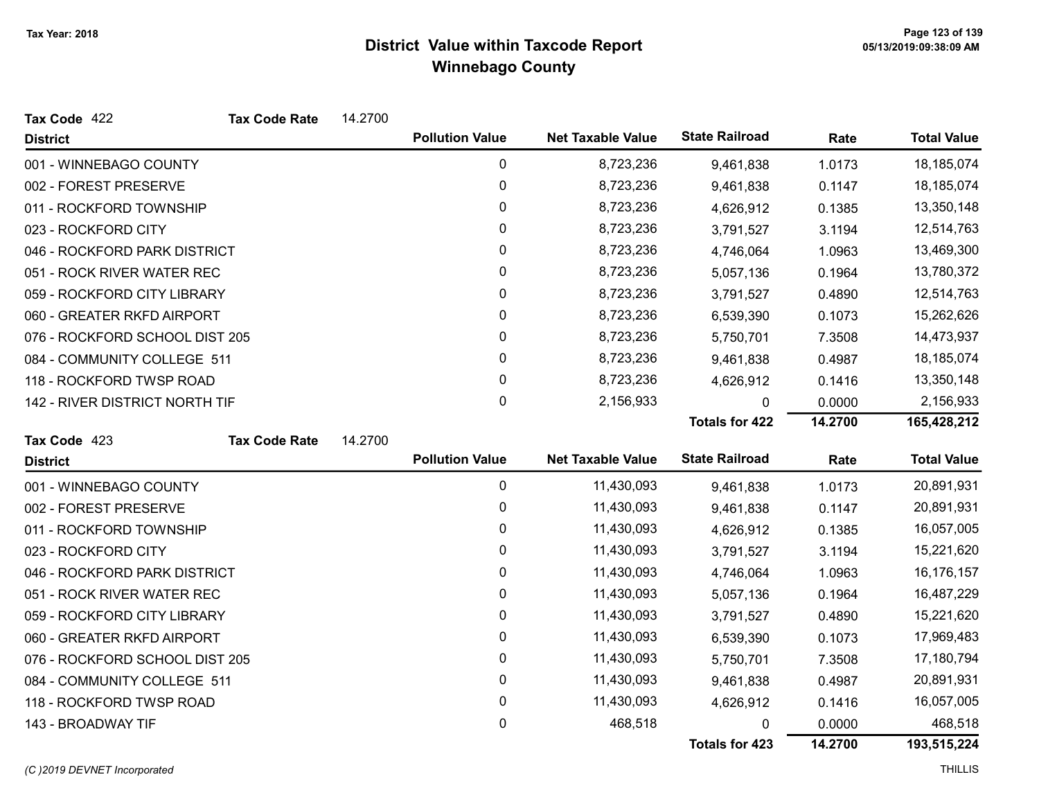# District Value within Taxcode Report
## Winnebago County

Tax Year: 2018

**Tax Code** 422 **Tax Code Rate** 14.2700

| District | Pollution Value | Net Taxable Value | State Railroad | Rate | Total Value |
|---|---|---|---|---|---|
| 001 - WINNEBAGO COUNTY | 0 | 8,723,236 | 9,461,838 | 1.0173 | 18,185,074 |
| 002 - FOREST PRESERVE | 0 | 8,723,236 | 9,461,838 | 0.1147 | 18,185,074 |
| 011 - ROCKFORD TOWNSHIP | 0 | 8,723,236 | 4,626,912 | 0.1385 | 13,350,148 |
| 023 - ROCKFORD CITY | 0 | 8,723,236 | 3,791,527 | 3.1194 | 12,514,763 |
| 046 - ROCKFORD PARK DISTRICT | 0 | 8,723,236 | 4,746,064 | 1.0963 | 13,469,300 |
| 051 - ROCK RIVER WATER REC | 0 | 8,723,236 | 5,057,136 | 0.1964 | 13,780,372 |
| 059 - ROCKFORD CITY LIBRARY | 0 | 8,723,236 | 3,791,527 | 0.4890 | 12,514,763 |
| 060 - GREATER RKFD AIRPORT | 0 | 8,723,236 | 6,539,390 | 0.1073 | 15,262,626 |
| 076 - ROCKFORD SCHOOL DIST 205 | 0 | 8,723,236 | 5,750,701 | 7.3508 | 14,473,937 |
| 084 - COMMUNITY COLLEGE 511 | 0 | 8,723,236 | 9,461,838 | 0.4987 | 18,185,074 |
| 118 - ROCKFORD TWSP ROAD | 0 | 8,723,236 | 4,626,912 | 0.1416 | 13,350,148 |
| 142 - RIVER DISTRICT NORTH TIF | 0 | 2,156,933 | 0 | 0.0000 | 2,156,933 |
| | | | **Totals for 422** | **14.2700** | **165,428,212** |

**Tax Code** 423 **Tax Code Rate** 14.2700

| District | Pollution Value | Net Taxable Value | State Railroad | Rate | Total Value |
|---|---|---|---|---|---|
| 001 - WINNEBAGO COUNTY | 0 | 11,430,093 | 9,461,838 | 1.0173 | 20,891,931 |
| 002 - FOREST PRESERVE | 0 | 11,430,093 | 9,461,838 | 0.1147 | 20,891,931 |
| 011 - ROCKFORD TOWNSHIP | 0 | 11,430,093 | 4,626,912 | 0.1385 | 16,057,005 |
| 023 - ROCKFORD CITY | 0 | 11,430,093 | 3,791,527 | 3.1194 | 15,221,620 |
| 046 - ROCKFORD PARK DISTRICT | 0 | 11,430,093 | 4,746,064 | 1.0963 | 16,176,157 |
| 051 - ROCK RIVER WATER REC | 0 | 11,430,093 | 5,057,136 | 0.1964 | 16,487,229 |
| 059 - ROCKFORD CITY LIBRARY | 0 | 11,430,093 | 3,791,527 | 0.4890 | 15,221,620 |
| 060 - GREATER RKFD AIRPORT | 0 | 11,430,093 | 6,539,390 | 0.1073 | 17,969,483 |
| 076 - ROCKFORD SCHOOL DIST 205 | 0 | 11,430,093 | 5,750,701 | 7.3508 | 17,180,794 |
| 084 - COMMUNITY COLLEGE 511 | 0 | 11,430,093 | 9,461,838 | 0.4987 | 20,891,931 |
| 118 - ROCKFORD TWSP ROAD | 0 | 11,430,093 | 4,626,912 | 0.1416 | 16,057,005 |
| 143 - BROADWAY TIF | 0 | 468,518 | 0 | 0.0000 | 468,518 |
| | | | **Totals for 423** | **14.2700** | **193,515,224** |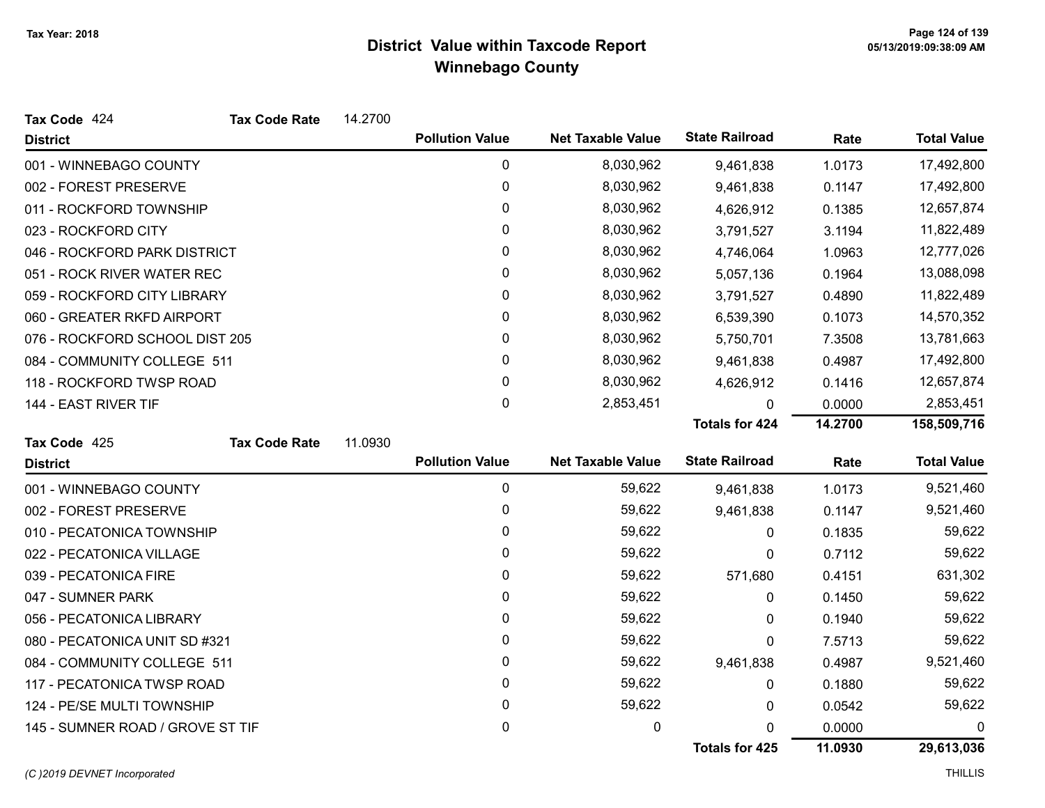# District Value within Taxcode Report
## Winnebago County

Tax Year: 2018

**Tax Code** 424 **Tax Code Rate** 14.2700

| District | Pollution Value | Net Taxable Value | State Railroad | Rate | Total Value |
|---|---|---|---|---|---|
| 001 - WINNEBAGO COUNTY | 0 | 8,030,962 | 9,461,838 | 1.0173 | 17,492,800 |
| 002 - FOREST PRESERVE | 0 | 8,030,962 | 9,461,838 | 0.1147 | 17,492,800 |
| 011 - ROCKFORD TOWNSHIP | 0 | 8,030,962 | 4,626,912 | 0.1385 | 12,657,874 |
| 023 - ROCKFORD CITY | 0 | 8,030,962 | 3,791,527 | 3.1194 | 11,822,489 |
| 046 - ROCKFORD PARK DISTRICT | 0 | 8,030,962 | 4,746,064 | 1.0963 | 12,777,026 |
| 051 - ROCK RIVER WATER REC | 0 | 8,030,962 | 5,057,136 | 0.1964 | 13,088,098 |
| 059 - ROCKFORD CITY LIBRARY | 0 | 8,030,962 | 3,791,527 | 0.4890 | 11,822,489 |
| 060 - GREATER RKFD AIRPORT | 0 | 8,030,962 | 6,539,390 | 0.1073 | 14,570,352 |
| 076 - ROCKFORD SCHOOL DIST 205 | 0 | 8,030,962 | 5,750,701 | 7.3508 | 13,781,663 |
| 084 - COMMUNITY COLLEGE 511 | 0 | 8,030,962 | 9,461,838 | 0.4987 | 17,492,800 |
| 118 - ROCKFORD TWSP ROAD | 0 | 8,030,962 | 4,626,912 | 0.1416 | 12,657,874 |
| 144 - EAST RIVER TIF | 0 | 2,853,451 | 0 | 0.0000 | 2,853,451 |
| | | | **Totals for 424** | **14.2700** | **158,509,716** |

**Tax Code** 425 **Tax Code Rate** 11.0930

| District | Pollution Value | Net Taxable Value | State Railroad | Rate | Total Value |
|---|---|---|---|---|---|
| 001 - WINNEBAGO COUNTY | 0 | 59,622 | 9,461,838 | 1.0173 | 9,521,460 |
| 002 - FOREST PRESERVE | 0 | 59,622 | 9,461,838 | 0.1147 | 9,521,460 |
| 010 - PECATONICA TOWNSHIP | 0 | 59,622 | 0 | 0.1835 | 59,622 |
| 022 - PECATONICA VILLAGE | 0 | 59,622 | 0 | 0.7112 | 59,622 |
| 039 - PECATONICA FIRE | 0 | 59,622 | 571,680 | 0.4151 | 631,302 |
| 047 - SUMNER PARK | 0 | 59,622 | 0 | 0.1450 | 59,622 |
| 056 - PECATONICA LIBRARY | 0 | 59,622 | 0 | 0.1940 | 59,622 |
| 080 - PECATONICA UNIT SD #321 | 0 | 59,622 | 0 | 7.5713 | 59,622 |
| 084 - COMMUNITY COLLEGE 511 | 0 | 59,622 | 9,461,838 | 0.4987 | 9,521,460 |
| 117 - PECATONICA TWSP ROAD | 0 | 59,622 | 0 | 0.1880 | 59,622 |
| 124 - PE/SE MULTI TOWNSHIP | 0 | 59,622 | 0 | 0.0542 | 59,622 |
| 145 - SUMNER ROAD / GROVE ST TIF | 0 | 0 | 0 | 0.0000 | 0 |
| | | | **Totals for 425** | **11.0930** | **29,613,036** |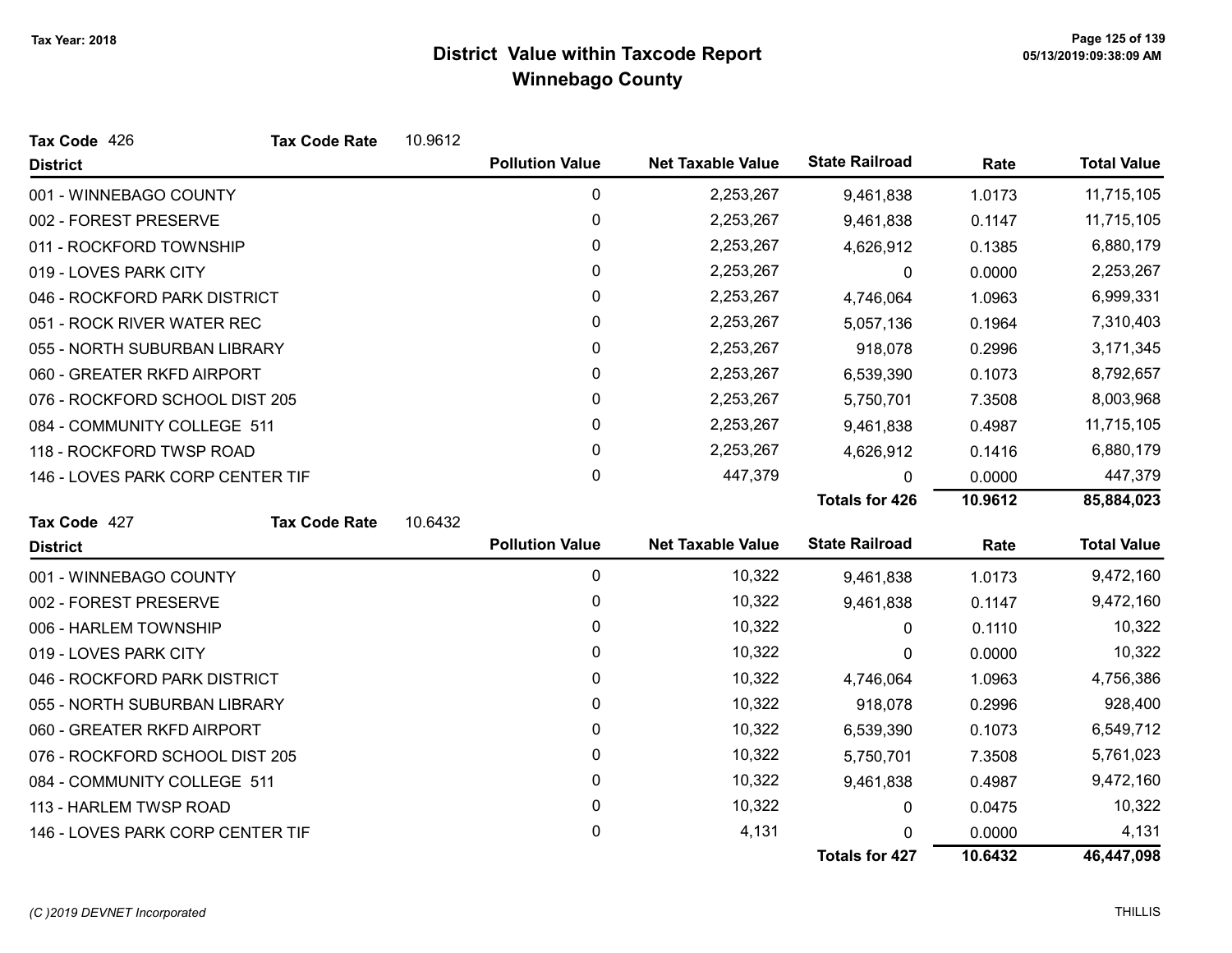Tax Year: 2018

# District Value within Taxcode Report
## Winnebago County

**Tax Code** 426 **Tax Code Rate** 10.9612

| District | Pollution Value | Net Taxable Value | State Railroad | Rate | Total Value |
|---|---|---|---|---|---|
| 001 - WINNEBAGO COUNTY | 0 | 2,253,267 | 9,461,838 | 1.0173 | 11,715,105 |
| 002 - FOREST PRESERVE | 0 | 2,253,267 | 9,461,838 | 0.1147 | 11,715,105 |
| 011 - ROCKFORD TOWNSHIP | 0 | 2,253,267 | 4,626,912 | 0.1385 | 6,880,179 |
| 019 - LOVES PARK CITY | 0 | 2,253,267 | 0 | 0.0000 | 2,253,267 |
| 046 - ROCKFORD PARK DISTRICT | 0 | 2,253,267 | 4,746,064 | 1.0963 | 6,999,331 |
| 051 - ROCK RIVER WATER REC | 0 | 2,253,267 | 5,057,136 | 0.1964 | 7,310,403 |
| 055 - NORTH SUBURBAN LIBRARY | 0 | 2,253,267 | 918,078 | 0.2996 | 3,171,345 |
| 060 - GREATER RKFD AIRPORT | 0 | 2,253,267 | 6,539,390 | 0.1073 | 8,792,657 |
| 076 - ROCKFORD SCHOOL DIST 205 | 0 | 2,253,267 | 5,750,701 | 7.3508 | 8,003,968 |
| 084 - COMMUNITY COLLEGE 511 | 0 | 2,253,267 | 9,461,838 | 0.4987 | 11,715,105 |
| 118 - ROCKFORD TWSP ROAD | 0 | 2,253,267 | 4,626,912 | 0.1416 | 6,880,179 |
| 146 - LOVES PARK CORP CENTER TIF | 0 | 447,379 | 0 | 0.0000 | 447,379 |
| | | | **Totals for 426** | **10.9612** | **85,884,023** |

**Tax Code** 427 **Tax Code Rate** 10.6432

| District | Pollution Value | Net Taxable Value | State Railroad | Rate | Total Value |
|---|---|---|---|---|---|
| 001 - WINNEBAGO COUNTY | 0 | 10,322 | 9,461,838 | 1.0173 | 9,472,160 |
| 002 - FOREST PRESERVE | 0 | 10,322 | 9,461,838 | 0.1147 | 9,472,160 |
| 006 - HARLEM TOWNSHIP | 0 | 10,322 | 0 | 0.1110 | 10,322 |
| 019 - LOVES PARK CITY | 0 | 10,322 | 0 | 0.0000 | 10,322 |
| 046 - ROCKFORD PARK DISTRICT | 0 | 10,322 | 4,746,064 | 1.0963 | 4,756,386 |
| 055 - NORTH SUBURBAN LIBRARY | 0 | 10,322 | 918,078 | 0.2996 | 928,400 |
| 060 - GREATER RKFD AIRPORT | 0 | 10,322 | 6,539,390 | 0.1073 | 6,549,712 |
| 076 - ROCKFORD SCHOOL DIST 205 | 0 | 10,322 | 5,750,701 | 7.3508 | 5,761,023 |
| 084 - COMMUNITY COLLEGE 511 | 0 | 10,322 | 9,461,838 | 0.4987 | 9,472,160 |
| 113 - HARLEM TWSP ROAD | 0 | 10,322 | 0 | 0.0475 | 10,322 |
| 146 - LOVES PARK CORP CENTER TIF | 0 | 4,131 | 0 | 0.0000 | 4,131 |
| | | | **Totals for 427** | **10.6432** | **46,447,098** |

*(C )2019 DEVNET Incorporated* THILLIS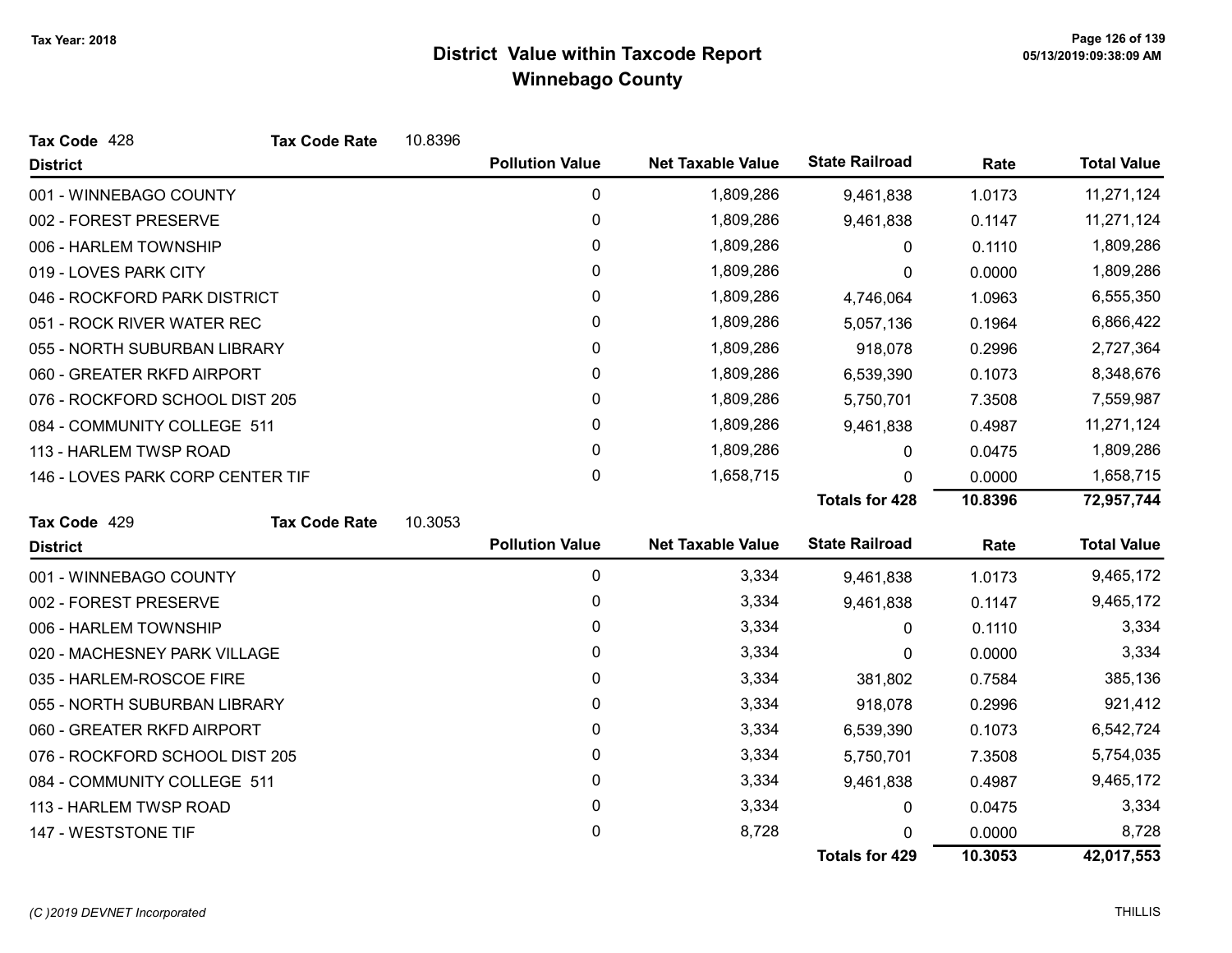# District Value within Taxcode Report
## Winnebago County

Tax Year: 2018

**Tax Code** 428 **Tax Code Rate** 10.8396

| District | Pollution Value | Net Taxable Value | State Railroad | Rate | Total Value |
|---|---|---|---|---|---|
| 001 - WINNEBAGO COUNTY | 0 | 1,809,286 | 9,461,838 | 1.0173 | 11,271,124 |
| 002 - FOREST PRESERVE | 0 | 1,809,286 | 9,461,838 | 0.1147 | 11,271,124 |
| 006 - HARLEM TOWNSHIP | 0 | 1,809,286 | 0 | 0.1110 | 1,809,286 |
| 019 - LOVES PARK CITY | 0 | 1,809,286 | 0 | 0.0000 | 1,809,286 |
| 046 - ROCKFORD PARK DISTRICT | 0 | 1,809,286 | 4,746,064 | 1.0963 | 6,555,350 |
| 051 - ROCK RIVER WATER REC | 0 | 1,809,286 | 5,057,136 | 0.1964 | 6,866,422 |
| 055 - NORTH SUBURBAN LIBRARY | 0 | 1,809,286 | 918,078 | 0.2996 | 2,727,364 |
| 060 - GREATER RKFD AIRPORT | 0 | 1,809,286 | 6,539,390 | 0.1073 | 8,348,676 |
| 076 - ROCKFORD SCHOOL DIST 205 | 0 | 1,809,286 | 5,750,701 | 7.3508 | 7,559,987 |
| 084 - COMMUNITY COLLEGE 511 | 0 | 1,809,286 | 9,461,838 | 0.4987 | 11,271,124 |
| 113 - HARLEM TWSP ROAD | 0 | 1,809,286 | 0 | 0.0475 | 1,809,286 |
| 146 - LOVES PARK CORP CENTER TIF | 0 | 1,658,715 | 0 | 0.0000 | 1,658,715 |
| | | | **Totals for 428** | **10.8396** | **72,957,744** |

**Tax Code** 429 **Tax Code Rate** 10.3053

| District | Pollution Value | Net Taxable Value | State Railroad | Rate | Total Value |
|---|---|---|---|---|---|
| 001 - WINNEBAGO COUNTY | 0 | 3,334 | 9,461,838 | 1.0173 | 9,465,172 |
| 002 - FOREST PRESERVE | 0 | 3,334 | 9,461,838 | 0.1147 | 9,465,172 |
| 006 - HARLEM TOWNSHIP | 0 | 3,334 | 0 | 0.1110 | 3,334 |
| 020 - MACHESNEY PARK VILLAGE | 0 | 3,334 | 0 | 0.0000 | 3,334 |
| 035 - HARLEM-ROSCOE FIRE | 0 | 3,334 | 381,802 | 0.7584 | 385,136 |
| 055 - NORTH SUBURBAN LIBRARY | 0 | 3,334 | 918,078 | 0.2996 | 921,412 |
| 060 - GREATER RKFD AIRPORT | 0 | 3,334 | 6,539,390 | 0.1073 | 6,542,724 |
| 076 - ROCKFORD SCHOOL DIST 205 | 0 | 3,334 | 5,750,701 | 7.3508 | 5,754,035 |
| 084 - COMMUNITY COLLEGE 511 | 0 | 3,334 | 9,461,838 | 0.4987 | 9,465,172 |
| 113 - HARLEM TWSP ROAD | 0 | 3,334 | 0 | 0.0475 | 3,334 |
| 147 - WESTSTONE TIF | 0 | 8,728 | 0 | 0.0000 | 8,728 |
| | | | **Totals for 429** | **10.3053** | **42,017,553** |

*(C )2019 DEVNET Incorporated* THILLIS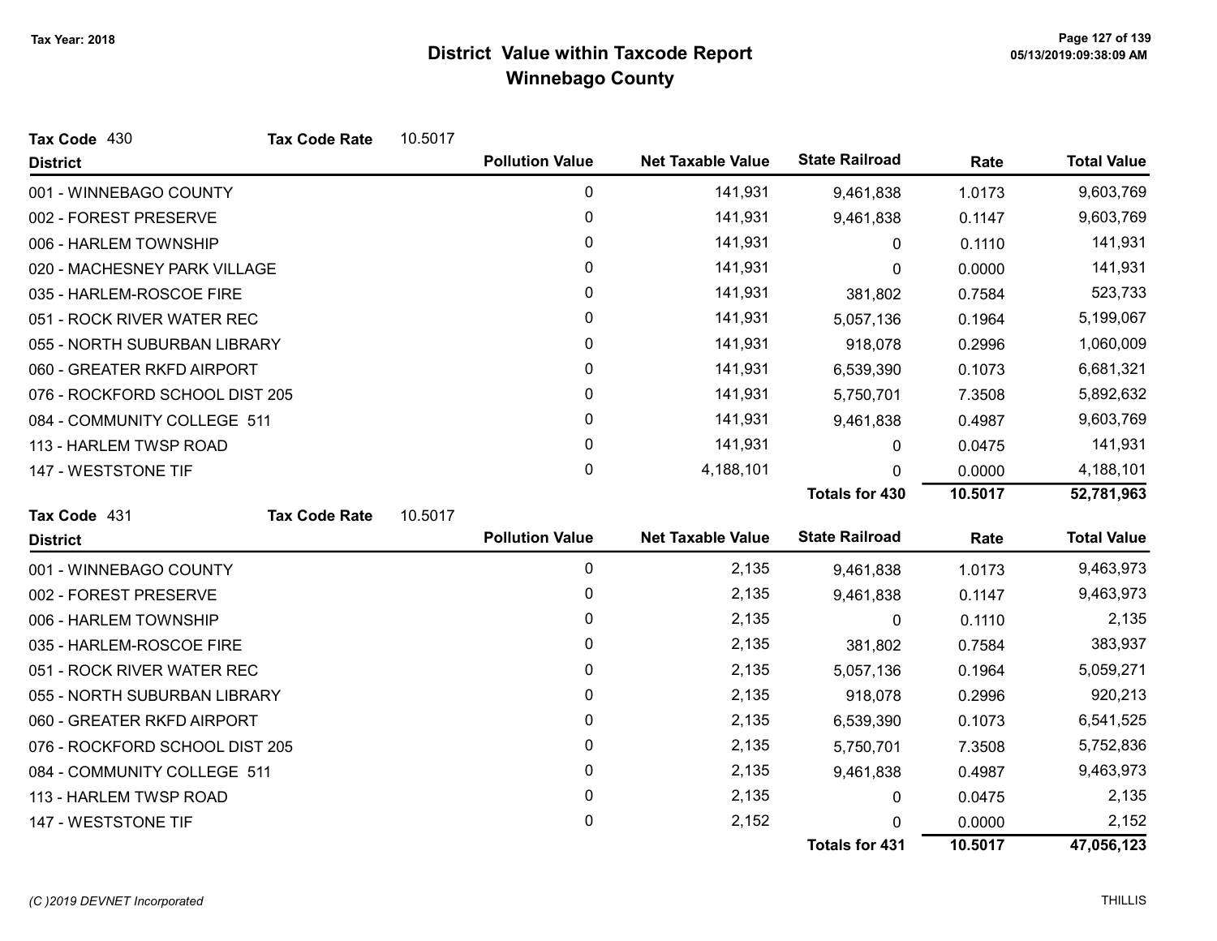# District Value within Taxcode Report
## Winnebago County

Tax Year: 2018

**Tax Code** 430 **Tax Code Rate** 10.5017

| District | Pollution Value | Net Taxable Value | State Railroad | Rate | Total Value |
|---|---|---|---|---|---|
| 001 - WINNEBAGO COUNTY | 0 | 141,931 | 9,461,838 | 1.0173 | 9,603,769 |
| 002 - FOREST PRESERVE | 0 | 141,931 | 9,461,838 | 0.1147 | 9,603,769 |
| 006 - HARLEM TOWNSHIP | 0 | 141,931 | 0 | 0.1110 | 141,931 |
| 020 - MACHESNEY PARK VILLAGE | 0 | 141,931 | 0 | 0.0000 | 141,931 |
| 035 - HARLEM-ROSCOE FIRE | 0 | 141,931 | 381,802 | 0.7584 | 523,733 |
| 051 - ROCK RIVER WATER REC | 0 | 141,931 | 5,057,136 | 0.1964 | 5,199,067 |
| 055 - NORTH SUBURBAN LIBRARY | 0 | 141,931 | 918,078 | 0.2996 | 1,060,009 |
| 060 - GREATER RKFD AIRPORT | 0 | 141,931 | 6,539,390 | 0.1073 | 6,681,321 |
| 076 - ROCKFORD SCHOOL DIST 205 | 0 | 141,931 | 5,750,701 | 7.3508 | 5,892,632 |
| 084 - COMMUNITY COLLEGE 511 | 0 | 141,931 | 9,461,838 | 0.4987 | 9,603,769 |
| 113 - HARLEM TWSP ROAD | 0 | 141,931 | 0 | 0.0475 | 141,931 |
| 147 - WESTSTONE TIF | 0 | 4,188,101 | 0 | 0.0000 | 4,188,101 |
| | | | **Totals for 430** | **10.5017** | **52,781,963** |

**Tax Code** 431 **Tax Code Rate** 10.5017

| District | Pollution Value | Net Taxable Value | State Railroad | Rate | Total Value |
|---|---|---|---|---|---|
| 001 - WINNEBAGO COUNTY | 0 | 2,135 | 9,461,838 | 1.0173 | 9,463,973 |
| 002 - FOREST PRESERVE | 0 | 2,135 | 9,461,838 | 0.1147 | 9,463,973 |
| 006 - HARLEM TOWNSHIP | 0 | 2,135 | 0 | 0.1110 | 2,135 |
| 035 - HARLEM-ROSCOE FIRE | 0 | 2,135 | 381,802 | 0.7584 | 383,937 |
| 051 - ROCK RIVER WATER REC | 0 | 2,135 | 5,057,136 | 0.1964 | 5,059,271 |
| 055 - NORTH SUBURBAN LIBRARY | 0 | 2,135 | 918,078 | 0.2996 | 920,213 |
| 060 - GREATER RKFD AIRPORT | 0 | 2,135 | 6,539,390 | 0.1073 | 6,541,525 |
| 076 - ROCKFORD SCHOOL DIST 205 | 0 | 2,135 | 5,750,701 | 7.3508 | 5,752,836 |
| 084 - COMMUNITY COLLEGE 511 | 0 | 2,135 | 9,461,838 | 0.4987 | 9,463,973 |
| 113 - HARLEM TWSP ROAD | 0 | 2,135 | 0 | 0.0475 | 2,135 |
| 147 - WESTSTONE TIF | 0 | 2,152 | 0 | 0.0000 | 2,152 |
| | | | **Totals for 431** | **10.5017** | **47,056,123** |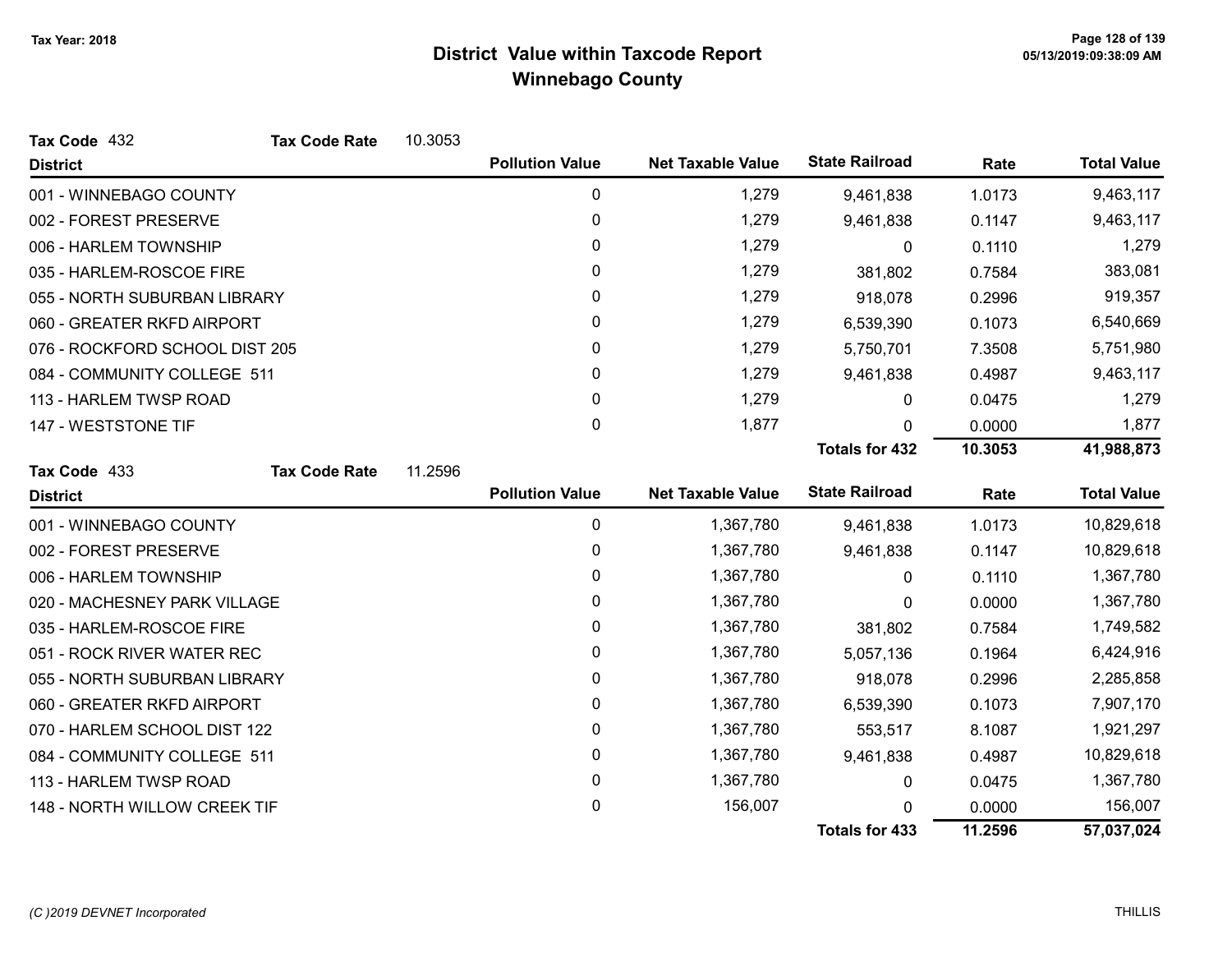# District Value within Taxcode Report
## Winnebago County

Tax Year: 2018

**Tax Code** 432 **Tax Code Rate** 10.3053

| District | Pollution Value | Net Taxable Value | State Railroad | Rate | Total Value |
|---|---|---|---|---|---|
| 001 - WINNEBAGO COUNTY | 0 | 1,279 | 9,461,838 | 1.0173 | 9,463,117 |
| 002 - FOREST PRESERVE | 0 | 1,279 | 9,461,838 | 0.1147 | 9,463,117 |
| 006 - HARLEM TOWNSHIP | 0 | 1,279 | 0 | 0.1110 | 1,279 |
| 035 - HARLEM-ROSCOE FIRE | 0 | 1,279 | 381,802 | 0.7584 | 383,081 |
| 055 - NORTH SUBURBAN LIBRARY | 0 | 1,279 | 918,078 | 0.2996 | 919,357 |
| 060 - GREATER RKFD AIRPORT | 0 | 1,279 | 6,539,390 | 0.1073 | 6,540,669 |
| 076 - ROCKFORD SCHOOL DIST 205 | 0 | 1,279 | 5,750,701 | 7.3508 | 5,751,980 |
| 084 - COMMUNITY COLLEGE 511 | 0 | 1,279 | 9,461,838 | 0.4987 | 9,463,117 |
| 113 - HARLEM TWSP ROAD | 0 | 1,279 | 0 | 0.0475 | 1,279 |
| 147 - WESTSTONE TIF | 0 | 1,877 | 0 | 0.0000 | 1,877 |
| | | | **Totals for 432** | **10.3053** | **41,988,873** |

**Tax Code** 433 **Tax Code Rate** 11.2596

| District | Pollution Value | Net Taxable Value | State Railroad | Rate | Total Value |
|---|---|---|---|---|---|
| 001 - WINNEBAGO COUNTY | 0 | 1,367,780 | 9,461,838 | 1.0173 | 10,829,618 |
| 002 - FOREST PRESERVE | 0 | 1,367,780 | 9,461,838 | 0.1147 | 10,829,618 |
| 006 - HARLEM TOWNSHIP | 0 | 1,367,780 | 0 | 0.1110 | 1,367,780 |
| 020 - MACHESNEY PARK VILLAGE | 0 | 1,367,780 | 0 | 0.0000 | 1,367,780 |
| 035 - HARLEM-ROSCOE FIRE | 0 | 1,367,780 | 381,802 | 0.7584 | 1,749,582 |
| 051 - ROCK RIVER WATER REC | 0 | 1,367,780 | 5,057,136 | 0.1964 | 6,424,916 |
| 055 - NORTH SUBURBAN LIBRARY | 0 | 1,367,780 | 918,078 | 0.2996 | 2,285,858 |
| 060 - GREATER RKFD AIRPORT | 0 | 1,367,780 | 6,539,390 | 0.1073 | 7,907,170 |
| 070 - HARLEM SCHOOL DIST 122 | 0 | 1,367,780 | 553,517 | 8.1087 | 1,921,297 |
| 084 - COMMUNITY COLLEGE 511 | 0 | 1,367,780 | 9,461,838 | 0.4987 | 10,829,618 |
| 113 - HARLEM TWSP ROAD | 0 | 1,367,780 | 0 | 0.0475 | 1,367,780 |
| 148 - NORTH WILLOW CREEK TIF | 0 | 156,007 | 0 | 0.0000 | 156,007 |
| | | | **Totals for 433** | **11.2596** | **57,037,024** |

*(C )2019 DEVNET Incorporated*

THILLIS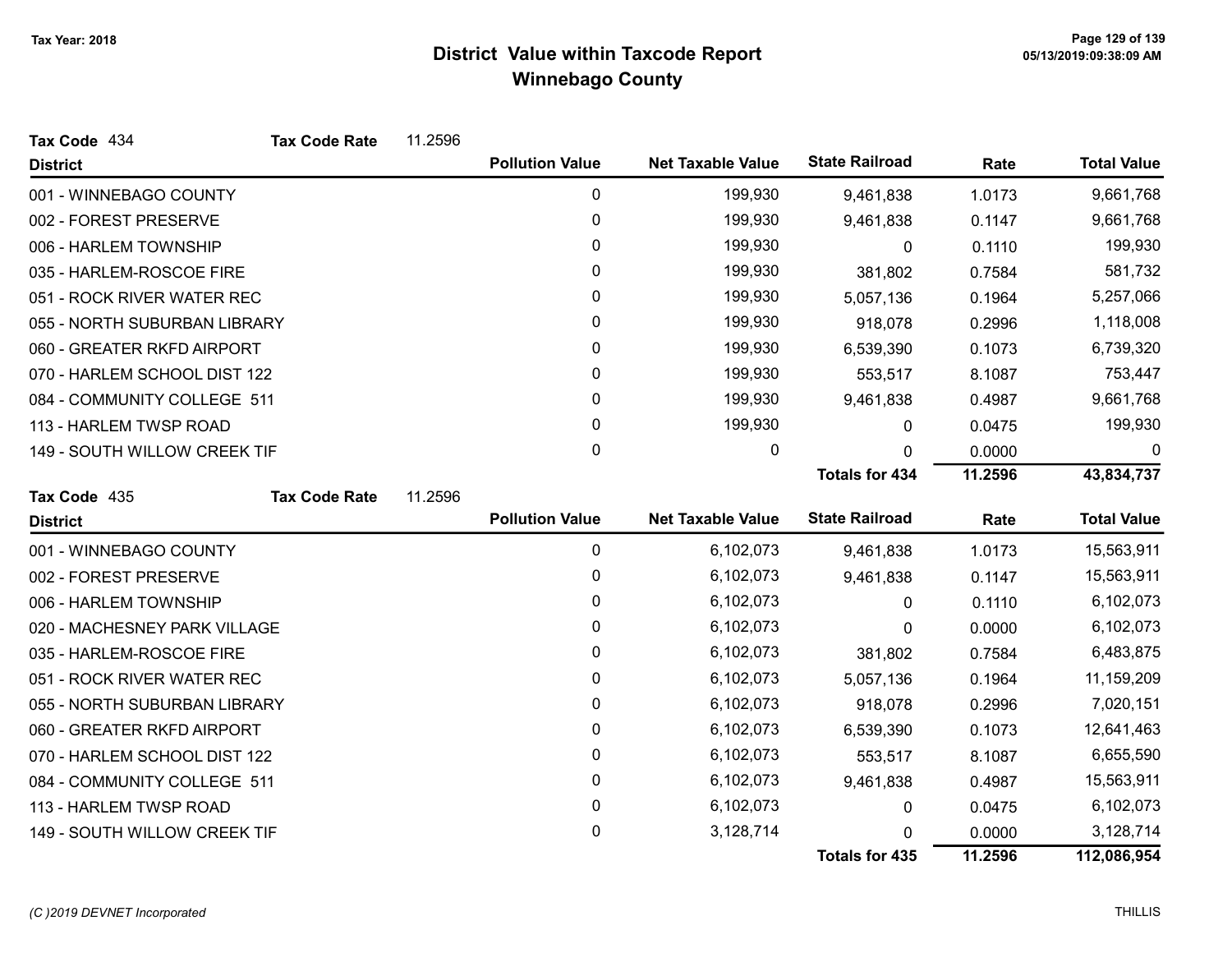# District Value within Taxcode Report
## Winnebago County

Tax Year: 2018

**Tax Code** 434 **Tax Code Rate** 11.2596

| District | Pollution Value | Net Taxable Value | State Railroad | Rate | Total Value |
|---|---|---|---|---|---|
| 001 - WINNEBAGO COUNTY | 0 | 199,930 | 9,461,838 | 1.0173 | 9,661,768 |
| 002 - FOREST PRESERVE | 0 | 199,930 | 9,461,838 | 0.1147 | 9,661,768 |
| 006 - HARLEM TOWNSHIP | 0 | 199,930 | 0 | 0.1110 | 199,930 |
| 035 - HARLEM-ROSCOE FIRE | 0 | 199,930 | 381,802 | 0.7584 | 581,732 |
| 051 - ROCK RIVER WATER REC | 0 | 199,930 | 5,057,136 | 0.1964 | 5,257,066 |
| 055 - NORTH SUBURBAN LIBRARY | 0 | 199,930 | 918,078 | 0.2996 | 1,118,008 |
| 060 - GREATER RKFD AIRPORT | 0 | 199,930 | 6,539,390 | 0.1073 | 6,739,320 |
| 070 - HARLEM SCHOOL DIST 122 | 0 | 199,930 | 553,517 | 8.1087 | 753,447 |
| 084 - COMMUNITY COLLEGE 511 | 0 | 199,930 | 9,461,838 | 0.4987 | 9,661,768 |
| 113 - HARLEM TWSP ROAD | 0 | 199,930 | 0 | 0.0475 | 199,930 |
| 149 - SOUTH WILLOW CREEK TIF | 0 | 0 | 0 | 0.0000 | 0 |
| | | | **Totals for 434** | **11.2596** | **43,834,737** |

**Tax Code** 435 **Tax Code Rate** 11.2596

| District | Pollution Value | Net Taxable Value | State Railroad | Rate | Total Value |
|---|---|---|---|---|---|
| 001 - WINNEBAGO COUNTY | 0 | 6,102,073 | 9,461,838 | 1.0173 | 15,563,911 |
| 002 - FOREST PRESERVE | 0 | 6,102,073 | 9,461,838 | 0.1147 | 15,563,911 |
| 006 - HARLEM TOWNSHIP | 0 | 6,102,073 | 0 | 0.1110 | 6,102,073 |
| 020 - MACHESNEY PARK VILLAGE | 0 | 6,102,073 | 0 | 0.0000 | 6,102,073 |
| 035 - HARLEM-ROSCOE FIRE | 0 | 6,102,073 | 381,802 | 0.7584 | 6,483,875 |
| 051 - ROCK RIVER WATER REC | 0 | 6,102,073 | 5,057,136 | 0.1964 | 11,159,209 |
| 055 - NORTH SUBURBAN LIBRARY | 0 | 6,102,073 | 918,078 | 0.2996 | 7,020,151 |
| 060 - GREATER RKFD AIRPORT | 0 | 6,102,073 | 6,539,390 | 0.1073 | 12,641,463 |
| 070 - HARLEM SCHOOL DIST 122 | 0 | 6,102,073 | 553,517 | 8.1087 | 6,655,590 |
| 084 - COMMUNITY COLLEGE 511 | 0 | 6,102,073 | 9,461,838 | 0.4987 | 15,563,911 |
| 113 - HARLEM TWSP ROAD | 0 | 6,102,073 | 0 | 0.0475 | 6,102,073 |
| 149 - SOUTH WILLOW CREEK TIF | 0 | 3,128,714 | 0 | 0.0000 | 3,128,714 |
| | | | **Totals for 435** | **11.2596** | **112,086,954** |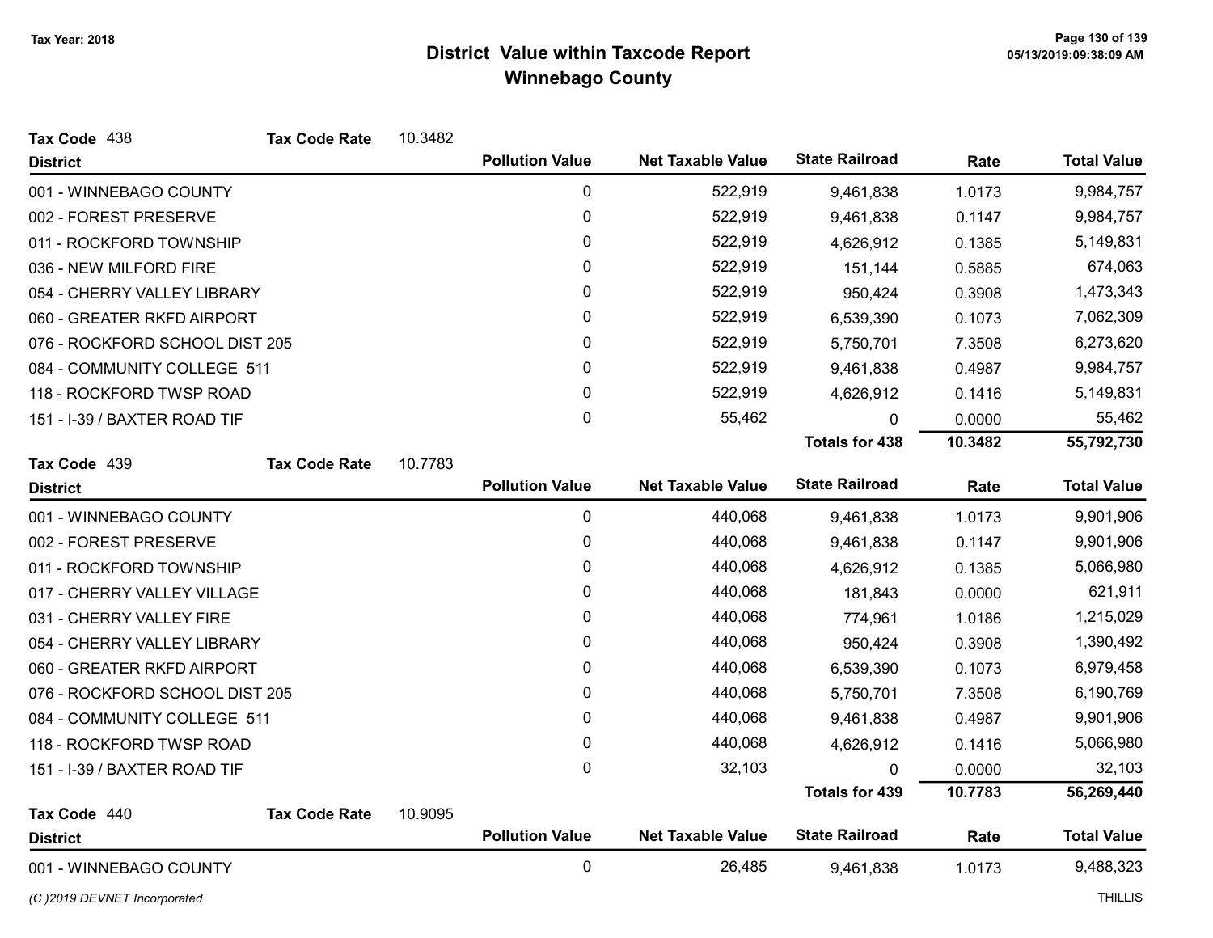Tax Year: 2018

# District Value within Taxcode Report
## Winnebago County

**Tax Code** 438 **Tax Code Rate** 10.3482

| District | Pollution Value | Net Taxable Value | State Railroad | Rate | Total Value |
|---|---|---|---|---|---|
| 001 - WINNEBAGO COUNTY | 0 | 522,919 | 9,461,838 | 1.0173 | 9,984,757 |
| 002 - FOREST PRESERVE | 0 | 522,919 | 9,461,838 | 0.1147 | 9,984,757 |
| 011 - ROCKFORD TOWNSHIP | 0 | 522,919 | 4,626,912 | 0.1385 | 5,149,831 |
| 036 - NEW MILFORD FIRE | 0 | 522,919 | 151,144 | 0.5885 | 674,063 |
| 054 - CHERRY VALLEY LIBRARY | 0 | 522,919 | 950,424 | 0.3908 | 1,473,343 |
| 060 - GREATER RKFD AIRPORT | 0 | 522,919 | 6,539,390 | 0.1073 | 7,062,309 |
| 076 - ROCKFORD SCHOOL DIST 205 | 0 | 522,919 | 5,750,701 | 7.3508 | 6,273,620 |
| 084 - COMMUNITY COLLEGE 511 | 0 | 522,919 | 9,461,838 | 0.4987 | 9,984,757 |
| 118 - ROCKFORD TWSP ROAD | 0 | 522,919 | 4,626,912 | 0.1416 | 5,149,831 |
| 151 - I-39 / BAXTER ROAD TIF | 0 | 55,462 | 0 | 0.0000 | 55,462 |
| | | | **Totals for 438** | **10.3482** | **55,792,730** |

**Tax Code** 439 **Tax Code Rate** 10.7783

| District | Pollution Value | Net Taxable Value | State Railroad | Rate | Total Value |
|---|---|---|---|---|---|
| 001 - WINNEBAGO COUNTY | 0 | 440,068 | 9,461,838 | 1.0173 | 9,901,906 |
| 002 - FOREST PRESERVE | 0 | 440,068 | 9,461,838 | 0.1147 | 9,901,906 |
| 011 - ROCKFORD TOWNSHIP | 0 | 440,068 | 4,626,912 | 0.1385 | 5,066,980 |
| 017 - CHERRY VALLEY VILLAGE | 0 | 440,068 | 181,843 | 0.0000 | 621,911 |
| 031 - CHERRY VALLEY FIRE | 0 | 440,068 | 774,961 | 1.0186 | 1,215,029 |
| 054 - CHERRY VALLEY LIBRARY | 0 | 440,068 | 950,424 | 0.3908 | 1,390,492 |
| 060 - GREATER RKFD AIRPORT | 0 | 440,068 | 6,539,390 | 0.1073 | 6,979,458 |
| 076 - ROCKFORD SCHOOL DIST 205 | 0 | 440,068 | 5,750,701 | 7.3508 | 6,190,769 |
| 084 - COMMUNITY COLLEGE 511 | 0 | 440,068 | 9,461,838 | 0.4987 | 9,901,906 |
| 118 - ROCKFORD TWSP ROAD | 0 | 440,068 | 4,626,912 | 0.1416 | 5,066,980 |
| 151 - I-39 / BAXTER ROAD TIF | 0 | 32,103 | 0 | 0.0000 | 32,103 |
| | | | **Totals for 439** | **10.7783** | **56,269,440** |

**Tax Code** 440 **Tax Code Rate** 10.9095

| District | Pollution Value | Net Taxable Value | State Railroad | Rate | Total Value |
|---|---|---|---|---|---|
| 001 - WINNEBAGO COUNTY | 0 | 26,485 | 9,461,838 | 1.0173 | 9,488,323 |

*(C )2019 DEVNET Incorporated* THILLIS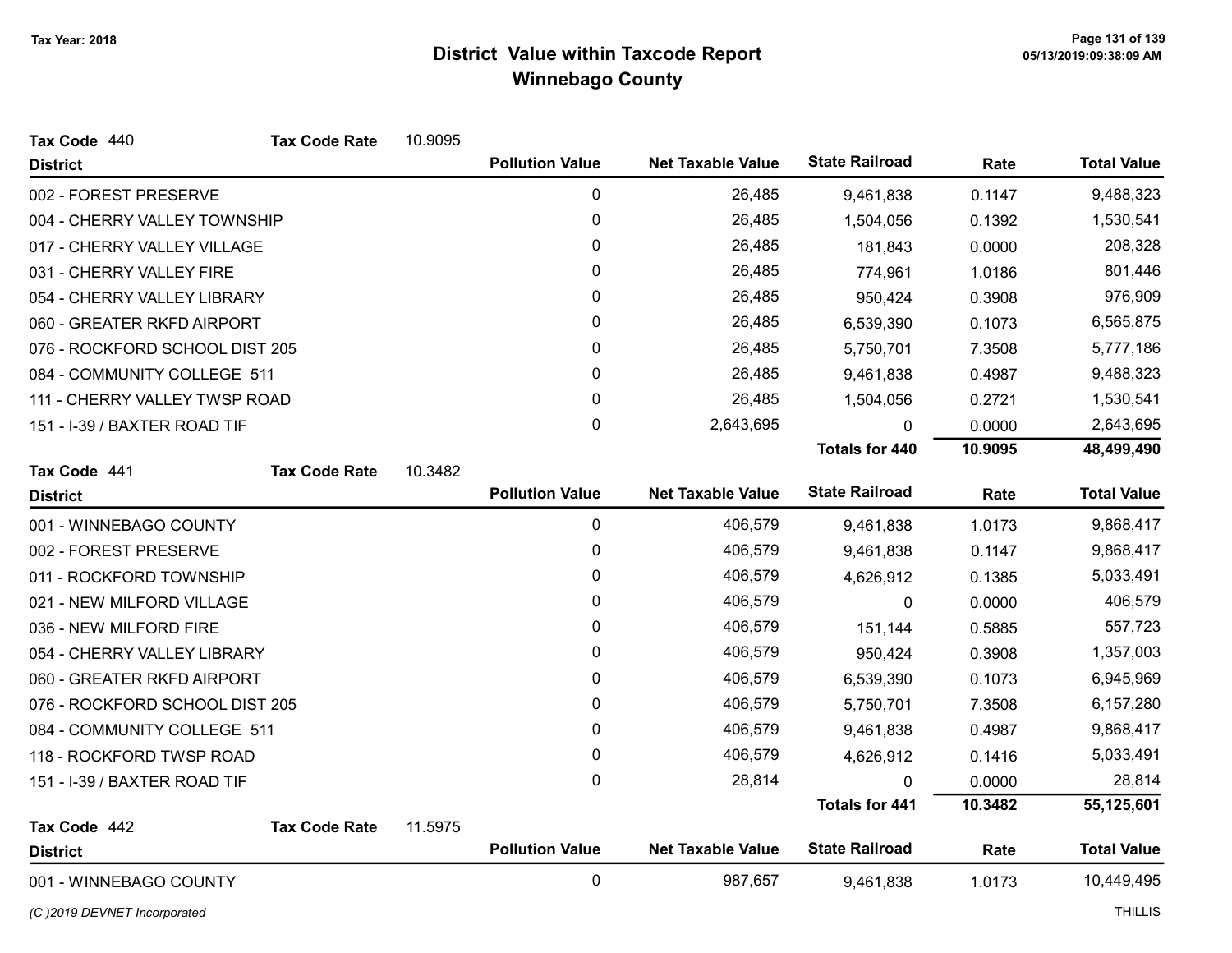# District Value within Taxcode Report
## Winnebago County

Tax Year: 2018

**Tax Code** 440 **Tax Code Rate** 10.9095

| District | Pollution Value | Net Taxable Value | State Railroad | Rate | Total Value |
|---|---|---|---|---|---|
| 002 - FOREST PRESERVE | 0 | 26,485 | 9,461,838 | 0.1147 | 9,488,323 |
| 004 - CHERRY VALLEY TOWNSHIP | 0 | 26,485 | 1,504,056 | 0.1392 | 1,530,541 |
| 017 - CHERRY VALLEY VILLAGE | 0 | 26,485 | 181,843 | 0.0000 | 208,328 |
| 031 - CHERRY VALLEY FIRE | 0 | 26,485 | 774,961 | 1.0186 | 801,446 |
| 054 - CHERRY VALLEY LIBRARY | 0 | 26,485 | 950,424 | 0.3908 | 976,909 |
| 060 - GREATER RKFD AIRPORT | 0 | 26,485 | 6,539,390 | 0.1073 | 6,565,875 |
| 076 - ROCKFORD SCHOOL DIST 205 | 0 | 26,485 | 5,750,701 | 7.3508 | 5,777,186 |
| 084 - COMMUNITY COLLEGE 511 | 0 | 26,485 | 9,461,838 | 0.4987 | 9,488,323 |
| 111 - CHERRY VALLEY TWSP ROAD | 0 | 26,485 | 1,504,056 | 0.2721 | 1,530,541 |
| 151 - I-39 / BAXTER ROAD TIF | 0 | 2,643,695 | 0 | 0.0000 | 2,643,695 |
| | | | **Totals for 440** | **10.9095** | **48,499,490** |

**Tax Code** 441 **Tax Code Rate** 10.3482

| District | Pollution Value | Net Taxable Value | State Railroad | Rate | Total Value |
|---|---|---|---|---|---|
| 001 - WINNEBAGO COUNTY | 0 | 406,579 | 9,461,838 | 1.0173 | 9,868,417 |
| 002 - FOREST PRESERVE | 0 | 406,579 | 9,461,838 | 0.1147 | 9,868,417 |
| 011 - ROCKFORD TOWNSHIP | 0 | 406,579 | 4,626,912 | 0.1385 | 5,033,491 |
| 021 - NEW MILFORD VILLAGE | 0 | 406,579 | 0 | 0.0000 | 406,579 |
| 036 - NEW MILFORD FIRE | 0 | 406,579 | 151,144 | 0.5885 | 557,723 |
| 054 - CHERRY VALLEY LIBRARY | 0 | 406,579 | 950,424 | 0.3908 | 1,357,003 |
| 060 - GREATER RKFD AIRPORT | 0 | 406,579 | 6,539,390 | 0.1073 | 6,945,969 |
| 076 - ROCKFORD SCHOOL DIST 205 | 0 | 406,579 | 5,750,701 | 7.3508 | 6,157,280 |
| 084 - COMMUNITY COLLEGE 511 | 0 | 406,579 | 9,461,838 | 0.4987 | 9,868,417 |
| 118 - ROCKFORD TWSP ROAD | 0 | 406,579 | 4,626,912 | 0.1416 | 5,033,491 |
| 151 - I-39 / BAXTER ROAD TIF | 0 | 28,814 | 0 | 0.0000 | 28,814 |
| | | | **Totals for 441** | **10.3482** | **55,125,601** |

**Tax Code** 442 **Tax Code Rate** 11.5975

| District | Pollution Value | Net Taxable Value | State Railroad | Rate | Total Value |
|---|---|---|---|---|---|
| 001 - WINNEBAGO COUNTY | 0 | 987,657 | 9,461,838 | 1.0173 | 10,449,495 |

*(C )2019 DEVNET Incorporated*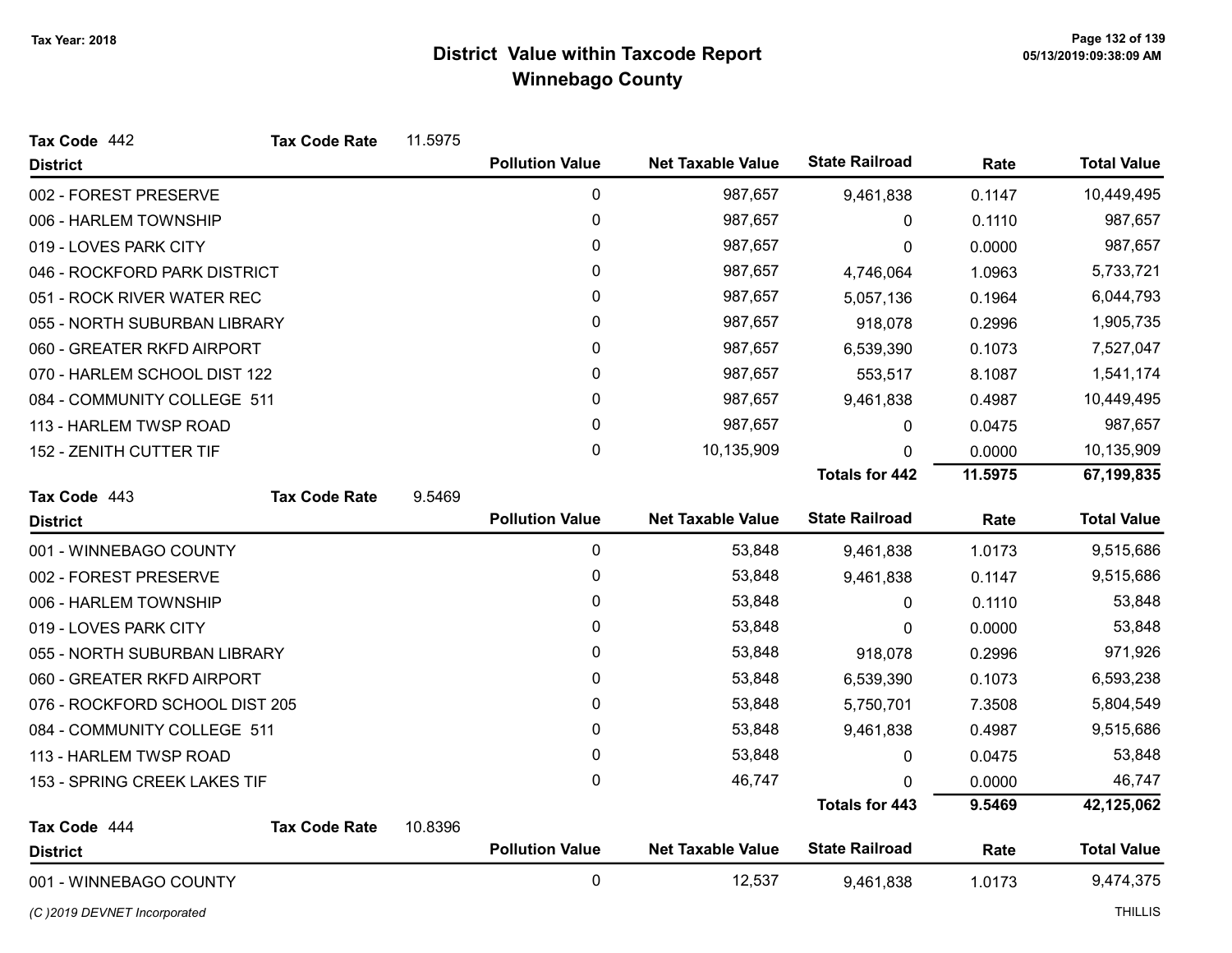## District Value within Taxcode Report
## Winnebago County

Tax Year: 2018

**Tax Code** 442 **Tax Code Rate** 11.5975

| District | Pollution Value | Net Taxable Value | State Railroad | Rate | Total Value |
|---|---|---|---|---|---|
| 002 - FOREST PRESERVE | 0 | 987,657 | 9,461,838 | 0.1147 | 10,449,495 |
| 006 - HARLEM TOWNSHIP | 0 | 987,657 | 0 | 0.1110 | 987,657 |
| 019 - LOVES PARK CITY | 0 | 987,657 | 0 | 0.0000 | 987,657 |
| 046 - ROCKFORD PARK DISTRICT | 0 | 987,657 | 4,746,064 | 1.0963 | 5,733,721 |
| 051 - ROCK RIVER WATER REC | 0 | 987,657 | 5,057,136 | 0.1964 | 6,044,793 |
| 055 - NORTH SUBURBAN LIBRARY | 0 | 987,657 | 918,078 | 0.2996 | 1,905,735 |
| 060 - GREATER RKFD AIRPORT | 0 | 987,657 | 6,539,390 | 0.1073 | 7,527,047 |
| 070 - HARLEM SCHOOL DIST 122 | 0 | 987,657 | 553,517 | 8.1087 | 1,541,174 |
| 084 - COMMUNITY COLLEGE 511 | 0 | 987,657 | 9,461,838 | 0.4987 | 10,449,495 |
| 113 - HARLEM TWSP ROAD | 0 | 987,657 | 0 | 0.0475 | 987,657 |
| 152 - ZENITH CUTTER TIF | 0 | 10,135,909 | 0 | 0.0000 | 10,135,909 |
| | | | **Totals for 442** | **11.5975** | **67,199,835** |

**Tax Code** 443 **Tax Code Rate** 9.5469

| District | Pollution Value | Net Taxable Value | State Railroad | Rate | Total Value |
|---|---|---|---|---|---|
| 001 - WINNEBAGO COUNTY | 0 | 53,848 | 9,461,838 | 1.0173 | 9,515,686 |
| 002 - FOREST PRESERVE | 0 | 53,848 | 9,461,838 | 0.1147 | 9,515,686 |
| 006 - HARLEM TOWNSHIP | 0 | 53,848 | 0 | 0.1110 | 53,848 |
| 019 - LOVES PARK CITY | 0 | 53,848 | 0 | 0.0000 | 53,848 |
| 055 - NORTH SUBURBAN LIBRARY | 0 | 53,848 | 918,078 | 0.2996 | 971,926 |
| 060 - GREATER RKFD AIRPORT | 0 | 53,848 | 6,539,390 | 0.1073 | 6,593,238 |
| 076 - ROCKFORD SCHOOL DIST 205 | 0 | 53,848 | 5,750,701 | 7.3508 | 5,804,549 |
| 084 - COMMUNITY COLLEGE 511 | 0 | 53,848 | 9,461,838 | 0.4987 | 9,515,686 |
| 113 - HARLEM TWSP ROAD | 0 | 53,848 | 0 | 0.0475 | 53,848 |
| 153 - SPRING CREEK LAKES TIF | 0 | 46,747 | 0 | 0.0000 | 46,747 |
| | | | **Totals for 443** | **9.5469** | **42,125,062** |

**Tax Code** 444 **Tax Code Rate** 10.8396

| District | Pollution Value | Net Taxable Value | State Railroad | Rate | Total Value |
|---|---|---|---|---|---|
| 001 - WINNEBAGO COUNTY | 0 | 12,537 | 9,461,838 | 1.0173 | 9,474,375 |

*(C )2019 DEVNET Incorporated* THILLIS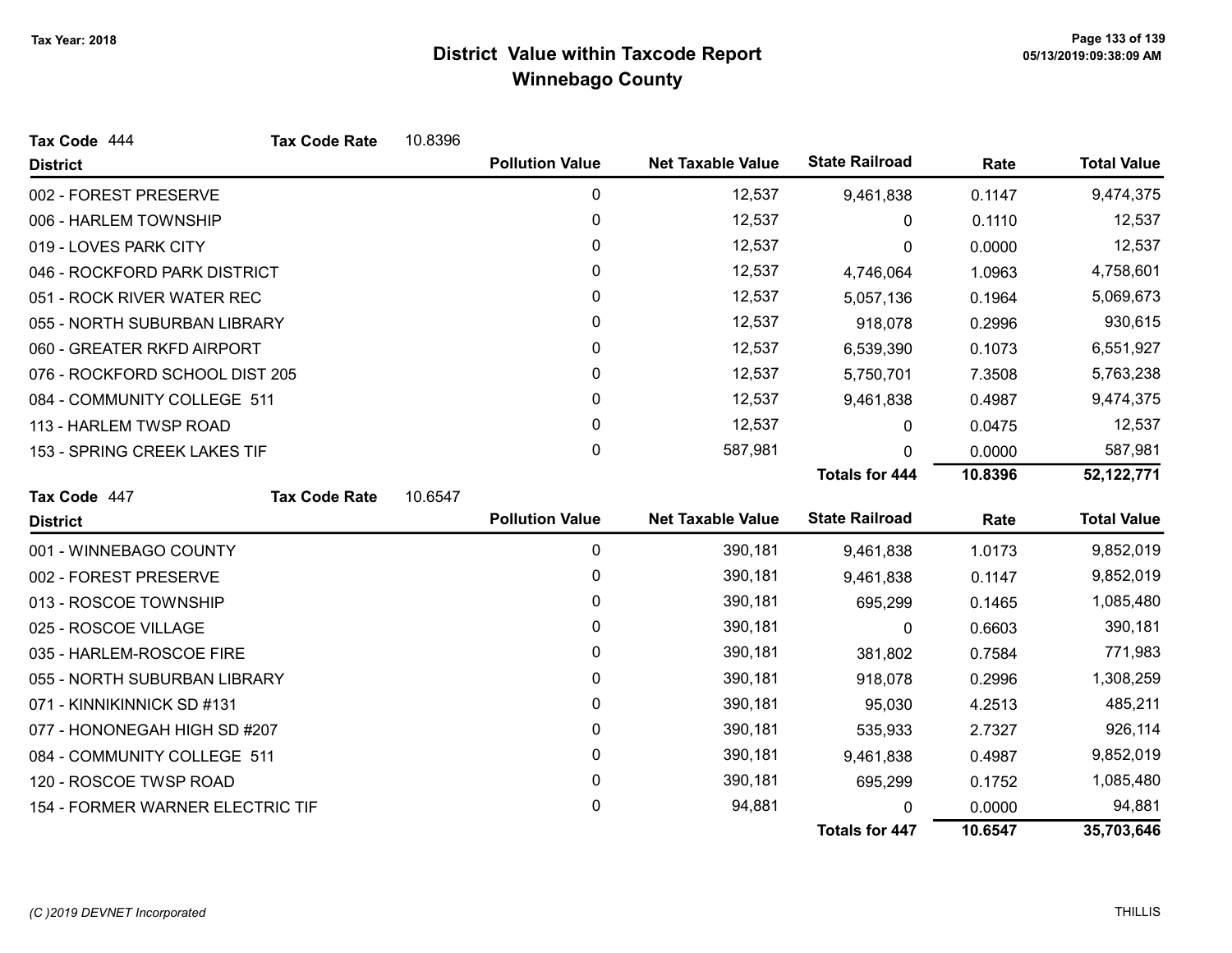# District Value within Taxcode Report
## Winnebago County

Tax Year: 2018

**Tax Code** 444 **Tax Code Rate** 10.8396

| District | Pollution Value | Net Taxable Value | State Railroad | Rate | Total Value |
|---|---|---|---|---|---|
| 002 - FOREST PRESERVE | 0 | 12,537 | 9,461,838 | 0.1147 | 9,474,375 |
| 006 - HARLEM TOWNSHIP | 0 | 12,537 | 0 | 0.1110 | 12,537 |
| 019 - LOVES PARK CITY | 0 | 12,537 | 0 | 0.0000 | 12,537 |
| 046 - ROCKFORD PARK DISTRICT | 0 | 12,537 | 4,746,064 | 1.0963 | 4,758,601 |
| 051 - ROCK RIVER WATER REC | 0 | 12,537 | 5,057,136 | 0.1964 | 5,069,673 |
| 055 - NORTH SUBURBAN LIBRARY | 0 | 12,537 | 918,078 | 0.2996 | 930,615 |
| 060 - GREATER RKFD AIRPORT | 0 | 12,537 | 6,539,390 | 0.1073 | 6,551,927 |
| 076 - ROCKFORD SCHOOL DIST 205 | 0 | 12,537 | 5,750,701 | 7.3508 | 5,763,238 |
| 084 - COMMUNITY COLLEGE 511 | 0 | 12,537 | 9,461,838 | 0.4987 | 9,474,375 |
| 113 - HARLEM TWSP ROAD | 0 | 12,537 | 0 | 0.0475 | 12,537 |
| 153 - SPRING CREEK LAKES TIF | 0 | 587,981 | 0 | 0.0000 | 587,981 |
| | | | **Totals for 444** | **10.8396** | **52,122,771** |

**Tax Code** 447 **Tax Code Rate** 10.6547

| District | Pollution Value | Net Taxable Value | State Railroad | Rate | Total Value |
|---|---|---|---|---|---|
| 001 - WINNEBAGO COUNTY | 0 | 390,181 | 9,461,838 | 1.0173 | 9,852,019 |
| 002 - FOREST PRESERVE | 0 | 390,181 | 9,461,838 | 0.1147 | 9,852,019 |
| 013 - ROSCOE TOWNSHIP | 0 | 390,181 | 695,299 | 0.1465 | 1,085,480 |
| 025 - ROSCOE VILLAGE | 0 | 390,181 | 0 | 0.6603 | 390,181 |
| 035 - HARLEM-ROSCOE FIRE | 0 | 390,181 | 381,802 | 0.7584 | 771,983 |
| 055 - NORTH SUBURBAN LIBRARY | 0 | 390,181 | 918,078 | 0.2996 | 1,308,259 |
| 071 - KINNIKINNICK SD #131 | 0 | 390,181 | 95,030 | 4.2513 | 485,211 |
| 077 - HONONEGAH HIGH SD #207 | 0 | 390,181 | 535,933 | 2.7327 | 926,114 |
| 084 - COMMUNITY COLLEGE 511 | 0 | 390,181 | 9,461,838 | 0.4987 | 9,852,019 |
| 120 - ROSCOE TWSP ROAD | 0 | 390,181 | 695,299 | 0.1752 | 1,085,480 |
| 154 - FORMER WARNER ELECTRIC TIF | 0 | 94,881 | 0 | 0.0000 | 94,881 |
| | | | **Totals for 447** | **10.6547** | **35,703,646** |

*(C )2019 DEVNET Incorporated* THILLIS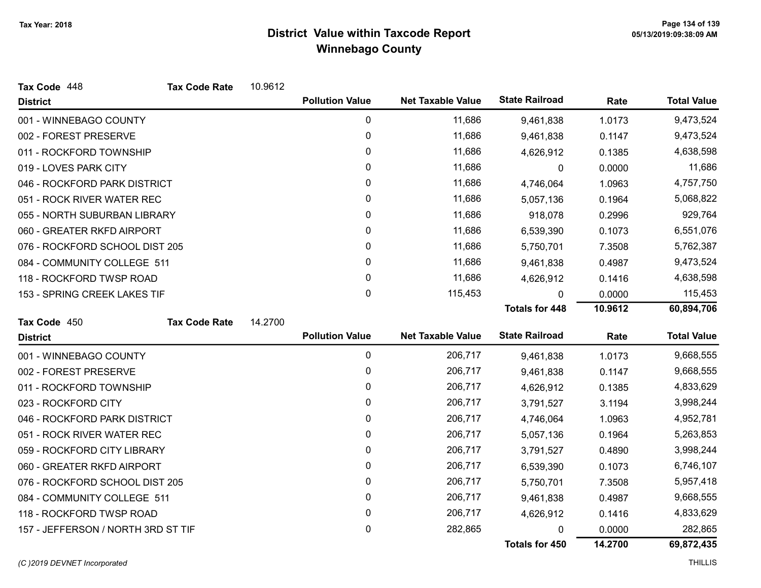Tax Year: 2018

# District Value within Taxcode Report
## Winnebago County

**Tax Code** 448 **Tax Code Rate** 10.9612

| District | Pollution Value | Net Taxable Value | State Railroad | Rate | Total Value |
|---|---|---|---|---|---|
| 001 - WINNEBAGO COUNTY | 0 | 11,686 | 9,461,838 | 1.0173 | 9,473,524 |
| 002 - FOREST PRESERVE | 0 | 11,686 | 9,461,838 | 0.1147 | 9,473,524 |
| 011 - ROCKFORD TOWNSHIP | 0 | 11,686 | 4,626,912 | 0.1385 | 4,638,598 |
| 019 - LOVES PARK CITY | 0 | 11,686 | 0 | 0.0000 | 11,686 |
| 046 - ROCKFORD PARK DISTRICT | 0 | 11,686 | 4,746,064 | 1.0963 | 4,757,750 |
| 051 - ROCK RIVER WATER REC | 0 | 11,686 | 5,057,136 | 0.1964 | 5,068,822 |
| 055 - NORTH SUBURBAN LIBRARY | 0 | 11,686 | 918,078 | 0.2996 | 929,764 |
| 060 - GREATER RKFD AIRPORT | 0 | 11,686 | 6,539,390 | 0.1073 | 6,551,076 |
| 076 - ROCKFORD SCHOOL DIST 205 | 0 | 11,686 | 5,750,701 | 7.3508 | 5,762,387 |
| 084 - COMMUNITY COLLEGE 511 | 0 | 11,686 | 9,461,838 | 0.4987 | 9,473,524 |
| 118 - ROCKFORD TWSP ROAD | 0 | 11,686 | 4,626,912 | 0.1416 | 4,638,598 |
| 153 - SPRING CREEK LAKES TIF | 0 | 115,453 | 0 | 0.0000 | 115,453 |
| | | | **Totals for 448** | **10.9612** | **60,894,706** |

**Tax Code** 450 **Tax Code Rate** 14.2700

| District | Pollution Value | Net Taxable Value | State Railroad | Rate | Total Value |
|---|---|---|---|---|---|
| 001 - WINNEBAGO COUNTY | 0 | 206,717 | 9,461,838 | 1.0173 | 9,668,555 |
| 002 - FOREST PRESERVE | 0 | 206,717 | 9,461,838 | 0.1147 | 9,668,555 |
| 011 - ROCKFORD TOWNSHIP | 0 | 206,717 | 4,626,912 | 0.1385 | 4,833,629 |
| 023 - ROCKFORD CITY | 0 | 206,717 | 3,791,527 | 3.1194 | 3,998,244 |
| 046 - ROCKFORD PARK DISTRICT | 0 | 206,717 | 4,746,064 | 1.0963 | 4,952,781 |
| 051 - ROCK RIVER WATER REC | 0 | 206,717 | 5,057,136 | 0.1964 | 5,263,853 |
| 059 - ROCKFORD CITY LIBRARY | 0 | 206,717 | 3,791,527 | 0.4890 | 3,998,244 |
| 060 - GREATER RKFD AIRPORT | 0 | 206,717 | 6,539,390 | 0.1073 | 6,746,107 |
| 076 - ROCKFORD SCHOOL DIST 205 | 0 | 206,717 | 5,750,701 | 7.3508 | 5,957,418 |
| 084 - COMMUNITY COLLEGE 511 | 0 | 206,717 | 9,461,838 | 0.4987 | 9,668,555 |
| 118 - ROCKFORD TWSP ROAD | 0 | 206,717 | 4,626,912 | 0.1416 | 4,833,629 |
| 157 - JEFFERSON / NORTH 3RD ST TIF | 0 | 282,865 | 0 | 0.0000 | 282,865 |
| | | | **Totals for 450** | **14.2700** | **69,872,435** |

(C )2019 DEVNET Incorporated THILLIS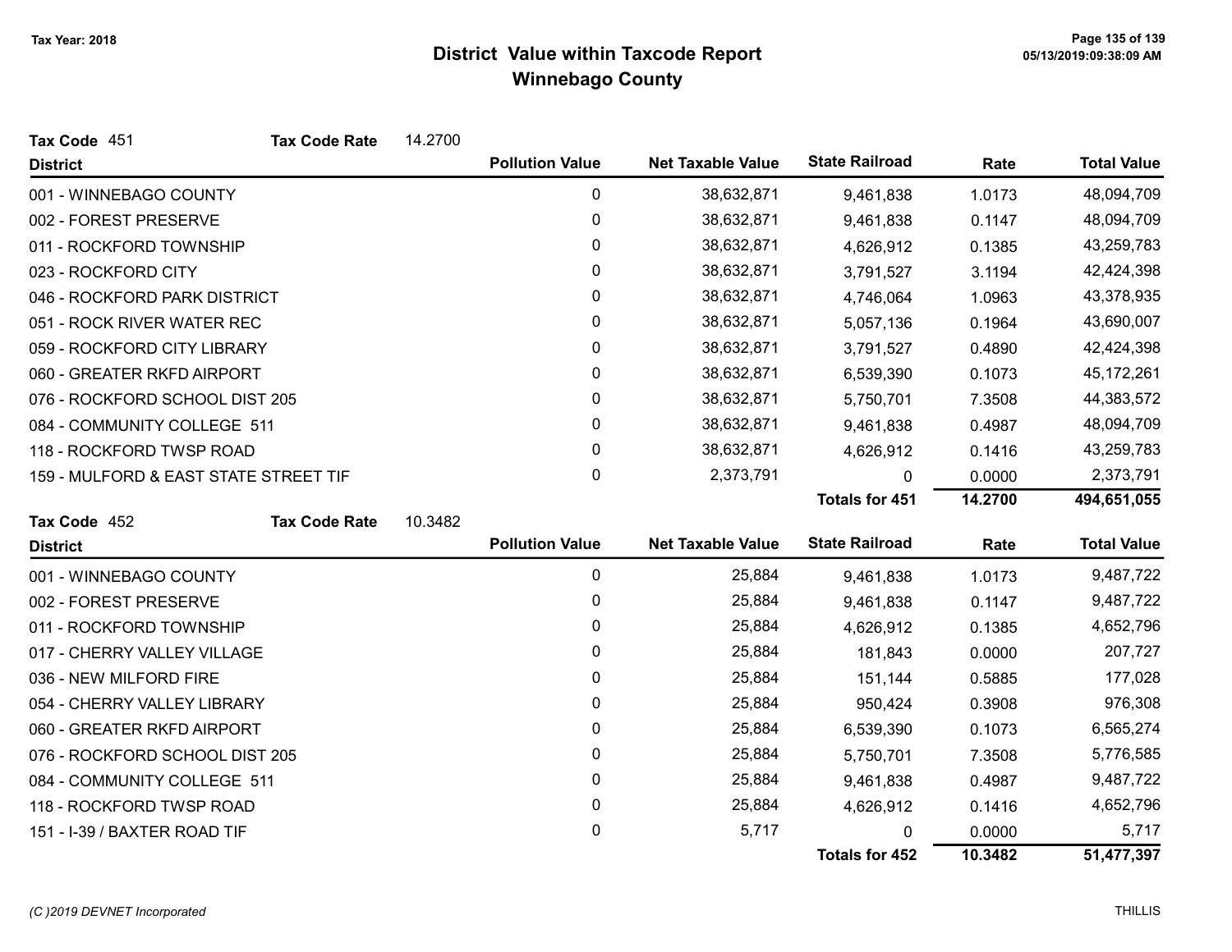# District Value within Taxcode Report
## Winnebago County

Tax Year: 2018

**Tax Code** 451 **Tax Code Rate** 14.2700

| District | Pollution Value | Net Taxable Value | State Railroad | Rate | Total Value |
|---|---|---|---|---|---|
| 001 - WINNEBAGO COUNTY | 0 | 38,632,871 | 9,461,838 | 1.0173 | 48,094,709 |
| 002 - FOREST PRESERVE | 0 | 38,632,871 | 9,461,838 | 0.1147 | 48,094,709 |
| 011 - ROCKFORD TOWNSHIP | 0 | 38,632,871 | 4,626,912 | 0.1385 | 43,259,783 |
| 023 - ROCKFORD CITY | 0 | 38,632,871 | 3,791,527 | 3.1194 | 42,424,398 |
| 046 - ROCKFORD PARK DISTRICT | 0 | 38,632,871 | 4,746,064 | 1.0963 | 43,378,935 |
| 051 - ROCK RIVER WATER REC | 0 | 38,632,871 | 5,057,136 | 0.1964 | 43,690,007 |
| 059 - ROCKFORD CITY LIBRARY | 0 | 38,632,871 | 3,791,527 | 0.4890 | 42,424,398 |
| 060 - GREATER RKFD AIRPORT | 0 | 38,632,871 | 6,539,390 | 0.1073 | 45,172,261 |
| 076 - ROCKFORD SCHOOL DIST 205 | 0 | 38,632,871 | 5,750,701 | 7.3508 | 44,383,572 |
| 084 - COMMUNITY COLLEGE 511 | 0 | 38,632,871 | 9,461,838 | 0.4987 | 48,094,709 |
| 118 - ROCKFORD TWSP ROAD | 0 | 38,632,871 | 4,626,912 | 0.1416 | 43,259,783 |
| 159 - MULFORD & EAST STATE STREET TIF | 0 | 2,373,791 | 0 | 0.0000 | 2,373,791 |
| | | | **Totals for 451** | **14.2700** | **494,651,055** |

**Tax Code** 452 **Tax Code Rate** 10.3482

| District | Pollution Value | Net Taxable Value | State Railroad | Rate | Total Value |
|---|---|---|---|---|---|
| 001 - WINNEBAGO COUNTY | 0 | 25,884 | 9,461,838 | 1.0173 | 9,487,722 |
| 002 - FOREST PRESERVE | 0 | 25,884 | 9,461,838 | 0.1147 | 9,487,722 |
| 011 - ROCKFORD TOWNSHIP | 0 | 25,884 | 4,626,912 | 0.1385 | 4,652,796 |
| 017 - CHERRY VALLEY VILLAGE | 0 | 25,884 | 181,843 | 0.0000 | 207,727 |
| 036 - NEW MILFORD FIRE | 0 | 25,884 | 151,144 | 0.5885 | 177,028 |
| 054 - CHERRY VALLEY LIBRARY | 0 | 25,884 | 950,424 | 0.3908 | 976,308 |
| 060 - GREATER RKFD AIRPORT | 0 | 25,884 | 6,539,390 | 0.1073 | 6,565,274 |
| 076 - ROCKFORD SCHOOL DIST 205 | 0 | 25,884 | 5,750,701 | 7.3508 | 5,776,585 |
| 084 - COMMUNITY COLLEGE 511 | 0 | 25,884 | 9,461,838 | 0.4987 | 9,487,722 |
| 118 - ROCKFORD TWSP ROAD | 0 | 25,884 | 4,626,912 | 0.1416 | 4,652,796 |
| 151 - I-39 / BAXTER ROAD TIF | 0 | 5,717 | 0 | 0.0000 | 5,717 |
| | | | **Totals for 452** | **10.3482** | **51,477,397** |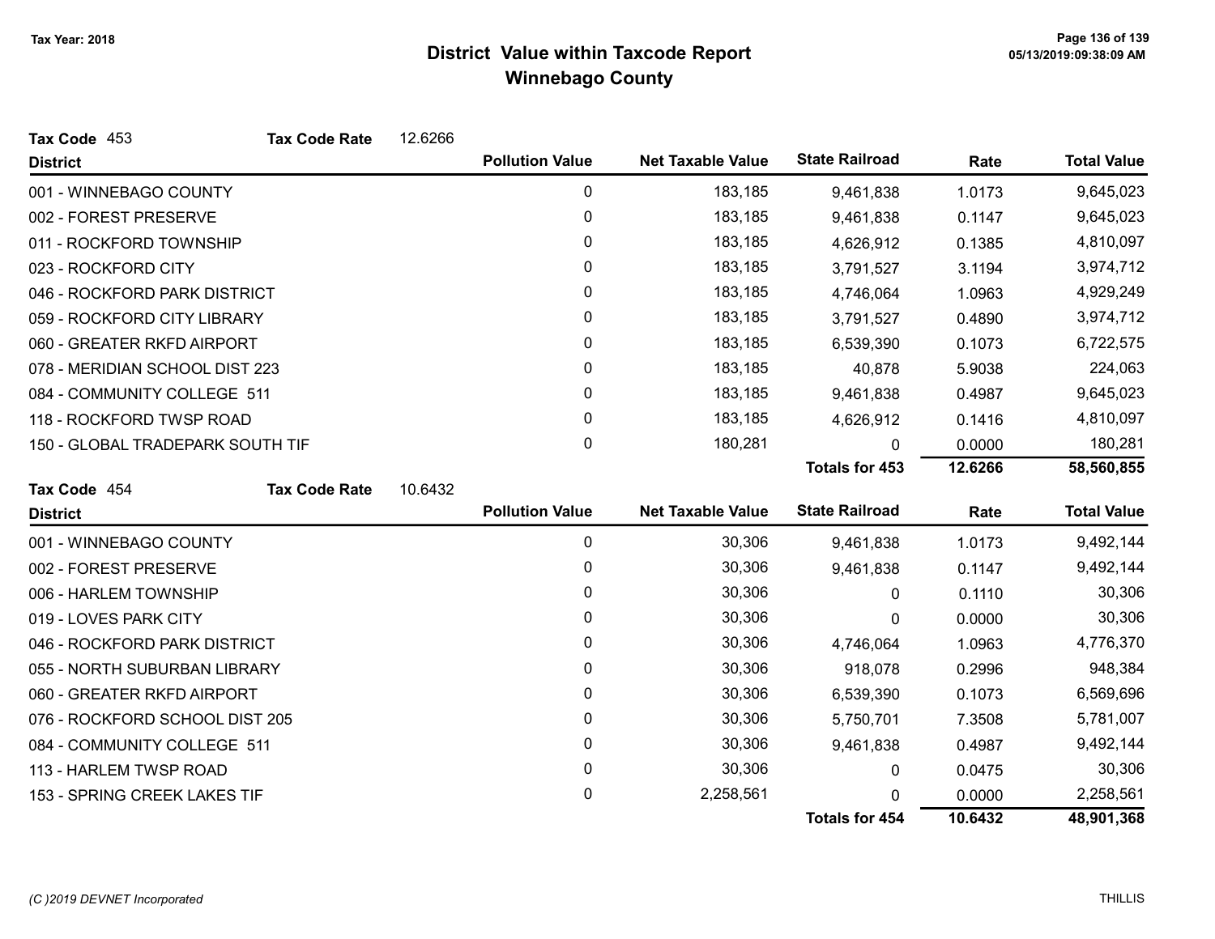# District Value within Taxcode Report
## Winnebago County

Tax Year: 2018

**Tax Code** 453 **Tax Code Rate** 12.6266

| District | Pollution Value | Net Taxable Value | State Railroad | Rate | Total Value |
|---|---|---|---|---|---|
| 001 - WINNEBAGO COUNTY | 0 | 183,185 | 9,461,838 | 1.0173 | 9,645,023 |
| 002 - FOREST PRESERVE | 0 | 183,185 | 9,461,838 | 0.1147 | 9,645,023 |
| 011 - ROCKFORD TOWNSHIP | 0 | 183,185 | 4,626,912 | 0.1385 | 4,810,097 |
| 023 - ROCKFORD CITY | 0 | 183,185 | 3,791,527 | 3.1194 | 3,974,712 |
| 046 - ROCKFORD PARK DISTRICT | 0 | 183,185 | 4,746,064 | 1.0963 | 4,929,249 |
| 059 - ROCKFORD CITY LIBRARY | 0 | 183,185 | 3,791,527 | 0.4890 | 3,974,712 |
| 060 - GREATER RKFD AIRPORT | 0 | 183,185 | 6,539,390 | 0.1073 | 6,722,575 |
| 078 - MERIDIAN SCHOOL DIST 223 | 0 | 183,185 | 40,878 | 5.9038 | 224,063 |
| 084 - COMMUNITY COLLEGE 511 | 0 | 183,185 | 9,461,838 | 0.4987 | 9,645,023 |
| 118 - ROCKFORD TWSP ROAD | 0 | 183,185 | 4,626,912 | 0.1416 | 4,810,097 |
| 150 - GLOBAL TRADEPARK SOUTH TIF | 0 | 180,281 | 0 | 0.0000 | 180,281 |
| | | | **Totals for 453** | **12.6266** | **58,560,855** |

**Tax Code** 454 **Tax Code Rate** 10.6432

| District | Pollution Value | Net Taxable Value | State Railroad | Rate | Total Value |
|---|---|---|---|---|---|
| 001 - WINNEBAGO COUNTY | 0 | 30,306 | 9,461,838 | 1.0173 | 9,492,144 |
| 002 - FOREST PRESERVE | 0 | 30,306 | 9,461,838 | 0.1147 | 9,492,144 |
| 006 - HARLEM TOWNSHIP | 0 | 30,306 | 0 | 0.1110 | 30,306 |
| 019 - LOVES PARK CITY | 0 | 30,306 | 0 | 0.0000 | 30,306 |
| 046 - ROCKFORD PARK DISTRICT | 0 | 30,306 | 4,746,064 | 1.0963 | 4,776,370 |
| 055 - NORTH SUBURBAN LIBRARY | 0 | 30,306 | 918,078 | 0.2996 | 948,384 |
| 060 - GREATER RKFD AIRPORT | 0 | 30,306 | 6,539,390 | 0.1073 | 6,569,696 |
| 076 - ROCKFORD SCHOOL DIST 205 | 0 | 30,306 | 5,750,701 | 7.3508 | 5,781,007 |
| 084 - COMMUNITY COLLEGE 511 | 0 | 30,306 | 9,461,838 | 0.4987 | 9,492,144 |
| 113 - HARLEM TWSP ROAD | 0 | 30,306 | 0 | 0.0475 | 30,306 |
| 153 - SPRING CREEK LAKES TIF | 0 | 2,258,561 | 0 | 0.0000 | 2,258,561 |
| | | | **Totals for 454** | **10.6432** | **48,901,368** |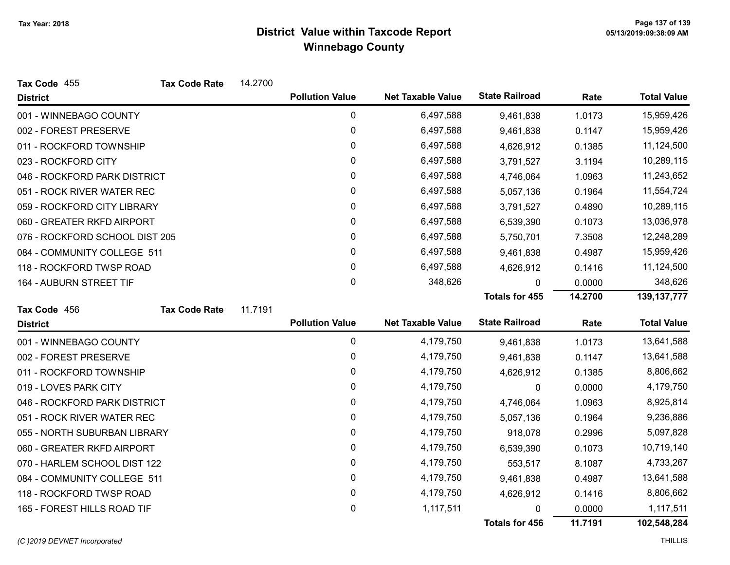# District Value within Taxcode Report
## Winnebago County

Tax Year: 2018

**Tax Code** 455 **Tax Code Rate** 14.2700

| District | Pollution Value | Net Taxable Value | State Railroad | Rate | Total Value |
|---|---|---|---|---|---|
| 001 - WINNEBAGO COUNTY | 0 | 6,497,588 | 9,461,838 | 1.0173 | 15,959,426 |
| 002 - FOREST PRESERVE | 0 | 6,497,588 | 9,461,838 | 0.1147 | 15,959,426 |
| 011 - ROCKFORD TOWNSHIP | 0 | 6,497,588 | 4,626,912 | 0.1385 | 11,124,500 |
| 023 - ROCKFORD CITY | 0 | 6,497,588 | 3,791,527 | 3.1194 | 10,289,115 |
| 046 - ROCKFORD PARK DISTRICT | 0 | 6,497,588 | 4,746,064 | 1.0963 | 11,243,652 |
| 051 - ROCK RIVER WATER REC | 0 | 6,497,588 | 5,057,136 | 0.1964 | 11,554,724 |
| 059 - ROCKFORD CITY LIBRARY | 0 | 6,497,588 | 3,791,527 | 0.4890 | 10,289,115 |
| 060 - GREATER RKFD AIRPORT | 0 | 6,497,588 | 6,539,390 | 0.1073 | 13,036,978 |
| 076 - ROCKFORD SCHOOL DIST 205 | 0 | 6,497,588 | 5,750,701 | 7.3508 | 12,248,289 |
| 084 - COMMUNITY COLLEGE 511 | 0 | 6,497,588 | 9,461,838 | 0.4987 | 15,959,426 |
| 118 - ROCKFORD TWSP ROAD | 0 | 6,497,588 | 4,626,912 | 0.1416 | 11,124,500 |
| 164 - AUBURN STREET TIF | 0 | 348,626 | 0 | 0.0000 | 348,626 |
| | | | **Totals for 455** | **14.2700** | **139,137,777** |

**Tax Code** 456 **Tax Code Rate** 11.7191

| District | Pollution Value | Net Taxable Value | State Railroad | Rate | Total Value |
|---|---|---|---|---|---|
| 001 - WINNEBAGO COUNTY | 0 | 4,179,750 | 9,461,838 | 1.0173 | 13,641,588 |
| 002 - FOREST PRESERVE | 0 | 4,179,750 | 9,461,838 | 0.1147 | 13,641,588 |
| 011 - ROCKFORD TOWNSHIP | 0 | 4,179,750 | 4,626,912 | 0.1385 | 8,806,662 |
| 019 - LOVES PARK CITY | 0 | 4,179,750 | 0 | 0.0000 | 4,179,750 |
| 046 - ROCKFORD PARK DISTRICT | 0 | 4,179,750 | 4,746,064 | 1.0963 | 8,925,814 |
| 051 - ROCK RIVER WATER REC | 0 | 4,179,750 | 5,057,136 | 0.1964 | 9,236,886 |
| 055 - NORTH SUBURBAN LIBRARY | 0 | 4,179,750 | 918,078 | 0.2996 | 5,097,828 |
| 060 - GREATER RKFD AIRPORT | 0 | 4,179,750 | 6,539,390 | 0.1073 | 10,719,140 |
| 070 - HARLEM SCHOOL DIST 122 | 0 | 4,179,750 | 553,517 | 8.1087 | 4,733,267 |
| 084 - COMMUNITY COLLEGE 511 | 0 | 4,179,750 | 9,461,838 | 0.4987 | 13,641,588 |
| 118 - ROCKFORD TWSP ROAD | 0 | 4,179,750 | 4,626,912 | 0.1416 | 8,806,662 |
| 165 - FOREST HILLS ROAD TIF | 0 | 1,117,511 | 0 | 0.0000 | 1,117,511 |
| | | | **Totals for 456** | **11.7191** | **102,548,284** |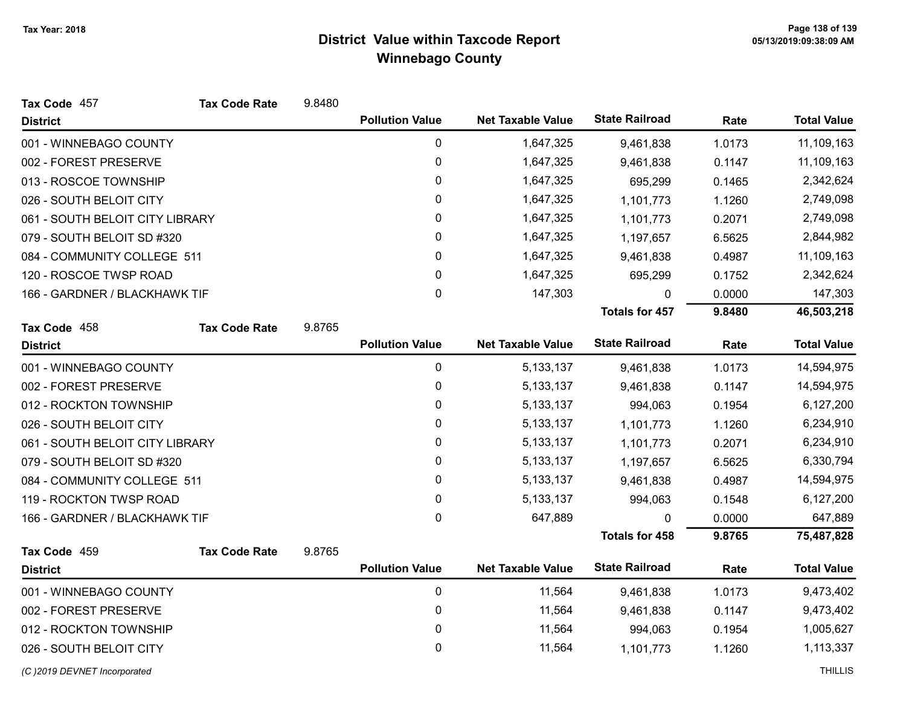# District Value within Taxcode Report
## Winnebago County

Tax Year: 2018

**Tax Code** 457 **Tax Code Rate** 9.8480

| District | Pollution Value | Net Taxable Value | State Railroad | Rate | Total Value |
|---|---|---|---|---|---|
| 001 - WINNEBAGO COUNTY | 0 | 1,647,325 | 9,461,838 | 1.0173 | 11,109,163 |
| 002 - FOREST PRESERVE | 0 | 1,647,325 | 9,461,838 | 0.1147 | 11,109,163 |
| 013 - ROSCOE TOWNSHIP | 0 | 1,647,325 | 695,299 | 0.1465 | 2,342,624 |
| 026 - SOUTH BELOIT CITY | 0 | 1,647,325 | 1,101,773 | 1.1260 | 2,749,098 |
| 061 - SOUTH BELOIT CITY LIBRARY | 0 | 1,647,325 | 1,101,773 | 0.2071 | 2,749,098 |
| 079 - SOUTH BELOIT SD #320 | 0 | 1,647,325 | 1,197,657 | 6.5625 | 2,844,982 |
| 084 - COMMUNITY COLLEGE 511 | 0 | 1,647,325 | 9,461,838 | 0.4987 | 11,109,163 |
| 120 - ROSCOE TWSP ROAD | 0 | 1,647,325 | 695,299 | 0.1752 | 2,342,624 |
| 166 - GARDNER / BLACKHAWK TIF | 0 | 147,303 | 0 | 0.0000 | 147,303 |
| | | | **Totals for 457** | **9.8480** | **46,503,218** |

**Tax Code** 458 **Tax Code Rate** 9.8765

| District | Pollution Value | Net Taxable Value | State Railroad | Rate | Total Value |
|---|---|---|---|---|---|
| 001 - WINNEBAGO COUNTY | 0 | 5,133,137 | 9,461,838 | 1.0173 | 14,594,975 |
| 002 - FOREST PRESERVE | 0 | 5,133,137 | 9,461,838 | 0.1147 | 14,594,975 |
| 012 - ROCKTON TOWNSHIP | 0 | 5,133,137 | 994,063 | 0.1954 | 6,127,200 |
| 026 - SOUTH BELOIT CITY | 0 | 5,133,137 | 1,101,773 | 1.1260 | 6,234,910 |
| 061 - SOUTH BELOIT CITY LIBRARY | 0 | 5,133,137 | 1,101,773 | 0.2071 | 6,234,910 |
| 079 - SOUTH BELOIT SD #320 | 0 | 5,133,137 | 1,197,657 | 6.5625 | 6,330,794 |
| 084 - COMMUNITY COLLEGE 511 | 0 | 5,133,137 | 9,461,838 | 0.4987 | 14,594,975 |
| 119 - ROCKTON TWSP ROAD | 0 | 5,133,137 | 994,063 | 0.1548 | 6,127,200 |
| 166 - GARDNER / BLACKHAWK TIF | 0 | 647,889 | 0 | 0.0000 | 647,889 |
| | | | **Totals for 458** | **9.8765** | **75,487,828** |

**Tax Code** 459 **Tax Code Rate** 9.8765

| District | Pollution Value | Net Taxable Value | State Railroad | Rate | Total Value |
|---|---|---|---|---|---|
| 001 - WINNEBAGO COUNTY | 0 | 11,564 | 9,461,838 | 1.0173 | 9,473,402 |
| 002 - FOREST PRESERVE | 0 | 11,564 | 9,461,838 | 0.1147 | 9,473,402 |
| 012 - ROCKTON TOWNSHIP | 0 | 11,564 | 994,063 | 0.1954 | 1,005,627 |
| 026 - SOUTH BELOIT CITY | 0 | 11,564 | 1,101,773 | 1.1260 | 1,113,337 |

(C )2019 DEVNET Incorporated THILLIS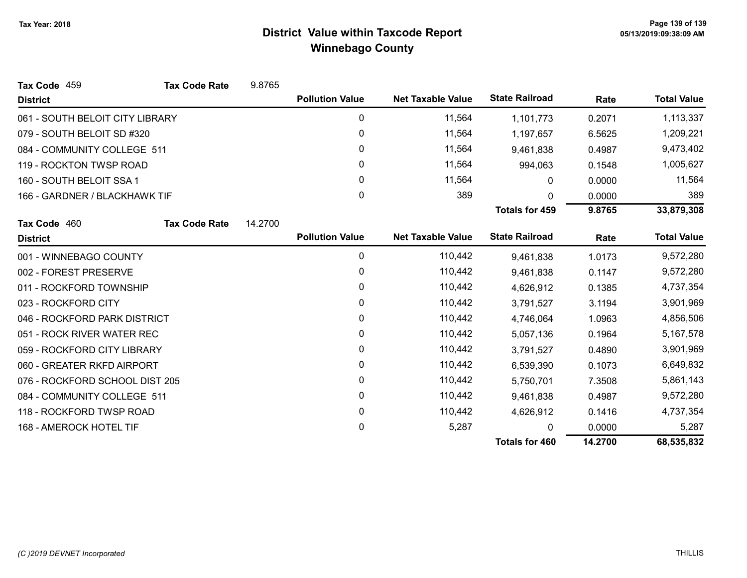# District Value within Taxcode Report
## Winnebago County

Tax Year: 2018

**Tax Code** 459 **Tax Code Rate** 9.8765

| District | Pollution Value | Net Taxable Value | State Railroad | Rate | Total Value |
|---|---|---|---|---|---|
| 061 - SOUTH BELOIT CITY LIBRARY | 0 | 11,564 | 1,101,773 | 0.2071 | 1,113,337 |
| 079 - SOUTH BELOIT SD #320 | 0 | 11,564 | 1,197,657 | 6.5625 | 1,209,221 |
| 084 - COMMUNITY COLLEGE 511 | 0 | 11,564 | 9,461,838 | 0.4987 | 9,473,402 |
| 119 - ROCKTON TWSP ROAD | 0 | 11,564 | 994,063 | 0.1548 | 1,005,627 |
| 160 - SOUTH BELOIT SSA 1 | 0 | 11,564 | 0 | 0.0000 | 11,564 |
| 166 - GARDNER / BLACKHAWK TIF | 0 | 389 | 0 | 0.0000 | 389 |
| | | | **Totals for 459** | **9.8765** | **33,879,308** |

**Tax Code** 460 **Tax Code Rate** 14.2700

| District | Pollution Value | Net Taxable Value | State Railroad | Rate | Total Value |
|---|---|---|---|---|---|
| 001 - WINNEBAGO COUNTY | 0 | 110,442 | 9,461,838 | 1.0173 | 9,572,280 |
| 002 - FOREST PRESERVE | 0 | 110,442 | 9,461,838 | 0.1147 | 9,572,280 |
| 011 - ROCKFORD TOWNSHIP | 0 | 110,442 | 4,626,912 | 0.1385 | 4,737,354 |
| 023 - ROCKFORD CITY | 0 | 110,442 | 3,791,527 | 3.1194 | 3,901,969 |
| 046 - ROCKFORD PARK DISTRICT | 0 | 110,442 | 4,746,064 | 1.0963 | 4,856,506 |
| 051 - ROCK RIVER WATER REC | 0 | 110,442 | 5,057,136 | 0.1964 | 5,167,578 |
| 059 - ROCKFORD CITY LIBRARY | 0 | 110,442 | 3,791,527 | 0.4890 | 3,901,969 |
| 060 - GREATER RKFD AIRPORT | 0 | 110,442 | 6,539,390 | 0.1073 | 6,649,832 |
| 076 - ROCKFORD SCHOOL DIST 205 | 0 | 110,442 | 5,750,701 | 7.3508 | 5,861,143 |
| 084 - COMMUNITY COLLEGE 511 | 0 | 110,442 | 9,461,838 | 0.4987 | 9,572,280 |
| 118 - ROCKFORD TWSP ROAD | 0 | 110,442 | 4,626,912 | 0.1416 | 4,737,354 |
| 168 - AMEROCK HOTEL TIF | 0 | 5,287 | 0 | 0.0000 | 5,287 |
| | | | **Totals for 460** | **14.2700** | **68,535,832** |

(C )2019 DEVNET Incorporated THILLIS